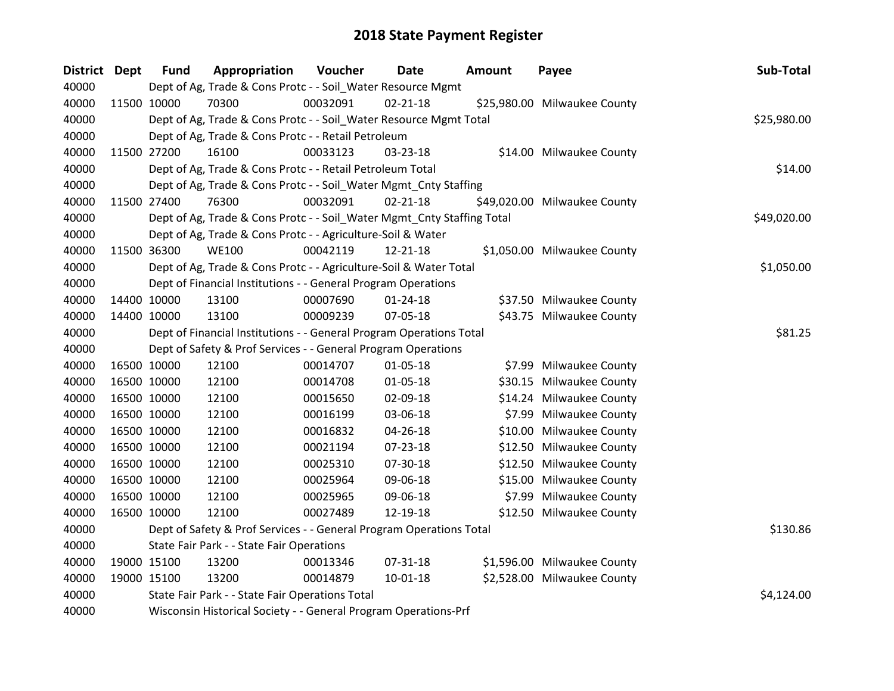# 2018 State Payment Register

| District | Dept | Fund | Appropriation | Voucher | Date | Amount | Payee | Sub-Total |
|---|---|---|---|---|---|---|---|---|
| 40000 | | Dept of Ag, Trade & Cons Protc - - Soil_Water Resource Mgmt | | | | | | |
| 40000 | 11500 | 10000 | 70300 | 00032091 | 02-21-18 | $25,980.00 | Milwaukee County | |
| 40000 | | Dept of Ag, Trade & Cons Protc - - Soil_Water Resource Mgmt Total | | | | | | $25,980.00 |
| 40000 | | Dept of Ag, Trade & Cons Protc - - Retail Petroleum | | | | | | |
| 40000 | 11500 | 27200 | 16100 | 00033123 | 03-23-18 | $14.00 | Milwaukee County | |
| 40000 | | Dept of Ag, Trade & Cons Protc - - Retail Petroleum Total | | | | | | $14.00 |
| 40000 | | Dept of Ag, Trade & Cons Protc - - Soil_Water Mgmt_Cnty Staffing | | | | | | |
| 40000 | 11500 | 27400 | 76300 | 00032091 | 02-21-18 | $49,020.00 | Milwaukee County | |
| 40000 | | Dept of Ag, Trade & Cons Protc - - Soil_Water Mgmt_Cnty Staffing Total | | | | | | $49,020.00 |
| 40000 | | Dept of Ag, Trade & Cons Protc - - Agriculture-Soil & Water | | | | | | |
| 40000 | 11500 | 36300 | WE100 | 00042119 | 12-21-18 | $1,050.00 | Milwaukee County | |
| 40000 | | Dept of Ag, Trade & Cons Protc - - Agriculture-Soil & Water Total | | | | | | $1,050.00 |
| 40000 | | Dept of Financial Institutions - - General Program Operations | | | | | | |
| 40000 | 14400 | 10000 | 13100 | 00007690 | 01-24-18 | $37.50 | Milwaukee County | |
| 40000 | 14400 | 10000 | 13100 | 00009239 | 07-05-18 | $43.75 | Milwaukee County | |
| 40000 | | Dept of Financial Institutions - - General Program Operations Total | | | | | | $81.25 |
| 40000 | | Dept of Safety & Prof Services - - General Program Operations | | | | | | |
| 40000 | 16500 | 10000 | 12100 | 00014707 | 01-05-18 | $7.99 | Milwaukee County | |
| 40000 | 16500 | 10000 | 12100 | 00014708 | 01-05-18 | $30.15 | Milwaukee County | |
| 40000 | 16500 | 10000 | 12100 | 00015650 | 02-09-18 | $14.24 | Milwaukee County | |
| 40000 | 16500 | 10000 | 12100 | 00016199 | 03-06-18 | $7.99 | Milwaukee County | |
| 40000 | 16500 | 10000 | 12100 | 00016832 | 04-26-18 | $10.00 | Milwaukee County | |
| 40000 | 16500 | 10000 | 12100 | 00021194 | 07-23-18 | $12.50 | Milwaukee County | |
| 40000 | 16500 | 10000 | 12100 | 00025310 | 07-30-18 | $12.50 | Milwaukee County | |
| 40000 | 16500 | 10000 | 12100 | 00025964 | 09-06-18 | $15.00 | Milwaukee County | |
| 40000 | 16500 | 10000 | 12100 | 00025965 | 09-06-18 | $7.99 | Milwaukee County | |
| 40000 | 16500 | 10000 | 12100 | 00027489 | 12-19-18 | $12.50 | Milwaukee County | |
| 40000 | | Dept of Safety & Prof Services - - General Program Operations Total | | | | | | $130.86 |
| 40000 | | State Fair Park - - State Fair Operations | | | | | | |
| 40000 | 19000 | 15100 | 13200 | 00013346 | 07-31-18 | $1,596.00 | Milwaukee County | |
| 40000 | 19000 | 15100 | 13200 | 00014879 | 10-01-18 | $2,528.00 | Milwaukee County | |
| 40000 | | State Fair Park - - State Fair Operations Total | | | | | | $4,124.00 |
| 40000 | | Wisconsin Historical Society - - General Program Operations-Prf | | | | | | |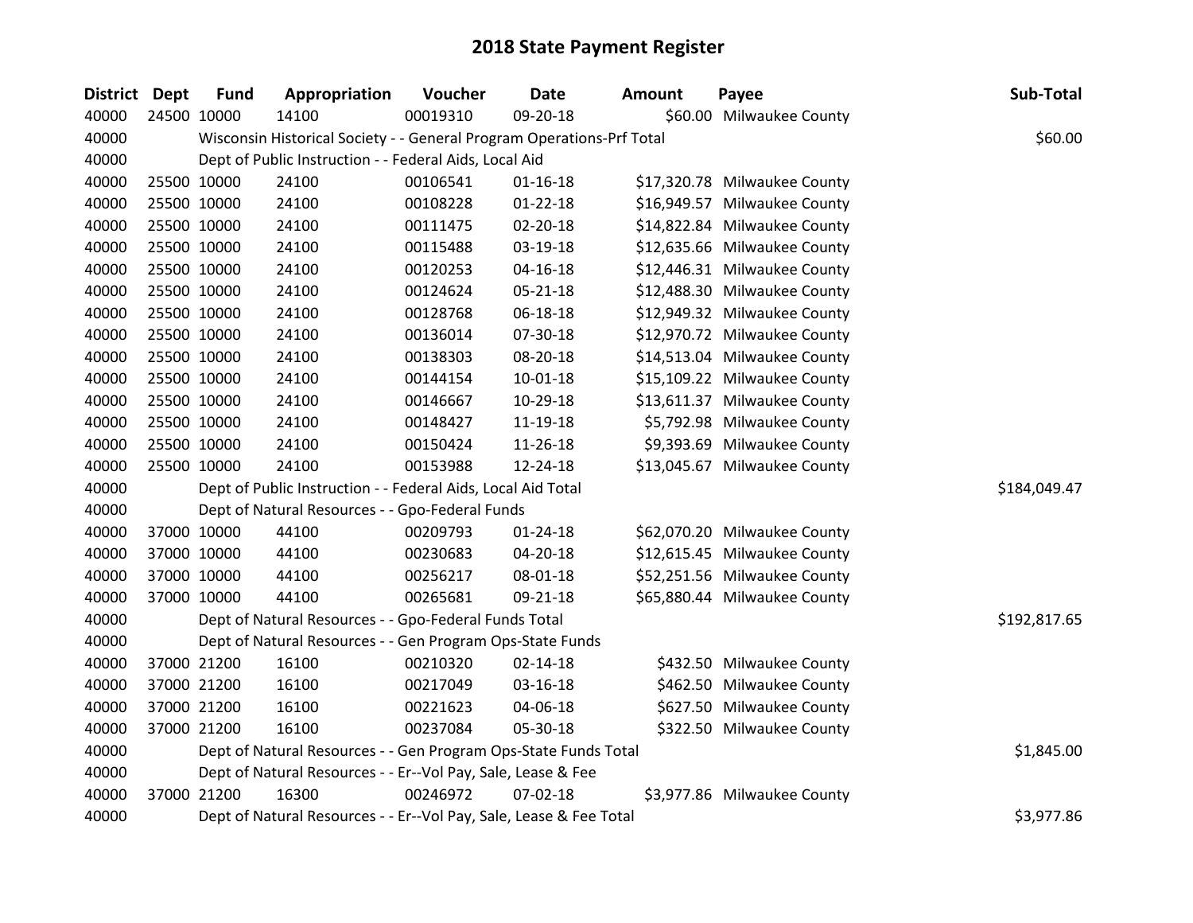# 2018 State Payment Register

| District | Dept | Fund | Appropriation | Voucher | Date | Amount | Payee | Sub-Total |
|---|---|---|---|---|---|---|---|---|
| 40000 | 24500 | 10000 | 14100 | 00019310 | 09-20-18 | $60.00 | Milwaukee County | |
| 40000 | | Wisconsin Historical Society - - General Program Operations-Prf Total | | | | | | $60.00 |
| 40000 | | Dept of Public Instruction - - Federal Aids, Local Aid | | | | | | |
| 40000 | 25500 | 10000 | 24100 | 00106541 | 01-16-18 | $17,320.78 | Milwaukee County | |
| 40000 | 25500 | 10000 | 24100 | 00108228 | 01-22-18 | $16,949.57 | Milwaukee County | |
| 40000 | 25500 | 10000 | 24100 | 00111475 | 02-20-18 | $14,822.84 | Milwaukee County | |
| 40000 | 25500 | 10000 | 24100 | 00115488 | 03-19-18 | $12,635.66 | Milwaukee County | |
| 40000 | 25500 | 10000 | 24100 | 00120253 | 04-16-18 | $12,446.31 | Milwaukee County | |
| 40000 | 25500 | 10000 | 24100 | 00124624 | 05-21-18 | $12,488.30 | Milwaukee County | |
| 40000 | 25500 | 10000 | 24100 | 00128768 | 06-18-18 | $12,949.32 | Milwaukee County | |
| 40000 | 25500 | 10000 | 24100 | 00136014 | 07-30-18 | $12,970.72 | Milwaukee County | |
| 40000 | 25500 | 10000 | 24100 | 00138303 | 08-20-18 | $14,513.04 | Milwaukee County | |
| 40000 | 25500 | 10000 | 24100 | 00144154 | 10-01-18 | $15,109.22 | Milwaukee County | |
| 40000 | 25500 | 10000 | 24100 | 00146667 | 10-29-18 | $13,611.37 | Milwaukee County | |
| 40000 | 25500 | 10000 | 24100 | 00148427 | 11-19-18 | $5,792.98 | Milwaukee County | |
| 40000 | 25500 | 10000 | 24100 | 00150424 | 11-26-18 | $9,393.69 | Milwaukee County | |
| 40000 | 25500 | 10000 | 24100 | 00153988 | 12-24-18 | $13,045.67 | Milwaukee County | |
| 40000 | | Dept of Public Instruction - - Federal Aids, Local Aid Total | | | | | | $184,049.47 |
| 40000 | | Dept of Natural Resources - - Gpo-Federal Funds | | | | | | |
| 40000 | 37000 | 10000 | 44100 | 00209793 | 01-24-18 | $62,070.20 | Milwaukee County | |
| 40000 | 37000 | 10000 | 44100 | 00230683 | 04-20-18 | $12,615.45 | Milwaukee County | |
| 40000 | 37000 | 10000 | 44100 | 00256217 | 08-01-18 | $52,251.56 | Milwaukee County | |
| 40000 | 37000 | 10000 | 44100 | 00265681 | 09-21-18 | $65,880.44 | Milwaukee County | |
| 40000 | | Dept of Natural Resources - - Gpo-Federal Funds Total | | | | | | $192,817.65 |
| 40000 | | Dept of Natural Resources - - Gen Program Ops-State Funds | | | | | | |
| 40000 | 37000 | 21200 | 16100 | 00210320 | 02-14-18 | $432.50 | Milwaukee County | |
| 40000 | 37000 | 21200 | 16100 | 00217049 | 03-16-18 | $462.50 | Milwaukee County | |
| 40000 | 37000 | 21200 | 16100 | 00221623 | 04-06-18 | $627.50 | Milwaukee County | |
| 40000 | 37000 | 21200 | 16100 | 00237084 | 05-30-18 | $322.50 | Milwaukee County | |
| 40000 | | Dept of Natural Resources - - Gen Program Ops-State Funds Total | | | | | | $1,845.00 |
| 40000 | | Dept of Natural Resources - - Er--Vol Pay, Sale, Lease & Fee | | | | | | |
| 40000 | 37000 | 21200 | 16300 | 00246972 | 07-02-18 | $3,977.86 | Milwaukee County | |
| 40000 | | Dept of Natural Resources - - Er--Vol Pay, Sale, Lease & Fee Total | | | | | | $3,977.86 |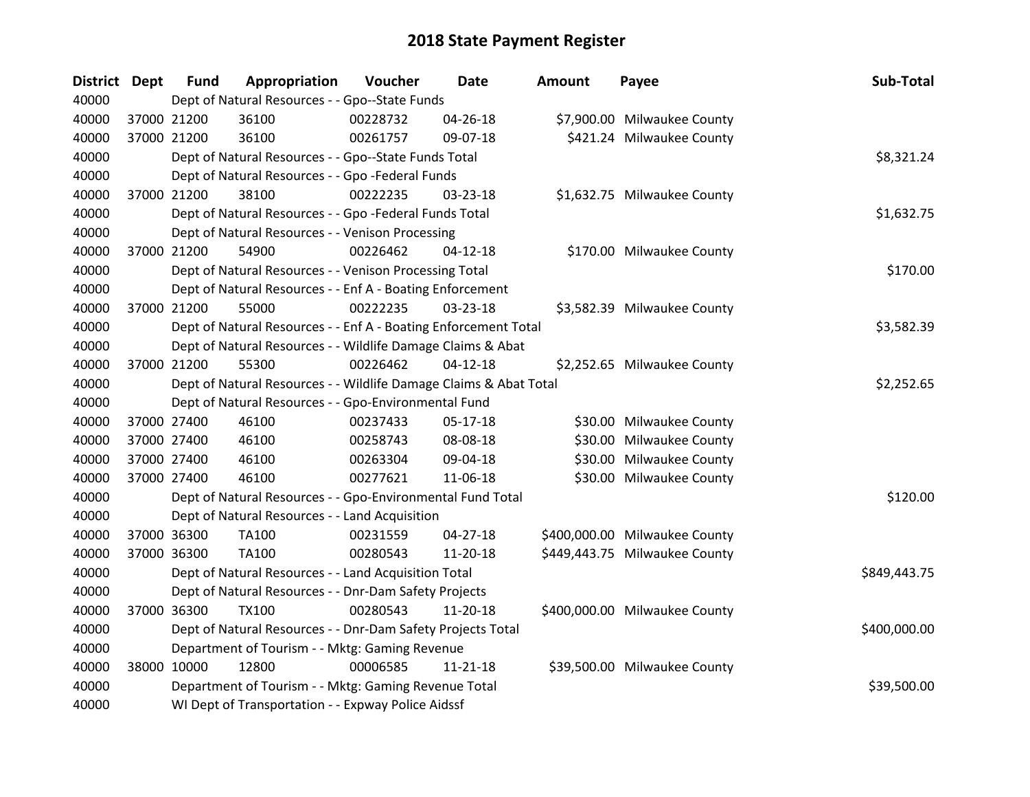# 2018 State Payment Register

| District | Dept | Fund | Appropriation | Voucher | Date | Amount | Payee | Sub-Total |
|---|---|---|---|---|---|---|---|---|
| 40000 | | Dept of Natural Resources - - Gpo--State Funds | | | | | | |
| 40000 | 37000 | 21200 | 36100 | 00228732 | 04-26-18 | $7,900.00 | Milwaukee County | |
| 40000 | 37000 | 21200 | 36100 | 00261757 | 09-07-18 | $421.24 | Milwaukee County | |
| 40000 | | Dept of Natural Resources - - Gpo--State Funds Total | | | | | | $8,321.24 |
| 40000 | | Dept of Natural Resources - - Gpo -Federal Funds | | | | | | |
| 40000 | 37000 | 21200 | 38100 | 00222235 | 03-23-18 | $1,632.75 | Milwaukee County | |
| 40000 | | Dept of Natural Resources - - Gpo -Federal Funds Total | | | | | | $1,632.75 |
| 40000 | | Dept of Natural Resources - - Venison Processing | | | | | | |
| 40000 | 37000 | 21200 | 54900 | 00226462 | 04-12-18 | $170.00 | Milwaukee County | |
| 40000 | | Dept of Natural Resources - - Venison Processing Total | | | | | | $170.00 |
| 40000 | | Dept of Natural Resources - - Enf A - Boating Enforcement | | | | | | |
| 40000 | 37000 | 21200 | 55000 | 00222235 | 03-23-18 | $3,582.39 | Milwaukee County | |
| 40000 | | Dept of Natural Resources - - Enf A - Boating Enforcement Total | | | | | | $3,582.39 |
| 40000 | | Dept of Natural Resources - - Wildlife Damage Claims & Abat | | | | | | |
| 40000 | 37000 | 21200 | 55300 | 00226462 | 04-12-18 | $2,252.65 | Milwaukee County | |
| 40000 | | Dept of Natural Resources - - Wildlife Damage Claims & Abat Total | | | | | | $2,252.65 |
| 40000 | | Dept of Natural Resources - - Gpo-Environmental Fund | | | | | | |
| 40000 | 37000 | 27400 | 46100 | 00237433 | 05-17-18 | $30.00 | Milwaukee County | |
| 40000 | 37000 | 27400 | 46100 | 00258743 | 08-08-18 | $30.00 | Milwaukee County | |
| 40000 | 37000 | 27400 | 46100 | 00263304 | 09-04-18 | $30.00 | Milwaukee County | |
| 40000 | 37000 | 27400 | 46100 | 00277621 | 11-06-18 | $30.00 | Milwaukee County | |
| 40000 | | Dept of Natural Resources - - Gpo-Environmental Fund Total | | | | | | $120.00 |
| 40000 | | Dept of Natural Resources - - Land Acquisition | | | | | | |
| 40000 | 37000 | 36300 | TA100 | 00231559 | 04-27-18 | $400,000.00 | Milwaukee County | |
| 40000 | 37000 | 36300 | TA100 | 00280543 | 11-20-18 | $449,443.75 | Milwaukee County | |
| 40000 | | Dept of Natural Resources - - Land Acquisition Total | | | | | | $849,443.75 |
| 40000 | | Dept of Natural Resources - - Dnr-Dam Safety Projects | | | | | | |
| 40000 | 37000 | 36300 | TX100 | 00280543 | 11-20-18 | $400,000.00 | Milwaukee County | |
| 40000 | | Dept of Natural Resources - - Dnr-Dam Safety Projects Total | | | | | | $400,000.00 |
| 40000 | | Department of Tourism - - Mktg: Gaming Revenue | | | | | | |
| 40000 | 38000 | 10000 | 12800 | 00006585 | 11-21-18 | $39,500.00 | Milwaukee County | |
| 40000 | | Department of Tourism - - Mktg: Gaming Revenue Total | | | | | | $39,500.00 |
| 40000 | | WI Dept of Transportation - - Expway Police Aidssf | | | | | | |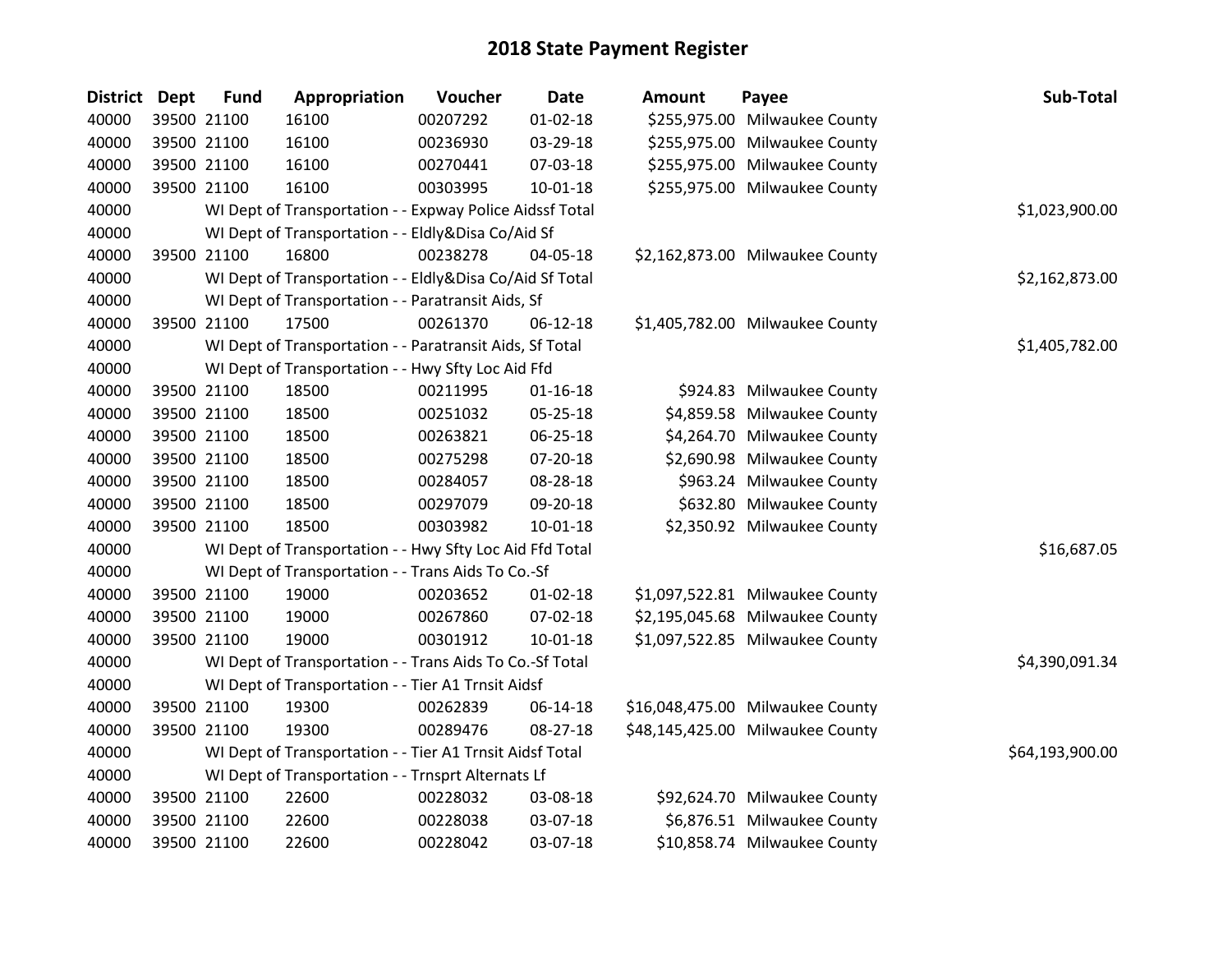# 2018 State Payment Register

| District | Dept | Fund | Appropriation | Voucher | Date | Amount | Payee | Sub-Total |
|---|---|---|---|---|---|---|---|---|
| 40000 | 39500 | 21100 | 16100 | 00207292 | 01-02-18 | $255,975.00 | Milwaukee County | |
| 40000 | 39500 | 21100 | 16100 | 00236930 | 03-29-18 | $255,975.00 | Milwaukee County | |
| 40000 | 39500 | 21100 | 16100 | 00270441 | 07-03-18 | $255,975.00 | Milwaukee County | |
| 40000 | 39500 | 21100 | 16100 | 00303995 | 10-01-18 | $255,975.00 | Milwaukee County | |
| 40000 | | WI Dept of Transportation - - Expway Police Aidssf Total | | | | | | $1,023,900.00 |
| 40000 | | WI Dept of Transportation - - Eldly&Disa Co/Aid Sf | | | | | | |
| 40000 | 39500 | 21100 | 16800 | 00238278 | 04-05-18 | $2,162,873.00 | Milwaukee County | |
| 40000 | | WI Dept of Transportation - - Eldly&Disa Co/Aid Sf Total | | | | | | $2,162,873.00 |
| 40000 | | WI Dept of Transportation - - Paratransit Aids, Sf | | | | | | |
| 40000 | 39500 | 21100 | 17500 | 00261370 | 06-12-18 | $1,405,782.00 | Milwaukee County | |
| 40000 | | WI Dept of Transportation - - Paratransit Aids, Sf Total | | | | | | $1,405,782.00 |
| 40000 | | WI Dept of Transportation - - Hwy Sfty Loc Aid Ffd | | | | | | |
| 40000 | 39500 | 21100 | 18500 | 00211995 | 01-16-18 | $924.83 | Milwaukee County | |
| 40000 | 39500 | 21100 | 18500 | 00251032 | 05-25-18 | $4,859.58 | Milwaukee County | |
| 40000 | 39500 | 21100 | 18500 | 00263821 | 06-25-18 | $4,264.70 | Milwaukee County | |
| 40000 | 39500 | 21100 | 18500 | 00275298 | 07-20-18 | $2,690.98 | Milwaukee County | |
| 40000 | 39500 | 21100 | 18500 | 00284057 | 08-28-18 | $963.24 | Milwaukee County | |
| 40000 | 39500 | 21100 | 18500 | 00297079 | 09-20-18 | $632.80 | Milwaukee County | |
| 40000 | 39500 | 21100 | 18500 | 00303982 | 10-01-18 | $2,350.92 | Milwaukee County | |
| 40000 | | WI Dept of Transportation - - Hwy Sfty Loc Aid Ffd Total | | | | | | $16,687.05 |
| 40000 | | WI Dept of Transportation - - Trans Aids To Co.-Sf | | | | | | |
| 40000 | 39500 | 21100 | 19000 | 00203652 | 01-02-18 | $1,097,522.81 | Milwaukee County | |
| 40000 | 39500 | 21100 | 19000 | 00267860 | 07-02-18 | $2,195,045.68 | Milwaukee County | |
| 40000 | 39500 | 21100 | 19000 | 00301912 | 10-01-18 | $1,097,522.85 | Milwaukee County | |
| 40000 | | WI Dept of Transportation - - Trans Aids To Co.-Sf Total | | | | | | $4,390,091.34 |
| 40000 | | WI Dept of Transportation - - Tier A1 Trnsit Aidsf | | | | | | |
| 40000 | 39500 | 21100 | 19300 | 00262839 | 06-14-18 | $16,048,475.00 | Milwaukee County | |
| 40000 | 39500 | 21100 | 19300 | 00289476 | 08-27-18 | $48,145,425.00 | Milwaukee County | |
| 40000 | | WI Dept of Transportation - - Tier A1 Trnsit Aidsf Total | | | | | | $64,193,900.00 |
| 40000 | | WI Dept of Transportation - - Trnsprt Alternats Lf | | | | | | |
| 40000 | 39500 | 21100 | 22600 | 00228032 | 03-08-18 | $92,624.70 | Milwaukee County | |
| 40000 | 39500 | 21100 | 22600 | 00228038 | 03-07-18 | $6,876.51 | Milwaukee County | |
| 40000 | 39500 | 21100 | 22600 | 00228042 | 03-07-18 | $10,858.74 | Milwaukee County | |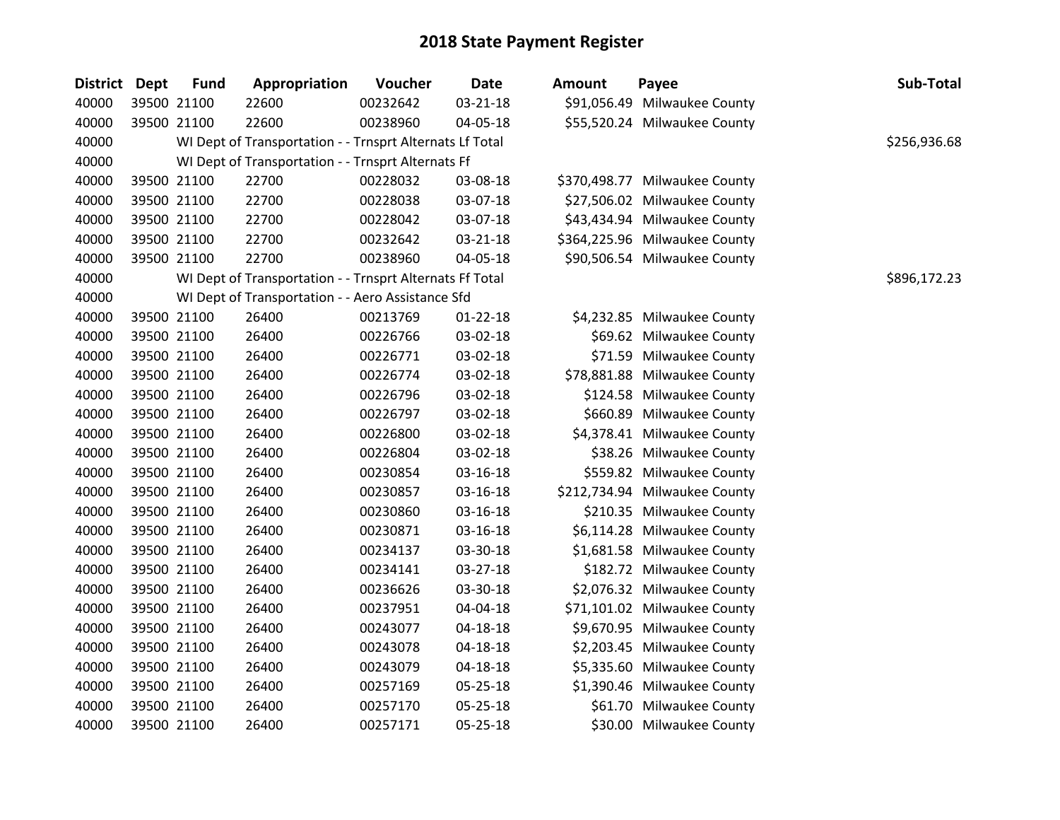# 2018 State Payment Register

| District | Dept | Fund | Appropriation | Voucher | Date | Amount | Payee | Sub-Total |
|---|---|---|---|---|---|---|---|---|
| 40000 | 39500 | 21100 | 22600 | 00232642 | 03-21-18 | $91,056.49 | Milwaukee County | |
| 40000 | 39500 | 21100 | 22600 | 00238960 | 04-05-18 | $55,520.24 | Milwaukee County | |
| 40000 | | WI Dept of Transportation - - Trnsprt Alternats Lf Total | | | | | | $256,936.68 |
| 40000 | | WI Dept of Transportation - - Trnsprt Alternats Ff | | | | | | |
| 40000 | 39500 | 21100 | 22700 | 00228032 | 03-08-18 | $370,498.77 | Milwaukee County | |
| 40000 | 39500 | 21100 | 22700 | 00228038 | 03-07-18 | $27,506.02 | Milwaukee County | |
| 40000 | 39500 | 21100 | 22700 | 00228042 | 03-07-18 | $43,434.94 | Milwaukee County | |
| 40000 | 39500 | 21100 | 22700 | 00232642 | 03-21-18 | $364,225.96 | Milwaukee County | |
| 40000 | 39500 | 21100 | 22700 | 00238960 | 04-05-18 | $90,506.54 | Milwaukee County | |
| 40000 | | WI Dept of Transportation - - Trnsprt Alternats Ff Total | | | | | | $896,172.23 |
| 40000 | | WI Dept of Transportation - - Aero Assistance Sfd | | | | | | |
| 40000 | 39500 | 21100 | 26400 | 00213769 | 01-22-18 | $4,232.85 | Milwaukee County | |
| 40000 | 39500 | 21100 | 26400 | 00226766 | 03-02-18 | $69.62 | Milwaukee County | |
| 40000 | 39500 | 21100 | 26400 | 00226771 | 03-02-18 | $71.59 | Milwaukee County | |
| 40000 | 39500 | 21100 | 26400 | 00226774 | 03-02-18 | $78,881.88 | Milwaukee County | |
| 40000 | 39500 | 21100 | 26400 | 00226796 | 03-02-18 | $124.58 | Milwaukee County | |
| 40000 | 39500 | 21100 | 26400 | 00226797 | 03-02-18 | $660.89 | Milwaukee County | |
| 40000 | 39500 | 21100 | 26400 | 00226800 | 03-02-18 | $4,378.41 | Milwaukee County | |
| 40000 | 39500 | 21100 | 26400 | 00226804 | 03-02-18 | $38.26 | Milwaukee County | |
| 40000 | 39500 | 21100 | 26400 | 00230854 | 03-16-18 | $559.82 | Milwaukee County | |
| 40000 | 39500 | 21100 | 26400 | 00230857 | 03-16-18 | $212,734.94 | Milwaukee County | |
| 40000 | 39500 | 21100 | 26400 | 00230860 | 03-16-18 | $210.35 | Milwaukee County | |
| 40000 | 39500 | 21100 | 26400 | 00230871 | 03-16-18 | $6,114.28 | Milwaukee County | |
| 40000 | 39500 | 21100 | 26400 | 00234137 | 03-30-18 | $1,681.58 | Milwaukee County | |
| 40000 | 39500 | 21100 | 26400 | 00234141 | 03-27-18 | $182.72 | Milwaukee County | |
| 40000 | 39500 | 21100 | 26400 | 00236626 | 03-30-18 | $2,076.32 | Milwaukee County | |
| 40000 | 39500 | 21100 | 26400 | 00237951 | 04-04-18 | $71,101.02 | Milwaukee County | |
| 40000 | 39500 | 21100 | 26400 | 00243077 | 04-18-18 | $9,670.95 | Milwaukee County | |
| 40000 | 39500 | 21100 | 26400 | 00243078 | 04-18-18 | $2,203.45 | Milwaukee County | |
| 40000 | 39500 | 21100 | 26400 | 00243079 | 04-18-18 | $5,335.60 | Milwaukee County | |
| 40000 | 39500 | 21100 | 26400 | 00257169 | 05-25-18 | $1,390.46 | Milwaukee County | |
| 40000 | 39500 | 21100 | 26400 | 00257170 | 05-25-18 | $61.70 | Milwaukee County | |
| 40000 | 39500 | 21100 | 26400 | 00257171 | 05-25-18 | $30.00 | Milwaukee County | |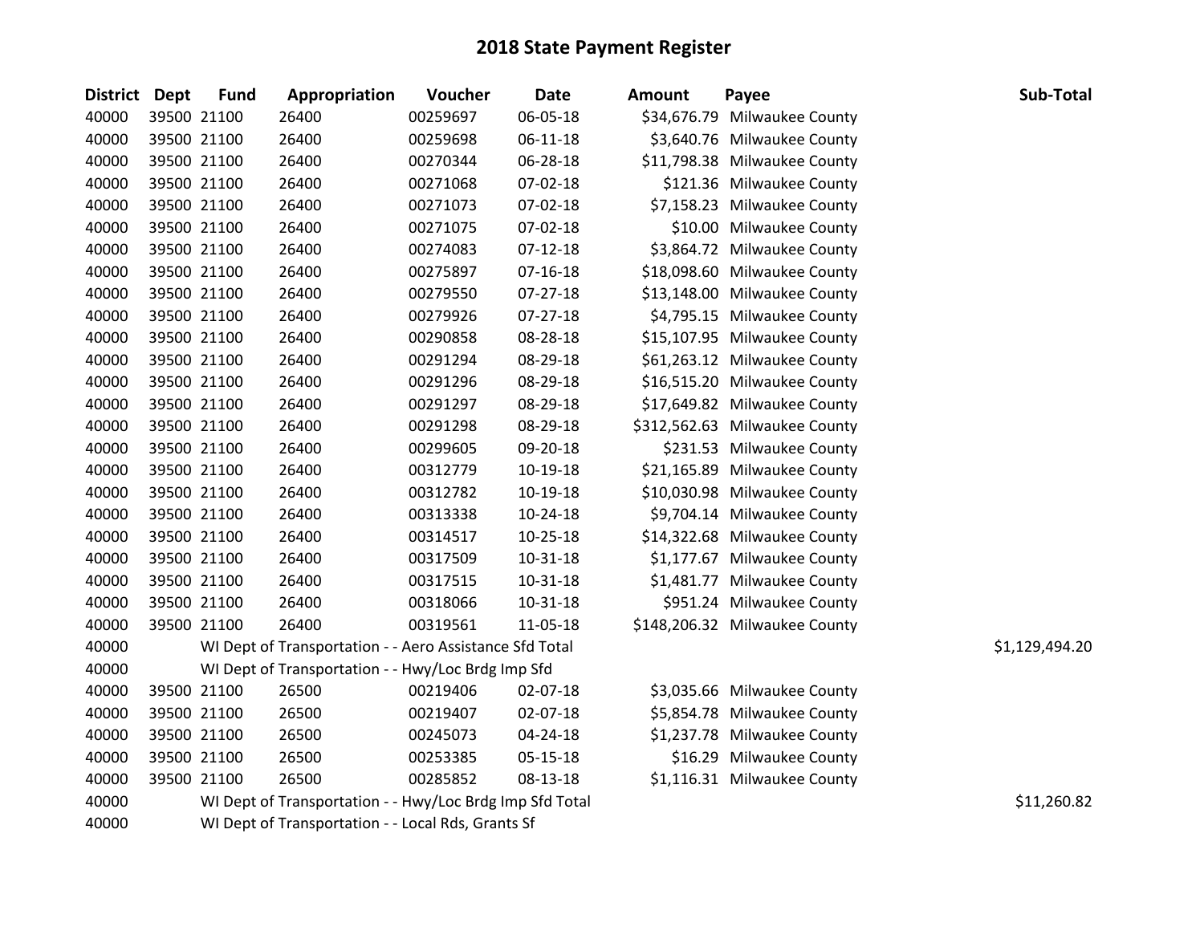# 2018 State Payment Register

| District | Dept | Fund | Appropriation | Voucher | Date | Amount | Payee | Sub-Total |
|---|---|---|---|---|---|---|---|---|
| 40000 | 39500 | 21100 | 26400 | 00259697 | 06-05-18 | $34,676.79 | Milwaukee County | |
| 40000 | 39500 | 21100 | 26400 | 00259698 | 06-11-18 | $3,640.76 | Milwaukee County | |
| 40000 | 39500 | 21100 | 26400 | 00270344 | 06-28-18 | $11,798.38 | Milwaukee County | |
| 40000 | 39500 | 21100 | 26400 | 00271068 | 07-02-18 | $121.36 | Milwaukee County | |
| 40000 | 39500 | 21100 | 26400 | 00271073 | 07-02-18 | $7,158.23 | Milwaukee County | |
| 40000 | 39500 | 21100 | 26400 | 00271075 | 07-02-18 | $10.00 | Milwaukee County | |
| 40000 | 39500 | 21100 | 26400 | 00274083 | 07-12-18 | $3,864.72 | Milwaukee County | |
| 40000 | 39500 | 21100 | 26400 | 00275897 | 07-16-18 | $18,098.60 | Milwaukee County | |
| 40000 | 39500 | 21100 | 26400 | 00279550 | 07-27-18 | $13,148.00 | Milwaukee County | |
| 40000 | 39500 | 21100 | 26400 | 00279926 | 07-27-18 | $4,795.15 | Milwaukee County | |
| 40000 | 39500 | 21100 | 26400 | 00290858 | 08-28-18 | $15,107.95 | Milwaukee County | |
| 40000 | 39500 | 21100 | 26400 | 00291294 | 08-29-18 | $61,263.12 | Milwaukee County | |
| 40000 | 39500 | 21100 | 26400 | 00291296 | 08-29-18 | $16,515.20 | Milwaukee County | |
| 40000 | 39500 | 21100 | 26400 | 00291297 | 08-29-18 | $17,649.82 | Milwaukee County | |
| 40000 | 39500 | 21100 | 26400 | 00291298 | 08-29-18 | $312,562.63 | Milwaukee County | |
| 40000 | 39500 | 21100 | 26400 | 00299605 | 09-20-18 | $231.53 | Milwaukee County | |
| 40000 | 39500 | 21100 | 26400 | 00312779 | 10-19-18 | $21,165.89 | Milwaukee County | |
| 40000 | 39500 | 21100 | 26400 | 00312782 | 10-19-18 | $10,030.98 | Milwaukee County | |
| 40000 | 39500 | 21100 | 26400 | 00313338 | 10-24-18 | $9,704.14 | Milwaukee County | |
| 40000 | 39500 | 21100 | 26400 | 00314517 | 10-25-18 | $14,322.68 | Milwaukee County | |
| 40000 | 39500 | 21100 | 26400 | 00317509 | 10-31-18 | $1,177.67 | Milwaukee County | |
| 40000 | 39500 | 21100 | 26400 | 00317515 | 10-31-18 | $1,481.77 | Milwaukee County | |
| 40000 | 39500 | 21100 | 26400 | 00318066 | 10-31-18 | $951.24 | Milwaukee County | |
| 40000 | 39500 | 21100 | 26400 | 00319561 | 11-05-18 | $148,206.32 | Milwaukee County | |
| 40000 | | WI Dept of Transportation - - Aero Assistance Sfd Total | | | | | | $1,129,494.20 |
| 40000 | | WI Dept of Transportation - - Hwy/Loc Brdg Imp Sfd | | | | | | |
| 40000 | 39500 | 21100 | 26500 | 00219406 | 02-07-18 | $3,035.66 | Milwaukee County | |
| 40000 | 39500 | 21100 | 26500 | 00219407 | 02-07-18 | $5,854.78 | Milwaukee County | |
| 40000 | 39500 | 21100 | 26500 | 00245073 | 04-24-18 | $1,237.78 | Milwaukee County | |
| 40000 | 39500 | 21100 | 26500 | 00253385 | 05-15-18 | $16.29 | Milwaukee County | |
| 40000 | 39500 | 21100 | 26500 | 00285852 | 08-13-18 | $1,116.31 | Milwaukee County | |
| 40000 | | WI Dept of Transportation - - Hwy/Loc Brdg Imp Sfd Total | | | | | | $11,260.82 |
| 40000 | | WI Dept of Transportation - - Local Rds, Grants Sf | | | | | | |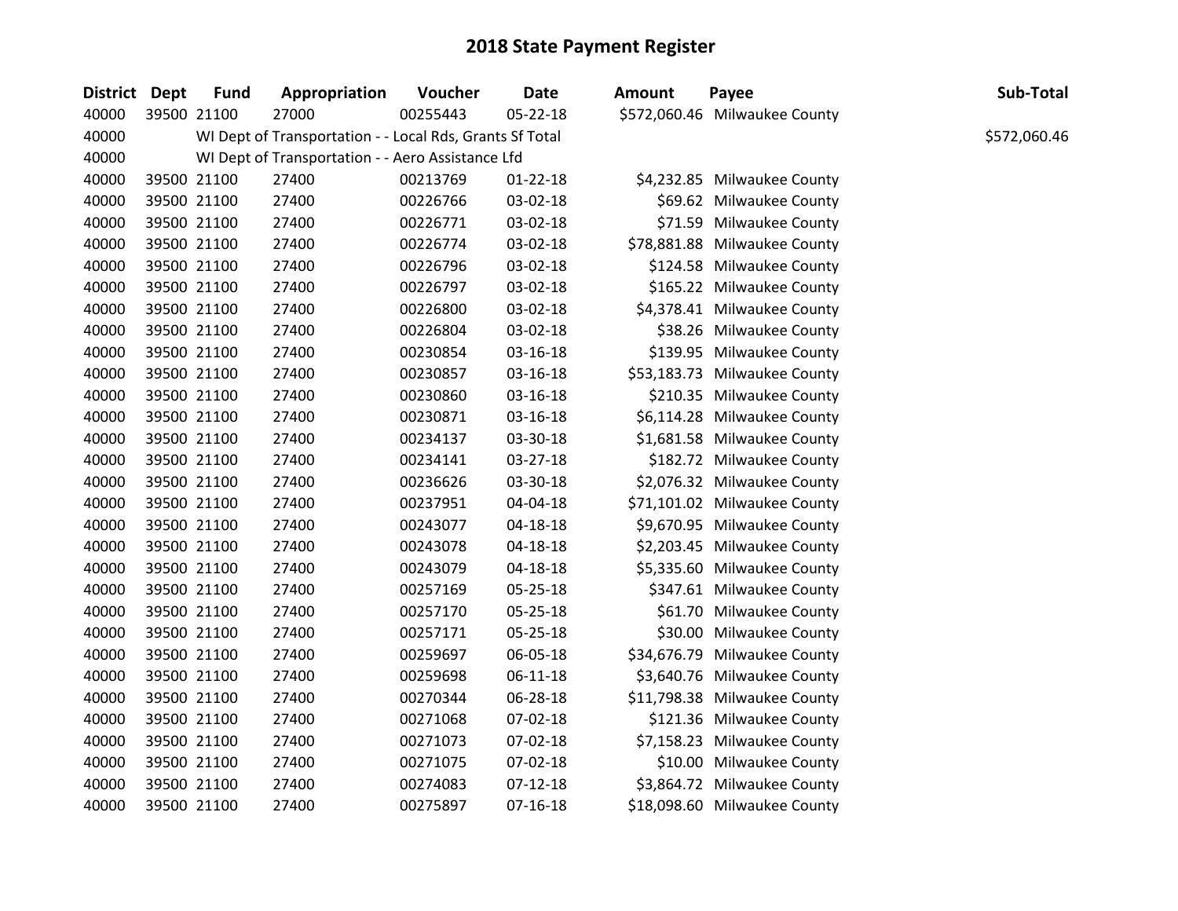# 2018 State Payment Register

| District | Dept | Fund | Appropriation | Voucher | Date | Amount | Payee | Sub-Total |
|---|---|---|---|---|---|---|---|---|
| 40000 | 39500 | 21100 | 27000 | 00255443 | 05-22-18 | $572,060.46 | Milwaukee County | |
| 40000 | | WI Dept of Transportation - - Local Rds, Grants Sf Total | | | | | | $572,060.46 |
| 40000 | | WI Dept of Transportation - - Aero Assistance Lfd | | | | | | |
| 40000 | 39500 | 21100 | 27400 | 00213769 | 01-22-18 | $4,232.85 | Milwaukee County | |
| 40000 | 39500 | 21100 | 27400 | 00226766 | 03-02-18 | $69.62 | Milwaukee County | |
| 40000 | 39500 | 21100 | 27400 | 00226771 | 03-02-18 | $71.59 | Milwaukee County | |
| 40000 | 39500 | 21100 | 27400 | 00226774 | 03-02-18 | $78,881.88 | Milwaukee County | |
| 40000 | 39500 | 21100 | 27400 | 00226796 | 03-02-18 | $124.58 | Milwaukee County | |
| 40000 | 39500 | 21100 | 27400 | 00226797 | 03-02-18 | $165.22 | Milwaukee County | |
| 40000 | 39500 | 21100 | 27400 | 00226800 | 03-02-18 | $4,378.41 | Milwaukee County | |
| 40000 | 39500 | 21100 | 27400 | 00226804 | 03-02-18 | $38.26 | Milwaukee County | |
| 40000 | 39500 | 21100 | 27400 | 00230854 | 03-16-18 | $139.95 | Milwaukee County | |
| 40000 | 39500 | 21100 | 27400 | 00230857 | 03-16-18 | $53,183.73 | Milwaukee County | |
| 40000 | 39500 | 21100 | 27400 | 00230860 | 03-16-18 | $210.35 | Milwaukee County | |
| 40000 | 39500 | 21100 | 27400 | 00230871 | 03-16-18 | $6,114.28 | Milwaukee County | |
| 40000 | 39500 | 21100 | 27400 | 00234137 | 03-30-18 | $1,681.58 | Milwaukee County | |
| 40000 | 39500 | 21100 | 27400 | 00234141 | 03-27-18 | $182.72 | Milwaukee County | |
| 40000 | 39500 | 21100 | 27400 | 00236626 | 03-30-18 | $2,076.32 | Milwaukee County | |
| 40000 | 39500 | 21100 | 27400 | 00237951 | 04-04-18 | $71,101.02 | Milwaukee County | |
| 40000 | 39500 | 21100 | 27400 | 00243077 | 04-18-18 | $9,670.95 | Milwaukee County | |
| 40000 | 39500 | 21100 | 27400 | 00243078 | 04-18-18 | $2,203.45 | Milwaukee County | |
| 40000 | 39500 | 21100 | 27400 | 00243079 | 04-18-18 | $5,335.60 | Milwaukee County | |
| 40000 | 39500 | 21100 | 27400 | 00257169 | 05-25-18 | $347.61 | Milwaukee County | |
| 40000 | 39500 | 21100 | 27400 | 00257170 | 05-25-18 | $61.70 | Milwaukee County | |
| 40000 | 39500 | 21100 | 27400 | 00257171 | 05-25-18 | $30.00 | Milwaukee County | |
| 40000 | 39500 | 21100 | 27400 | 00259697 | 06-05-18 | $34,676.79 | Milwaukee County | |
| 40000 | 39500 | 21100 | 27400 | 00259698 | 06-11-18 | $3,640.76 | Milwaukee County | |
| 40000 | 39500 | 21100 | 27400 | 00270344 | 06-28-18 | $11,798.38 | Milwaukee County | |
| 40000 | 39500 | 21100 | 27400 | 00271068 | 07-02-18 | $121.36 | Milwaukee County | |
| 40000 | 39500 | 21100 | 27400 | 00271073 | 07-02-18 | $7,158.23 | Milwaukee County | |
| 40000 | 39500 | 21100 | 27400 | 00271075 | 07-02-18 | $10.00 | Milwaukee County | |
| 40000 | 39500 | 21100 | 27400 | 00274083 | 07-12-18 | $3,864.72 | Milwaukee County | |
| 40000 | 39500 | 21100 | 27400 | 00275897 | 07-16-18 | $18,098.60 | Milwaukee County | |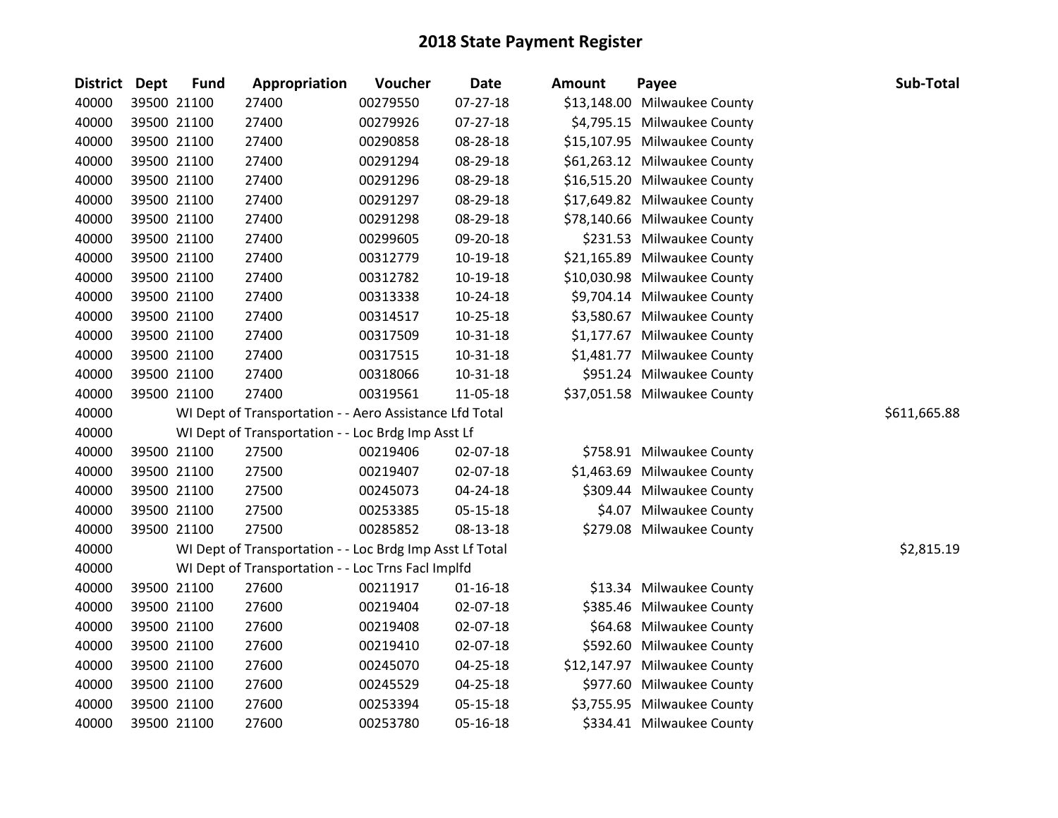# 2018 State Payment Register

| District | Dept | Fund | Appropriation | Voucher | Date | Amount | Payee | Sub-Total |
|---|---|---|---|---|---|---|---|---|
| 40000 | 39500 | 21100 | 27400 | 00279550 | 07-27-18 | $13,148.00 | Milwaukee County | |
| 40000 | 39500 | 21100 | 27400 | 00279926 | 07-27-18 | $4,795.15 | Milwaukee County | |
| 40000 | 39500 | 21100 | 27400 | 00290858 | 08-28-18 | $15,107.95 | Milwaukee County | |
| 40000 | 39500 | 21100 | 27400 | 00291294 | 08-29-18 | $61,263.12 | Milwaukee County | |
| 40000 | 39500 | 21100 | 27400 | 00291296 | 08-29-18 | $16,515.20 | Milwaukee County | |
| 40000 | 39500 | 21100 | 27400 | 00291297 | 08-29-18 | $17,649.82 | Milwaukee County | |
| 40000 | 39500 | 21100 | 27400 | 00291298 | 08-29-18 | $78,140.66 | Milwaukee County | |
| 40000 | 39500 | 21100 | 27400 | 00299605 | 09-20-18 | $231.53 | Milwaukee County | |
| 40000 | 39500 | 21100 | 27400 | 00312779 | 10-19-18 | $21,165.89 | Milwaukee County | |
| 40000 | 39500 | 21100 | 27400 | 00312782 | 10-19-18 | $10,030.98 | Milwaukee County | |
| 40000 | 39500 | 21100 | 27400 | 00313338 | 10-24-18 | $9,704.14 | Milwaukee County | |
| 40000 | 39500 | 21100 | 27400 | 00314517 | 10-25-18 | $3,580.67 | Milwaukee County | |
| 40000 | 39500 | 21100 | 27400 | 00317509 | 10-31-18 | $1,177.67 | Milwaukee County | |
| 40000 | 39500 | 21100 | 27400 | 00317515 | 10-31-18 | $1,481.77 | Milwaukee County | |
| 40000 | 39500 | 21100 | 27400 | 00318066 | 10-31-18 | $951.24 | Milwaukee County | |
| 40000 | 39500 | 21100 | 27400 | 00319561 | 11-05-18 | $37,051.58 | Milwaukee County | |
| 40000 | | WI Dept of Transportation - - Aero Assistance Lfd Total | | | | | | $611,665.88 |
| 40000 | | WI Dept of Transportation - - Loc Brdg Imp Asst Lf | | | | | | |
| 40000 | 39500 | 21100 | 27500 | 00219406 | 02-07-18 | $758.91 | Milwaukee County | |
| 40000 | 39500 | 21100 | 27500 | 00219407 | 02-07-18 | $1,463.69 | Milwaukee County | |
| 40000 | 39500 | 21100 | 27500 | 00245073 | 04-24-18 | $309.44 | Milwaukee County | |
| 40000 | 39500 | 21100 | 27500 | 00253385 | 05-15-18 | $4.07 | Milwaukee County | |
| 40000 | 39500 | 21100 | 27500 | 00285852 | 08-13-18 | $279.08 | Milwaukee County | |
| 40000 | | WI Dept of Transportation - - Loc Brdg Imp Asst Lf Total | | | | | | $2,815.19 |
| 40000 | | WI Dept of Transportation - - Loc Trns Facl Implfd | | | | | | |
| 40000 | 39500 | 21100 | 27600 | 00211917 | 01-16-18 | $13.34 | Milwaukee County | |
| 40000 | 39500 | 21100 | 27600 | 00219404 | 02-07-18 | $385.46 | Milwaukee County | |
| 40000 | 39500 | 21100 | 27600 | 00219408 | 02-07-18 | $64.68 | Milwaukee County | |
| 40000 | 39500 | 21100 | 27600 | 00219410 | 02-07-18 | $592.60 | Milwaukee County | |
| 40000 | 39500 | 21100 | 27600 | 00245070 | 04-25-18 | $12,147.97 | Milwaukee County | |
| 40000 | 39500 | 21100 | 27600 | 00245529 | 04-25-18 | $977.60 | Milwaukee County | |
| 40000 | 39500 | 21100 | 27600 | 00253394 | 05-15-18 | $3,755.95 | Milwaukee County | |
| 40000 | 39500 | 21100 | 27600 | 00253780 | 05-16-18 | $334.41 | Milwaukee County | |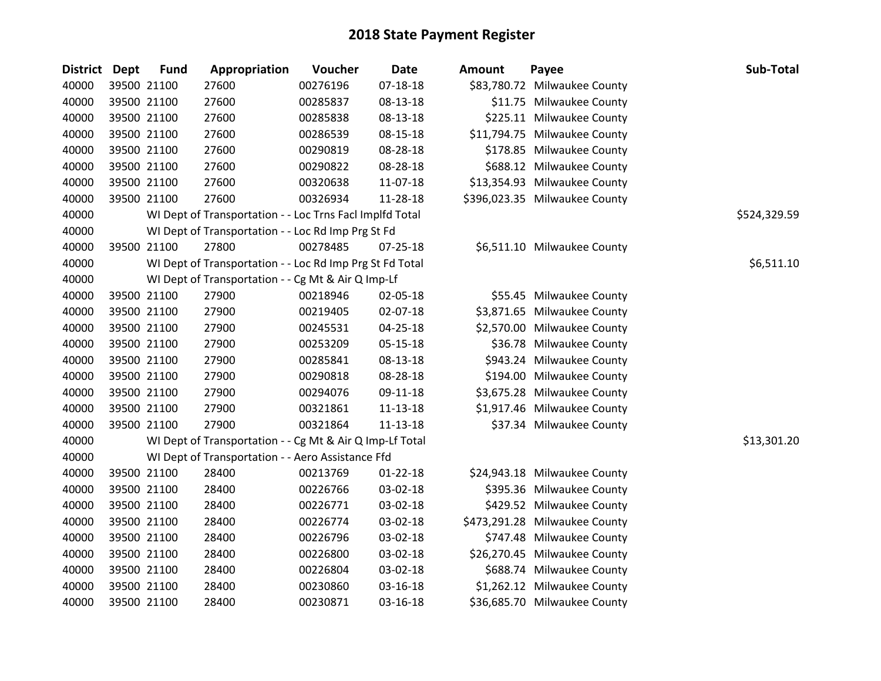# 2018 State Payment Register

| District | Dept | Fund | Appropriation | Voucher | Date | Amount | Payee | Sub-Total |
|---|---|---|---|---|---|---|---|---|
| 40000 | 39500 | 21100 | 27600 | 00276196 | 07-18-18 | $83,780.72 | Milwaukee County | |
| 40000 | 39500 | 21100 | 27600 | 00285837 | 08-13-18 | $11.75 | Milwaukee County | |
| 40000 | 39500 | 21100 | 27600 | 00285838 | 08-13-18 | $225.11 | Milwaukee County | |
| 40000 | 39500 | 21100 | 27600 | 00286539 | 08-15-18 | $11,794.75 | Milwaukee County | |
| 40000 | 39500 | 21100 | 27600 | 00290819 | 08-28-18 | $178.85 | Milwaukee County | |
| 40000 | 39500 | 21100 | 27600 | 00290822 | 08-28-18 | $688.12 | Milwaukee County | |
| 40000 | 39500 | 21100 | 27600 | 00320638 | 11-07-18 | $13,354.93 | Milwaukee County | |
| 40000 | 39500 | 21100 | 27600 | 00326934 | 11-28-18 | $396,023.35 | Milwaukee County | |
| 40000 | | WI Dept of Transportation - - Loc Trns Facl Implfd Total | | | | | | $524,329.59 |
| 40000 | | WI Dept of Transportation - - Loc Rd Imp Prg St Fd | | | | | | |
| 40000 | 39500 | 21100 | 27800 | 00278485 | 07-25-18 | $6,511.10 | Milwaukee County | |
| 40000 | | WI Dept of Transportation - - Loc Rd Imp Prg St Fd Total | | | | | | $6,511.10 |
| 40000 | | WI Dept of Transportation - - Cg Mt & Air Q Imp-Lf | | | | | | |
| 40000 | 39500 | 21100 | 27900 | 00218946 | 02-05-18 | $55.45 | Milwaukee County | |
| 40000 | 39500 | 21100 | 27900 | 00219405 | 02-07-18 | $3,871.65 | Milwaukee County | |
| 40000 | 39500 | 21100 | 27900 | 00245531 | 04-25-18 | $2,570.00 | Milwaukee County | |
| 40000 | 39500 | 21100 | 27900 | 00253209 | 05-15-18 | $36.78 | Milwaukee County | |
| 40000 | 39500 | 21100 | 27900 | 00285841 | 08-13-18 | $943.24 | Milwaukee County | |
| 40000 | 39500 | 21100 | 27900 | 00290818 | 08-28-18 | $194.00 | Milwaukee County | |
| 40000 | 39500 | 21100 | 27900 | 00294076 | 09-11-18 | $3,675.28 | Milwaukee County | |
| 40000 | 39500 | 21100 | 27900 | 00321861 | 11-13-18 | $1,917.46 | Milwaukee County | |
| 40000 | 39500 | 21100 | 27900 | 00321864 | 11-13-18 | $37.34 | Milwaukee County | |
| 40000 | | WI Dept of Transportation - - Cg Mt & Air Q Imp-Lf Total | | | | | | $13,301.20 |
| 40000 | | WI Dept of Transportation - - Aero Assistance Ffd | | | | | | |
| 40000 | 39500 | 21100 | 28400 | 00213769 | 01-22-18 | $24,943.18 | Milwaukee County | |
| 40000 | 39500 | 21100 | 28400 | 00226766 | 03-02-18 | $395.36 | Milwaukee County | |
| 40000 | 39500 | 21100 | 28400 | 00226771 | 03-02-18 | $429.52 | Milwaukee County | |
| 40000 | 39500 | 21100 | 28400 | 00226774 | 03-02-18 | $473,291.28 | Milwaukee County | |
| 40000 | 39500 | 21100 | 28400 | 00226796 | 03-02-18 | $747.48 | Milwaukee County | |
| 40000 | 39500 | 21100 | 28400 | 00226800 | 03-02-18 | $26,270.45 | Milwaukee County | |
| 40000 | 39500 | 21100 | 28400 | 00226804 | 03-02-18 | $688.74 | Milwaukee County | |
| 40000 | 39500 | 21100 | 28400 | 00230860 | 03-16-18 | $1,262.12 | Milwaukee County | |
| 40000 | 39500 | 21100 | 28400 | 00230871 | 03-16-18 | $36,685.70 | Milwaukee County | |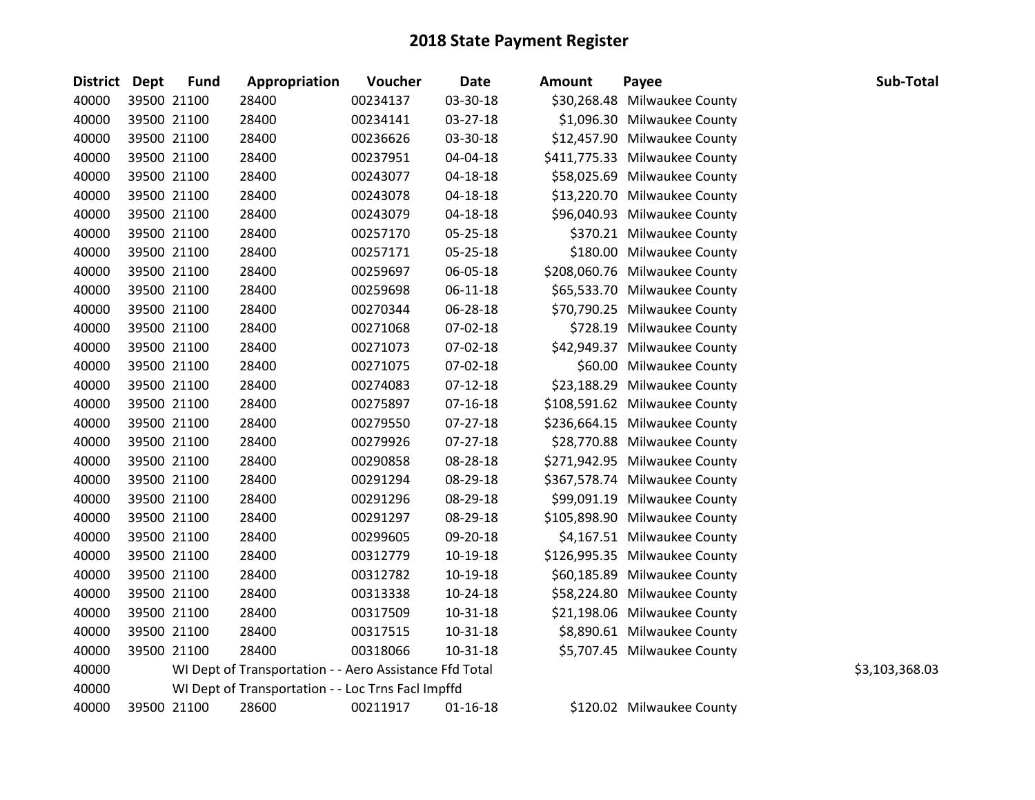# 2018 State Payment Register

| District | Dept | Fund | Appropriation | Voucher | Date | Amount | Payee | Sub-Total |
|---|---|---|---|---|---|---|---|---|
| 40000 | 39500 | 21100 | 28400 | 00234137 | 03-30-18 | $30,268.48 | Milwaukee County | |
| 40000 | 39500 | 21100 | 28400 | 00234141 | 03-27-18 | $1,096.30 | Milwaukee County | |
| 40000 | 39500 | 21100 | 28400 | 00236626 | 03-30-18 | $12,457.90 | Milwaukee County | |
| 40000 | 39500 | 21100 | 28400 | 00237951 | 04-04-18 | $411,775.33 | Milwaukee County | |
| 40000 | 39500 | 21100 | 28400 | 00243077 | 04-18-18 | $58,025.69 | Milwaukee County | |
| 40000 | 39500 | 21100 | 28400 | 00243078 | 04-18-18 | $13,220.70 | Milwaukee County | |
| 40000 | 39500 | 21100 | 28400 | 00243079 | 04-18-18 | $96,040.93 | Milwaukee County | |
| 40000 | 39500 | 21100 | 28400 | 00257170 | 05-25-18 | $370.21 | Milwaukee County | |
| 40000 | 39500 | 21100 | 28400 | 00257171 | 05-25-18 | $180.00 | Milwaukee County | |
| 40000 | 39500 | 21100 | 28400 | 00259697 | 06-05-18 | $208,060.76 | Milwaukee County | |
| 40000 | 39500 | 21100 | 28400 | 00259698 | 06-11-18 | $65,533.70 | Milwaukee County | |
| 40000 | 39500 | 21100 | 28400 | 00270344 | 06-28-18 | $70,790.25 | Milwaukee County | |
| 40000 | 39500 | 21100 | 28400 | 00271068 | 07-02-18 | $728.19 | Milwaukee County | |
| 40000 | 39500 | 21100 | 28400 | 00271073 | 07-02-18 | $42,949.37 | Milwaukee County | |
| 40000 | 39500 | 21100 | 28400 | 00271075 | 07-02-18 | $60.00 | Milwaukee County | |
| 40000 | 39500 | 21100 | 28400 | 00274083 | 07-12-18 | $23,188.29 | Milwaukee County | |
| 40000 | 39500 | 21100 | 28400 | 00275897 | 07-16-18 | $108,591.62 | Milwaukee County | |
| 40000 | 39500 | 21100 | 28400 | 00279550 | 07-27-18 | $236,664.15 | Milwaukee County | |
| 40000 | 39500 | 21100 | 28400 | 00279926 | 07-27-18 | $28,770.88 | Milwaukee County | |
| 40000 | 39500 | 21100 | 28400 | 00290858 | 08-28-18 | $271,942.95 | Milwaukee County | |
| 40000 | 39500 | 21100 | 28400 | 00291294 | 08-29-18 | $367,578.74 | Milwaukee County | |
| 40000 | 39500 | 21100 | 28400 | 00291296 | 08-29-18 | $99,091.19 | Milwaukee County | |
| 40000 | 39500 | 21100 | 28400 | 00291297 | 08-29-18 | $105,898.90 | Milwaukee County | |
| 40000 | 39500 | 21100 | 28400 | 00299605 | 09-20-18 | $4,167.51 | Milwaukee County | |
| 40000 | 39500 | 21100 | 28400 | 00312779 | 10-19-18 | $126,995.35 | Milwaukee County | |
| 40000 | 39500 | 21100 | 28400 | 00312782 | 10-19-18 | $60,185.89 | Milwaukee County | |
| 40000 | 39500 | 21100 | 28400 | 00313338 | 10-24-18 | $58,224.80 | Milwaukee County | |
| 40000 | 39500 | 21100 | 28400 | 00317509 | 10-31-18 | $21,198.06 | Milwaukee County | |
| 40000 | 39500 | 21100 | 28400 | 00317515 | 10-31-18 | $8,890.61 | Milwaukee County | |
| 40000 | 39500 | 21100 | 28400 | 00318066 | 10-31-18 | $5,707.45 | Milwaukee County | |
| 40000 | | WI Dept of Transportation - - Aero Assistance Ffd Total | | | | | | $3,103,368.03 |
| 40000 | | WI Dept of Transportation - - Loc Trns Facl Impffd | | | | | | |
| 40000 | 39500 | 21100 | 28600 | 00211917 | 01-16-18 | $120.02 | Milwaukee County | |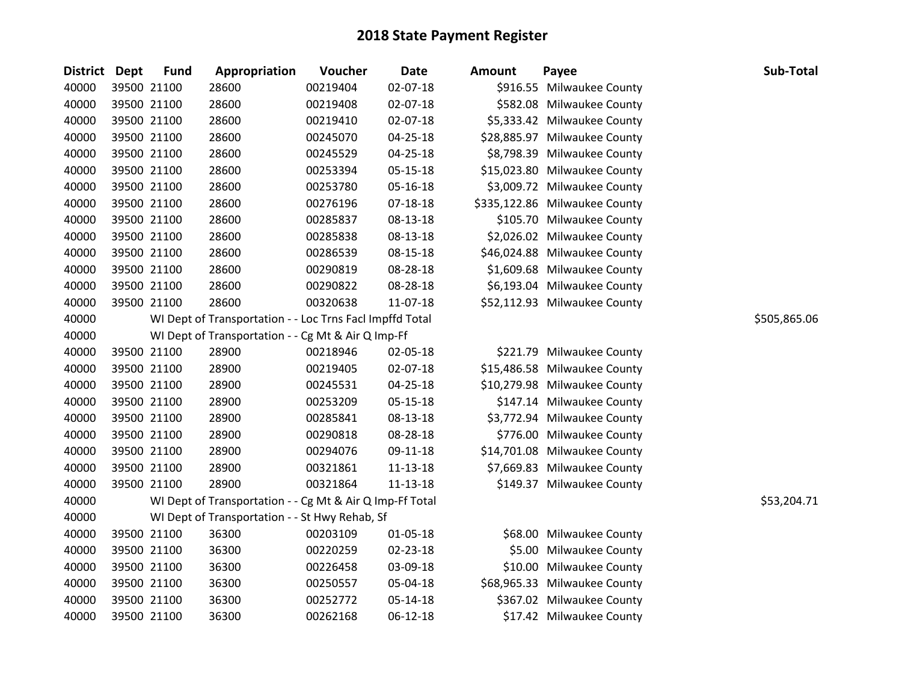# 2018 State Payment Register

| District | Dept | Fund | Appropriation | Voucher | Date | Amount | Payee | Sub-Total |
|---|---|---|---|---|---|---|---|---|
| 40000 | 39500 | 21100 | 28600 | 00219404 | 02-07-18 | $916.55 | Milwaukee County | |
| 40000 | 39500 | 21100 | 28600 | 00219408 | 02-07-18 | $582.08 | Milwaukee County | |
| 40000 | 39500 | 21100 | 28600 | 00219410 | 02-07-18 | $5,333.42 | Milwaukee County | |
| 40000 | 39500 | 21100 | 28600 | 00245070 | 04-25-18 | $28,885.97 | Milwaukee County | |
| 40000 | 39500 | 21100 | 28600 | 00245529 | 04-25-18 | $8,798.39 | Milwaukee County | |
| 40000 | 39500 | 21100 | 28600 | 00253394 | 05-15-18 | $15,023.80 | Milwaukee County | |
| 40000 | 39500 | 21100 | 28600 | 00253780 | 05-16-18 | $3,009.72 | Milwaukee County | |
| 40000 | 39500 | 21100 | 28600 | 00276196 | 07-18-18 | $335,122.86 | Milwaukee County | |
| 40000 | 39500 | 21100 | 28600 | 00285837 | 08-13-18 | $105.70 | Milwaukee County | |
| 40000 | 39500 | 21100 | 28600 | 00285838 | 08-13-18 | $2,026.02 | Milwaukee County | |
| 40000 | 39500 | 21100 | 28600 | 00286539 | 08-15-18 | $46,024.88 | Milwaukee County | |
| 40000 | 39500 | 21100 | 28600 | 00290819 | 08-28-18 | $1,609.68 | Milwaukee County | |
| 40000 | 39500 | 21100 | 28600 | 00290822 | 08-28-18 | $6,193.04 | Milwaukee County | |
| 40000 | 39500 | 21100 | 28600 | 00320638 | 11-07-18 | $52,112.93 | Milwaukee County | |
| 40000 | | WI Dept of Transportation - - Loc Trns Facl Impffd Total | | | | | | $505,865.06 |
| 40000 | | WI Dept of Transportation - - Cg Mt & Air Q Imp-Ff | | | | | | |
| 40000 | 39500 | 21100 | 28900 | 00218946 | 02-05-18 | $221.79 | Milwaukee County | |
| 40000 | 39500 | 21100 | 28900 | 00219405 | 02-07-18 | $15,486.58 | Milwaukee County | |
| 40000 | 39500 | 21100 | 28900 | 00245531 | 04-25-18 | $10,279.98 | Milwaukee County | |
| 40000 | 39500 | 21100 | 28900 | 00253209 | 05-15-18 | $147.14 | Milwaukee County | |
| 40000 | 39500 | 21100 | 28900 | 00285841 | 08-13-18 | $3,772.94 | Milwaukee County | |
| 40000 | 39500 | 21100 | 28900 | 00290818 | 08-28-18 | $776.00 | Milwaukee County | |
| 40000 | 39500 | 21100 | 28900 | 00294076 | 09-11-18 | $14,701.08 | Milwaukee County | |
| 40000 | 39500 | 21100 | 28900 | 00321861 | 11-13-18 | $7,669.83 | Milwaukee County | |
| 40000 | 39500 | 21100 | 28900 | 00321864 | 11-13-18 | $149.37 | Milwaukee County | |
| 40000 | | WI Dept of Transportation - - Cg Mt & Air Q Imp-Ff Total | | | | | | $53,204.71 |
| 40000 | | WI Dept of Transportation - - St Hwy Rehab, Sf | | | | | | |
| 40000 | 39500 | 21100 | 36300 | 00203109 | 01-05-18 | $68.00 | Milwaukee County | |
| 40000 | 39500 | 21100 | 36300 | 00220259 | 02-23-18 | $5.00 | Milwaukee County | |
| 40000 | 39500 | 21100 | 36300 | 00226458 | 03-09-18 | $10.00 | Milwaukee County | |
| 40000 | 39500 | 21100 | 36300 | 00250557 | 05-04-18 | $68,965.33 | Milwaukee County | |
| 40000 | 39500 | 21100 | 36300 | 00252772 | 05-14-18 | $367.02 | Milwaukee County | |
| 40000 | 39500 | 21100 | 36300 | 00262168 | 06-12-18 | $17.42 | Milwaukee County | |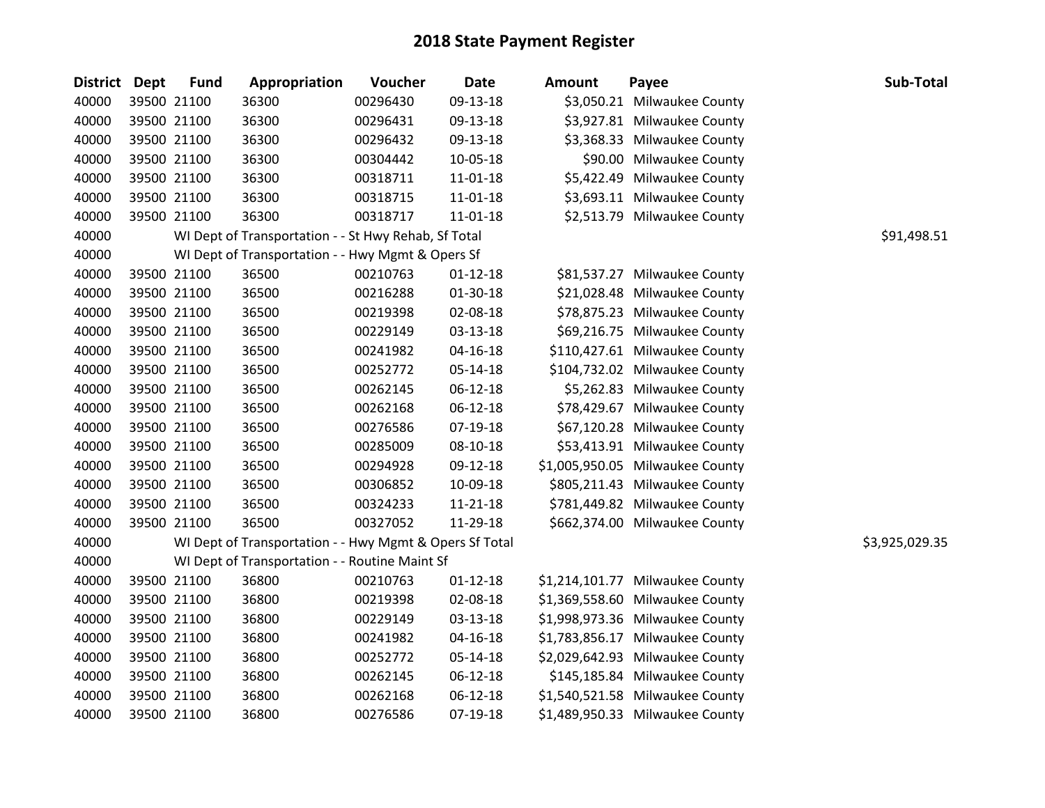# 2018 State Payment Register

| District | Dept | Fund | Appropriation | Voucher | Date | Amount | Payee | Sub-Total |
|---|---|---|---|---|---|---|---|---|
| 40000 | 39500 | 21100 | 36300 | 00296430 | 09-13-18 | $3,050.21 | Milwaukee County | |
| 40000 | 39500 | 21100 | 36300 | 00296431 | 09-13-18 | $3,927.81 | Milwaukee County | |
| 40000 | 39500 | 21100 | 36300 | 00296432 | 09-13-18 | $3,368.33 | Milwaukee County | |
| 40000 | 39500 | 21100 | 36300 | 00304442 | 10-05-18 | $90.00 | Milwaukee County | |
| 40000 | 39500 | 21100 | 36300 | 00318711 | 11-01-18 | $5,422.49 | Milwaukee County | |
| 40000 | 39500 | 21100 | 36300 | 00318715 | 11-01-18 | $3,693.11 | Milwaukee County | |
| 40000 | 39500 | 21100 | 36300 | 00318717 | 11-01-18 | $2,513.79 | Milwaukee County | |
| 40000 | | | WI Dept of Transportation - - St Hwy Rehab, Sf Total | | | | | $91,498.51 |
| 40000 | | | WI Dept of Transportation - - Hwy Mgmt & Opers Sf | | | | | |
| 40000 | 39500 | 21100 | 36500 | 00210763 | 01-12-18 | $81,537.27 | Milwaukee County | |
| 40000 | 39500 | 21100 | 36500 | 00216288 | 01-30-18 | $21,028.48 | Milwaukee County | |
| 40000 | 39500 | 21100 | 36500 | 00219398 | 02-08-18 | $78,875.23 | Milwaukee County | |
| 40000 | 39500 | 21100 | 36500 | 00229149 | 03-13-18 | $69,216.75 | Milwaukee County | |
| 40000 | 39500 | 21100 | 36500 | 00241982 | 04-16-18 | $110,427.61 | Milwaukee County | |
| 40000 | 39500 | 21100 | 36500 | 00252772 | 05-14-18 | $104,732.02 | Milwaukee County | |
| 40000 | 39500 | 21100 | 36500 | 00262145 | 06-12-18 | $5,262.83 | Milwaukee County | |
| 40000 | 39500 | 21100 | 36500 | 00262168 | 06-12-18 | $78,429.67 | Milwaukee County | |
| 40000 | 39500 | 21100 | 36500 | 00276586 | 07-19-18 | $67,120.28 | Milwaukee County | |
| 40000 | 39500 | 21100 | 36500 | 00285009 | 08-10-18 | $53,413.91 | Milwaukee County | |
| 40000 | 39500 | 21100 | 36500 | 00294928 | 09-12-18 | $1,005,950.05 | Milwaukee County | |
| 40000 | 39500 | 21100 | 36500 | 00306852 | 10-09-18 | $805,211.43 | Milwaukee County | |
| 40000 | 39500 | 21100 | 36500 | 00324233 | 11-21-18 | $781,449.82 | Milwaukee County | |
| 40000 | 39500 | 21100 | 36500 | 00327052 | 11-29-18 | $662,374.00 | Milwaukee County | |
| 40000 | | | WI Dept of Transportation - - Hwy Mgmt & Opers Sf Total | | | | | $3,925,029.35 |
| 40000 | | | WI Dept of Transportation - - Routine Maint Sf | | | | | |
| 40000 | 39500 | 21100 | 36800 | 00210763 | 01-12-18 | $1,214,101.77 | Milwaukee County | |
| 40000 | 39500 | 21100 | 36800 | 00219398 | 02-08-18 | $1,369,558.60 | Milwaukee County | |
| 40000 | 39500 | 21100 | 36800 | 00229149 | 03-13-18 | $1,998,973.36 | Milwaukee County | |
| 40000 | 39500 | 21100 | 36800 | 00241982 | 04-16-18 | $1,783,856.17 | Milwaukee County | |
| 40000 | 39500 | 21100 | 36800 | 00252772 | 05-14-18 | $2,029,642.93 | Milwaukee County | |
| 40000 | 39500 | 21100 | 36800 | 00262145 | 06-12-18 | $145,185.84 | Milwaukee County | |
| 40000 | 39500 | 21100 | 36800 | 00262168 | 06-12-18 | $1,540,521.58 | Milwaukee County | |
| 40000 | 39500 | 21100 | 36800 | 00276586 | 07-19-18 | $1,489,950.33 | Milwaukee County | |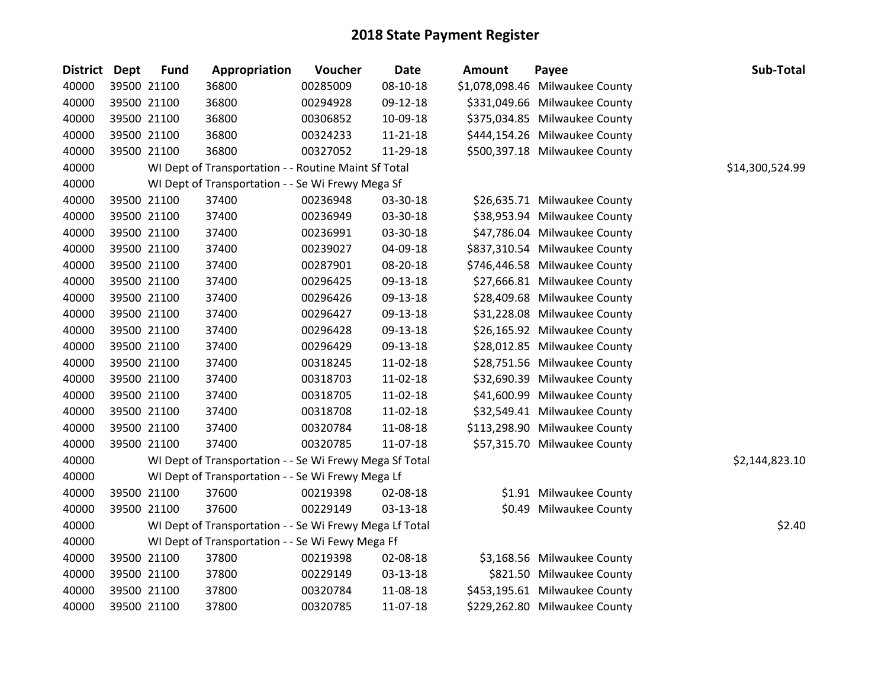# 2018 State Payment Register

| District | Dept | Fund | Appropriation | Voucher | Date | Amount | Payee | Sub-Total |
|---|---|---|---|---|---|---|---|---|
| 40000 | 39500 | 21100 | 36800 | 00285009 | 08-10-18 | $1,078,098.46 | Milwaukee County | |
| 40000 | 39500 | 21100 | 36800 | 00294928 | 09-12-18 | $331,049.66 | Milwaukee County | |
| 40000 | 39500 | 21100 | 36800 | 00306852 | 10-09-18 | $375,034.85 | Milwaukee County | |
| 40000 | 39500 | 21100 | 36800 | 00324233 | 11-21-18 | $444,154.26 | Milwaukee County | |
| 40000 | 39500 | 21100 | 36800 | 00327052 | 11-29-18 | $500,397.18 | Milwaukee County | |
| 40000 | | WI Dept of Transportation - - Routine Maint Sf Total | | | | | | $14,300,524.99 |
| 40000 | | WI Dept of Transportation - - Se Wi Frewy Mega Sf | | | | | | |
| 40000 | 39500 | 21100 | 37400 | 00236948 | 03-30-18 | $26,635.71 | Milwaukee County | |
| 40000 | 39500 | 21100 | 37400 | 00236949 | 03-30-18 | $38,953.94 | Milwaukee County | |
| 40000 | 39500 | 21100 | 37400 | 00236991 | 03-30-18 | $47,786.04 | Milwaukee County | |
| 40000 | 39500 | 21100 | 37400 | 00239027 | 04-09-18 | $837,310.54 | Milwaukee County | |
| 40000 | 39500 | 21100 | 37400 | 00287901 | 08-20-18 | $746,446.58 | Milwaukee County | |
| 40000 | 39500 | 21100 | 37400 | 00296425 | 09-13-18 | $27,666.81 | Milwaukee County | |
| 40000 | 39500 | 21100 | 37400 | 00296426 | 09-13-18 | $28,409.68 | Milwaukee County | |
| 40000 | 39500 | 21100 | 37400 | 00296427 | 09-13-18 | $31,228.08 | Milwaukee County | |
| 40000 | 39500 | 21100 | 37400 | 00296428 | 09-13-18 | $26,165.92 | Milwaukee County | |
| 40000 | 39500 | 21100 | 37400 | 00296429 | 09-13-18 | $28,012.85 | Milwaukee County | |
| 40000 | 39500 | 21100 | 37400 | 00318245 | 11-02-18 | $28,751.56 | Milwaukee County | |
| 40000 | 39500 | 21100 | 37400 | 00318703 | 11-02-18 | $32,690.39 | Milwaukee County | |
| 40000 | 39500 | 21100 | 37400 | 00318705 | 11-02-18 | $41,600.99 | Milwaukee County | |
| 40000 | 39500 | 21100 | 37400 | 00318708 | 11-02-18 | $32,549.41 | Milwaukee County | |
| 40000 | 39500 | 21100 | 37400 | 00320784 | 11-08-18 | $113,298.90 | Milwaukee County | |
| 40000 | 39500 | 21100 | 37400 | 00320785 | 11-07-18 | $57,315.70 | Milwaukee County | |
| 40000 | | WI Dept of Transportation - - Se Wi Frewy Mega Sf Total | | | | | | $2,144,823.10 |
| 40000 | | WI Dept of Transportation - - Se Wi Frewy Mega Lf | | | | | | |
| 40000 | 39500 | 21100 | 37600 | 00219398 | 02-08-18 | $1.91 | Milwaukee County | |
| 40000 | 39500 | 21100 | 37600 | 00229149 | 03-13-18 | $0.49 | Milwaukee County | |
| 40000 | | WI Dept of Transportation - - Se Wi Frewy Mega Lf Total | | | | | | $2.40 |
| 40000 | | WI Dept of Transportation - - Se Wi Fewy Mega Ff | | | | | | |
| 40000 | 39500 | 21100 | 37800 | 00219398 | 02-08-18 | $3,168.56 | Milwaukee County | |
| 40000 | 39500 | 21100 | 37800 | 00229149 | 03-13-18 | $821.50 | Milwaukee County | |
| 40000 | 39500 | 21100 | 37800 | 00320784 | 11-08-18 | $453,195.61 | Milwaukee County | |
| 40000 | 39500 | 21100 | 37800 | 00320785 | 11-07-18 | $229,262.80 | Milwaukee County | |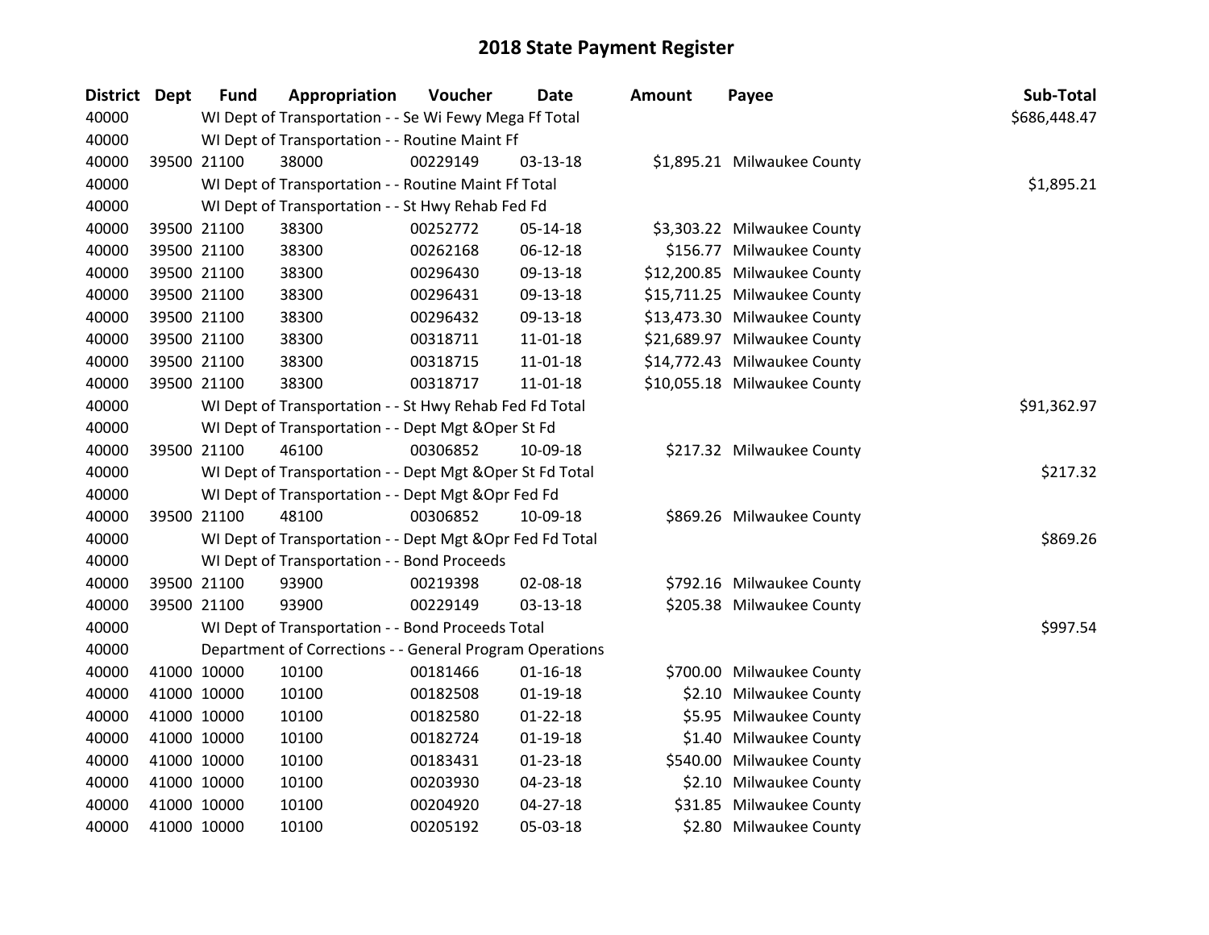# 2018 State Payment Register

| District | Dept | Fund | Appropriation | Voucher | Date | Amount | Payee | Sub-Total |
|---|---|---|---|---|---|---|---|---|
| 40000 | | WI Dept of Transportation - - Se Wi Fewy Mega Ff Total | | | | | | $686,448.47 |
| 40000 | | WI Dept of Transportation - - Routine Maint Ff | | | | | | |
| 40000 | 39500 | 21100 | 38000 | 00229149 | 03-13-18 | $1,895.21 | Milwaukee County | |
| 40000 | | WI Dept of Transportation - - Routine Maint Ff Total | | | | | | $1,895.21 |
| 40000 | | WI Dept of Transportation - - St Hwy Rehab Fed Fd | | | | | | |
| 40000 | 39500 | 21100 | 38300 | 00252772 | 05-14-18 | $3,303.22 | Milwaukee County | |
| 40000 | 39500 | 21100 | 38300 | 00262168 | 06-12-18 | $156.77 | Milwaukee County | |
| 40000 | 39500 | 21100 | 38300 | 00296430 | 09-13-18 | $12,200.85 | Milwaukee County | |
| 40000 | 39500 | 21100 | 38300 | 00296431 | 09-13-18 | $15,711.25 | Milwaukee County | |
| 40000 | 39500 | 21100 | 38300 | 00296432 | 09-13-18 | $13,473.30 | Milwaukee County | |
| 40000 | 39500 | 21100 | 38300 | 00318711 | 11-01-18 | $21,689.97 | Milwaukee County | |
| 40000 | 39500 | 21100 | 38300 | 00318715 | 11-01-18 | $14,772.43 | Milwaukee County | |
| 40000 | 39500 | 21100 | 38300 | 00318717 | 11-01-18 | $10,055.18 | Milwaukee County | |
| 40000 | | WI Dept of Transportation - - St Hwy Rehab Fed Fd Total | | | | | | $91,362.97 |
| 40000 | | WI Dept of Transportation - - Dept Mgt &Oper St Fd | | | | | | |
| 40000 | 39500 | 21100 | 46100 | 00306852 | 10-09-18 | $217.32 | Milwaukee County | |
| 40000 | | WI Dept of Transportation - - Dept Mgt &Oper St Fd Total | | | | | | $217.32 |
| 40000 | | WI Dept of Transportation - - Dept Mgt &Opr Fed Fd | | | | | | |
| 40000 | 39500 | 21100 | 48100 | 00306852 | 10-09-18 | $869.26 | Milwaukee County | |
| 40000 | | WI Dept of Transportation - - Dept Mgt &Opr Fed Fd Total | | | | | | $869.26 |
| 40000 | | WI Dept of Transportation - - Bond Proceeds | | | | | | |
| 40000 | 39500 | 21100 | 93900 | 00219398 | 02-08-18 | $792.16 | Milwaukee County | |
| 40000 | 39500 | 21100 | 93900 | 00229149 | 03-13-18 | $205.38 | Milwaukee County | |
| 40000 | | WI Dept of Transportation - - Bond Proceeds Total | | | | | | $997.54 |
| 40000 | | Department of Corrections - - General Program Operations | | | | | | |
| 40000 | 41000 | 10000 | 10100 | 00181466 | 01-16-18 | $700.00 | Milwaukee County | |
| 40000 | 41000 | 10000 | 10100 | 00182508 | 01-19-18 | $2.10 | Milwaukee County | |
| 40000 | 41000 | 10000 | 10100 | 00182580 | 01-22-18 | $5.95 | Milwaukee County | |
| 40000 | 41000 | 10000 | 10100 | 00182724 | 01-19-18 | $1.40 | Milwaukee County | |
| 40000 | 41000 | 10000 | 10100 | 00183431 | 01-23-18 | $540.00 | Milwaukee County | |
| 40000 | 41000 | 10000 | 10100 | 00203930 | 04-23-18 | $2.10 | Milwaukee County | |
| 40000 | 41000 | 10000 | 10100 | 00204920 | 04-27-18 | $31.85 | Milwaukee County | |
| 40000 | 41000 | 10000 | 10100 | 00205192 | 05-03-18 | $2.80 | Milwaukee County | |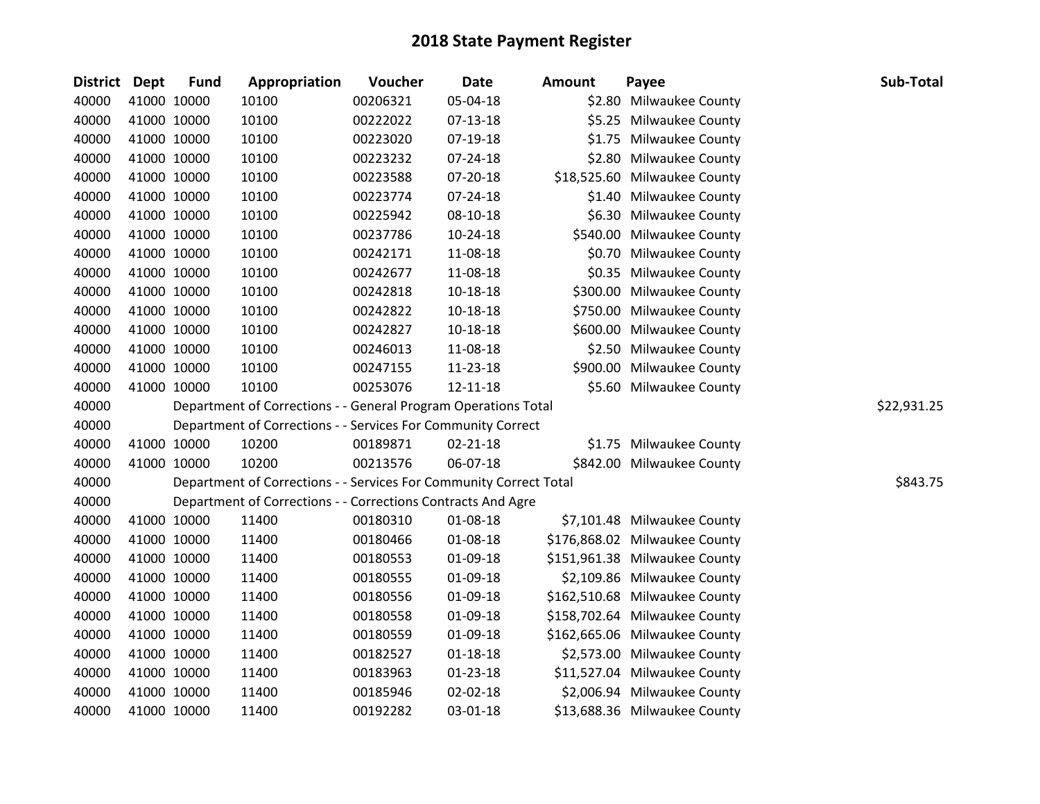# 2018 State Payment Register

| District | Dept | Fund | Appropriation | Voucher | Date | Amount | Payee | Sub-Total |
|---|---|---|---|---|---|---|---|---|
| 40000 | 41000 | 10000 | 10100 | 00206321 | 05-04-18 | $2.80 | Milwaukee County | |
| 40000 | 41000 | 10000 | 10100 | 00222022 | 07-13-18 | $5.25 | Milwaukee County | |
| 40000 | 41000 | 10000 | 10100 | 00223020 | 07-19-18 | $1.75 | Milwaukee County | |
| 40000 | 41000 | 10000 | 10100 | 00223232 | 07-24-18 | $2.80 | Milwaukee County | |
| 40000 | 41000 | 10000 | 10100 | 00223588 | 07-20-18 | $18,525.60 | Milwaukee County | |
| 40000 | 41000 | 10000 | 10100 | 00223774 | 07-24-18 | $1.40 | Milwaukee County | |
| 40000 | 41000 | 10000 | 10100 | 00225942 | 08-10-18 | $6.30 | Milwaukee County | |
| 40000 | 41000 | 10000 | 10100 | 00237786 | 10-24-18 | $540.00 | Milwaukee County | |
| 40000 | 41000 | 10000 | 10100 | 00242171 | 11-08-18 | $0.70 | Milwaukee County | |
| 40000 | 41000 | 10000 | 10100 | 00242677 | 11-08-18 | $0.35 | Milwaukee County | |
| 40000 | 41000 | 10000 | 10100 | 00242818 | 10-18-18 | $300.00 | Milwaukee County | |
| 40000 | 41000 | 10000 | 10100 | 00242822 | 10-18-18 | $750.00 | Milwaukee County | |
| 40000 | 41000 | 10000 | 10100 | 00242827 | 10-18-18 | $600.00 | Milwaukee County | |
| 40000 | 41000 | 10000 | 10100 | 00246013 | 11-08-18 | $2.50 | Milwaukee County | |
| 40000 | 41000 | 10000 | 10100 | 00247155 | 11-23-18 | $900.00 | Milwaukee County | |
| 40000 | 41000 | 10000 | 10100 | 00253076 | 12-11-18 | $5.60 | Milwaukee County | |
| 40000 | | Department of Corrections - - General Program Operations Total | | | | | | $22,931.25 |
| 40000 | | Department of Corrections - - Services For Community Correct | | | | | | |
| 40000 | 41000 | 10000 | 10200 | 00189871 | 02-21-18 | $1.75 | Milwaukee County | |
| 40000 | 41000 | 10000 | 10200 | 00213576 | 06-07-18 | $842.00 | Milwaukee County | |
| 40000 | | Department of Corrections - - Services For Community Correct Total | | | | | | $843.75 |
| 40000 | | Department of Corrections - - Corrections Contracts And Agre | | | | | | |
| 40000 | 41000 | 10000 | 11400 | 00180310 | 01-08-18 | $7,101.48 | Milwaukee County | |
| 40000 | 41000 | 10000 | 11400 | 00180466 | 01-08-18 | $176,868.02 | Milwaukee County | |
| 40000 | 41000 | 10000 | 11400 | 00180553 | 01-09-18 | $151,961.38 | Milwaukee County | |
| 40000 | 41000 | 10000 | 11400 | 00180555 | 01-09-18 | $2,109.86 | Milwaukee County | |
| 40000 | 41000 | 10000 | 11400 | 00180556 | 01-09-18 | $162,510.68 | Milwaukee County | |
| 40000 | 41000 | 10000 | 11400 | 00180558 | 01-09-18 | $158,702.64 | Milwaukee County | |
| 40000 | 41000 | 10000 | 11400 | 00180559 | 01-09-18 | $162,665.06 | Milwaukee County | |
| 40000 | 41000 | 10000 | 11400 | 00182527 | 01-18-18 | $2,573.00 | Milwaukee County | |
| 40000 | 41000 | 10000 | 11400 | 00183963 | 01-23-18 | $11,527.04 | Milwaukee County | |
| 40000 | 41000 | 10000 | 11400 | 00185946 | 02-02-18 | $2,006.94 | Milwaukee County | |
| 40000 | 41000 | 10000 | 11400 | 00192282 | 03-01-18 | $13,688.36 | Milwaukee County | |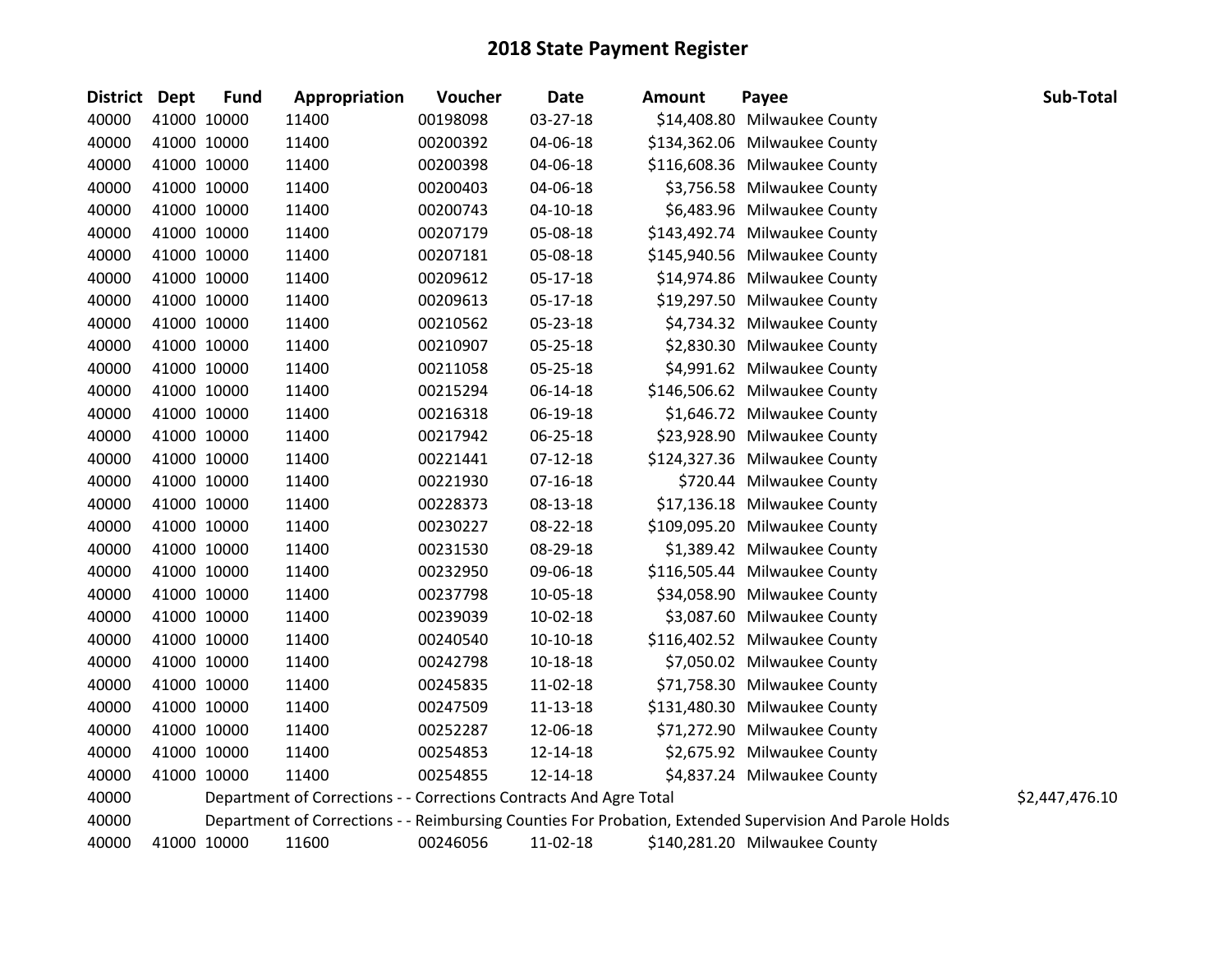# 2018 State Payment Register

| District | Dept | Fund | Appropriation | Voucher | Date | Amount | Payee | Sub-Total |
|---|---|---|---|---|---|---|---|---|
| 40000 | 41000 | 10000 | 11400 | 00198098 | 03-27-18 | $14,408.80 | Milwaukee County | |
| 40000 | 41000 | 10000 | 11400 | 00200392 | 04-06-18 | $134,362.06 | Milwaukee County | |
| 40000 | 41000 | 10000 | 11400 | 00200398 | 04-06-18 | $116,608.36 | Milwaukee County | |
| 40000 | 41000 | 10000 | 11400 | 00200403 | 04-06-18 | $3,756.58 | Milwaukee County | |
| 40000 | 41000 | 10000 | 11400 | 00200743 | 04-10-18 | $6,483.96 | Milwaukee County | |
| 40000 | 41000 | 10000 | 11400 | 00207179 | 05-08-18 | $143,492.74 | Milwaukee County | |
| 40000 | 41000 | 10000 | 11400 | 00207181 | 05-08-18 | $145,940.56 | Milwaukee County | |
| 40000 | 41000 | 10000 | 11400 | 00209612 | 05-17-18 | $14,974.86 | Milwaukee County | |
| 40000 | 41000 | 10000 | 11400 | 00209613 | 05-17-18 | $19,297.50 | Milwaukee County | |
| 40000 | 41000 | 10000 | 11400 | 00210562 | 05-23-18 | $4,734.32 | Milwaukee County | |
| 40000 | 41000 | 10000 | 11400 | 00210907 | 05-25-18 | $2,830.30 | Milwaukee County | |
| 40000 | 41000 | 10000 | 11400 | 00211058 | 05-25-18 | $4,991.62 | Milwaukee County | |
| 40000 | 41000 | 10000 | 11400 | 00215294 | 06-14-18 | $146,506.62 | Milwaukee County | |
| 40000 | 41000 | 10000 | 11400 | 00216318 | 06-19-18 | $1,646.72 | Milwaukee County | |
| 40000 | 41000 | 10000 | 11400 | 00217942 | 06-25-18 | $23,928.90 | Milwaukee County | |
| 40000 | 41000 | 10000 | 11400 | 00221441 | 07-12-18 | $124,327.36 | Milwaukee County | |
| 40000 | 41000 | 10000 | 11400 | 00221930 | 07-16-18 | $720.44 | Milwaukee County | |
| 40000 | 41000 | 10000 | 11400 | 00228373 | 08-13-18 | $17,136.18 | Milwaukee County | |
| 40000 | 41000 | 10000 | 11400 | 00230227 | 08-22-18 | $109,095.20 | Milwaukee County | |
| 40000 | 41000 | 10000 | 11400 | 00231530 | 08-29-18 | $1,389.42 | Milwaukee County | |
| 40000 | 41000 | 10000 | 11400 | 00232950 | 09-06-18 | $116,505.44 | Milwaukee County | |
| 40000 | 41000 | 10000 | 11400 | 00237798 | 10-05-18 | $34,058.90 | Milwaukee County | |
| 40000 | 41000 | 10000 | 11400 | 00239039 | 10-02-18 | $3,087.60 | Milwaukee County | |
| 40000 | 41000 | 10000 | 11400 | 00240540 | 10-10-18 | $116,402.52 | Milwaukee County | |
| 40000 | 41000 | 10000 | 11400 | 00242798 | 10-18-18 | $7,050.02 | Milwaukee County | |
| 40000 | 41000 | 10000 | 11400 | 00245835 | 11-02-18 | $71,758.30 | Milwaukee County | |
| 40000 | 41000 | 10000 | 11400 | 00247509 | 11-13-18 | $131,480.30 | Milwaukee County | |
| 40000 | 41000 | 10000 | 11400 | 00252287 | 12-06-18 | $71,272.90 | Milwaukee County | |
| 40000 | 41000 | 10000 | 11400 | 00254853 | 12-14-18 | $2,675.92 | Milwaukee County | |
| 40000 | 41000 | 10000 | 11400 | 00254855 | 12-14-18 | $4,837.24 | Milwaukee County | |
| 40000 | | Department of Corrections - - Corrections Contracts And Agre Total | | | | | | $2,447,476.10 |
| 40000 | | Department of Corrections - - Reimbursing Counties For Probation, Extended Supervision And Parole Holds | | | | | | |
| 40000 | 41000 | 10000 | 11600 | 00246056 | 11-02-18 | $140,281.20 | Milwaukee County | |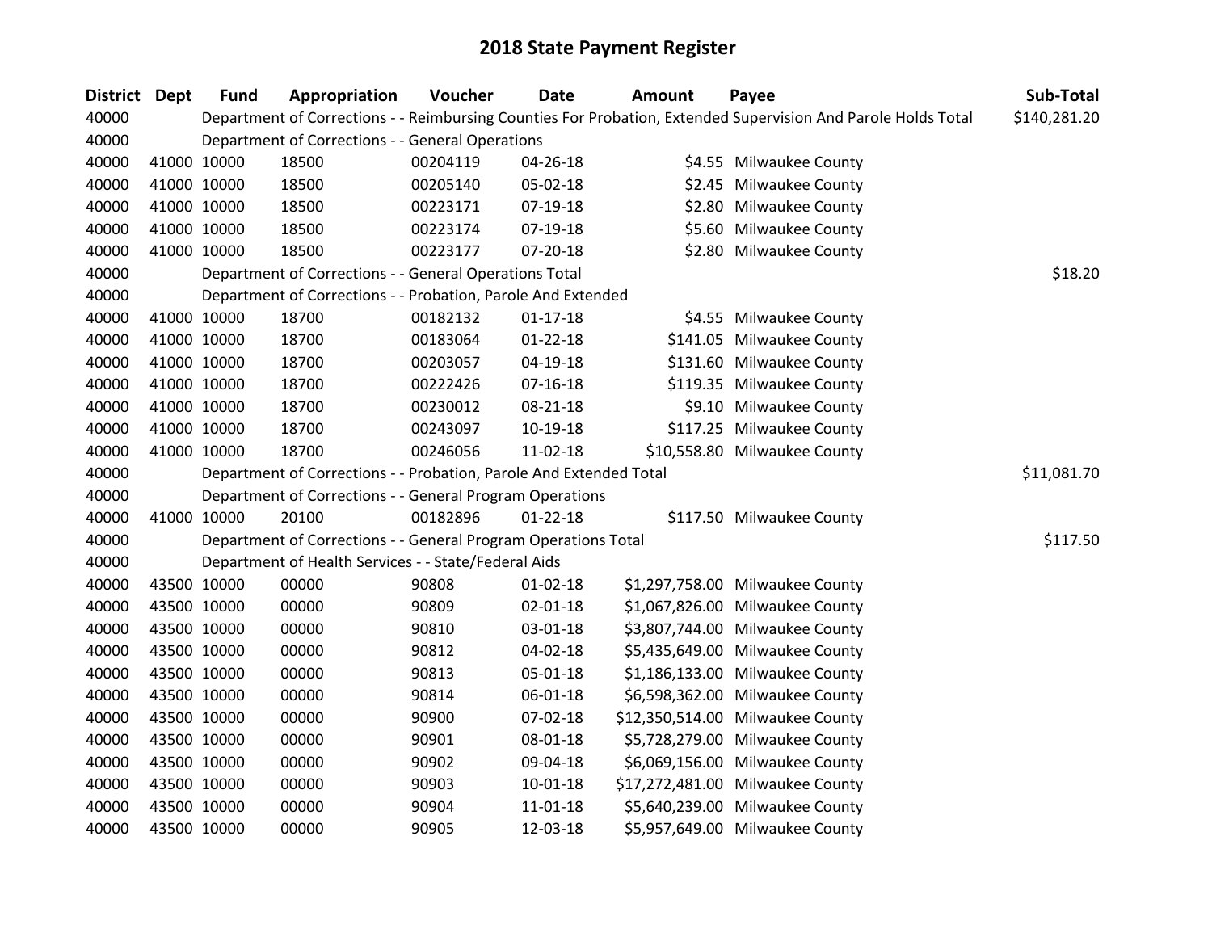# 2018 State Payment Register

| District | Dept | Fund | Appropriation | Voucher | Date | Amount | Payee | Sub-Total |
|---|---|---|---|---|---|---|---|---|
| 40000 | | Department of Corrections - - Reimbursing Counties For Probation, Extended Supervision And Parole Holds Total | | | | | | $140,281.20 |
| 40000 | | Department of Corrections - - General Operations | | | | | | |
| 40000 | 41000 | 10000 | 18500 | 00204119 | 04-26-18 | $4.55 | Milwaukee County | |
| 40000 | 41000 | 10000 | 18500 | 00205140 | 05-02-18 | $2.45 | Milwaukee County | |
| 40000 | 41000 | 10000 | 18500 | 00223171 | 07-19-18 | $2.80 | Milwaukee County | |
| 40000 | 41000 | 10000 | 18500 | 00223174 | 07-19-18 | $5.60 | Milwaukee County | |
| 40000 | 41000 | 10000 | 18500 | 00223177 | 07-20-18 | $2.80 | Milwaukee County | |
| 40000 | | Department of Corrections - - General Operations Total | | | | | | $18.20 |
| 40000 | | Department of Corrections - - Probation, Parole And Extended | | | | | | |
| 40000 | 41000 | 10000 | 18700 | 00182132 | 01-17-18 | $4.55 | Milwaukee County | |
| 40000 | 41000 | 10000 | 18700 | 00183064 | 01-22-18 | $141.05 | Milwaukee County | |
| 40000 | 41000 | 10000 | 18700 | 00203057 | 04-19-18 | $131.60 | Milwaukee County | |
| 40000 | 41000 | 10000 | 18700 | 00222426 | 07-16-18 | $119.35 | Milwaukee County | |
| 40000 | 41000 | 10000 | 18700 | 00230012 | 08-21-18 | $9.10 | Milwaukee County | |
| 40000 | 41000 | 10000 | 18700 | 00243097 | 10-19-18 | $117.25 | Milwaukee County | |
| 40000 | 41000 | 10000 | 18700 | 00246056 | 11-02-18 | $10,558.80 | Milwaukee County | |
| 40000 | | Department of Corrections - - Probation, Parole And Extended Total | | | | | | $11,081.70 |
| 40000 | | Department of Corrections - - General Program Operations | | | | | | |
| 40000 | 41000 | 10000 | 20100 | 00182896 | 01-22-18 | $117.50 | Milwaukee County | |
| 40000 | | Department of Corrections - - General Program Operations Total | | | | | | $117.50 |
| 40000 | | Department of Health Services - - State/Federal Aids | | | | | | |
| 40000 | 43500 | 10000 | 00000 | 90808 | 01-02-18 | $1,297,758.00 | Milwaukee County | |
| 40000 | 43500 | 10000 | 00000 | 90809 | 02-01-18 | $1,067,826.00 | Milwaukee County | |
| 40000 | 43500 | 10000 | 00000 | 90810 | 03-01-18 | $3,807,744.00 | Milwaukee County | |
| 40000 | 43500 | 10000 | 00000 | 90812 | 04-02-18 | $5,435,649.00 | Milwaukee County | |
| 40000 | 43500 | 10000 | 00000 | 90813 | 05-01-18 | $1,186,133.00 | Milwaukee County | |
| 40000 | 43500 | 10000 | 00000 | 90814 | 06-01-18 | $6,598,362.00 | Milwaukee County | |
| 40000 | 43500 | 10000 | 00000 | 90900 | 07-02-18 | $12,350,514.00 | Milwaukee County | |
| 40000 | 43500 | 10000 | 00000 | 90901 | 08-01-18 | $5,728,279.00 | Milwaukee County | |
| 40000 | 43500 | 10000 | 00000 | 90902 | 09-04-18 | $6,069,156.00 | Milwaukee County | |
| 40000 | 43500 | 10000 | 00000 | 90903 | 10-01-18 | $17,272,481.00 | Milwaukee County | |
| 40000 | 43500 | 10000 | 00000 | 90904 | 11-01-18 | $5,640,239.00 | Milwaukee County | |
| 40000 | 43500 | 10000 | 00000 | 90905 | 12-03-18 | $5,957,649.00 | Milwaukee County | |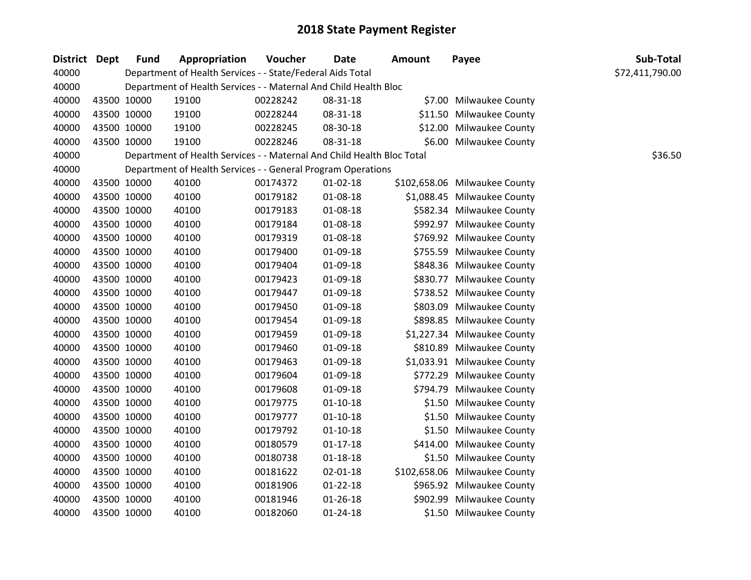# 2018 State Payment Register

| District | Dept | Fund | Appropriation | Voucher | Date | Amount | Payee | Sub-Total |
|---|---|---|---|---|---|---|---|---|
| 40000 | | Department of Health Services - - State/Federal Aids Total | | | | | | $72,411,790.00 |
| 40000 | | Department of Health Services - - Maternal And Child Health Bloc | | | | | | |
| 40000 | 43500 | 10000 | 19100 | 00228242 | 08-31-18 | $7.00 | Milwaukee County | |
| 40000 | 43500 | 10000 | 19100 | 00228244 | 08-31-18 | $11.50 | Milwaukee County | |
| 40000 | 43500 | 10000 | 19100 | 00228245 | 08-30-18 | $12.00 | Milwaukee County | |
| 40000 | 43500 | 10000 | 19100 | 00228246 | 08-31-18 | $6.00 | Milwaukee County | |
| 40000 | | Department of Health Services - - Maternal And Child Health Bloc Total | | | | | | $36.50 |
| 40000 | | Department of Health Services - - General Program Operations | | | | | | |
| 40000 | 43500 | 10000 | 40100 | 00174372 | 01-02-18 | $102,658.06 | Milwaukee County | |
| 40000 | 43500 | 10000 | 40100 | 00179182 | 01-08-18 | $1,088.45 | Milwaukee County | |
| 40000 | 43500 | 10000 | 40100 | 00179183 | 01-08-18 | $582.34 | Milwaukee County | |
| 40000 | 43500 | 10000 | 40100 | 00179184 | 01-08-18 | $992.97 | Milwaukee County | |
| 40000 | 43500 | 10000 | 40100 | 00179319 | 01-08-18 | $769.92 | Milwaukee County | |
| 40000 | 43500 | 10000 | 40100 | 00179400 | 01-09-18 | $755.59 | Milwaukee County | |
| 40000 | 43500 | 10000 | 40100 | 00179404 | 01-09-18 | $848.36 | Milwaukee County | |
| 40000 | 43500 | 10000 | 40100 | 00179423 | 01-09-18 | $830.77 | Milwaukee County | |
| 40000 | 43500 | 10000 | 40100 | 00179447 | 01-09-18 | $738.52 | Milwaukee County | |
| 40000 | 43500 | 10000 | 40100 | 00179450 | 01-09-18 | $803.09 | Milwaukee County | |
| 40000 | 43500 | 10000 | 40100 | 00179454 | 01-09-18 | $898.85 | Milwaukee County | |
| 40000 | 43500 | 10000 | 40100 | 00179459 | 01-09-18 | $1,227.34 | Milwaukee County | |
| 40000 | 43500 | 10000 | 40100 | 00179460 | 01-09-18 | $810.89 | Milwaukee County | |
| 40000 | 43500 | 10000 | 40100 | 00179463 | 01-09-18 | $1,033.91 | Milwaukee County | |
| 40000 | 43500 | 10000 | 40100 | 00179604 | 01-09-18 | $772.29 | Milwaukee County | |
| 40000 | 43500 | 10000 | 40100 | 00179608 | 01-09-18 | $794.79 | Milwaukee County | |
| 40000 | 43500 | 10000 | 40100 | 00179775 | 01-10-18 | $1.50 | Milwaukee County | |
| 40000 | 43500 | 10000 | 40100 | 00179777 | 01-10-18 | $1.50 | Milwaukee County | |
| 40000 | 43500 | 10000 | 40100 | 00179792 | 01-10-18 | $1.50 | Milwaukee County | |
| 40000 | 43500 | 10000 | 40100 | 00180579 | 01-17-18 | $414.00 | Milwaukee County | |
| 40000 | 43500 | 10000 | 40100 | 00180738 | 01-18-18 | $1.50 | Milwaukee County | |
| 40000 | 43500 | 10000 | 40100 | 00181622 | 02-01-18 | $102,658.06 | Milwaukee County | |
| 40000 | 43500 | 10000 | 40100 | 00181906 | 01-22-18 | $965.92 | Milwaukee County | |
| 40000 | 43500 | 10000 | 40100 | 00181946 | 01-26-18 | $902.99 | Milwaukee County | |
| 40000 | 43500 | 10000 | 40100 | 00182060 | 01-24-18 | $1.50 | Milwaukee County | |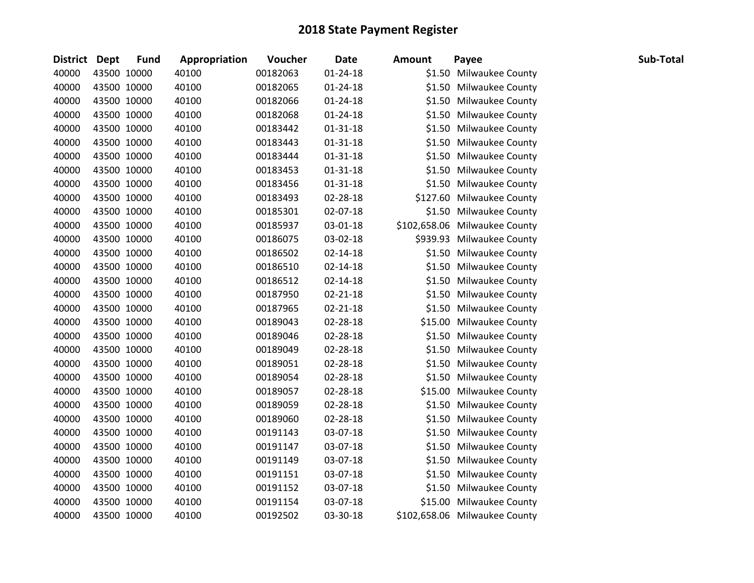# 2018 State Payment Register

| District | Dept | Fund | Appropriation | Voucher | Date | Amount | Payee | Sub-Total |
|---|---|---|---|---|---|---|---|---|
| 40000 | 43500 | 10000 | 40100 | 00182063 | 01-24-18 | $1.50 | Milwaukee County | |
| 40000 | 43500 | 10000 | 40100 | 00182065 | 01-24-18 | $1.50 | Milwaukee County | |
| 40000 | 43500 | 10000 | 40100 | 00182066 | 01-24-18 | $1.50 | Milwaukee County | |
| 40000 | 43500 | 10000 | 40100 | 00182068 | 01-24-18 | $1.50 | Milwaukee County | |
| 40000 | 43500 | 10000 | 40100 | 00183442 | 01-31-18 | $1.50 | Milwaukee County | |
| 40000 | 43500 | 10000 | 40100 | 00183443 | 01-31-18 | $1.50 | Milwaukee County | |
| 40000 | 43500 | 10000 | 40100 | 00183444 | 01-31-18 | $1.50 | Milwaukee County | |
| 40000 | 43500 | 10000 | 40100 | 00183453 | 01-31-18 | $1.50 | Milwaukee County | |
| 40000 | 43500 | 10000 | 40100 | 00183456 | 01-31-18 | $1.50 | Milwaukee County | |
| 40000 | 43500 | 10000 | 40100 | 00183493 | 02-28-18 | $127.60 | Milwaukee County | |
| 40000 | 43500 | 10000 | 40100 | 00185301 | 02-07-18 | $1.50 | Milwaukee County | |
| 40000 | 43500 | 10000 | 40100 | 00185937 | 03-01-18 | $102,658.06 | Milwaukee County | |
| 40000 | 43500 | 10000 | 40100 | 00186075 | 03-02-18 | $939.93 | Milwaukee County | |
| 40000 | 43500 | 10000 | 40100 | 00186502 | 02-14-18 | $1.50 | Milwaukee County | |
| 40000 | 43500 | 10000 | 40100 | 00186510 | 02-14-18 | $1.50 | Milwaukee County | |
| 40000 | 43500 | 10000 | 40100 | 00186512 | 02-14-18 | $1.50 | Milwaukee County | |
| 40000 | 43500 | 10000 | 40100 | 00187950 | 02-21-18 | $1.50 | Milwaukee County | |
| 40000 | 43500 | 10000 | 40100 | 00187965 | 02-21-18 | $1.50 | Milwaukee County | |
| 40000 | 43500 | 10000 | 40100 | 00189043 | 02-28-18 | $15.00 | Milwaukee County | |
| 40000 | 43500 | 10000 | 40100 | 00189046 | 02-28-18 | $1.50 | Milwaukee County | |
| 40000 | 43500 | 10000 | 40100 | 00189049 | 02-28-18 | $1.50 | Milwaukee County | |
| 40000 | 43500 | 10000 | 40100 | 00189051 | 02-28-18 | $1.50 | Milwaukee County | |
| 40000 | 43500 | 10000 | 40100 | 00189054 | 02-28-18 | $1.50 | Milwaukee County | |
| 40000 | 43500 | 10000 | 40100 | 00189057 | 02-28-18 | $15.00 | Milwaukee County | |
| 40000 | 43500 | 10000 | 40100 | 00189059 | 02-28-18 | $1.50 | Milwaukee County | |
| 40000 | 43500 | 10000 | 40100 | 00189060 | 02-28-18 | $1.50 | Milwaukee County | |
| 40000 | 43500 | 10000 | 40100 | 00191143 | 03-07-18 | $1.50 | Milwaukee County | |
| 40000 | 43500 | 10000 | 40100 | 00191147 | 03-07-18 | $1.50 | Milwaukee County | |
| 40000 | 43500 | 10000 | 40100 | 00191149 | 03-07-18 | $1.50 | Milwaukee County | |
| 40000 | 43500 | 10000 | 40100 | 00191151 | 03-07-18 | $1.50 | Milwaukee County | |
| 40000 | 43500 | 10000 | 40100 | 00191152 | 03-07-18 | $1.50 | Milwaukee County | |
| 40000 | 43500 | 10000 | 40100 | 00191154 | 03-07-18 | $15.00 | Milwaukee County | |
| 40000 | 43500 | 10000 | 40100 | 00192502 | 03-30-18 | $102,658.06 | Milwaukee County | |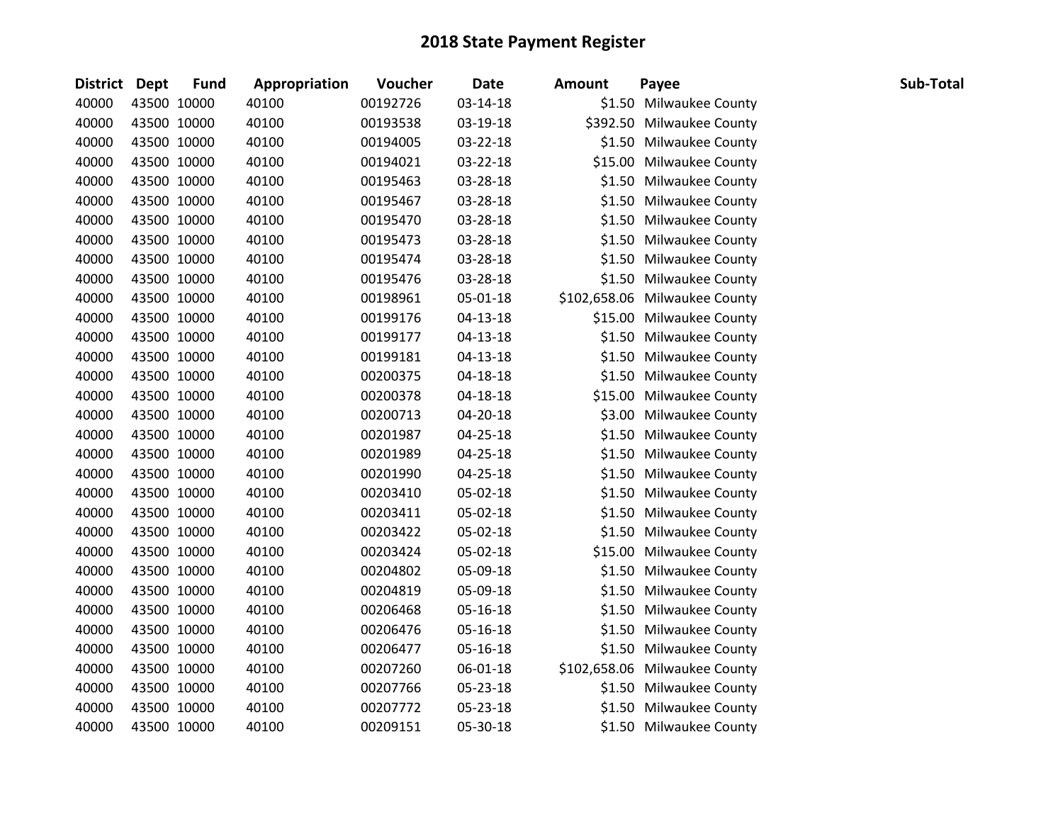# 2018 State Payment Register

| District | Dept | Fund | Appropriation | Voucher | Date | Amount | Payee | Sub-Total |
|---|---|---|---|---|---|---|---|---|
| 40000 | 43500 | 10000 | 40100 | 00192726 | 03-14-18 | $1.50 | Milwaukee County | |
| 40000 | 43500 | 10000 | 40100 | 00193538 | 03-19-18 | $392.50 | Milwaukee County | |
| 40000 | 43500 | 10000 | 40100 | 00194005 | 03-22-18 | $1.50 | Milwaukee County | |
| 40000 | 43500 | 10000 | 40100 | 00194021 | 03-22-18 | $15.00 | Milwaukee County | |
| 40000 | 43500 | 10000 | 40100 | 00195463 | 03-28-18 | $1.50 | Milwaukee County | |
| 40000 | 43500 | 10000 | 40100 | 00195467 | 03-28-18 | $1.50 | Milwaukee County | |
| 40000 | 43500 | 10000 | 40100 | 00195470 | 03-28-18 | $1.50 | Milwaukee County | |
| 40000 | 43500 | 10000 | 40100 | 00195473 | 03-28-18 | $1.50 | Milwaukee County | |
| 40000 | 43500 | 10000 | 40100 | 00195474 | 03-28-18 | $1.50 | Milwaukee County | |
| 40000 | 43500 | 10000 | 40100 | 00195476 | 03-28-18 | $1.50 | Milwaukee County | |
| 40000 | 43500 | 10000 | 40100 | 00198961 | 05-01-18 | $102,658.06 | Milwaukee County | |
| 40000 | 43500 | 10000 | 40100 | 00199176 | 04-13-18 | $15.00 | Milwaukee County | |
| 40000 | 43500 | 10000 | 40100 | 00199177 | 04-13-18 | $1.50 | Milwaukee County | |
| 40000 | 43500 | 10000 | 40100 | 00199181 | 04-13-18 | $1.50 | Milwaukee County | |
| 40000 | 43500 | 10000 | 40100 | 00200375 | 04-18-18 | $1.50 | Milwaukee County | |
| 40000 | 43500 | 10000 | 40100 | 00200378 | 04-18-18 | $15.00 | Milwaukee County | |
| 40000 | 43500 | 10000 | 40100 | 00200713 | 04-20-18 | $3.00 | Milwaukee County | |
| 40000 | 43500 | 10000 | 40100 | 00201987 | 04-25-18 | $1.50 | Milwaukee County | |
| 40000 | 43500 | 10000 | 40100 | 00201989 | 04-25-18 | $1.50 | Milwaukee County | |
| 40000 | 43500 | 10000 | 40100 | 00201990 | 04-25-18 | $1.50 | Milwaukee County | |
| 40000 | 43500 | 10000 | 40100 | 00203410 | 05-02-18 | $1.50 | Milwaukee County | |
| 40000 | 43500 | 10000 | 40100 | 00203411 | 05-02-18 | $1.50 | Milwaukee County | |
| 40000 | 43500 | 10000 | 40100 | 00203422 | 05-02-18 | $1.50 | Milwaukee County | |
| 40000 | 43500 | 10000 | 40100 | 00203424 | 05-02-18 | $15.00 | Milwaukee County | |
| 40000 | 43500 | 10000 | 40100 | 00204802 | 05-09-18 | $1.50 | Milwaukee County | |
| 40000 | 43500 | 10000 | 40100 | 00204819 | 05-09-18 | $1.50 | Milwaukee County | |
| 40000 | 43500 | 10000 | 40100 | 00206468 | 05-16-18 | $1.50 | Milwaukee County | |
| 40000 | 43500 | 10000 | 40100 | 00206476 | 05-16-18 | $1.50 | Milwaukee County | |
| 40000 | 43500 | 10000 | 40100 | 00206477 | 05-16-18 | $1.50 | Milwaukee County | |
| 40000 | 43500 | 10000 | 40100 | 00207260 | 06-01-18 | $102,658.06 | Milwaukee County | |
| 40000 | 43500 | 10000 | 40100 | 00207766 | 05-23-18 | $1.50 | Milwaukee County | |
| 40000 | 43500 | 10000 | 40100 | 00207772 | 05-23-18 | $1.50 | Milwaukee County | |
| 40000 | 43500 | 10000 | 40100 | 00209151 | 05-30-18 | $1.50 | Milwaukee County | |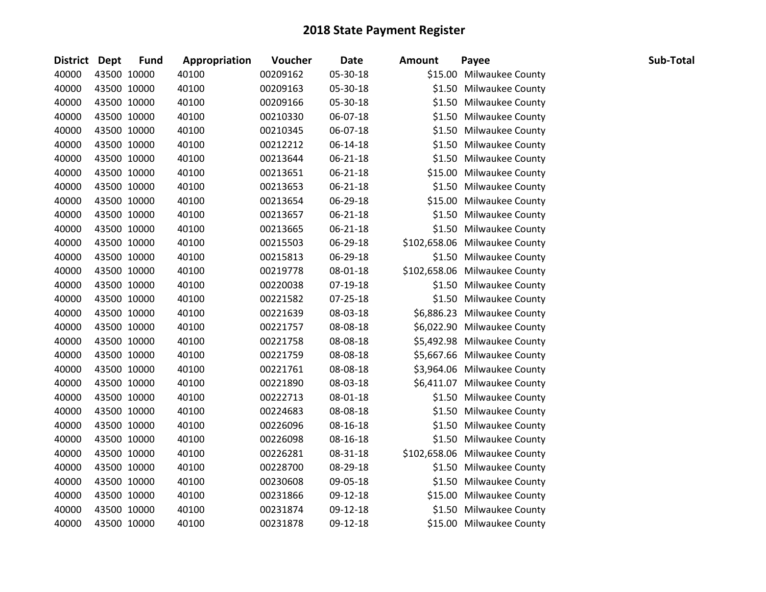# 2018 State Payment Register

| District | Dept | Fund | Appropriation | Voucher | Date | Amount | Payee | Sub-Total |
|---|---|---|---|---|---|---|---|---|
| 40000 | 43500 | 10000 | 40100 | 00209162 | 05-30-18 | $15.00 | Milwaukee County | |
| 40000 | 43500 | 10000 | 40100 | 00209163 | 05-30-18 | $1.50 | Milwaukee County | |
| 40000 | 43500 | 10000 | 40100 | 00209166 | 05-30-18 | $1.50 | Milwaukee County | |
| 40000 | 43500 | 10000 | 40100 | 00210330 | 06-07-18 | $1.50 | Milwaukee County | |
| 40000 | 43500 | 10000 | 40100 | 00210345 | 06-07-18 | $1.50 | Milwaukee County | |
| 40000 | 43500 | 10000 | 40100 | 00212212 | 06-14-18 | $1.50 | Milwaukee County | |
| 40000 | 43500 | 10000 | 40100 | 00213644 | 06-21-18 | $1.50 | Milwaukee County | |
| 40000 | 43500 | 10000 | 40100 | 00213651 | 06-21-18 | $15.00 | Milwaukee County | |
| 40000 | 43500 | 10000 | 40100 | 00213653 | 06-21-18 | $1.50 | Milwaukee County | |
| 40000 | 43500 | 10000 | 40100 | 00213654 | 06-29-18 | $15.00 | Milwaukee County | |
| 40000 | 43500 | 10000 | 40100 | 00213657 | 06-21-18 | $1.50 | Milwaukee County | |
| 40000 | 43500 | 10000 | 40100 | 00213665 | 06-21-18 | $1.50 | Milwaukee County | |
| 40000 | 43500 | 10000 | 40100 | 00215503 | 06-29-18 | $102,658.06 | Milwaukee County | |
| 40000 | 43500 | 10000 | 40100 | 00215813 | 06-29-18 | $1.50 | Milwaukee County | |
| 40000 | 43500 | 10000 | 40100 | 00219778 | 08-01-18 | $102,658.06 | Milwaukee County | |
| 40000 | 43500 | 10000 | 40100 | 00220038 | 07-19-18 | $1.50 | Milwaukee County | |
| 40000 | 43500 | 10000 | 40100 | 00221582 | 07-25-18 | $1.50 | Milwaukee County | |
| 40000 | 43500 | 10000 | 40100 | 00221639 | 08-03-18 | $6,886.23 | Milwaukee County | |
| 40000 | 43500 | 10000 | 40100 | 00221757 | 08-08-18 | $6,022.90 | Milwaukee County | |
| 40000 | 43500 | 10000 | 40100 | 00221758 | 08-08-18 | $5,492.98 | Milwaukee County | |
| 40000 | 43500 | 10000 | 40100 | 00221759 | 08-08-18 | $5,667.66 | Milwaukee County | |
| 40000 | 43500 | 10000 | 40100 | 00221761 | 08-08-18 | $3,964.06 | Milwaukee County | |
| 40000 | 43500 | 10000 | 40100 | 00221890 | 08-03-18 | $6,411.07 | Milwaukee County | |
| 40000 | 43500 | 10000 | 40100 | 00222713 | 08-01-18 | $1.50 | Milwaukee County | |
| 40000 | 43500 | 10000 | 40100 | 00224683 | 08-08-18 | $1.50 | Milwaukee County | |
| 40000 | 43500 | 10000 | 40100 | 00226096 | 08-16-18 | $1.50 | Milwaukee County | |
| 40000 | 43500 | 10000 | 40100 | 00226098 | 08-16-18 | $1.50 | Milwaukee County | |
| 40000 | 43500 | 10000 | 40100 | 00226281 | 08-31-18 | $102,658.06 | Milwaukee County | |
| 40000 | 43500 | 10000 | 40100 | 00228700 | 08-29-18 | $1.50 | Milwaukee County | |
| 40000 | 43500 | 10000 | 40100 | 00230608 | 09-05-18 | $1.50 | Milwaukee County | |
| 40000 | 43500 | 10000 | 40100 | 00231866 | 09-12-18 | $15.00 | Milwaukee County | |
| 40000 | 43500 | 10000 | 40100 | 00231874 | 09-12-18 | $1.50 | Milwaukee County | |
| 40000 | 43500 | 10000 | 40100 | 00231878 | 09-12-18 | $15.00 | Milwaukee County | |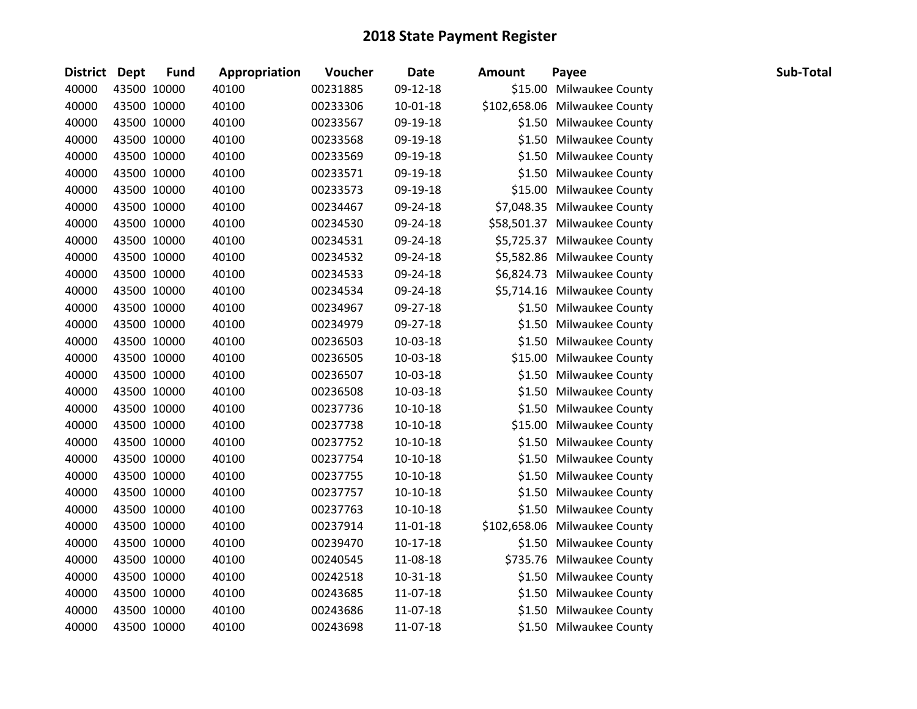# 2018 State Payment Register

| District | Dept | Fund | Appropriation | Voucher | Date | Amount | Payee | Sub-Total |
|---|---|---|---|---|---|---|---|---|
| 40000 | 43500 | 10000 | 40100 | 00231885 | 09-12-18 | $15.00 | Milwaukee County | |
| 40000 | 43500 | 10000 | 40100 | 00233306 | 10-01-18 | $102,658.06 | Milwaukee County | |
| 40000 | 43500 | 10000 | 40100 | 00233567 | 09-19-18 | $1.50 | Milwaukee County | |
| 40000 | 43500 | 10000 | 40100 | 00233568 | 09-19-18 | $1.50 | Milwaukee County | |
| 40000 | 43500 | 10000 | 40100 | 00233569 | 09-19-18 | $1.50 | Milwaukee County | |
| 40000 | 43500 | 10000 | 40100 | 00233571 | 09-19-18 | $1.50 | Milwaukee County | |
| 40000 | 43500 | 10000 | 40100 | 00233573 | 09-19-18 | $15.00 | Milwaukee County | |
| 40000 | 43500 | 10000 | 40100 | 00234467 | 09-24-18 | $7,048.35 | Milwaukee County | |
| 40000 | 43500 | 10000 | 40100 | 00234530 | 09-24-18 | $58,501.37 | Milwaukee County | |
| 40000 | 43500 | 10000 | 40100 | 00234531 | 09-24-18 | $5,725.37 | Milwaukee County | |
| 40000 | 43500 | 10000 | 40100 | 00234532 | 09-24-18 | $5,582.86 | Milwaukee County | |
| 40000 | 43500 | 10000 | 40100 | 00234533 | 09-24-18 | $6,824.73 | Milwaukee County | |
| 40000 | 43500 | 10000 | 40100 | 00234534 | 09-24-18 | $5,714.16 | Milwaukee County | |
| 40000 | 43500 | 10000 | 40100 | 00234967 | 09-27-18 | $1.50 | Milwaukee County | |
| 40000 | 43500 | 10000 | 40100 | 00234979 | 09-27-18 | $1.50 | Milwaukee County | |
| 40000 | 43500 | 10000 | 40100 | 00236503 | 10-03-18 | $1.50 | Milwaukee County | |
| 40000 | 43500 | 10000 | 40100 | 00236505 | 10-03-18 | $15.00 | Milwaukee County | |
| 40000 | 43500 | 10000 | 40100 | 00236507 | 10-03-18 | $1.50 | Milwaukee County | |
| 40000 | 43500 | 10000 | 40100 | 00236508 | 10-03-18 | $1.50 | Milwaukee County | |
| 40000 | 43500 | 10000 | 40100 | 00237736 | 10-10-18 | $1.50 | Milwaukee County | |
| 40000 | 43500 | 10000 | 40100 | 00237738 | 10-10-18 | $15.00 | Milwaukee County | |
| 40000 | 43500 | 10000 | 40100 | 00237752 | 10-10-18 | $1.50 | Milwaukee County | |
| 40000 | 43500 | 10000 | 40100 | 00237754 | 10-10-18 | $1.50 | Milwaukee County | |
| 40000 | 43500 | 10000 | 40100 | 00237755 | 10-10-18 | $1.50 | Milwaukee County | |
| 40000 | 43500 | 10000 | 40100 | 00237757 | 10-10-18 | $1.50 | Milwaukee County | |
| 40000 | 43500 | 10000 | 40100 | 00237763 | 10-10-18 | $1.50 | Milwaukee County | |
| 40000 | 43500 | 10000 | 40100 | 00237914 | 11-01-18 | $102,658.06 | Milwaukee County | |
| 40000 | 43500 | 10000 | 40100 | 00239470 | 10-17-18 | $1.50 | Milwaukee County | |
| 40000 | 43500 | 10000 | 40100 | 00240545 | 11-08-18 | $735.76 | Milwaukee County | |
| 40000 | 43500 | 10000 | 40100 | 00242518 | 10-31-18 | $1.50 | Milwaukee County | |
| 40000 | 43500 | 10000 | 40100 | 00243685 | 11-07-18 | $1.50 | Milwaukee County | |
| 40000 | 43500 | 10000 | 40100 | 00243686 | 11-07-18 | $1.50 | Milwaukee County | |
| 40000 | 43500 | 10000 | 40100 | 00243698 | 11-07-18 | $1.50 | Milwaukee County | |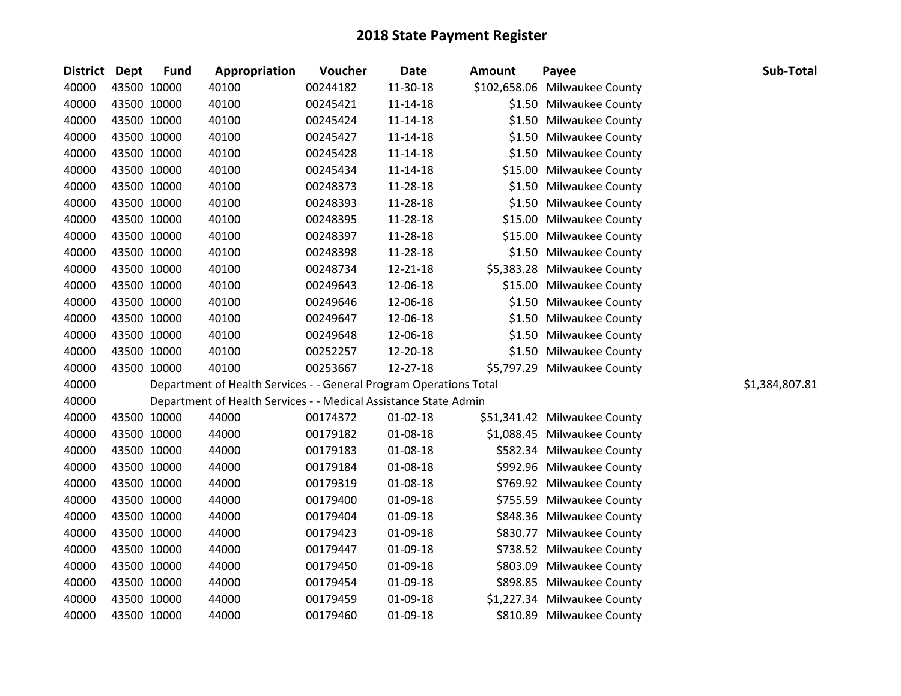# 2018 State Payment Register

| District | Dept | Fund | Appropriation | Voucher | Date | Amount | Payee | Sub-Total |
|---|---|---|---|---|---|---|---|---|
| 40000 | 43500 | 10000 | 40100 | 00244182 | 11-30-18 | $102,658.06 | Milwaukee County | |
| 40000 | 43500 | 10000 | 40100 | 00245421 | 11-14-18 | $1.50 | Milwaukee County | |
| 40000 | 43500 | 10000 | 40100 | 00245424 | 11-14-18 | $1.50 | Milwaukee County | |
| 40000 | 43500 | 10000 | 40100 | 00245427 | 11-14-18 | $1.50 | Milwaukee County | |
| 40000 | 43500 | 10000 | 40100 | 00245428 | 11-14-18 | $1.50 | Milwaukee County | |
| 40000 | 43500 | 10000 | 40100 | 00245434 | 11-14-18 | $15.00 | Milwaukee County | |
| 40000 | 43500 | 10000 | 40100 | 00248373 | 11-28-18 | $1.50 | Milwaukee County | |
| 40000 | 43500 | 10000 | 40100 | 00248393 | 11-28-18 | $1.50 | Milwaukee County | |
| 40000 | 43500 | 10000 | 40100 | 00248395 | 11-28-18 | $15.00 | Milwaukee County | |
| 40000 | 43500 | 10000 | 40100 | 00248397 | 11-28-18 | $15.00 | Milwaukee County | |
| 40000 | 43500 | 10000 | 40100 | 00248398 | 11-28-18 | $1.50 | Milwaukee County | |
| 40000 | 43500 | 10000 | 40100 | 00248734 | 12-21-18 | $5,383.28 | Milwaukee County | |
| 40000 | 43500 | 10000 | 40100 | 00249643 | 12-06-18 | $15.00 | Milwaukee County | |
| 40000 | 43500 | 10000 | 40100 | 00249646 | 12-06-18 | $1.50 | Milwaukee County | |
| 40000 | 43500 | 10000 | 40100 | 00249647 | 12-06-18 | $1.50 | Milwaukee County | |
| 40000 | 43500 | 10000 | 40100 | 00249648 | 12-06-18 | $1.50 | Milwaukee County | |
| 40000 | 43500 | 10000 | 40100 | 00252257 | 12-20-18 | $1.50 | Milwaukee County | |
| 40000 | 43500 | 10000 | 40100 | 00253667 | 12-27-18 | $5,797.29 | Milwaukee County | |
| 40000 | | Department of Health Services - - General Program Operations Total | | | | | | $1,384,807.81 |
| 40000 | | Department of Health Services - - Medical Assistance State Admin | | | | | | |
| 40000 | 43500 | 10000 | 44000 | 00174372 | 01-02-18 | $51,341.42 | Milwaukee County | |
| 40000 | 43500 | 10000 | 44000 | 00179182 | 01-08-18 | $1,088.45 | Milwaukee County | |
| 40000 | 43500 | 10000 | 44000 | 00179183 | 01-08-18 | $582.34 | Milwaukee County | |
| 40000 | 43500 | 10000 | 44000 | 00179184 | 01-08-18 | $992.96 | Milwaukee County | |
| 40000 | 43500 | 10000 | 44000 | 00179319 | 01-08-18 | $769.92 | Milwaukee County | |
| 40000 | 43500 | 10000 | 44000 | 00179400 | 01-09-18 | $755.59 | Milwaukee County | |
| 40000 | 43500 | 10000 | 44000 | 00179404 | 01-09-18 | $848.36 | Milwaukee County | |
| 40000 | 43500 | 10000 | 44000 | 00179423 | 01-09-18 | $830.77 | Milwaukee County | |
| 40000 | 43500 | 10000 | 44000 | 00179447 | 01-09-18 | $738.52 | Milwaukee County | |
| 40000 | 43500 | 10000 | 44000 | 00179450 | 01-09-18 | $803.09 | Milwaukee County | |
| 40000 | 43500 | 10000 | 44000 | 00179454 | 01-09-18 | $898.85 | Milwaukee County | |
| 40000 | 43500 | 10000 | 44000 | 00179459 | 01-09-18 | $1,227.34 | Milwaukee County | |
| 40000 | 43500 | 10000 | 44000 | 00179460 | 01-09-18 | $810.89 | Milwaukee County | |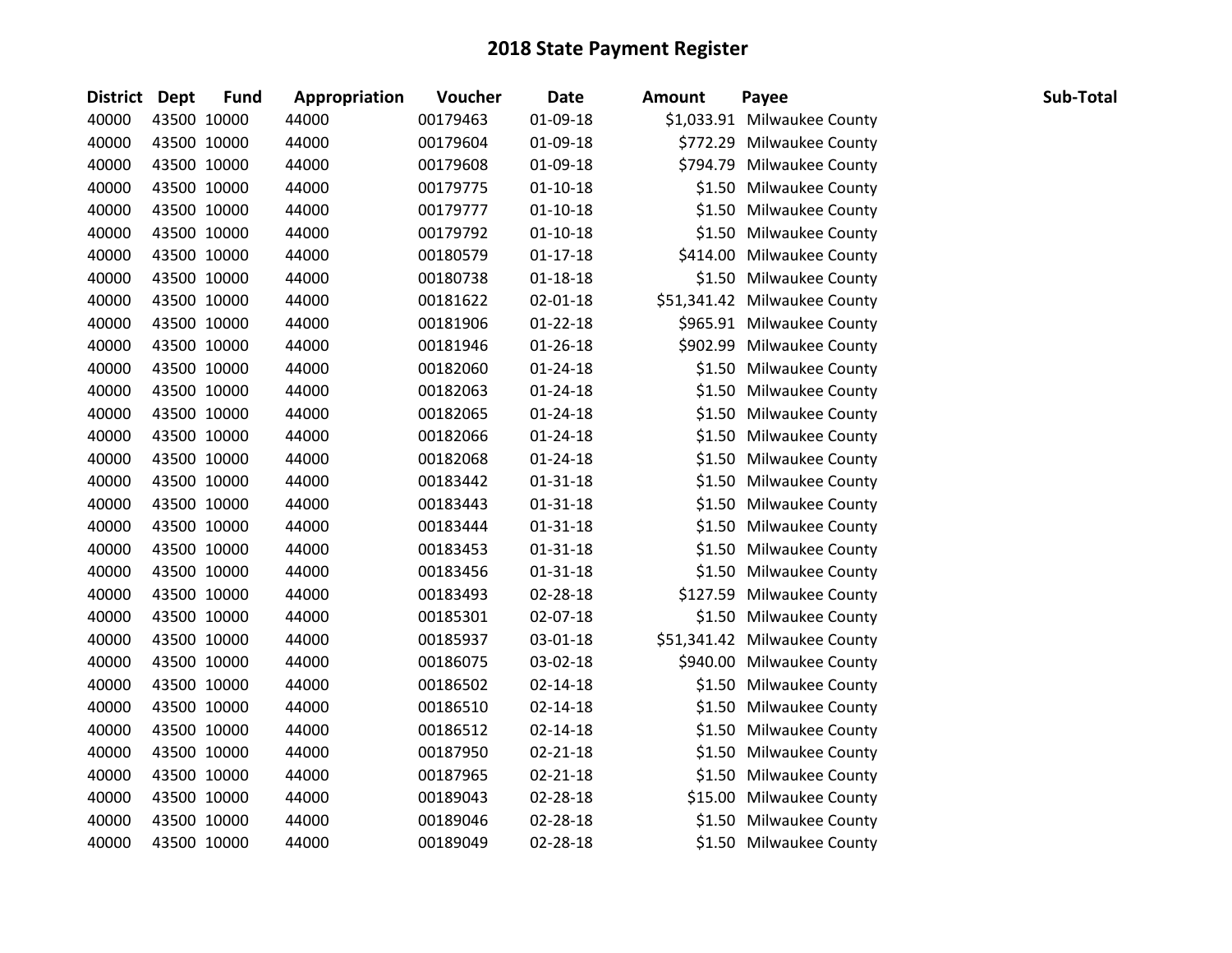# 2018 State Payment Register

| District | Dept | Fund | Appropriation | Voucher | Date | Amount | Payee | Sub-Total |
|---|---|---|---|---|---|---|---|---|
| 40000 | 43500 | 10000 | 44000 | 00179463 | 01-09-18 | $1,033.91 | Milwaukee County | |
| 40000 | 43500 | 10000 | 44000 | 00179604 | 01-09-18 | $772.29 | Milwaukee County | |
| 40000 | 43500 | 10000 | 44000 | 00179608 | 01-09-18 | $794.79 | Milwaukee County | |
| 40000 | 43500 | 10000 | 44000 | 00179775 | 01-10-18 | $1.50 | Milwaukee County | |
| 40000 | 43500 | 10000 | 44000 | 00179777 | 01-10-18 | $1.50 | Milwaukee County | |
| 40000 | 43500 | 10000 | 44000 | 00179792 | 01-10-18 | $1.50 | Milwaukee County | |
| 40000 | 43500 | 10000 | 44000 | 00180579 | 01-17-18 | $414.00 | Milwaukee County | |
| 40000 | 43500 | 10000 | 44000 | 00180738 | 01-18-18 | $1.50 | Milwaukee County | |
| 40000 | 43500 | 10000 | 44000 | 00181622 | 02-01-18 | $51,341.42 | Milwaukee County | |
| 40000 | 43500 | 10000 | 44000 | 00181906 | 01-22-18 | $965.91 | Milwaukee County | |
| 40000 | 43500 | 10000 | 44000 | 00181946 | 01-26-18 | $902.99 | Milwaukee County | |
| 40000 | 43500 | 10000 | 44000 | 00182060 | 01-24-18 | $1.50 | Milwaukee County | |
| 40000 | 43500 | 10000 | 44000 | 00182063 | 01-24-18 | $1.50 | Milwaukee County | |
| 40000 | 43500 | 10000 | 44000 | 00182065 | 01-24-18 | $1.50 | Milwaukee County | |
| 40000 | 43500 | 10000 | 44000 | 00182066 | 01-24-18 | $1.50 | Milwaukee County | |
| 40000 | 43500 | 10000 | 44000 | 00182068 | 01-24-18 | $1.50 | Milwaukee County | |
| 40000 | 43500 | 10000 | 44000 | 00183442 | 01-31-18 | $1.50 | Milwaukee County | |
| 40000 | 43500 | 10000 | 44000 | 00183443 | 01-31-18 | $1.50 | Milwaukee County | |
| 40000 | 43500 | 10000 | 44000 | 00183444 | 01-31-18 | $1.50 | Milwaukee County | |
| 40000 | 43500 | 10000 | 44000 | 00183453 | 01-31-18 | $1.50 | Milwaukee County | |
| 40000 | 43500 | 10000 | 44000 | 00183456 | 01-31-18 | $1.50 | Milwaukee County | |
| 40000 | 43500 | 10000 | 44000 | 00183493 | 02-28-18 | $127.59 | Milwaukee County | |
| 40000 | 43500 | 10000 | 44000 | 00185301 | 02-07-18 | $1.50 | Milwaukee County | |
| 40000 | 43500 | 10000 | 44000 | 00185937 | 03-01-18 | $51,341.42 | Milwaukee County | |
| 40000 | 43500 | 10000 | 44000 | 00186075 | 03-02-18 | $940.00 | Milwaukee County | |
| 40000 | 43500 | 10000 | 44000 | 00186502 | 02-14-18 | $1.50 | Milwaukee County | |
| 40000 | 43500 | 10000 | 44000 | 00186510 | 02-14-18 | $1.50 | Milwaukee County | |
| 40000 | 43500 | 10000 | 44000 | 00186512 | 02-14-18 | $1.50 | Milwaukee County | |
| 40000 | 43500 | 10000 | 44000 | 00187950 | 02-21-18 | $1.50 | Milwaukee County | |
| 40000 | 43500 | 10000 | 44000 | 00187965 | 02-21-18 | $1.50 | Milwaukee County | |
| 40000 | 43500 | 10000 | 44000 | 00189043 | 02-28-18 | $15.00 | Milwaukee County | |
| 40000 | 43500 | 10000 | 44000 | 00189046 | 02-28-18 | $1.50 | Milwaukee County | |
| 40000 | 43500 | 10000 | 44000 | 00189049 | 02-28-18 | $1.50 | Milwaukee County | |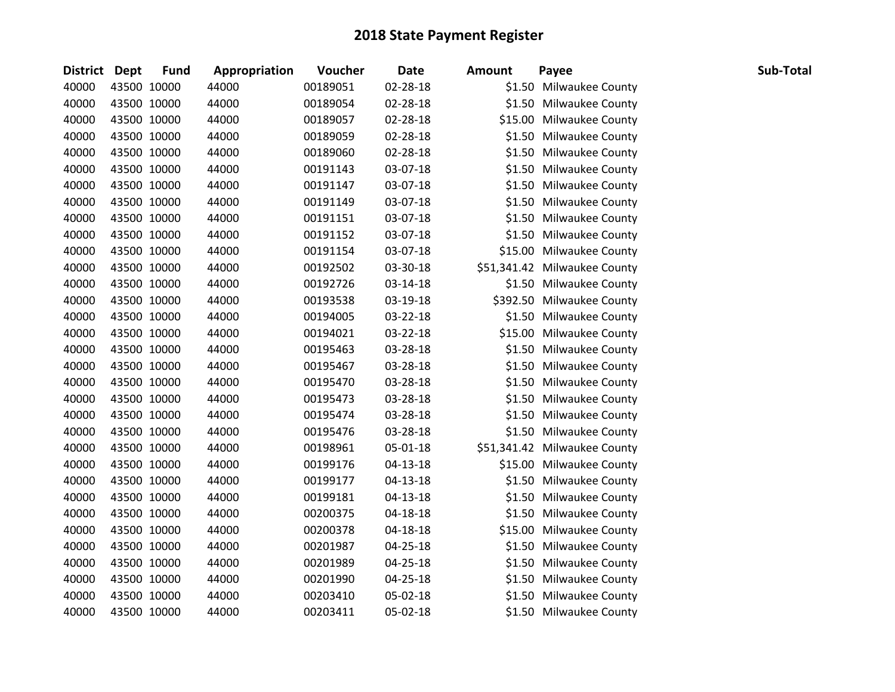# 2018 State Payment Register

| District | Dept | Fund | Appropriation | Voucher | Date | Amount | Payee | Sub-Total |
|---|---|---|---|---|---|---|---|---|
| 40000 | 43500 | 10000 | 44000 | 00189051 | 02-28-18 | $1.50 | Milwaukee County | |
| 40000 | 43500 | 10000 | 44000 | 00189054 | 02-28-18 | $1.50 | Milwaukee County | |
| 40000 | 43500 | 10000 | 44000 | 00189057 | 02-28-18 | $15.00 | Milwaukee County | |
| 40000 | 43500 | 10000 | 44000 | 00189059 | 02-28-18 | $1.50 | Milwaukee County | |
| 40000 | 43500 | 10000 | 44000 | 00189060 | 02-28-18 | $1.50 | Milwaukee County | |
| 40000 | 43500 | 10000 | 44000 | 00191143 | 03-07-18 | $1.50 | Milwaukee County | |
| 40000 | 43500 | 10000 | 44000 | 00191147 | 03-07-18 | $1.50 | Milwaukee County | |
| 40000 | 43500 | 10000 | 44000 | 00191149 | 03-07-18 | $1.50 | Milwaukee County | |
| 40000 | 43500 | 10000 | 44000 | 00191151 | 03-07-18 | $1.50 | Milwaukee County | |
| 40000 | 43500 | 10000 | 44000 | 00191152 | 03-07-18 | $1.50 | Milwaukee County | |
| 40000 | 43500 | 10000 | 44000 | 00191154 | 03-07-18 | $15.00 | Milwaukee County | |
| 40000 | 43500 | 10000 | 44000 | 00192502 | 03-30-18 | $51,341.42 | Milwaukee County | |
| 40000 | 43500 | 10000 | 44000 | 00192726 | 03-14-18 | $1.50 | Milwaukee County | |
| 40000 | 43500 | 10000 | 44000 | 00193538 | 03-19-18 | $392.50 | Milwaukee County | |
| 40000 | 43500 | 10000 | 44000 | 00194005 | 03-22-18 | $1.50 | Milwaukee County | |
| 40000 | 43500 | 10000 | 44000 | 00194021 | 03-22-18 | $15.00 | Milwaukee County | |
| 40000 | 43500 | 10000 | 44000 | 00195463 | 03-28-18 | $1.50 | Milwaukee County | |
| 40000 | 43500 | 10000 | 44000 | 00195467 | 03-28-18 | $1.50 | Milwaukee County | |
| 40000 | 43500 | 10000 | 44000 | 00195470 | 03-28-18 | $1.50 | Milwaukee County | |
| 40000 | 43500 | 10000 | 44000 | 00195473 | 03-28-18 | $1.50 | Milwaukee County | |
| 40000 | 43500 | 10000 | 44000 | 00195474 | 03-28-18 | $1.50 | Milwaukee County | |
| 40000 | 43500 | 10000 | 44000 | 00195476 | 03-28-18 | $1.50 | Milwaukee County | |
| 40000 | 43500 | 10000 | 44000 | 00198961 | 05-01-18 | $51,341.42 | Milwaukee County | |
| 40000 | 43500 | 10000 | 44000 | 00199176 | 04-13-18 | $15.00 | Milwaukee County | |
| 40000 | 43500 | 10000 | 44000 | 00199177 | 04-13-18 | $1.50 | Milwaukee County | |
| 40000 | 43500 | 10000 | 44000 | 00199181 | 04-13-18 | $1.50 | Milwaukee County | |
| 40000 | 43500 | 10000 | 44000 | 00200375 | 04-18-18 | $1.50 | Milwaukee County | |
| 40000 | 43500 | 10000 | 44000 | 00200378 | 04-18-18 | $15.00 | Milwaukee County | |
| 40000 | 43500 | 10000 | 44000 | 00201987 | 04-25-18 | $1.50 | Milwaukee County | |
| 40000 | 43500 | 10000 | 44000 | 00201989 | 04-25-18 | $1.50 | Milwaukee County | |
| 40000 | 43500 | 10000 | 44000 | 00201990 | 04-25-18 | $1.50 | Milwaukee County | |
| 40000 | 43500 | 10000 | 44000 | 00203410 | 05-02-18 | $1.50 | Milwaukee County | |
| 40000 | 43500 | 10000 | 44000 | 00203411 | 05-02-18 | $1.50 | Milwaukee County | |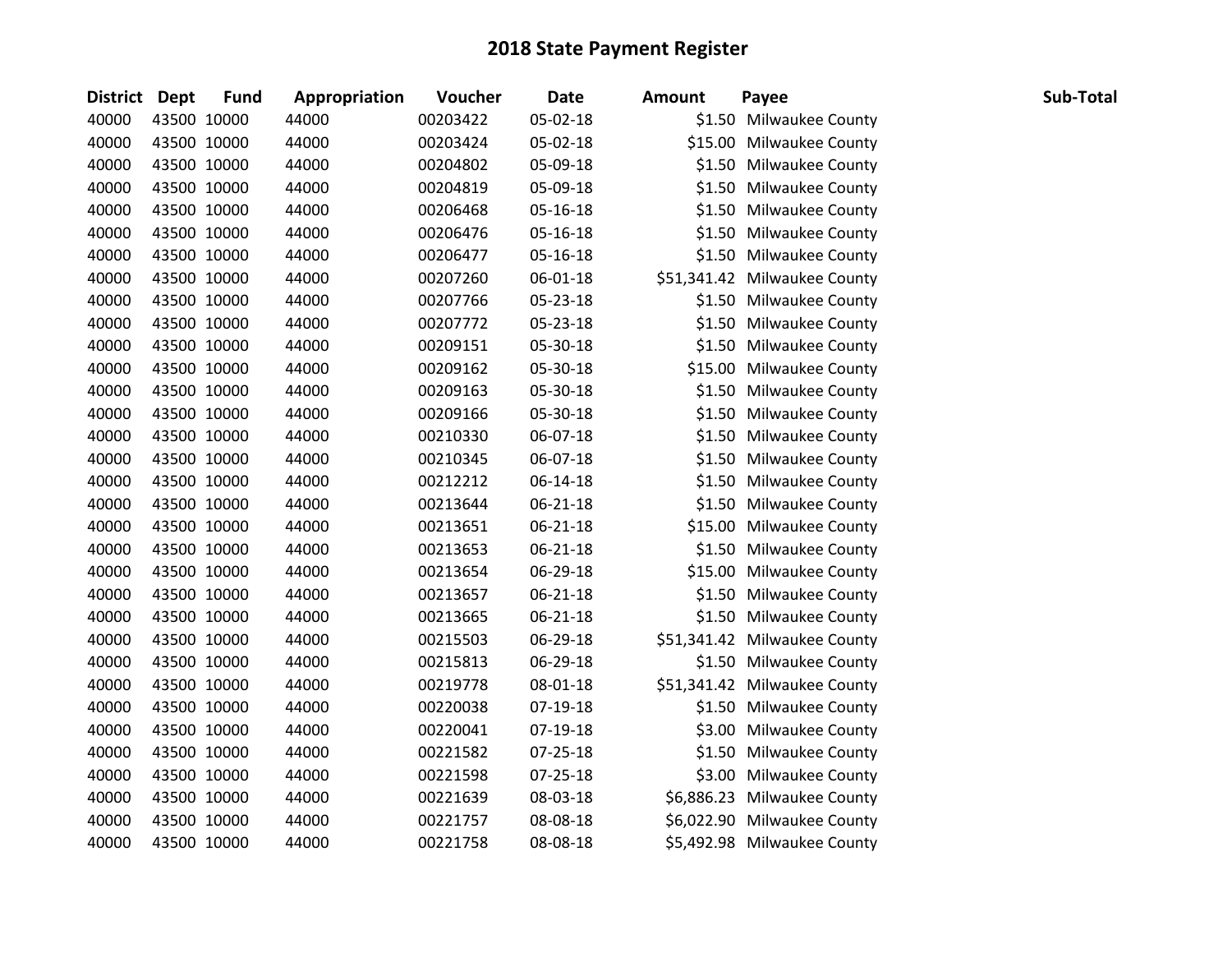# 2018 State Payment Register

| District | Dept | Fund | Appropriation | Voucher | Date | Amount | Payee | Sub-Total |
|---|---|---|---|---|---|---|---|---|
| 40000 | 43500 | 10000 | 44000 | 00203422 | 05-02-18 | $1.50 | Milwaukee County | |
| 40000 | 43500 | 10000 | 44000 | 00203424 | 05-02-18 | $15.00 | Milwaukee County | |
| 40000 | 43500 | 10000 | 44000 | 00204802 | 05-09-18 | $1.50 | Milwaukee County | |
| 40000 | 43500 | 10000 | 44000 | 00204819 | 05-09-18 | $1.50 | Milwaukee County | |
| 40000 | 43500 | 10000 | 44000 | 00206468 | 05-16-18 | $1.50 | Milwaukee County | |
| 40000 | 43500 | 10000 | 44000 | 00206476 | 05-16-18 | $1.50 | Milwaukee County | |
| 40000 | 43500 | 10000 | 44000 | 00206477 | 05-16-18 | $1.50 | Milwaukee County | |
| 40000 | 43500 | 10000 | 44000 | 00207260 | 06-01-18 | $51,341.42 | Milwaukee County | |
| 40000 | 43500 | 10000 | 44000 | 00207766 | 05-23-18 | $1.50 | Milwaukee County | |
| 40000 | 43500 | 10000 | 44000 | 00207772 | 05-23-18 | $1.50 | Milwaukee County | |
| 40000 | 43500 | 10000 | 44000 | 00209151 | 05-30-18 | $1.50 | Milwaukee County | |
| 40000 | 43500 | 10000 | 44000 | 00209162 | 05-30-18 | $15.00 | Milwaukee County | |
| 40000 | 43500 | 10000 | 44000 | 00209163 | 05-30-18 | $1.50 | Milwaukee County | |
| 40000 | 43500 | 10000 | 44000 | 00209166 | 05-30-18 | $1.50 | Milwaukee County | |
| 40000 | 43500 | 10000 | 44000 | 00210330 | 06-07-18 | $1.50 | Milwaukee County | |
| 40000 | 43500 | 10000 | 44000 | 00210345 | 06-07-18 | $1.50 | Milwaukee County | |
| 40000 | 43500 | 10000 | 44000 | 00212212 | 06-14-18 | $1.50 | Milwaukee County | |
| 40000 | 43500 | 10000 | 44000 | 00213644 | 06-21-18 | $1.50 | Milwaukee County | |
| 40000 | 43500 | 10000 | 44000 | 00213651 | 06-21-18 | $15.00 | Milwaukee County | |
| 40000 | 43500 | 10000 | 44000 | 00213653 | 06-21-18 | $1.50 | Milwaukee County | |
| 40000 | 43500 | 10000 | 44000 | 00213654 | 06-29-18 | $15.00 | Milwaukee County | |
| 40000 | 43500 | 10000 | 44000 | 00213657 | 06-21-18 | $1.50 | Milwaukee County | |
| 40000 | 43500 | 10000 | 44000 | 00213665 | 06-21-18 | $1.50 | Milwaukee County | |
| 40000 | 43500 | 10000 | 44000 | 00215503 | 06-29-18 | $51,341.42 | Milwaukee County | |
| 40000 | 43500 | 10000 | 44000 | 00215813 | 06-29-18 | $1.50 | Milwaukee County | |
| 40000 | 43500 | 10000 | 44000 | 00219778 | 08-01-18 | $51,341.42 | Milwaukee County | |
| 40000 | 43500 | 10000 | 44000 | 00220038 | 07-19-18 | $1.50 | Milwaukee County | |
| 40000 | 43500 | 10000 | 44000 | 00220041 | 07-19-18 | $3.00 | Milwaukee County | |
| 40000 | 43500 | 10000 | 44000 | 00221582 | 07-25-18 | $1.50 | Milwaukee County | |
| 40000 | 43500 | 10000 | 44000 | 00221598 | 07-25-18 | $3.00 | Milwaukee County | |
| 40000 | 43500 | 10000 | 44000 | 00221639 | 08-03-18 | $6,886.23 | Milwaukee County | |
| 40000 | 43500 | 10000 | 44000 | 00221757 | 08-08-18 | $6,022.90 | Milwaukee County | |
| 40000 | 43500 | 10000 | 44000 | 00221758 | 08-08-18 | $5,492.98 | Milwaukee County | |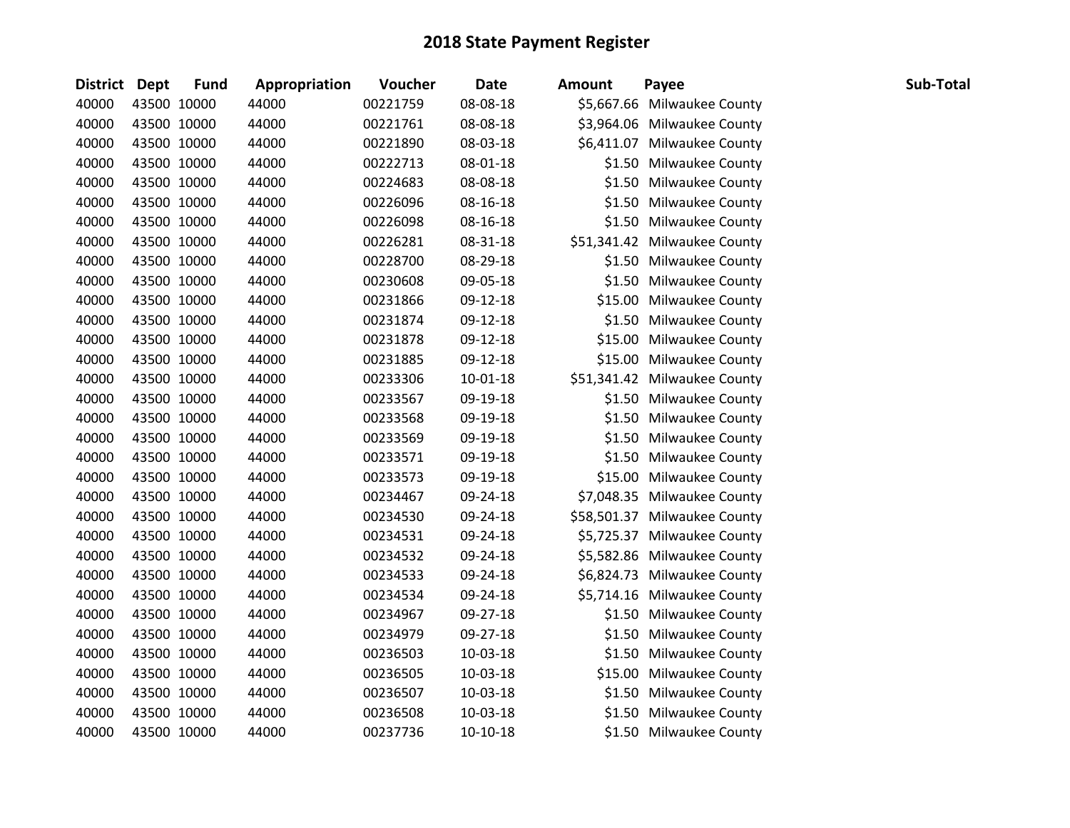# 2018 State Payment Register

| District | Dept | Fund | Appropriation | Voucher | Date | Amount | Payee | Sub-Total |
|---|---|---|---|---|---|---|---|---|
| 40000 | 43500 | 10000 | 44000 | 00221759 | 08-08-18 | $5,667.66 | Milwaukee County | |
| 40000 | 43500 | 10000 | 44000 | 00221761 | 08-08-18 | $3,964.06 | Milwaukee County | |
| 40000 | 43500 | 10000 | 44000 | 00221890 | 08-03-18 | $6,411.07 | Milwaukee County | |
| 40000 | 43500 | 10000 | 44000 | 00222713 | 08-01-18 | $1.50 | Milwaukee County | |
| 40000 | 43500 | 10000 | 44000 | 00224683 | 08-08-18 | $1.50 | Milwaukee County | |
| 40000 | 43500 | 10000 | 44000 | 00226096 | 08-16-18 | $1.50 | Milwaukee County | |
| 40000 | 43500 | 10000 | 44000 | 00226098 | 08-16-18 | $1.50 | Milwaukee County | |
| 40000 | 43500 | 10000 | 44000 | 00226281 | 08-31-18 | $51,341.42 | Milwaukee County | |
| 40000 | 43500 | 10000 | 44000 | 00228700 | 08-29-18 | $1.50 | Milwaukee County | |
| 40000 | 43500 | 10000 | 44000 | 00230608 | 09-05-18 | $1.50 | Milwaukee County | |
| 40000 | 43500 | 10000 | 44000 | 00231866 | 09-12-18 | $15.00 | Milwaukee County | |
| 40000 | 43500 | 10000 | 44000 | 00231874 | 09-12-18 | $1.50 | Milwaukee County | |
| 40000 | 43500 | 10000 | 44000 | 00231878 | 09-12-18 | $15.00 | Milwaukee County | |
| 40000 | 43500 | 10000 | 44000 | 00231885 | 09-12-18 | $15.00 | Milwaukee County | |
| 40000 | 43500 | 10000 | 44000 | 00233306 | 10-01-18 | $51,341.42 | Milwaukee County | |
| 40000 | 43500 | 10000 | 44000 | 00233567 | 09-19-18 | $1.50 | Milwaukee County | |
| 40000 | 43500 | 10000 | 44000 | 00233568 | 09-19-18 | $1.50 | Milwaukee County | |
| 40000 | 43500 | 10000 | 44000 | 00233569 | 09-19-18 | $1.50 | Milwaukee County | |
| 40000 | 43500 | 10000 | 44000 | 00233571 | 09-19-18 | $1.50 | Milwaukee County | |
| 40000 | 43500 | 10000 | 44000 | 00233573 | 09-19-18 | $15.00 | Milwaukee County | |
| 40000 | 43500 | 10000 | 44000 | 00234467 | 09-24-18 | $7,048.35 | Milwaukee County | |
| 40000 | 43500 | 10000 | 44000 | 00234530 | 09-24-18 | $58,501.37 | Milwaukee County | |
| 40000 | 43500 | 10000 | 44000 | 00234531 | 09-24-18 | $5,725.37 | Milwaukee County | |
| 40000 | 43500 | 10000 | 44000 | 00234532 | 09-24-18 | $5,582.86 | Milwaukee County | |
| 40000 | 43500 | 10000 | 44000 | 00234533 | 09-24-18 | $6,824.73 | Milwaukee County | |
| 40000 | 43500 | 10000 | 44000 | 00234534 | 09-24-18 | $5,714.16 | Milwaukee County | |
| 40000 | 43500 | 10000 | 44000 | 00234967 | 09-27-18 | $1.50 | Milwaukee County | |
| 40000 | 43500 | 10000 | 44000 | 00234979 | 09-27-18 | $1.50 | Milwaukee County | |
| 40000 | 43500 | 10000 | 44000 | 00236503 | 10-03-18 | $1.50 | Milwaukee County | |
| 40000 | 43500 | 10000 | 44000 | 00236505 | 10-03-18 | $15.00 | Milwaukee County | |
| 40000 | 43500 | 10000 | 44000 | 00236507 | 10-03-18 | $1.50 | Milwaukee County | |
| 40000 | 43500 | 10000 | 44000 | 00236508 | 10-03-18 | $1.50 | Milwaukee County | |
| 40000 | 43500 | 10000 | 44000 | 00237736 | 10-10-18 | $1.50 | Milwaukee County | |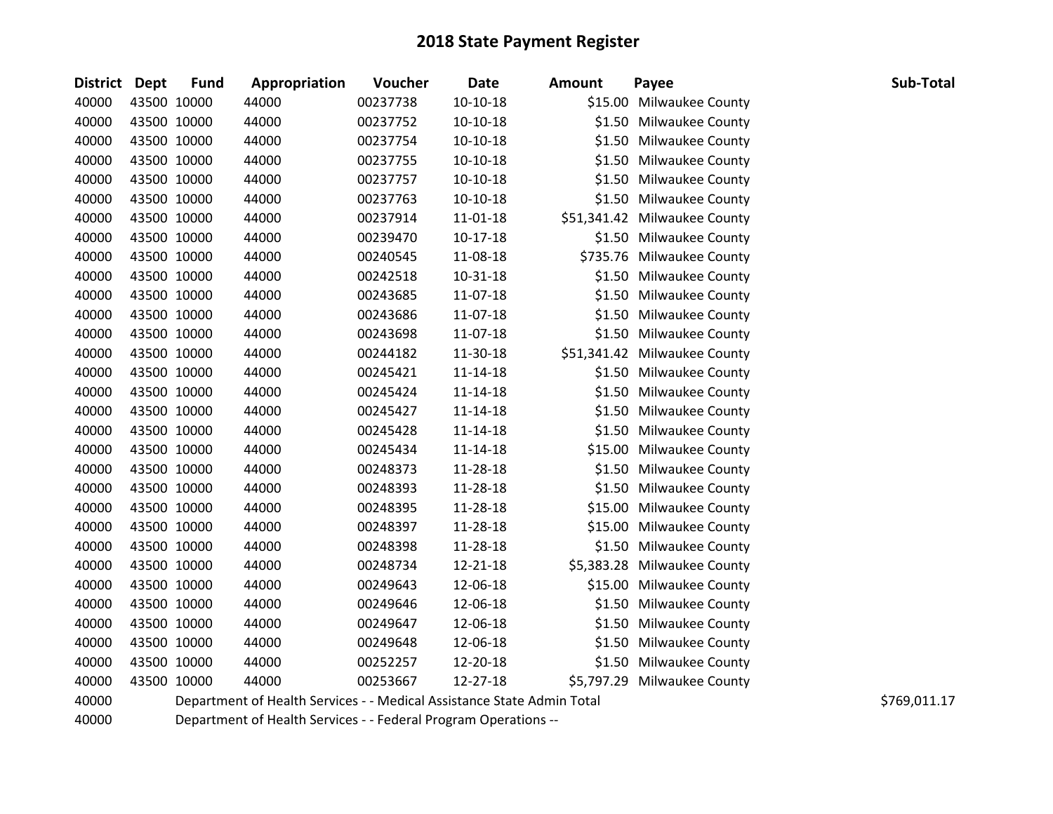# 2018 State Payment Register

| District | Dept | Fund | Appropriation | Voucher | Date | Amount | Payee | Sub-Total |
|---|---|---|---|---|---|---|---|---|
| 40000 | 43500 | 10000 | 44000 | 00237738 | 10-10-18 | $15.00 | Milwaukee County | |
| 40000 | 43500 | 10000 | 44000 | 00237752 | 10-10-18 | $1.50 | Milwaukee County | |
| 40000 | 43500 | 10000 | 44000 | 00237754 | 10-10-18 | $1.50 | Milwaukee County | |
| 40000 | 43500 | 10000 | 44000 | 00237755 | 10-10-18 | $1.50 | Milwaukee County | |
| 40000 | 43500 | 10000 | 44000 | 00237757 | 10-10-18 | $1.50 | Milwaukee County | |
| 40000 | 43500 | 10000 | 44000 | 00237763 | 10-10-18 | $1.50 | Milwaukee County | |
| 40000 | 43500 | 10000 | 44000 | 00237914 | 11-01-18 | $51,341.42 | Milwaukee County | |
| 40000 | 43500 | 10000 | 44000 | 00239470 | 10-17-18 | $1.50 | Milwaukee County | |
| 40000 | 43500 | 10000 | 44000 | 00240545 | 11-08-18 | $735.76 | Milwaukee County | |
| 40000 | 43500 | 10000 | 44000 | 00242518 | 10-31-18 | $1.50 | Milwaukee County | |
| 40000 | 43500 | 10000 | 44000 | 00243685 | 11-07-18 | $1.50 | Milwaukee County | |
| 40000 | 43500 | 10000 | 44000 | 00243686 | 11-07-18 | $1.50 | Milwaukee County | |
| 40000 | 43500 | 10000 | 44000 | 00243698 | 11-07-18 | $1.50 | Milwaukee County | |
| 40000 | 43500 | 10000 | 44000 | 00244182 | 11-30-18 | $51,341.42 | Milwaukee County | |
| 40000 | 43500 | 10000 | 44000 | 00245421 | 11-14-18 | $1.50 | Milwaukee County | |
| 40000 | 43500 | 10000 | 44000 | 00245424 | 11-14-18 | $1.50 | Milwaukee County | |
| 40000 | 43500 | 10000 | 44000 | 00245427 | 11-14-18 | $1.50 | Milwaukee County | |
| 40000 | 43500 | 10000 | 44000 | 00245428 | 11-14-18 | $1.50 | Milwaukee County | |
| 40000 | 43500 | 10000 | 44000 | 00245434 | 11-14-18 | $15.00 | Milwaukee County | |
| 40000 | 43500 | 10000 | 44000 | 00248373 | 11-28-18 | $1.50 | Milwaukee County | |
| 40000 | 43500 | 10000 | 44000 | 00248393 | 11-28-18 | $1.50 | Milwaukee County | |
| 40000 | 43500 | 10000 | 44000 | 00248395 | 11-28-18 | $15.00 | Milwaukee County | |
| 40000 | 43500 | 10000 | 44000 | 00248397 | 11-28-18 | $15.00 | Milwaukee County | |
| 40000 | 43500 | 10000 | 44000 | 00248398 | 11-28-18 | $1.50 | Milwaukee County | |
| 40000 | 43500 | 10000 | 44000 | 00248734 | 12-21-18 | $5,383.28 | Milwaukee County | |
| 40000 | 43500 | 10000 | 44000 | 00249643 | 12-06-18 | $15.00 | Milwaukee County | |
| 40000 | 43500 | 10000 | 44000 | 00249646 | 12-06-18 | $1.50 | Milwaukee County | |
| 40000 | 43500 | 10000 | 44000 | 00249647 | 12-06-18 | $1.50 | Milwaukee County | |
| 40000 | 43500 | 10000 | 44000 | 00249648 | 12-06-18 | $1.50 | Milwaukee County | |
| 40000 | 43500 | 10000 | 44000 | 00252257 | 12-20-18 | $1.50 | Milwaukee County | |
| 40000 | 43500 | 10000 | 44000 | 00253667 | 12-27-18 | $5,797.29 | Milwaukee County | |
| 40000 | | Department of Health Services - - Medical Assistance State Admin Total | | | | | | $769,011.17 |
| 40000 | | Department of Health Services - - Federal Program Operations -- | | | | | | |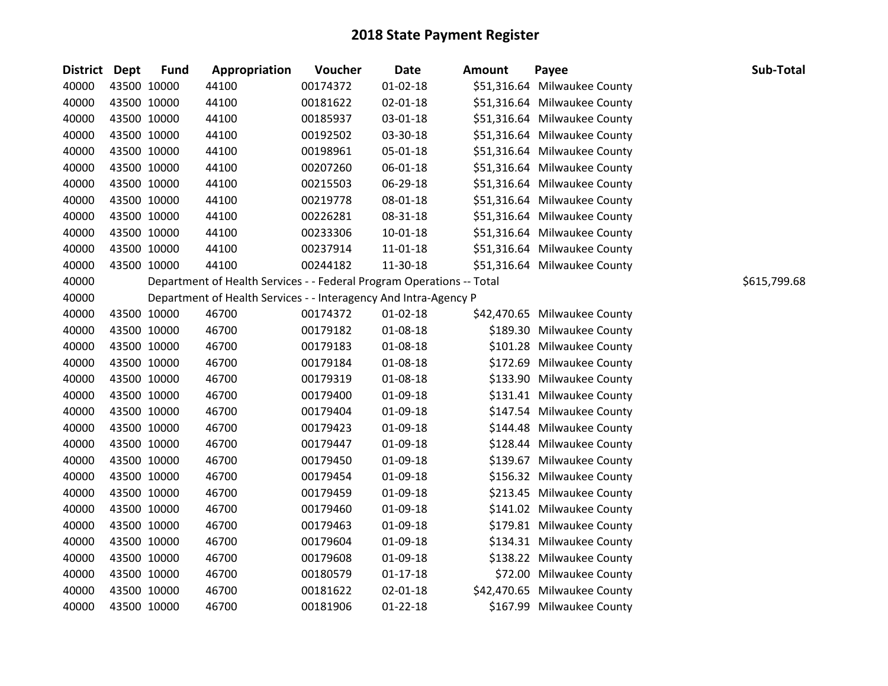# 2018 State Payment Register

| District | Dept | Fund | Appropriation | Voucher | Date | Amount | Payee | Sub-Total |
|---|---|---|---|---|---|---|---|---|
| 40000 | 43500 | 10000 | 44100 | 00174372 | 01-02-18 | $51,316.64 | Milwaukee County | |
| 40000 | 43500 | 10000 | 44100 | 00181622 | 02-01-18 | $51,316.64 | Milwaukee County | |
| 40000 | 43500 | 10000 | 44100 | 00185937 | 03-01-18 | $51,316.64 | Milwaukee County | |
| 40000 | 43500 | 10000 | 44100 | 00192502 | 03-30-18 | $51,316.64 | Milwaukee County | |
| 40000 | 43500 | 10000 | 44100 | 00198961 | 05-01-18 | $51,316.64 | Milwaukee County | |
| 40000 | 43500 | 10000 | 44100 | 00207260 | 06-01-18 | $51,316.64 | Milwaukee County | |
| 40000 | 43500 | 10000 | 44100 | 00215503 | 06-29-18 | $51,316.64 | Milwaukee County | |
| 40000 | 43500 | 10000 | 44100 | 00219778 | 08-01-18 | $51,316.64 | Milwaukee County | |
| 40000 | 43500 | 10000 | 44100 | 00226281 | 08-31-18 | $51,316.64 | Milwaukee County | |
| 40000 | 43500 | 10000 | 44100 | 00233306 | 10-01-18 | $51,316.64 | Milwaukee County | |
| 40000 | 43500 | 10000 | 44100 | 00237914 | 11-01-18 | $51,316.64 | Milwaukee County | |
| 40000 | 43500 | 10000 | 44100 | 00244182 | 11-30-18 | $51,316.64 | Milwaukee County | |
| 40000 | | Department of Health Services - - Federal Program Operations -- Total | | | | | | $615,799.68 |
| 40000 | | Department of Health Services - - Interagency And Intra-Agency P | | | | | | |
| 40000 | 43500 | 10000 | 46700 | 00174372 | 01-02-18 | $42,470.65 | Milwaukee County | |
| 40000 | 43500 | 10000 | 46700 | 00179182 | 01-08-18 | $189.30 | Milwaukee County | |
| 40000 | 43500 | 10000 | 46700 | 00179183 | 01-08-18 | $101.28 | Milwaukee County | |
| 40000 | 43500 | 10000 | 46700 | 00179184 | 01-08-18 | $172.69 | Milwaukee County | |
| 40000 | 43500 | 10000 | 46700 | 00179319 | 01-08-18 | $133.90 | Milwaukee County | |
| 40000 | 43500 | 10000 | 46700 | 00179400 | 01-09-18 | $131.41 | Milwaukee County | |
| 40000 | 43500 | 10000 | 46700 | 00179404 | 01-09-18 | $147.54 | Milwaukee County | |
| 40000 | 43500 | 10000 | 46700 | 00179423 | 01-09-18 | $144.48 | Milwaukee County | |
| 40000 | 43500 | 10000 | 46700 | 00179447 | 01-09-18 | $128.44 | Milwaukee County | |
| 40000 | 43500 | 10000 | 46700 | 00179450 | 01-09-18 | $139.67 | Milwaukee County | |
| 40000 | 43500 | 10000 | 46700 | 00179454 | 01-09-18 | $156.32 | Milwaukee County | |
| 40000 | 43500 | 10000 | 46700 | 00179459 | 01-09-18 | $213.45 | Milwaukee County | |
| 40000 | 43500 | 10000 | 46700 | 00179460 | 01-09-18 | $141.02 | Milwaukee County | |
| 40000 | 43500 | 10000 | 46700 | 00179463 | 01-09-18 | $179.81 | Milwaukee County | |
| 40000 | 43500 | 10000 | 46700 | 00179604 | 01-09-18 | $134.31 | Milwaukee County | |
| 40000 | 43500 | 10000 | 46700 | 00179608 | 01-09-18 | $138.22 | Milwaukee County | |
| 40000 | 43500 | 10000 | 46700 | 00180579 | 01-17-18 | $72.00 | Milwaukee County | |
| 40000 | 43500 | 10000 | 46700 | 00181622 | 02-01-18 | $42,470.65 | Milwaukee County | |
| 40000 | 43500 | 10000 | 46700 | 00181906 | 01-22-18 | $167.99 | Milwaukee County | |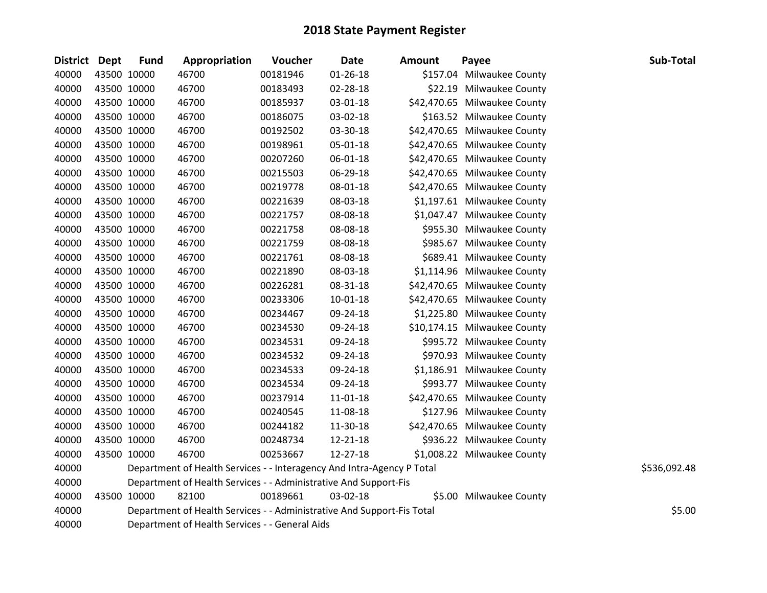# 2018 State Payment Register

| District | Dept | Fund | Appropriation | Voucher | Date | Amount | Payee | Sub-Total |
|---|---|---|---|---|---|---|---|---|
| 40000 | 43500 | 10000 | 46700 | 00181946 | 01-26-18 | $157.04 | Milwaukee County | |
| 40000 | 43500 | 10000 | 46700 | 00183493 | 02-28-18 | $22.19 | Milwaukee County | |
| 40000 | 43500 | 10000 | 46700 | 00185937 | 03-01-18 | $42,470.65 | Milwaukee County | |
| 40000 | 43500 | 10000 | 46700 | 00186075 | 03-02-18 | $163.52 | Milwaukee County | |
| 40000 | 43500 | 10000 | 46700 | 00192502 | 03-30-18 | $42,470.65 | Milwaukee County | |
| 40000 | 43500 | 10000 | 46700 | 00198961 | 05-01-18 | $42,470.65 | Milwaukee County | |
| 40000 | 43500 | 10000 | 46700 | 00207260 | 06-01-18 | $42,470.65 | Milwaukee County | |
| 40000 | 43500 | 10000 | 46700 | 00215503 | 06-29-18 | $42,470.65 | Milwaukee County | |
| 40000 | 43500 | 10000 | 46700 | 00219778 | 08-01-18 | $42,470.65 | Milwaukee County | |
| 40000 | 43500 | 10000 | 46700 | 00221639 | 08-03-18 | $1,197.61 | Milwaukee County | |
| 40000 | 43500 | 10000 | 46700 | 00221757 | 08-08-18 | $1,047.47 | Milwaukee County | |
| 40000 | 43500 | 10000 | 46700 | 00221758 | 08-08-18 | $955.30 | Milwaukee County | |
| 40000 | 43500 | 10000 | 46700 | 00221759 | 08-08-18 | $985.67 | Milwaukee County | |
| 40000 | 43500 | 10000 | 46700 | 00221761 | 08-08-18 | $689.41 | Milwaukee County | |
| 40000 | 43500 | 10000 | 46700 | 00221890 | 08-03-18 | $1,114.96 | Milwaukee County | |
| 40000 | 43500 | 10000 | 46700 | 00226281 | 08-31-18 | $42,470.65 | Milwaukee County | |
| 40000 | 43500 | 10000 | 46700 | 00233306 | 10-01-18 | $42,470.65 | Milwaukee County | |
| 40000 | 43500 | 10000 | 46700 | 00234467 | 09-24-18 | $1,225.80 | Milwaukee County | |
| 40000 | 43500 | 10000 | 46700 | 00234530 | 09-24-18 | $10,174.15 | Milwaukee County | |
| 40000 | 43500 | 10000 | 46700 | 00234531 | 09-24-18 | $995.72 | Milwaukee County | |
| 40000 | 43500 | 10000 | 46700 | 00234532 | 09-24-18 | $970.93 | Milwaukee County | |
| 40000 | 43500 | 10000 | 46700 | 00234533 | 09-24-18 | $1,186.91 | Milwaukee County | |
| 40000 | 43500 | 10000 | 46700 | 00234534 | 09-24-18 | $993.77 | Milwaukee County | |
| 40000 | 43500 | 10000 | 46700 | 00237914 | 11-01-18 | $42,470.65 | Milwaukee County | |
| 40000 | 43500 | 10000 | 46700 | 00240545 | 11-08-18 | $127.96 | Milwaukee County | |
| 40000 | 43500 | 10000 | 46700 | 00244182 | 11-30-18 | $42,470.65 | Milwaukee County | |
| 40000 | 43500 | 10000 | 46700 | 00248734 | 12-21-18 | $936.22 | Milwaukee County | |
| 40000 | 43500 | 10000 | 46700 | 00253667 | 12-27-18 | $1,008.22 | Milwaukee County | |
| 40000 | | Department of Health Services - - Interagency And Intra-Agency P Total | | | | | | $536,092.48 |
| 40000 | | Department of Health Services - - Administrative And Support-Fis | | | | | | |
| 40000 | 43500 | 10000 | 82100 | 00189661 | 03-02-18 | $5.00 | Milwaukee County | |
| 40000 | | Department of Health Services - - Administrative And Support-Fis Total | | | | | | $5.00 |
| 40000 | | Department of Health Services - - General Aids | | | | | | |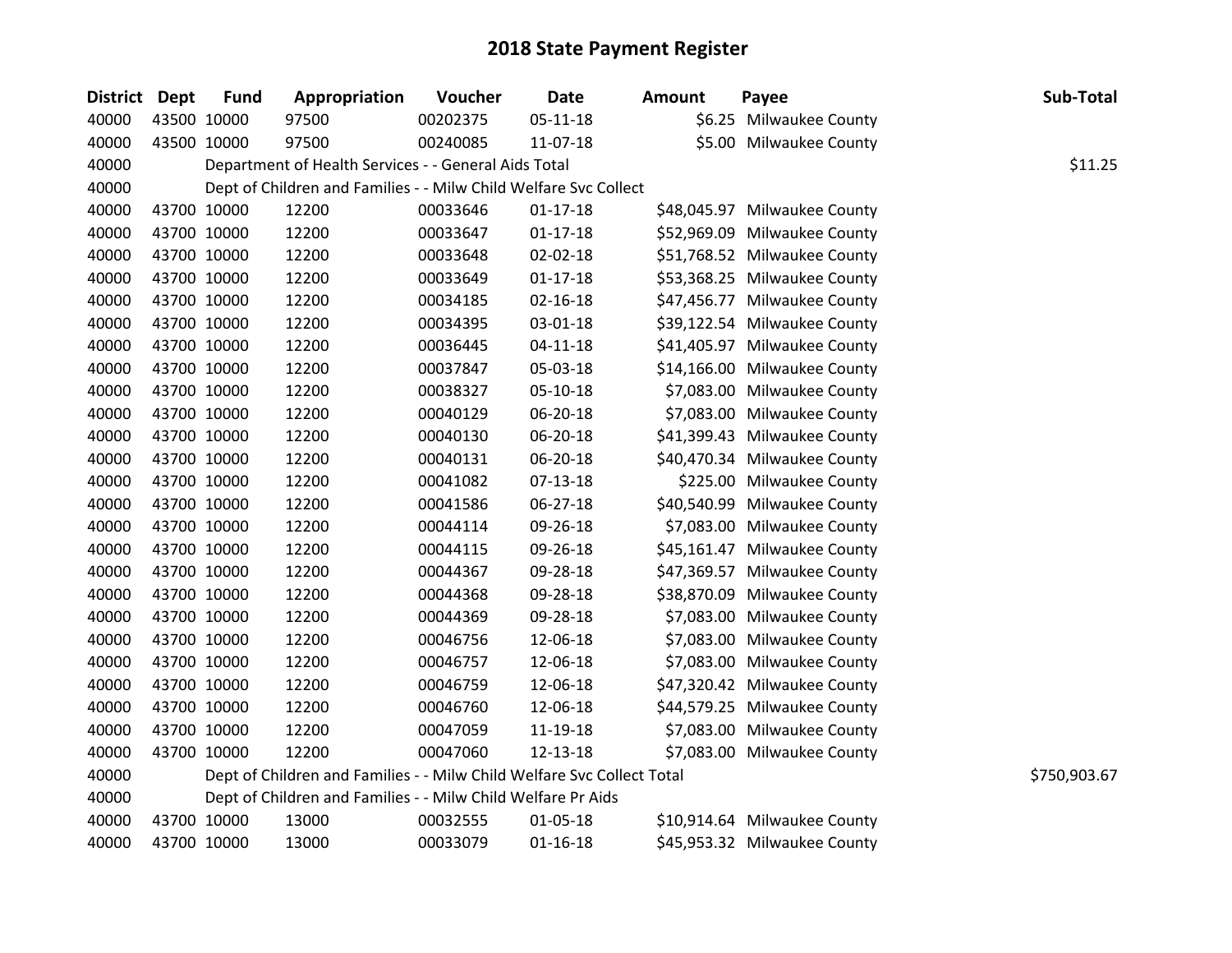# 2018 State Payment Register

| District | Dept | Fund | Appropriation | Voucher | Date | Amount | Payee | Sub-Total |
|---|---|---|---|---|---|---|---|---|
| 40000 | 43500 | 10000 | 97500 | 00202375 | 05-11-18 | $6.25 | Milwaukee County | |
| 40000 | 43500 | 10000 | 97500 | 00240085 | 11-07-18 | $5.00 | Milwaukee County | |
| 40000 | | Department of Health Services - - General Aids Total | | | | | | $11.25 |
| 40000 | | Dept of Children and Families - - Milw Child Welfare Svc Collect | | | | | | |
| 40000 | 43700 | 10000 | 12200 | 00033646 | 01-17-18 | $48,045.97 | Milwaukee County | |
| 40000 | 43700 | 10000 | 12200 | 00033647 | 01-17-18 | $52,969.09 | Milwaukee County | |
| 40000 | 43700 | 10000 | 12200 | 00033648 | 02-02-18 | $51,768.52 | Milwaukee County | |
| 40000 | 43700 | 10000 | 12200 | 00033649 | 01-17-18 | $53,368.25 | Milwaukee County | |
| 40000 | 43700 | 10000 | 12200 | 00034185 | 02-16-18 | $47,456.77 | Milwaukee County | |
| 40000 | 43700 | 10000 | 12200 | 00034395 | 03-01-18 | $39,122.54 | Milwaukee County | |
| 40000 | 43700 | 10000 | 12200 | 00036445 | 04-11-18 | $41,405.97 | Milwaukee County | |
| 40000 | 43700 | 10000 | 12200 | 00037847 | 05-03-18 | $14,166.00 | Milwaukee County | |
| 40000 | 43700 | 10000 | 12200 | 00038327 | 05-10-18 | $7,083.00 | Milwaukee County | |
| 40000 | 43700 | 10000 | 12200 | 00040129 | 06-20-18 | $7,083.00 | Milwaukee County | |
| 40000 | 43700 | 10000 | 12200 | 00040130 | 06-20-18 | $41,399.43 | Milwaukee County | |
| 40000 | 43700 | 10000 | 12200 | 00040131 | 06-20-18 | $40,470.34 | Milwaukee County | |
| 40000 | 43700 | 10000 | 12200 | 00041082 | 07-13-18 | $225.00 | Milwaukee County | |
| 40000 | 43700 | 10000 | 12200 | 00041586 | 06-27-18 | $40,540.99 | Milwaukee County | |
| 40000 | 43700 | 10000 | 12200 | 00044114 | 09-26-18 | $7,083.00 | Milwaukee County | |
| 40000 | 43700 | 10000 | 12200 | 00044115 | 09-26-18 | $45,161.47 | Milwaukee County | |
| 40000 | 43700 | 10000 | 12200 | 00044367 | 09-28-18 | $47,369.57 | Milwaukee County | |
| 40000 | 43700 | 10000 | 12200 | 00044368 | 09-28-18 | $38,870.09 | Milwaukee County | |
| 40000 | 43700 | 10000 | 12200 | 00044369 | 09-28-18 | $7,083.00 | Milwaukee County | |
| 40000 | 43700 | 10000 | 12200 | 00046756 | 12-06-18 | $7,083.00 | Milwaukee County | |
| 40000 | 43700 | 10000 | 12200 | 00046757 | 12-06-18 | $7,083.00 | Milwaukee County | |
| 40000 | 43700 | 10000 | 12200 | 00046759 | 12-06-18 | $47,320.42 | Milwaukee County | |
| 40000 | 43700 | 10000 | 12200 | 00046760 | 12-06-18 | $44,579.25 | Milwaukee County | |
| 40000 | 43700 | 10000 | 12200 | 00047059 | 11-19-18 | $7,083.00 | Milwaukee County | |
| 40000 | 43700 | 10000 | 12200 | 00047060 | 12-13-18 | $7,083.00 | Milwaukee County | |
| 40000 | | Dept of Children and Families - - Milw Child Welfare Svc Collect Total | | | | | | $750,903.67 |
| 40000 | | Dept of Children and Families - - Milw Child Welfare Pr Aids | | | | | | |
| 40000 | 43700 | 10000 | 13000 | 00032555 | 01-05-18 | $10,914.64 | Milwaukee County | |
| 40000 | 43700 | 10000 | 13000 | 00033079 | 01-16-18 | $45,953.32 | Milwaukee County | |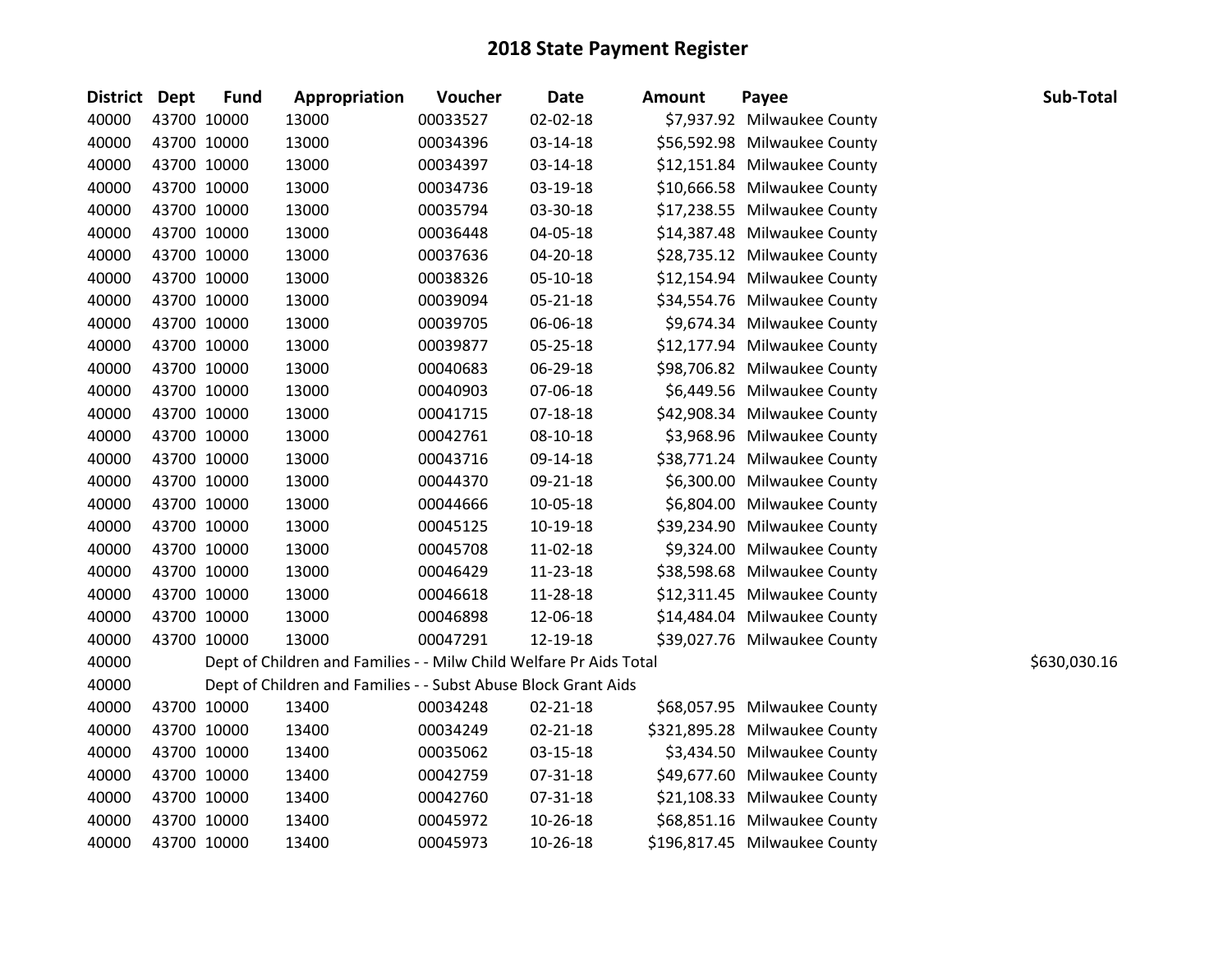# 2018 State Payment Register

| District | Dept | Fund | Appropriation | Voucher | Date | Amount | Payee | Sub-Total |
|---|---|---|---|---|---|---|---|---|
| 40000 | 43700 | 10000 | 13000 | 00033527 | 02-02-18 | $7,937.92 | Milwaukee County | |
| 40000 | 43700 | 10000 | 13000 | 00034396 | 03-14-18 | $56,592.98 | Milwaukee County | |
| 40000 | 43700 | 10000 | 13000 | 00034397 | 03-14-18 | $12,151.84 | Milwaukee County | |
| 40000 | 43700 | 10000 | 13000 | 00034736 | 03-19-18 | $10,666.58 | Milwaukee County | |
| 40000 | 43700 | 10000 | 13000 | 00035794 | 03-30-18 | $17,238.55 | Milwaukee County | |
| 40000 | 43700 | 10000 | 13000 | 00036448 | 04-05-18 | $14,387.48 | Milwaukee County | |
| 40000 | 43700 | 10000 | 13000 | 00037636 | 04-20-18 | $28,735.12 | Milwaukee County | |
| 40000 | 43700 | 10000 | 13000 | 00038326 | 05-10-18 | $12,154.94 | Milwaukee County | |
| 40000 | 43700 | 10000 | 13000 | 00039094 | 05-21-18 | $34,554.76 | Milwaukee County | |
| 40000 | 43700 | 10000 | 13000 | 00039705 | 06-06-18 | $9,674.34 | Milwaukee County | |
| 40000 | 43700 | 10000 | 13000 | 00039877 | 05-25-18 | $12,177.94 | Milwaukee County | |
| 40000 | 43700 | 10000 | 13000 | 00040683 | 06-29-18 | $98,706.82 | Milwaukee County | |
| 40000 | 43700 | 10000 | 13000 | 00040903 | 07-06-18 | $6,449.56 | Milwaukee County | |
| 40000 | 43700 | 10000 | 13000 | 00041715 | 07-18-18 | $42,908.34 | Milwaukee County | |
| 40000 | 43700 | 10000 | 13000 | 00042761 | 08-10-18 | $3,968.96 | Milwaukee County | |
| 40000 | 43700 | 10000 | 13000 | 00043716 | 09-14-18 | $38,771.24 | Milwaukee County | |
| 40000 | 43700 | 10000 | 13000 | 00044370 | 09-21-18 | $6,300.00 | Milwaukee County | |
| 40000 | 43700 | 10000 | 13000 | 00044666 | 10-05-18 | $6,804.00 | Milwaukee County | |
| 40000 | 43700 | 10000 | 13000 | 00045125 | 10-19-18 | $39,234.90 | Milwaukee County | |
| 40000 | 43700 | 10000 | 13000 | 00045708 | 11-02-18 | $9,324.00 | Milwaukee County | |
| 40000 | 43700 | 10000 | 13000 | 00046429 | 11-23-18 | $38,598.68 | Milwaukee County | |
| 40000 | 43700 | 10000 | 13000 | 00046618 | 11-28-18 | $12,311.45 | Milwaukee County | |
| 40000 | 43700 | 10000 | 13000 | 00046898 | 12-06-18 | $14,484.04 | Milwaukee County | |
| 40000 | 43700 | 10000 | 13000 | 00047291 | 12-19-18 | $39,027.76 | Milwaukee County | |
| 40000 | | Dept of Children and Families - - Milw Child Welfare Pr Aids Total | | | | | | $630,030.16 |
| 40000 | | Dept of Children and Families - - Subst Abuse Block Grant Aids | | | | | | |
| 40000 | 43700 | 10000 | 13400 | 00034248 | 02-21-18 | $68,057.95 | Milwaukee County | |
| 40000 | 43700 | 10000 | 13400 | 00034249 | 02-21-18 | $321,895.28 | Milwaukee County | |
| 40000 | 43700 | 10000 | 13400 | 00035062 | 03-15-18 | $3,434.50 | Milwaukee County | |
| 40000 | 43700 | 10000 | 13400 | 00042759 | 07-31-18 | $49,677.60 | Milwaukee County | |
| 40000 | 43700 | 10000 | 13400 | 00042760 | 07-31-18 | $21,108.33 | Milwaukee County | |
| 40000 | 43700 | 10000 | 13400 | 00045972 | 10-26-18 | $68,851.16 | Milwaukee County | |
| 40000 | 43700 | 10000 | 13400 | 00045973 | 10-26-18 | $196,817.45 | Milwaukee County | |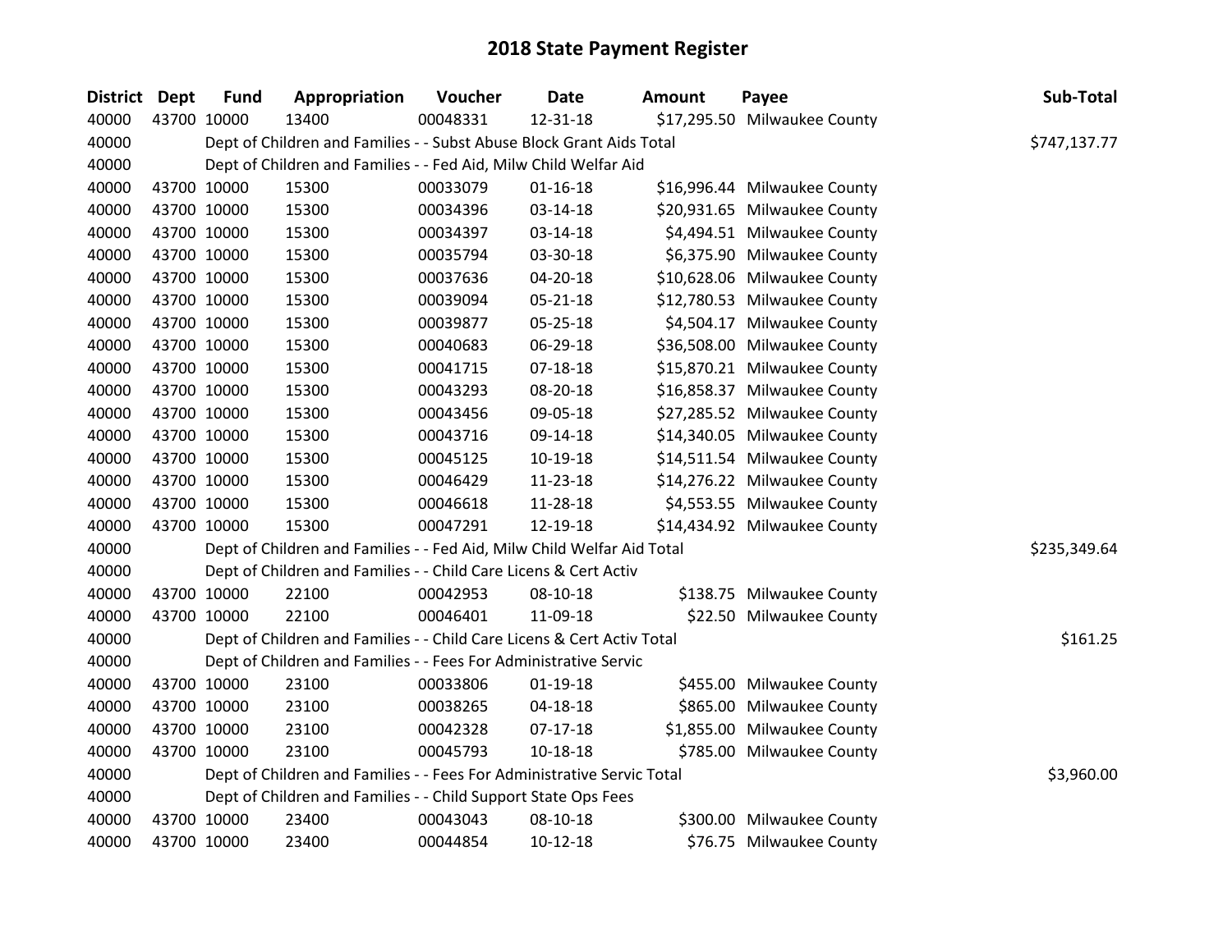# 2018 State Payment Register

| District | Dept | Fund | Appropriation | Voucher | Date | Amount | Payee | Sub-Total |
|---|---|---|---|---|---|---|---|---|
| 40000 | 43700 | 10000 | 13400 | 00048331 | 12-31-18 | $17,295.50 | Milwaukee County | |
| 40000 | | Dept of Children and Families - - Subst Abuse Block Grant Aids Total | | | | | | $747,137.77 |
| 40000 | | Dept of Children and Families - - Fed Aid, Milw Child Welfar Aid | | | | | | |
| 40000 | 43700 | 10000 | 15300 | 00033079 | 01-16-18 | $16,996.44 | Milwaukee County | |
| 40000 | 43700 | 10000 | 15300 | 00034396 | 03-14-18 | $20,931.65 | Milwaukee County | |
| 40000 | 43700 | 10000 | 15300 | 00034397 | 03-14-18 | $4,494.51 | Milwaukee County | |
| 40000 | 43700 | 10000 | 15300 | 00035794 | 03-30-18 | $6,375.90 | Milwaukee County | |
| 40000 | 43700 | 10000 | 15300 | 00037636 | 04-20-18 | $10,628.06 | Milwaukee County | |
| 40000 | 43700 | 10000 | 15300 | 00039094 | 05-21-18 | $12,780.53 | Milwaukee County | |
| 40000 | 43700 | 10000 | 15300 | 00039877 | 05-25-18 | $4,504.17 | Milwaukee County | |
| 40000 | 43700 | 10000 | 15300 | 00040683 | 06-29-18 | $36,508.00 | Milwaukee County | |
| 40000 | 43700 | 10000 | 15300 | 00041715 | 07-18-18 | $15,870.21 | Milwaukee County | |
| 40000 | 43700 | 10000 | 15300 | 00043293 | 08-20-18 | $16,858.37 | Milwaukee County | |
| 40000 | 43700 | 10000 | 15300 | 00043456 | 09-05-18 | $27,285.52 | Milwaukee County | |
| 40000 | 43700 | 10000 | 15300 | 00043716 | 09-14-18 | $14,340.05 | Milwaukee County | |
| 40000 | 43700 | 10000 | 15300 | 00045125 | 10-19-18 | $14,511.54 | Milwaukee County | |
| 40000 | 43700 | 10000 | 15300 | 00046429 | 11-23-18 | $14,276.22 | Milwaukee County | |
| 40000 | 43700 | 10000 | 15300 | 00046618 | 11-28-18 | $4,553.55 | Milwaukee County | |
| 40000 | 43700 | 10000 | 15300 | 00047291 | 12-19-18 | $14,434.92 | Milwaukee County | |
| 40000 | | Dept of Children and Families - - Fed Aid, Milw Child Welfar Aid Total | | | | | | $235,349.64 |
| 40000 | | Dept of Children and Families - - Child Care Licens & Cert Activ | | | | | | |
| 40000 | 43700 | 10000 | 22100 | 00042953 | 08-10-18 | $138.75 | Milwaukee County | |
| 40000 | 43700 | 10000 | 22100 | 00046401 | 11-09-18 | $22.50 | Milwaukee County | |
| 40000 | | Dept of Children and Families - - Child Care Licens & Cert Activ Total | | | | | | $161.25 |
| 40000 | | Dept of Children and Families - - Fees For Administrative Servic | | | | | | |
| 40000 | 43700 | 10000 | 23100 | 00033806 | 01-19-18 | $455.00 | Milwaukee County | |
| 40000 | 43700 | 10000 | 23100 | 00038265 | 04-18-18 | $865.00 | Milwaukee County | |
| 40000 | 43700 | 10000 | 23100 | 00042328 | 07-17-18 | $1,855.00 | Milwaukee County | |
| 40000 | 43700 | 10000 | 23100 | 00045793 | 10-18-18 | $785.00 | Milwaukee County | |
| 40000 | | Dept of Children and Families - - Fees For Administrative Servic Total | | | | | | $3,960.00 |
| 40000 | | Dept of Children and Families - - Child Support State Ops Fees | | | | | | |
| 40000 | 43700 | 10000 | 23400 | 00043043 | 08-10-18 | $300.00 | Milwaukee County | |
| 40000 | 43700 | 10000 | 23400 | 00044854 | 10-12-18 | $76.75 | Milwaukee County | |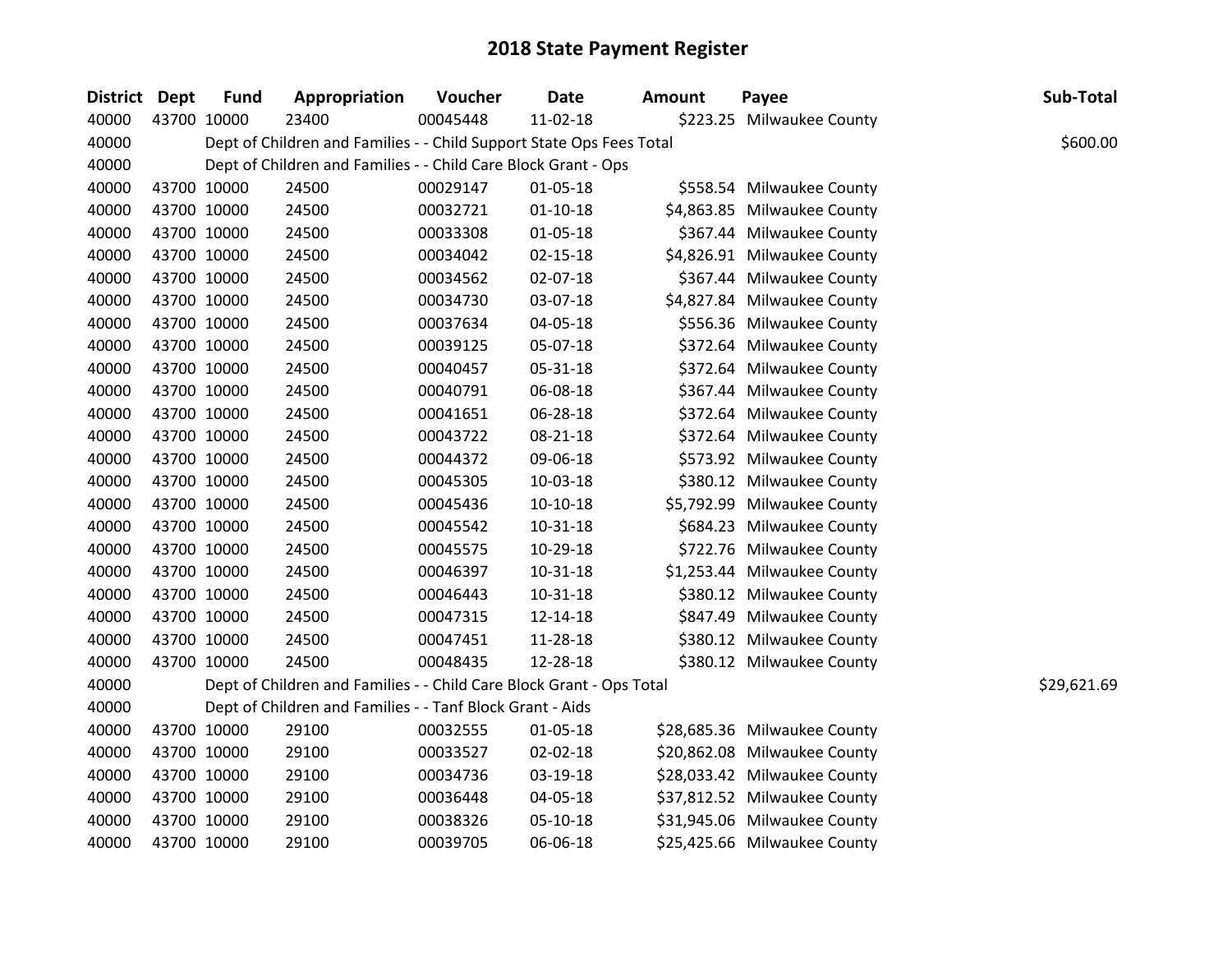# 2018 State Payment Register

| District | Dept | Fund | Appropriation | Voucher | Date | Amount | Payee | Sub-Total |
|---|---|---|---|---|---|---|---|---|
| 40000 | 43700 | 10000 | 23400 | 00045448 | 11-02-18 | $223.25 | Milwaukee County | |
| 40000 | | Dept of Children and Families - - Child Support State Ops Fees Total | | | | | | $600.00 |
| 40000 | | Dept of Children and Families - - Child Care Block Grant - Ops | | | | | | |
| 40000 | 43700 | 10000 | 24500 | 00029147 | 01-05-18 | $558.54 | Milwaukee County | |
| 40000 | 43700 | 10000 | 24500 | 00032721 | 01-10-18 | $4,863.85 | Milwaukee County | |
| 40000 | 43700 | 10000 | 24500 | 00033308 | 01-05-18 | $367.44 | Milwaukee County | |
| 40000 | 43700 | 10000 | 24500 | 00034042 | 02-15-18 | $4,826.91 | Milwaukee County | |
| 40000 | 43700 | 10000 | 24500 | 00034562 | 02-07-18 | $367.44 | Milwaukee County | |
| 40000 | 43700 | 10000 | 24500 | 00034730 | 03-07-18 | $4,827.84 | Milwaukee County | |
| 40000 | 43700 | 10000 | 24500 | 00037634 | 04-05-18 | $556.36 | Milwaukee County | |
| 40000 | 43700 | 10000 | 24500 | 00039125 | 05-07-18 | $372.64 | Milwaukee County | |
| 40000 | 43700 | 10000 | 24500 | 00040457 | 05-31-18 | $372.64 | Milwaukee County | |
| 40000 | 43700 | 10000 | 24500 | 00040791 | 06-08-18 | $367.44 | Milwaukee County | |
| 40000 | 43700 | 10000 | 24500 | 00041651 | 06-28-18 | $372.64 | Milwaukee County | |
| 40000 | 43700 | 10000 | 24500 | 00043722 | 08-21-18 | $372.64 | Milwaukee County | |
| 40000 | 43700 | 10000 | 24500 | 00044372 | 09-06-18 | $573.92 | Milwaukee County | |
| 40000 | 43700 | 10000 | 24500 | 00045305 | 10-03-18 | $380.12 | Milwaukee County | |
| 40000 | 43700 | 10000 | 24500 | 00045436 | 10-10-18 | $5,792.99 | Milwaukee County | |
| 40000 | 43700 | 10000 | 24500 | 00045542 | 10-31-18 | $684.23 | Milwaukee County | |
| 40000 | 43700 | 10000 | 24500 | 00045575 | 10-29-18 | $722.76 | Milwaukee County | |
| 40000 | 43700 | 10000 | 24500 | 00046397 | 10-31-18 | $1,253.44 | Milwaukee County | |
| 40000 | 43700 | 10000 | 24500 | 00046443 | 10-31-18 | $380.12 | Milwaukee County | |
| 40000 | 43700 | 10000 | 24500 | 00047315 | 12-14-18 | $847.49 | Milwaukee County | |
| 40000 | 43700 | 10000 | 24500 | 00047451 | 11-28-18 | $380.12 | Milwaukee County | |
| 40000 | 43700 | 10000 | 24500 | 00048435 | 12-28-18 | $380.12 | Milwaukee County | |
| 40000 | | Dept of Children and Families - - Child Care Block Grant - Ops Total | | | | | | $29,621.69 |
| 40000 | | Dept of Children and Families - - Tanf Block Grant - Aids | | | | | | |
| 40000 | 43700 | 10000 | 29100 | 00032555 | 01-05-18 | $28,685.36 | Milwaukee County | |
| 40000 | 43700 | 10000 | 29100 | 00033527 | 02-02-18 | $20,862.08 | Milwaukee County | |
| 40000 | 43700 | 10000 | 29100 | 00034736 | 03-19-18 | $28,033.42 | Milwaukee County | |
| 40000 | 43700 | 10000 | 29100 | 00036448 | 04-05-18 | $37,812.52 | Milwaukee County | |
| 40000 | 43700 | 10000 | 29100 | 00038326 | 05-10-18 | $31,945.06 | Milwaukee County | |
| 40000 | 43700 | 10000 | 29100 | 00039705 | 06-06-18 | $25,425.66 | Milwaukee County | |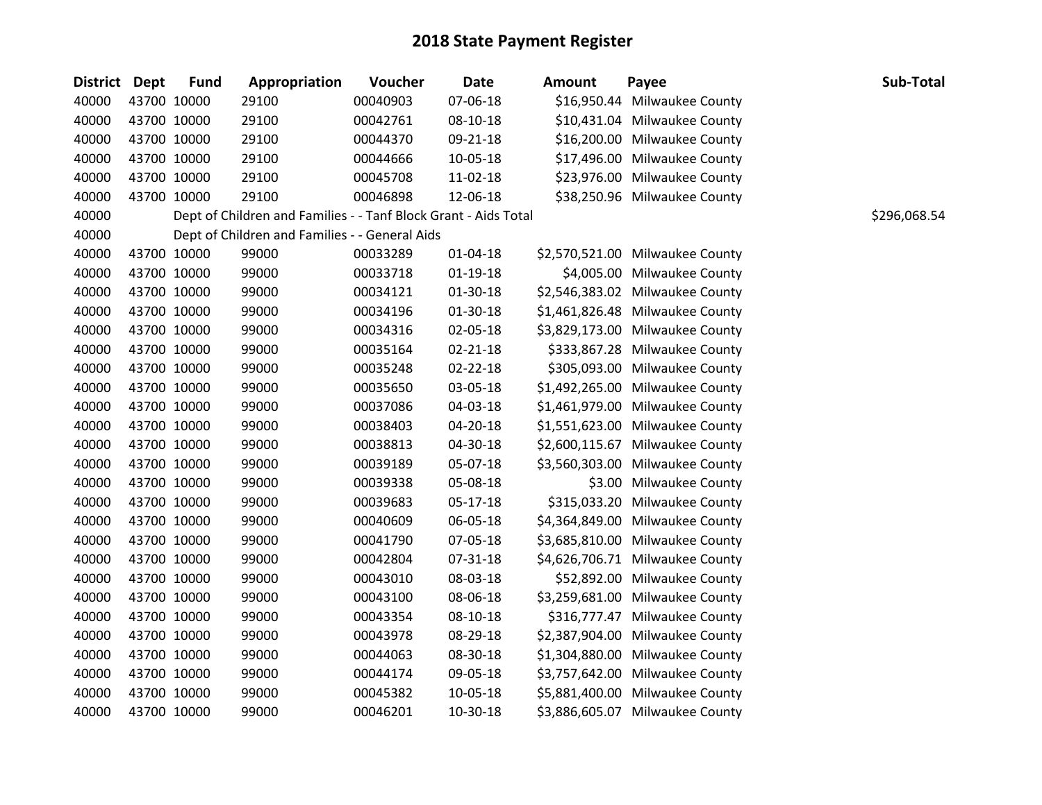# 2018 State Payment Register

| District | Dept | Fund | Appropriation | Voucher | Date | Amount | Payee | Sub-Total |
|---|---|---|---|---|---|---|---|---|
| 40000 | 43700 | 10000 | 29100 | 00040903 | 07-06-18 | $16,950.44 | Milwaukee County | |
| 40000 | 43700 | 10000 | 29100 | 00042761 | 08-10-18 | $10,431.04 | Milwaukee County | |
| 40000 | 43700 | 10000 | 29100 | 00044370 | 09-21-18 | $16,200.00 | Milwaukee County | |
| 40000 | 43700 | 10000 | 29100 | 00044666 | 10-05-18 | $17,496.00 | Milwaukee County | |
| 40000 | 43700 | 10000 | 29100 | 00045708 | 11-02-18 | $23,976.00 | Milwaukee County | |
| 40000 | 43700 | 10000 | 29100 | 00046898 | 12-06-18 | $38,250.96 | Milwaukee County | |
| 40000 | | Dept of Children and Families - - Tanf Block Grant - Aids Total | | | | | | $296,068.54 |
| 40000 | | Dept of Children and Families - - General Aids | | | | | | |
| 40000 | 43700 | 10000 | 99000 | 00033289 | 01-04-18 | $2,570,521.00 | Milwaukee County | |
| 40000 | 43700 | 10000 | 99000 | 00033718 | 01-19-18 | $4,005.00 | Milwaukee County | |
| 40000 | 43700 | 10000 | 99000 | 00034121 | 01-30-18 | $2,546,383.02 | Milwaukee County | |
| 40000 | 43700 | 10000 | 99000 | 00034196 | 01-30-18 | $1,461,826.48 | Milwaukee County | |
| 40000 | 43700 | 10000 | 99000 | 00034316 | 02-05-18 | $3,829,173.00 | Milwaukee County | |
| 40000 | 43700 | 10000 | 99000 | 00035164 | 02-21-18 | $333,867.28 | Milwaukee County | |
| 40000 | 43700 | 10000 | 99000 | 00035248 | 02-22-18 | $305,093.00 | Milwaukee County | |
| 40000 | 43700 | 10000 | 99000 | 00035650 | 03-05-18 | $1,492,265.00 | Milwaukee County | |
| 40000 | 43700 | 10000 | 99000 | 00037086 | 04-03-18 | $1,461,979.00 | Milwaukee County | |
| 40000 | 43700 | 10000 | 99000 | 00038403 | 04-20-18 | $1,551,623.00 | Milwaukee County | |
| 40000 | 43700 | 10000 | 99000 | 00038813 | 04-30-18 | $2,600,115.67 | Milwaukee County | |
| 40000 | 43700 | 10000 | 99000 | 00039189 | 05-07-18 | $3,560,303.00 | Milwaukee County | |
| 40000 | 43700 | 10000 | 99000 | 00039338 | 05-08-18 | $3.00 | Milwaukee County | |
| 40000 | 43700 | 10000 | 99000 | 00039683 | 05-17-18 | $315,033.20 | Milwaukee County | |
| 40000 | 43700 | 10000 | 99000 | 00040609 | 06-05-18 | $4,364,849.00 | Milwaukee County | |
| 40000 | 43700 | 10000 | 99000 | 00041790 | 07-05-18 | $3,685,810.00 | Milwaukee County | |
| 40000 | 43700 | 10000 | 99000 | 00042804 | 07-31-18 | $4,626,706.71 | Milwaukee County | |
| 40000 | 43700 | 10000 | 99000 | 00043010 | 08-03-18 | $52,892.00 | Milwaukee County | |
| 40000 | 43700 | 10000 | 99000 | 00043100 | 08-06-18 | $3,259,681.00 | Milwaukee County | |
| 40000 | 43700 | 10000 | 99000 | 00043354 | 08-10-18 | $316,777.47 | Milwaukee County | |
| 40000 | 43700 | 10000 | 99000 | 00043978 | 08-29-18 | $2,387,904.00 | Milwaukee County | |
| 40000 | 43700 | 10000 | 99000 | 00044063 | 08-30-18 | $1,304,880.00 | Milwaukee County | |
| 40000 | 43700 | 10000 | 99000 | 00044174 | 09-05-18 | $3,757,642.00 | Milwaukee County | |
| 40000 | 43700 | 10000 | 99000 | 00045382 | 10-05-18 | $5,881,400.00 | Milwaukee County | |
| 40000 | 43700 | 10000 | 99000 | 00046201 | 10-30-18 | $3,886,605.07 | Milwaukee County | |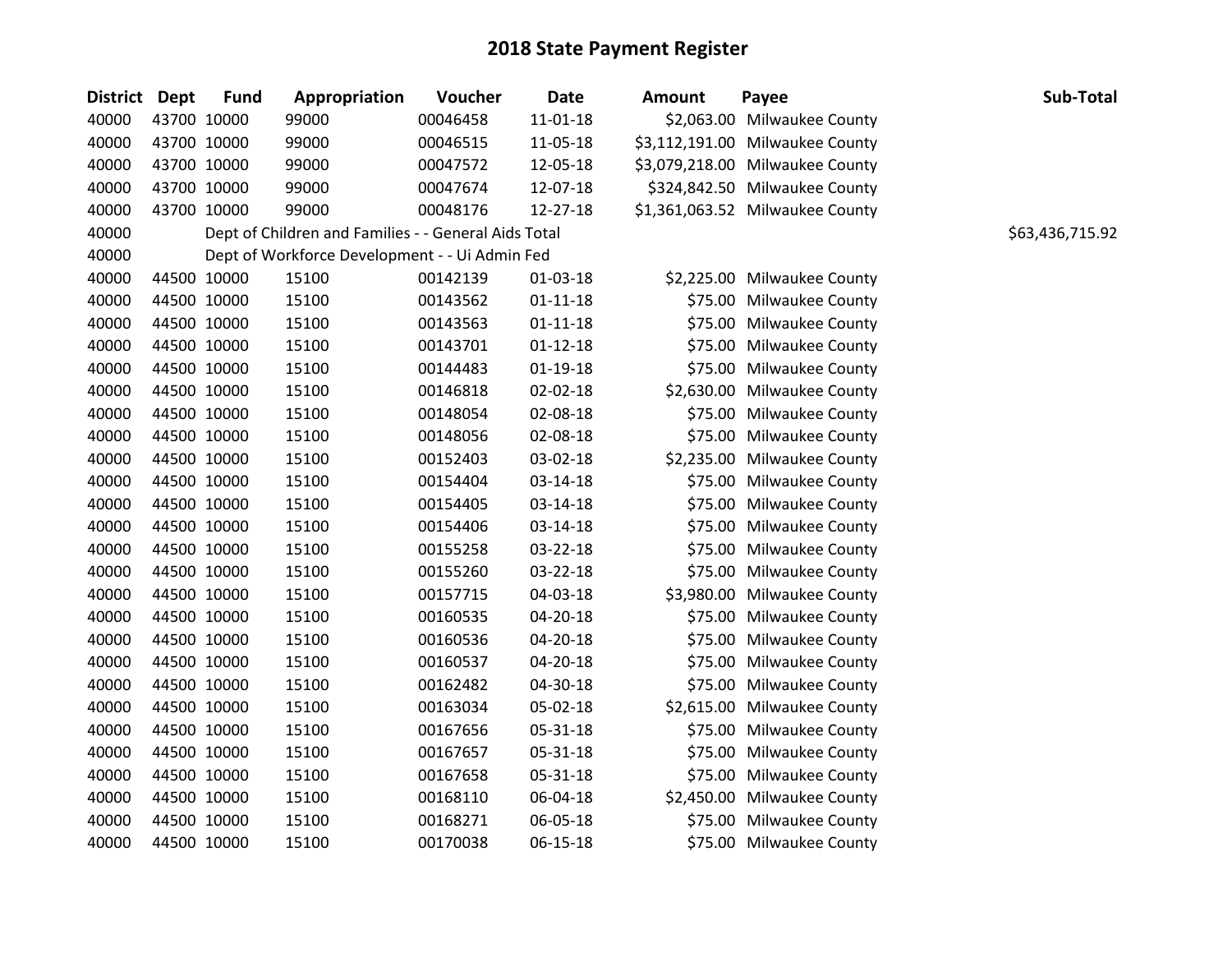# 2018 State Payment Register

| District | Dept | Fund | Appropriation | Voucher | Date | Amount | Payee | Sub-Total |
|---|---|---|---|---|---|---|---|---|
| 40000 | 43700 | 10000 | 99000 | 00046458 | 11-01-18 | $2,063.00 | Milwaukee County | |
| 40000 | 43700 | 10000 | 99000 | 00046515 | 11-05-18 | $3,112,191.00 | Milwaukee County | |
| 40000 | 43700 | 10000 | 99000 | 00047572 | 12-05-18 | $3,079,218.00 | Milwaukee County | |
| 40000 | 43700 | 10000 | 99000 | 00047674 | 12-07-18 | $324,842.50 | Milwaukee County | |
| 40000 | 43700 | 10000 | 99000 | 00048176 | 12-27-18 | $1,361,063.52 | Milwaukee County | |
| 40000 | | Dept of Children and Families - - General Aids Total | | | | | | $63,436,715.92 |
| 40000 | | Dept of Workforce Development - - Ui Admin Fed | | | | | | |
| 40000 | 44500 | 10000 | 15100 | 00142139 | 01-03-18 | $2,225.00 | Milwaukee County | |
| 40000 | 44500 | 10000 | 15100 | 00143562 | 01-11-18 | $75.00 | Milwaukee County | |
| 40000 | 44500 | 10000 | 15100 | 00143563 | 01-11-18 | $75.00 | Milwaukee County | |
| 40000 | 44500 | 10000 | 15100 | 00143701 | 01-12-18 | $75.00 | Milwaukee County | |
| 40000 | 44500 | 10000 | 15100 | 00144483 | 01-19-18 | $75.00 | Milwaukee County | |
| 40000 | 44500 | 10000 | 15100 | 00146818 | 02-02-18 | $2,630.00 | Milwaukee County | |
| 40000 | 44500 | 10000 | 15100 | 00148054 | 02-08-18 | $75.00 | Milwaukee County | |
| 40000 | 44500 | 10000 | 15100 | 00148056 | 02-08-18 | $75.00 | Milwaukee County | |
| 40000 | 44500 | 10000 | 15100 | 00152403 | 03-02-18 | $2,235.00 | Milwaukee County | |
| 40000 | 44500 | 10000 | 15100 | 00154404 | 03-14-18 | $75.00 | Milwaukee County | |
| 40000 | 44500 | 10000 | 15100 | 00154405 | 03-14-18 | $75.00 | Milwaukee County | |
| 40000 | 44500 | 10000 | 15100 | 00154406 | 03-14-18 | $75.00 | Milwaukee County | |
| 40000 | 44500 | 10000 | 15100 | 00155258 | 03-22-18 | $75.00 | Milwaukee County | |
| 40000 | 44500 | 10000 | 15100 | 00155260 | 03-22-18 | $75.00 | Milwaukee County | |
| 40000 | 44500 | 10000 | 15100 | 00157715 | 04-03-18 | $3,980.00 | Milwaukee County | |
| 40000 | 44500 | 10000 | 15100 | 00160535 | 04-20-18 | $75.00 | Milwaukee County | |
| 40000 | 44500 | 10000 | 15100 | 00160536 | 04-20-18 | $75.00 | Milwaukee County | |
| 40000 | 44500 | 10000 | 15100 | 00160537 | 04-20-18 | $75.00 | Milwaukee County | |
| 40000 | 44500 | 10000 | 15100 | 00162482 | 04-30-18 | $75.00 | Milwaukee County | |
| 40000 | 44500 | 10000 | 15100 | 00163034 | 05-02-18 | $2,615.00 | Milwaukee County | |
| 40000 | 44500 | 10000 | 15100 | 00167656 | 05-31-18 | $75.00 | Milwaukee County | |
| 40000 | 44500 | 10000 | 15100 | 00167657 | 05-31-18 | $75.00 | Milwaukee County | |
| 40000 | 44500 | 10000 | 15100 | 00167658 | 05-31-18 | $75.00 | Milwaukee County | |
| 40000 | 44500 | 10000 | 15100 | 00168110 | 06-04-18 | $2,450.00 | Milwaukee County | |
| 40000 | 44500 | 10000 | 15100 | 00168271 | 06-05-18 | $75.00 | Milwaukee County | |
| 40000 | 44500 | 10000 | 15100 | 00170038 | 06-15-18 | $75.00 | Milwaukee County | |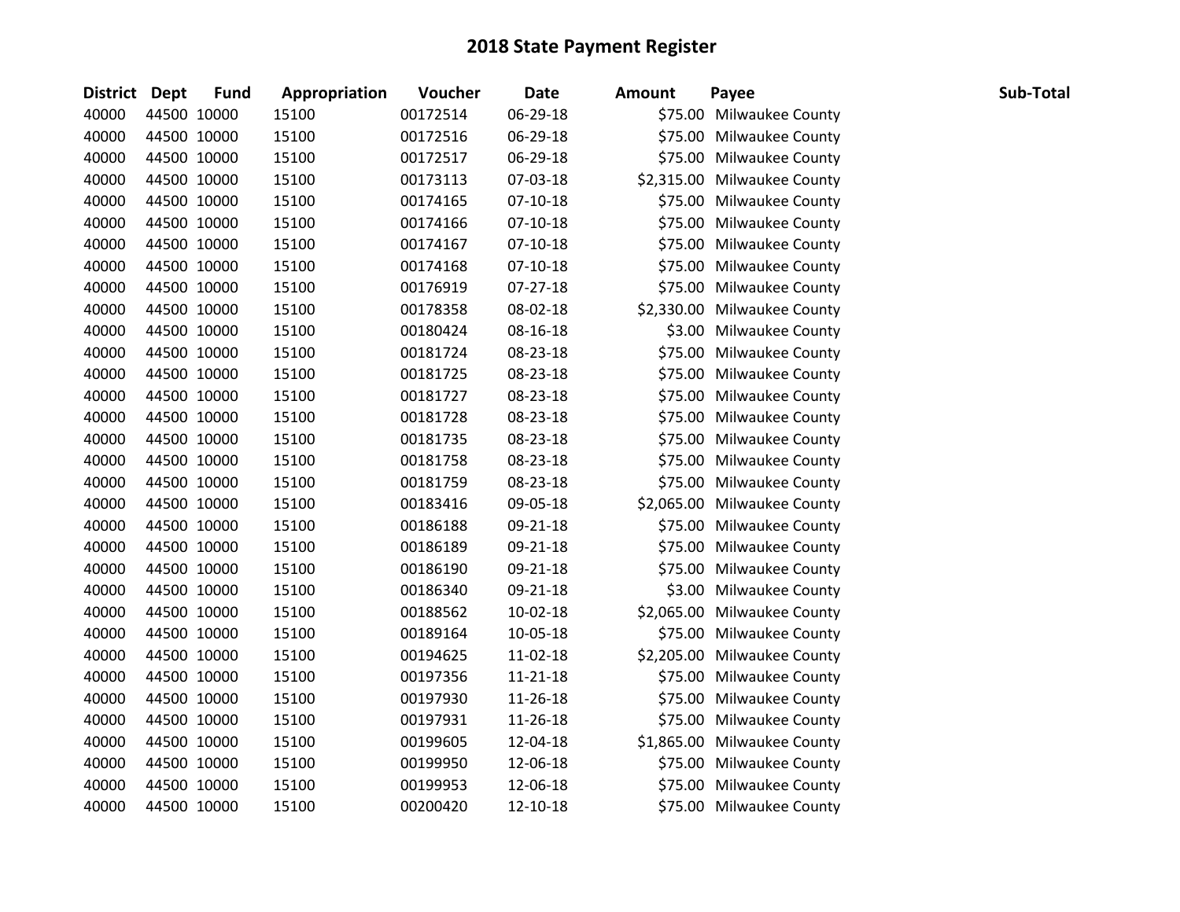# 2018 State Payment Register

| District | Dept | Fund | Appropriation | Voucher | Date | Amount | Payee | Sub-Total |
|---|---|---|---|---|---|---|---|---|
| 40000 | 44500 | 10000 | 15100 | 00172514 | 06-29-18 | $75.00 | Milwaukee County | |
| 40000 | 44500 | 10000 | 15100 | 00172516 | 06-29-18 | $75.00 | Milwaukee County | |
| 40000 | 44500 | 10000 | 15100 | 00172517 | 06-29-18 | $75.00 | Milwaukee County | |
| 40000 | 44500 | 10000 | 15100 | 00173113 | 07-03-18 | $2,315.00 | Milwaukee County | |
| 40000 | 44500 | 10000 | 15100 | 00174165 | 07-10-18 | $75.00 | Milwaukee County | |
| 40000 | 44500 | 10000 | 15100 | 00174166 | 07-10-18 | $75.00 | Milwaukee County | |
| 40000 | 44500 | 10000 | 15100 | 00174167 | 07-10-18 | $75.00 | Milwaukee County | |
| 40000 | 44500 | 10000 | 15100 | 00174168 | 07-10-18 | $75.00 | Milwaukee County | |
| 40000 | 44500 | 10000 | 15100 | 00176919 | 07-27-18 | $75.00 | Milwaukee County | |
| 40000 | 44500 | 10000 | 15100 | 00178358 | 08-02-18 | $2,330.00 | Milwaukee County | |
| 40000 | 44500 | 10000 | 15100 | 00180424 | 08-16-18 | $3.00 | Milwaukee County | |
| 40000 | 44500 | 10000 | 15100 | 00181724 | 08-23-18 | $75.00 | Milwaukee County | |
| 40000 | 44500 | 10000 | 15100 | 00181725 | 08-23-18 | $75.00 | Milwaukee County | |
| 40000 | 44500 | 10000 | 15100 | 00181727 | 08-23-18 | $75.00 | Milwaukee County | |
| 40000 | 44500 | 10000 | 15100 | 00181728 | 08-23-18 | $75.00 | Milwaukee County | |
| 40000 | 44500 | 10000 | 15100 | 00181735 | 08-23-18 | $75.00 | Milwaukee County | |
| 40000 | 44500 | 10000 | 15100 | 00181758 | 08-23-18 | $75.00 | Milwaukee County | |
| 40000 | 44500 | 10000 | 15100 | 00181759 | 08-23-18 | $75.00 | Milwaukee County | |
| 40000 | 44500 | 10000 | 15100 | 00183416 | 09-05-18 | $2,065.00 | Milwaukee County | |
| 40000 | 44500 | 10000 | 15100 | 00186188 | 09-21-18 | $75.00 | Milwaukee County | |
| 40000 | 44500 | 10000 | 15100 | 00186189 | 09-21-18 | $75.00 | Milwaukee County | |
| 40000 | 44500 | 10000 | 15100 | 00186190 | 09-21-18 | $75.00 | Milwaukee County | |
| 40000 | 44500 | 10000 | 15100 | 00186340 | 09-21-18 | $3.00 | Milwaukee County | |
| 40000 | 44500 | 10000 | 15100 | 00188562 | 10-02-18 | $2,065.00 | Milwaukee County | |
| 40000 | 44500 | 10000 | 15100 | 00189164 | 10-05-18 | $75.00 | Milwaukee County | |
| 40000 | 44500 | 10000 | 15100 | 00194625 | 11-02-18 | $2,205.00 | Milwaukee County | |
| 40000 | 44500 | 10000 | 15100 | 00197356 | 11-21-18 | $75.00 | Milwaukee County | |
| 40000 | 44500 | 10000 | 15100 | 00197930 | 11-26-18 | $75.00 | Milwaukee County | |
| 40000 | 44500 | 10000 | 15100 | 00197931 | 11-26-18 | $75.00 | Milwaukee County | |
| 40000 | 44500 | 10000 | 15100 | 00199605 | 12-04-18 | $1,865.00 | Milwaukee County | |
| 40000 | 44500 | 10000 | 15100 | 00199950 | 12-06-18 | $75.00 | Milwaukee County | |
| 40000 | 44500 | 10000 | 15100 | 00199953 | 12-06-18 | $75.00 | Milwaukee County | |
| 40000 | 44500 | 10000 | 15100 | 00200420 | 12-10-18 | $75.00 | Milwaukee County | |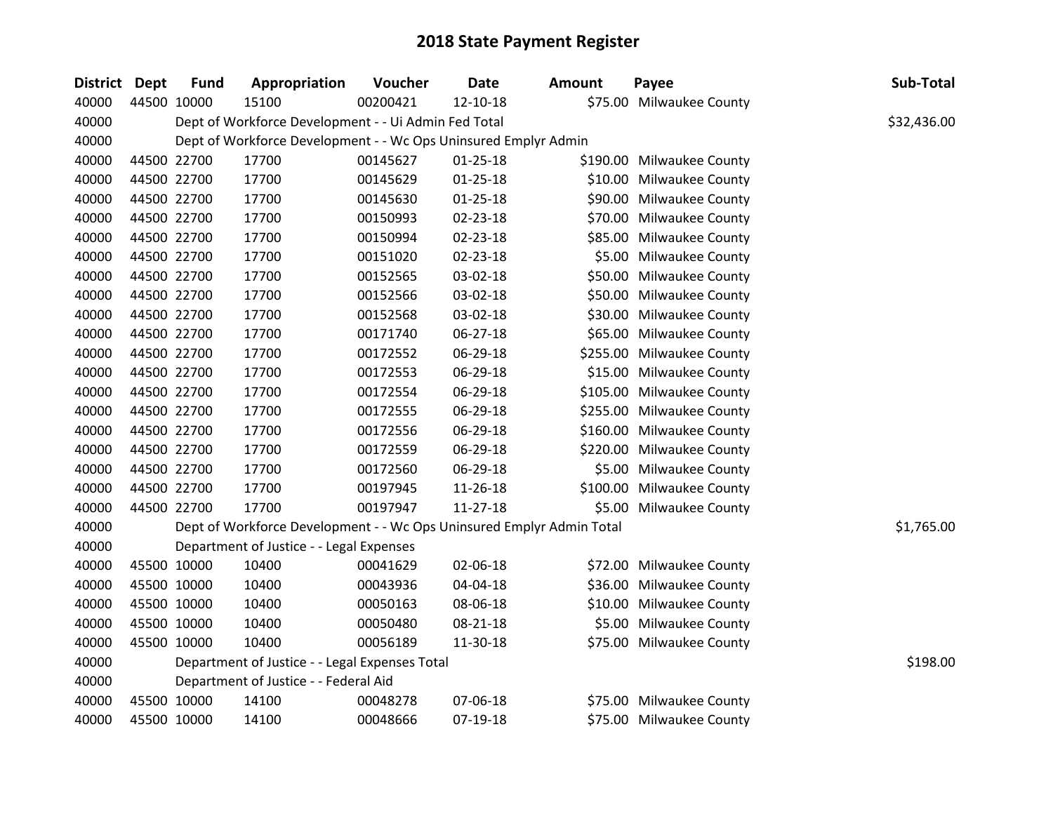# 2018 State Payment Register

| District | Dept | Fund | Appropriation | Voucher | Date | Amount | Payee | Sub-Total |
|---|---|---|---|---|---|---|---|---|
| 40000 | 44500 | 10000 | 15100 | 00200421 | 12-10-18 | $75.00 | Milwaukee County | |
| 40000 | | Dept of Workforce Development - - Ui Admin Fed Total | | | | | | $32,436.00 |
| 40000 | | Dept of Workforce Development - - Wc Ops Uninsured Emplyr Admin | | | | | | |
| 40000 | 44500 | 22700 | 17700 | 00145627 | 01-25-18 | $190.00 | Milwaukee County | |
| 40000 | 44500 | 22700 | 17700 | 00145629 | 01-25-18 | $10.00 | Milwaukee County | |
| 40000 | 44500 | 22700 | 17700 | 00145630 | 01-25-18 | $90.00 | Milwaukee County | |
| 40000 | 44500 | 22700 | 17700 | 00150993 | 02-23-18 | $70.00 | Milwaukee County | |
| 40000 | 44500 | 22700 | 17700 | 00150994 | 02-23-18 | $85.00 | Milwaukee County | |
| 40000 | 44500 | 22700 | 17700 | 00151020 | 02-23-18 | $5.00 | Milwaukee County | |
| 40000 | 44500 | 22700 | 17700 | 00152565 | 03-02-18 | $50.00 | Milwaukee County | |
| 40000 | 44500 | 22700 | 17700 | 00152566 | 03-02-18 | $50.00 | Milwaukee County | |
| 40000 | 44500 | 22700 | 17700 | 00152568 | 03-02-18 | $30.00 | Milwaukee County | |
| 40000 | 44500 | 22700 | 17700 | 00171740 | 06-27-18 | $65.00 | Milwaukee County | |
| 40000 | 44500 | 22700 | 17700 | 00172552 | 06-29-18 | $255.00 | Milwaukee County | |
| 40000 | 44500 | 22700 | 17700 | 00172553 | 06-29-18 | $15.00 | Milwaukee County | |
| 40000 | 44500 | 22700 | 17700 | 00172554 | 06-29-18 | $105.00 | Milwaukee County | |
| 40000 | 44500 | 22700 | 17700 | 00172555 | 06-29-18 | $255.00 | Milwaukee County | |
| 40000 | 44500 | 22700 | 17700 | 00172556 | 06-29-18 | $160.00 | Milwaukee County | |
| 40000 | 44500 | 22700 | 17700 | 00172559 | 06-29-18 | $220.00 | Milwaukee County | |
| 40000 | 44500 | 22700 | 17700 | 00172560 | 06-29-18 | $5.00 | Milwaukee County | |
| 40000 | 44500 | 22700 | 17700 | 00197945 | 11-26-18 | $100.00 | Milwaukee County | |
| 40000 | 44500 | 22700 | 17700 | 00197947 | 11-27-18 | $5.00 | Milwaukee County | |
| 40000 | | Dept of Workforce Development - - Wc Ops Uninsured Emplyr Admin Total | | | | | | $1,765.00 |
| 40000 | | Department of Justice - - Legal Expenses | | | | | | |
| 40000 | 45500 | 10000 | 10400 | 00041629 | 02-06-18 | $72.00 | Milwaukee County | |
| 40000 | 45500 | 10000 | 10400 | 00043936 | 04-04-18 | $36.00 | Milwaukee County | |
| 40000 | 45500 | 10000 | 10400 | 00050163 | 08-06-18 | $10.00 | Milwaukee County | |
| 40000 | 45500 | 10000 | 10400 | 00050480 | 08-21-18 | $5.00 | Milwaukee County | |
| 40000 | 45500 | 10000 | 10400 | 00056189 | 11-30-18 | $75.00 | Milwaukee County | |
| 40000 | | Department of Justice - - Legal Expenses Total | | | | | | $198.00 |
| 40000 | | Department of Justice - - Federal Aid | | | | | | |
| 40000 | 45500 | 10000 | 14100 | 00048278 | 07-06-18 | $75.00 | Milwaukee County | |
| 40000 | 45500 | 10000 | 14100 | 00048666 | 07-19-18 | $75.00 | Milwaukee County | |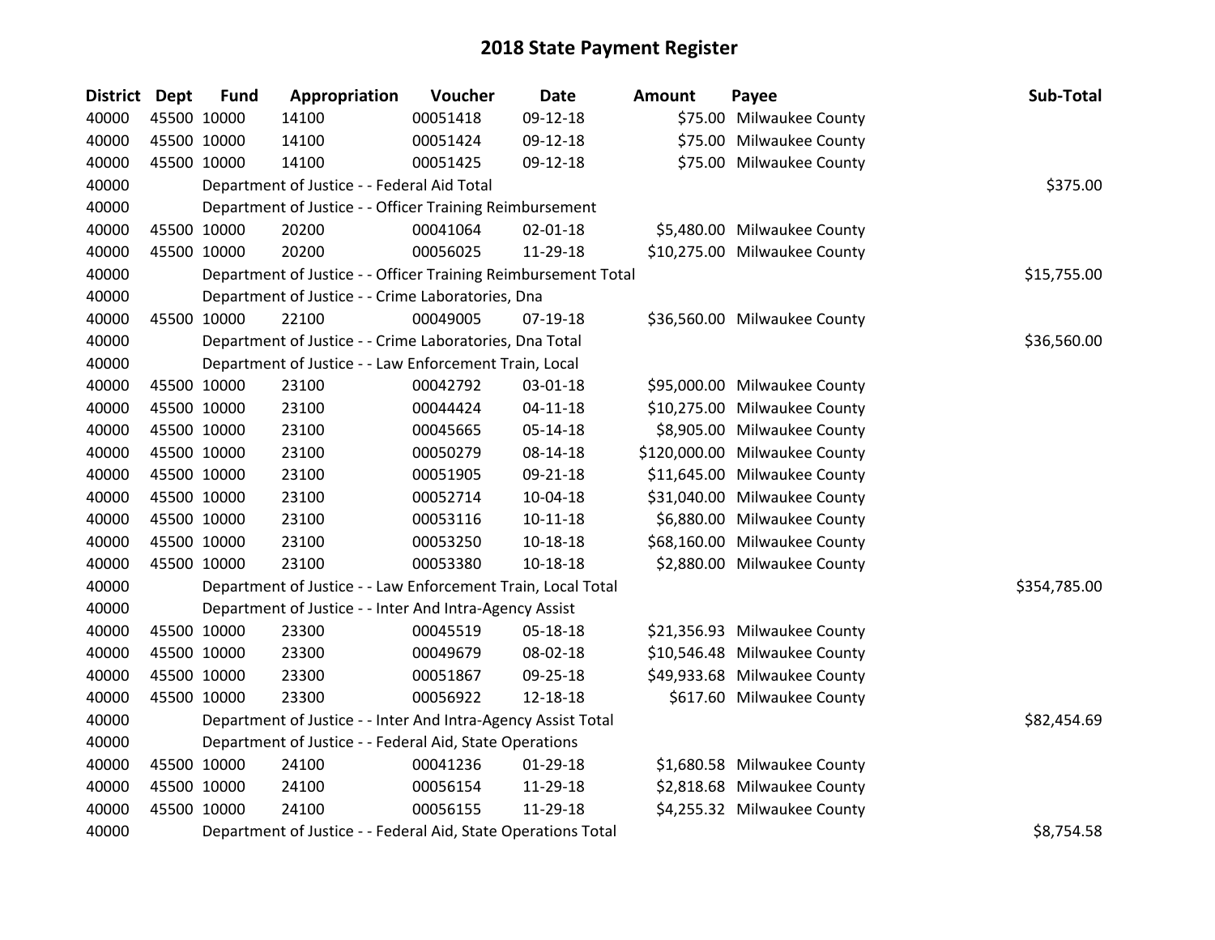# 2018 State Payment Register

| District | Dept | Fund | Appropriation | Voucher | Date | Amount | Payee | Sub-Total |
|---|---|---|---|---|---|---|---|---|
| 40000 | 45500 | 10000 | 14100 | 00051418 | 09-12-18 | $75.00 | Milwaukee County | |
| 40000 | 45500 | 10000 | 14100 | 00051424 | 09-12-18 | $75.00 | Milwaukee County | |
| 40000 | 45500 | 10000 | 14100 | 00051425 | 09-12-18 | $75.00 | Milwaukee County | |
| 40000 | | Department of Justice - - Federal Aid Total | | | | | | $375.00 |
| 40000 | | Department of Justice - - Officer Training Reimbursement | | | | | | |
| 40000 | 45500 | 10000 | 20200 | 00041064 | 02-01-18 | $5,480.00 | Milwaukee County | |
| 40000 | 45500 | 10000 | 20200 | 00056025 | 11-29-18 | $10,275.00 | Milwaukee County | |
| 40000 | | Department of Justice - - Officer Training Reimbursement Total | | | | | | $15,755.00 |
| 40000 | | Department of Justice - - Crime Laboratories, Dna | | | | | | |
| 40000 | 45500 | 10000 | 22100 | 00049005 | 07-19-18 | $36,560.00 | Milwaukee County | |
| 40000 | | Department of Justice - - Crime Laboratories, Dna Total | | | | | | $36,560.00 |
| 40000 | | Department of Justice - - Law Enforcement Train, Local | | | | | | |
| 40000 | 45500 | 10000 | 23100 | 00042792 | 03-01-18 | $95,000.00 | Milwaukee County | |
| 40000 | 45500 | 10000 | 23100 | 00044424 | 04-11-18 | $10,275.00 | Milwaukee County | |
| 40000 | 45500 | 10000 | 23100 | 00045665 | 05-14-18 | $8,905.00 | Milwaukee County | |
| 40000 | 45500 | 10000 | 23100 | 00050279 | 08-14-18 | $120,000.00 | Milwaukee County | |
| 40000 | 45500 | 10000 | 23100 | 00051905 | 09-21-18 | $11,645.00 | Milwaukee County | |
| 40000 | 45500 | 10000 | 23100 | 00052714 | 10-04-18 | $31,040.00 | Milwaukee County | |
| 40000 | 45500 | 10000 | 23100 | 00053116 | 10-11-18 | $6,880.00 | Milwaukee County | |
| 40000 | 45500 | 10000 | 23100 | 00053250 | 10-18-18 | $68,160.00 | Milwaukee County | |
| 40000 | 45500 | 10000 | 23100 | 00053380 | 10-18-18 | $2,880.00 | Milwaukee County | |
| 40000 | | Department of Justice - - Law Enforcement Train, Local Total | | | | | | $354,785.00 |
| 40000 | | Department of Justice - - Inter And Intra-Agency Assist | | | | | | |
| 40000 | 45500 | 10000 | 23300 | 00045519 | 05-18-18 | $21,356.93 | Milwaukee County | |
| 40000 | 45500 | 10000 | 23300 | 00049679 | 08-02-18 | $10,546.48 | Milwaukee County | |
| 40000 | 45500 | 10000 | 23300 | 00051867 | 09-25-18 | $49,933.68 | Milwaukee County | |
| 40000 | 45500 | 10000 | 23300 | 00056922 | 12-18-18 | $617.60 | Milwaukee County | |
| 40000 | | Department of Justice - - Inter And Intra-Agency Assist Total | | | | | | $82,454.69 |
| 40000 | | Department of Justice - - Federal Aid, State Operations | | | | | | |
| 40000 | 45500 | 10000 | 24100 | 00041236 | 01-29-18 | $1,680.58 | Milwaukee County | |
| 40000 | 45500 | 10000 | 24100 | 00056154 | 11-29-18 | $2,818.68 | Milwaukee County | |
| 40000 | 45500 | 10000 | 24100 | 00056155 | 11-29-18 | $4,255.32 | Milwaukee County | |
| 40000 | | Department of Justice - - Federal Aid, State Operations Total | | | | | | $8,754.58 |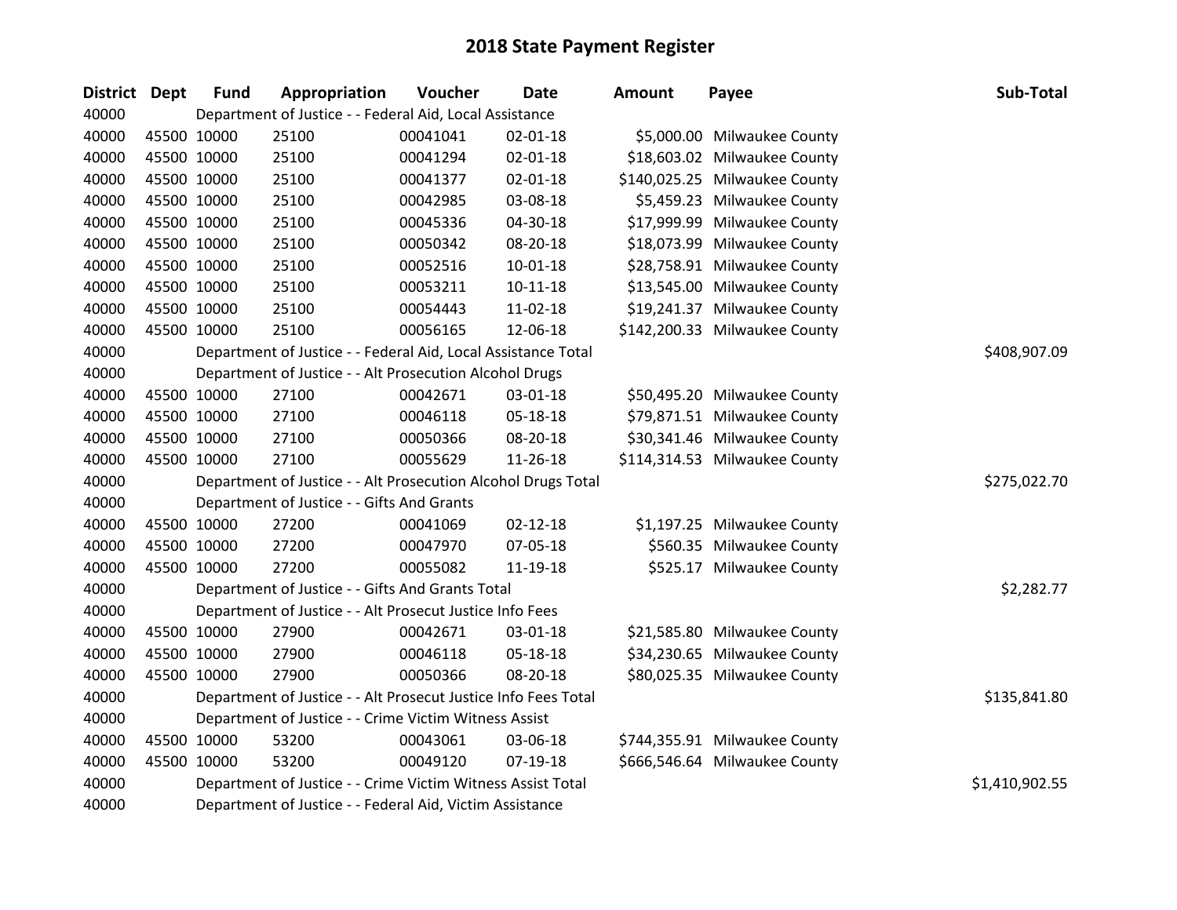# 2018 State Payment Register

| District | Dept | Fund | Appropriation | Voucher | Date | Amount | Payee | Sub-Total |
|---|---|---|---|---|---|---|---|---|
| 40000 | | Department of Justice - - Federal Aid, Local Assistance | | | | | | |
| 40000 | 45500 | 10000 | 25100 | 00041041 | 02-01-18 | $5,000.00 | Milwaukee County | |
| 40000 | 45500 | 10000 | 25100 | 00041294 | 02-01-18 | $18,603.02 | Milwaukee County | |
| 40000 | 45500 | 10000 | 25100 | 00041377 | 02-01-18 | $140,025.25 | Milwaukee County | |
| 40000 | 45500 | 10000 | 25100 | 00042985 | 03-08-18 | $5,459.23 | Milwaukee County | |
| 40000 | 45500 | 10000 | 25100 | 00045336 | 04-30-18 | $17,999.99 | Milwaukee County | |
| 40000 | 45500 | 10000 | 25100 | 00050342 | 08-20-18 | $18,073.99 | Milwaukee County | |
| 40000 | 45500 | 10000 | 25100 | 00052516 | 10-01-18 | $28,758.91 | Milwaukee County | |
| 40000 | 45500 | 10000 | 25100 | 00053211 | 10-11-18 | $13,545.00 | Milwaukee County | |
| 40000 | 45500 | 10000 | 25100 | 00054443 | 11-02-18 | $19,241.37 | Milwaukee County | |
| 40000 | 45500 | 10000 | 25100 | 00056165 | 12-06-18 | $142,200.33 | Milwaukee County | |
| 40000 | | Department of Justice - - Federal Aid, Local Assistance Total | | | | | | $408,907.09 |
| 40000 | | Department of Justice - - Alt Prosecution Alcohol Drugs | | | | | | |
| 40000 | 45500 | 10000 | 27100 | 00042671 | 03-01-18 | $50,495.20 | Milwaukee County | |
| 40000 | 45500 | 10000 | 27100 | 00046118 | 05-18-18 | $79,871.51 | Milwaukee County | |
| 40000 | 45500 | 10000 | 27100 | 00050366 | 08-20-18 | $30,341.46 | Milwaukee County | |
| 40000 | 45500 | 10000 | 27100 | 00055629 | 11-26-18 | $114,314.53 | Milwaukee County | |
| 40000 | | Department of Justice - - Alt Prosecution Alcohol Drugs Total | | | | | | $275,022.70 |
| 40000 | | Department of Justice - - Gifts And Grants | | | | | | |
| 40000 | 45500 | 10000 | 27200 | 00041069 | 02-12-18 | $1,197.25 | Milwaukee County | |
| 40000 | 45500 | 10000 | 27200 | 00047970 | 07-05-18 | $560.35 | Milwaukee County | |
| 40000 | 45500 | 10000 | 27200 | 00055082 | 11-19-18 | $525.17 | Milwaukee County | |
| 40000 | | Department of Justice - - Gifts And Grants Total | | | | | | $2,282.77 |
| 40000 | | Department of Justice - - Alt Prosecut Justice Info Fees | | | | | | |
| 40000 | 45500 | 10000 | 27900 | 00042671 | 03-01-18 | $21,585.80 | Milwaukee County | |
| 40000 | 45500 | 10000 | 27900 | 00046118 | 05-18-18 | $34,230.65 | Milwaukee County | |
| 40000 | 45500 | 10000 | 27900 | 00050366 | 08-20-18 | $80,025.35 | Milwaukee County | |
| 40000 | | Department of Justice - - Alt Prosecut Justice Info Fees Total | | | | | | $135,841.80 |
| 40000 | | Department of Justice - - Crime Victim Witness Assist | | | | | | |
| 40000 | 45500 | 10000 | 53200 | 00043061 | 03-06-18 | $744,355.91 | Milwaukee County | |
| 40000 | 45500 | 10000 | 53200 | 00049120 | 07-19-18 | $666,546.64 | Milwaukee County | |
| 40000 | | Department of Justice - - Crime Victim Witness Assist Total | | | | | | $1,410,902.55 |
| 40000 | | Department of Justice - - Federal Aid, Victim Assistance | | | | | | |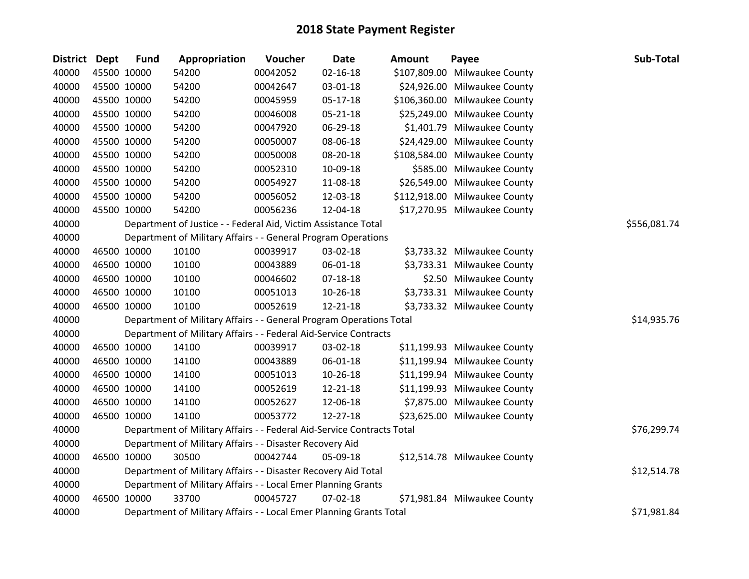# 2018 State Payment Register

| District | Dept | Fund | Appropriation | Voucher | Date | Amount | Payee | Sub-Total |
|---|---|---|---|---|---|---|---|---|
| 40000 | 45500 | 10000 | 54200 | 00042052 | 02-16-18 | $107,809.00 | Milwaukee County | |
| 40000 | 45500 | 10000 | 54200 | 00042647 | 03-01-18 | $24,926.00 | Milwaukee County | |
| 40000 | 45500 | 10000 | 54200 | 00045959 | 05-17-18 | $106,360.00 | Milwaukee County | |
| 40000 | 45500 | 10000 | 54200 | 00046008 | 05-21-18 | $25,249.00 | Milwaukee County | |
| 40000 | 45500 | 10000 | 54200 | 00047920 | 06-29-18 | $1,401.79 | Milwaukee County | |
| 40000 | 45500 | 10000 | 54200 | 00050007 | 08-06-18 | $24,429.00 | Milwaukee County | |
| 40000 | 45500 | 10000 | 54200 | 00050008 | 08-20-18 | $108,584.00 | Milwaukee County | |
| 40000 | 45500 | 10000 | 54200 | 00052310 | 10-09-18 | $585.00 | Milwaukee County | |
| 40000 | 45500 | 10000 | 54200 | 00054927 | 11-08-18 | $26,549.00 | Milwaukee County | |
| 40000 | 45500 | 10000 | 54200 | 00056052 | 12-03-18 | $112,918.00 | Milwaukee County | |
| 40000 | 45500 | 10000 | 54200 | 00056236 | 12-04-18 | $17,270.95 | Milwaukee County | |
| 40000 | | Department of Justice - - Federal Aid, Victim Assistance Total | | | | | | $556,081.74 |
| 40000 | | Department of Military Affairs - - General Program Operations | | | | | | |
| 40000 | 46500 | 10000 | 10100 | 00039917 | 03-02-18 | $3,733.32 | Milwaukee County | |
| 40000 | 46500 | 10000 | 10100 | 00043889 | 06-01-18 | $3,733.31 | Milwaukee County | |
| 40000 | 46500 | 10000 | 10100 | 00046602 | 07-18-18 | $2.50 | Milwaukee County | |
| 40000 | 46500 | 10000 | 10100 | 00051013 | 10-26-18 | $3,733.31 | Milwaukee County | |
| 40000 | 46500 | 10000 | 10100 | 00052619 | 12-21-18 | $3,733.32 | Milwaukee County | |
| 40000 | | Department of Military Affairs - - General Program Operations Total | | | | | | $14,935.76 |
| 40000 | | Department of Military Affairs - - Federal Aid-Service Contracts | | | | | | |
| 40000 | 46500 | 10000 | 14100 | 00039917 | 03-02-18 | $11,199.93 | Milwaukee County | |
| 40000 | 46500 | 10000 | 14100 | 00043889 | 06-01-18 | $11,199.94 | Milwaukee County | |
| 40000 | 46500 | 10000 | 14100 | 00051013 | 10-26-18 | $11,199.94 | Milwaukee County | |
| 40000 | 46500 | 10000 | 14100 | 00052619 | 12-21-18 | $11,199.93 | Milwaukee County | |
| 40000 | 46500 | 10000 | 14100 | 00052627 | 12-06-18 | $7,875.00 | Milwaukee County | |
| 40000 | 46500 | 10000 | 14100 | 00053772 | 12-27-18 | $23,625.00 | Milwaukee County | |
| 40000 | | Department of Military Affairs - - Federal Aid-Service Contracts Total | | | | | | $76,299.74 |
| 40000 | | Department of Military Affairs - - Disaster Recovery Aid | | | | | | |
| 40000 | 46500 | 10000 | 30500 | 00042744 | 05-09-18 | $12,514.78 | Milwaukee County | |
| 40000 | | Department of Military Affairs - - Disaster Recovery Aid Total | | | | | | $12,514.78 |
| 40000 | | Department of Military Affairs - - Local Emer Planning Grants | | | | | | |
| 40000 | 46500 | 10000 | 33700 | 00045727 | 07-02-18 | $71,981.84 | Milwaukee County | |
| 40000 | | Department of Military Affairs - - Local Emer Planning Grants Total | | | | | | $71,981.84 |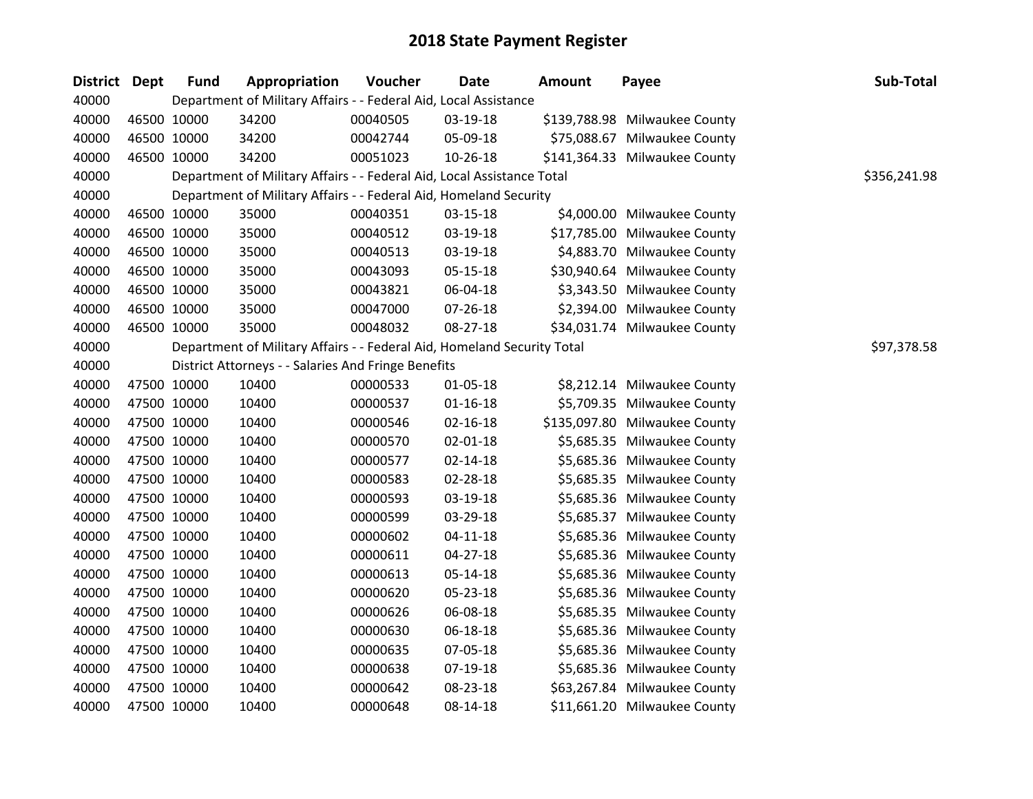# 2018 State Payment Register

| District | Dept | Fund | Appropriation | Voucher | Date | Amount | Payee | Sub-Total |
|---|---|---|---|---|---|---|---|---|
| 40000 | | Department of Military Affairs - - Federal Aid, Local Assistance | | | | | | |
| 40000 | 46500 | 10000 | 34200 | 00040505 | 03-19-18 | $139,788.98 | Milwaukee County | |
| 40000 | 46500 | 10000 | 34200 | 00042744 | 05-09-18 | $75,088.67 | Milwaukee County | |
| 40000 | 46500 | 10000 | 34200 | 00051023 | 10-26-18 | $141,364.33 | Milwaukee County | |
| 40000 | | Department of Military Affairs - - Federal Aid, Local Assistance Total | | | | | | $356,241.98 |
| 40000 | | Department of Military Affairs - - Federal Aid, Homeland Security | | | | | | |
| 40000 | 46500 | 10000 | 35000 | 00040351 | 03-15-18 | $4,000.00 | Milwaukee County | |
| 40000 | 46500 | 10000 | 35000 | 00040512 | 03-19-18 | $17,785.00 | Milwaukee County | |
| 40000 | 46500 | 10000 | 35000 | 00040513 | 03-19-18 | $4,883.70 | Milwaukee County | |
| 40000 | 46500 | 10000 | 35000 | 00043093 | 05-15-18 | $30,940.64 | Milwaukee County | |
| 40000 | 46500 | 10000 | 35000 | 00043821 | 06-04-18 | $3,343.50 | Milwaukee County | |
| 40000 | 46500 | 10000 | 35000 | 00047000 | 07-26-18 | $2,394.00 | Milwaukee County | |
| 40000 | 46500 | 10000 | 35000 | 00048032 | 08-27-18 | $34,031.74 | Milwaukee County | |
| 40000 | | Department of Military Affairs - - Federal Aid, Homeland Security Total | | | | | | $97,378.58 |
| 40000 | | District Attorneys - - Salaries And Fringe Benefits | | | | | | |
| 40000 | 47500 | 10000 | 10400 | 00000533 | 01-05-18 | $8,212.14 | Milwaukee County | |
| 40000 | 47500 | 10000 | 10400 | 00000537 | 01-16-18 | $5,709.35 | Milwaukee County | |
| 40000 | 47500 | 10000 | 10400 | 00000546 | 02-16-18 | $135,097.80 | Milwaukee County | |
| 40000 | 47500 | 10000 | 10400 | 00000570 | 02-01-18 | $5,685.35 | Milwaukee County | |
| 40000 | 47500 | 10000 | 10400 | 00000577 | 02-14-18 | $5,685.36 | Milwaukee County | |
| 40000 | 47500 | 10000 | 10400 | 00000583 | 02-28-18 | $5,685.35 | Milwaukee County | |
| 40000 | 47500 | 10000 | 10400 | 00000593 | 03-19-18 | $5,685.36 | Milwaukee County | |
| 40000 | 47500 | 10000 | 10400 | 00000599 | 03-29-18 | $5,685.37 | Milwaukee County | |
| 40000 | 47500 | 10000 | 10400 | 00000602 | 04-11-18 | $5,685.36 | Milwaukee County | |
| 40000 | 47500 | 10000 | 10400 | 00000611 | 04-27-18 | $5,685.36 | Milwaukee County | |
| 40000 | 47500 | 10000 | 10400 | 00000613 | 05-14-18 | $5,685.36 | Milwaukee County | |
| 40000 | 47500 | 10000 | 10400 | 00000620 | 05-23-18 | $5,685.36 | Milwaukee County | |
| 40000 | 47500 | 10000 | 10400 | 00000626 | 06-08-18 | $5,685.35 | Milwaukee County | |
| 40000 | 47500 | 10000 | 10400 | 00000630 | 06-18-18 | $5,685.36 | Milwaukee County | |
| 40000 | 47500 | 10000 | 10400 | 00000635 | 07-05-18 | $5,685.36 | Milwaukee County | |
| 40000 | 47500 | 10000 | 10400 | 00000638 | 07-19-18 | $5,685.36 | Milwaukee County | |
| 40000 | 47500 | 10000 | 10400 | 00000642 | 08-23-18 | $63,267.84 | Milwaukee County | |
| 40000 | 47500 | 10000 | 10400 | 00000648 | 08-14-18 | $11,661.20 | Milwaukee County | |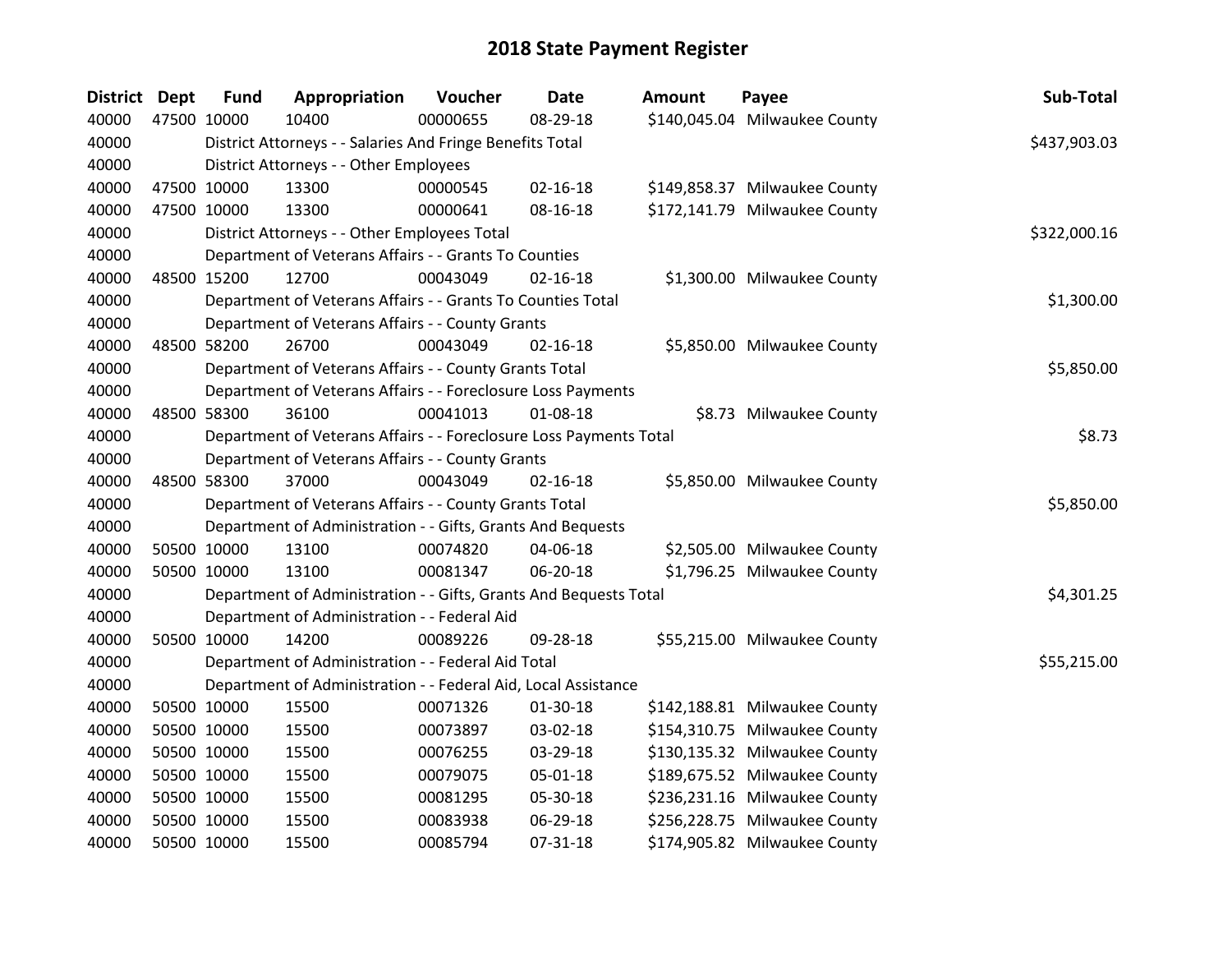## 2018 State Payment Register

| District | Dept | Fund | Appropriation | Voucher | Date | Amount | Payee | Sub-Total |
|---|---|---|---|---|---|---|---|---|
| 40000 | 47500 | 10000 | 10400 | 00000655 | 08-29-18 | $140,045.04 | Milwaukee County | |
| 40000 | | District Attorneys - - Salaries And Fringe Benefits Total | | | | | | $437,903.03 |
| 40000 | | District Attorneys - - Other Employees | | | | | | |
| 40000 | 47500 | 10000 | 13300 | 00000545 | 02-16-18 | $149,858.37 | Milwaukee County | |
| 40000 | 47500 | 10000 | 13300 | 00000641 | 08-16-18 | $172,141.79 | Milwaukee County | |
| 40000 | | District Attorneys - - Other Employees Total | | | | | | $322,000.16 |
| 40000 | | Department of Veterans Affairs - - Grants To Counties | | | | | | |
| 40000 | 48500 | 15200 | 12700 | 00043049 | 02-16-18 | $1,300.00 | Milwaukee County | |
| 40000 | | Department of Veterans Affairs - - Grants To Counties Total | | | | | | $1,300.00 |
| 40000 | | Department of Veterans Affairs - - County Grants | | | | | | |
| 40000 | 48500 | 58200 | 26700 | 00043049 | 02-16-18 | $5,850.00 | Milwaukee County | |
| 40000 | | Department of Veterans Affairs - - County Grants Total | | | | | | $5,850.00 |
| 40000 | | Department of Veterans Affairs - - Foreclosure Loss Payments | | | | | | |
| 40000 | 48500 | 58300 | 36100 | 00041013 | 01-08-18 | $8.73 | Milwaukee County | |
| 40000 | | Department of Veterans Affairs - - Foreclosure Loss Payments Total | | | | | | $8.73 |
| 40000 | | Department of Veterans Affairs - - County Grants | | | | | | |
| 40000 | 48500 | 58300 | 37000 | 00043049 | 02-16-18 | $5,850.00 | Milwaukee County | |
| 40000 | | Department of Veterans Affairs - - County Grants Total | | | | | | $5,850.00 |
| 40000 | | Department of Administration - - Gifts, Grants And Bequests | | | | | | |
| 40000 | 50500 | 10000 | 13100 | 00074820 | 04-06-18 | $2,505.00 | Milwaukee County | |
| 40000 | 50500 | 10000 | 13100 | 00081347 | 06-20-18 | $1,796.25 | Milwaukee County | |
| 40000 | | Department of Administration - - Gifts, Grants And Bequests Total | | | | | | $4,301.25 |
| 40000 | | Department of Administration - - Federal Aid | | | | | | |
| 40000 | 50500 | 10000 | 14200 | 00089226 | 09-28-18 | $55,215.00 | Milwaukee County | |
| 40000 | | Department of Administration - - Federal Aid Total | | | | | | $55,215.00 |
| 40000 | | Department of Administration - - Federal Aid, Local Assistance | | | | | | |
| 40000 | 50500 | 10000 | 15500 | 00071326 | 01-30-18 | $142,188.81 | Milwaukee County | |
| 40000 | 50500 | 10000 | 15500 | 00073897 | 03-02-18 | $154,310.75 | Milwaukee County | |
| 40000 | 50500 | 10000 | 15500 | 00076255 | 03-29-18 | $130,135.32 | Milwaukee County | |
| 40000 | 50500 | 10000 | 15500 | 00079075 | 05-01-18 | $189,675.52 | Milwaukee County | |
| 40000 | 50500 | 10000 | 15500 | 00081295 | 05-30-18 | $236,231.16 | Milwaukee County | |
| 40000 | 50500 | 10000 | 15500 | 00083938 | 06-29-18 | $256,228.75 | Milwaukee County | |
| 40000 | 50500 | 10000 | 15500 | 00085794 | 07-31-18 | $174,905.82 | Milwaukee County | |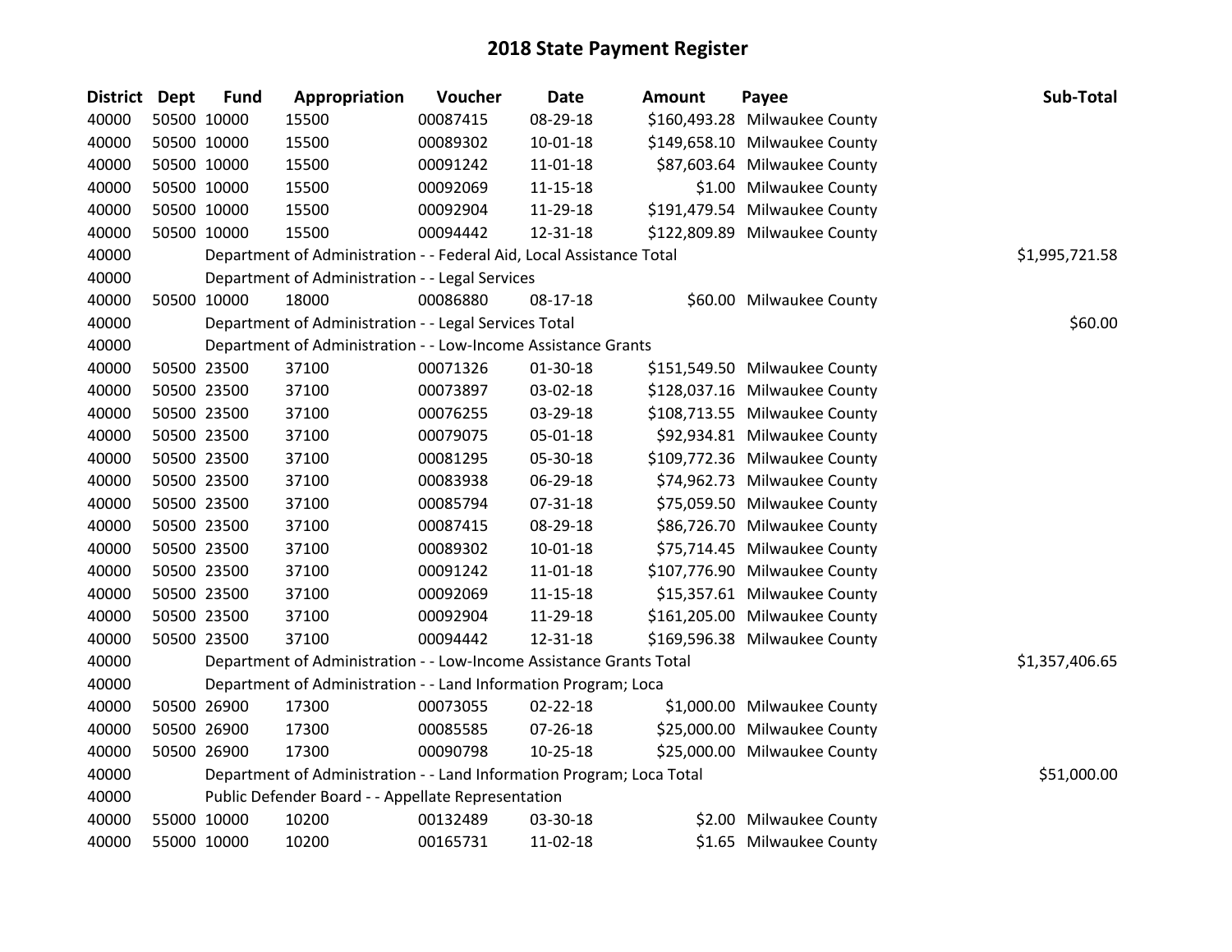# 2018 State Payment Register

| District | Dept | Fund | Appropriation | Voucher | Date | Amount | Payee | Sub-Total |
|---|---|---|---|---|---|---|---|---|
| 40000 | 50500 | 10000 | 15500 | 00087415 | 08-29-18 | $160,493.28 | Milwaukee County | |
| 40000 | 50500 | 10000 | 15500 | 00089302 | 10-01-18 | $149,658.10 | Milwaukee County | |
| 40000 | 50500 | 10000 | 15500 | 00091242 | 11-01-18 | $87,603.64 | Milwaukee County | |
| 40000 | 50500 | 10000 | 15500 | 00092069 | 11-15-18 | $1.00 | Milwaukee County | |
| 40000 | 50500 | 10000 | 15500 | 00092904 | 11-29-18 | $191,479.54 | Milwaukee County | |
| 40000 | 50500 | 10000 | 15500 | 00094442 | 12-31-18 | $122,809.89 | Milwaukee County | |
| 40000 | | Department of Administration - - Federal Aid, Local Assistance Total | | | | | | $1,995,721.58 |
| 40000 | | Department of Administration - - Legal Services | | | | | | |
| 40000 | 50500 | 10000 | 18000 | 00086880 | 08-17-18 | $60.00 | Milwaukee County | |
| 40000 | | Department of Administration - - Legal Services Total | | | | | | $60.00 |
| 40000 | | Department of Administration - - Low-Income Assistance Grants | | | | | | |
| 40000 | 50500 | 23500 | 37100 | 00071326 | 01-30-18 | $151,549.50 | Milwaukee County | |
| 40000 | 50500 | 23500 | 37100 | 00073897 | 03-02-18 | $128,037.16 | Milwaukee County | |
| 40000 | 50500 | 23500 | 37100 | 00076255 | 03-29-18 | $108,713.55 | Milwaukee County | |
| 40000 | 50500 | 23500 | 37100 | 00079075 | 05-01-18 | $92,934.81 | Milwaukee County | |
| 40000 | 50500 | 23500 | 37100 | 00081295 | 05-30-18 | $109,772.36 | Milwaukee County | |
| 40000 | 50500 | 23500 | 37100 | 00083938 | 06-29-18 | $74,962.73 | Milwaukee County | |
| 40000 | 50500 | 23500 | 37100 | 00085794 | 07-31-18 | $75,059.50 | Milwaukee County | |
| 40000 | 50500 | 23500 | 37100 | 00087415 | 08-29-18 | $86,726.70 | Milwaukee County | |
| 40000 | 50500 | 23500 | 37100 | 00089302 | 10-01-18 | $75,714.45 | Milwaukee County | |
| 40000 | 50500 | 23500 | 37100 | 00091242 | 11-01-18 | $107,776.90 | Milwaukee County | |
| 40000 | 50500 | 23500 | 37100 | 00092069 | 11-15-18 | $15,357.61 | Milwaukee County | |
| 40000 | 50500 | 23500 | 37100 | 00092904 | 11-29-18 | $161,205.00 | Milwaukee County | |
| 40000 | 50500 | 23500 | 37100 | 00094442 | 12-31-18 | $169,596.38 | Milwaukee County | |
| 40000 | | Department of Administration - - Low-Income Assistance Grants Total | | | | | | $1,357,406.65 |
| 40000 | | Department of Administration - - Land Information Program; Loca | | | | | | |
| 40000 | 50500 | 26900 | 17300 | 00073055 | 02-22-18 | $1,000.00 | Milwaukee County | |
| 40000 | 50500 | 26900 | 17300 | 00085585 | 07-26-18 | $25,000.00 | Milwaukee County | |
| 40000 | 50500 | 26900 | 17300 | 00090798 | 10-25-18 | $25,000.00 | Milwaukee County | |
| 40000 | | Department of Administration - - Land Information Program; Loca Total | | | | | | $51,000.00 |
| 40000 | | Public Defender Board - - Appellate Representation | | | | | | |
| 40000 | 55000 | 10000 | 10200 | 00132489 | 03-30-18 | $2.00 | Milwaukee County | |
| 40000 | 55000 | 10000 | 10200 | 00165731 | 11-02-18 | $1.65 | Milwaukee County | |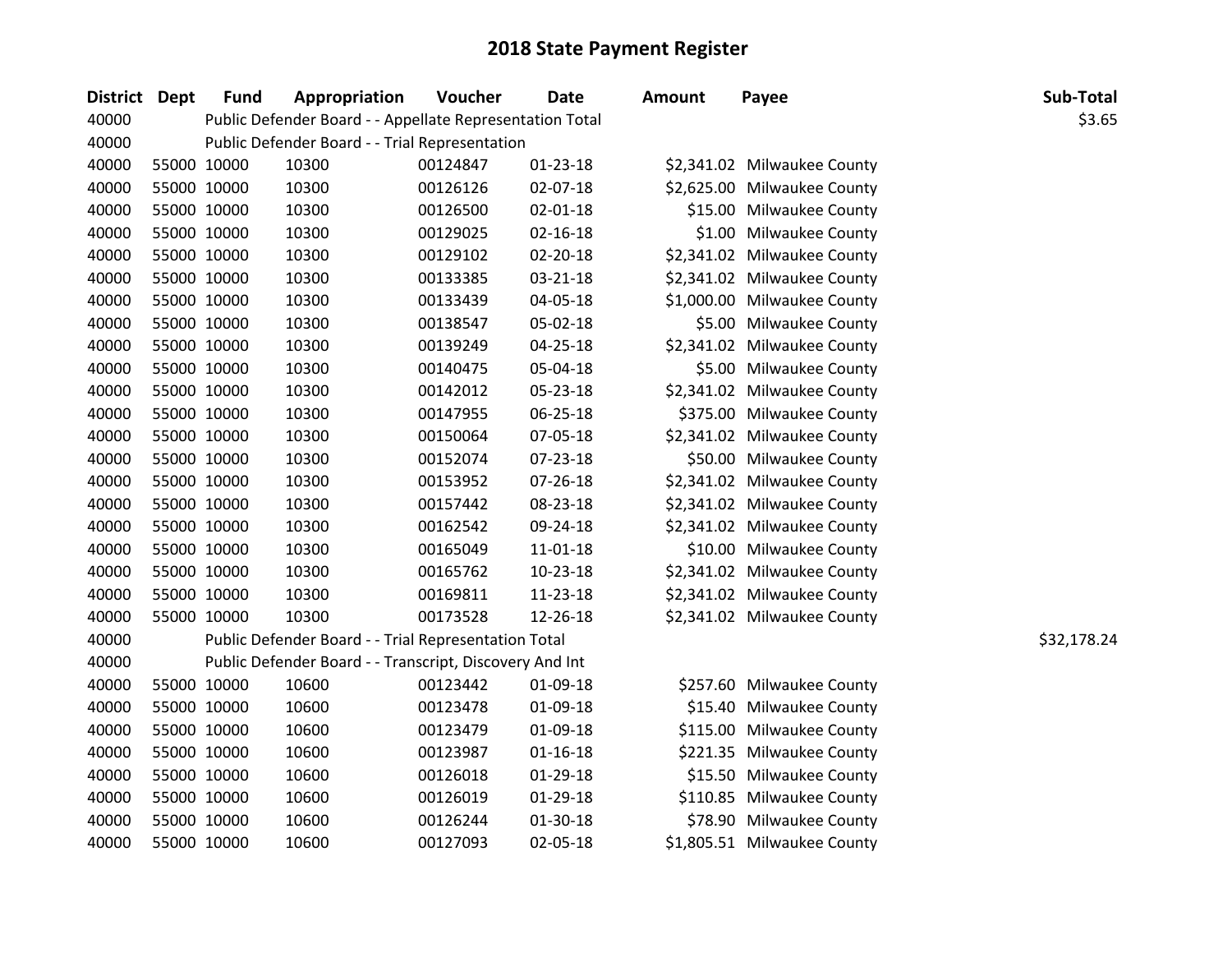# 2018 State Payment Register

| District | Dept | Fund | Appropriation | Voucher | Date | Amount | Payee | Sub-Total |
|---|---|---|---|---|---|---|---|---|
| 40000 | | Public Defender Board - - Appellate Representation Total | | | | | | $3.65 |
| 40000 | | Public Defender Board - - Trial Representation | | | | | | |
| 40000 | 55000 | 10000 | 10300 | 00124847 | 01-23-18 | $2,341.02 | Milwaukee County | |
| 40000 | 55000 | 10000 | 10300 | 00126126 | 02-07-18 | $2,625.00 | Milwaukee County | |
| 40000 | 55000 | 10000 | 10300 | 00126500 | 02-01-18 | $15.00 | Milwaukee County | |
| 40000 | 55000 | 10000 | 10300 | 00129025 | 02-16-18 | $1.00 | Milwaukee County | |
| 40000 | 55000 | 10000 | 10300 | 00129102 | 02-20-18 | $2,341.02 | Milwaukee County | |
| 40000 | 55000 | 10000 | 10300 | 00133385 | 03-21-18 | $2,341.02 | Milwaukee County | |
| 40000 | 55000 | 10000 | 10300 | 00133439 | 04-05-18 | $1,000.00 | Milwaukee County | |
| 40000 | 55000 | 10000 | 10300 | 00138547 | 05-02-18 | $5.00 | Milwaukee County | |
| 40000 | 55000 | 10000 | 10300 | 00139249 | 04-25-18 | $2,341.02 | Milwaukee County | |
| 40000 | 55000 | 10000 | 10300 | 00140475 | 05-04-18 | $5.00 | Milwaukee County | |
| 40000 | 55000 | 10000 | 10300 | 00142012 | 05-23-18 | $2,341.02 | Milwaukee County | |
| 40000 | 55000 | 10000 | 10300 | 00147955 | 06-25-18 | $375.00 | Milwaukee County | |
| 40000 | 55000 | 10000 | 10300 | 00150064 | 07-05-18 | $2,341.02 | Milwaukee County | |
| 40000 | 55000 | 10000 | 10300 | 00152074 | 07-23-18 | $50.00 | Milwaukee County | |
| 40000 | 55000 | 10000 | 10300 | 00153952 | 07-26-18 | $2,341.02 | Milwaukee County | |
| 40000 | 55000 | 10000 | 10300 | 00157442 | 08-23-18 | $2,341.02 | Milwaukee County | |
| 40000 | 55000 | 10000 | 10300 | 00162542 | 09-24-18 | $2,341.02 | Milwaukee County | |
| 40000 | 55000 | 10000 | 10300 | 00165049 | 11-01-18 | $10.00 | Milwaukee County | |
| 40000 | 55000 | 10000 | 10300 | 00165762 | 10-23-18 | $2,341.02 | Milwaukee County | |
| 40000 | 55000 | 10000 | 10300 | 00169811 | 11-23-18 | $2,341.02 | Milwaukee County | |
| 40000 | 55000 | 10000 | 10300 | 00173528 | 12-26-18 | $2,341.02 | Milwaukee County | |
| 40000 | | Public Defender Board - - Trial Representation Total | | | | | | $32,178.24 |
| 40000 | | Public Defender Board - - Transcript, Discovery And Int | | | | | | |
| 40000 | 55000 | 10000 | 10600 | 00123442 | 01-09-18 | $257.60 | Milwaukee County | |
| 40000 | 55000 | 10000 | 10600 | 00123478 | 01-09-18 | $15.40 | Milwaukee County | |
| 40000 | 55000 | 10000 | 10600 | 00123479 | 01-09-18 | $115.00 | Milwaukee County | |
| 40000 | 55000 | 10000 | 10600 | 00123987 | 01-16-18 | $221.35 | Milwaukee County | |
| 40000 | 55000 | 10000 | 10600 | 00126018 | 01-29-18 | $15.50 | Milwaukee County | |
| 40000 | 55000 | 10000 | 10600 | 00126019 | 01-29-18 | $110.85 | Milwaukee County | |
| 40000 | 55000 | 10000 | 10600 | 00126244 | 01-30-18 | $78.90 | Milwaukee County | |
| 40000 | 55000 | 10000 | 10600 | 00127093 | 02-05-18 | $1,805.51 | Milwaukee County | |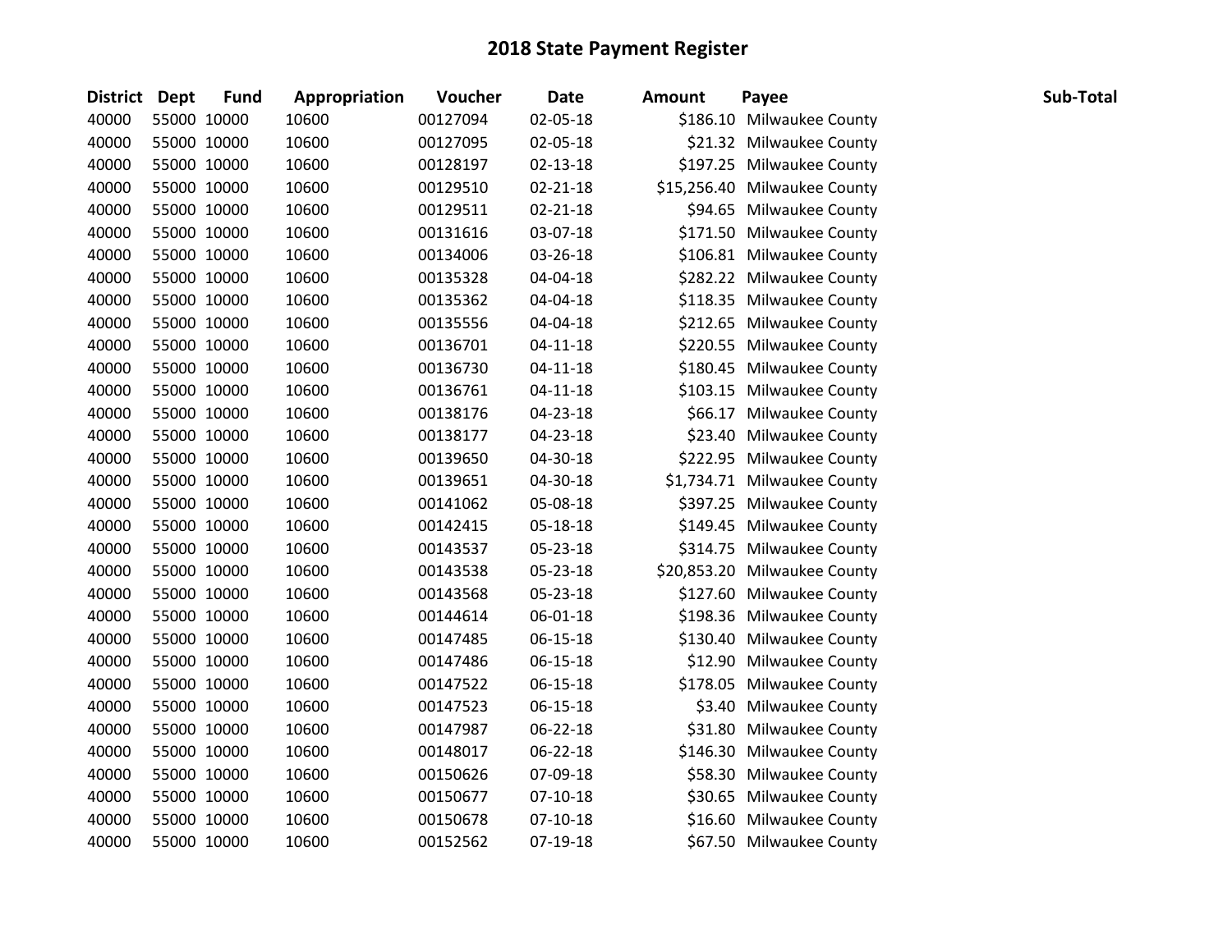# 2018 State Payment Register

| District | Dept | Fund | Appropriation | Voucher | Date | Amount | Payee | Sub-Total |
|---|---|---|---|---|---|---|---|---|
| 40000 | 55000 | 10000 | 10600 | 00127094 | 02-05-18 | $186.10 | Milwaukee County | |
| 40000 | 55000 | 10000 | 10600 | 00127095 | 02-05-18 | $21.32 | Milwaukee County | |
| 40000 | 55000 | 10000 | 10600 | 00128197 | 02-13-18 | $197.25 | Milwaukee County | |
| 40000 | 55000 | 10000 | 10600 | 00129510 | 02-21-18 | $15,256.40 | Milwaukee County | |
| 40000 | 55000 | 10000 | 10600 | 00129511 | 02-21-18 | $94.65 | Milwaukee County | |
| 40000 | 55000 | 10000 | 10600 | 00131616 | 03-07-18 | $171.50 | Milwaukee County | |
| 40000 | 55000 | 10000 | 10600 | 00134006 | 03-26-18 | $106.81 | Milwaukee County | |
| 40000 | 55000 | 10000 | 10600 | 00135328 | 04-04-18 | $282.22 | Milwaukee County | |
| 40000 | 55000 | 10000 | 10600 | 00135362 | 04-04-18 | $118.35 | Milwaukee County | |
| 40000 | 55000 | 10000 | 10600 | 00135556 | 04-04-18 | $212.65 | Milwaukee County | |
| 40000 | 55000 | 10000 | 10600 | 00136701 | 04-11-18 | $220.55 | Milwaukee County | |
| 40000 | 55000 | 10000 | 10600 | 00136730 | 04-11-18 | $180.45 | Milwaukee County | |
| 40000 | 55000 | 10000 | 10600 | 00136761 | 04-11-18 | $103.15 | Milwaukee County | |
| 40000 | 55000 | 10000 | 10600 | 00138176 | 04-23-18 | $66.17 | Milwaukee County | |
| 40000 | 55000 | 10000 | 10600 | 00138177 | 04-23-18 | $23.40 | Milwaukee County | |
| 40000 | 55000 | 10000 | 10600 | 00139650 | 04-30-18 | $222.95 | Milwaukee County | |
| 40000 | 55000 | 10000 | 10600 | 00139651 | 04-30-18 | $1,734.71 | Milwaukee County | |
| 40000 | 55000 | 10000 | 10600 | 00141062 | 05-08-18 | $397.25 | Milwaukee County | |
| 40000 | 55000 | 10000 | 10600 | 00142415 | 05-18-18 | $149.45 | Milwaukee County | |
| 40000 | 55000 | 10000 | 10600 | 00143537 | 05-23-18 | $314.75 | Milwaukee County | |
| 40000 | 55000 | 10000 | 10600 | 00143538 | 05-23-18 | $20,853.20 | Milwaukee County | |
| 40000 | 55000 | 10000 | 10600 | 00143568 | 05-23-18 | $127.60 | Milwaukee County | |
| 40000 | 55000 | 10000 | 10600 | 00144614 | 06-01-18 | $198.36 | Milwaukee County | |
| 40000 | 55000 | 10000 | 10600 | 00147485 | 06-15-18 | $130.40 | Milwaukee County | |
| 40000 | 55000 | 10000 | 10600 | 00147486 | 06-15-18 | $12.90 | Milwaukee County | |
| 40000 | 55000 | 10000 | 10600 | 00147522 | 06-15-18 | $178.05 | Milwaukee County | |
| 40000 | 55000 | 10000 | 10600 | 00147523 | 06-15-18 | $3.40 | Milwaukee County | |
| 40000 | 55000 | 10000 | 10600 | 00147987 | 06-22-18 | $31.80 | Milwaukee County | |
| 40000 | 55000 | 10000 | 10600 | 00148017 | 06-22-18 | $146.30 | Milwaukee County | |
| 40000 | 55000 | 10000 | 10600 | 00150626 | 07-09-18 | $58.30 | Milwaukee County | |
| 40000 | 55000 | 10000 | 10600 | 00150677 | 07-10-18 | $30.65 | Milwaukee County | |
| 40000 | 55000 | 10000 | 10600 | 00150678 | 07-10-18 | $16.60 | Milwaukee County | |
| 40000 | 55000 | 10000 | 10600 | 00152562 | 07-19-18 | $67.50 | Milwaukee County | |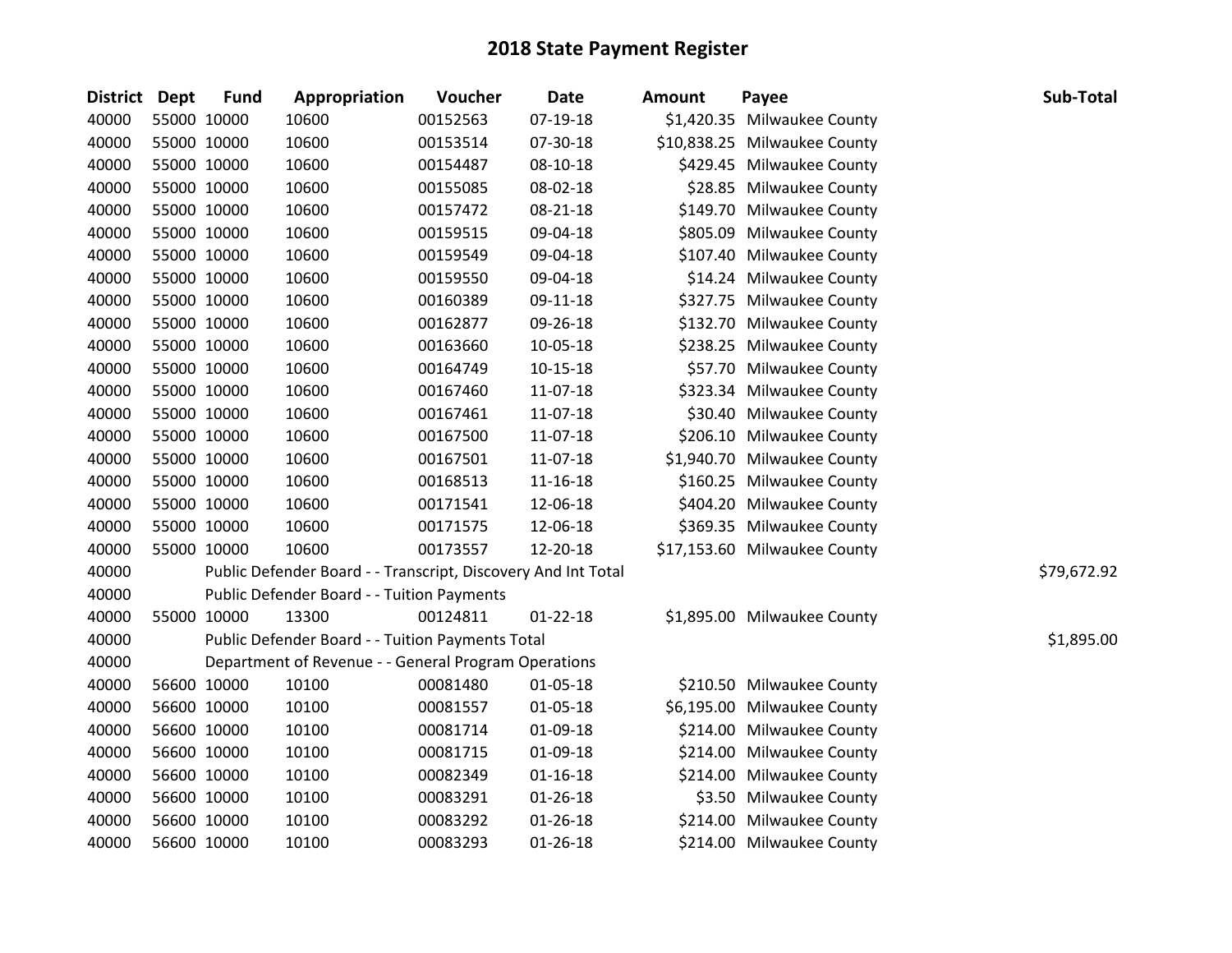# 2018 State Payment Register

| District | Dept | Fund | Appropriation | Voucher | Date | Amount | Payee | Sub-Total |
|---|---|---|---|---|---|---|---|---|
| 40000 | 55000 | 10000 | 10600 | 00152563 | 07-19-18 | $1,420.35 | Milwaukee County | |
| 40000 | 55000 | 10000 | 10600 | 00153514 | 07-30-18 | $10,838.25 | Milwaukee County | |
| 40000 | 55000 | 10000 | 10600 | 00154487 | 08-10-18 | $429.45 | Milwaukee County | |
| 40000 | 55000 | 10000 | 10600 | 00155085 | 08-02-18 | $28.85 | Milwaukee County | |
| 40000 | 55000 | 10000 | 10600 | 00157472 | 08-21-18 | $149.70 | Milwaukee County | |
| 40000 | 55000 | 10000 | 10600 | 00159515 | 09-04-18 | $805.09 | Milwaukee County | |
| 40000 | 55000 | 10000 | 10600 | 00159549 | 09-04-18 | $107.40 | Milwaukee County | |
| 40000 | 55000 | 10000 | 10600 | 00159550 | 09-04-18 | $14.24 | Milwaukee County | |
| 40000 | 55000 | 10000 | 10600 | 00160389 | 09-11-18 | $327.75 | Milwaukee County | |
| 40000 | 55000 | 10000 | 10600 | 00162877 | 09-26-18 | $132.70 | Milwaukee County | |
| 40000 | 55000 | 10000 | 10600 | 00163660 | 10-05-18 | $238.25 | Milwaukee County | |
| 40000 | 55000 | 10000 | 10600 | 00164749 | 10-15-18 | $57.70 | Milwaukee County | |
| 40000 | 55000 | 10000 | 10600 | 00167460 | 11-07-18 | $323.34 | Milwaukee County | |
| 40000 | 55000 | 10000 | 10600 | 00167461 | 11-07-18 | $30.40 | Milwaukee County | |
| 40000 | 55000 | 10000 | 10600 | 00167500 | 11-07-18 | $206.10 | Milwaukee County | |
| 40000 | 55000 | 10000 | 10600 | 00167501 | 11-07-18 | $1,940.70 | Milwaukee County | |
| 40000 | 55000 | 10000 | 10600 | 00168513 | 11-16-18 | $160.25 | Milwaukee County | |
| 40000 | 55000 | 10000 | 10600 | 00171541 | 12-06-18 | $404.20 | Milwaukee County | |
| 40000 | 55000 | 10000 | 10600 | 00171575 | 12-06-18 | $369.35 | Milwaukee County | |
| 40000 | 55000 | 10000 | 10600 | 00173557 | 12-20-18 | $17,153.60 | Milwaukee County | |
| 40000 | | Public Defender Board - - Transcript, Discovery And Int Total | | | | | | $79,672.92 |
| 40000 | | Public Defender Board - - Tuition Payments | | | | | | |
| 40000 | 55000 | 10000 | 13300 | 00124811 | 01-22-18 | $1,895.00 | Milwaukee County | |
| 40000 | | Public Defender Board - - Tuition Payments Total | | | | | | $1,895.00 |
| 40000 | | Department of Revenue - - General Program Operations | | | | | | |
| 40000 | 56600 | 10000 | 10100 | 00081480 | 01-05-18 | $210.50 | Milwaukee County | |
| 40000 | 56600 | 10000 | 10100 | 00081557 | 01-05-18 | $6,195.00 | Milwaukee County | |
| 40000 | 56600 | 10000 | 10100 | 00081714 | 01-09-18 | $214.00 | Milwaukee County | |
| 40000 | 56600 | 10000 | 10100 | 00081715 | 01-09-18 | $214.00 | Milwaukee County | |
| 40000 | 56600 | 10000 | 10100 | 00082349 | 01-16-18 | $214.00 | Milwaukee County | |
| 40000 | 56600 | 10000 | 10100 | 00083291 | 01-26-18 | $3.50 | Milwaukee County | |
| 40000 | 56600 | 10000 | 10100 | 00083292 | 01-26-18 | $214.00 | Milwaukee County | |
| 40000 | 56600 | 10000 | 10100 | 00083293 | 01-26-18 | $214.00 | Milwaukee County | |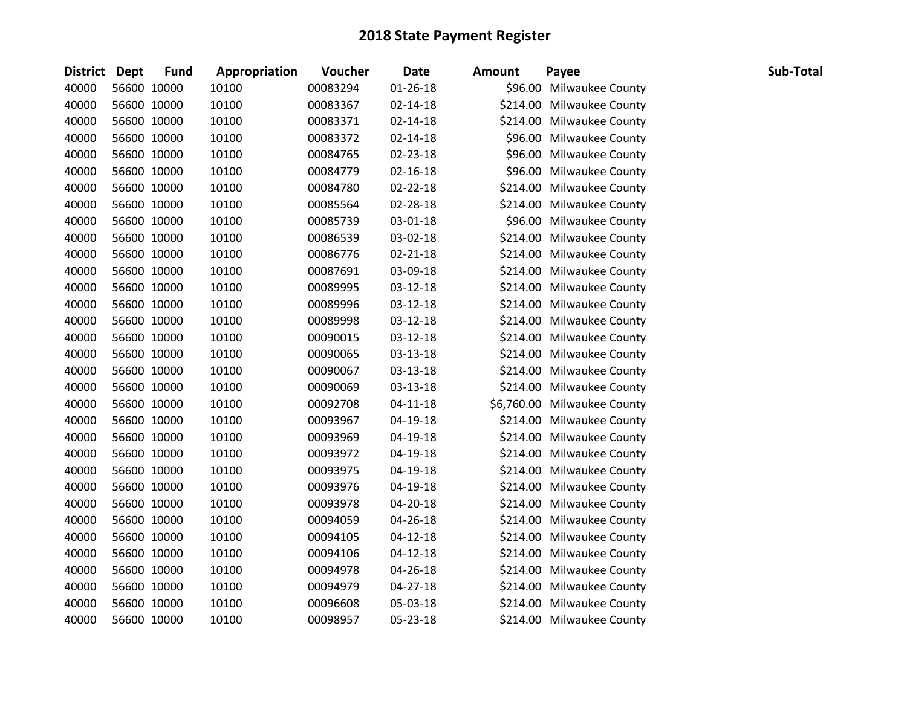## 2018 State Payment Register

| District | Dept | Fund | Appropriation | Voucher | Date | Amount | Payee | Sub-Total |
|---|---|---|---|---|---|---|---|---|
| 40000 | 56600 | 10000 | 10100 | 00083294 | 01-26-18 | $96.00 | Milwaukee County | |
| 40000 | 56600 | 10000 | 10100 | 00083367 | 02-14-18 | $214.00 | Milwaukee County | |
| 40000 | 56600 | 10000 | 10100 | 00083371 | 02-14-18 | $214.00 | Milwaukee County | |
| 40000 | 56600 | 10000 | 10100 | 00083372 | 02-14-18 | $96.00 | Milwaukee County | |
| 40000 | 56600 | 10000 | 10100 | 00084765 | 02-23-18 | $96.00 | Milwaukee County | |
| 40000 | 56600 | 10000 | 10100 | 00084779 | 02-16-18 | $96.00 | Milwaukee County | |
| 40000 | 56600 | 10000 | 10100 | 00084780 | 02-22-18 | $214.00 | Milwaukee County | |
| 40000 | 56600 | 10000 | 10100 | 00085564 | 02-28-18 | $214.00 | Milwaukee County | |
| 40000 | 56600 | 10000 | 10100 | 00085739 | 03-01-18 | $96.00 | Milwaukee County | |
| 40000 | 56600 | 10000 | 10100 | 00086539 | 03-02-18 | $214.00 | Milwaukee County | |
| 40000 | 56600 | 10000 | 10100 | 00086776 | 02-21-18 | $214.00 | Milwaukee County | |
| 40000 | 56600 | 10000 | 10100 | 00087691 | 03-09-18 | $214.00 | Milwaukee County | |
| 40000 | 56600 | 10000 | 10100 | 00089995 | 03-12-18 | $214.00 | Milwaukee County | |
| 40000 | 56600 | 10000 | 10100 | 00089996 | 03-12-18 | $214.00 | Milwaukee County | |
| 40000 | 56600 | 10000 | 10100 | 00089998 | 03-12-18 | $214.00 | Milwaukee County | |
| 40000 | 56600 | 10000 | 10100 | 00090015 | 03-12-18 | $214.00 | Milwaukee County | |
| 40000 | 56600 | 10000 | 10100 | 00090065 | 03-13-18 | $214.00 | Milwaukee County | |
| 40000 | 56600 | 10000 | 10100 | 00090067 | 03-13-18 | $214.00 | Milwaukee County | |
| 40000 | 56600 | 10000 | 10100 | 00090069 | 03-13-18 | $214.00 | Milwaukee County | |
| 40000 | 56600 | 10000 | 10100 | 00092708 | 04-11-18 | $6,760.00 | Milwaukee County | |
| 40000 | 56600 | 10000 | 10100 | 00093967 | 04-19-18 | $214.00 | Milwaukee County | |
| 40000 | 56600 | 10000 | 10100 | 00093969 | 04-19-18 | $214.00 | Milwaukee County | |
| 40000 | 56600 | 10000 | 10100 | 00093972 | 04-19-18 | $214.00 | Milwaukee County | |
| 40000 | 56600 | 10000 | 10100 | 00093975 | 04-19-18 | $214.00 | Milwaukee County | |
| 40000 | 56600 | 10000 | 10100 | 00093976 | 04-19-18 | $214.00 | Milwaukee County | |
| 40000 | 56600 | 10000 | 10100 | 00093978 | 04-20-18 | $214.00 | Milwaukee County | |
| 40000 | 56600 | 10000 | 10100 | 00094059 | 04-26-18 | $214.00 | Milwaukee County | |
| 40000 | 56600 | 10000 | 10100 | 00094105 | 04-12-18 | $214.00 | Milwaukee County | |
| 40000 | 56600 | 10000 | 10100 | 00094106 | 04-12-18 | $214.00 | Milwaukee County | |
| 40000 | 56600 | 10000 | 10100 | 00094978 | 04-26-18 | $214.00 | Milwaukee County | |
| 40000 | 56600 | 10000 | 10100 | 00094979 | 04-27-18 | $214.00 | Milwaukee County | |
| 40000 | 56600 | 10000 | 10100 | 00096608 | 05-03-18 | $214.00 | Milwaukee County | |
| 40000 | 56600 | 10000 | 10100 | 00098957 | 05-23-18 | $214.00 | Milwaukee County | |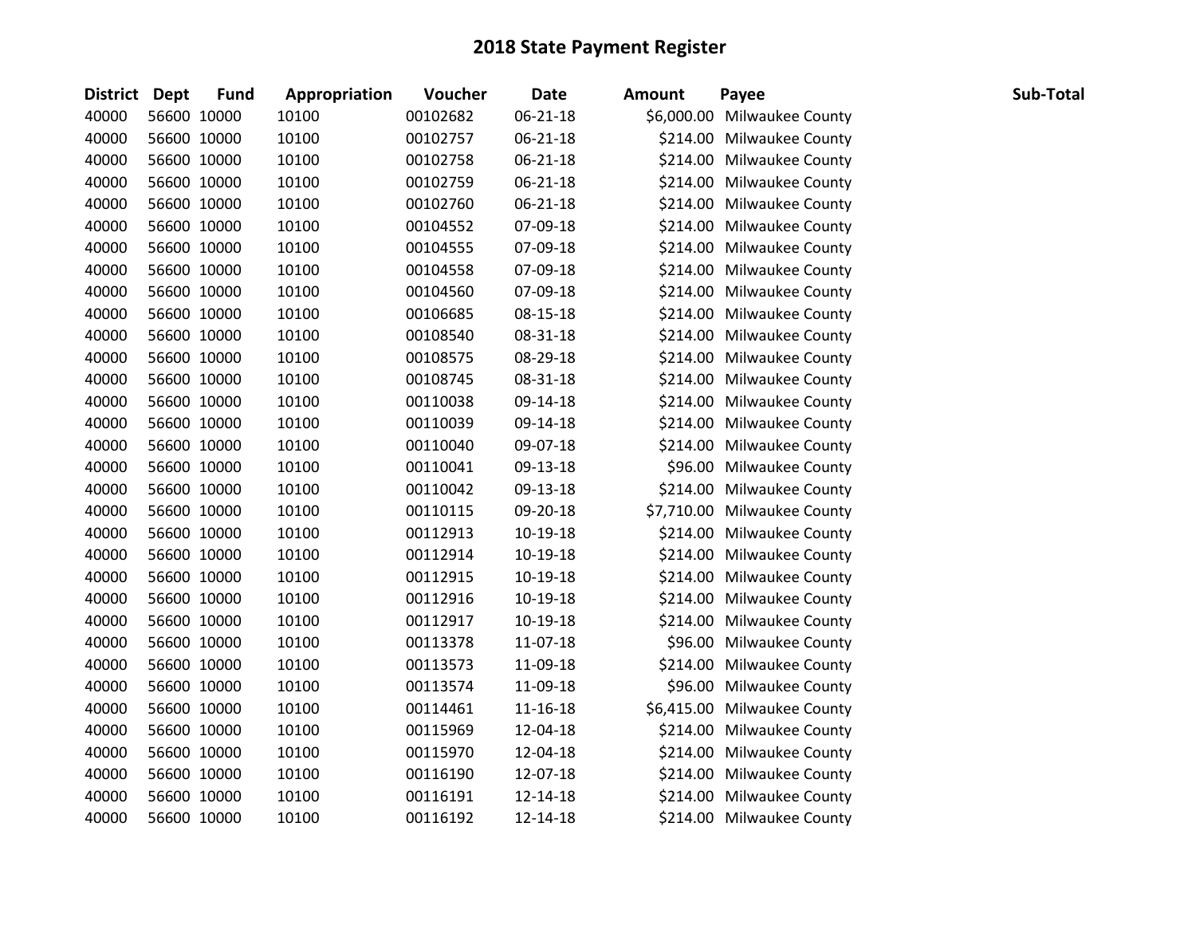# 2018 State Payment Register

| District | Dept | Fund | Appropriation | Voucher | Date | Amount | Payee | Sub-Total |
|---|---|---|---|---|---|---|---|---|
| 40000 | 56600 | 10000 | 10100 | 00102682 | 06-21-18 | $6,000.00 | Milwaukee County | |
| 40000 | 56600 | 10000 | 10100 | 00102757 | 06-21-18 | $214.00 | Milwaukee County | |
| 40000 | 56600 | 10000 | 10100 | 00102758 | 06-21-18 | $214.00 | Milwaukee County | |
| 40000 | 56600 | 10000 | 10100 | 00102759 | 06-21-18 | $214.00 | Milwaukee County | |
| 40000 | 56600 | 10000 | 10100 | 00102760 | 06-21-18 | $214.00 | Milwaukee County | |
| 40000 | 56600 | 10000 | 10100 | 00104552 | 07-09-18 | $214.00 | Milwaukee County | |
| 40000 | 56600 | 10000 | 10100 | 00104555 | 07-09-18 | $214.00 | Milwaukee County | |
| 40000 | 56600 | 10000 | 10100 | 00104558 | 07-09-18 | $214.00 | Milwaukee County | |
| 40000 | 56600 | 10000 | 10100 | 00104560 | 07-09-18 | $214.00 | Milwaukee County | |
| 40000 | 56600 | 10000 | 10100 | 00106685 | 08-15-18 | $214.00 | Milwaukee County | |
| 40000 | 56600 | 10000 | 10100 | 00108540 | 08-31-18 | $214.00 | Milwaukee County | |
| 40000 | 56600 | 10000 | 10100 | 00108575 | 08-29-18 | $214.00 | Milwaukee County | |
| 40000 | 56600 | 10000 | 10100 | 00108745 | 08-31-18 | $214.00 | Milwaukee County | |
| 40000 | 56600 | 10000 | 10100 | 00110038 | 09-14-18 | $214.00 | Milwaukee County | |
| 40000 | 56600 | 10000 | 10100 | 00110039 | 09-14-18 | $214.00 | Milwaukee County | |
| 40000 | 56600 | 10000 | 10100 | 00110040 | 09-07-18 | $214.00 | Milwaukee County | |
| 40000 | 56600 | 10000 | 10100 | 00110041 | 09-13-18 | $96.00 | Milwaukee County | |
| 40000 | 56600 | 10000 | 10100 | 00110042 | 09-13-18 | $214.00 | Milwaukee County | |
| 40000 | 56600 | 10000 | 10100 | 00110115 | 09-20-18 | $7,710.00 | Milwaukee County | |
| 40000 | 56600 | 10000 | 10100 | 00112913 | 10-19-18 | $214.00 | Milwaukee County | |
| 40000 | 56600 | 10000 | 10100 | 00112914 | 10-19-18 | $214.00 | Milwaukee County | |
| 40000 | 56600 | 10000 | 10100 | 00112915 | 10-19-18 | $214.00 | Milwaukee County | |
| 40000 | 56600 | 10000 | 10100 | 00112916 | 10-19-18 | $214.00 | Milwaukee County | |
| 40000 | 56600 | 10000 | 10100 | 00112917 | 10-19-18 | $214.00 | Milwaukee County | |
| 40000 | 56600 | 10000 | 10100 | 00113378 | 11-07-18 | $96.00 | Milwaukee County | |
| 40000 | 56600 | 10000 | 10100 | 00113573 | 11-09-18 | $214.00 | Milwaukee County | |
| 40000 | 56600 | 10000 | 10100 | 00113574 | 11-09-18 | $96.00 | Milwaukee County | |
| 40000 | 56600 | 10000 | 10100 | 00114461 | 11-16-18 | $6,415.00 | Milwaukee County | |
| 40000 | 56600 | 10000 | 10100 | 00115969 | 12-04-18 | $214.00 | Milwaukee County | |
| 40000 | 56600 | 10000 | 10100 | 00115970 | 12-04-18 | $214.00 | Milwaukee County | |
| 40000 | 56600 | 10000 | 10100 | 00116190 | 12-07-18 | $214.00 | Milwaukee County | |
| 40000 | 56600 | 10000 | 10100 | 00116191 | 12-14-18 | $214.00 | Milwaukee County | |
| 40000 | 56600 | 10000 | 10100 | 00116192 | 12-14-18 | $214.00 | Milwaukee County | |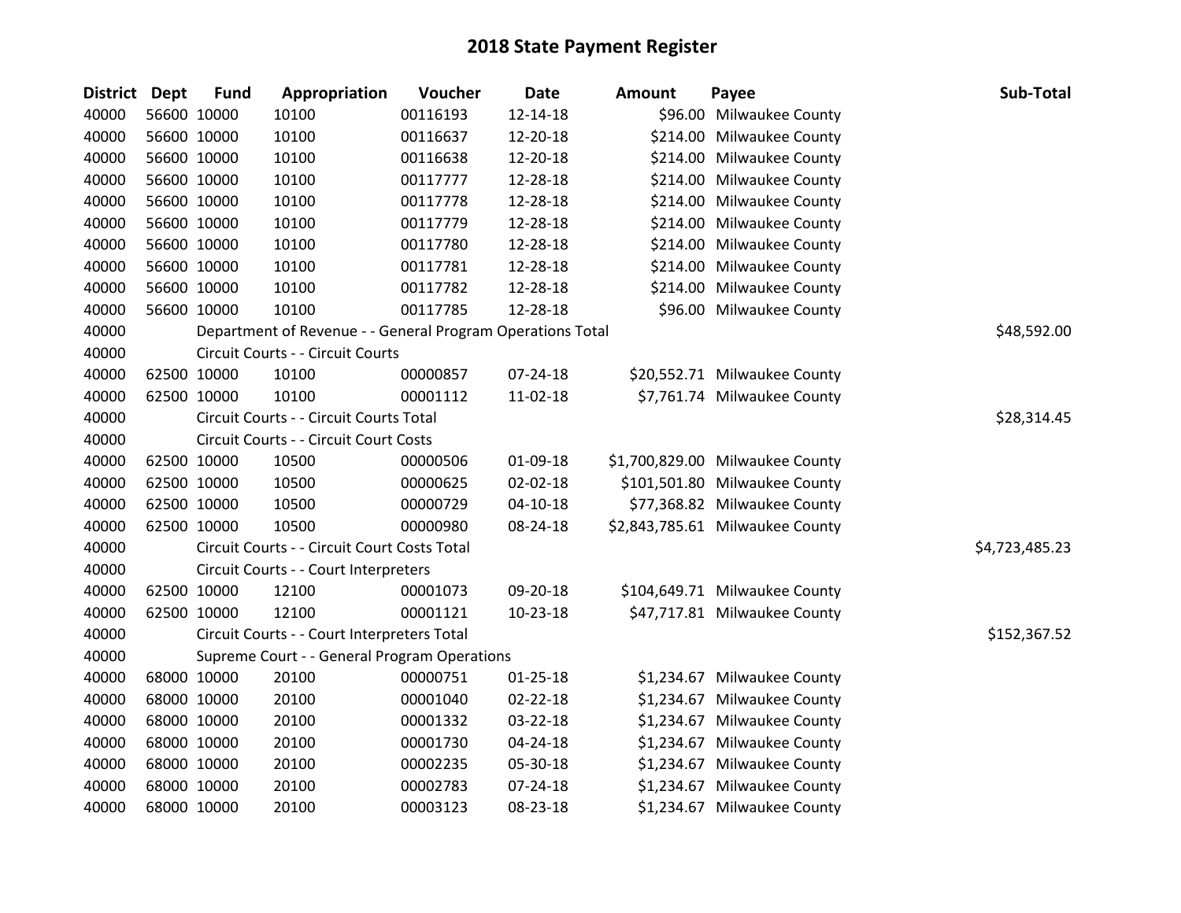# 2018 State Payment Register

| District | Dept | Fund | Appropriation | Voucher | Date | Amount | Payee | Sub-Total |
|---|---|---|---|---|---|---|---|---|
| 40000 | 56600 | 10000 | 10100 | 00116193 | 12-14-18 | $96.00 | Milwaukee County | |
| 40000 | 56600 | 10000 | 10100 | 00116637 | 12-20-18 | $214.00 | Milwaukee County | |
| 40000 | 56600 | 10000 | 10100 | 00116638 | 12-20-18 | $214.00 | Milwaukee County | |
| 40000 | 56600 | 10000 | 10100 | 00117777 | 12-28-18 | $214.00 | Milwaukee County | |
| 40000 | 56600 | 10000 | 10100 | 00117778 | 12-28-18 | $214.00 | Milwaukee County | |
| 40000 | 56600 | 10000 | 10100 | 00117779 | 12-28-18 | $214.00 | Milwaukee County | |
| 40000 | 56600 | 10000 | 10100 | 00117780 | 12-28-18 | $214.00 | Milwaukee County | |
| 40000 | 56600 | 10000 | 10100 | 00117781 | 12-28-18 | $214.00 | Milwaukee County | |
| 40000 | 56600 | 10000 | 10100 | 00117782 | 12-28-18 | $214.00 | Milwaukee County | |
| 40000 | 56600 | 10000 | 10100 | 00117785 | 12-28-18 | $96.00 | Milwaukee County | |
| 40000 | | Department of Revenue - - General Program Operations Total | | | | | | $48,592.00 |
| 40000 | | Circuit Courts - - Circuit Courts | | | | | | |
| 40000 | 62500 | 10000 | 10100 | 00000857 | 07-24-18 | $20,552.71 | Milwaukee County | |
| 40000 | 62500 | 10000 | 10100 | 00001112 | 11-02-18 | $7,761.74 | Milwaukee County | |
| 40000 | | Circuit Courts - - Circuit Courts Total | | | | | | $28,314.45 |
| 40000 | | Circuit Courts - - Circuit Court Costs | | | | | | |
| 40000 | 62500 | 10000 | 10500 | 00000506 | 01-09-18 | $1,700,829.00 | Milwaukee County | |
| 40000 | 62500 | 10000 | 10500 | 00000625 | 02-02-18 | $101,501.80 | Milwaukee County | |
| 40000 | 62500 | 10000 | 10500 | 00000729 | 04-10-18 | $77,368.82 | Milwaukee County | |
| 40000 | 62500 | 10000 | 10500 | 00000980 | 08-24-18 | $2,843,785.61 | Milwaukee County | |
| 40000 | | Circuit Courts - - Circuit Court Costs Total | | | | | | $4,723,485.23 |
| 40000 | | Circuit Courts - - Court Interpreters | | | | | | |
| 40000 | 62500 | 10000 | 12100 | 00001073 | 09-20-18 | $104,649.71 | Milwaukee County | |
| 40000 | 62500 | 10000 | 12100 | 00001121 | 10-23-18 | $47,717.81 | Milwaukee County | |
| 40000 | | Circuit Courts - - Court Interpreters Total | | | | | | $152,367.52 |
| 40000 | | Supreme Court - - General Program Operations | | | | | | |
| 40000 | 68000 | 10000 | 20100 | 00000751 | 01-25-18 | $1,234.67 | Milwaukee County | |
| 40000 | 68000 | 10000 | 20100 | 00001040 | 02-22-18 | $1,234.67 | Milwaukee County | |
| 40000 | 68000 | 10000 | 20100 | 00001332 | 03-22-18 | $1,234.67 | Milwaukee County | |
| 40000 | 68000 | 10000 | 20100 | 00001730 | 04-24-18 | $1,234.67 | Milwaukee County | |
| 40000 | 68000 | 10000 | 20100 | 00002235 | 05-30-18 | $1,234.67 | Milwaukee County | |
| 40000 | 68000 | 10000 | 20100 | 00002783 | 07-24-18 | $1,234.67 | Milwaukee County | |
| 40000 | 68000 | 10000 | 20100 | 00003123 | 08-23-18 | $1,234.67 | Milwaukee County | |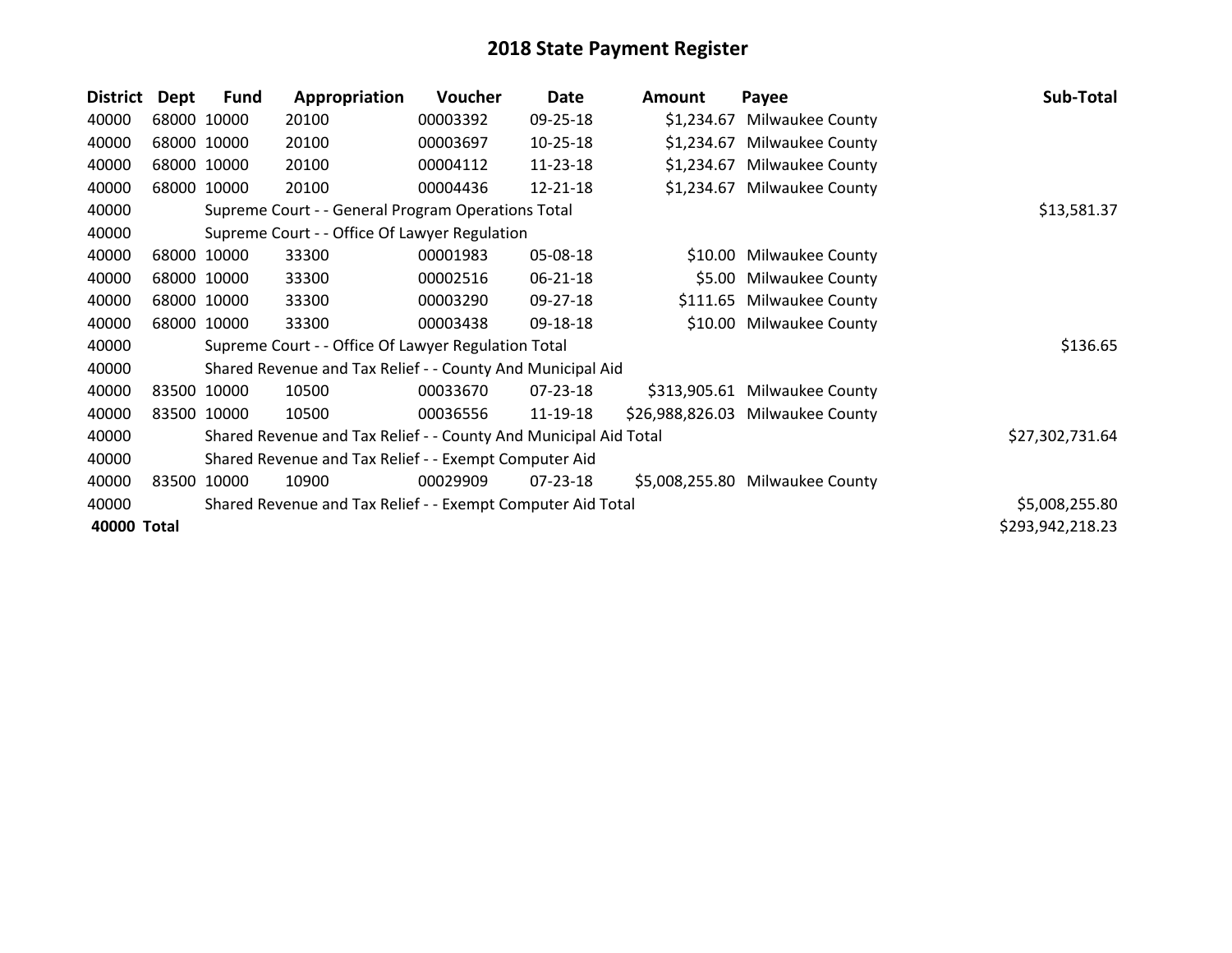# 2018 State Payment Register

| District | Dept | Fund | Appropriation | Voucher | Date | Amount | Payee | Sub-Total |
|---|---|---|---|---|---|---|---|---|
| 40000 | 68000 | 10000 | 20100 | 00003392 | 09-25-18 | $1,234.67 | Milwaukee County | |
| 40000 | 68000 | 10000 | 20100 | 00003697 | 10-25-18 | $1,234.67 | Milwaukee County | |
| 40000 | 68000 | 10000 | 20100 | 00004112 | 11-23-18 | $1,234.67 | Milwaukee County | |
| 40000 | 68000 | 10000 | 20100 | 00004436 | 12-21-18 | $1,234.67 | Milwaukee County | |
| 40000 | | Supreme Court - - General Program Operations Total | | | | | | $13,581.37 |
| 40000 | | Supreme Court - - Office Of Lawyer Regulation | | | | | | |
| 40000 | 68000 | 10000 | 33300 | 00001983 | 05-08-18 | $10.00 | Milwaukee County | |
| 40000 | 68000 | 10000 | 33300 | 00002516 | 06-21-18 | $5.00 | Milwaukee County | |
| 40000 | 68000 | 10000 | 33300 | 00003290 | 09-27-18 | $111.65 | Milwaukee County | |
| 40000 | 68000 | 10000 | 33300 | 00003438 | 09-18-18 | $10.00 | Milwaukee County | |
| 40000 | | Supreme Court - - Office Of Lawyer Regulation Total | | | | | | $136.65 |
| 40000 | | Shared Revenue and Tax Relief - - County And Municipal Aid | | | | | | |
| 40000 | 83500 | 10000 | 10500 | 00033670 | 07-23-18 | $313,905.61 | Milwaukee County | |
| 40000 | 83500 | 10000 | 10500 | 00036556 | 11-19-18 | $26,988,826.03 | Milwaukee County | |
| 40000 | | Shared Revenue and Tax Relief - - County And Municipal Aid Total | | | | | | $27,302,731.64 |
| 40000 | | Shared Revenue and Tax Relief - - Exempt Computer Aid | | | | | | |
| 40000 | 83500 | 10000 | 10900 | 00029909 | 07-23-18 | $5,008,255.80 | Milwaukee County | |
| 40000 | | Shared Revenue and Tax Relief - - Exempt Computer Aid Total | | | | | | $5,008,255.80 |
| **40000** | **Total** | | | | | | | $293,942,218.23 |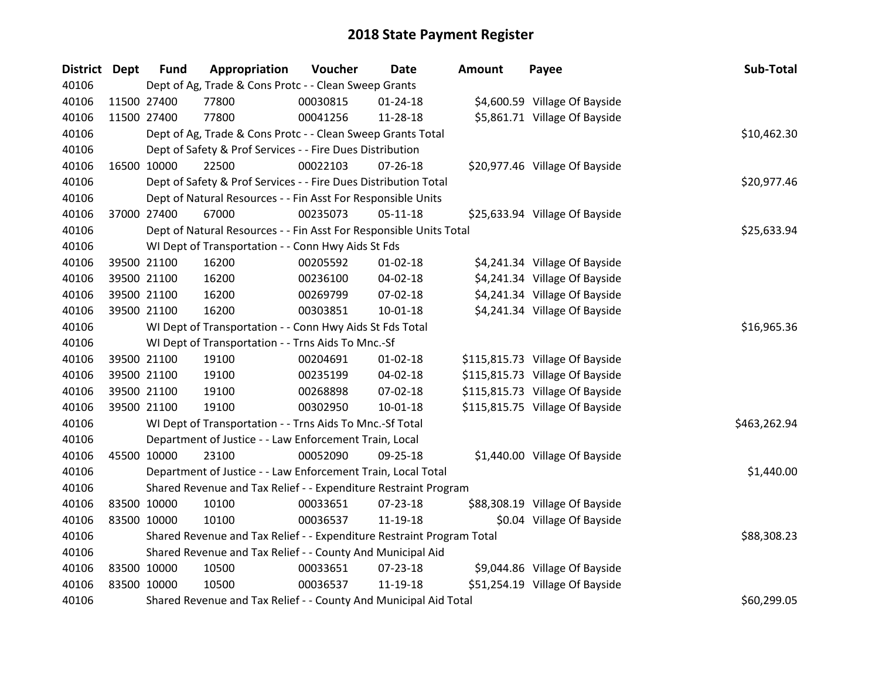# 2018 State Payment Register

| District | Dept | Fund | Appropriation | Voucher | Date | Amount | Payee | Sub-Total |
|---|---|---|---|---|---|---|---|---|
| 40106 | Dept of Ag, Trade & Cons Protc - - Clean Sweep Grants | | | | | | | |
| 40106 | 11500 | 27400 | 77800 | 00030815 | 01-24-18 | $4,600.59 | Village Of Bayside | |
| 40106 | 11500 | 27400 | 77800 | 00041256 | 11-28-18 | $5,861.71 | Village Of Bayside | |
| 40106 | Dept of Ag, Trade & Cons Protc - - Clean Sweep Grants Total | | | | | | | $10,462.30 |
| 40106 | Dept of Safety & Prof Services - - Fire Dues Distribution | | | | | | | |
| 40106 | 16500 | 10000 | 22500 | 00022103 | 07-26-18 | $20,977.46 | Village Of Bayside | |
| 40106 | Dept of Safety & Prof Services - - Fire Dues Distribution Total | | | | | | | $20,977.46 |
| 40106 | Dept of Natural Resources - - Fin Asst For Responsible Units | | | | | | | |
| 40106 | 37000 | 27400 | 67000 | 00235073 | 05-11-18 | $25,633.94 | Village Of Bayside | |
| 40106 | Dept of Natural Resources - - Fin Asst For Responsible Units Total | | | | | | | $25,633.94 |
| 40106 | WI Dept of Transportation - - Conn Hwy Aids St Fds | | | | | | | |
| 40106 | 39500 | 21100 | 16200 | 00205592 | 01-02-18 | $4,241.34 | Village Of Bayside | |
| 40106 | 39500 | 21100 | 16200 | 00236100 | 04-02-18 | $4,241.34 | Village Of Bayside | |
| 40106 | 39500 | 21100 | 16200 | 00269799 | 07-02-18 | $4,241.34 | Village Of Bayside | |
| 40106 | 39500 | 21100 | 16200 | 00303851 | 10-01-18 | $4,241.34 | Village Of Bayside | |
| 40106 | WI Dept of Transportation - - Conn Hwy Aids St Fds Total | | | | | | | $16,965.36 |
| 40106 | WI Dept of Transportation - - Trns Aids To Mnc.-Sf | | | | | | | |
| 40106 | 39500 | 21100 | 19100 | 00204691 | 01-02-18 | $115,815.73 | Village Of Bayside | |
| 40106 | 39500 | 21100 | 19100 | 00235199 | 04-02-18 | $115,815.73 | Village Of Bayside | |
| 40106 | 39500 | 21100 | 19100 | 00268898 | 07-02-18 | $115,815.73 | Village Of Bayside | |
| 40106 | 39500 | 21100 | 19100 | 00302950 | 10-01-18 | $115,815.75 | Village Of Bayside | |
| 40106 | WI Dept of Transportation - - Trns Aids To Mnc.-Sf Total | | | | | | | $463,262.94 |
| 40106 | Department of Justice - - Law Enforcement Train, Local | | | | | | | |
| 40106 | 45500 | 10000 | 23100 | 00052090 | 09-25-18 | $1,440.00 | Village Of Bayside | |
| 40106 | Department of Justice - - Law Enforcement Train, Local Total | | | | | | | $1,440.00 |
| 40106 | Shared Revenue and Tax Relief - - Expenditure Restraint Program | | | | | | | |
| 40106 | 83500 | 10000 | 10100 | 00033651 | 07-23-18 | $88,308.19 | Village Of Bayside | |
| 40106 | 83500 | 10000 | 10100 | 00036537 | 11-19-18 | $0.04 | Village Of Bayside | |
| 40106 | Shared Revenue and Tax Relief - - Expenditure Restraint Program Total | | | | | | | $88,308.23 |
| 40106 | Shared Revenue and Tax Relief - - County And Municipal Aid | | | | | | | |
| 40106 | 83500 | 10000 | 10500 | 00033651 | 07-23-18 | $9,044.86 | Village Of Bayside | |
| 40106 | 83500 | 10000 | 10500 | 00036537 | 11-19-18 | $51,254.19 | Village Of Bayside | |
| 40106 | Shared Revenue and Tax Relief - - County And Municipal Aid Total | | | | | | | $60,299.05 |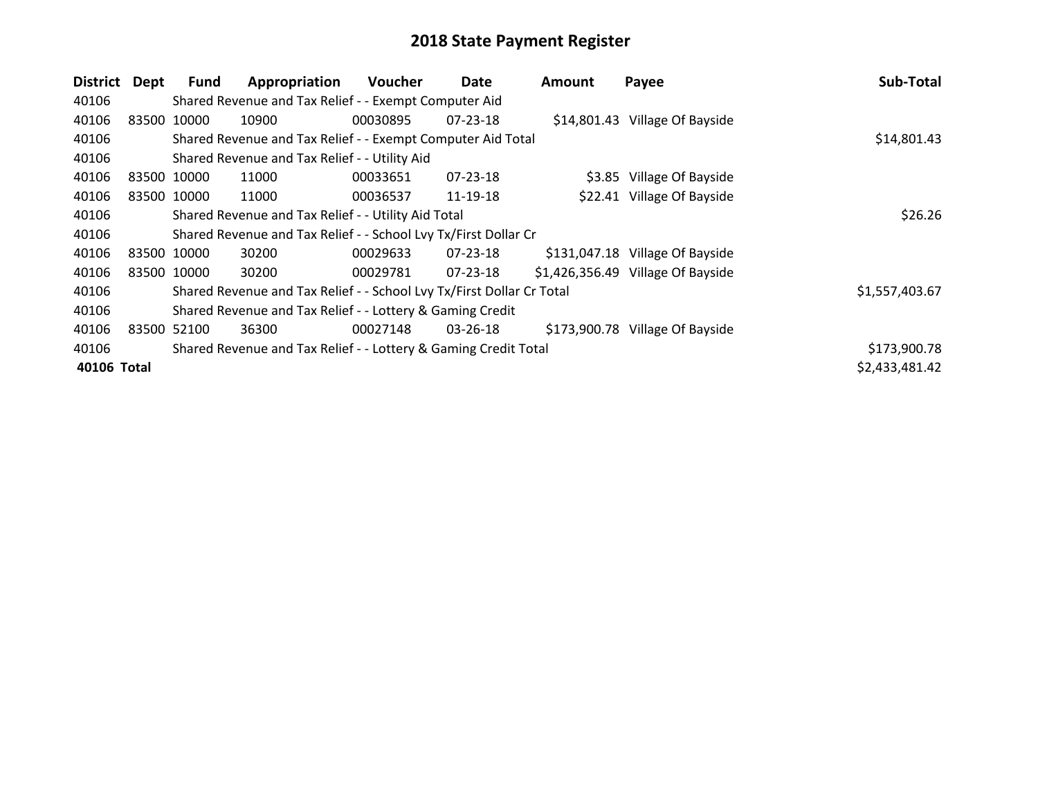# 2018 State Payment Register

| District | Dept | Fund | Appropriation | Voucher | Date | Amount | Payee | Sub-Total |
|---|---|---|---|---|---|---|---|---|
| 40106 | | Shared Revenue and Tax Relief - - Exempt Computer Aid | | | | | | |
| 40106 | 83500 | 10000 | 10900 | 00030895 | 07-23-18 | $14,801.43 | Village Of Bayside | |
| 40106 | | Shared Revenue and Tax Relief - - Exempt Computer Aid Total | | | | | | $14,801.43 |
| 40106 | | Shared Revenue and Tax Relief - - Utility Aid | | | | | | |
| 40106 | 83500 | 10000 | 11000 | 00033651 | 07-23-18 | $3.85 | Village Of Bayside | |
| 40106 | 83500 | 10000 | 11000 | 00036537 | 11-19-18 | $22.41 | Village Of Bayside | |
| 40106 | | Shared Revenue and Tax Relief - - Utility Aid Total | | | | | | $26.26 |
| 40106 | | Shared Revenue and Tax Relief - - School Lvy Tx/First Dollar Cr | | | | | | |
| 40106 | 83500 | 10000 | 30200 | 00029633 | 07-23-18 | $131,047.18 | Village Of Bayside | |
| 40106 | 83500 | 10000 | 30200 | 00029781 | 07-23-18 | $1,426,356.49 | Village Of Bayside | |
| 40106 | | Shared Revenue and Tax Relief - - School Lvy Tx/First Dollar Cr Total | | | | | | $1,557,403.67 |
| 40106 | | Shared Revenue and Tax Relief - - Lottery & Gaming Credit | | | | | | |
| 40106 | 83500 | 52100 | 36300 | 00027148 | 03-26-18 | $173,900.78 | Village Of Bayside | |
| 40106 | | Shared Revenue and Tax Relief - - Lottery & Gaming Credit Total | | | | | | $173,900.78 |
| **40106 Total** | | | | | | | | $2,433,481.42 |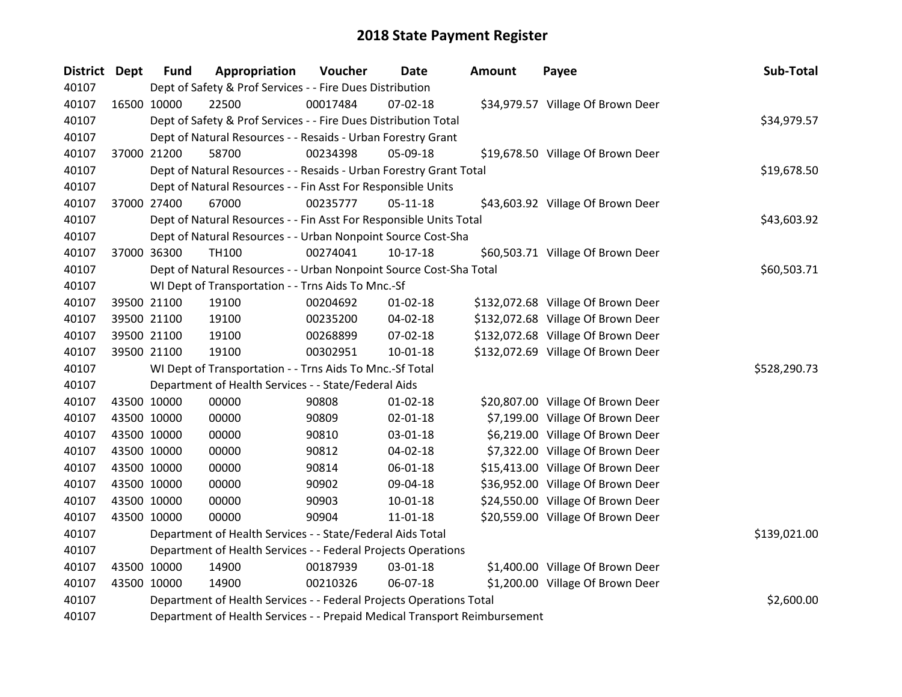# 2018 State Payment Register

| District | Dept | Fund | Appropriation | Voucher | Date | Amount | Payee | Sub-Total |
|---|---|---|---|---|---|---|---|---|
| 40107 | | Dept of Safety & Prof Services - - Fire Dues Distribution | | | | | | |
| 40107 | 16500 | 10000 | 22500 | 00017484 | 07-02-18 | $34,979.57 | Village Of Brown Deer | |
| 40107 | | Dept of Safety & Prof Services - - Fire Dues Distribution Total | | | | | | $34,979.57 |
| 40107 | | Dept of Natural Resources - - Resaids - Urban Forestry Grant | | | | | | |
| 40107 | 37000 | 21200 | 58700 | 00234398 | 05-09-18 | $19,678.50 | Village Of Brown Deer | |
| 40107 | | Dept of Natural Resources - - Resaids - Urban Forestry Grant Total | | | | | | $19,678.50 |
| 40107 | | Dept of Natural Resources - - Fin Asst For Responsible Units | | | | | | |
| 40107 | 37000 | 27400 | 67000 | 00235777 | 05-11-18 | $43,603.92 | Village Of Brown Deer | |
| 40107 | | Dept of Natural Resources - - Fin Asst For Responsible Units Total | | | | | | $43,603.92 |
| 40107 | | Dept of Natural Resources - - Urban Nonpoint Source Cost-Sha | | | | | | |
| 40107 | 37000 | 36300 | TH100 | 00274041 | 10-17-18 | $60,503.71 | Village Of Brown Deer | |
| 40107 | | Dept of Natural Resources - - Urban Nonpoint Source Cost-Sha Total | | | | | | $60,503.71 |
| 40107 | | WI Dept of Transportation - - Trns Aids To Mnc.-Sf | | | | | | |
| 40107 | 39500 | 21100 | 19100 | 00204692 | 01-02-18 | $132,072.68 | Village Of Brown Deer | |
| 40107 | 39500 | 21100 | 19100 | 00235200 | 04-02-18 | $132,072.68 | Village Of Brown Deer | |
| 40107 | 39500 | 21100 | 19100 | 00268899 | 07-02-18 | $132,072.68 | Village Of Brown Deer | |
| 40107 | 39500 | 21100 | 19100 | 00302951 | 10-01-18 | $132,072.69 | Village Of Brown Deer | |
| 40107 | | WI Dept of Transportation - - Trns Aids To Mnc.-Sf Total | | | | | | $528,290.73 |
| 40107 | | Department of Health Services - - State/Federal Aids | | | | | | |
| 40107 | 43500 | 10000 | 00000 | 90808 | 01-02-18 | $20,807.00 | Village Of Brown Deer | |
| 40107 | 43500 | 10000 | 00000 | 90809 | 02-01-18 | $7,199.00 | Village Of Brown Deer | |
| 40107 | 43500 | 10000 | 00000 | 90810 | 03-01-18 | $6,219.00 | Village Of Brown Deer | |
| 40107 | 43500 | 10000 | 00000 | 90812 | 04-02-18 | $7,322.00 | Village Of Brown Deer | |
| 40107 | 43500 | 10000 | 00000 | 90814 | 06-01-18 | $15,413.00 | Village Of Brown Deer | |
| 40107 | 43500 | 10000 | 00000 | 90902 | 09-04-18 | $36,952.00 | Village Of Brown Deer | |
| 40107 | 43500 | 10000 | 00000 | 90903 | 10-01-18 | $24,550.00 | Village Of Brown Deer | |
| 40107 | 43500 | 10000 | 00000 | 90904 | 11-01-18 | $20,559.00 | Village Of Brown Deer | |
| 40107 | | Department of Health Services - - State/Federal Aids Total | | | | | | $139,021.00 |
| 40107 | | Department of Health Services - - Federal Projects Operations | | | | | | |
| 40107 | 43500 | 10000 | 14900 | 00187939 | 03-01-18 | $1,400.00 | Village Of Brown Deer | |
| 40107 | 43500 | 10000 | 14900 | 00210326 | 06-07-18 | $1,200.00 | Village Of Brown Deer | |
| 40107 | | Department of Health Services - - Federal Projects Operations Total | | | | | | $2,600.00 |
| 40107 | | Department of Health Services - - Prepaid Medical Transport Reimbursement | | | | | | |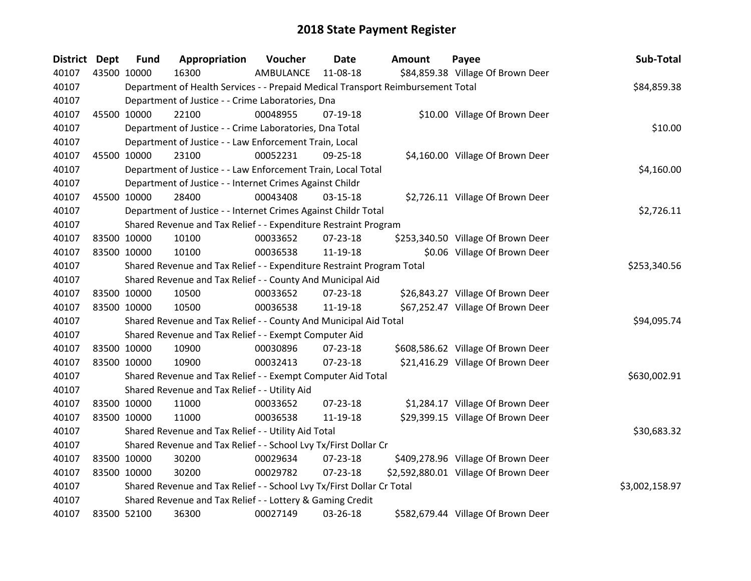# 2018 State Payment Register

| District | Dept | Fund | Appropriation | Voucher | Date | Amount | Payee | Sub-Total |
|---|---|---|---|---|---|---|---|---|
| 40107 | 43500 | 10000 | 16300 | AMBULANCE | 11-08-18 | $84,859.38 | Village Of Brown Deer | |
| 40107 | | Department of Health Services - - Prepaid Medical Transport Reimbursement Total | | | | | | $84,859.38 |
| 40107 | | Department of Justice - - Crime Laboratories, Dna | | | | | | |
| 40107 | 45500 | 10000 | 22100 | 00048955 | 07-19-18 | $10.00 | Village Of Brown Deer | |
| 40107 | | Department of Justice - - Crime Laboratories, Dna Total | | | | | | $10.00 |
| 40107 | | Department of Justice - - Law Enforcement Train, Local | | | | | | |
| 40107 | 45500 | 10000 | 23100 | 00052231 | 09-25-18 | $4,160.00 | Village Of Brown Deer | |
| 40107 | | Department of Justice - - Law Enforcement Train, Local Total | | | | | | $4,160.00 |
| 40107 | | Department of Justice - - Internet Crimes Against Childr | | | | | | |
| 40107 | 45500 | 10000 | 28400 | 00043408 | 03-15-18 | $2,726.11 | Village Of Brown Deer | |
| 40107 | | Department of Justice - - Internet Crimes Against Childr Total | | | | | | $2,726.11 |
| 40107 | | Shared Revenue and Tax Relief - - Expenditure Restraint Program | | | | | | |
| 40107 | 83500 | 10000 | 10100 | 00033652 | 07-23-18 | $253,340.50 | Village Of Brown Deer | |
| 40107 | 83500 | 10000 | 10100 | 00036538 | 11-19-18 | $0.06 | Village Of Brown Deer | |
| 40107 | | Shared Revenue and Tax Relief - - Expenditure Restraint Program Total | | | | | | $253,340.56 |
| 40107 | | Shared Revenue and Tax Relief - - County And Municipal Aid | | | | | | |
| 40107 | 83500 | 10000 | 10500 | 00033652 | 07-23-18 | $26,843.27 | Village Of Brown Deer | |
| 40107 | 83500 | 10000 | 10500 | 00036538 | 11-19-18 | $67,252.47 | Village Of Brown Deer | |
| 40107 | | Shared Revenue and Tax Relief - - County And Municipal Aid Total | | | | | | $94,095.74 |
| 40107 | | Shared Revenue and Tax Relief - - Exempt Computer Aid | | | | | | |
| 40107 | 83500 | 10000 | 10900 | 00030896 | 07-23-18 | $608,586.62 | Village Of Brown Deer | |
| 40107 | 83500 | 10000 | 10900 | 00032413 | 07-23-18 | $21,416.29 | Village Of Brown Deer | |
| 40107 | | Shared Revenue and Tax Relief - - Exempt Computer Aid Total | | | | | | $630,002.91 |
| 40107 | | Shared Revenue and Tax Relief - - Utility Aid | | | | | | |
| 40107 | 83500 | 10000 | 11000 | 00033652 | 07-23-18 | $1,284.17 | Village Of Brown Deer | |
| 40107 | 83500 | 10000 | 11000 | 00036538 | 11-19-18 | $29,399.15 | Village Of Brown Deer | |
| 40107 | | Shared Revenue and Tax Relief - - Utility Aid Total | | | | | | $30,683.32 |
| 40107 | | Shared Revenue and Tax Relief - - School Lvy Tx/First Dollar Cr | | | | | | |
| 40107 | 83500 | 10000 | 30200 | 00029634 | 07-23-18 | $409,278.96 | Village Of Brown Deer | |
| 40107 | 83500 | 10000 | 30200 | 00029782 | 07-23-18 | $2,592,880.01 | Village Of Brown Deer | |
| 40107 | | Shared Revenue and Tax Relief - - School Lvy Tx/First Dollar Cr Total | | | | | | $3,002,158.97 |
| 40107 | | Shared Revenue and Tax Relief - - Lottery & Gaming Credit | | | | | | |
| 40107 | 83500 | 52100 | 36300 | 00027149 | 03-26-18 | $582,679.44 | Village Of Brown Deer | |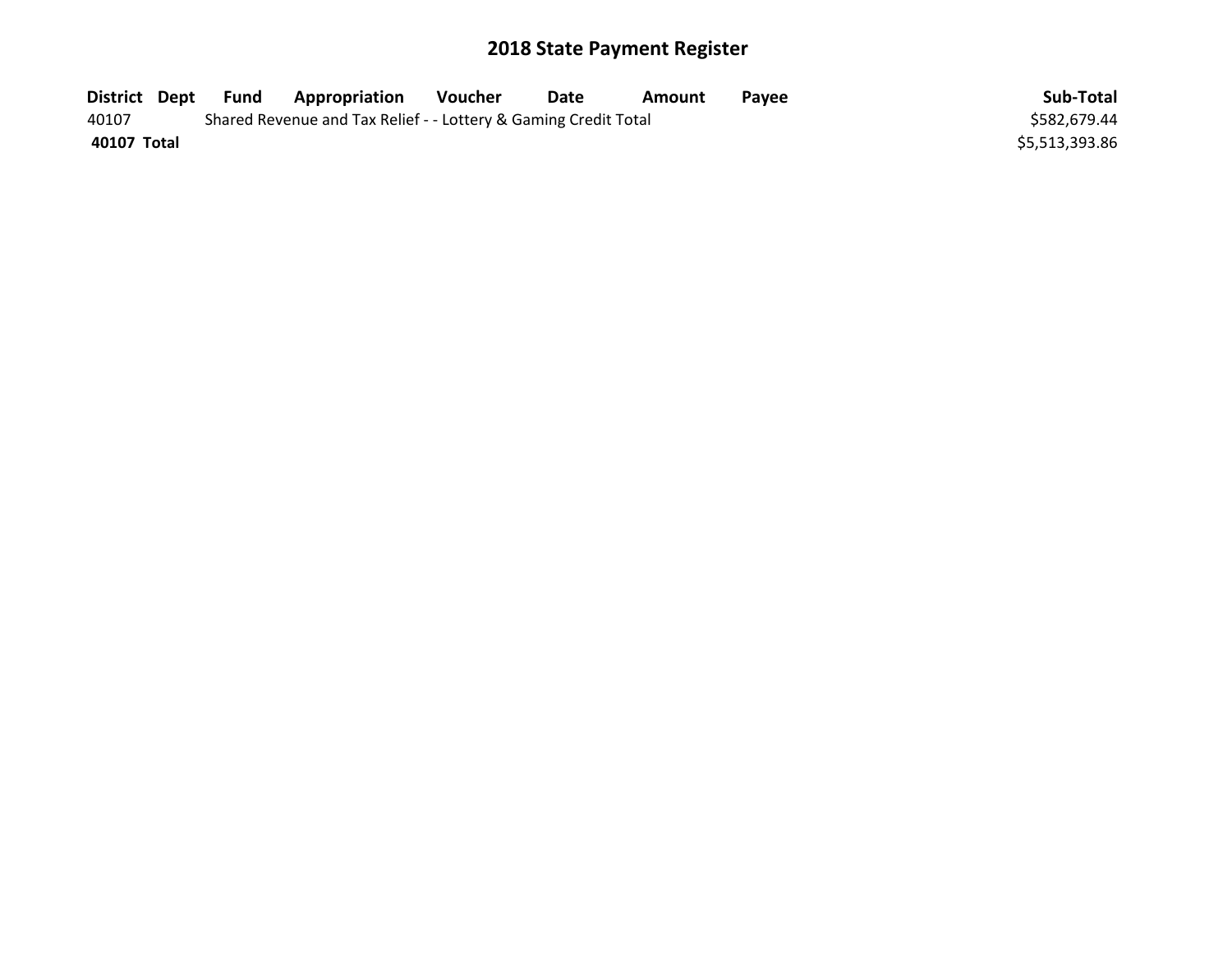# 2018 State Payment Register

| District | Dept | Fund | Appropriation | Voucher | Date | Amount | Payee | Sub-Total |
|---|---|---|---|---|---|---|---|---|
| 40107 | | Shared Revenue and Tax Relief - - Lottery & Gaming Credit Total | | | | | | $582,679.44 |
| **40107 Total** | | | | | | | | $5,513,393.86 |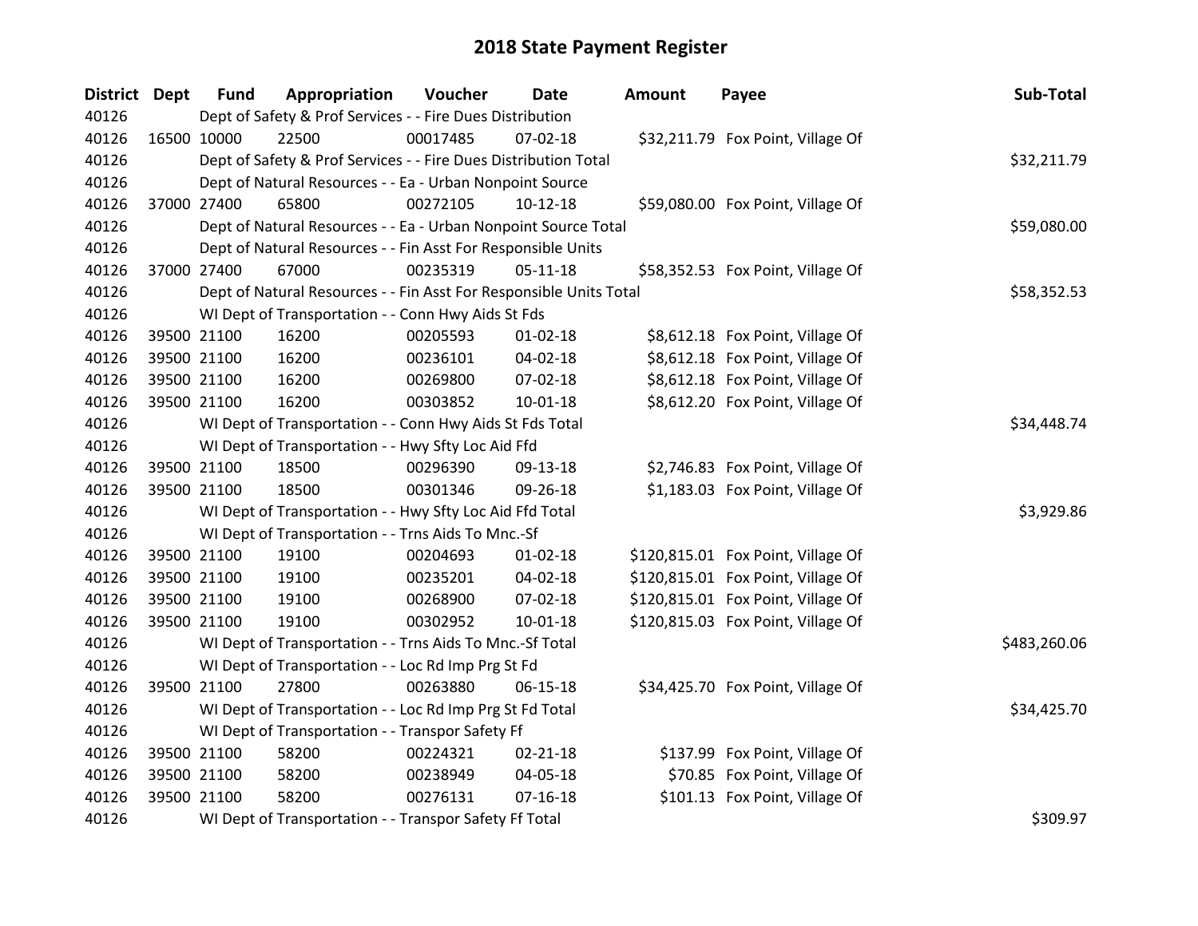# 2018 State Payment Register

| District | Dept | Fund | Appropriation | Voucher | Date | Amount | Payee | Sub-Total |
|---|---|---|---|---|---|---|---|---|
| 40126 | | Dept of Safety & Prof Services - - Fire Dues Distribution | | | | | | |
| 40126 | 16500 | 10000 | 22500 | 00017485 | 07-02-18 | $32,211.79 | Fox Point, Village Of | |
| 40126 | | Dept of Safety & Prof Services - - Fire Dues Distribution Total | | | | | | $32,211.79 |
| 40126 | | Dept of Natural Resources - - Ea - Urban Nonpoint Source | | | | | | |
| 40126 | 37000 | 27400 | 65800 | 00272105 | 10-12-18 | $59,080.00 | Fox Point, Village Of | |
| 40126 | | Dept of Natural Resources - - Ea - Urban Nonpoint Source Total | | | | | | $59,080.00 |
| 40126 | | Dept of Natural Resources - - Fin Asst For Responsible Units | | | | | | |
| 40126 | 37000 | 27400 | 67000 | 00235319 | 05-11-18 | $58,352.53 | Fox Point, Village Of | |
| 40126 | | Dept of Natural Resources - - Fin Asst For Responsible Units Total | | | | | | $58,352.53 |
| 40126 | | WI Dept of Transportation - - Conn Hwy Aids St Fds | | | | | | |
| 40126 | 39500 | 21100 | 16200 | 00205593 | 01-02-18 | $8,612.18 | Fox Point, Village Of | |
| 40126 | 39500 | 21100 | 16200 | 00236101 | 04-02-18 | $8,612.18 | Fox Point, Village Of | |
| 40126 | 39500 | 21100 | 16200 | 00269800 | 07-02-18 | $8,612.18 | Fox Point, Village Of | |
| 40126 | 39500 | 21100 | 16200 | 00303852 | 10-01-18 | $8,612.20 | Fox Point, Village Of | |
| 40126 | | WI Dept of Transportation - - Conn Hwy Aids St Fds Total | | | | | | $34,448.74 |
| 40126 | | WI Dept of Transportation - - Hwy Sfty Loc Aid Ffd | | | | | | |
| 40126 | 39500 | 21100 | 18500 | 00296390 | 09-13-18 | $2,746.83 | Fox Point, Village Of | |
| 40126 | 39500 | 21100 | 18500 | 00301346 | 09-26-18 | $1,183.03 | Fox Point, Village Of | |
| 40126 | | WI Dept of Transportation - - Hwy Sfty Loc Aid Ffd Total | | | | | | $3,929.86 |
| 40126 | | WI Dept of Transportation - - Trns Aids To Mnc.-Sf | | | | | | |
| 40126 | 39500 | 21100 | 19100 | 00204693 | 01-02-18 | $120,815.01 | Fox Point, Village Of | |
| 40126 | 39500 | 21100 | 19100 | 00235201 | 04-02-18 | $120,815.01 | Fox Point, Village Of | |
| 40126 | 39500 | 21100 | 19100 | 00268900 | 07-02-18 | $120,815.01 | Fox Point, Village Of | |
| 40126 | 39500 | 21100 | 19100 | 00302952 | 10-01-18 | $120,815.03 | Fox Point, Village Of | |
| 40126 | | WI Dept of Transportation - - Trns Aids To Mnc.-Sf Total | | | | | | $483,260.06 |
| 40126 | | WI Dept of Transportation - - Loc Rd Imp Prg St Fd | | | | | | |
| 40126 | 39500 | 21100 | 27800 | 00263880 | 06-15-18 | $34,425.70 | Fox Point, Village Of | |
| 40126 | | WI Dept of Transportation - - Loc Rd Imp Prg St Fd Total | | | | | | $34,425.70 |
| 40126 | | WI Dept of Transportation - - Transpor Safety Ff | | | | | | |
| 40126 | 39500 | 21100 | 58200 | 00224321 | 02-21-18 | $137.99 | Fox Point, Village Of | |
| 40126 | 39500 | 21100 | 58200 | 00238949 | 04-05-18 | $70.85 | Fox Point, Village Of | |
| 40126 | 39500 | 21100 | 58200 | 00276131 | 07-16-18 | $101.13 | Fox Point, Village Of | |
| 40126 | | WI Dept of Transportation - - Transpor Safety Ff Total | | | | | | $309.97 |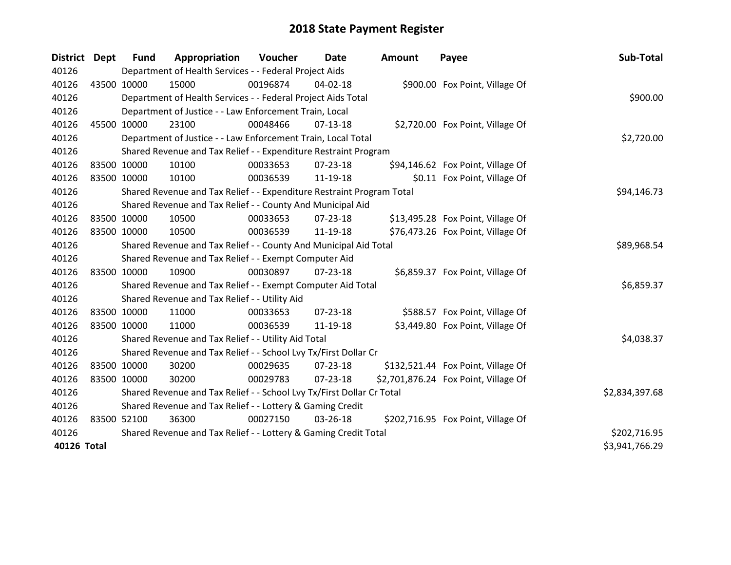# 2018 State Payment Register

| District | Dept | Fund | Appropriation | Voucher | Date | Amount | Payee | Sub-Total |
|---|---|---|---|---|---|---|---|---|
| 40126 | | Department of Health Services - - Federal Project Aids | | | | | | |
| 40126 | 43500 | 10000 | 15000 | 00196874 | 04-02-18 | $900.00 | Fox Point, Village Of | |
| 40126 | | Department of Health Services - - Federal Project Aids Total | | | | | | $900.00 |
| 40126 | | Department of Justice - - Law Enforcement Train, Local | | | | | | |
| 40126 | 45500 | 10000 | 23100 | 00048466 | 07-13-18 | $2,720.00 | Fox Point, Village Of | |
| 40126 | | Department of Justice - - Law Enforcement Train, Local Total | | | | | | $2,720.00 |
| 40126 | | Shared Revenue and Tax Relief - - Expenditure Restraint Program | | | | | | |
| 40126 | 83500 | 10000 | 10100 | 00033653 | 07-23-18 | $94,146.62 | Fox Point, Village Of | |
| 40126 | 83500 | 10000 | 10100 | 00036539 | 11-19-18 | $0.11 | Fox Point, Village Of | |
| 40126 | | Shared Revenue and Tax Relief - - Expenditure Restraint Program Total | | | | | | $94,146.73 |
| 40126 | | Shared Revenue and Tax Relief - - County And Municipal Aid | | | | | | |
| 40126 | 83500 | 10000 | 10500 | 00033653 | 07-23-18 | $13,495.28 | Fox Point, Village Of | |
| 40126 | 83500 | 10000 | 10500 | 00036539 | 11-19-18 | $76,473.26 | Fox Point, Village Of | |
| 40126 | | Shared Revenue and Tax Relief - - County And Municipal Aid Total | | | | | | $89,968.54 |
| 40126 | | Shared Revenue and Tax Relief - - Exempt Computer Aid | | | | | | |
| 40126 | 83500 | 10000 | 10900 | 00030897 | 07-23-18 | $6,859.37 | Fox Point, Village Of | |
| 40126 | | Shared Revenue and Tax Relief - - Exempt Computer Aid Total | | | | | | $6,859.37 |
| 40126 | | Shared Revenue and Tax Relief - - Utility Aid | | | | | | |
| 40126 | 83500 | 10000 | 11000 | 00033653 | 07-23-18 | $588.57 | Fox Point, Village Of | |
| 40126 | 83500 | 10000 | 11000 | 00036539 | 11-19-18 | $3,449.80 | Fox Point, Village Of | |
| 40126 | | Shared Revenue and Tax Relief - - Utility Aid Total | | | | | | $4,038.37 |
| 40126 | | Shared Revenue and Tax Relief - - School Lvy Tx/First Dollar Cr | | | | | | |
| 40126 | 83500 | 10000 | 30200 | 00029635 | 07-23-18 | $132,521.44 | Fox Point, Village Of | |
| 40126 | 83500 | 10000 | 30200 | 00029783 | 07-23-18 | $2,701,876.24 | Fox Point, Village Of | |
| 40126 | | Shared Revenue and Tax Relief - - School Lvy Tx/First Dollar Cr Total | | | | | | $2,834,397.68 |
| 40126 | | Shared Revenue and Tax Relief - - Lottery & Gaming Credit | | | | | | |
| 40126 | 83500 | 52100 | 36300 | 00027150 | 03-26-18 | $202,716.95 | Fox Point, Village Of | |
| 40126 | | Shared Revenue and Tax Relief - - Lottery & Gaming Credit Total | | | | | | $202,716.95 |
| **40126 Total** | | | | | | | | $3,941,766.29 |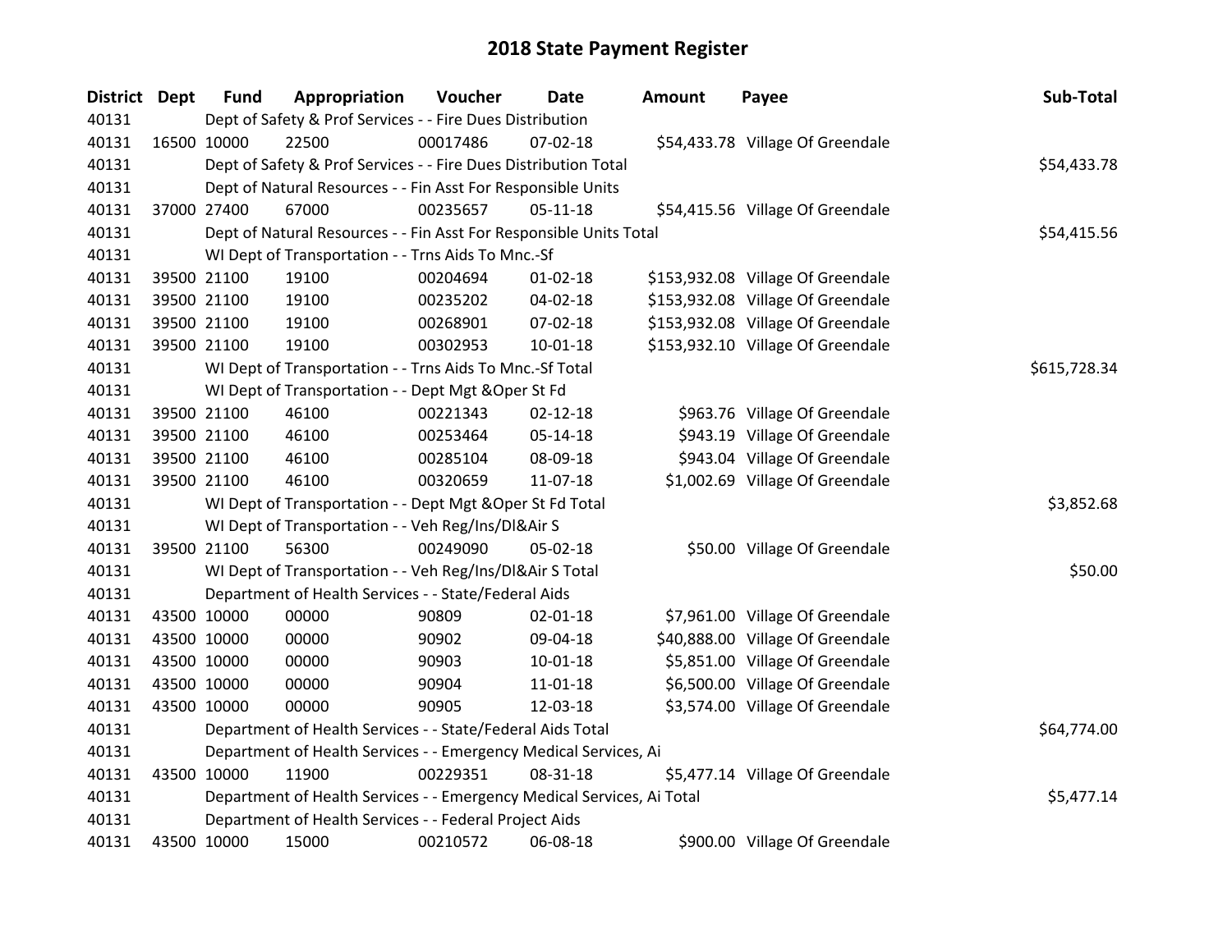# 2018 State Payment Register

| District | Dept | Fund | Appropriation | Voucher | Date | Amount | Payee | Sub-Total |
|---|---|---|---|---|---|---|---|---|
| 40131 | | Dept of Safety & Prof Services - - Fire Dues Distribution | | | | | | |
| 40131 | 16500 | 10000 | 22500 | 00017486 | 07-02-18 | $54,433.78 | Village Of Greendale | |
| 40131 | | Dept of Safety & Prof Services - - Fire Dues Distribution Total | | | | | | $54,433.78 |
| 40131 | | Dept of Natural Resources - - Fin Asst For Responsible Units | | | | | | |
| 40131 | 37000 | 27400 | 67000 | 00235657 | 05-11-18 | $54,415.56 | Village Of Greendale | |
| 40131 | | Dept of Natural Resources - - Fin Asst For Responsible Units Total | | | | | | $54,415.56 |
| 40131 | | WI Dept of Transportation - - Trns Aids To Mnc.-Sf | | | | | | |
| 40131 | 39500 | 21100 | 19100 | 00204694 | 01-02-18 | $153,932.08 | Village Of Greendale | |
| 40131 | 39500 | 21100 | 19100 | 00235202 | 04-02-18 | $153,932.08 | Village Of Greendale | |
| 40131 | 39500 | 21100 | 19100 | 00268901 | 07-02-18 | $153,932.08 | Village Of Greendale | |
| 40131 | 39500 | 21100 | 19100 | 00302953 | 10-01-18 | $153,932.10 | Village Of Greendale | |
| 40131 | | WI Dept of Transportation - - Trns Aids To Mnc.-Sf Total | | | | | | $615,728.34 |
| 40131 | | WI Dept of Transportation - - Dept Mgt &Oper St Fd | | | | | | |
| 40131 | 39500 | 21100 | 46100 | 00221343 | 02-12-18 | $963.76 | Village Of Greendale | |
| 40131 | 39500 | 21100 | 46100 | 00253464 | 05-14-18 | $943.19 | Village Of Greendale | |
| 40131 | 39500 | 21100 | 46100 | 00285104 | 08-09-18 | $943.04 | Village Of Greendale | |
| 40131 | 39500 | 21100 | 46100 | 00320659 | 11-07-18 | $1,002.69 | Village Of Greendale | |
| 40131 | | WI Dept of Transportation - - Dept Mgt &Oper St Fd Total | | | | | | $3,852.68 |
| 40131 | | WI Dept of Transportation - - Veh Reg/Ins/Dl&Air S | | | | | | |
| 40131 | 39500 | 21100 | 56300 | 00249090 | 05-02-18 | $50.00 | Village Of Greendale | |
| 40131 | | WI Dept of Transportation - - Veh Reg/Ins/Dl&Air S Total | | | | | | $50.00 |
| 40131 | | Department of Health Services - - State/Federal Aids | | | | | | |
| 40131 | 43500 | 10000 | 00000 | 90809 | 02-01-18 | $7,961.00 | Village Of Greendale | |
| 40131 | 43500 | 10000 | 00000 | 90902 | 09-04-18 | $40,888.00 | Village Of Greendale | |
| 40131 | 43500 | 10000 | 00000 | 90903 | 10-01-18 | $5,851.00 | Village Of Greendale | |
| 40131 | 43500 | 10000 | 00000 | 90904 | 11-01-18 | $6,500.00 | Village Of Greendale | |
| 40131 | 43500 | 10000 | 00000 | 90905 | 12-03-18 | $3,574.00 | Village Of Greendale | |
| 40131 | | Department of Health Services - - State/Federal Aids Total | | | | | | $64,774.00 |
| 40131 | | Department of Health Services - - Emergency Medical Services, Ai | | | | | | |
| 40131 | 43500 | 10000 | 11900 | 00229351 | 08-31-18 | $5,477.14 | Village Of Greendale | |
| 40131 | | Department of Health Services - - Emergency Medical Services, Ai Total | | | | | | $5,477.14 |
| 40131 | | Department of Health Services - - Federal Project Aids | | | | | | |
| 40131 | 43500 | 10000 | 15000 | 00210572 | 06-08-18 | $900.00 | Village Of Greendale | |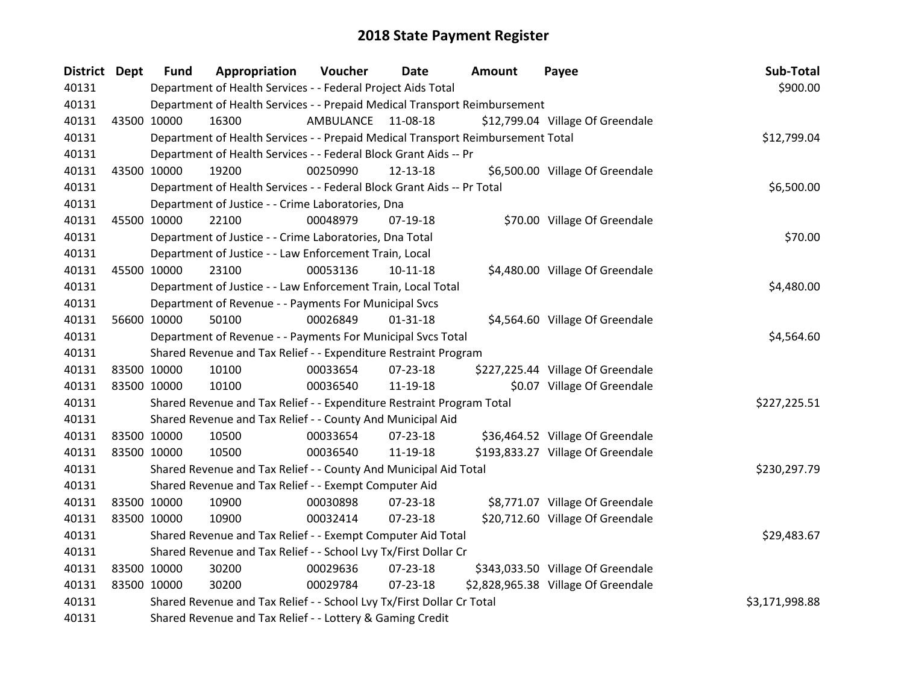# 2018 State Payment Register

| District | Dept | Fund | Appropriation | Voucher | Date | Amount | Payee | Sub-Total |
|---|---|---|---|---|---|---|---|---|
| 40131 | | Department of Health Services - - Federal Project Aids Total | | | | | | $900.00 |
| 40131 | | Department of Health Services - - Prepaid Medical Transport Reimbursement | | | | | | |
| 40131 | 43500 | 10000 | 16300 | AMBULANCE | 11-08-18 | $12,799.04 | Village Of Greendale | |
| 40131 | | Department of Health Services - - Prepaid Medical Transport Reimbursement Total | | | | | | $12,799.04 |
| 40131 | | Department of Health Services - - Federal Block Grant Aids -- Pr | | | | | | |
| 40131 | 43500 | 10000 | 19200 | 00250990 | 12-13-18 | $6,500.00 | Village Of Greendale | |
| 40131 | | Department of Health Services - - Federal Block Grant Aids -- Pr Total | | | | | | $6,500.00 |
| 40131 | | Department of Justice - - Crime Laboratories, Dna | | | | | | |
| 40131 | 45500 | 10000 | 22100 | 00048979 | 07-19-18 | $70.00 | Village Of Greendale | |
| 40131 | | Department of Justice - - Crime Laboratories, Dna Total | | | | | | $70.00 |
| 40131 | | Department of Justice - - Law Enforcement Train, Local | | | | | | |
| 40131 | 45500 | 10000 | 23100 | 00053136 | 10-11-18 | $4,480.00 | Village Of Greendale | |
| 40131 | | Department of Justice - - Law Enforcement Train, Local Total | | | | | | $4,480.00 |
| 40131 | | Department of Revenue - - Payments For Municipal Svcs | | | | | | |
| 40131 | 56600 | 10000 | 50100 | 00026849 | 01-31-18 | $4,564.60 | Village Of Greendale | |
| 40131 | | Department of Revenue - - Payments For Municipal Svcs Total | | | | | | $4,564.60 |
| 40131 | | Shared Revenue and Tax Relief - - Expenditure Restraint Program | | | | | | |
| 40131 | 83500 | 10000 | 10100 | 00033654 | 07-23-18 | $227,225.44 | Village Of Greendale | |
| 40131 | 83500 | 10000 | 10100 | 00036540 | 11-19-18 | $0.07 | Village Of Greendale | |
| 40131 | | Shared Revenue and Tax Relief - - Expenditure Restraint Program Total | | | | | | $227,225.51 |
| 40131 | | Shared Revenue and Tax Relief - - County And Municipal Aid | | | | | | |
| 40131 | 83500 | 10000 | 10500 | 00033654 | 07-23-18 | $36,464.52 | Village Of Greendale | |
| 40131 | 83500 | 10000 | 10500 | 00036540 | 11-19-18 | $193,833.27 | Village Of Greendale | |
| 40131 | | Shared Revenue and Tax Relief - - County And Municipal Aid Total | | | | | | $230,297.79 |
| 40131 | | Shared Revenue and Tax Relief - - Exempt Computer Aid | | | | | | |
| 40131 | 83500 | 10000 | 10900 | 00030898 | 07-23-18 | $8,771.07 | Village Of Greendale | |
| 40131 | 83500 | 10000 | 10900 | 00032414 | 07-23-18 | $20,712.60 | Village Of Greendale | |
| 40131 | | Shared Revenue and Tax Relief - - Exempt Computer Aid Total | | | | | | $29,483.67 |
| 40131 | | Shared Revenue and Tax Relief - - School Lvy Tx/First Dollar Cr | | | | | | |
| 40131 | 83500 | 10000 | 30200 | 00029636 | 07-23-18 | $343,033.50 | Village Of Greendale | |
| 40131 | 83500 | 10000 | 30200 | 00029784 | 07-23-18 | $2,828,965.38 | Village Of Greendale | |
| 40131 | | Shared Revenue and Tax Relief - - School Lvy Tx/First Dollar Cr Total | | | | | | $3,171,998.88 |
| 40131 | | Shared Revenue and Tax Relief - - Lottery & Gaming Credit | | | | | | |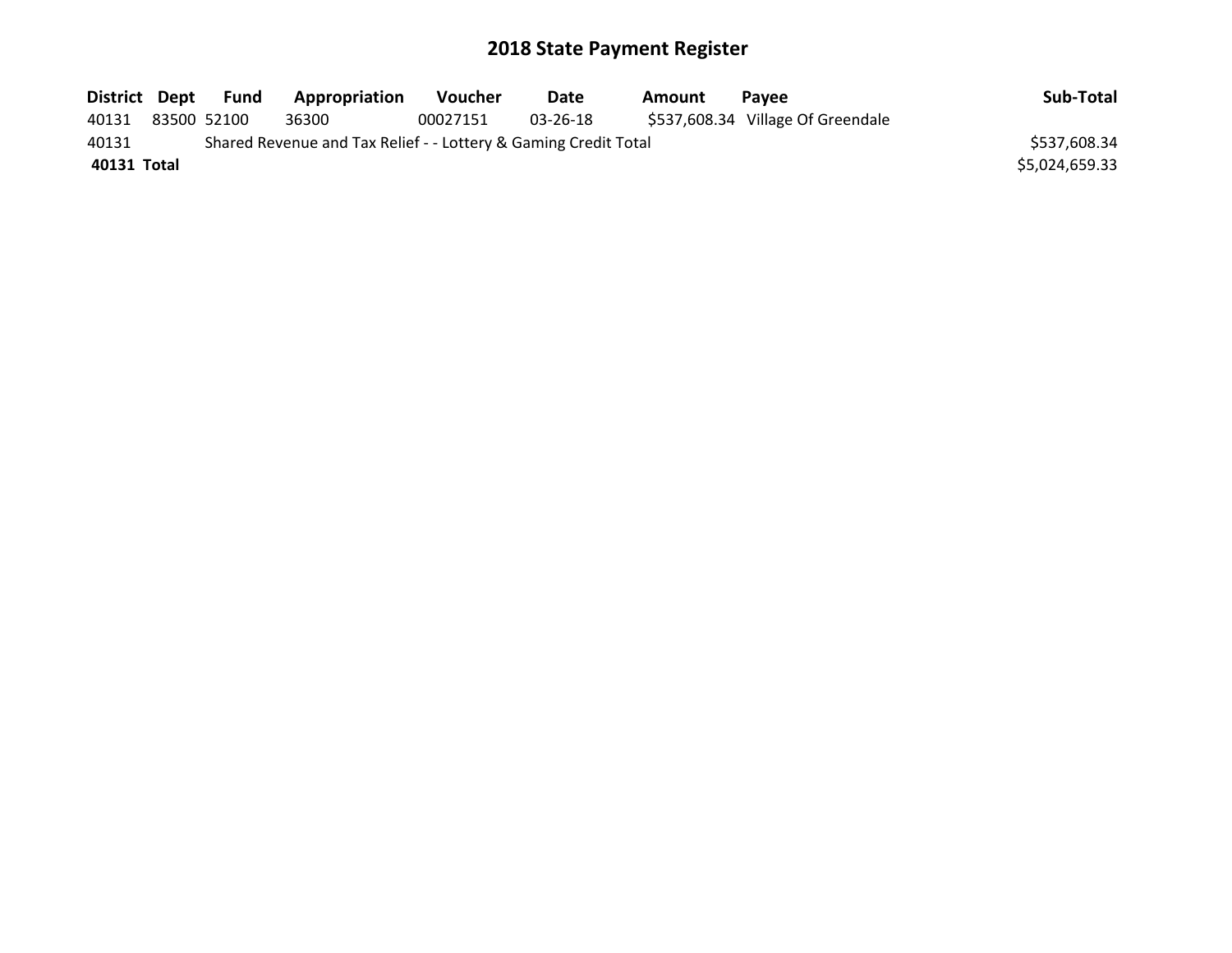# 2018 State Payment Register

| District | Dept | Fund | Appropriation | Voucher | Date | Amount | Payee | Sub-Total |
|---|---|---|---|---|---|---|---|---|
| 40131 | 83500 | 52100 | 36300 | 00027151 | 03-26-18 | $537,608.34 | Village Of Greendale | |
| 40131 | | Shared Revenue and Tax Relief - - Lottery & Gaming Credit Total | | | | | | $537,608.34 |
| **40131 Total** | | | | | | | | $5,024,659.33 |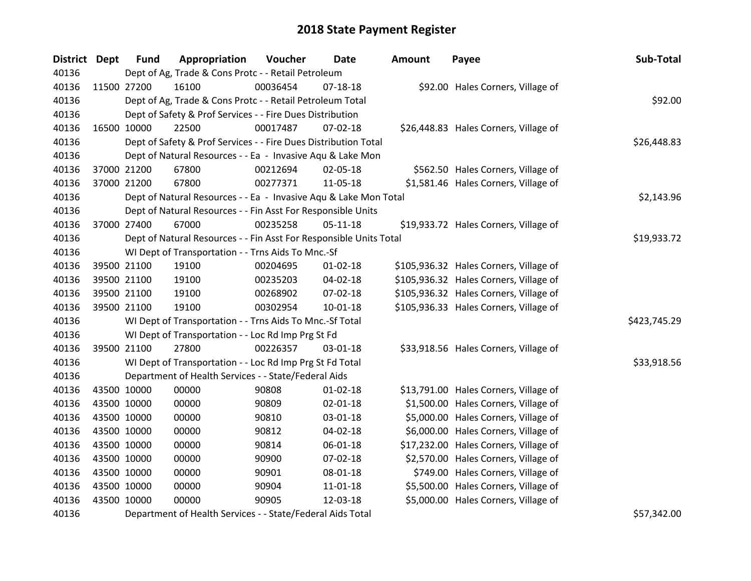# 2018 State Payment Register

| District | Dept | Fund | Appropriation | Voucher | Date | Amount | Payee | Sub-Total |
|---|---|---|---|---|---|---|---|---|
| 40136 | | Dept of Ag, Trade & Cons Protc - - Retail Petroleum | | | | | | |
| 40136 | 11500 | 27200 | 16100 | 00036454 | 07-18-18 | $92.00 | Hales Corners, Village of | |
| 40136 | | Dept of Ag, Trade & Cons Protc - - Retail Petroleum Total | | | | | | $92.00 |
| 40136 | | Dept of Safety & Prof Services - - Fire Dues Distribution | | | | | | |
| 40136 | 16500 | 10000 | 22500 | 00017487 | 07-02-18 | $26,448.83 | Hales Corners, Village of | |
| 40136 | | Dept of Safety & Prof Services - - Fire Dues Distribution Total | | | | | | $26,448.83 |
| 40136 | | Dept of Natural Resources - - Ea - Invasive Aqu & Lake Mon | | | | | | |
| 40136 | 37000 | 21200 | 67800 | 00212694 | 02-05-18 | $562.50 | Hales Corners, Village of | |
| 40136 | 37000 | 21200 | 67800 | 00277371 | 11-05-18 | $1,581.46 | Hales Corners, Village of | |
| 40136 | | Dept of Natural Resources - - Ea - Invasive Aqu & Lake Mon Total | | | | | | $2,143.96 |
| 40136 | | Dept of Natural Resources - - Fin Asst For Responsible Units | | | | | | |
| 40136 | 37000 | 27400 | 67000 | 00235258 | 05-11-18 | $19,933.72 | Hales Corners, Village of | |
| 40136 | | Dept of Natural Resources - - Fin Asst For Responsible Units Total | | | | | | $19,933.72 |
| 40136 | | WI Dept of Transportation - - Trns Aids To Mnc.-Sf | | | | | | |
| 40136 | 39500 | 21100 | 19100 | 00204695 | 01-02-18 | $105,936.32 | Hales Corners, Village of | |
| 40136 | 39500 | 21100 | 19100 | 00235203 | 04-02-18 | $105,936.32 | Hales Corners, Village of | |
| 40136 | 39500 | 21100 | 19100 | 00268902 | 07-02-18 | $105,936.32 | Hales Corners, Village of | |
| 40136 | 39500 | 21100 | 19100 | 00302954 | 10-01-18 | $105,936.33 | Hales Corners, Village of | |
| 40136 | | WI Dept of Transportation - - Trns Aids To Mnc.-Sf Total | | | | | | $423,745.29 |
| 40136 | | WI Dept of Transportation - - Loc Rd Imp Prg St Fd | | | | | | |
| 40136 | 39500 | 21100 | 27800 | 00226357 | 03-01-18 | $33,918.56 | Hales Corners, Village of | |
| 40136 | | WI Dept of Transportation - - Loc Rd Imp Prg St Fd Total | | | | | | $33,918.56 |
| 40136 | | Department of Health Services - - State/Federal Aids | | | | | | |
| 40136 | 43500 | 10000 | 00000 | 90808 | 01-02-18 | $13,791.00 | Hales Corners, Village of | |
| 40136 | 43500 | 10000 | 00000 | 90809 | 02-01-18 | $1,500.00 | Hales Corners, Village of | |
| 40136 | 43500 | 10000 | 00000 | 90810 | 03-01-18 | $5,000.00 | Hales Corners, Village of | |
| 40136 | 43500 | 10000 | 00000 | 90812 | 04-02-18 | $6,000.00 | Hales Corners, Village of | |
| 40136 | 43500 | 10000 | 00000 | 90814 | 06-01-18 | $17,232.00 | Hales Corners, Village of | |
| 40136 | 43500 | 10000 | 00000 | 90900 | 07-02-18 | $2,570.00 | Hales Corners, Village of | |
| 40136 | 43500 | 10000 | 00000 | 90901 | 08-01-18 | $749.00 | Hales Corners, Village of | |
| 40136 | 43500 | 10000 | 00000 | 90904 | 11-01-18 | $5,500.00 | Hales Corners, Village of | |
| 40136 | 43500 | 10000 | 00000 | 90905 | 12-03-18 | $5,000.00 | Hales Corners, Village of | |
| 40136 | | Department of Health Services - - State/Federal Aids Total | | | | | | $57,342.00 |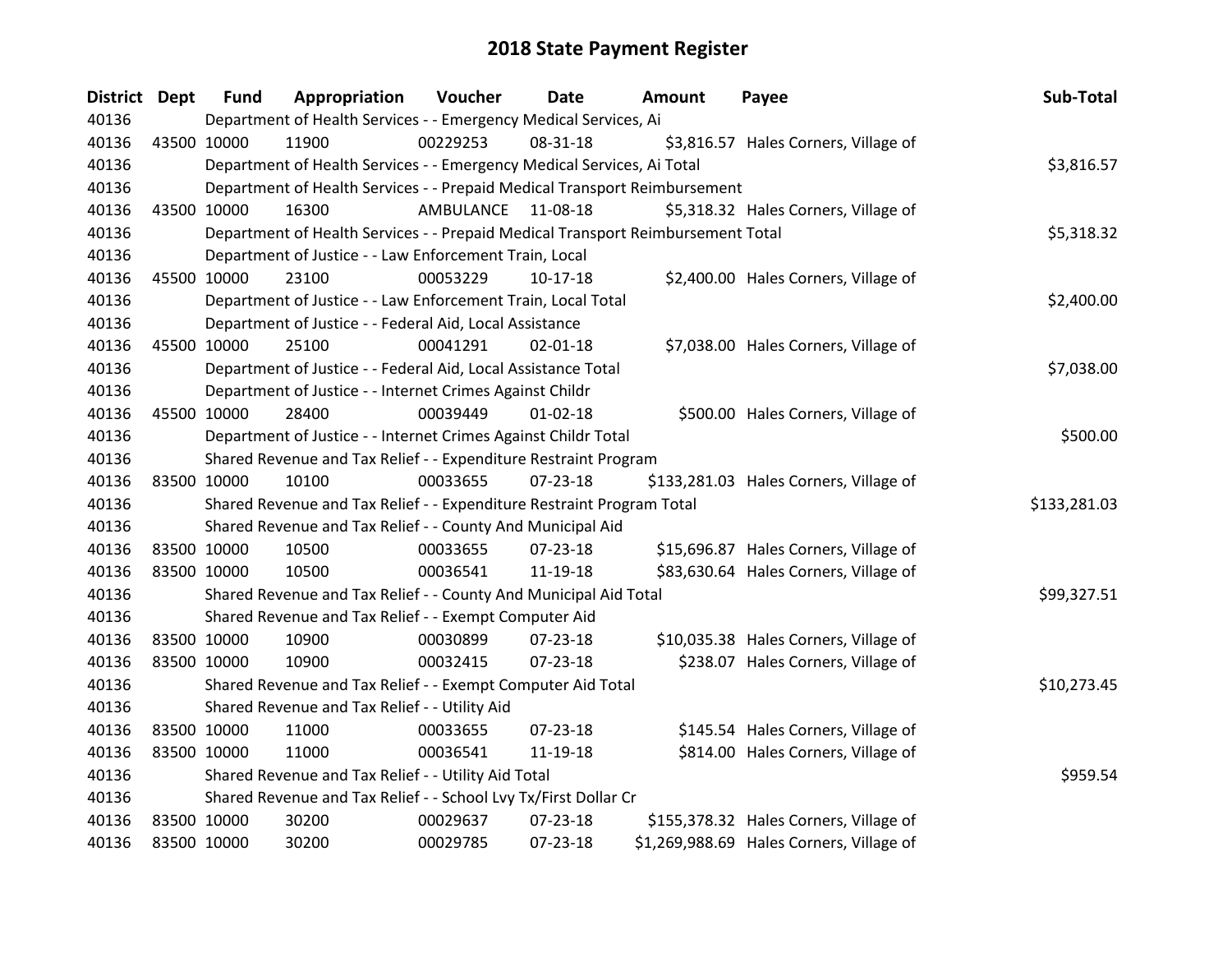# 2018 State Payment Register

| District | Dept | Fund | Appropriation | Voucher | Date | Amount | Payee | Sub-Total |
|---|---|---|---|---|---|---|---|---|
| 40136 | | | Department of Health Services - - Emergency Medical Services, Ai | | | | | |
| 40136 | 43500 | 10000 | 11900 | 00229253 | 08-31-18 | $3,816.57 | Hales Corners, Village of | |
| 40136 | | | Department of Health Services - - Emergency Medical Services, Ai Total | | | | | $3,816.57 |
| 40136 | | | Department of Health Services - - Prepaid Medical Transport Reimbursement | | | | | |
| 40136 | 43500 | 10000 | 16300 | AMBULANCE | 11-08-18 | $5,318.32 | Hales Corners, Village of | |
| 40136 | | | Department of Health Services - - Prepaid Medical Transport Reimbursement Total | | | | | $5,318.32 |
| 40136 | | | Department of Justice - - Law Enforcement Train, Local | | | | | |
| 40136 | 45500 | 10000 | 23100 | 00053229 | 10-17-18 | $2,400.00 | Hales Corners, Village of | |
| 40136 | | | Department of Justice - - Law Enforcement Train, Local Total | | | | | $2,400.00 |
| 40136 | | | Department of Justice - - Federal Aid, Local Assistance | | | | | |
| 40136 | 45500 | 10000 | 25100 | 00041291 | 02-01-18 | $7,038.00 | Hales Corners, Village of | |
| 40136 | | | Department of Justice - - Federal Aid, Local Assistance Total | | | | | $7,038.00 |
| 40136 | | | Department of Justice - - Internet Crimes Against Childr | | | | | |
| 40136 | 45500 | 10000 | 28400 | 00039449 | 01-02-18 | $500.00 | Hales Corners, Village of | |
| 40136 | | | Department of Justice - - Internet Crimes Against Childr Total | | | | | $500.00 |
| 40136 | | | Shared Revenue and Tax Relief - - Expenditure Restraint Program | | | | | |
| 40136 | 83500 | 10000 | 10100 | 00033655 | 07-23-18 | $133,281.03 | Hales Corners, Village of | |
| 40136 | | | Shared Revenue and Tax Relief - - Expenditure Restraint Program Total | | | | | $133,281.03 |
| 40136 | | | Shared Revenue and Tax Relief - - County And Municipal Aid | | | | | |
| 40136 | 83500 | 10000 | 10500 | 00033655 | 07-23-18 | $15,696.87 | Hales Corners, Village of | |
| 40136 | 83500 | 10000 | 10500 | 00036541 | 11-19-18 | $83,630.64 | Hales Corners, Village of | |
| 40136 | | | Shared Revenue and Tax Relief - - County And Municipal Aid Total | | | | | $99,327.51 |
| 40136 | | | Shared Revenue and Tax Relief - - Exempt Computer Aid | | | | | |
| 40136 | 83500 | 10000 | 10900 | 00030899 | 07-23-18 | $10,035.38 | Hales Corners, Village of | |
| 40136 | 83500 | 10000 | 10900 | 00032415 | 07-23-18 | $238.07 | Hales Corners, Village of | |
| 40136 | | | Shared Revenue and Tax Relief - - Exempt Computer Aid Total | | | | | $10,273.45 |
| 40136 | | | Shared Revenue and Tax Relief - - Utility Aid | | | | | |
| 40136 | 83500 | 10000 | 11000 | 00033655 | 07-23-18 | $145.54 | Hales Corners, Village of | |
| 40136 | 83500 | 10000 | 11000 | 00036541 | 11-19-18 | $814.00 | Hales Corners, Village of | |
| 40136 | | | Shared Revenue and Tax Relief - - Utility Aid Total | | | | | $959.54 |
| 40136 | | | Shared Revenue and Tax Relief - - School Lvy Tx/First Dollar Cr | | | | | |
| 40136 | 83500 | 10000 | 30200 | 00029637 | 07-23-18 | $155,378.32 | Hales Corners, Village of | |
| 40136 | 83500 | 10000 | 30200 | 00029785 | 07-23-18 | $1,269,988.69 | Hales Corners, Village of | |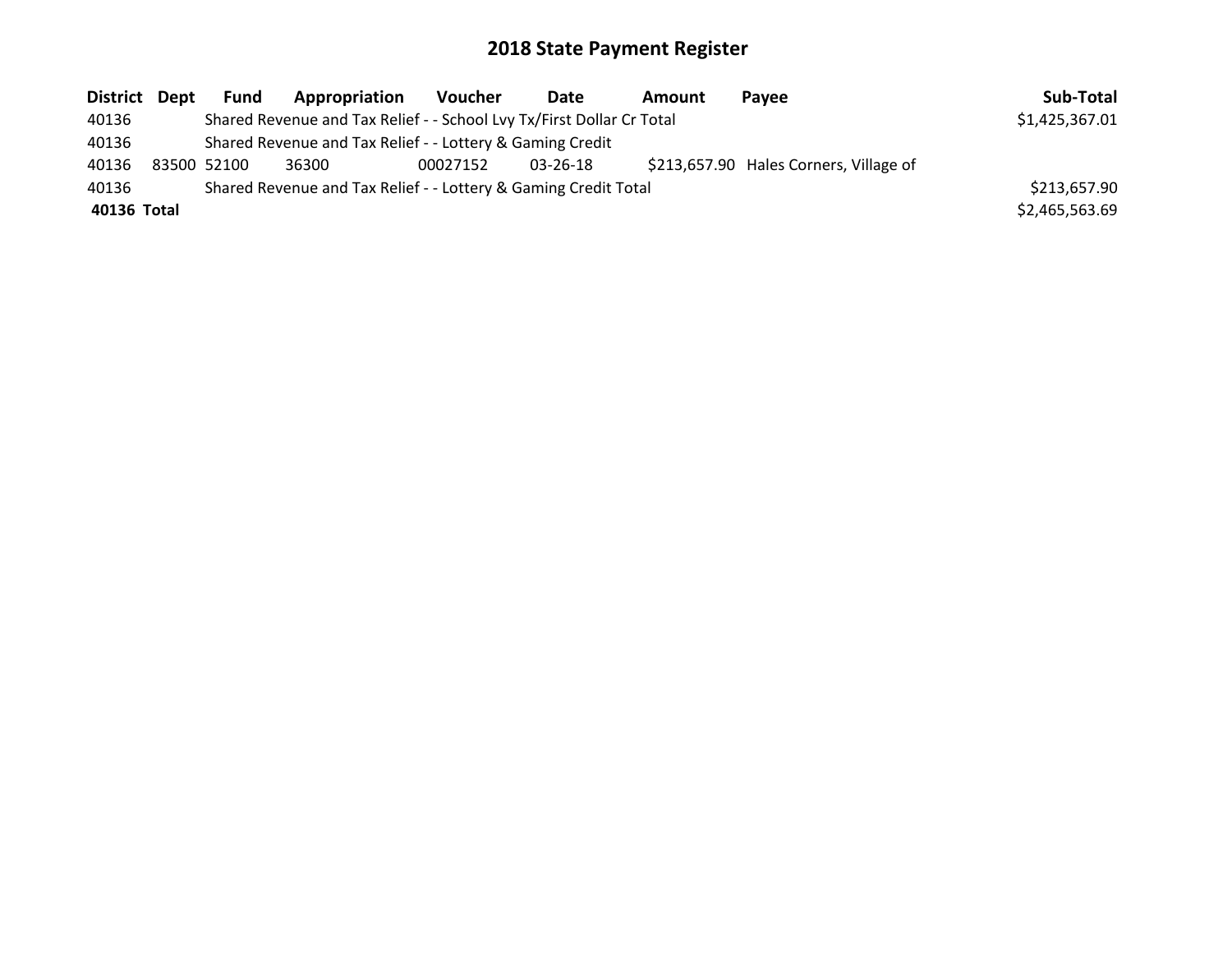## 2018 State Payment Register

| District | Dept | Fund | Appropriation | Voucher | Date | Amount | Payee | Sub-Total |
|---|---|---|---|---|---|---|---|---|
| 40136 | | Shared Revenue and Tax Relief - - School Lvy Tx/First Dollar Cr Total | | | | | | $1,425,367.01 |
| 40136 | | Shared Revenue and Tax Relief - - Lottery & Gaming Credit | | | | | | |
| 40136 | 83500 | 52100 | 36300 | 00027152 | 03-26-18 | $213,657.90 | Hales Corners, Village of | |
| 40136 | | Shared Revenue and Tax Relief - - Lottery & Gaming Credit Total | | | | | | $213,657.90 |
| **40136 Total** | | | | | | | | $2,465,563.69 |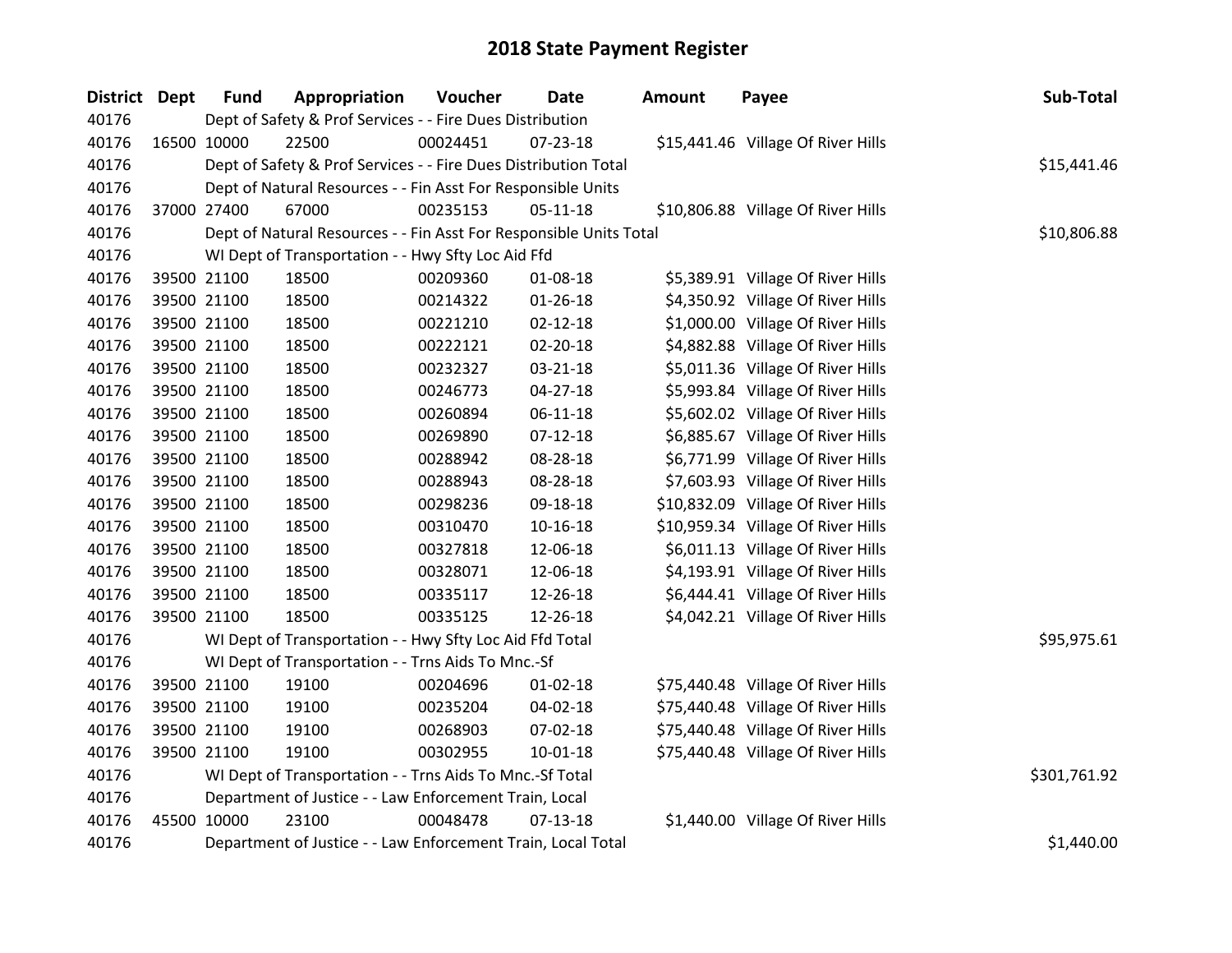# 2018 State Payment Register

| District | Dept | Fund | Appropriation | Voucher | Date | Amount | Payee | Sub-Total |
|---|---|---|---|---|---|---|---|---|
| 40176 | | Dept of Safety & Prof Services - - Fire Dues Distribution | | | | | | |
| 40176 | 16500 | 10000 | 22500 | 00024451 | 07-23-18 | $15,441.46 | Village Of River Hills | |
| 40176 | | Dept of Safety & Prof Services - - Fire Dues Distribution Total | | | | | | $15,441.46 |
| 40176 | | Dept of Natural Resources - - Fin Asst For Responsible Units | | | | | | |
| 40176 | 37000 | 27400 | 67000 | 00235153 | 05-11-18 | $10,806.88 | Village Of River Hills | |
| 40176 | | Dept of Natural Resources - - Fin Asst For Responsible Units Total | | | | | | $10,806.88 |
| 40176 | | WI Dept of Transportation - - Hwy Sfty Loc Aid Ffd | | | | | | |
| 40176 | 39500 | 21100 | 18500 | 00209360 | 01-08-18 | $5,389.91 | Village Of River Hills | |
| 40176 | 39500 | 21100 | 18500 | 00214322 | 01-26-18 | $4,350.92 | Village Of River Hills | |
| 40176 | 39500 | 21100 | 18500 | 00221210 | 02-12-18 | $1,000.00 | Village Of River Hills | |
| 40176 | 39500 | 21100 | 18500 | 00222121 | 02-20-18 | $4,882.88 | Village Of River Hills | |
| 40176 | 39500 | 21100 | 18500 | 00232327 | 03-21-18 | $5,011.36 | Village Of River Hills | |
| 40176 | 39500 | 21100 | 18500 | 00246773 | 04-27-18 | $5,993.84 | Village Of River Hills | |
| 40176 | 39500 | 21100 | 18500 | 00260894 | 06-11-18 | $5,602.02 | Village Of River Hills | |
| 40176 | 39500 | 21100 | 18500 | 00269890 | 07-12-18 | $6,885.67 | Village Of River Hills | |
| 40176 | 39500 | 21100 | 18500 | 00288942 | 08-28-18 | $6,771.99 | Village Of River Hills | |
| 40176 | 39500 | 21100 | 18500 | 00288943 | 08-28-18 | $7,603.93 | Village Of River Hills | |
| 40176 | 39500 | 21100 | 18500 | 00298236 | 09-18-18 | $10,832.09 | Village Of River Hills | |
| 40176 | 39500 | 21100 | 18500 | 00310470 | 10-16-18 | $10,959.34 | Village Of River Hills | |
| 40176 | 39500 | 21100 | 18500 | 00327818 | 12-06-18 | $6,011.13 | Village Of River Hills | |
| 40176 | 39500 | 21100 | 18500 | 00328071 | 12-06-18 | $4,193.91 | Village Of River Hills | |
| 40176 | 39500 | 21100 | 18500 | 00335117 | 12-26-18 | $6,444.41 | Village Of River Hills | |
| 40176 | 39500 | 21100 | 18500 | 00335125 | 12-26-18 | $4,042.21 | Village Of River Hills | |
| 40176 | | WI Dept of Transportation - - Hwy Sfty Loc Aid Ffd Total | | | | | | $95,975.61 |
| 40176 | | WI Dept of Transportation - - Trns Aids To Mnc.-Sf | | | | | | |
| 40176 | 39500 | 21100 | 19100 | 00204696 | 01-02-18 | $75,440.48 | Village Of River Hills | |
| 40176 | 39500 | 21100 | 19100 | 00235204 | 04-02-18 | $75,440.48 | Village Of River Hills | |
| 40176 | 39500 | 21100 | 19100 | 00268903 | 07-02-18 | $75,440.48 | Village Of River Hills | |
| 40176 | 39500 | 21100 | 19100 | 00302955 | 10-01-18 | $75,440.48 | Village Of River Hills | |
| 40176 | | WI Dept of Transportation - - Trns Aids To Mnc.-Sf Total | | | | | | $301,761.92 |
| 40176 | | Department of Justice - - Law Enforcement Train, Local | | | | | | |
| 40176 | 45500 | 10000 | 23100 | 00048478 | 07-13-18 | $1,440.00 | Village Of River Hills | |
| 40176 | | Department of Justice - - Law Enforcement Train, Local Total | | | | | | $1,440.00 |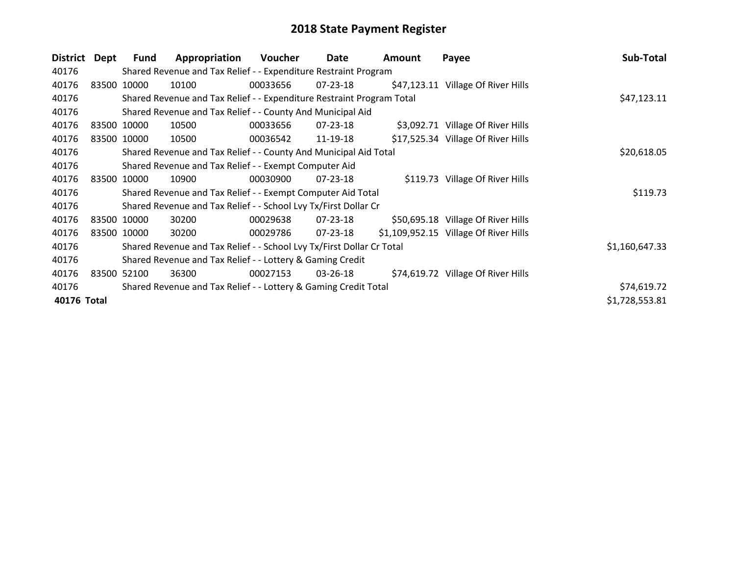# 2018 State Payment Register

| District | Dept | Fund | Appropriation | Voucher | Date | Amount | Payee | Sub-Total |
|---|---|---|---|---|---|---|---|---|
| 40176 | | Shared Revenue and Tax Relief - - Expenditure Restraint Program | | | | | | |
| 40176 | 83500 | 10000 | 10100 | 00033656 | 07-23-18 | $47,123.11 | Village Of River Hills | |
| 40176 | | Shared Revenue and Tax Relief - - Expenditure Restraint Program Total | | | | | | $47,123.11 |
| 40176 | | Shared Revenue and Tax Relief - - County And Municipal Aid | | | | | | |
| 40176 | 83500 | 10000 | 10500 | 00033656 | 07-23-18 | $3,092.71 | Village Of River Hills | |
| 40176 | 83500 | 10000 | 10500 | 00036542 | 11-19-18 | $17,525.34 | Village Of River Hills | |
| 40176 | | Shared Revenue and Tax Relief - - County And Municipal Aid Total | | | | | | $20,618.05 |
| 40176 | | Shared Revenue and Tax Relief - - Exempt Computer Aid | | | | | | |
| 40176 | 83500 | 10000 | 10900 | 00030900 | 07-23-18 | $119.73 | Village Of River Hills | |
| 40176 | | Shared Revenue and Tax Relief - - Exempt Computer Aid Total | | | | | | $119.73 |
| 40176 | | Shared Revenue and Tax Relief - - School Lvy Tx/First Dollar Cr | | | | | | |
| 40176 | 83500 | 10000 | 30200 | 00029638 | 07-23-18 | $50,695.18 | Village Of River Hills | |
| 40176 | 83500 | 10000 | 30200 | 00029786 | 07-23-18 | $1,109,952.15 | Village Of River Hills | |
| 40176 | | Shared Revenue and Tax Relief - - School Lvy Tx/First Dollar Cr Total | | | | | | $1,160,647.33 |
| 40176 | | Shared Revenue and Tax Relief - - Lottery & Gaming Credit | | | | | | |
| 40176 | 83500 | 52100 | 36300 | 00027153 | 03-26-18 | $74,619.72 | Village Of River Hills | |
| 40176 | | Shared Revenue and Tax Relief - - Lottery & Gaming Credit Total | | | | | | $74,619.72 |
| **40176 Total** | | | | | | | | $1,728,553.81 |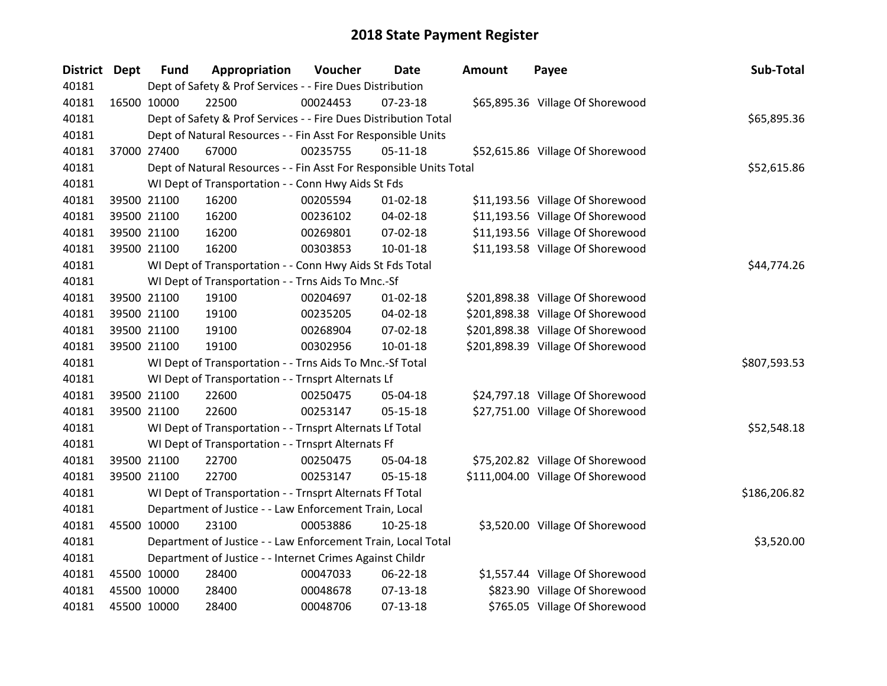# 2018 State Payment Register

| District | Dept | Fund | Appropriation | Voucher | Date | Amount | Payee | Sub-Total |
|---|---|---|---|---|---|---|---|---|
| 40181 | | Dept of Safety & Prof Services - - Fire Dues Distribution | | | | | | |
| 40181 | 16500 | 10000 | 22500 | 00024453 | 07-23-18 | $65,895.36 | Village Of Shorewood | |
| 40181 | | Dept of Safety & Prof Services - - Fire Dues Distribution Total | | | | | | $65,895.36 |
| 40181 | | Dept of Natural Resources - - Fin Asst For Responsible Units | | | | | | |
| 40181 | 37000 | 27400 | 67000 | 00235755 | 05-11-18 | $52,615.86 | Village Of Shorewood | |
| 40181 | | Dept of Natural Resources - - Fin Asst For Responsible Units Total | | | | | | $52,615.86 |
| 40181 | | WI Dept of Transportation - - Conn Hwy Aids St Fds | | | | | | |
| 40181 | 39500 | 21100 | 16200 | 00205594 | 01-02-18 | $11,193.56 | Village Of Shorewood | |
| 40181 | 39500 | 21100 | 16200 | 00236102 | 04-02-18 | $11,193.56 | Village Of Shorewood | |
| 40181 | 39500 | 21100 | 16200 | 00269801 | 07-02-18 | $11,193.56 | Village Of Shorewood | |
| 40181 | 39500 | 21100 | 16200 | 00303853 | 10-01-18 | $11,193.58 | Village Of Shorewood | |
| 40181 | | WI Dept of Transportation - - Conn Hwy Aids St Fds Total | | | | | | $44,774.26 |
| 40181 | | WI Dept of Transportation - - Trns Aids To Mnc.-Sf | | | | | | |
| 40181 | 39500 | 21100 | 19100 | 00204697 | 01-02-18 | $201,898.38 | Village Of Shorewood | |
| 40181 | 39500 | 21100 | 19100 | 00235205 | 04-02-18 | $201,898.38 | Village Of Shorewood | |
| 40181 | 39500 | 21100 | 19100 | 00268904 | 07-02-18 | $201,898.38 | Village Of Shorewood | |
| 40181 | 39500 | 21100 | 19100 | 00302956 | 10-01-18 | $201,898.39 | Village Of Shorewood | |
| 40181 | | WI Dept of Transportation - - Trns Aids To Mnc.-Sf Total | | | | | | $807,593.53 |
| 40181 | | WI Dept of Transportation - - Trnsprt Alternats Lf | | | | | | |
| 40181 | 39500 | 21100 | 22600 | 00250475 | 05-04-18 | $24,797.18 | Village Of Shorewood | |
| 40181 | 39500 | 21100 | 22600 | 00253147 | 05-15-18 | $27,751.00 | Village Of Shorewood | |
| 40181 | | WI Dept of Transportation - - Trnsprt Alternats Lf Total | | | | | | $52,548.18 |
| 40181 | | WI Dept of Transportation - - Trnsprt Alternats Ff | | | | | | |
| 40181 | 39500 | 21100 | 22700 | 00250475 | 05-04-18 | $75,202.82 | Village Of Shorewood | |
| 40181 | 39500 | 21100 | 22700 | 00253147 | 05-15-18 | $111,004.00 | Village Of Shorewood | |
| 40181 | | WI Dept of Transportation - - Trnsprt Alternats Ff Total | | | | | | $186,206.82 |
| 40181 | | Department of Justice - - Law Enforcement Train, Local | | | | | | |
| 40181 | 45500 | 10000 | 23100 | 00053886 | 10-25-18 | $3,520.00 | Village Of Shorewood | |
| 40181 | | Department of Justice - - Law Enforcement Train, Local Total | | | | | | $3,520.00 |
| 40181 | | Department of Justice - - Internet Crimes Against Childr | | | | | | |
| 40181 | 45500 | 10000 | 28400 | 00047033 | 06-22-18 | $1,557.44 | Village Of Shorewood | |
| 40181 | 45500 | 10000 | 28400 | 00048678 | 07-13-18 | $823.90 | Village Of Shorewood | |
| 40181 | 45500 | 10000 | 28400 | 00048706 | 07-13-18 | $765.05 | Village Of Shorewood | |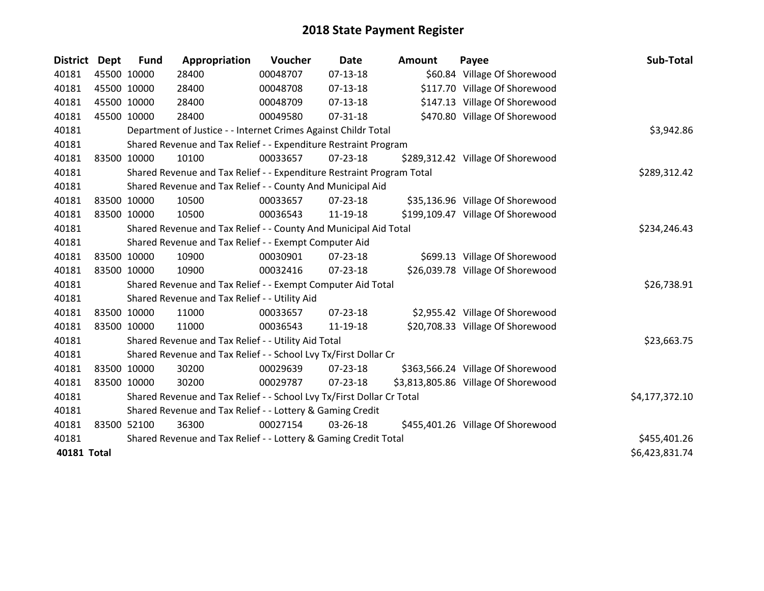# 2018 State Payment Register

| District | Dept | Fund | Appropriation | Voucher | Date | Amount | Payee | Sub-Total |
|---|---|---|---|---|---|---|---|---|
| 40181 | 45500 | 10000 | 28400 | 00048707 | 07-13-18 | $60.84 | Village Of Shorewood | |
| 40181 | 45500 | 10000 | 28400 | 00048708 | 07-13-18 | $117.70 | Village Of Shorewood | |
| 40181 | 45500 | 10000 | 28400 | 00048709 | 07-13-18 | $147.13 | Village Of Shorewood | |
| 40181 | 45500 | 10000 | 28400 | 00049580 | 07-31-18 | $470.80 | Village Of Shorewood | |
| 40181 | | Department of Justice - - Internet Crimes Against Childr Total | | | | | | $3,942.86 |
| 40181 | | Shared Revenue and Tax Relief - - Expenditure Restraint Program | | | | | | |
| 40181 | 83500 | 10000 | 10100 | 00033657 | 07-23-18 | $289,312.42 | Village Of Shorewood | |
| 40181 | | Shared Revenue and Tax Relief - - Expenditure Restraint Program Total | | | | | | $289,312.42 |
| 40181 | | Shared Revenue and Tax Relief - - County And Municipal Aid | | | | | | |
| 40181 | 83500 | 10000 | 10500 | 00033657 | 07-23-18 | $35,136.96 | Village Of Shorewood | |
| 40181 | 83500 | 10000 | 10500 | 00036543 | 11-19-18 | $199,109.47 | Village Of Shorewood | |
| 40181 | | Shared Revenue and Tax Relief - - County And Municipal Aid Total | | | | | | $234,246.43 |
| 40181 | | Shared Revenue and Tax Relief - - Exempt Computer Aid | | | | | | |
| 40181 | 83500 | 10000 | 10900 | 00030901 | 07-23-18 | $699.13 | Village Of Shorewood | |
| 40181 | 83500 | 10000 | 10900 | 00032416 | 07-23-18 | $26,039.78 | Village Of Shorewood | |
| 40181 | | Shared Revenue and Tax Relief - - Exempt Computer Aid Total | | | | | | $26,738.91 |
| 40181 | | Shared Revenue and Tax Relief - - Utility Aid | | | | | | |
| 40181 | 83500 | 10000 | 11000 | 00033657 | 07-23-18 | $2,955.42 | Village Of Shorewood | |
| 40181 | 83500 | 10000 | 11000 | 00036543 | 11-19-18 | $20,708.33 | Village Of Shorewood | |
| 40181 | | Shared Revenue and Tax Relief - - Utility Aid Total | | | | | | $23,663.75 |
| 40181 | | Shared Revenue and Tax Relief - - School Lvy Tx/First Dollar Cr | | | | | | |
| 40181 | 83500 | 10000 | 30200 | 00029639 | 07-23-18 | $363,566.24 | Village Of Shorewood | |
| 40181 | 83500 | 10000 | 30200 | 00029787 | 07-23-18 | $3,813,805.86 | Village Of Shorewood | |
| 40181 | | Shared Revenue and Tax Relief - - School Lvy Tx/First Dollar Cr Total | | | | | | $4,177,372.10 |
| 40181 | | Shared Revenue and Tax Relief - - Lottery & Gaming Credit | | | | | | |
| 40181 | 83500 | 52100 | 36300 | 00027154 | 03-26-18 | $455,401.26 | Village Of Shorewood | |
| 40181 | | Shared Revenue and Tax Relief - - Lottery & Gaming Credit Total | | | | | | $455,401.26 |
| **40181 Total** | | | | | | | | $6,423,831.74 |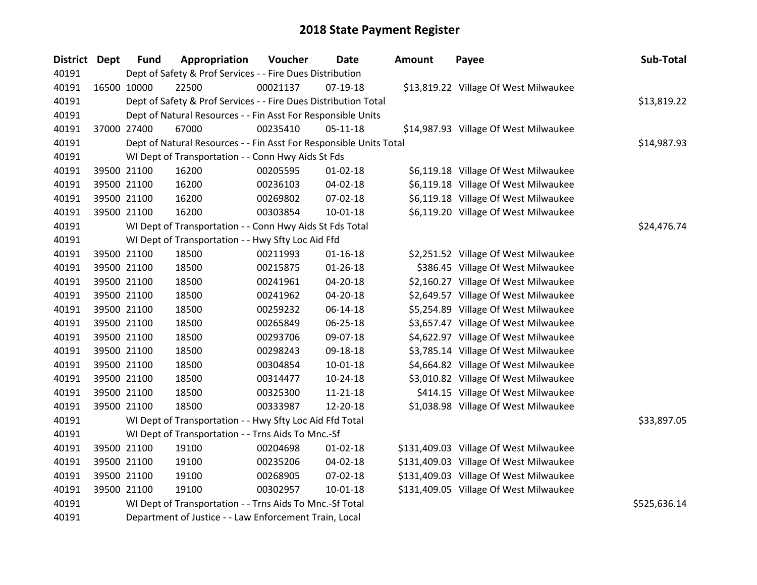# 2018 State Payment Register

| District | Dept | Fund | Appropriation | Voucher | Date | Amount | Payee | Sub-Total |
|---|---|---|---|---|---|---|---|---|
| 40191 | | Dept of Safety & Prof Services - - Fire Dues Distribution | | | | | | |
| 40191 | 16500 | 10000 | 22500 | 00021137 | 07-19-18 | $13,819.22 | Village Of West Milwaukee | |
| 40191 | | Dept of Safety & Prof Services - - Fire Dues Distribution Total | | | | | | $13,819.22 |
| 40191 | | Dept of Natural Resources - - Fin Asst For Responsible Units | | | | | | |
| 40191 | 37000 | 27400 | 67000 | 00235410 | 05-11-18 | $14,987.93 | Village Of West Milwaukee | |
| 40191 | | Dept of Natural Resources - - Fin Asst For Responsible Units Total | | | | | | $14,987.93 |
| 40191 | | WI Dept of Transportation - - Conn Hwy Aids St Fds | | | | | | |
| 40191 | 39500 | 21100 | 16200 | 00205595 | 01-02-18 | $6,119.18 | Village Of West Milwaukee | |
| 40191 | 39500 | 21100 | 16200 | 00236103 | 04-02-18 | $6,119.18 | Village Of West Milwaukee | |
| 40191 | 39500 | 21100 | 16200 | 00269802 | 07-02-18 | $6,119.18 | Village Of West Milwaukee | |
| 40191 | 39500 | 21100 | 16200 | 00303854 | 10-01-18 | $6,119.20 | Village Of West Milwaukee | |
| 40191 | | WI Dept of Transportation - - Conn Hwy Aids St Fds Total | | | | | | $24,476.74 |
| 40191 | | WI Dept of Transportation - - Hwy Sfty Loc Aid Ffd | | | | | | |
| 40191 | 39500 | 21100 | 18500 | 00211993 | 01-16-18 | $2,251.52 | Village Of West Milwaukee | |
| 40191 | 39500 | 21100 | 18500 | 00215875 | 01-26-18 | $386.45 | Village Of West Milwaukee | |
| 40191 | 39500 | 21100 | 18500 | 00241961 | 04-20-18 | $2,160.27 | Village Of West Milwaukee | |
| 40191 | 39500 | 21100 | 18500 | 00241962 | 04-20-18 | $2,649.57 | Village Of West Milwaukee | |
| 40191 | 39500 | 21100 | 18500 | 00259232 | 06-14-18 | $5,254.89 | Village Of West Milwaukee | |
| 40191 | 39500 | 21100 | 18500 | 00265849 | 06-25-18 | $3,657.47 | Village Of West Milwaukee | |
| 40191 | 39500 | 21100 | 18500 | 00293706 | 09-07-18 | $4,622.97 | Village Of West Milwaukee | |
| 40191 | 39500 | 21100 | 18500 | 00298243 | 09-18-18 | $3,785.14 | Village Of West Milwaukee | |
| 40191 | 39500 | 21100 | 18500 | 00304854 | 10-01-18 | $4,664.82 | Village Of West Milwaukee | |
| 40191 | 39500 | 21100 | 18500 | 00314477 | 10-24-18 | $3,010.82 | Village Of West Milwaukee | |
| 40191 | 39500 | 21100 | 18500 | 00325300 | 11-21-18 | $414.15 | Village Of West Milwaukee | |
| 40191 | 39500 | 21100 | 18500 | 00333987 | 12-20-18 | $1,038.98 | Village Of West Milwaukee | |
| 40191 | | WI Dept of Transportation - - Hwy Sfty Loc Aid Ffd Total | | | | | | $33,897.05 |
| 40191 | | WI Dept of Transportation - - Trns Aids To Mnc.-Sf | | | | | | |
| 40191 | 39500 | 21100 | 19100 | 00204698 | 01-02-18 | $131,409.03 | Village Of West Milwaukee | |
| 40191 | 39500 | 21100 | 19100 | 00235206 | 04-02-18 | $131,409.03 | Village Of West Milwaukee | |
| 40191 | 39500 | 21100 | 19100 | 00268905 | 07-02-18 | $131,409.03 | Village Of West Milwaukee | |
| 40191 | 39500 | 21100 | 19100 | 00302957 | 10-01-18 | $131,409.05 | Village Of West Milwaukee | |
| 40191 | | WI Dept of Transportation - - Trns Aids To Mnc.-Sf Total | | | | | | $525,636.14 |
| 40191 | | Department of Justice - - Law Enforcement Train, Local | | | | | | |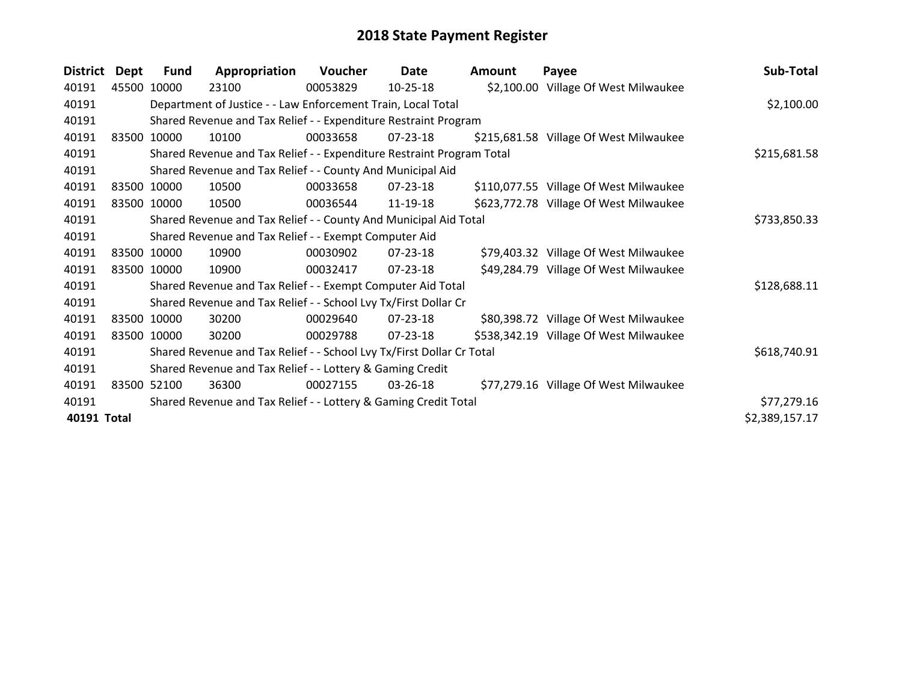# 2018 State Payment Register

| District | Dept | Fund | Appropriation | Voucher | Date | Amount | Payee | Sub-Total |
|---|---|---|---|---|---|---|---|---|
| 40191 | 45500 | 10000 | 23100 | 00053829 | 10-25-18 | $2,100.00 | Village Of West Milwaukee | |
| 40191 | | Department of Justice - - Law Enforcement Train, Local Total | | | | | | $2,100.00 |
| 40191 | | Shared Revenue and Tax Relief - - Expenditure Restraint Program | | | | | | |
| 40191 | 83500 | 10000 | 10100 | 00033658 | 07-23-18 | $215,681.58 | Village Of West Milwaukee | |
| 40191 | | Shared Revenue and Tax Relief - - Expenditure Restraint Program Total | | | | | | $215,681.58 |
| 40191 | | Shared Revenue and Tax Relief - - County And Municipal Aid | | | | | | |
| 40191 | 83500 | 10000 | 10500 | 00033658 | 07-23-18 | $110,077.55 | Village Of West Milwaukee | |
| 40191 | 83500 | 10000 | 10500 | 00036544 | 11-19-18 | $623,772.78 | Village Of West Milwaukee | |
| 40191 | | Shared Revenue and Tax Relief - - County And Municipal Aid Total | | | | | | $733,850.33 |
| 40191 | | Shared Revenue and Tax Relief - - Exempt Computer Aid | | | | | | |
| 40191 | 83500 | 10000 | 10900 | 00030902 | 07-23-18 | $79,403.32 | Village Of West Milwaukee | |
| 40191 | 83500 | 10000 | 10900 | 00032417 | 07-23-18 | $49,284.79 | Village Of West Milwaukee | |
| 40191 | | Shared Revenue and Tax Relief - - Exempt Computer Aid Total | | | | | | $128,688.11 |
| 40191 | | Shared Revenue and Tax Relief - - School Lvy Tx/First Dollar Cr | | | | | | |
| 40191 | 83500 | 10000 | 30200 | 00029640 | 07-23-18 | $80,398.72 | Village Of West Milwaukee | |
| 40191 | 83500 | 10000 | 30200 | 00029788 | 07-23-18 | $538,342.19 | Village Of West Milwaukee | |
| 40191 | | Shared Revenue and Tax Relief - - School Lvy Tx/First Dollar Cr Total | | | | | | $618,740.91 |
| 40191 | | Shared Revenue and Tax Relief - - Lottery & Gaming Credit | | | | | | |
| 40191 | 83500 | 52100 | 36300 | 00027155 | 03-26-18 | $77,279.16 | Village Of West Milwaukee | |
| 40191 | | Shared Revenue and Tax Relief - - Lottery & Gaming Credit Total | | | | | | $77,279.16 |
| **40191 Total** | | | | | | | | $2,389,157.17 |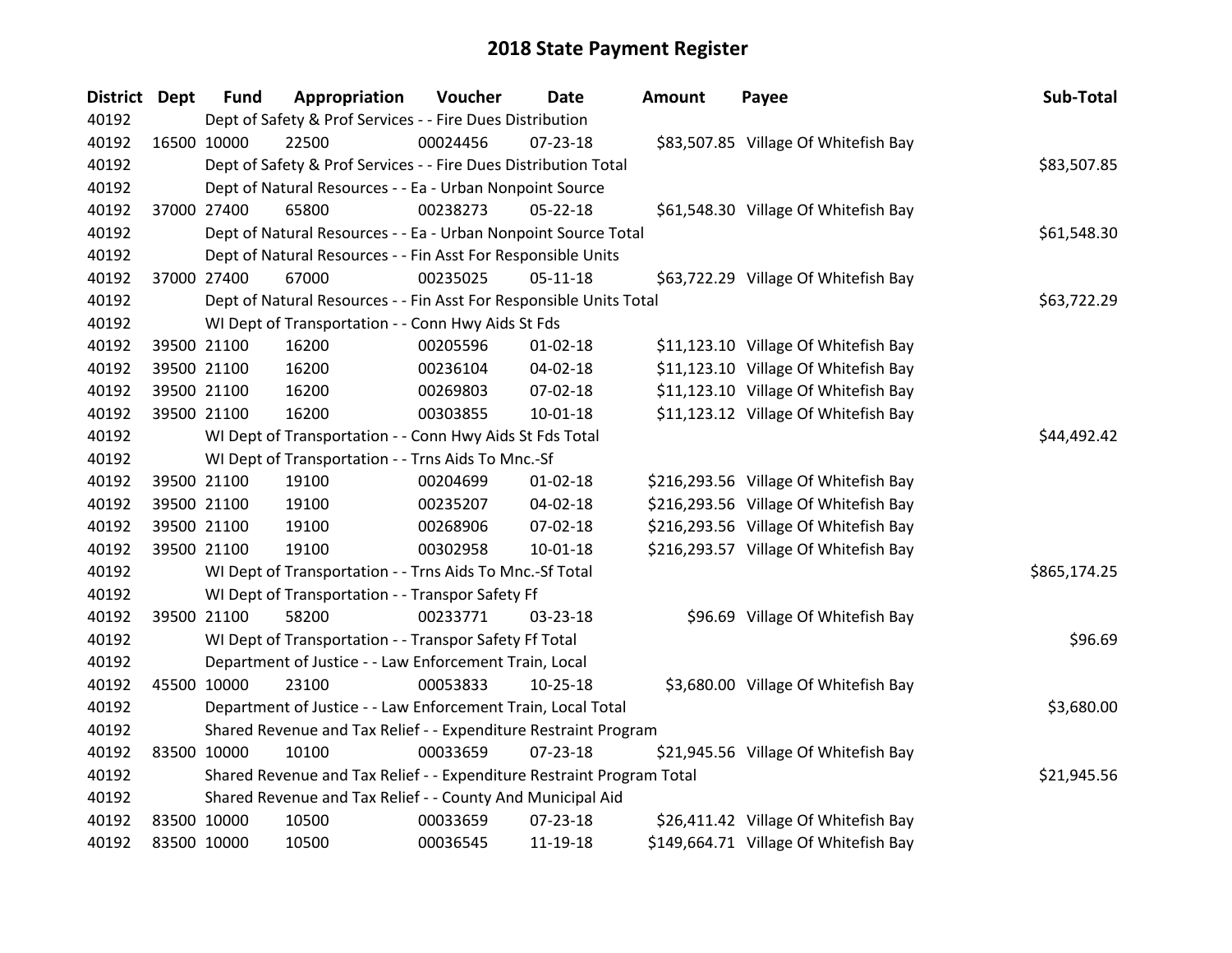# 2018 State Payment Register

| District | Dept | Fund | Appropriation | Voucher | Date | Amount | Payee | Sub-Total |
|---|---|---|---|---|---|---|---|---|
| 40192 | | Dept of Safety & Prof Services - - Fire Dues Distribution | | | | | | |
| 40192 | 16500 | 10000 | 22500 | 00024456 | 07-23-18 | $83,507.85 | Village Of Whitefish Bay | |
| 40192 | | Dept of Safety & Prof Services - - Fire Dues Distribution Total | | | | | | $83,507.85 |
| 40192 | | Dept of Natural Resources - - Ea - Urban Nonpoint Source | | | | | | |
| 40192 | 37000 | 27400 | 65800 | 00238273 | 05-22-18 | $61,548.30 | Village Of Whitefish Bay | |
| 40192 | | Dept of Natural Resources - - Ea - Urban Nonpoint Source Total | | | | | | $61,548.30 |
| 40192 | | Dept of Natural Resources - - Fin Asst For Responsible Units | | | | | | |
| 40192 | 37000 | 27400 | 67000 | 00235025 | 05-11-18 | $63,722.29 | Village Of Whitefish Bay | |
| 40192 | | Dept of Natural Resources - - Fin Asst For Responsible Units Total | | | | | | $63,722.29 |
| 40192 | | WI Dept of Transportation - - Conn Hwy Aids St Fds | | | | | | |
| 40192 | 39500 | 21100 | 16200 | 00205596 | 01-02-18 | $11,123.10 | Village Of Whitefish Bay | |
| 40192 | 39500 | 21100 | 16200 | 00236104 | 04-02-18 | $11,123.10 | Village Of Whitefish Bay | |
| 40192 | 39500 | 21100 | 16200 | 00269803 | 07-02-18 | $11,123.10 | Village Of Whitefish Bay | |
| 40192 | 39500 | 21100 | 16200 | 00303855 | 10-01-18 | $11,123.12 | Village Of Whitefish Bay | |
| 40192 | | WI Dept of Transportation - - Conn Hwy Aids St Fds Total | | | | | | $44,492.42 |
| 40192 | | WI Dept of Transportation - - Trns Aids To Mnc.-Sf | | | | | | |
| 40192 | 39500 | 21100 | 19100 | 00204699 | 01-02-18 | $216,293.56 | Village Of Whitefish Bay | |
| 40192 | 39500 | 21100 | 19100 | 00235207 | 04-02-18 | $216,293.56 | Village Of Whitefish Bay | |
| 40192 | 39500 | 21100 | 19100 | 00268906 | 07-02-18 | $216,293.56 | Village Of Whitefish Bay | |
| 40192 | 39500 | 21100 | 19100 | 00302958 | 10-01-18 | $216,293.57 | Village Of Whitefish Bay | |
| 40192 | | WI Dept of Transportation - - Trns Aids To Mnc.-Sf Total | | | | | | $865,174.25 |
| 40192 | | WI Dept of Transportation - - Transpor Safety Ff | | | | | | |
| 40192 | 39500 | 21100 | 58200 | 00233771 | 03-23-18 | $96.69 | Village Of Whitefish Bay | |
| 40192 | | WI Dept of Transportation - - Transpor Safety Ff Total | | | | | | $96.69 |
| 40192 | | Department of Justice - - Law Enforcement Train, Local | | | | | | |
| 40192 | 45500 | 10000 | 23100 | 00053833 | 10-25-18 | $3,680.00 | Village Of Whitefish Bay | |
| 40192 | | Department of Justice - - Law Enforcement Train, Local Total | | | | | | $3,680.00 |
| 40192 | | Shared Revenue and Tax Relief - - Expenditure Restraint Program | | | | | | |
| 40192 | 83500 | 10000 | 10100 | 00033659 | 07-23-18 | $21,945.56 | Village Of Whitefish Bay | |
| 40192 | | Shared Revenue and Tax Relief - - Expenditure Restraint Program Total | | | | | | $21,945.56 |
| 40192 | | Shared Revenue and Tax Relief - - County And Municipal Aid | | | | | | |
| 40192 | 83500 | 10000 | 10500 | 00033659 | 07-23-18 | $26,411.42 | Village Of Whitefish Bay | |
| 40192 | 83500 | 10000 | 10500 | 00036545 | 11-19-18 | $149,664.71 | Village Of Whitefish Bay | |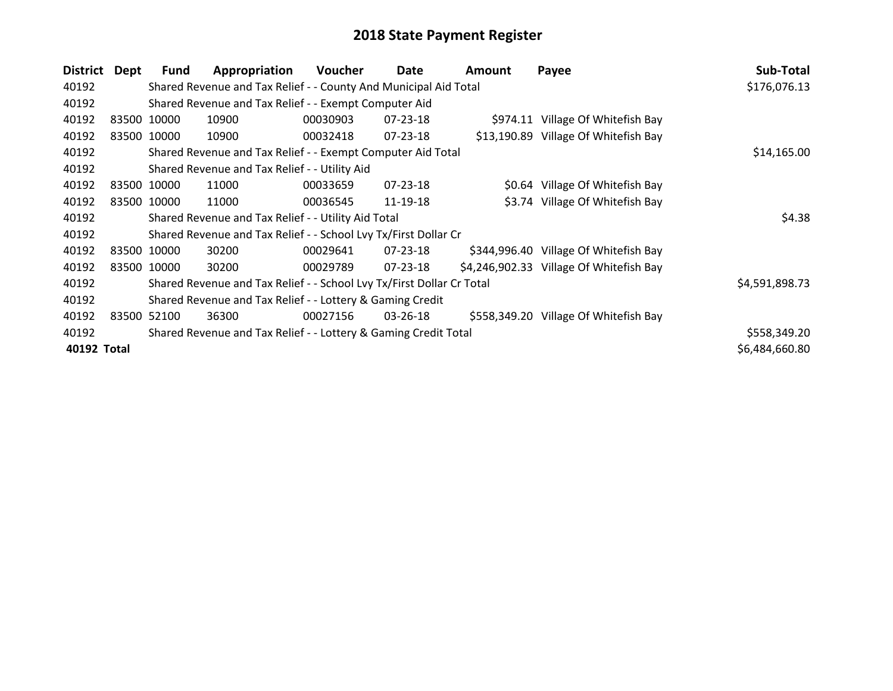# 2018 State Payment Register

| District | Dept | Fund | Appropriation | Voucher | Date | Amount | Payee | Sub-Total |
|---|---|---|---|---|---|---|---|---|
| 40192 | | Shared Revenue and Tax Relief - - County And Municipal Aid Total | | | | | | $176,076.13 |
| 40192 | | Shared Revenue and Tax Relief - - Exempt Computer Aid | | | | | | |
| 40192 | 83500 | 10000 | 10900 | 00030903 | 07-23-18 | $974.11 | Village Of Whitefish Bay | |
| 40192 | 83500 | 10000 | 10900 | 00032418 | 07-23-18 | $13,190.89 | Village Of Whitefish Bay | |
| 40192 | | Shared Revenue and Tax Relief - - Exempt Computer Aid Total | | | | | | $14,165.00 |
| 40192 | | Shared Revenue and Tax Relief - - Utility Aid | | | | | | |
| 40192 | 83500 | 10000 | 11000 | 00033659 | 07-23-18 | $0.64 | Village Of Whitefish Bay | |
| 40192 | 83500 | 10000 | 11000 | 00036545 | 11-19-18 | $3.74 | Village Of Whitefish Bay | |
| 40192 | | Shared Revenue and Tax Relief - - Utility Aid Total | | | | | | $4.38 |
| 40192 | | Shared Revenue and Tax Relief - - School Lvy Tx/First Dollar Cr | | | | | | |
| 40192 | 83500 | 10000 | 30200 | 00029641 | 07-23-18 | $344,996.40 | Village Of Whitefish Bay | |
| 40192 | 83500 | 10000 | 30200 | 00029789 | 07-23-18 | $4,246,902.33 | Village Of Whitefish Bay | |
| 40192 | | Shared Revenue and Tax Relief - - School Lvy Tx/First Dollar Cr Total | | | | | | $4,591,898.73 |
| 40192 | | Shared Revenue and Tax Relief - - Lottery & Gaming Credit | | | | | | |
| 40192 | 83500 | 52100 | 36300 | 00027156 | 03-26-18 | $558,349.20 | Village Of Whitefish Bay | |
| 40192 | | Shared Revenue and Tax Relief - - Lottery & Gaming Credit Total | | | | | | $558,349.20 |
| **40192 Total** | | | | | | | | $6,484,660.80 |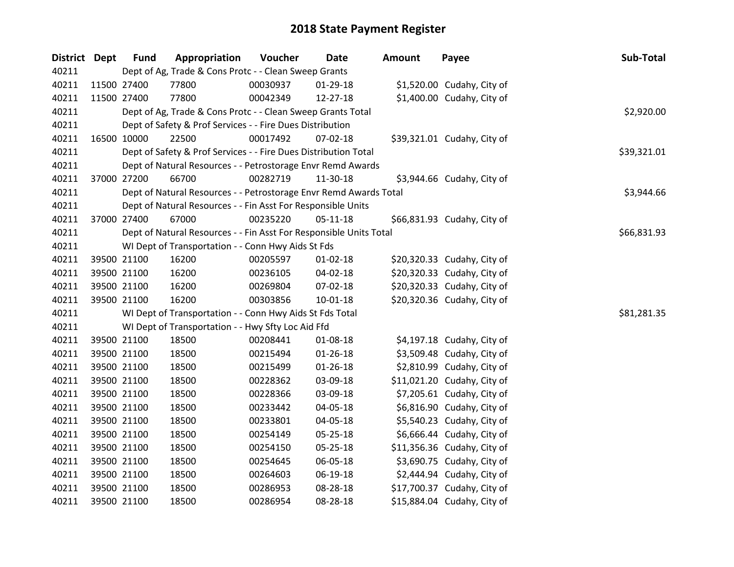# 2018 State Payment Register

| District | Dept | Fund | Appropriation | Voucher | Date | Amount | Payee | Sub-Total |
|---|---|---|---|---|---|---|---|---|
| 40211 | Dept of Ag, Trade & Cons Protc - - Clean Sweep Grants | | | | | | | |
| 40211 | 11500 | 27400 | 77800 | 00030937 | 01-29-18 | $1,520.00 | Cudahy, City of | |
| 40211 | 11500 | 27400 | 77800 | 00042349 | 12-27-18 | $1,400.00 | Cudahy, City of | |
| 40211 | Dept of Ag, Trade & Cons Protc - - Clean Sweep Grants Total | | | | | | | $2,920.00 |
| 40211 | Dept of Safety & Prof Services - - Fire Dues Distribution | | | | | | | |
| 40211 | 16500 | 10000 | 22500 | 00017492 | 07-02-18 | $39,321.01 | Cudahy, City of | |
| 40211 | Dept of Safety & Prof Services - - Fire Dues Distribution Total | | | | | | | $39,321.01 |
| 40211 | Dept of Natural Resources - - Petrostorage Envr Remd Awards | | | | | | | |
| 40211 | 37000 | 27200 | 66700 | 00282719 | 11-30-18 | $3,944.66 | Cudahy, City of | |
| 40211 | Dept of Natural Resources - - Petrostorage Envr Remd Awards Total | | | | | | | $3,944.66 |
| 40211 | Dept of Natural Resources - - Fin Asst For Responsible Units | | | | | | | |
| 40211 | 37000 | 27400 | 67000 | 00235220 | 05-11-18 | $66,831.93 | Cudahy, City of | |
| 40211 | Dept of Natural Resources - - Fin Asst For Responsible Units Total | | | | | | | $66,831.93 |
| 40211 | WI Dept of Transportation - - Conn Hwy Aids St Fds | | | | | | | |
| 40211 | 39500 | 21100 | 16200 | 00205597 | 01-02-18 | $20,320.33 | Cudahy, City of | |
| 40211 | 39500 | 21100 | 16200 | 00236105 | 04-02-18 | $20,320.33 | Cudahy, City of | |
| 40211 | 39500 | 21100 | 16200 | 00269804 | 07-02-18 | $20,320.33 | Cudahy, City of | |
| 40211 | 39500 | 21100 | 16200 | 00303856 | 10-01-18 | $20,320.36 | Cudahy, City of | |
| 40211 | WI Dept of Transportation - - Conn Hwy Aids St Fds Total | | | | | | | $81,281.35 |
| 40211 | WI Dept of Transportation - - Hwy Sfty Loc Aid Ffd | | | | | | | |
| 40211 | 39500 | 21100 | 18500 | 00208441 | 01-08-18 | $4,197.18 | Cudahy, City of | |
| 40211 | 39500 | 21100 | 18500 | 00215494 | 01-26-18 | $3,509.48 | Cudahy, City of | |
| 40211 | 39500 | 21100 | 18500 | 00215499 | 01-26-18 | $2,810.99 | Cudahy, City of | |
| 40211 | 39500 | 21100 | 18500 | 00228362 | 03-09-18 | $11,021.20 | Cudahy, City of | |
| 40211 | 39500 | 21100 | 18500 | 00228366 | 03-09-18 | $7,205.61 | Cudahy, City of | |
| 40211 | 39500 | 21100 | 18500 | 00233442 | 04-05-18 | $6,816.90 | Cudahy, City of | |
| 40211 | 39500 | 21100 | 18500 | 00233801 | 04-05-18 | $5,540.23 | Cudahy, City of | |
| 40211 | 39500 | 21100 | 18500 | 00254149 | 05-25-18 | $6,666.44 | Cudahy, City of | |
| 40211 | 39500 | 21100 | 18500 | 00254150 | 05-25-18 | $11,356.36 | Cudahy, City of | |
| 40211 | 39500 | 21100 | 18500 | 00254645 | 06-05-18 | $3,690.75 | Cudahy, City of | |
| 40211 | 39500 | 21100 | 18500 | 00264603 | 06-19-18 | $2,444.94 | Cudahy, City of | |
| 40211 | 39500 | 21100 | 18500 | 00286953 | 08-28-18 | $17,700.37 | Cudahy, City of | |
| 40211 | 39500 | 21100 | 18500 | 00286954 | 08-28-18 | $15,884.04 | Cudahy, City of | |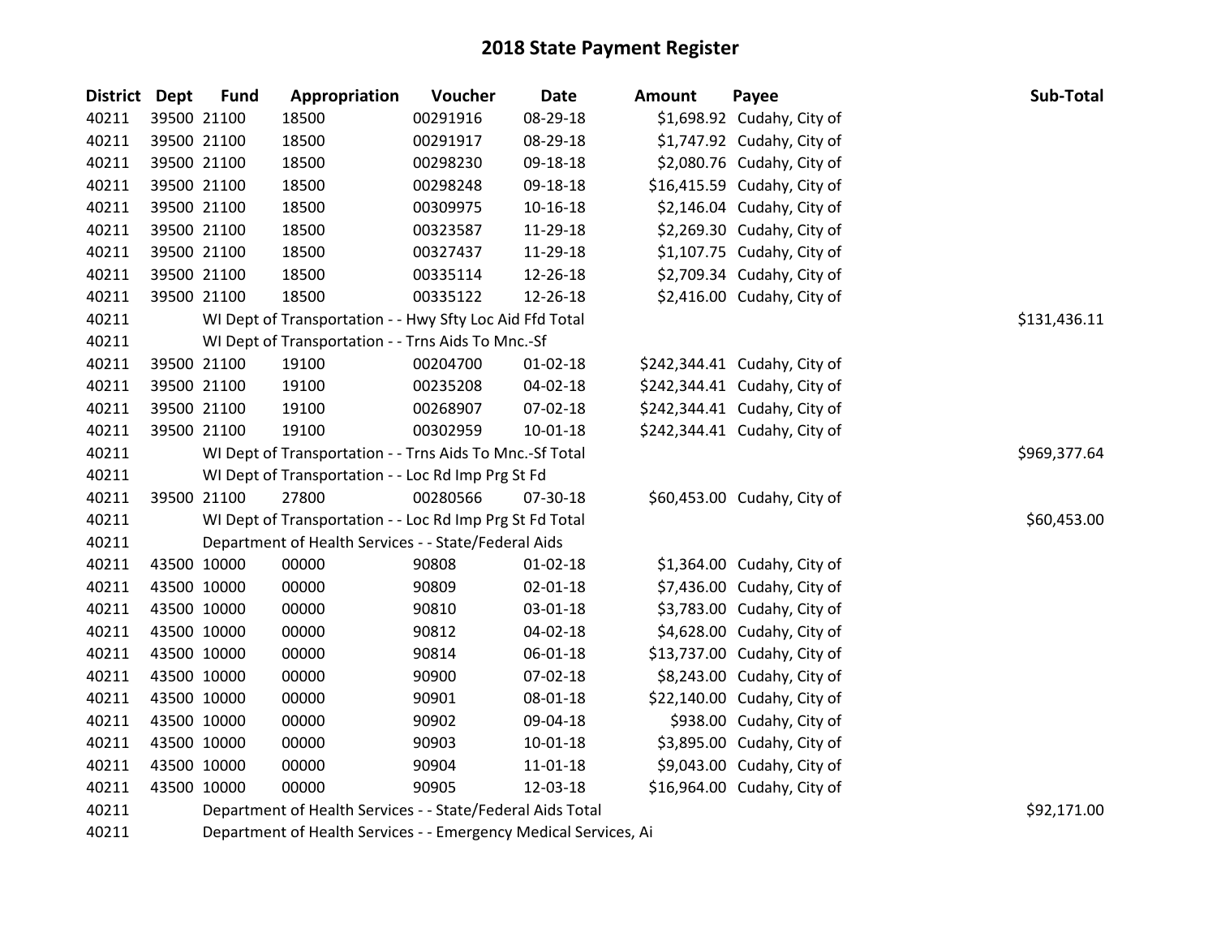# 2018 State Payment Register

| District | Dept | Fund | Appropriation | Voucher | Date | Amount | Payee | Sub-Total |
|---|---|---|---|---|---|---|---|---|
| 40211 | 39500 | 21100 | 18500 | 00291916 | 08-29-18 | $1,698.92 | Cudahy, City of | |
| 40211 | 39500 | 21100 | 18500 | 00291917 | 08-29-18 | $1,747.92 | Cudahy, City of | |
| 40211 | 39500 | 21100 | 18500 | 00298230 | 09-18-18 | $2,080.76 | Cudahy, City of | |
| 40211 | 39500 | 21100 | 18500 | 00298248 | 09-18-18 | $16,415.59 | Cudahy, City of | |
| 40211 | 39500 | 21100 | 18500 | 00309975 | 10-16-18 | $2,146.04 | Cudahy, City of | |
| 40211 | 39500 | 21100 | 18500 | 00323587 | 11-29-18 | $2,269.30 | Cudahy, City of | |
| 40211 | 39500 | 21100 | 18500 | 00327437 | 11-29-18 | $1,107.75 | Cudahy, City of | |
| 40211 | 39500 | 21100 | 18500 | 00335114 | 12-26-18 | $2,709.34 | Cudahy, City of | |
| 40211 | 39500 | 21100 | 18500 | 00335122 | 12-26-18 | $2,416.00 | Cudahy, City of | |
| 40211 | | WI Dept of Transportation - - Hwy Sfty Loc Aid Ffd Total | | | | | | $131,436.11 |
| 40211 | | WI Dept of Transportation - - Trns Aids To Mnc.-Sf | | | | | | |
| 40211 | 39500 | 21100 | 19100 | 00204700 | 01-02-18 | $242,344.41 | Cudahy, City of | |
| 40211 | 39500 | 21100 | 19100 | 00235208 | 04-02-18 | $242,344.41 | Cudahy, City of | |
| 40211 | 39500 | 21100 | 19100 | 00268907 | 07-02-18 | $242,344.41 | Cudahy, City of | |
| 40211 | 39500 | 21100 | 19100 | 00302959 | 10-01-18 | $242,344.41 | Cudahy, City of | |
| 40211 | | WI Dept of Transportation - - Trns Aids To Mnc.-Sf Total | | | | | | $969,377.64 |
| 40211 | | WI Dept of Transportation - - Loc Rd Imp Prg St Fd | | | | | | |
| 40211 | 39500 | 21100 | 27800 | 00280566 | 07-30-18 | $60,453.00 | Cudahy, City of | |
| 40211 | | WI Dept of Transportation - - Loc Rd Imp Prg St Fd Total | | | | | | $60,453.00 |
| 40211 | | Department of Health Services - - State/Federal Aids | | | | | | |
| 40211 | 43500 | 10000 | 00000 | 90808 | 01-02-18 | $1,364.00 | Cudahy, City of | |
| 40211 | 43500 | 10000 | 00000 | 90809 | 02-01-18 | $7,436.00 | Cudahy, City of | |
| 40211 | 43500 | 10000 | 00000 | 90810 | 03-01-18 | $3,783.00 | Cudahy, City of | |
| 40211 | 43500 | 10000 | 00000 | 90812 | 04-02-18 | $4,628.00 | Cudahy, City of | |
| 40211 | 43500 | 10000 | 00000 | 90814 | 06-01-18 | $13,737.00 | Cudahy, City of | |
| 40211 | 43500 | 10000 | 00000 | 90900 | 07-02-18 | $8,243.00 | Cudahy, City of | |
| 40211 | 43500 | 10000 | 00000 | 90901 | 08-01-18 | $22,140.00 | Cudahy, City of | |
| 40211 | 43500 | 10000 | 00000 | 90902 | 09-04-18 | $938.00 | Cudahy, City of | |
| 40211 | 43500 | 10000 | 00000 | 90903 | 10-01-18 | $3,895.00 | Cudahy, City of | |
| 40211 | 43500 | 10000 | 00000 | 90904 | 11-01-18 | $9,043.00 | Cudahy, City of | |
| 40211 | 43500 | 10000 | 00000 | 90905 | 12-03-18 | $16,964.00 | Cudahy, City of | |
| 40211 | | Department of Health Services - - State/Federal Aids Total | | | | | | $92,171.00 |
| 40211 | | Department of Health Services - - Emergency Medical Services, Ai | | | | | | |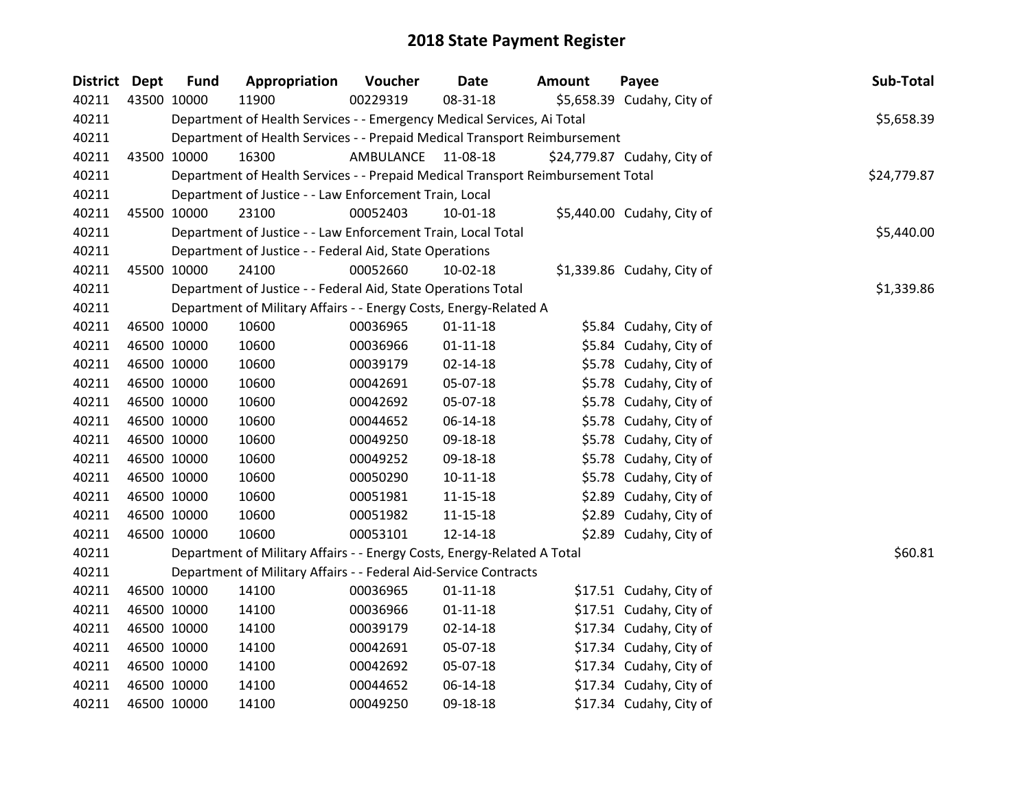# 2018 State Payment Register

| District | Dept | Fund | Appropriation | Voucher | Date | Amount | Payee | Sub-Total |
|---|---|---|---|---|---|---|---|---|
| 40211 | 43500 | 10000 | 11900 | 00229319 | 08-31-18 | $5,658.39 | Cudahy, City of | |
| 40211 | | Department of Health Services - - Emergency Medical Services, Ai Total | | | | | | $5,658.39 |
| 40211 | | Department of Health Services - - Prepaid Medical Transport Reimbursement | | | | | | |
| 40211 | 43500 | 10000 | 16300 | AMBULANCE | 11-08-18 | $24,779.87 | Cudahy, City of | |
| 40211 | | Department of Health Services - - Prepaid Medical Transport Reimbursement Total | | | | | | $24,779.87 |
| 40211 | | Department of Justice - - Law Enforcement Train, Local | | | | | | |
| 40211 | 45500 | 10000 | 23100 | 00052403 | 10-01-18 | $5,440.00 | Cudahy, City of | |
| 40211 | | Department of Justice - - Law Enforcement Train, Local Total | | | | | | $5,440.00 |
| 40211 | | Department of Justice - - Federal Aid, State Operations | | | | | | |
| 40211 | 45500 | 10000 | 24100 | 00052660 | 10-02-18 | $1,339.86 | Cudahy, City of | |
| 40211 | | Department of Justice - - Federal Aid, State Operations Total | | | | | | $1,339.86 |
| 40211 | | Department of Military Affairs - - Energy Costs, Energy-Related A | | | | | | |
| 40211 | 46500 | 10000 | 10600 | 00036965 | 01-11-18 | $5.84 | Cudahy, City of | |
| 40211 | 46500 | 10000 | 10600 | 00036966 | 01-11-18 | $5.84 | Cudahy, City of | |
| 40211 | 46500 | 10000 | 10600 | 00039179 | 02-14-18 | $5.78 | Cudahy, City of | |
| 40211 | 46500 | 10000 | 10600 | 00042691 | 05-07-18 | $5.78 | Cudahy, City of | |
| 40211 | 46500 | 10000 | 10600 | 00042692 | 05-07-18 | $5.78 | Cudahy, City of | |
| 40211 | 46500 | 10000 | 10600 | 00044652 | 06-14-18 | $5.78 | Cudahy, City of | |
| 40211 | 46500 | 10000 | 10600 | 00049250 | 09-18-18 | $5.78 | Cudahy, City of | |
| 40211 | 46500 | 10000 | 10600 | 00049252 | 09-18-18 | $5.78 | Cudahy, City of | |
| 40211 | 46500 | 10000 | 10600 | 00050290 | 10-11-18 | $5.78 | Cudahy, City of | |
| 40211 | 46500 | 10000 | 10600 | 00051981 | 11-15-18 | $2.89 | Cudahy, City of | |
| 40211 | 46500 | 10000 | 10600 | 00051982 | 11-15-18 | $2.89 | Cudahy, City of | |
| 40211 | 46500 | 10000 | 10600 | 00053101 | 12-14-18 | $2.89 | Cudahy, City of | |
| 40211 | | Department of Military Affairs - - Energy Costs, Energy-Related A Total | | | | | | $60.81 |
| 40211 | | Department of Military Affairs - - Federal Aid-Service Contracts | | | | | | |
| 40211 | 46500 | 10000 | 14100 | 00036965 | 01-11-18 | $17.51 | Cudahy, City of | |
| 40211 | 46500 | 10000 | 14100 | 00036966 | 01-11-18 | $17.51 | Cudahy, City of | |
| 40211 | 46500 | 10000 | 14100 | 00039179 | 02-14-18 | $17.34 | Cudahy, City of | |
| 40211 | 46500 | 10000 | 14100 | 00042691 | 05-07-18 | $17.34 | Cudahy, City of | |
| 40211 | 46500 | 10000 | 14100 | 00042692 | 05-07-18 | $17.34 | Cudahy, City of | |
| 40211 | 46500 | 10000 | 14100 | 00044652 | 06-14-18 | $17.34 | Cudahy, City of | |
| 40211 | 46500 | 10000 | 14100 | 00049250 | 09-18-18 | $17.34 | Cudahy, City of | |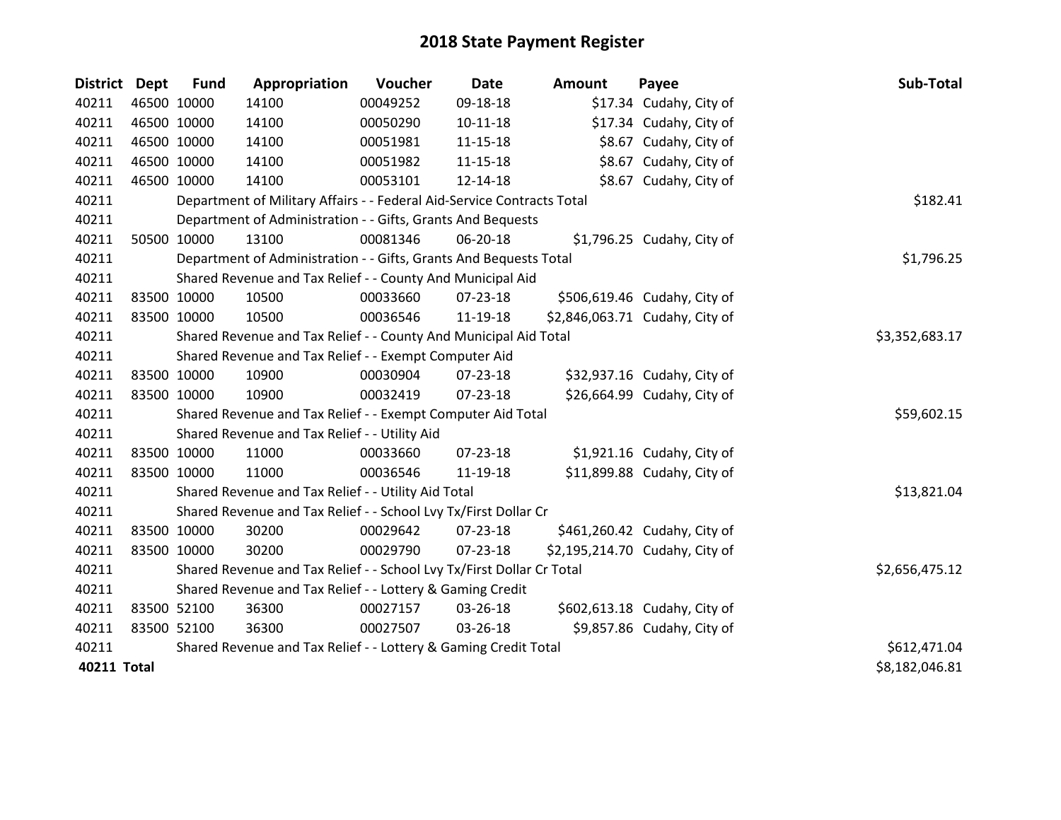# 2018 State Payment Register

| District | Dept | Fund | Appropriation | Voucher | Date | Amount | Payee | Sub-Total |
|---|---|---|---|---|---|---|---|---|
| 40211 | 46500 | 10000 | 14100 | 00049252 | 09-18-18 | $17.34 | Cudahy, City of | |
| 40211 | 46500 | 10000 | 14100 | 00050290 | 10-11-18 | $17.34 | Cudahy, City of | |
| 40211 | 46500 | 10000 | 14100 | 00051981 | 11-15-18 | $8.67 | Cudahy, City of | |
| 40211 | 46500 | 10000 | 14100 | 00051982 | 11-15-18 | $8.67 | Cudahy, City of | |
| 40211 | 46500 | 10000 | 14100 | 00053101 | 12-14-18 | $8.67 | Cudahy, City of | |
| 40211 | | Department of Military Affairs - - Federal Aid-Service Contracts Total | | | | | | $182.41 |
| 40211 | | Department of Administration - - Gifts, Grants And Bequests | | | | | | |
| 40211 | 50500 | 10000 | 13100 | 00081346 | 06-20-18 | $1,796.25 | Cudahy, City of | |
| 40211 | | Department of Administration - - Gifts, Grants And Bequests Total | | | | | | $1,796.25 |
| 40211 | | Shared Revenue and Tax Relief - - County And Municipal Aid | | | | | | |
| 40211 | 83500 | 10000 | 10500 | 00033660 | 07-23-18 | $506,619.46 | Cudahy, City of | |
| 40211 | 83500 | 10000 | 10500 | 00036546 | 11-19-18 | $2,846,063.71 | Cudahy, City of | |
| 40211 | | Shared Revenue and Tax Relief - - County And Municipal Aid Total | | | | | | $3,352,683.17 |
| 40211 | | Shared Revenue and Tax Relief - - Exempt Computer Aid | | | | | | |
| 40211 | 83500 | 10000 | 10900 | 00030904 | 07-23-18 | $32,937.16 | Cudahy, City of | |
| 40211 | 83500 | 10000 | 10900 | 00032419 | 07-23-18 | $26,664.99 | Cudahy, City of | |
| 40211 | | Shared Revenue and Tax Relief - - Exempt Computer Aid Total | | | | | | $59,602.15 |
| 40211 | | Shared Revenue and Tax Relief - - Utility Aid | | | | | | |
| 40211 | 83500 | 10000 | 11000 | 00033660 | 07-23-18 | $1,921.16 | Cudahy, City of | |
| 40211 | 83500 | 10000 | 11000 | 00036546 | 11-19-18 | $11,899.88 | Cudahy, City of | |
| 40211 | | Shared Revenue and Tax Relief - - Utility Aid Total | | | | | | $13,821.04 |
| 40211 | | Shared Revenue and Tax Relief - - School Lvy Tx/First Dollar Cr | | | | | | |
| 40211 | 83500 | 10000 | 30200 | 00029642 | 07-23-18 | $461,260.42 | Cudahy, City of | |
| 40211 | 83500 | 10000 | 30200 | 00029790 | 07-23-18 | $2,195,214.70 | Cudahy, City of | |
| 40211 | | Shared Revenue and Tax Relief - - School Lvy Tx/First Dollar Cr Total | | | | | | $2,656,475.12 |
| 40211 | | Shared Revenue and Tax Relief - - Lottery & Gaming Credit | | | | | | |
| 40211 | 83500 | 52100 | 36300 | 00027157 | 03-26-18 | $602,613.18 | Cudahy, City of | |
| 40211 | 83500 | 52100 | 36300 | 00027507 | 03-26-18 | $9,857.86 | Cudahy, City of | |
| 40211 | | Shared Revenue and Tax Relief - - Lottery & Gaming Credit Total | | | | | | $612,471.04 |
| **40211 Total** | | | | | | | | $8,182,046.81 |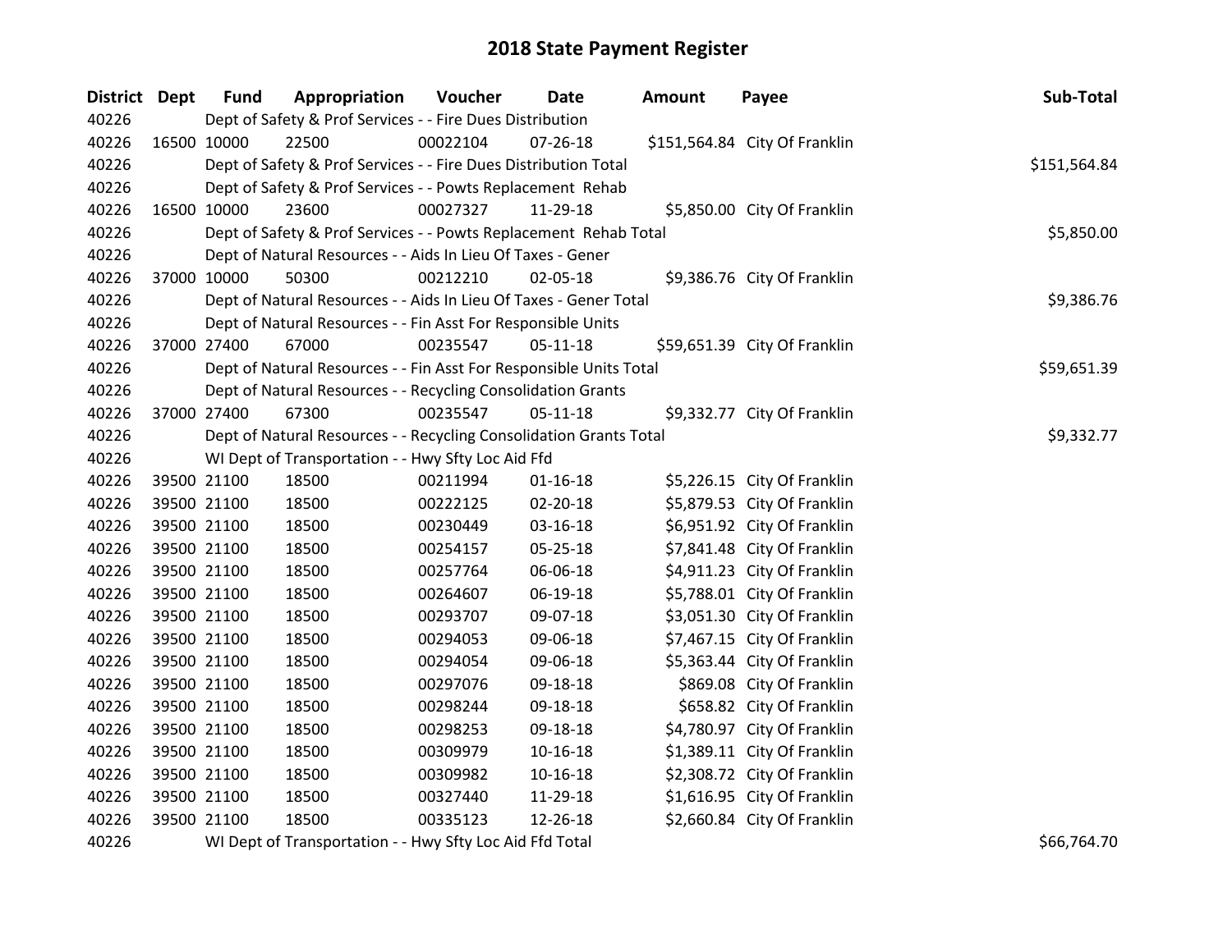# 2018 State Payment Register

| District | Dept | Fund | Appropriation | Voucher | Date | Amount | Payee | Sub-Total |
|---|---|---|---|---|---|---|---|---|
| 40226 | Dept of Safety & Prof Services - - Fire Dues Distribution | | | | | | | |
| 40226 | 16500 | 10000 | 22500 | 00022104 | 07-26-18 | $151,564.84 | City Of Franklin | |
| 40226 | Dept of Safety & Prof Services - - Fire Dues Distribution Total | | | | | | | $151,564.84 |
| 40226 | Dept of Safety & Prof Services - - Powts Replacement Rehab | | | | | | | |
| 40226 | 16500 | 10000 | 23600 | 00027327 | 11-29-18 | $5,850.00 | City Of Franklin | |
| 40226 | Dept of Safety & Prof Services - - Powts Replacement Rehab Total | | | | | | | $5,850.00 |
| 40226 | Dept of Natural Resources - - Aids In Lieu Of Taxes - Gener | | | | | | | |
| 40226 | 37000 | 10000 | 50300 | 00212210 | 02-05-18 | $9,386.76 | City Of Franklin | |
| 40226 | Dept of Natural Resources - - Aids In Lieu Of Taxes - Gener Total | | | | | | | $9,386.76 |
| 40226 | Dept of Natural Resources - - Fin Asst For Responsible Units | | | | | | | |
| 40226 | 37000 | 27400 | 67000 | 00235547 | 05-11-18 | $59,651.39 | City Of Franklin | |
| 40226 | Dept of Natural Resources - - Fin Asst For Responsible Units Total | | | | | | | $59,651.39 |
| 40226 | Dept of Natural Resources - - Recycling Consolidation Grants | | | | | | | |
| 40226 | 37000 | 27400 | 67300 | 00235547 | 05-11-18 | $9,332.77 | City Of Franklin | |
| 40226 | Dept of Natural Resources - - Recycling Consolidation Grants Total | | | | | | | $9,332.77 |
| 40226 | WI Dept of Transportation - - Hwy Sfty Loc Aid Ffd | | | | | | | |
| 40226 | 39500 | 21100 | 18500 | 00211994 | 01-16-18 | $5,226.15 | City Of Franklin | |
| 40226 | 39500 | 21100 | 18500 | 00222125 | 02-20-18 | $5,879.53 | City Of Franklin | |
| 40226 | 39500 | 21100 | 18500 | 00230449 | 03-16-18 | $6,951.92 | City Of Franklin | |
| 40226 | 39500 | 21100 | 18500 | 00254157 | 05-25-18 | $7,841.48 | City Of Franklin | |
| 40226 | 39500 | 21100 | 18500 | 00257764 | 06-06-18 | $4,911.23 | City Of Franklin | |
| 40226 | 39500 | 21100 | 18500 | 00264607 | 06-19-18 | $5,788.01 | City Of Franklin | |
| 40226 | 39500 | 21100 | 18500 | 00293707 | 09-07-18 | $3,051.30 | City Of Franklin | |
| 40226 | 39500 | 21100 | 18500 | 00294053 | 09-06-18 | $7,467.15 | City Of Franklin | |
| 40226 | 39500 | 21100 | 18500 | 00294054 | 09-06-18 | $5,363.44 | City Of Franklin | |
| 40226 | 39500 | 21100 | 18500 | 00297076 | 09-18-18 | $869.08 | City Of Franklin | |
| 40226 | 39500 | 21100 | 18500 | 00298244 | 09-18-18 | $658.82 | City Of Franklin | |
| 40226 | 39500 | 21100 | 18500 | 00298253 | 09-18-18 | $4,780.97 | City Of Franklin | |
| 40226 | 39500 | 21100 | 18500 | 00309979 | 10-16-18 | $1,389.11 | City Of Franklin | |
| 40226 | 39500 | 21100 | 18500 | 00309982 | 10-16-18 | $2,308.72 | City Of Franklin | |
| 40226 | 39500 | 21100 | 18500 | 00327440 | 11-29-18 | $1,616.95 | City Of Franklin | |
| 40226 | 39500 | 21100 | 18500 | 00335123 | 12-26-18 | $2,660.84 | City Of Franklin | |
| 40226 | WI Dept of Transportation - - Hwy Sfty Loc Aid Ffd Total | | | | | | | $66,764.70 |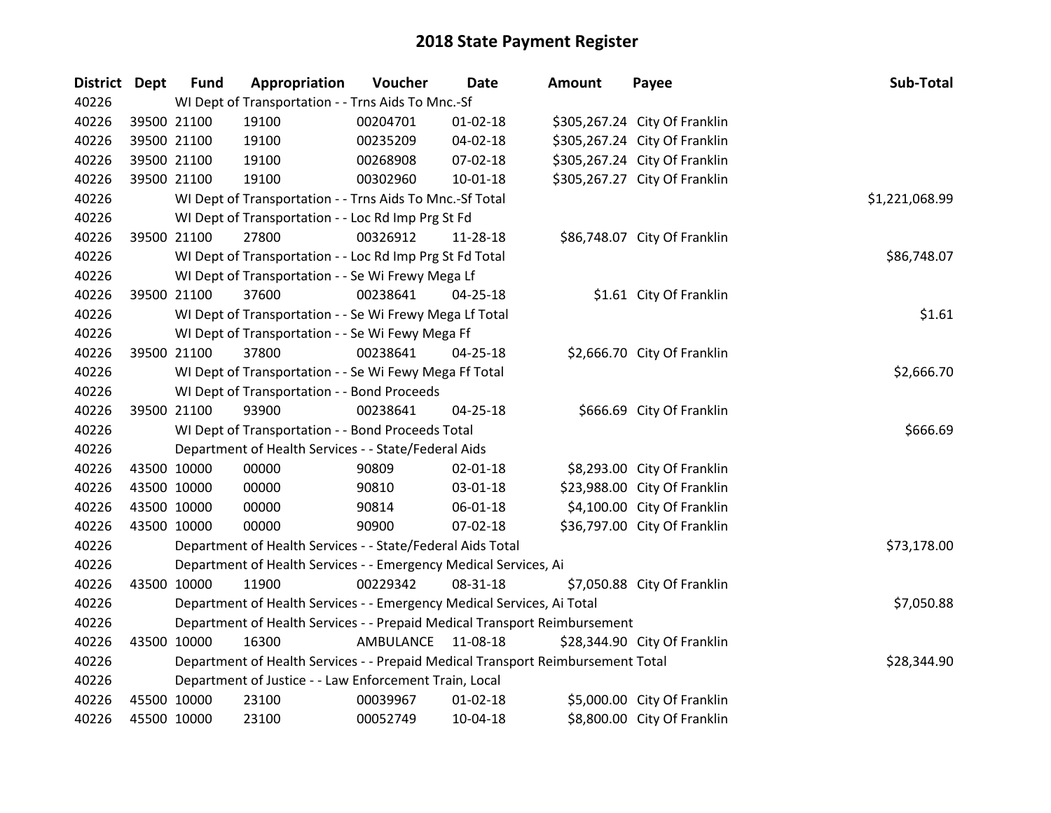# 2018 State Payment Register

| District | Dept | Fund | Appropriation | Voucher | Date | Amount | Payee | Sub-Total |
|---|---|---|---|---|---|---|---|---|
| 40226 | WI Dept of Transportation - - Trns Aids To Mnc.-Sf | | | | | | | |
| 40226 | 39500 | 21100 | 19100 | 00204701 | 01-02-18 | $305,267.24 | City Of Franklin | |
| 40226 | 39500 | 21100 | 19100 | 00235209 | 04-02-18 | $305,267.24 | City Of Franklin | |
| 40226 | 39500 | 21100 | 19100 | 00268908 | 07-02-18 | $305,267.24 | City Of Franklin | |
| 40226 | 39500 | 21100 | 19100 | 00302960 | 10-01-18 | $305,267.27 | City Of Franklin | |
| 40226 | WI Dept of Transportation - - Trns Aids To Mnc.-Sf Total | | | | | | | $1,221,068.99 |
| 40226 | WI Dept of Transportation - - Loc Rd Imp Prg St Fd | | | | | | | |
| 40226 | 39500 | 21100 | 27800 | 00326912 | 11-28-18 | $86,748.07 | City Of Franklin | |
| 40226 | WI Dept of Transportation - - Loc Rd Imp Prg St Fd Total | | | | | | | $86,748.07 |
| 40226 | WI Dept of Transportation - - Se Wi Frewy Mega Lf | | | | | | | |
| 40226 | 39500 | 21100 | 37600 | 00238641 | 04-25-18 | $1.61 | City Of Franklin | |
| 40226 | WI Dept of Transportation - - Se Wi Frewy Mega Lf Total | | | | | | | $1.61 |
| 40226 | WI Dept of Transportation - - Se Wi Fewy Mega Ff | | | | | | | |
| 40226 | 39500 | 21100 | 37800 | 00238641 | 04-25-18 | $2,666.70 | City Of Franklin | |
| 40226 | WI Dept of Transportation - - Se Wi Fewy Mega Ff Total | | | | | | | $2,666.70 |
| 40226 | WI Dept of Transportation - - Bond Proceeds | | | | | | | |
| 40226 | 39500 | 21100 | 93900 | 00238641 | 04-25-18 | $666.69 | City Of Franklin | |
| 40226 | WI Dept of Transportation - - Bond Proceeds Total | | | | | | | $666.69 |
| 40226 | Department of Health Services - - State/Federal Aids | | | | | | | |
| 40226 | 43500 | 10000 | 00000 | 90809 | 02-01-18 | $8,293.00 | City Of Franklin | |
| 40226 | 43500 | 10000 | 00000 | 90810 | 03-01-18 | $23,988.00 | City Of Franklin | |
| 40226 | 43500 | 10000 | 00000 | 90814 | 06-01-18 | $4,100.00 | City Of Franklin | |
| 40226 | 43500 | 10000 | 00000 | 90900 | 07-02-18 | $36,797.00 | City Of Franklin | |
| 40226 | Department of Health Services - - State/Federal Aids Total | | | | | | | $73,178.00 |
| 40226 | Department of Health Services - - Emergency Medical Services, Ai | | | | | | | |
| 40226 | 43500 | 10000 | 11900 | 00229342 | 08-31-18 | $7,050.88 | City Of Franklin | |
| 40226 | Department of Health Services - - Emergency Medical Services, Ai Total | | | | | | | $7,050.88 |
| 40226 | Department of Health Services - - Prepaid Medical Transport Reimbursement | | | | | | | |
| 40226 | 43500 | 10000 | 16300 | AMBULANCE | 11-08-18 | $28,344.90 | City Of Franklin | |
| 40226 | Department of Health Services - - Prepaid Medical Transport Reimbursement Total | | | | | | | $28,344.90 |
| 40226 | Department of Justice - - Law Enforcement Train, Local | | | | | | | |
| 40226 | 45500 | 10000 | 23100 | 00039967 | 01-02-18 | $5,000.00 | City Of Franklin | |
| 40226 | 45500 | 10000 | 23100 | 00052749 | 10-04-18 | $8,800.00 | City Of Franklin | |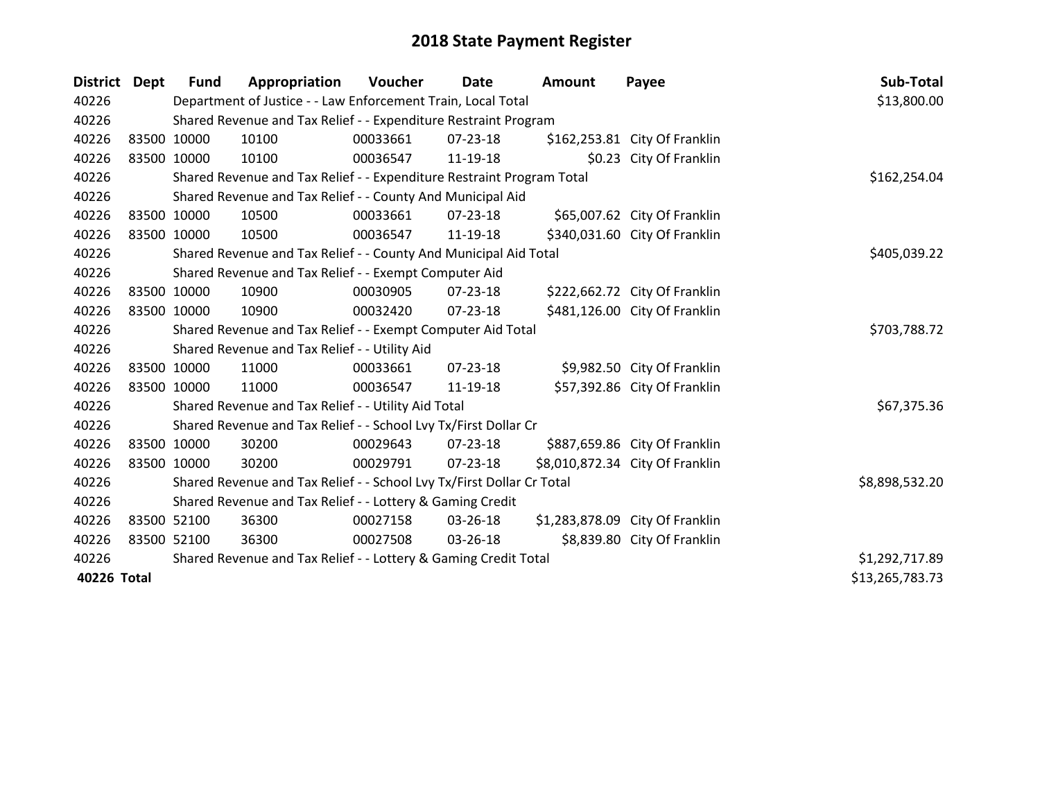# 2018 State Payment Register

| District | Dept | Fund | Appropriation | Voucher | Date | Amount | Payee | Sub-Total |
|---|---|---|---|---|---|---|---|---|
| 40226 | | Department of Justice - - Law Enforcement Train, Local Total | | | | | | $13,800.00 |
| 40226 | | Shared Revenue and Tax Relief - - Expenditure Restraint Program | | | | | | |
| 40226 | 83500 | 10000 | 10100 | 00033661 | 07-23-18 | $162,253.81 | City Of Franklin | |
| 40226 | 83500 | 10000 | 10100 | 00036547 | 11-19-18 | $0.23 | City Of Franklin | |
| 40226 | | Shared Revenue and Tax Relief - - Expenditure Restraint Program Total | | | | | | $162,254.04 |
| 40226 | | Shared Revenue and Tax Relief - - County And Municipal Aid | | | | | | |
| 40226 | 83500 | 10000 | 10500 | 00033661 | 07-23-18 | $65,007.62 | City Of Franklin | |
| 40226 | 83500 | 10000 | 10500 | 00036547 | 11-19-18 | $340,031.60 | City Of Franklin | |
| 40226 | | Shared Revenue and Tax Relief - - County And Municipal Aid Total | | | | | | $405,039.22 |
| 40226 | | Shared Revenue and Tax Relief - - Exempt Computer Aid | | | | | | |
| 40226 | 83500 | 10000 | 10900 | 00030905 | 07-23-18 | $222,662.72 | City Of Franklin | |
| 40226 | 83500 | 10000 | 10900 | 00032420 | 07-23-18 | $481,126.00 | City Of Franklin | |
| 40226 | | Shared Revenue and Tax Relief - - Exempt Computer Aid Total | | | | | | $703,788.72 |
| 40226 | | Shared Revenue and Tax Relief - - Utility Aid | | | | | | |
| 40226 | 83500 | 10000 | 11000 | 00033661 | 07-23-18 | $9,982.50 | City Of Franklin | |
| 40226 | 83500 | 10000 | 11000 | 00036547 | 11-19-18 | $57,392.86 | City Of Franklin | |
| 40226 | | Shared Revenue and Tax Relief - - Utility Aid Total | | | | | | $67,375.36 |
| 40226 | | Shared Revenue and Tax Relief - - School Lvy Tx/First Dollar Cr | | | | | | |
| 40226 | 83500 | 10000 | 30200 | 00029643 | 07-23-18 | $887,659.86 | City Of Franklin | |
| 40226 | 83500 | 10000 | 30200 | 00029791 | 07-23-18 | $8,010,872.34 | City Of Franklin | |
| 40226 | | Shared Revenue and Tax Relief - - School Lvy Tx/First Dollar Cr Total | | | | | | $8,898,532.20 |
| 40226 | | Shared Revenue and Tax Relief - - Lottery & Gaming Credit | | | | | | |
| 40226 | 83500 | 52100 | 36300 | 00027158 | 03-26-18 | $1,283,878.09 | City Of Franklin | |
| 40226 | 83500 | 52100 | 36300 | 00027508 | 03-26-18 | $8,839.80 | City Of Franklin | |
| 40226 | | Shared Revenue and Tax Relief - - Lottery & Gaming Credit Total | | | | | | $1,292,717.89 |
| **40226 Total** | | | | | | | | $13,265,783.73 |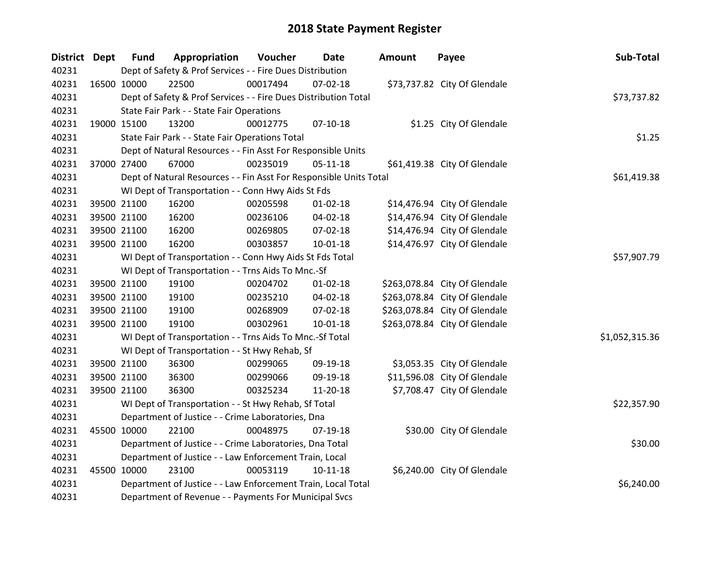# 2018 State Payment Register

| District | Dept | Fund | Appropriation | Voucher | Date | Amount | Payee | Sub-Total |
|---|---|---|---|---|---|---|---|---|
| 40231 | | Dept of Safety & Prof Services - - Fire Dues Distribution | | | | | | |
| 40231 | 16500 | 10000 | 22500 | 00017494 | 07-02-18 | $73,737.82 | City Of Glendale | |
| 40231 | | Dept of Safety & Prof Services - - Fire Dues Distribution Total | | | | | | $73,737.82 |
| 40231 | | State Fair Park - - State Fair Operations | | | | | | |
| 40231 | 19000 | 15100 | 13200 | 00012775 | 07-10-18 | $1.25 | City Of Glendale | |
| 40231 | | State Fair Park - - State Fair Operations Total | | | | | | $1.25 |
| 40231 | | Dept of Natural Resources - - Fin Asst For Responsible Units | | | | | | |
| 40231 | 37000 | 27400 | 67000 | 00235019 | 05-11-18 | $61,419.38 | City Of Glendale | |
| 40231 | | Dept of Natural Resources - - Fin Asst For Responsible Units Total | | | | | | $61,419.38 |
| 40231 | | WI Dept of Transportation - - Conn Hwy Aids St Fds | | | | | | |
| 40231 | 39500 | 21100 | 16200 | 00205598 | 01-02-18 | $14,476.94 | City Of Glendale | |
| 40231 | 39500 | 21100 | 16200 | 00236106 | 04-02-18 | $14,476.94 | City Of Glendale | |
| 40231 | 39500 | 21100 | 16200 | 00269805 | 07-02-18 | $14,476.94 | City Of Glendale | |
| 40231 | 39500 | 21100 | 16200 | 00303857 | 10-01-18 | $14,476.97 | City Of Glendale | |
| 40231 | | WI Dept of Transportation - - Conn Hwy Aids St Fds Total | | | | | | $57,907.79 |
| 40231 | | WI Dept of Transportation - - Trns Aids To Mnc.-Sf | | | | | | |
| 40231 | 39500 | 21100 | 19100 | 00204702 | 01-02-18 | $263,078.84 | City Of Glendale | |
| 40231 | 39500 | 21100 | 19100 | 00235210 | 04-02-18 | $263,078.84 | City Of Glendale | |
| 40231 | 39500 | 21100 | 19100 | 00268909 | 07-02-18 | $263,078.84 | City Of Glendale | |
| 40231 | 39500 | 21100 | 19100 | 00302961 | 10-01-18 | $263,078.84 | City Of Glendale | |
| 40231 | | WI Dept of Transportation - - Trns Aids To Mnc.-Sf Total | | | | | | $1,052,315.36 |
| 40231 | | WI Dept of Transportation - - St Hwy Rehab, Sf | | | | | | |
| 40231 | 39500 | 21100 | 36300 | 00299065 | 09-19-18 | $3,053.35 | City Of Glendale | |
| 40231 | 39500 | 21100 | 36300 | 00299066 | 09-19-18 | $11,596.08 | City Of Glendale | |
| 40231 | 39500 | 21100 | 36300 | 00325234 | 11-20-18 | $7,708.47 | City Of Glendale | |
| 40231 | | WI Dept of Transportation - - St Hwy Rehab, Sf Total | | | | | | $22,357.90 |
| 40231 | | Department of Justice - - Crime Laboratories, Dna | | | | | | |
| 40231 | 45500 | 10000 | 22100 | 00048975 | 07-19-18 | $30.00 | City Of Glendale | |
| 40231 | | Department of Justice - - Crime Laboratories, Dna Total | | | | | | $30.00 |
| 40231 | | Department of Justice - - Law Enforcement Train, Local | | | | | | |
| 40231 | 45500 | 10000 | 23100 | 00053119 | 10-11-18 | $6,240.00 | City Of Glendale | |
| 40231 | | Department of Justice - - Law Enforcement Train, Local Total | | | | | | $6,240.00 |
| 40231 | | Department of Revenue - - Payments For Municipal Svcs | | | | | | |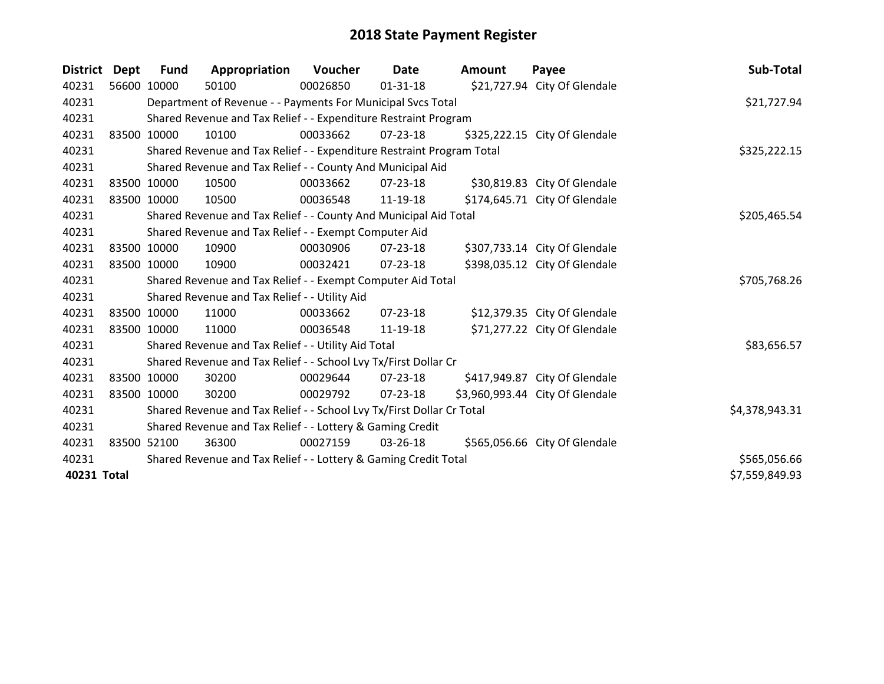# 2018 State Payment Register

| District | Dept | Fund | Appropriation | Voucher | Date | Amount | Payee | Sub-Total |
|---|---|---|---|---|---|---|---|---|
| 40231 | 56600 | 10000 | 50100 | 00026850 | 01-31-18 | $21,727.94 | City Of Glendale | |
| 40231 | | Department of Revenue - - Payments For Municipal Svcs Total | | | | | | $21,727.94 |
| 40231 | | Shared Revenue and Tax Relief - - Expenditure Restraint Program | | | | | | |
| 40231 | 83500 | 10000 | 10100 | 00033662 | 07-23-18 | $325,222.15 | City Of Glendale | |
| 40231 | | Shared Revenue and Tax Relief - - Expenditure Restraint Program Total | | | | | | $325,222.15 |
| 40231 | | Shared Revenue and Tax Relief - - County And Municipal Aid | | | | | | |
| 40231 | 83500 | 10000 | 10500 | 00033662 | 07-23-18 | $30,819.83 | City Of Glendale | |
| 40231 | 83500 | 10000 | 10500 | 00036548 | 11-19-18 | $174,645.71 | City Of Glendale | |
| 40231 | | Shared Revenue and Tax Relief - - County And Municipal Aid Total | | | | | | $205,465.54 |
| 40231 | | Shared Revenue and Tax Relief - - Exempt Computer Aid | | | | | | |
| 40231 | 83500 | 10000 | 10900 | 00030906 | 07-23-18 | $307,733.14 | City Of Glendale | |
| 40231 | 83500 | 10000 | 10900 | 00032421 | 07-23-18 | $398,035.12 | City Of Glendale | |
| 40231 | | Shared Revenue and Tax Relief - - Exempt Computer Aid Total | | | | | | $705,768.26 |
| 40231 | | Shared Revenue and Tax Relief - - Utility Aid | | | | | | |
| 40231 | 83500 | 10000 | 11000 | 00033662 | 07-23-18 | $12,379.35 | City Of Glendale | |
| 40231 | 83500 | 10000 | 11000 | 00036548 | 11-19-18 | $71,277.22 | City Of Glendale | |
| 40231 | | Shared Revenue and Tax Relief - - Utility Aid Total | | | | | | $83,656.57 |
| 40231 | | Shared Revenue and Tax Relief - - School Lvy Tx/First Dollar Cr | | | | | | |
| 40231 | 83500 | 10000 | 30200 | 00029644 | 07-23-18 | $417,949.87 | City Of Glendale | |
| 40231 | 83500 | 10000 | 30200 | 00029792 | 07-23-18 | $3,960,993.44 | City Of Glendale | |
| 40231 | | Shared Revenue and Tax Relief - - School Lvy Tx/First Dollar Cr Total | | | | | | $4,378,943.31 |
| 40231 | | Shared Revenue and Tax Relief - - Lottery & Gaming Credit | | | | | | |
| 40231 | 83500 | 52100 | 36300 | 00027159 | 03-26-18 | $565,056.66 | City Of Glendale | |
| 40231 | | Shared Revenue and Tax Relief - - Lottery & Gaming Credit Total | | | | | | $565,056.66 |
| **40231 Total** | | | | | | | | $7,559,849.93 |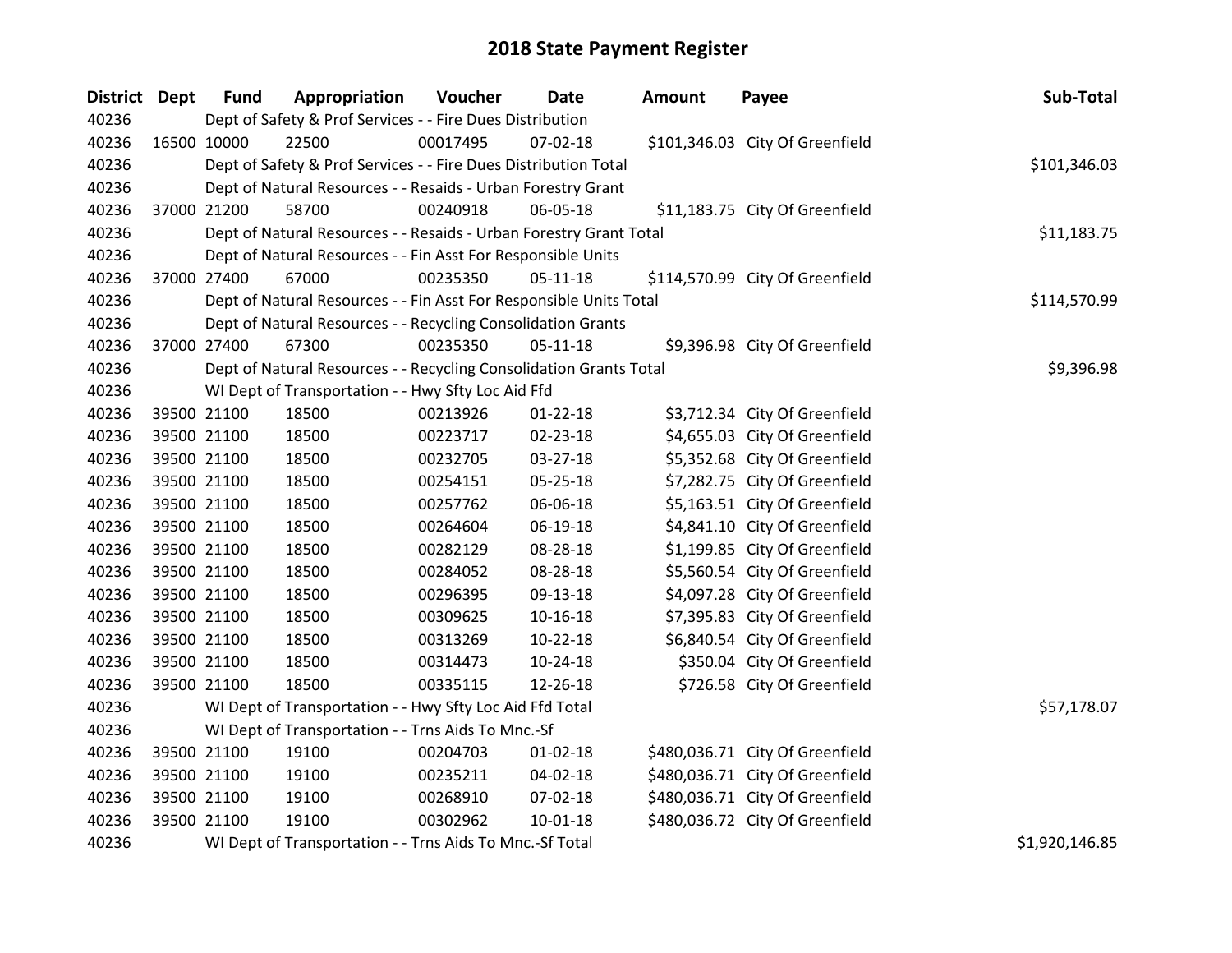# 2018 State Payment Register

| District | Dept | Fund | Appropriation | Voucher | Date | Amount | Payee | Sub-Total |
|---|---|---|---|---|---|---|---|---|
| 40236 | | Dept of Safety & Prof Services - - Fire Dues Distribution | | | | | | |
| 40236 | 16500 | 10000 | 22500 | 00017495 | 07-02-18 | $101,346.03 | City Of Greenfield | |
| 40236 | | Dept of Safety & Prof Services - - Fire Dues Distribution Total | | | | | | $101,346.03 |
| 40236 | | Dept of Natural Resources - - Resaids - Urban Forestry Grant | | | | | | |
| 40236 | 37000 | 21200 | 58700 | 00240918 | 06-05-18 | $11,183.75 | City Of Greenfield | |
| 40236 | | Dept of Natural Resources - - Resaids - Urban Forestry Grant Total | | | | | | $11,183.75 |
| 40236 | | Dept of Natural Resources - - Fin Asst For Responsible Units | | | | | | |
| 40236 | 37000 | 27400 | 67000 | 00235350 | 05-11-18 | $114,570.99 | City Of Greenfield | |
| 40236 | | Dept of Natural Resources - - Fin Asst For Responsible Units Total | | | | | | $114,570.99 |
| 40236 | | Dept of Natural Resources - - Recycling Consolidation Grants | | | | | | |
| 40236 | 37000 | 27400 | 67300 | 00235350 | 05-11-18 | $9,396.98 | City Of Greenfield | |
| 40236 | | Dept of Natural Resources - - Recycling Consolidation Grants Total | | | | | | $9,396.98 |
| 40236 | | WI Dept of Transportation - - Hwy Sfty Loc Aid Ffd | | | | | | |
| 40236 | 39500 | 21100 | 18500 | 00213926 | 01-22-18 | $3,712.34 | City Of Greenfield | |
| 40236 | 39500 | 21100 | 18500 | 00223717 | 02-23-18 | $4,655.03 | City Of Greenfield | |
| 40236 | 39500 | 21100 | 18500 | 00232705 | 03-27-18 | $5,352.68 | City Of Greenfield | |
| 40236 | 39500 | 21100 | 18500 | 00254151 | 05-25-18 | $7,282.75 | City Of Greenfield | |
| 40236 | 39500 | 21100 | 18500 | 00257762 | 06-06-18 | $5,163.51 | City Of Greenfield | |
| 40236 | 39500 | 21100 | 18500 | 00264604 | 06-19-18 | $4,841.10 | City Of Greenfield | |
| 40236 | 39500 | 21100 | 18500 | 00282129 | 08-28-18 | $1,199.85 | City Of Greenfield | |
| 40236 | 39500 | 21100 | 18500 | 00284052 | 08-28-18 | $5,560.54 | City Of Greenfield | |
| 40236 | 39500 | 21100 | 18500 | 00296395 | 09-13-18 | $4,097.28 | City Of Greenfield | |
| 40236 | 39500 | 21100 | 18500 | 00309625 | 10-16-18 | $7,395.83 | City Of Greenfield | |
| 40236 | 39500 | 21100 | 18500 | 00313269 | 10-22-18 | $6,840.54 | City Of Greenfield | |
| 40236 | 39500 | 21100 | 18500 | 00314473 | 10-24-18 | $350.04 | City Of Greenfield | |
| 40236 | 39500 | 21100 | 18500 | 00335115 | 12-26-18 | $726.58 | City Of Greenfield | |
| 40236 | | WI Dept of Transportation - - Hwy Sfty Loc Aid Ffd Total | | | | | | $57,178.07 |
| 40236 | | WI Dept of Transportation - - Trns Aids To Mnc.-Sf | | | | | | |
| 40236 | 39500 | 21100 | 19100 | 00204703 | 01-02-18 | $480,036.71 | City Of Greenfield | |
| 40236 | 39500 | 21100 | 19100 | 00235211 | 04-02-18 | $480,036.71 | City Of Greenfield | |
| 40236 | 39500 | 21100 | 19100 | 00268910 | 07-02-18 | $480,036.71 | City Of Greenfield | |
| 40236 | 39500 | 21100 | 19100 | 00302962 | 10-01-18 | $480,036.72 | City Of Greenfield | |
| 40236 | | WI Dept of Transportation - - Trns Aids To Mnc.-Sf Total | | | | | | $1,920,146.85 |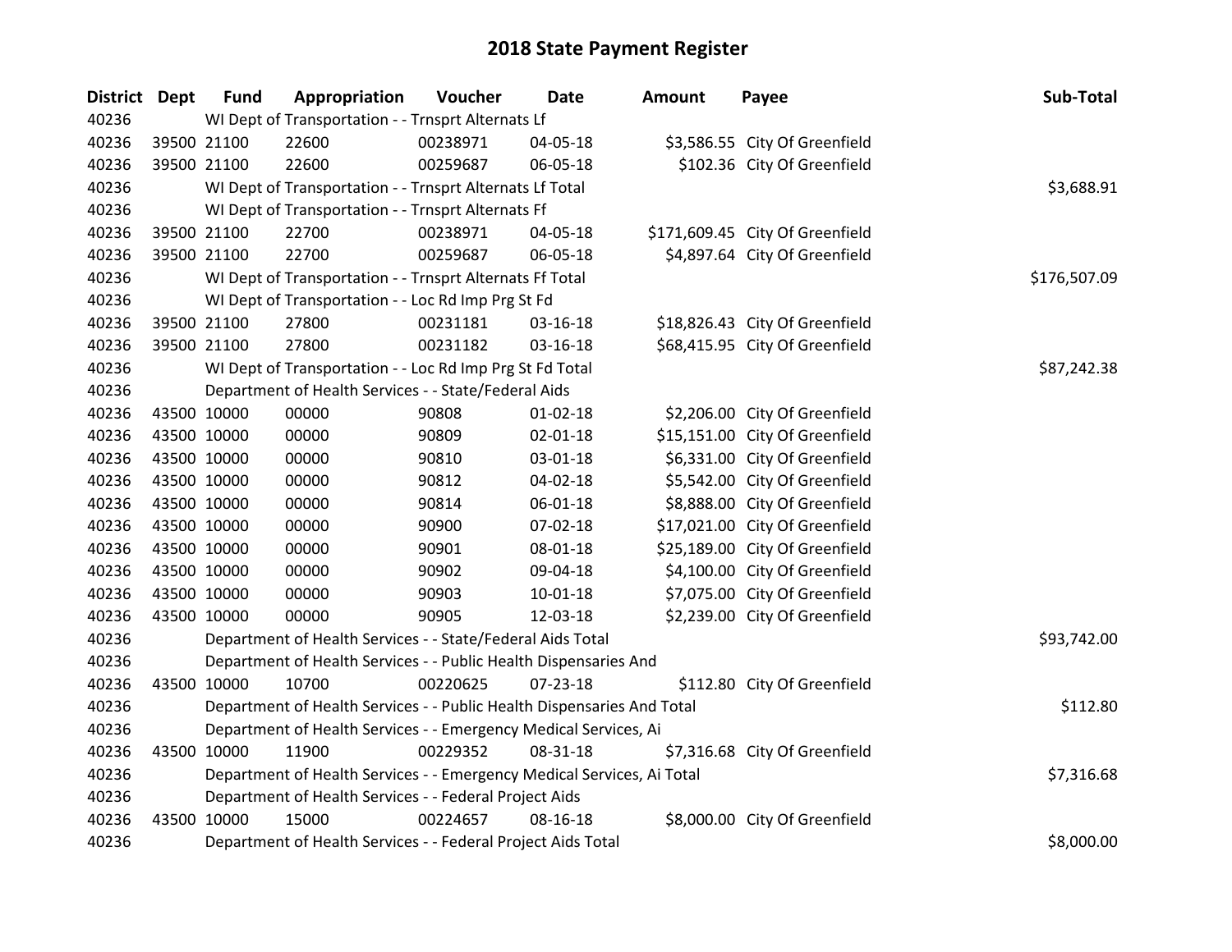# 2018 State Payment Register

| District | Dept | Fund | Appropriation | Voucher | Date | Amount | Payee | Sub-Total |
|---|---|---|---|---|---|---|---|---|
| 40236 | | WI Dept of Transportation - - Trnsprt Alternats Lf | | | | | | |
| 40236 | 39500 | 21100 | 22600 | 00238971 | 04-05-18 | $3,586.55 | City Of Greenfield | |
| 40236 | 39500 | 21100 | 22600 | 00259687 | 06-05-18 | $102.36 | City Of Greenfield | |
| 40236 | | WI Dept of Transportation - - Trnsprt Alternats Lf Total | | | | | | $3,688.91 |
| 40236 | | WI Dept of Transportation - - Trnsprt Alternats Ff | | | | | | |
| 40236 | 39500 | 21100 | 22700 | 00238971 | 04-05-18 | $171,609.45 | City Of Greenfield | |
| 40236 | 39500 | 21100 | 22700 | 00259687 | 06-05-18 | $4,897.64 | City Of Greenfield | |
| 40236 | | WI Dept of Transportation - - Trnsprt Alternats Ff Total | | | | | | $176,507.09 |
| 40236 | | WI Dept of Transportation - - Loc Rd Imp Prg St Fd | | | | | | |
| 40236 | 39500 | 21100 | 27800 | 00231181 | 03-16-18 | $18,826.43 | City Of Greenfield | |
| 40236 | 39500 | 21100 | 27800 | 00231182 | 03-16-18 | $68,415.95 | City Of Greenfield | |
| 40236 | | WI Dept of Transportation - - Loc Rd Imp Prg St Fd Total | | | | | | $87,242.38 |
| 40236 | | Department of Health Services - - State/Federal Aids | | | | | | |
| 40236 | 43500 | 10000 | 00000 | 90808 | 01-02-18 | $2,206.00 | City Of Greenfield | |
| 40236 | 43500 | 10000 | 00000 | 90809 | 02-01-18 | $15,151.00 | City Of Greenfield | |
| 40236 | 43500 | 10000 | 00000 | 90810 | 03-01-18 | $6,331.00 | City Of Greenfield | |
| 40236 | 43500 | 10000 | 00000 | 90812 | 04-02-18 | $5,542.00 | City Of Greenfield | |
| 40236 | 43500 | 10000 | 00000 | 90814 | 06-01-18 | $8,888.00 | City Of Greenfield | |
| 40236 | 43500 | 10000 | 00000 | 90900 | 07-02-18 | $17,021.00 | City Of Greenfield | |
| 40236 | 43500 | 10000 | 00000 | 90901 | 08-01-18 | $25,189.00 | City Of Greenfield | |
| 40236 | 43500 | 10000 | 00000 | 90902 | 09-04-18 | $4,100.00 | City Of Greenfield | |
| 40236 | 43500 | 10000 | 00000 | 90903 | 10-01-18 | $7,075.00 | City Of Greenfield | |
| 40236 | 43500 | 10000 | 00000 | 90905 | 12-03-18 | $2,239.00 | City Of Greenfield | |
| 40236 | | Department of Health Services - - State/Federal Aids Total | | | | | | $93,742.00 |
| 40236 | | Department of Health Services - - Public Health Dispensaries And | | | | | | |
| 40236 | 43500 | 10000 | 10700 | 00220625 | 07-23-18 | $112.80 | City Of Greenfield | |
| 40236 | | Department of Health Services - - Public Health Dispensaries And Total | | | | | | $112.80 |
| 40236 | | Department of Health Services - - Emergency Medical Services, Ai | | | | | | |
| 40236 | 43500 | 10000 | 11900 | 00229352 | 08-31-18 | $7,316.68 | City Of Greenfield | |
| 40236 | | Department of Health Services - - Emergency Medical Services, Ai Total | | | | | | $7,316.68 |
| 40236 | | Department of Health Services - - Federal Project Aids | | | | | | |
| 40236 | 43500 | 10000 | 15000 | 00224657 | 08-16-18 | $8,000.00 | City Of Greenfield | |
| 40236 | | Department of Health Services - - Federal Project Aids Total | | | | | | $8,000.00 |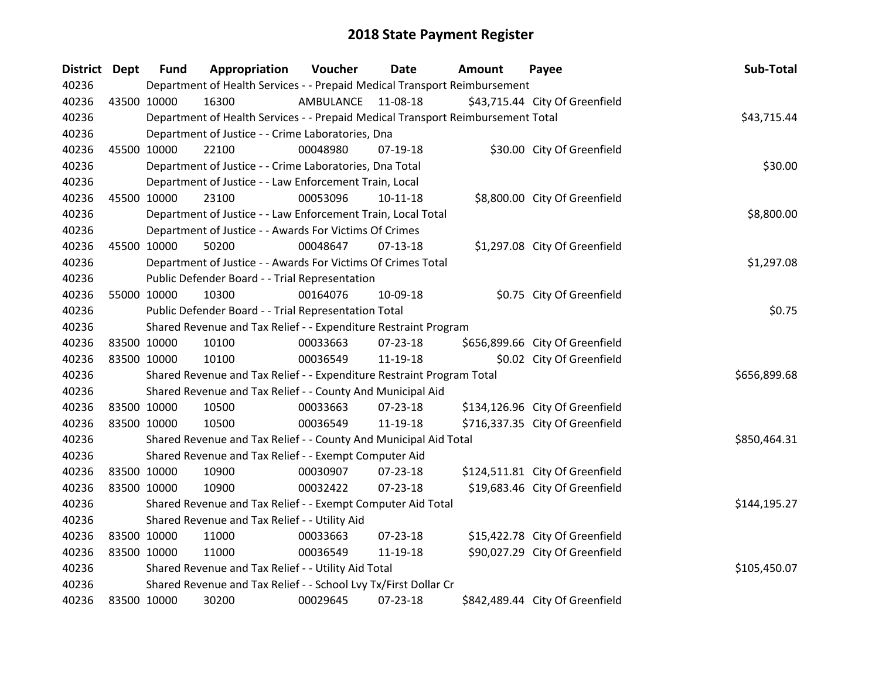# 2018 State Payment Register

| District | Dept | Fund | Appropriation | Voucher | Date | Amount | Payee | Sub-Total |
|---|---|---|---|---|---|---|---|---|
| 40236 | | Department of Health Services - - Prepaid Medical Transport Reimbursement | | | | | | |
| 40236 | 43500 | 10000 | 16300 | AMBULANCE | 11-08-18 | $43,715.44 | City Of Greenfield | |
| 40236 | | Department of Health Services - - Prepaid Medical Transport Reimbursement Total | | | | | | $43,715.44 |
| 40236 | | Department of Justice - - Crime Laboratories, Dna | | | | | | |
| 40236 | 45500 | 10000 | 22100 | 00048980 | 07-19-18 | $30.00 | City Of Greenfield | |
| 40236 | | Department of Justice - - Crime Laboratories, Dna Total | | | | | | $30.00 |
| 40236 | | Department of Justice - - Law Enforcement Train, Local | | | | | | |
| 40236 | 45500 | 10000 | 23100 | 00053096 | 10-11-18 | $8,800.00 | City Of Greenfield | |
| 40236 | | Department of Justice - - Law Enforcement Train, Local Total | | | | | | $8,800.00 |
| 40236 | | Department of Justice - - Awards For Victims Of Crimes | | | | | | |
| 40236 | 45500 | 10000 | 50200 | 00048647 | 07-13-18 | $1,297.08 | City Of Greenfield | |
| 40236 | | Department of Justice - - Awards For Victims Of Crimes Total | | | | | | $1,297.08 |
| 40236 | | Public Defender Board - - Trial Representation | | | | | | |
| 40236 | 55000 | 10000 | 10300 | 00164076 | 10-09-18 | $0.75 | City Of Greenfield | |
| 40236 | | Public Defender Board - - Trial Representation Total | | | | | | $0.75 |
| 40236 | | Shared Revenue and Tax Relief - - Expenditure Restraint Program | | | | | | |
| 40236 | 83500 | 10000 | 10100 | 00033663 | 07-23-18 | $656,899.66 | City Of Greenfield | |
| 40236 | 83500 | 10000 | 10100 | 00036549 | 11-19-18 | $0.02 | City Of Greenfield | |
| 40236 | | Shared Revenue and Tax Relief - - Expenditure Restraint Program Total | | | | | | $656,899.68 |
| 40236 | | Shared Revenue and Tax Relief - - County And Municipal Aid | | | | | | |
| 40236 | 83500 | 10000 | 10500 | 00033663 | 07-23-18 | $134,126.96 | City Of Greenfield | |
| 40236 | 83500 | 10000 | 10500 | 00036549 | 11-19-18 | $716,337.35 | City Of Greenfield | |
| 40236 | | Shared Revenue and Tax Relief - - County And Municipal Aid Total | | | | | | $850,464.31 |
| 40236 | | Shared Revenue and Tax Relief - - Exempt Computer Aid | | | | | | |
| 40236 | 83500 | 10000 | 10900 | 00030907 | 07-23-18 | $124,511.81 | City Of Greenfield | |
| 40236 | 83500 | 10000 | 10900 | 00032422 | 07-23-18 | $19,683.46 | City Of Greenfield | |
| 40236 | | Shared Revenue and Tax Relief - - Exempt Computer Aid Total | | | | | | $144,195.27 |
| 40236 | | Shared Revenue and Tax Relief - - Utility Aid | | | | | | |
| 40236 | 83500 | 10000 | 11000 | 00033663 | 07-23-18 | $15,422.78 | City Of Greenfield | |
| 40236 | 83500 | 10000 | 11000 | 00036549 | 11-19-18 | $90,027.29 | City Of Greenfield | |
| 40236 | | Shared Revenue and Tax Relief - - Utility Aid Total | | | | | | $105,450.07 |
| 40236 | | Shared Revenue and Tax Relief - - School Lvy Tx/First Dollar Cr | | | | | | |
| 40236 | 83500 | 10000 | 30200 | 00029645 | 07-23-18 | $842,489.44 | City Of Greenfield | |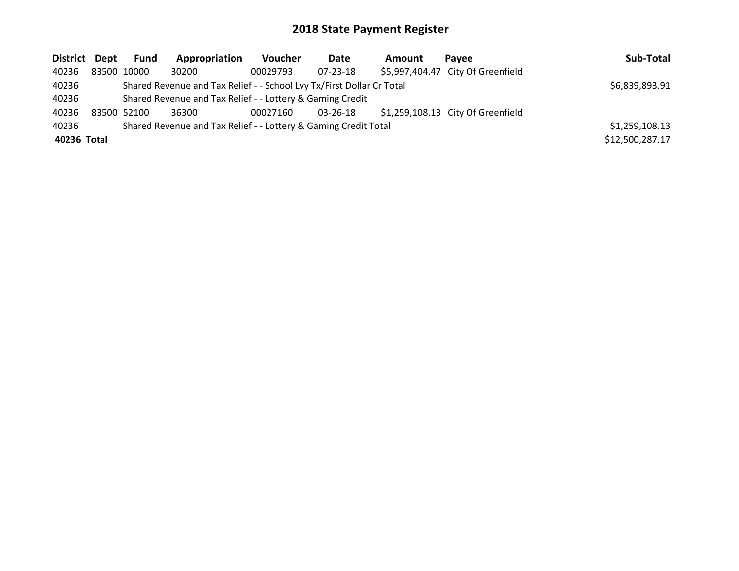# 2018 State Payment Register

| District | Dept | Fund | Appropriation | Voucher | Date | Amount | Payee | Sub-Total |
|---|---|---|---|---|---|---|---|---|
| 40236 | 83500 | 10000 | 30200 | 00029793 | 07-23-18 | $5,997,404.47 | City Of Greenfield | |
| 40236 | | Shared Revenue and Tax Relief - - School Lvy Tx/First Dollar Cr Total | | | | | | $6,839,893.91 |
| 40236 | | Shared Revenue and Tax Relief - - Lottery & Gaming Credit | | | | | | |
| 40236 | 83500 | 52100 | 36300 | 00027160 | 03-26-18 | $1,259,108.13 | City Of Greenfield | |
| 40236 | | Shared Revenue and Tax Relief - - Lottery & Gaming Credit Total | | | | | | $1,259,108.13 |
| **40236 Total** | | | | | | | | $12,500,287.17 |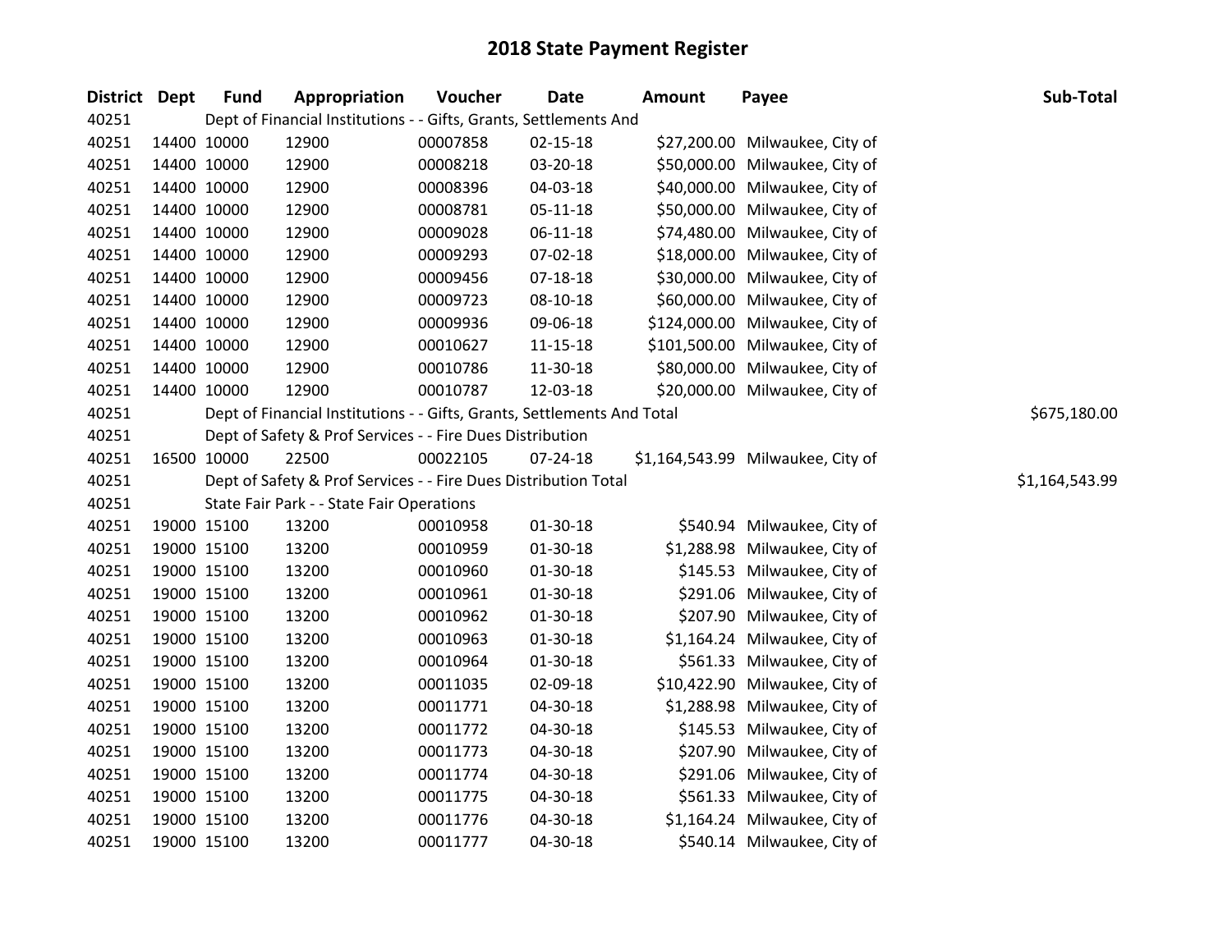# 2018 State Payment Register

| District | Dept | Fund | Appropriation | Voucher | Date | Amount | Payee | Sub-Total |
|---|---|---|---|---|---|---|---|---|
| 40251 | | Dept of Financial Institutions - - Gifts, Grants, Settlements And | | | | | | |
| 40251 | 14400 | 10000 | 12900 | 00007858 | 02-15-18 | $27,200.00 | Milwaukee, City of | |
| 40251 | 14400 | 10000 | 12900 | 00008218 | 03-20-18 | $50,000.00 | Milwaukee, City of | |
| 40251 | 14400 | 10000 | 12900 | 00008396 | 04-03-18 | $40,000.00 | Milwaukee, City of | |
| 40251 | 14400 | 10000 | 12900 | 00008781 | 05-11-18 | $50,000.00 | Milwaukee, City of | |
| 40251 | 14400 | 10000 | 12900 | 00009028 | 06-11-18 | $74,480.00 | Milwaukee, City of | |
| 40251 | 14400 | 10000 | 12900 | 00009293 | 07-02-18 | $18,000.00 | Milwaukee, City of | |
| 40251 | 14400 | 10000 | 12900 | 00009456 | 07-18-18 | $30,000.00 | Milwaukee, City of | |
| 40251 | 14400 | 10000 | 12900 | 00009723 | 08-10-18 | $60,000.00 | Milwaukee, City of | |
| 40251 | 14400 | 10000 | 12900 | 00009936 | 09-06-18 | $124,000.00 | Milwaukee, City of | |
| 40251 | 14400 | 10000 | 12900 | 00010627 | 11-15-18 | $101,500.00 | Milwaukee, City of | |
| 40251 | 14400 | 10000 | 12900 | 00010786 | 11-30-18 | $80,000.00 | Milwaukee, City of | |
| 40251 | 14400 | 10000 | 12900 | 00010787 | 12-03-18 | $20,000.00 | Milwaukee, City of | |
| 40251 | | Dept of Financial Institutions - - Gifts, Grants, Settlements And Total | | | | | | $675,180.00 |
| 40251 | | Dept of Safety & Prof Services - - Fire Dues Distribution | | | | | | |
| 40251 | 16500 | 10000 | 22500 | 00022105 | 07-24-18 | $1,164,543.99 | Milwaukee, City of | |
| 40251 | | Dept of Safety & Prof Services - - Fire Dues Distribution Total | | | | | | $1,164,543.99 |
| 40251 | | State Fair Park - - State Fair Operations | | | | | | |
| 40251 | 19000 | 15100 | 13200 | 00010958 | 01-30-18 | $540.94 | Milwaukee, City of | |
| 40251 | 19000 | 15100 | 13200 | 00010959 | 01-30-18 | $1,288.98 | Milwaukee, City of | |
| 40251 | 19000 | 15100 | 13200 | 00010960 | 01-30-18 | $145.53 | Milwaukee, City of | |
| 40251 | 19000 | 15100 | 13200 | 00010961 | 01-30-18 | $291.06 | Milwaukee, City of | |
| 40251 | 19000 | 15100 | 13200 | 00010962 | 01-30-18 | $207.90 | Milwaukee, City of | |
| 40251 | 19000 | 15100 | 13200 | 00010963 | 01-30-18 | $1,164.24 | Milwaukee, City of | |
| 40251 | 19000 | 15100 | 13200 | 00010964 | 01-30-18 | $561.33 | Milwaukee, City of | |
| 40251 | 19000 | 15100 | 13200 | 00011035 | 02-09-18 | $10,422.90 | Milwaukee, City of | |
| 40251 | 19000 | 15100 | 13200 | 00011771 | 04-30-18 | $1,288.98 | Milwaukee, City of | |
| 40251 | 19000 | 15100 | 13200 | 00011772 | 04-30-18 | $145.53 | Milwaukee, City of | |
| 40251 | 19000 | 15100 | 13200 | 00011773 | 04-30-18 | $207.90 | Milwaukee, City of | |
| 40251 | 19000 | 15100 | 13200 | 00011774 | 04-30-18 | $291.06 | Milwaukee, City of | |
| 40251 | 19000 | 15100 | 13200 | 00011775 | 04-30-18 | $561.33 | Milwaukee, City of | |
| 40251 | 19000 | 15100 | 13200 | 00011776 | 04-30-18 | $1,164.24 | Milwaukee, City of | |
| 40251 | 19000 | 15100 | 13200 | 00011777 | 04-30-18 | $540.14 | Milwaukee, City of | |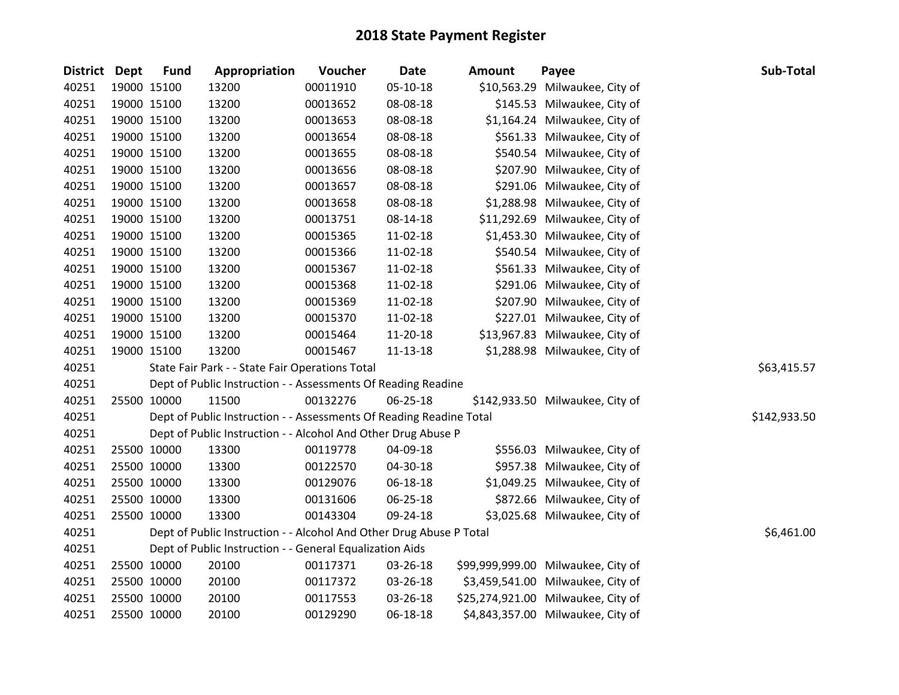# 2018 State Payment Register

| District | Dept | Fund | Appropriation | Voucher | Date | Amount | Payee | Sub-Total |
|---|---|---|---|---|---|---|---|---|
| 40251 | 19000 | 15100 | 13200 | 00011910 | 05-10-18 | $10,563.29 | Milwaukee, City of | |
| 40251 | 19000 | 15100 | 13200 | 00013652 | 08-08-18 | $145.53 | Milwaukee, City of | |
| 40251 | 19000 | 15100 | 13200 | 00013653 | 08-08-18 | $1,164.24 | Milwaukee, City of | |
| 40251 | 19000 | 15100 | 13200 | 00013654 | 08-08-18 | $561.33 | Milwaukee, City of | |
| 40251 | 19000 | 15100 | 13200 | 00013655 | 08-08-18 | $540.54 | Milwaukee, City of | |
| 40251 | 19000 | 15100 | 13200 | 00013656 | 08-08-18 | $207.90 | Milwaukee, City of | |
| 40251 | 19000 | 15100 | 13200 | 00013657 | 08-08-18 | $291.06 | Milwaukee, City of | |
| 40251 | 19000 | 15100 | 13200 | 00013658 | 08-08-18 | $1,288.98 | Milwaukee, City of | |
| 40251 | 19000 | 15100 | 13200 | 00013751 | 08-14-18 | $11,292.69 | Milwaukee, City of | |
| 40251 | 19000 | 15100 | 13200 | 00015365 | 11-02-18 | $1,453.30 | Milwaukee, City of | |
| 40251 | 19000 | 15100 | 13200 | 00015366 | 11-02-18 | $540.54 | Milwaukee, City of | |
| 40251 | 19000 | 15100 | 13200 | 00015367 | 11-02-18 | $561.33 | Milwaukee, City of | |
| 40251 | 19000 | 15100 | 13200 | 00015368 | 11-02-18 | $291.06 | Milwaukee, City of | |
| 40251 | 19000 | 15100 | 13200 | 00015369 | 11-02-18 | $207.90 | Milwaukee, City of | |
| 40251 | 19000 | 15100 | 13200 | 00015370 | 11-02-18 | $227.01 | Milwaukee, City of | |
| 40251 | 19000 | 15100 | 13200 | 00015464 | 11-20-18 | $13,967.83 | Milwaukee, City of | |
| 40251 | 19000 | 15100 | 13200 | 00015467 | 11-13-18 | $1,288.98 | Milwaukee, City of | |
| 40251 | | State Fair Park - - State Fair Operations Total | | | | | | $63,415.57 |
| 40251 | | Dept of Public Instruction - - Assessments Of Reading Readine | | | | | | |
| 40251 | 25500 | 10000 | 11500 | 00132276 | 06-25-18 | $142,933.50 | Milwaukee, City of | |
| 40251 | | Dept of Public Instruction - - Assessments Of Reading Readine Total | | | | | | $142,933.50 |
| 40251 | | Dept of Public Instruction - - Alcohol And Other Drug Abuse P | | | | | | |
| 40251 | 25500 | 10000 | 13300 | 00119778 | 04-09-18 | $556.03 | Milwaukee, City of | |
| 40251 | 25500 | 10000 | 13300 | 00122570 | 04-30-18 | $957.38 | Milwaukee, City of | |
| 40251 | 25500 | 10000 | 13300 | 00129076 | 06-18-18 | $1,049.25 | Milwaukee, City of | |
| 40251 | 25500 | 10000 | 13300 | 00131606 | 06-25-18 | $872.66 | Milwaukee, City of | |
| 40251 | 25500 | 10000 | 13300 | 00143304 | 09-24-18 | $3,025.68 | Milwaukee, City of | |
| 40251 | | Dept of Public Instruction - - Alcohol And Other Drug Abuse P Total | | | | | | $6,461.00 |
| 40251 | | Dept of Public Instruction - - General Equalization Aids | | | | | | |
| 40251 | 25500 | 10000 | 20100 | 00117371 | 03-26-18 | $99,999,999.00 | Milwaukee, City of | |
| 40251 | 25500 | 10000 | 20100 | 00117372 | 03-26-18 | $3,459,541.00 | Milwaukee, City of | |
| 40251 | 25500 | 10000 | 20100 | 00117553 | 03-26-18 | $25,274,921.00 | Milwaukee, City of | |
| 40251 | 25500 | 10000 | 20100 | 00129290 | 06-18-18 | $4,843,357.00 | Milwaukee, City of | |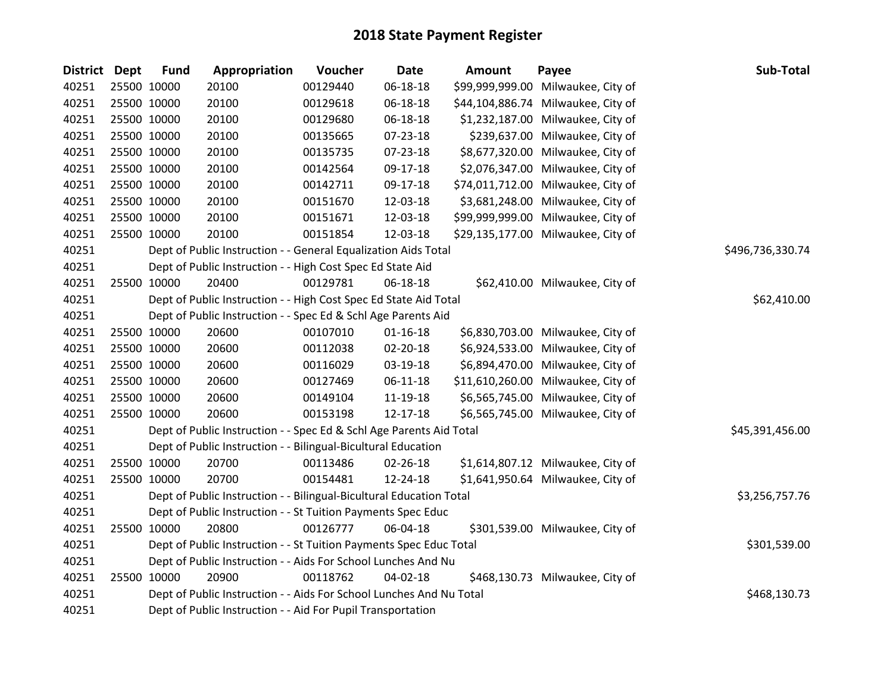# 2018 State Payment Register

| District | Dept | Fund | Appropriation | Voucher | Date | Amount | Payee | Sub-Total |
|---|---|---|---|---|---|---|---|---|
| 40251 | 25500 | 10000 | 20100 | 00129440 | 06-18-18 | $99,999,999.00 | Milwaukee, City of | |
| 40251 | 25500 | 10000 | 20100 | 00129618 | 06-18-18 | $44,104,886.74 | Milwaukee, City of | |
| 40251 | 25500 | 10000 | 20100 | 00129680 | 06-18-18 | $1,232,187.00 | Milwaukee, City of | |
| 40251 | 25500 | 10000 | 20100 | 00135665 | 07-23-18 | $239,637.00 | Milwaukee, City of | |
| 40251 | 25500 | 10000 | 20100 | 00135735 | 07-23-18 | $8,677,320.00 | Milwaukee, City of | |
| 40251 | 25500 | 10000 | 20100 | 00142564 | 09-17-18 | $2,076,347.00 | Milwaukee, City of | |
| 40251 | 25500 | 10000 | 20100 | 00142711 | 09-17-18 | $74,011,712.00 | Milwaukee, City of | |
| 40251 | 25500 | 10000 | 20100 | 00151670 | 12-03-18 | $3,681,248.00 | Milwaukee, City of | |
| 40251 | 25500 | 10000 | 20100 | 00151671 | 12-03-18 | $99,999,999.00 | Milwaukee, City of | |
| 40251 | 25500 | 10000 | 20100 | 00151854 | 12-03-18 | $29,135,177.00 | Milwaukee, City of | |
| 40251 | | Dept of Public Instruction - - General Equalization Aids Total | | | | | | $496,736,330.74 |
| 40251 | | Dept of Public Instruction - - High Cost Spec Ed State Aid | | | | | | |
| 40251 | 25500 | 10000 | 20400 | 00129781 | 06-18-18 | $62,410.00 | Milwaukee, City of | |
| 40251 | | Dept of Public Instruction - - High Cost Spec Ed State Aid Total | | | | | | $62,410.00 |
| 40251 | | Dept of Public Instruction - - Spec Ed & Schl Age Parents Aid | | | | | | |
| 40251 | 25500 | 10000 | 20600 | 00107010 | 01-16-18 | $6,830,703.00 | Milwaukee, City of | |
| 40251 | 25500 | 10000 | 20600 | 00112038 | 02-20-18 | $6,924,533.00 | Milwaukee, City of | |
| 40251 | 25500 | 10000 | 20600 | 00116029 | 03-19-18 | $6,894,470.00 | Milwaukee, City of | |
| 40251 | 25500 | 10000 | 20600 | 00127469 | 06-11-18 | $11,610,260.00 | Milwaukee, City of | |
| 40251 | 25500 | 10000 | 20600 | 00149104 | 11-19-18 | $6,565,745.00 | Milwaukee, City of | |
| 40251 | 25500 | 10000 | 20600 | 00153198 | 12-17-18 | $6,565,745.00 | Milwaukee, City of | |
| 40251 | | Dept of Public Instruction - - Spec Ed & Schl Age Parents Aid Total | | | | | | $45,391,456.00 |
| 40251 | | Dept of Public Instruction - - Bilingual-Bicultural Education | | | | | | |
| 40251 | 25500 | 10000 | 20700 | 00113486 | 02-26-18 | $1,614,807.12 | Milwaukee, City of | |
| 40251 | 25500 | 10000 | 20700 | 00154481 | 12-24-18 | $1,641,950.64 | Milwaukee, City of | |
| 40251 | | Dept of Public Instruction - - Bilingual-Bicultural Education Total | | | | | | $3,256,757.76 |
| 40251 | | Dept of Public Instruction - - St Tuition Payments Spec Educ | | | | | | |
| 40251 | 25500 | 10000 | 20800 | 00126777 | 06-04-18 | $301,539.00 | Milwaukee, City of | |
| 40251 | | Dept of Public Instruction - - St Tuition Payments Spec Educ Total | | | | | | $301,539.00 |
| 40251 | | Dept of Public Instruction - - Aids For School Lunches And Nu | | | | | | |
| 40251 | 25500 | 10000 | 20900 | 00118762 | 04-02-18 | $468,130.73 | Milwaukee, City of | |
| 40251 | | Dept of Public Instruction - - Aids For School Lunches And Nu Total | | | | | | $468,130.73 |
| 40251 | | Dept of Public Instruction - - Aid For Pupil Transportation | | | | | | |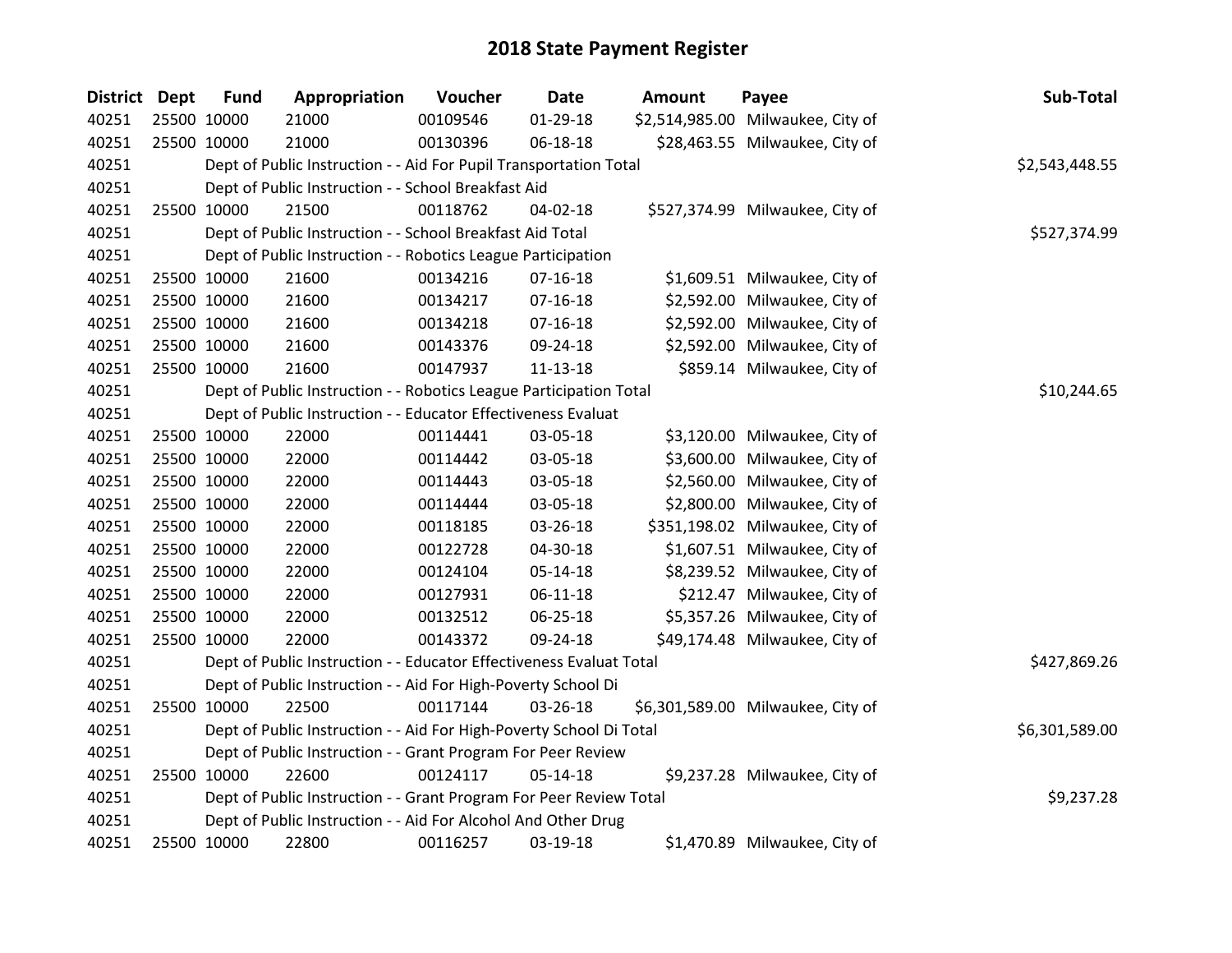# 2018 State Payment Register

| District | Dept | Fund | Appropriation | Voucher | Date | Amount | Payee | Sub-Total |
|---|---|---|---|---|---|---|---|---|
| 40251 | 25500 | 10000 | 21000 | 00109546 | 01-29-18 | $2,514,985.00 | Milwaukee, City of | |
| 40251 | 25500 | 10000 | 21000 | 00130396 | 06-18-18 | $28,463.55 | Milwaukee, City of | |
| 40251 | | Dept of Public Instruction - - Aid For Pupil Transportation Total | | | | | | $2,543,448.55 |
| 40251 | | Dept of Public Instruction - - School Breakfast Aid | | | | | | |
| 40251 | 25500 | 10000 | 21500 | 00118762 | 04-02-18 | $527,374.99 | Milwaukee, City of | |
| 40251 | | Dept of Public Instruction - - School Breakfast Aid Total | | | | | | $527,374.99 |
| 40251 | | Dept of Public Instruction - - Robotics League Participation | | | | | | |
| 40251 | 25500 | 10000 | 21600 | 00134216 | 07-16-18 | $1,609.51 | Milwaukee, City of | |
| 40251 | 25500 | 10000 | 21600 | 00134217 | 07-16-18 | $2,592.00 | Milwaukee, City of | |
| 40251 | 25500 | 10000 | 21600 | 00134218 | 07-16-18 | $2,592.00 | Milwaukee, City of | |
| 40251 | 25500 | 10000 | 21600 | 00143376 | 09-24-18 | $2,592.00 | Milwaukee, City of | |
| 40251 | 25500 | 10000 | 21600 | 00147937 | 11-13-18 | $859.14 | Milwaukee, City of | |
| 40251 | | Dept of Public Instruction - - Robotics League Participation Total | | | | | | $10,244.65 |
| 40251 | | Dept of Public Instruction - - Educator Effectiveness Evaluat | | | | | | |
| 40251 | 25500 | 10000 | 22000 | 00114441 | 03-05-18 | $3,120.00 | Milwaukee, City of | |
| 40251 | 25500 | 10000 | 22000 | 00114442 | 03-05-18 | $3,600.00 | Milwaukee, City of | |
| 40251 | 25500 | 10000 | 22000 | 00114443 | 03-05-18 | $2,560.00 | Milwaukee, City of | |
| 40251 | 25500 | 10000 | 22000 | 00114444 | 03-05-18 | $2,800.00 | Milwaukee, City of | |
| 40251 | 25500 | 10000 | 22000 | 00118185 | 03-26-18 | $351,198.02 | Milwaukee, City of | |
| 40251 | 25500 | 10000 | 22000 | 00122728 | 04-30-18 | $1,607.51 | Milwaukee, City of | |
| 40251 | 25500 | 10000 | 22000 | 00124104 | 05-14-18 | $8,239.52 | Milwaukee, City of | |
| 40251 | 25500 | 10000 | 22000 | 00127931 | 06-11-18 | $212.47 | Milwaukee, City of | |
| 40251 | 25500 | 10000 | 22000 | 00132512 | 06-25-18 | $5,357.26 | Milwaukee, City of | |
| 40251 | 25500 | 10000 | 22000 | 00143372 | 09-24-18 | $49,174.48 | Milwaukee, City of | |
| 40251 | | Dept of Public Instruction - - Educator Effectiveness Evaluat Total | | | | | | $427,869.26 |
| 40251 | | Dept of Public Instruction - - Aid For High-Poverty School Di | | | | | | |
| 40251 | 25500 | 10000 | 22500 | 00117144 | 03-26-18 | $6,301,589.00 | Milwaukee, City of | |
| 40251 | | Dept of Public Instruction - - Aid For High-Poverty School Di Total | | | | | | $6,301,589.00 |
| 40251 | | Dept of Public Instruction - - Grant Program For Peer Review | | | | | | |
| 40251 | 25500 | 10000 | 22600 | 00124117 | 05-14-18 | $9,237.28 | Milwaukee, City of | |
| 40251 | | Dept of Public Instruction - - Grant Program For Peer Review Total | | | | | | $9,237.28 |
| 40251 | | Dept of Public Instruction - - Aid For Alcohol And Other Drug | | | | | | |
| 40251 | 25500 | 10000 | 22800 | 00116257 | 03-19-18 | $1,470.89 | Milwaukee, City of | |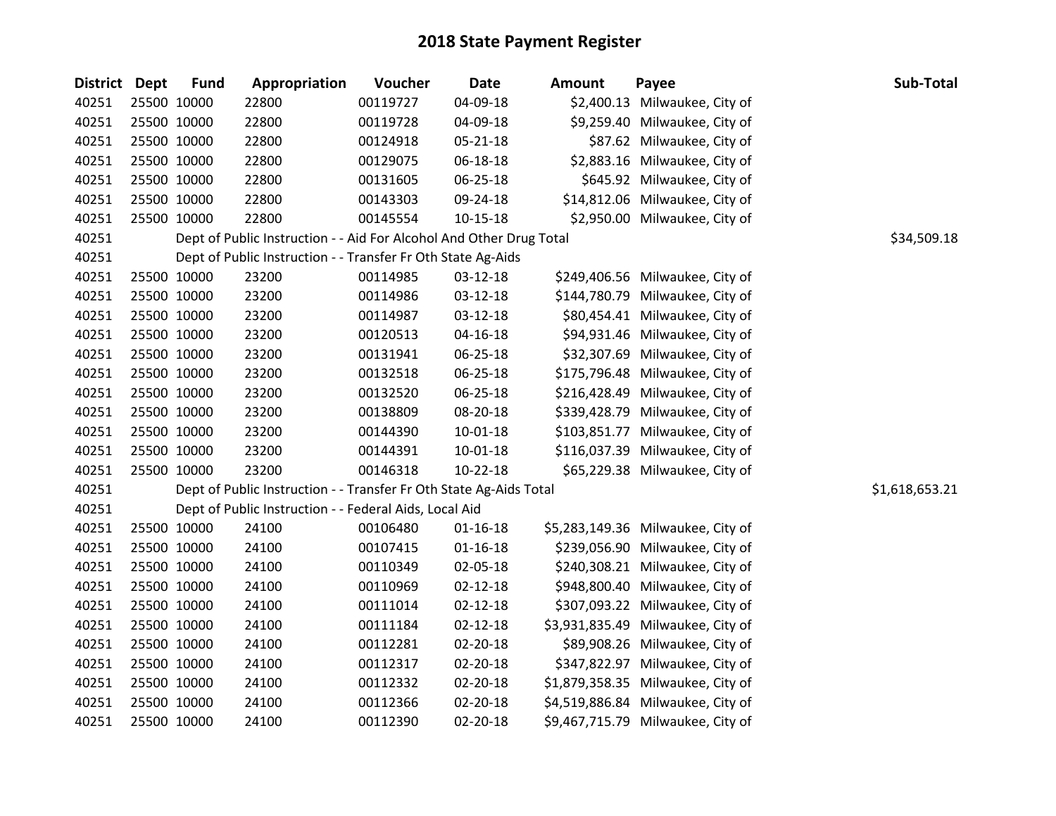# 2018 State Payment Register

| District | Dept | Fund | Appropriation | Voucher | Date | Amount | Payee | Sub-Total |
|---|---|---|---|---|---|---|---|---|
| 40251 | 25500 | 10000 | 22800 | 00119727 | 04-09-18 | $2,400.13 | Milwaukee, City of | |
| 40251 | 25500 | 10000 | 22800 | 00119728 | 04-09-18 | $9,259.40 | Milwaukee, City of | |
| 40251 | 25500 | 10000 | 22800 | 00124918 | 05-21-18 | $87.62 | Milwaukee, City of | |
| 40251 | 25500 | 10000 | 22800 | 00129075 | 06-18-18 | $2,883.16 | Milwaukee, City of | |
| 40251 | 25500 | 10000 | 22800 | 00131605 | 06-25-18 | $645.92 | Milwaukee, City of | |
| 40251 | 25500 | 10000 | 22800 | 00143303 | 09-24-18 | $14,812.06 | Milwaukee, City of | |
| 40251 | 25500 | 10000 | 22800 | 00145554 | 10-15-18 | $2,950.00 | Milwaukee, City of | |
| 40251 | | Dept of Public Instruction - - Aid For Alcohol And Other Drug Total | | | | | | $34,509.18 |
| 40251 | | Dept of Public Instruction - - Transfer Fr Oth State Ag-Aids | | | | | | |
| 40251 | 25500 | 10000 | 23200 | 00114985 | 03-12-18 | $249,406.56 | Milwaukee, City of | |
| 40251 | 25500 | 10000 | 23200 | 00114986 | 03-12-18 | $144,780.79 | Milwaukee, City of | |
| 40251 | 25500 | 10000 | 23200 | 00114987 | 03-12-18 | $80,454.41 | Milwaukee, City of | |
| 40251 | 25500 | 10000 | 23200 | 00120513 | 04-16-18 | $94,931.46 | Milwaukee, City of | |
| 40251 | 25500 | 10000 | 23200 | 00131941 | 06-25-18 | $32,307.69 | Milwaukee, City of | |
| 40251 | 25500 | 10000 | 23200 | 00132518 | 06-25-18 | $175,796.48 | Milwaukee, City of | |
| 40251 | 25500 | 10000 | 23200 | 00132520 | 06-25-18 | $216,428.49 | Milwaukee, City of | |
| 40251 | 25500 | 10000 | 23200 | 00138809 | 08-20-18 | $339,428.79 | Milwaukee, City of | |
| 40251 | 25500 | 10000 | 23200 | 00144390 | 10-01-18 | $103,851.77 | Milwaukee, City of | |
| 40251 | 25500 | 10000 | 23200 | 00144391 | 10-01-18 | $116,037.39 | Milwaukee, City of | |
| 40251 | 25500 | 10000 | 23200 | 00146318 | 10-22-18 | $65,229.38 | Milwaukee, City of | |
| 40251 | | Dept of Public Instruction - - Transfer Fr Oth State Ag-Aids Total | | | | | | $1,618,653.21 |
| 40251 | | Dept of Public Instruction - - Federal Aids, Local Aid | | | | | | |
| 40251 | 25500 | 10000 | 24100 | 00106480 | 01-16-18 | $5,283,149.36 | Milwaukee, City of | |
| 40251 | 25500 | 10000 | 24100 | 00107415 | 01-16-18 | $239,056.90 | Milwaukee, City of | |
| 40251 | 25500 | 10000 | 24100 | 00110349 | 02-05-18 | $240,308.21 | Milwaukee, City of | |
| 40251 | 25500 | 10000 | 24100 | 00110969 | 02-12-18 | $948,800.40 | Milwaukee, City of | |
| 40251 | 25500 | 10000 | 24100 | 00111014 | 02-12-18 | $307,093.22 | Milwaukee, City of | |
| 40251 | 25500 | 10000 | 24100 | 00111184 | 02-12-18 | $3,931,835.49 | Milwaukee, City of | |
| 40251 | 25500 | 10000 | 24100 | 00112281 | 02-20-18 | $89,908.26 | Milwaukee, City of | |
| 40251 | 25500 | 10000 | 24100 | 00112317 | 02-20-18 | $347,822.97 | Milwaukee, City of | |
| 40251 | 25500 | 10000 | 24100 | 00112332 | 02-20-18 | $1,879,358.35 | Milwaukee, City of | |
| 40251 | 25500 | 10000 | 24100 | 00112366 | 02-20-18 | $4,519,886.84 | Milwaukee, City of | |
| 40251 | 25500 | 10000 | 24100 | 00112390 | 02-20-18 | $9,467,715.79 | Milwaukee, City of | |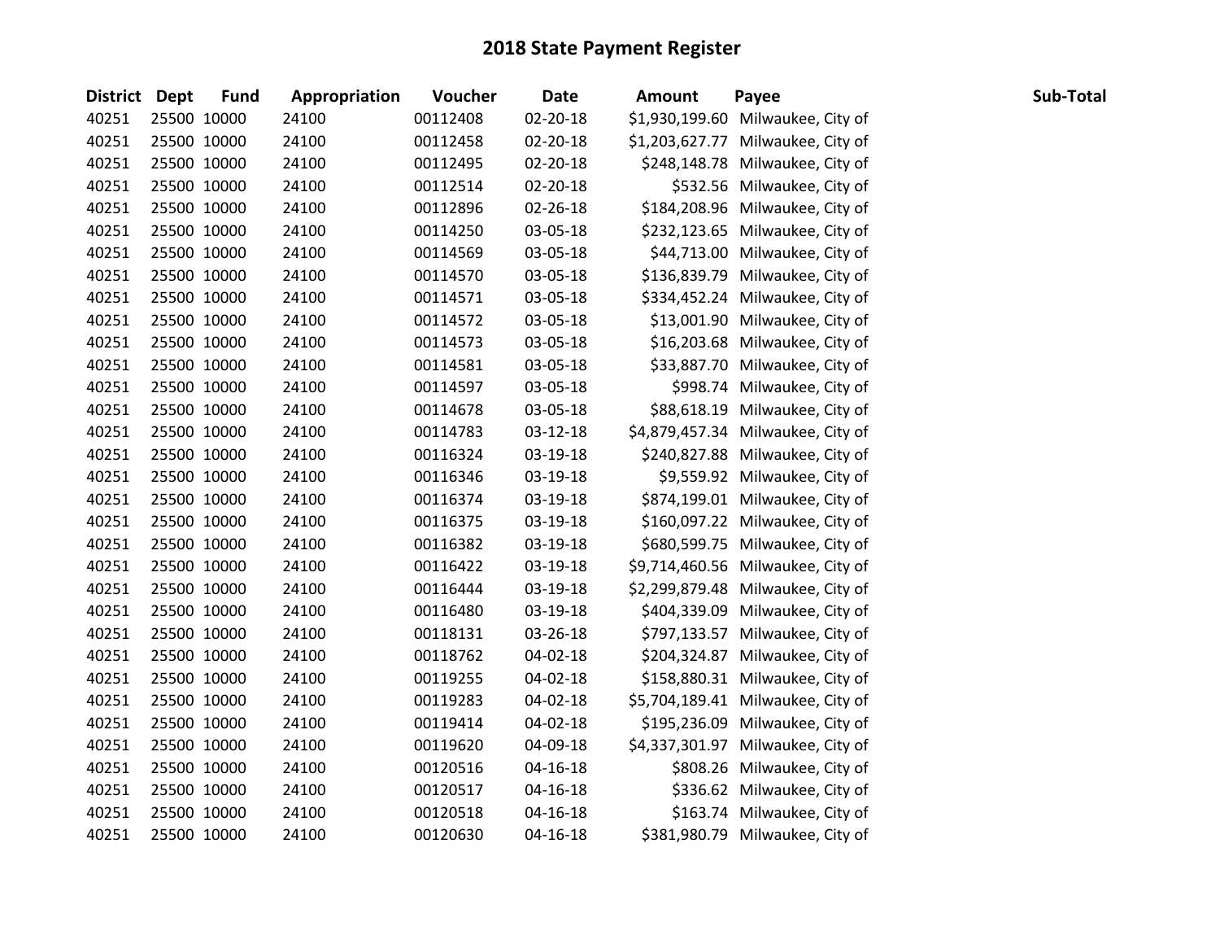# 2018 State Payment Register

| District | Dept | Fund | Appropriation | Voucher | Date | Amount | Payee | Sub-Total |
|---|---|---|---|---|---|---|---|---|
| 40251 | 25500 | 10000 | 24100 | 00112408 | 02-20-18 | $1,930,199.60 | Milwaukee, City of | |
| 40251 | 25500 | 10000 | 24100 | 00112458 | 02-20-18 | $1,203,627.77 | Milwaukee, City of | |
| 40251 | 25500 | 10000 | 24100 | 00112495 | 02-20-18 | $248,148.78 | Milwaukee, City of | |
| 40251 | 25500 | 10000 | 24100 | 00112514 | 02-20-18 | $532.56 | Milwaukee, City of | |
| 40251 | 25500 | 10000 | 24100 | 00112896 | 02-26-18 | $184,208.96 | Milwaukee, City of | |
| 40251 | 25500 | 10000 | 24100 | 00114250 | 03-05-18 | $232,123.65 | Milwaukee, City of | |
| 40251 | 25500 | 10000 | 24100 | 00114569 | 03-05-18 | $44,713.00 | Milwaukee, City of | |
| 40251 | 25500 | 10000 | 24100 | 00114570 | 03-05-18 | $136,839.79 | Milwaukee, City of | |
| 40251 | 25500 | 10000 | 24100 | 00114571 | 03-05-18 | $334,452.24 | Milwaukee, City of | |
| 40251 | 25500 | 10000 | 24100 | 00114572 | 03-05-18 | $13,001.90 | Milwaukee, City of | |
| 40251 | 25500 | 10000 | 24100 | 00114573 | 03-05-18 | $16,203.68 | Milwaukee, City of | |
| 40251 | 25500 | 10000 | 24100 | 00114581 | 03-05-18 | $33,887.70 | Milwaukee, City of | |
| 40251 | 25500 | 10000 | 24100 | 00114597 | 03-05-18 | $998.74 | Milwaukee, City of | |
| 40251 | 25500 | 10000 | 24100 | 00114678 | 03-05-18 | $88,618.19 | Milwaukee, City of | |
| 40251 | 25500 | 10000 | 24100 | 00114783 | 03-12-18 | $4,879,457.34 | Milwaukee, City of | |
| 40251 | 25500 | 10000 | 24100 | 00116324 | 03-19-18 | $240,827.88 | Milwaukee, City of | |
| 40251 | 25500 | 10000 | 24100 | 00116346 | 03-19-18 | $9,559.92 | Milwaukee, City of | |
| 40251 | 25500 | 10000 | 24100 | 00116374 | 03-19-18 | $874,199.01 | Milwaukee, City of | |
| 40251 | 25500 | 10000 | 24100 | 00116375 | 03-19-18 | $160,097.22 | Milwaukee, City of | |
| 40251 | 25500 | 10000 | 24100 | 00116382 | 03-19-18 | $680,599.75 | Milwaukee, City of | |
| 40251 | 25500 | 10000 | 24100 | 00116422 | 03-19-18 | $9,714,460.56 | Milwaukee, City of | |
| 40251 | 25500 | 10000 | 24100 | 00116444 | 03-19-18 | $2,299,879.48 | Milwaukee, City of | |
| 40251 | 25500 | 10000 | 24100 | 00116480 | 03-19-18 | $404,339.09 | Milwaukee, City of | |
| 40251 | 25500 | 10000 | 24100 | 00118131 | 03-26-18 | $797,133.57 | Milwaukee, City of | |
| 40251 | 25500 | 10000 | 24100 | 00118762 | 04-02-18 | $204,324.87 | Milwaukee, City of | |
| 40251 | 25500 | 10000 | 24100 | 00119255 | 04-02-18 | $158,880.31 | Milwaukee, City of | |
| 40251 | 25500 | 10000 | 24100 | 00119283 | 04-02-18 | $5,704,189.41 | Milwaukee, City of | |
| 40251 | 25500 | 10000 | 24100 | 00119414 | 04-02-18 | $195,236.09 | Milwaukee, City of | |
| 40251 | 25500 | 10000 | 24100 | 00119620 | 04-09-18 | $4,337,301.97 | Milwaukee, City of | |
| 40251 | 25500 | 10000 | 24100 | 00120516 | 04-16-18 | $808.26 | Milwaukee, City of | |
| 40251 | 25500 | 10000 | 24100 | 00120517 | 04-16-18 | $336.62 | Milwaukee, City of | |
| 40251 | 25500 | 10000 | 24100 | 00120518 | 04-16-18 | $163.74 | Milwaukee, City of | |
| 40251 | 25500 | 10000 | 24100 | 00120630 | 04-16-18 | $381,980.79 | Milwaukee, City of | |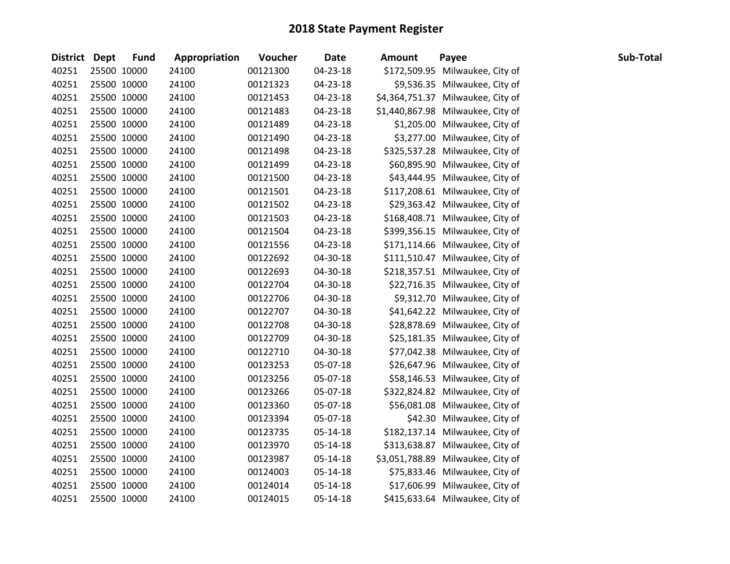# 2018 State Payment Register

| District | Dept | Fund | Appropriation | Voucher | Date | Amount | Payee | Sub-Total |
|---|---|---|---|---|---|---|---|---|
| 40251 | 25500 | 10000 | 24100 | 00121300 | 04-23-18 | $172,509.95 | Milwaukee, City of | |
| 40251 | 25500 | 10000 | 24100 | 00121323 | 04-23-18 | $9,536.35 | Milwaukee, City of | |
| 40251 | 25500 | 10000 | 24100 | 00121453 | 04-23-18 | $4,364,751.37 | Milwaukee, City of | |
| 40251 | 25500 | 10000 | 24100 | 00121483 | 04-23-18 | $1,440,867.98 | Milwaukee, City of | |
| 40251 | 25500 | 10000 | 24100 | 00121489 | 04-23-18 | $1,205.00 | Milwaukee, City of | |
| 40251 | 25500 | 10000 | 24100 | 00121490 | 04-23-18 | $3,277.00 | Milwaukee, City of | |
| 40251 | 25500 | 10000 | 24100 | 00121498 | 04-23-18 | $325,537.28 | Milwaukee, City of | |
| 40251 | 25500 | 10000 | 24100 | 00121499 | 04-23-18 | $60,895.90 | Milwaukee, City of | |
| 40251 | 25500 | 10000 | 24100 | 00121500 | 04-23-18 | $43,444.95 | Milwaukee, City of | |
| 40251 | 25500 | 10000 | 24100 | 00121501 | 04-23-18 | $117,208.61 | Milwaukee, City of | |
| 40251 | 25500 | 10000 | 24100 | 00121502 | 04-23-18 | $29,363.42 | Milwaukee, City of | |
| 40251 | 25500 | 10000 | 24100 | 00121503 | 04-23-18 | $168,408.71 | Milwaukee, City of | |
| 40251 | 25500 | 10000 | 24100 | 00121504 | 04-23-18 | $399,356.15 | Milwaukee, City of | |
| 40251 | 25500 | 10000 | 24100 | 00121556 | 04-23-18 | $171,114.66 | Milwaukee, City of | |
| 40251 | 25500 | 10000 | 24100 | 00122692 | 04-30-18 | $111,510.47 | Milwaukee, City of | |
| 40251 | 25500 | 10000 | 24100 | 00122693 | 04-30-18 | $218,357.51 | Milwaukee, City of | |
| 40251 | 25500 | 10000 | 24100 | 00122704 | 04-30-18 | $22,716.35 | Milwaukee, City of | |
| 40251 | 25500 | 10000 | 24100 | 00122706 | 04-30-18 | $9,312.70 | Milwaukee, City of | |
| 40251 | 25500 | 10000 | 24100 | 00122707 | 04-30-18 | $41,642.22 | Milwaukee, City of | |
| 40251 | 25500 | 10000 | 24100 | 00122708 | 04-30-18 | $28,878.69 | Milwaukee, City of | |
| 40251 | 25500 | 10000 | 24100 | 00122709 | 04-30-18 | $25,181.35 | Milwaukee, City of | |
| 40251 | 25500 | 10000 | 24100 | 00122710 | 04-30-18 | $77,042.38 | Milwaukee, City of | |
| 40251 | 25500 | 10000 | 24100 | 00123253 | 05-07-18 | $26,647.96 | Milwaukee, City of | |
| 40251 | 25500 | 10000 | 24100 | 00123256 | 05-07-18 | $58,146.53 | Milwaukee, City of | |
| 40251 | 25500 | 10000 | 24100 | 00123266 | 05-07-18 | $322,824.82 | Milwaukee, City of | |
| 40251 | 25500 | 10000 | 24100 | 00123360 | 05-07-18 | $56,081.08 | Milwaukee, City of | |
| 40251 | 25500 | 10000 | 24100 | 00123394 | 05-07-18 | $42.30 | Milwaukee, City of | |
| 40251 | 25500 | 10000 | 24100 | 00123735 | 05-14-18 | $182,137.14 | Milwaukee, City of | |
| 40251 | 25500 | 10000 | 24100 | 00123970 | 05-14-18 | $313,638.87 | Milwaukee, City of | |
| 40251 | 25500 | 10000 | 24100 | 00123987 | 05-14-18 | $3,051,788.89 | Milwaukee, City of | |
| 40251 | 25500 | 10000 | 24100 | 00124003 | 05-14-18 | $75,833.46 | Milwaukee, City of | |
| 40251 | 25500 | 10000 | 24100 | 00124014 | 05-14-18 | $17,606.99 | Milwaukee, City of | |
| 40251 | 25500 | 10000 | 24100 | 00124015 | 05-14-18 | $415,633.64 | Milwaukee, City of | |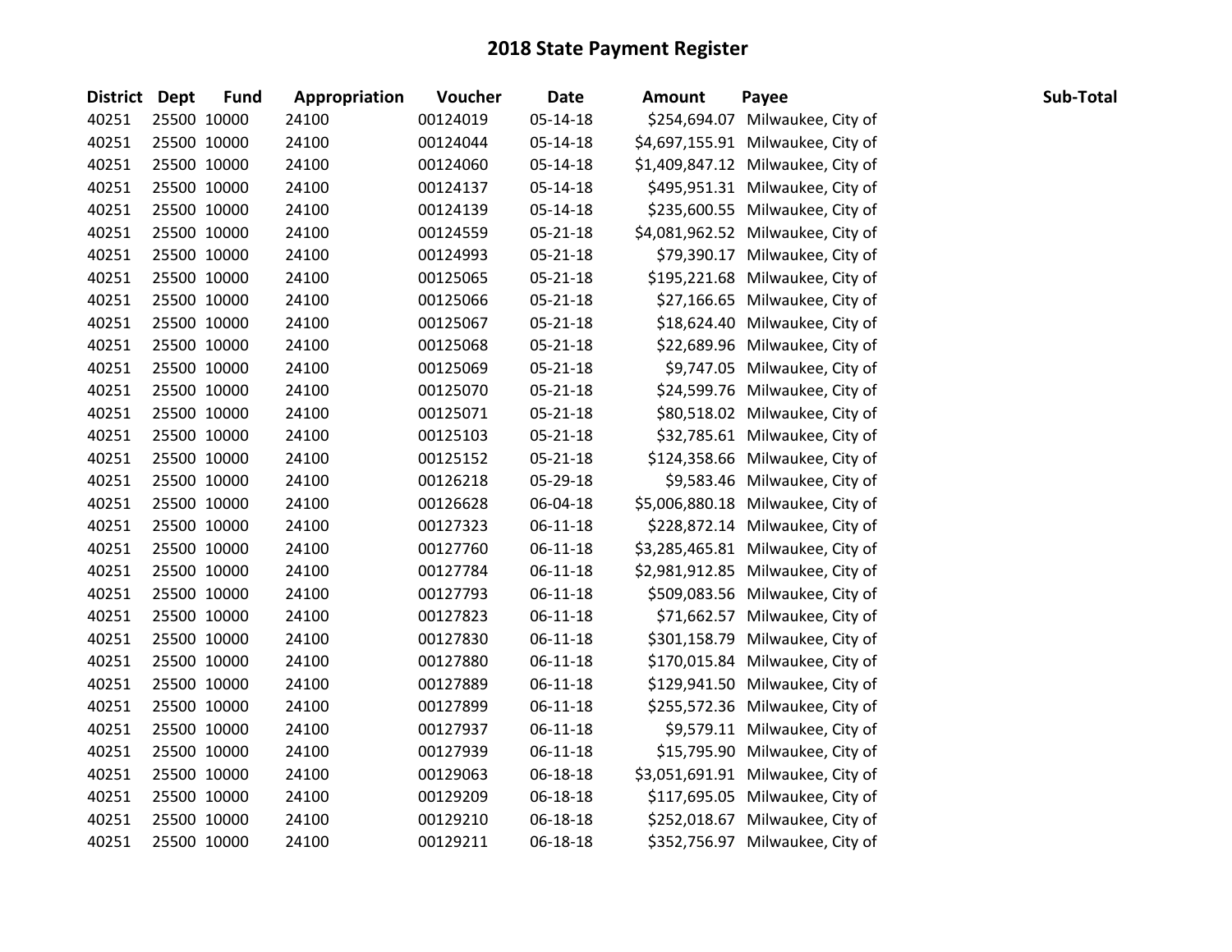# 2018 State Payment Register

| District | Dept | Fund | Appropriation | Voucher | Date | Amount | Payee | Sub-Total |
|---|---|---|---|---|---|---|---|---|
| 40251 | 25500 | 10000 | 24100 | 00124019 | 05-14-18 | $254,694.07 | Milwaukee, City of | |
| 40251 | 25500 | 10000 | 24100 | 00124044 | 05-14-18 | $4,697,155.91 | Milwaukee, City of | |
| 40251 | 25500 | 10000 | 24100 | 00124060 | 05-14-18 | $1,409,847.12 | Milwaukee, City of | |
| 40251 | 25500 | 10000 | 24100 | 00124137 | 05-14-18 | $495,951.31 | Milwaukee, City of | |
| 40251 | 25500 | 10000 | 24100 | 00124139 | 05-14-18 | $235,600.55 | Milwaukee, City of | |
| 40251 | 25500 | 10000 | 24100 | 00124559 | 05-21-18 | $4,081,962.52 | Milwaukee, City of | |
| 40251 | 25500 | 10000 | 24100 | 00124993 | 05-21-18 | $79,390.17 | Milwaukee, City of | |
| 40251 | 25500 | 10000 | 24100 | 00125065 | 05-21-18 | $195,221.68 | Milwaukee, City of | |
| 40251 | 25500 | 10000 | 24100 | 00125066 | 05-21-18 | $27,166.65 | Milwaukee, City of | |
| 40251 | 25500 | 10000 | 24100 | 00125067 | 05-21-18 | $18,624.40 | Milwaukee, City of | |
| 40251 | 25500 | 10000 | 24100 | 00125068 | 05-21-18 | $22,689.96 | Milwaukee, City of | |
| 40251 | 25500 | 10000 | 24100 | 00125069 | 05-21-18 | $9,747.05 | Milwaukee, City of | |
| 40251 | 25500 | 10000 | 24100 | 00125070 | 05-21-18 | $24,599.76 | Milwaukee, City of | |
| 40251 | 25500 | 10000 | 24100 | 00125071 | 05-21-18 | $80,518.02 | Milwaukee, City of | |
| 40251 | 25500 | 10000 | 24100 | 00125103 | 05-21-18 | $32,785.61 | Milwaukee, City of | |
| 40251 | 25500 | 10000 | 24100 | 00125152 | 05-21-18 | $124,358.66 | Milwaukee, City of | |
| 40251 | 25500 | 10000 | 24100 | 00126218 | 05-29-18 | $9,583.46 | Milwaukee, City of | |
| 40251 | 25500 | 10000 | 24100 | 00126628 | 06-04-18 | $5,006,880.18 | Milwaukee, City of | |
| 40251 | 25500 | 10000 | 24100 | 00127323 | 06-11-18 | $228,872.14 | Milwaukee, City of | |
| 40251 | 25500 | 10000 | 24100 | 00127760 | 06-11-18 | $3,285,465.81 | Milwaukee, City of | |
| 40251 | 25500 | 10000 | 24100 | 00127784 | 06-11-18 | $2,981,912.85 | Milwaukee, City of | |
| 40251 | 25500 | 10000 | 24100 | 00127793 | 06-11-18 | $509,083.56 | Milwaukee, City of | |
| 40251 | 25500 | 10000 | 24100 | 00127823 | 06-11-18 | $71,662.57 | Milwaukee, City of | |
| 40251 | 25500 | 10000 | 24100 | 00127830 | 06-11-18 | $301,158.79 | Milwaukee, City of | |
| 40251 | 25500 | 10000 | 24100 | 00127880 | 06-11-18 | $170,015.84 | Milwaukee, City of | |
| 40251 | 25500 | 10000 | 24100 | 00127889 | 06-11-18 | $129,941.50 | Milwaukee, City of | |
| 40251 | 25500 | 10000 | 24100 | 00127899 | 06-11-18 | $255,572.36 | Milwaukee, City of | |
| 40251 | 25500 | 10000 | 24100 | 00127937 | 06-11-18 | $9,579.11 | Milwaukee, City of | |
| 40251 | 25500 | 10000 | 24100 | 00127939 | 06-11-18 | $15,795.90 | Milwaukee, City of | |
| 40251 | 25500 | 10000 | 24100 | 00129063 | 06-18-18 | $3,051,691.91 | Milwaukee, City of | |
| 40251 | 25500 | 10000 | 24100 | 00129209 | 06-18-18 | $117,695.05 | Milwaukee, City of | |
| 40251 | 25500 | 10000 | 24100 | 00129210 | 06-18-18 | $252,018.67 | Milwaukee, City of | |
| 40251 | 25500 | 10000 | 24100 | 00129211 | 06-18-18 | $352,756.97 | Milwaukee, City of | |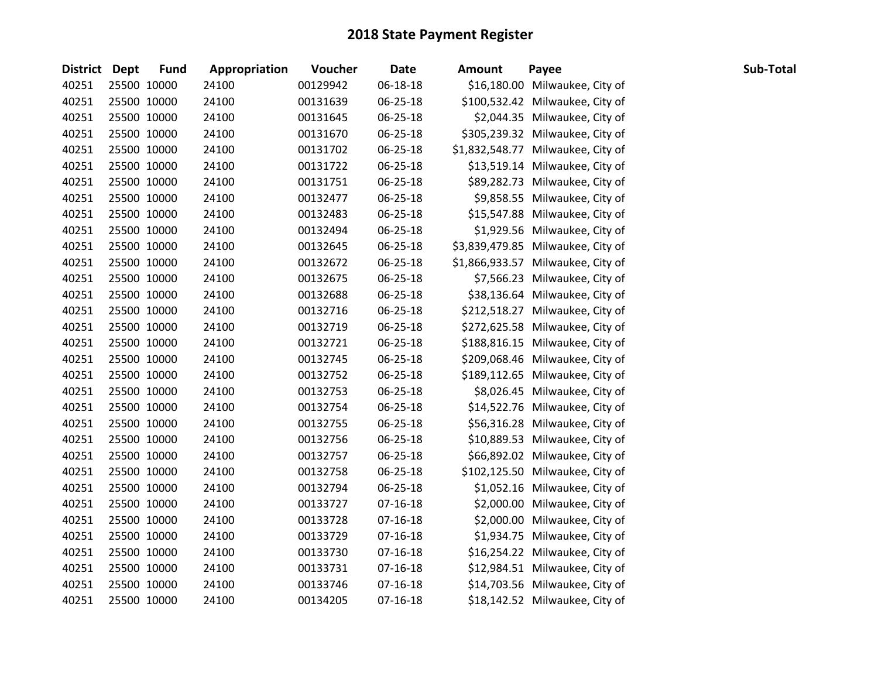# 2018 State Payment Register

| District | Dept | Fund | Appropriation | Voucher | Date | Amount | Payee | Sub-Total |
|---|---|---|---|---|---|---|---|---|
| 40251 | 25500 | 10000 | 24100 | 00129942 | 06-18-18 | $16,180.00 | Milwaukee, City of | |
| 40251 | 25500 | 10000 | 24100 | 00131639 | 06-25-18 | $100,532.42 | Milwaukee, City of | |
| 40251 | 25500 | 10000 | 24100 | 00131645 | 06-25-18 | $2,044.35 | Milwaukee, City of | |
| 40251 | 25500 | 10000 | 24100 | 00131670 | 06-25-18 | $305,239.32 | Milwaukee, City of | |
| 40251 | 25500 | 10000 | 24100 | 00131702 | 06-25-18 | $1,832,548.77 | Milwaukee, City of | |
| 40251 | 25500 | 10000 | 24100 | 00131722 | 06-25-18 | $13,519.14 | Milwaukee, City of | |
| 40251 | 25500 | 10000 | 24100 | 00131751 | 06-25-18 | $89,282.73 | Milwaukee, City of | |
| 40251 | 25500 | 10000 | 24100 | 00132477 | 06-25-18 | $9,858.55 | Milwaukee, City of | |
| 40251 | 25500 | 10000 | 24100 | 00132483 | 06-25-18 | $15,547.88 | Milwaukee, City of | |
| 40251 | 25500 | 10000 | 24100 | 00132494 | 06-25-18 | $1,929.56 | Milwaukee, City of | |
| 40251 | 25500 | 10000 | 24100 | 00132645 | 06-25-18 | $3,839,479.85 | Milwaukee, City of | |
| 40251 | 25500 | 10000 | 24100 | 00132672 | 06-25-18 | $1,866,933.57 | Milwaukee, City of | |
| 40251 | 25500 | 10000 | 24100 | 00132675 | 06-25-18 | $7,566.23 | Milwaukee, City of | |
| 40251 | 25500 | 10000 | 24100 | 00132688 | 06-25-18 | $38,136.64 | Milwaukee, City of | |
| 40251 | 25500 | 10000 | 24100 | 00132716 | 06-25-18 | $212,518.27 | Milwaukee, City of | |
| 40251 | 25500 | 10000 | 24100 | 00132719 | 06-25-18 | $272,625.58 | Milwaukee, City of | |
| 40251 | 25500 | 10000 | 24100 | 00132721 | 06-25-18 | $188,816.15 | Milwaukee, City of | |
| 40251 | 25500 | 10000 | 24100 | 00132745 | 06-25-18 | $209,068.46 | Milwaukee, City of | |
| 40251 | 25500 | 10000 | 24100 | 00132752 | 06-25-18 | $189,112.65 | Milwaukee, City of | |
| 40251 | 25500 | 10000 | 24100 | 00132753 | 06-25-18 | $8,026.45 | Milwaukee, City of | |
| 40251 | 25500 | 10000 | 24100 | 00132754 | 06-25-18 | $14,522.76 | Milwaukee, City of | |
| 40251 | 25500 | 10000 | 24100 | 00132755 | 06-25-18 | $56,316.28 | Milwaukee, City of | |
| 40251 | 25500 | 10000 | 24100 | 00132756 | 06-25-18 | $10,889.53 | Milwaukee, City of | |
| 40251 | 25500 | 10000 | 24100 | 00132757 | 06-25-18 | $66,892.02 | Milwaukee, City of | |
| 40251 | 25500 | 10000 | 24100 | 00132758 | 06-25-18 | $102,125.50 | Milwaukee, City of | |
| 40251 | 25500 | 10000 | 24100 | 00132794 | 06-25-18 | $1,052.16 | Milwaukee, City of | |
| 40251 | 25500 | 10000 | 24100 | 00133727 | 07-16-18 | $2,000.00 | Milwaukee, City of | |
| 40251 | 25500 | 10000 | 24100 | 00133728 | 07-16-18 | $2,000.00 | Milwaukee, City of | |
| 40251 | 25500 | 10000 | 24100 | 00133729 | 07-16-18 | $1,934.75 | Milwaukee, City of | |
| 40251 | 25500 | 10000 | 24100 | 00133730 | 07-16-18 | $16,254.22 | Milwaukee, City of | |
| 40251 | 25500 | 10000 | 24100 | 00133731 | 07-16-18 | $12,984.51 | Milwaukee, City of | |
| 40251 | 25500 | 10000 | 24100 | 00133746 | 07-16-18 | $14,703.56 | Milwaukee, City of | |
| 40251 | 25500 | 10000 | 24100 | 00134205 | 07-16-18 | $18,142.52 | Milwaukee, City of | |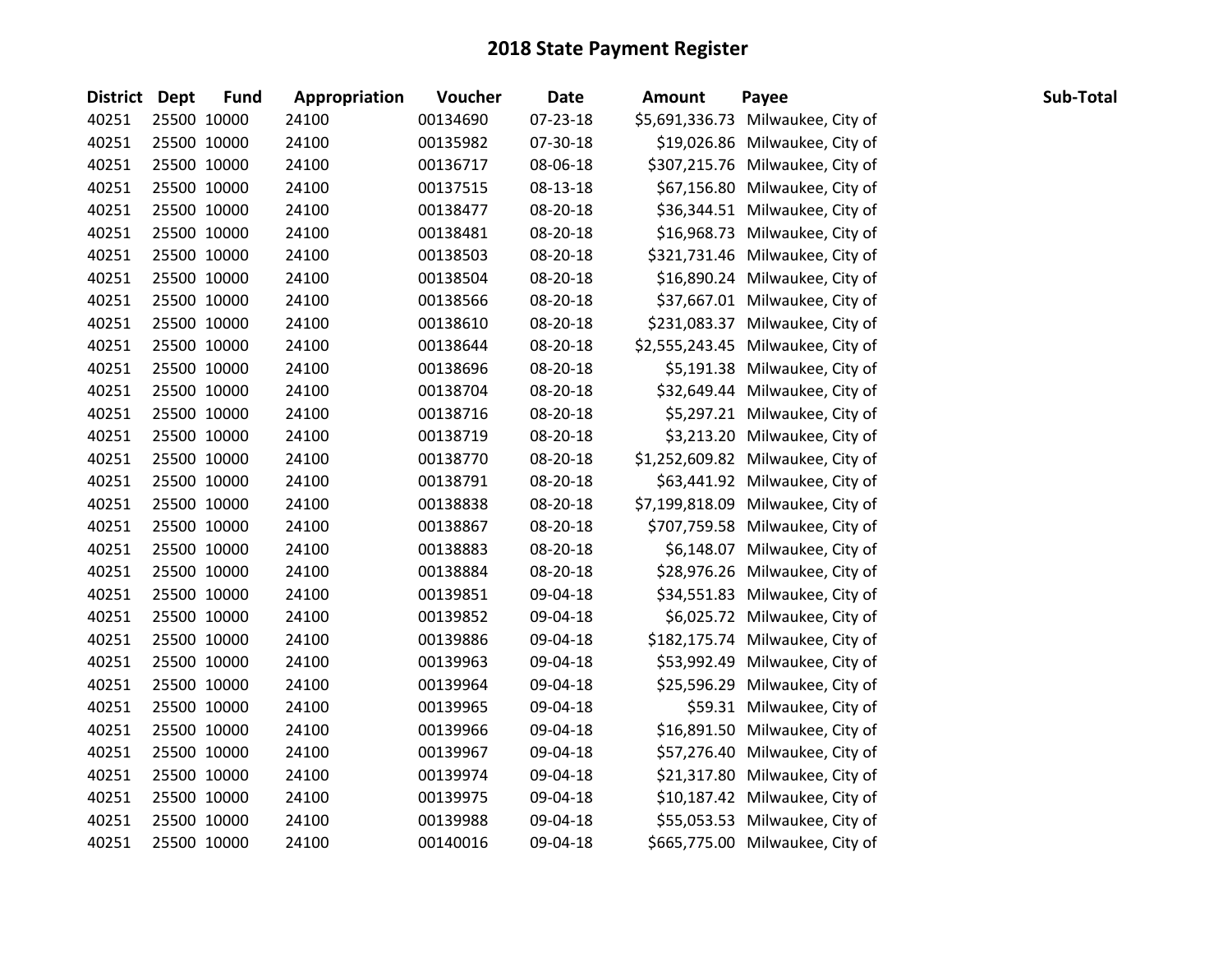# 2018 State Payment Register

| District | Dept | Fund | Appropriation | Voucher | Date | Amount | Payee | Sub-Total |
|---|---|---|---|---|---|---|---|---|
| 40251 | 25500 | 10000 | 24100 | 00134690 | 07-23-18 | $5,691,336.73 | Milwaukee, City of | |
| 40251 | 25500 | 10000 | 24100 | 00135982 | 07-30-18 | $19,026.86 | Milwaukee, City of | |
| 40251 | 25500 | 10000 | 24100 | 00136717 | 08-06-18 | $307,215.76 | Milwaukee, City of | |
| 40251 | 25500 | 10000 | 24100 | 00137515 | 08-13-18 | $67,156.80 | Milwaukee, City of | |
| 40251 | 25500 | 10000 | 24100 | 00138477 | 08-20-18 | $36,344.51 | Milwaukee, City of | |
| 40251 | 25500 | 10000 | 24100 | 00138481 | 08-20-18 | $16,968.73 | Milwaukee, City of | |
| 40251 | 25500 | 10000 | 24100 | 00138503 | 08-20-18 | $321,731.46 | Milwaukee, City of | |
| 40251 | 25500 | 10000 | 24100 | 00138504 | 08-20-18 | $16,890.24 | Milwaukee, City of | |
| 40251 | 25500 | 10000 | 24100 | 00138566 | 08-20-18 | $37,667.01 | Milwaukee, City of | |
| 40251 | 25500 | 10000 | 24100 | 00138610 | 08-20-18 | $231,083.37 | Milwaukee, City of | |
| 40251 | 25500 | 10000 | 24100 | 00138644 | 08-20-18 | $2,555,243.45 | Milwaukee, City of | |
| 40251 | 25500 | 10000 | 24100 | 00138696 | 08-20-18 | $5,191.38 | Milwaukee, City of | |
| 40251 | 25500 | 10000 | 24100 | 00138704 | 08-20-18 | $32,649.44 | Milwaukee, City of | |
| 40251 | 25500 | 10000 | 24100 | 00138716 | 08-20-18 | $5,297.21 | Milwaukee, City of | |
| 40251 | 25500 | 10000 | 24100 | 00138719 | 08-20-18 | $3,213.20 | Milwaukee, City of | |
| 40251 | 25500 | 10000 | 24100 | 00138770 | 08-20-18 | $1,252,609.82 | Milwaukee, City of | |
| 40251 | 25500 | 10000 | 24100 | 00138791 | 08-20-18 | $63,441.92 | Milwaukee, City of | |
| 40251 | 25500 | 10000 | 24100 | 00138838 | 08-20-18 | $7,199,818.09 | Milwaukee, City of | |
| 40251 | 25500 | 10000 | 24100 | 00138867 | 08-20-18 | $707,759.58 | Milwaukee, City of | |
| 40251 | 25500 | 10000 | 24100 | 00138883 | 08-20-18 | $6,148.07 | Milwaukee, City of | |
| 40251 | 25500 | 10000 | 24100 | 00138884 | 08-20-18 | $28,976.26 | Milwaukee, City of | |
| 40251 | 25500 | 10000 | 24100 | 00139851 | 09-04-18 | $34,551.83 | Milwaukee, City of | |
| 40251 | 25500 | 10000 | 24100 | 00139852 | 09-04-18 | $6,025.72 | Milwaukee, City of | |
| 40251 | 25500 | 10000 | 24100 | 00139886 | 09-04-18 | $182,175.74 | Milwaukee, City of | |
| 40251 | 25500 | 10000 | 24100 | 00139963 | 09-04-18 | $53,992.49 | Milwaukee, City of | |
| 40251 | 25500 | 10000 | 24100 | 00139964 | 09-04-18 | $25,596.29 | Milwaukee, City of | |
| 40251 | 25500 | 10000 | 24100 | 00139965 | 09-04-18 | $59.31 | Milwaukee, City of | |
| 40251 | 25500 | 10000 | 24100 | 00139966 | 09-04-18 | $16,891.50 | Milwaukee, City of | |
| 40251 | 25500 | 10000 | 24100 | 00139967 | 09-04-18 | $57,276.40 | Milwaukee, City of | |
| 40251 | 25500 | 10000 | 24100 | 00139974 | 09-04-18 | $21,317.80 | Milwaukee, City of | |
| 40251 | 25500 | 10000 | 24100 | 00139975 | 09-04-18 | $10,187.42 | Milwaukee, City of | |
| 40251 | 25500 | 10000 | 24100 | 00139988 | 09-04-18 | $55,053.53 | Milwaukee, City of | |
| 40251 | 25500 | 10000 | 24100 | 00140016 | 09-04-18 | $665,775.00 | Milwaukee, City of | |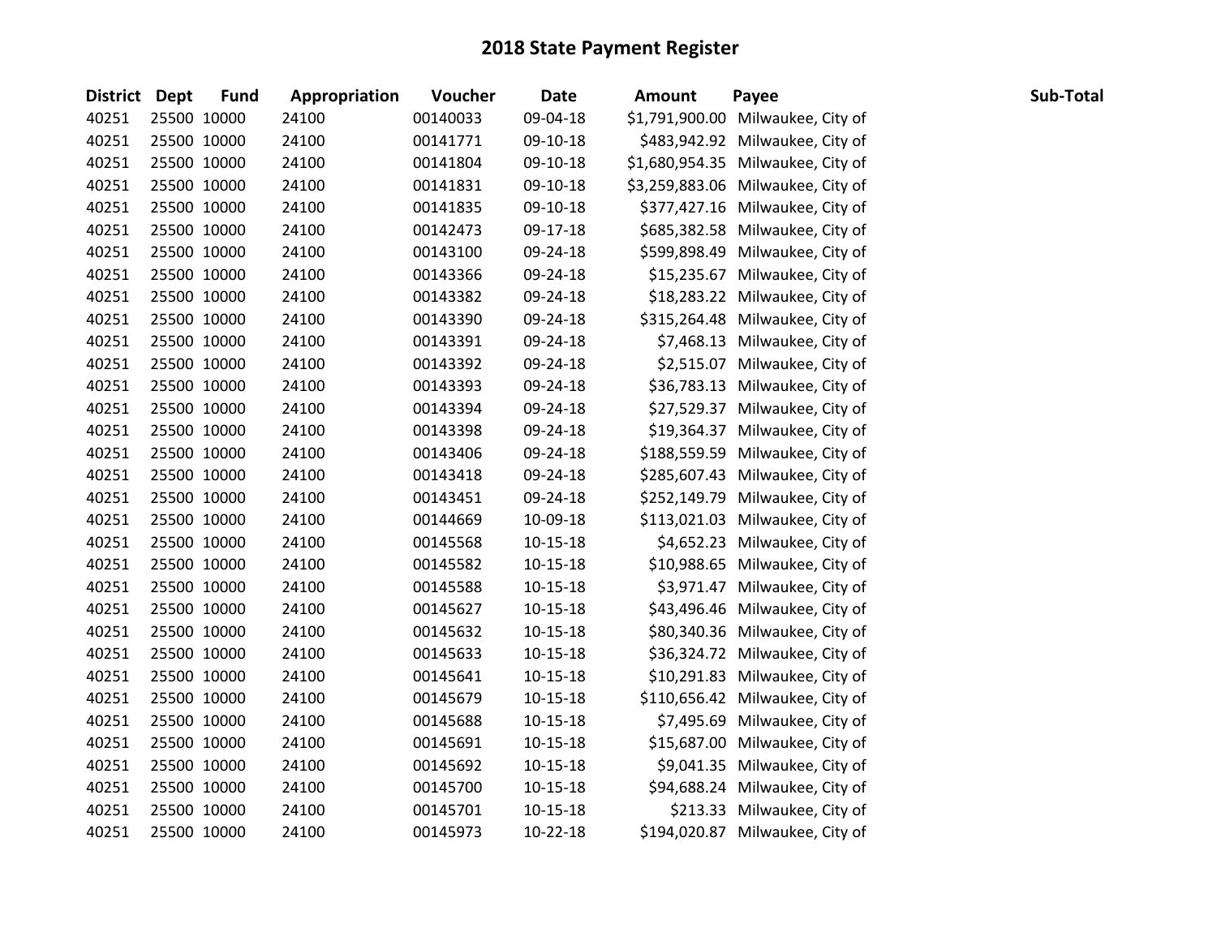# 2018 State Payment Register

| District | Dept | Fund | Appropriation | Voucher | Date | Amount | Payee | Sub-Total |
|---|---|---|---|---|---|---|---|---|
| 40251 | 25500 | 10000 | 24100 | 00140033 | 09-04-18 | $1,791,900.00 | Milwaukee, City of | |
| 40251 | 25500 | 10000 | 24100 | 00141771 | 09-10-18 | $483,942.92 | Milwaukee, City of | |
| 40251 | 25500 | 10000 | 24100 | 00141804 | 09-10-18 | $1,680,954.35 | Milwaukee, City of | |
| 40251 | 25500 | 10000 | 24100 | 00141831 | 09-10-18 | $3,259,883.06 | Milwaukee, City of | |
| 40251 | 25500 | 10000 | 24100 | 00141835 | 09-10-18 | $377,427.16 | Milwaukee, City of | |
| 40251 | 25500 | 10000 | 24100 | 00142473 | 09-17-18 | $685,382.58 | Milwaukee, City of | |
| 40251 | 25500 | 10000 | 24100 | 00143100 | 09-24-18 | $599,898.49 | Milwaukee, City of | |
| 40251 | 25500 | 10000 | 24100 | 00143366 | 09-24-18 | $15,235.67 | Milwaukee, City of | |
| 40251 | 25500 | 10000 | 24100 | 00143382 | 09-24-18 | $18,283.22 | Milwaukee, City of | |
| 40251 | 25500 | 10000 | 24100 | 00143390 | 09-24-18 | $315,264.48 | Milwaukee, City of | |
| 40251 | 25500 | 10000 | 24100 | 00143391 | 09-24-18 | $7,468.13 | Milwaukee, City of | |
| 40251 | 25500 | 10000 | 24100 | 00143392 | 09-24-18 | $2,515.07 | Milwaukee, City of | |
| 40251 | 25500 | 10000 | 24100 | 00143393 | 09-24-18 | $36,783.13 | Milwaukee, City of | |
| 40251 | 25500 | 10000 | 24100 | 00143394 | 09-24-18 | $27,529.37 | Milwaukee, City of | |
| 40251 | 25500 | 10000 | 24100 | 00143398 | 09-24-18 | $19,364.37 | Milwaukee, City of | |
| 40251 | 25500 | 10000 | 24100 | 00143406 | 09-24-18 | $188,559.59 | Milwaukee, City of | |
| 40251 | 25500 | 10000 | 24100 | 00143418 | 09-24-18 | $285,607.43 | Milwaukee, City of | |
| 40251 | 25500 | 10000 | 24100 | 00143451 | 09-24-18 | $252,149.79 | Milwaukee, City of | |
| 40251 | 25500 | 10000 | 24100 | 00144669 | 10-09-18 | $113,021.03 | Milwaukee, City of | |
| 40251 | 25500 | 10000 | 24100 | 00145568 | 10-15-18 | $4,652.23 | Milwaukee, City of | |
| 40251 | 25500 | 10000 | 24100 | 00145582 | 10-15-18 | $10,988.65 | Milwaukee, City of | |
| 40251 | 25500 | 10000 | 24100 | 00145588 | 10-15-18 | $3,971.47 | Milwaukee, City of | |
| 40251 | 25500 | 10000 | 24100 | 00145627 | 10-15-18 | $43,496.46 | Milwaukee, City of | |
| 40251 | 25500 | 10000 | 24100 | 00145632 | 10-15-18 | $80,340.36 | Milwaukee, City of | |
| 40251 | 25500 | 10000 | 24100 | 00145633 | 10-15-18 | $36,324.72 | Milwaukee, City of | |
| 40251 | 25500 | 10000 | 24100 | 00145641 | 10-15-18 | $10,291.83 | Milwaukee, City of | |
| 40251 | 25500 | 10000 | 24100 | 00145679 | 10-15-18 | $110,656.42 | Milwaukee, City of | |
| 40251 | 25500 | 10000 | 24100 | 00145688 | 10-15-18 | $7,495.69 | Milwaukee, City of | |
| 40251 | 25500 | 10000 | 24100 | 00145691 | 10-15-18 | $15,687.00 | Milwaukee, City of | |
| 40251 | 25500 | 10000 | 24100 | 00145692 | 10-15-18 | $9,041.35 | Milwaukee, City of | |
| 40251 | 25500 | 10000 | 24100 | 00145700 | 10-15-18 | $94,688.24 | Milwaukee, City of | |
| 40251 | 25500 | 10000 | 24100 | 00145701 | 10-15-18 | $213.33 | Milwaukee, City of | |
| 40251 | 25500 | 10000 | 24100 | 00145973 | 10-22-18 | $194,020.87 | Milwaukee, City of | |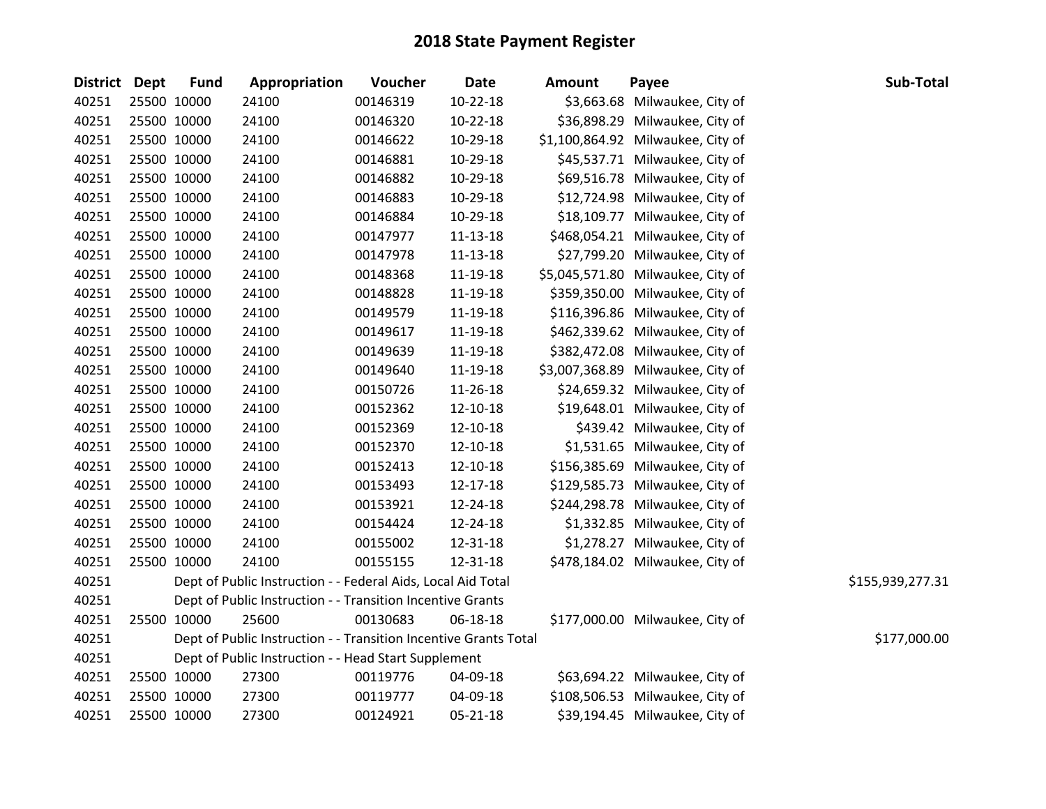# 2018 State Payment Register

| District | Dept | Fund | Appropriation | Voucher | Date | Amount | Payee | Sub-Total |
|---|---|---|---|---|---|---|---|---|
| 40251 | 25500 | 10000 | 24100 | 00146319 | 10-22-18 | $3,663.68 | Milwaukee, City of | |
| 40251 | 25500 | 10000 | 24100 | 00146320 | 10-22-18 | $36,898.29 | Milwaukee, City of | |
| 40251 | 25500 | 10000 | 24100 | 00146622 | 10-29-18 | $1,100,864.92 | Milwaukee, City of | |
| 40251 | 25500 | 10000 | 24100 | 00146881 | 10-29-18 | $45,537.71 | Milwaukee, City of | |
| 40251 | 25500 | 10000 | 24100 | 00146882 | 10-29-18 | $69,516.78 | Milwaukee, City of | |
| 40251 | 25500 | 10000 | 24100 | 00146883 | 10-29-18 | $12,724.98 | Milwaukee, City of | |
| 40251 | 25500 | 10000 | 24100 | 00146884 | 10-29-18 | $18,109.77 | Milwaukee, City of | |
| 40251 | 25500 | 10000 | 24100 | 00147977 | 11-13-18 | $468,054.21 | Milwaukee, City of | |
| 40251 | 25500 | 10000 | 24100 | 00147978 | 11-13-18 | $27,799.20 | Milwaukee, City of | |
| 40251 | 25500 | 10000 | 24100 | 00148368 | 11-19-18 | $5,045,571.80 | Milwaukee, City of | |
| 40251 | 25500 | 10000 | 24100 | 00148828 | 11-19-18 | $359,350.00 | Milwaukee, City of | |
| 40251 | 25500 | 10000 | 24100 | 00149579 | 11-19-18 | $116,396.86 | Milwaukee, City of | |
| 40251 | 25500 | 10000 | 24100 | 00149617 | 11-19-18 | $462,339.62 | Milwaukee, City of | |
| 40251 | 25500 | 10000 | 24100 | 00149639 | 11-19-18 | $382,472.08 | Milwaukee, City of | |
| 40251 | 25500 | 10000 | 24100 | 00149640 | 11-19-18 | $3,007,368.89 | Milwaukee, City of | |
| 40251 | 25500 | 10000 | 24100 | 00150726 | 11-26-18 | $24,659.32 | Milwaukee, City of | |
| 40251 | 25500 | 10000 | 24100 | 00152362 | 12-10-18 | $19,648.01 | Milwaukee, City of | |
| 40251 | 25500 | 10000 | 24100 | 00152369 | 12-10-18 | $439.42 | Milwaukee, City of | |
| 40251 | 25500 | 10000 | 24100 | 00152370 | 12-10-18 | $1,531.65 | Milwaukee, City of | |
| 40251 | 25500 | 10000 | 24100 | 00152413 | 12-10-18 | $156,385.69 | Milwaukee, City of | |
| 40251 | 25500 | 10000 | 24100 | 00153493 | 12-17-18 | $129,585.73 | Milwaukee, City of | |
| 40251 | 25500 | 10000 | 24100 | 00153921 | 12-24-18 | $244,298.78 | Milwaukee, City of | |
| 40251 | 25500 | 10000 | 24100 | 00154424 | 12-24-18 | $1,332.85 | Milwaukee, City of | |
| 40251 | 25500 | 10000 | 24100 | 00155002 | 12-31-18 | $1,278.27 | Milwaukee, City of | |
| 40251 | 25500 | 10000 | 24100 | 00155155 | 12-31-18 | $478,184.02 | Milwaukee, City of | |
| 40251 | | Dept of Public Instruction - - Federal Aids, Local Aid Total | | | | | | $155,939,277.31 |
| 40251 | | Dept of Public Instruction - - Transition Incentive Grants | | | | | | |
| 40251 | 25500 | 10000 | 25600 | 00130683 | 06-18-18 | $177,000.00 | Milwaukee, City of | |
| 40251 | | Dept of Public Instruction - - Transition Incentive Grants Total | | | | | | $177,000.00 |
| 40251 | | Dept of Public Instruction - - Head Start Supplement | | | | | | |
| 40251 | 25500 | 10000 | 27300 | 00119776 | 04-09-18 | $63,694.22 | Milwaukee, City of | |
| 40251 | 25500 | 10000 | 27300 | 00119777 | 04-09-18 | $108,506.53 | Milwaukee, City of | |
| 40251 | 25500 | 10000 | 27300 | 00124921 | 05-21-18 | $39,194.45 | Milwaukee, City of | |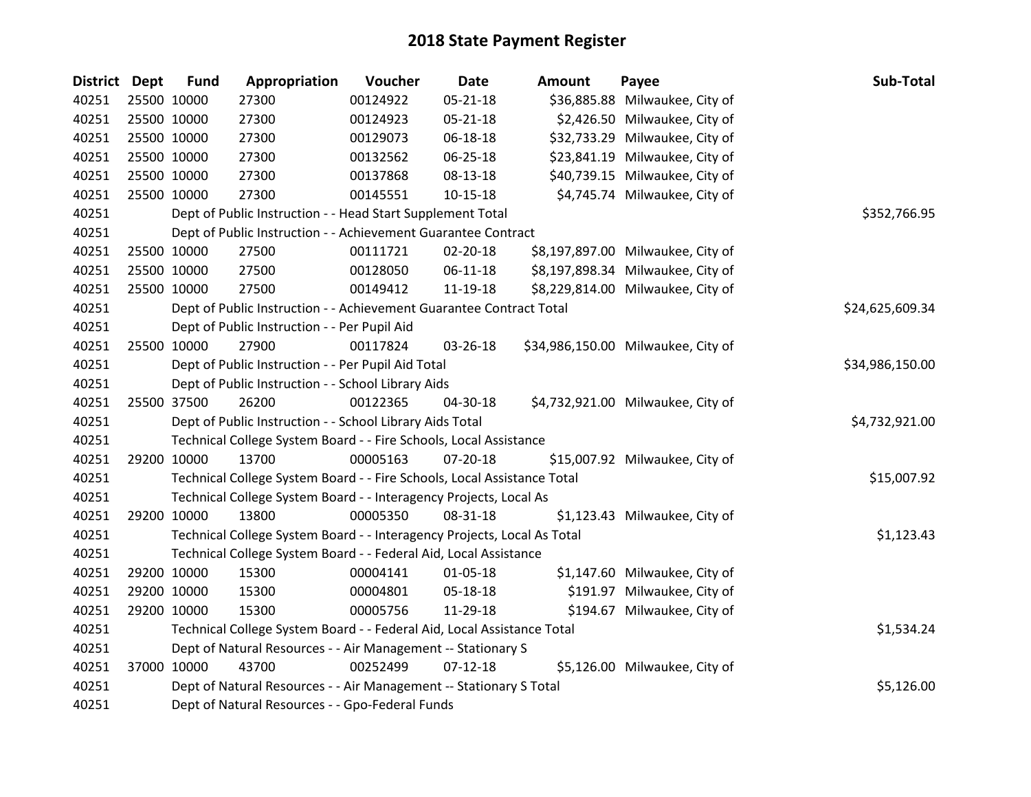# 2018 State Payment Register

| District | Dept | Fund | Appropriation | Voucher | Date | Amount | Payee | Sub-Total |
|---|---|---|---|---|---|---|---|---|
| 40251 | 25500 | 10000 | 27300 | 00124922 | 05-21-18 | $36,885.88 | Milwaukee, City of | |
| 40251 | 25500 | 10000 | 27300 | 00124923 | 05-21-18 | $2,426.50 | Milwaukee, City of | |
| 40251 | 25500 | 10000 | 27300 | 00129073 | 06-18-18 | $32,733.29 | Milwaukee, City of | |
| 40251 | 25500 | 10000 | 27300 | 00132562 | 06-25-18 | $23,841.19 | Milwaukee, City of | |
| 40251 | 25500 | 10000 | 27300 | 00137868 | 08-13-18 | $40,739.15 | Milwaukee, City of | |
| 40251 | 25500 | 10000 | 27300 | 00145551 | 10-15-18 | $4,745.74 | Milwaukee, City of | |
| 40251 | | Dept of Public Instruction - - Head Start Supplement Total | | | | | | $352,766.95 |
| 40251 | | Dept of Public Instruction - - Achievement Guarantee Contract | | | | | | |
| 40251 | 25500 | 10000 | 27500 | 00111721 | 02-20-18 | $8,197,897.00 | Milwaukee, City of | |
| 40251 | 25500 | 10000 | 27500 | 00128050 | 06-11-18 | $8,197,898.34 | Milwaukee, City of | |
| 40251 | 25500 | 10000 | 27500 | 00149412 | 11-19-18 | $8,229,814.00 | Milwaukee, City of | |
| 40251 | | Dept of Public Instruction - - Achievement Guarantee Contract Total | | | | | | $24,625,609.34 |
| 40251 | | Dept of Public Instruction - - Per Pupil Aid | | | | | | |
| 40251 | 25500 | 10000 | 27900 | 00117824 | 03-26-18 | $34,986,150.00 | Milwaukee, City of | |
| 40251 | | Dept of Public Instruction - - Per Pupil Aid Total | | | | | | $34,986,150.00 |
| 40251 | | Dept of Public Instruction - - School Library Aids | | | | | | |
| 40251 | 25500 | 37500 | 26200 | 00122365 | 04-30-18 | $4,732,921.00 | Milwaukee, City of | |
| 40251 | | Dept of Public Instruction - - School Library Aids Total | | | | | | $4,732,921.00 |
| 40251 | | Technical College System Board - - Fire Schools, Local Assistance | | | | | | |
| 40251 | 29200 | 10000 | 13700 | 00005163 | 07-20-18 | $15,007.92 | Milwaukee, City of | |
| 40251 | | Technical College System Board - - Fire Schools, Local Assistance Total | | | | | | $15,007.92 |
| 40251 | | Technical College System Board - - Interagency Projects, Local As | | | | | | |
| 40251 | 29200 | 10000 | 13800 | 00005350 | 08-31-18 | $1,123.43 | Milwaukee, City of | |
| 40251 | | Technical College System Board - - Interagency Projects, Local As Total | | | | | | $1,123.43 |
| 40251 | | Technical College System Board - - Federal Aid, Local Assistance | | | | | | |
| 40251 | 29200 | 10000 | 15300 | 00004141 | 01-05-18 | $1,147.60 | Milwaukee, City of | |
| 40251 | 29200 | 10000 | 15300 | 00004801 | 05-18-18 | $191.97 | Milwaukee, City of | |
| 40251 | 29200 | 10000 | 15300 | 00005756 | 11-29-18 | $194.67 | Milwaukee, City of | |
| 40251 | | Technical College System Board - - Federal Aid, Local Assistance Total | | | | | | $1,534.24 |
| 40251 | | Dept of Natural Resources - - Air Management -- Stationary S | | | | | | |
| 40251 | 37000 | 10000 | 43700 | 00252499 | 07-12-18 | $5,126.00 | Milwaukee, City of | |
| 40251 | | Dept of Natural Resources - - Air Management -- Stationary S Total | | | | | | $5,126.00 |
| 40251 | | Dept of Natural Resources - - Gpo-Federal Funds | | | | | | |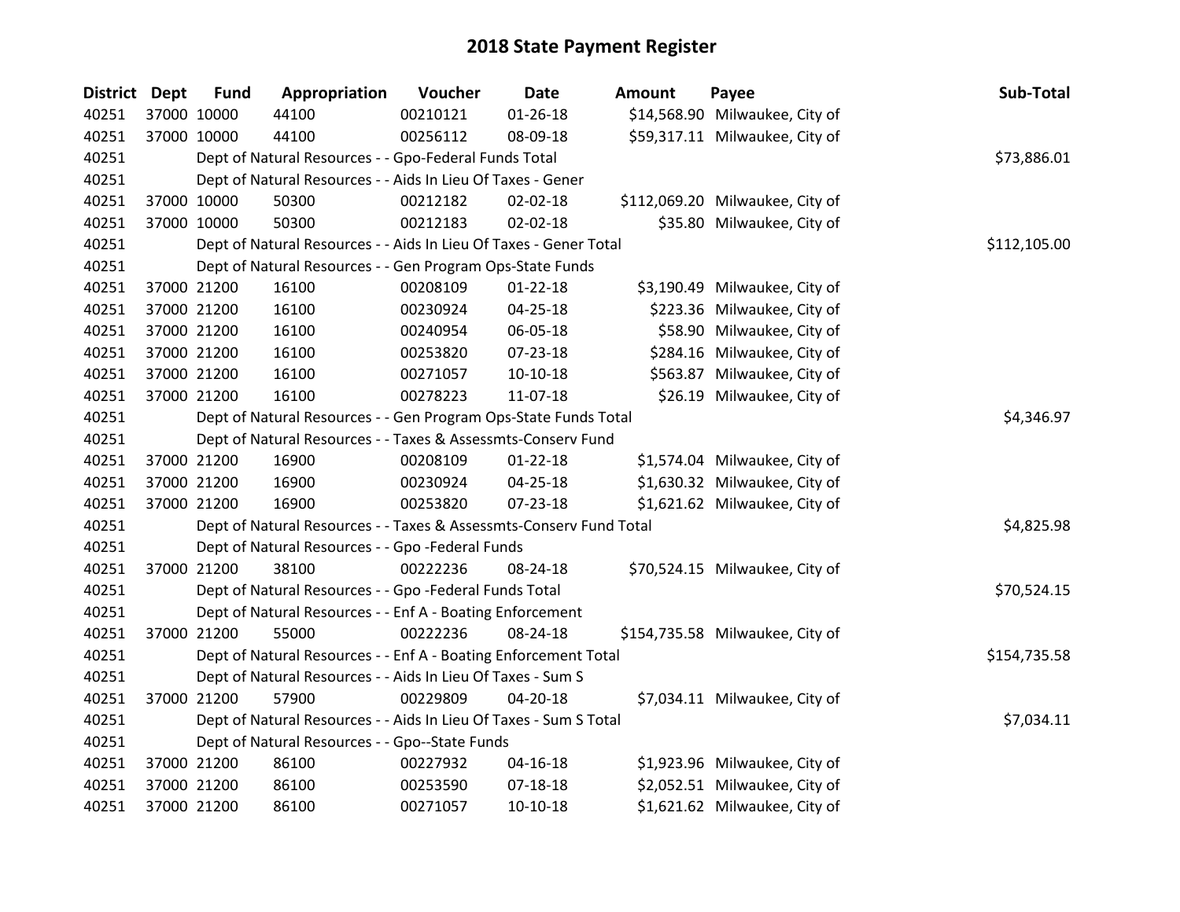# 2018 State Payment Register

| District | Dept | Fund | Appropriation | Voucher | Date | Amount | Payee | Sub-Total |
|---|---|---|---|---|---|---|---|---|
| 40251 | 37000 | 10000 | 44100 | 00210121 | 01-26-18 | $14,568.90 | Milwaukee, City of | |
| 40251 | 37000 | 10000 | 44100 | 00256112 | 08-09-18 | $59,317.11 | Milwaukee, City of | |
| 40251 | | Dept of Natural Resources - - Gpo-Federal Funds Total | | | | | | $73,886.01 |
| 40251 | | Dept of Natural Resources - - Aids In Lieu Of Taxes - Gener | | | | | | |
| 40251 | 37000 | 10000 | 50300 | 00212182 | 02-02-18 | $112,069.20 | Milwaukee, City of | |
| 40251 | 37000 | 10000 | 50300 | 00212183 | 02-02-18 | $35.80 | Milwaukee, City of | |
| 40251 | | Dept of Natural Resources - - Aids In Lieu Of Taxes - Gener Total | | | | | | $112,105.00 |
| 40251 | | Dept of Natural Resources - - Gen Program Ops-State Funds | | | | | | |
| 40251 | 37000 | 21200 | 16100 | 00208109 | 01-22-18 | $3,190.49 | Milwaukee, City of | |
| 40251 | 37000 | 21200 | 16100 | 00230924 | 04-25-18 | $223.36 | Milwaukee, City of | |
| 40251 | 37000 | 21200 | 16100 | 00240954 | 06-05-18 | $58.90 | Milwaukee, City of | |
| 40251 | 37000 | 21200 | 16100 | 00253820 | 07-23-18 | $284.16 | Milwaukee, City of | |
| 40251 | 37000 | 21200 | 16100 | 00271057 | 10-10-18 | $563.87 | Milwaukee, City of | |
| 40251 | 37000 | 21200 | 16100 | 00278223 | 11-07-18 | $26.19 | Milwaukee, City of | |
| 40251 | | Dept of Natural Resources - - Gen Program Ops-State Funds Total | | | | | | $4,346.97 |
| 40251 | | Dept of Natural Resources - - Taxes & Assessmts-Conserv Fund | | | | | | |
| 40251 | 37000 | 21200 | 16900 | 00208109 | 01-22-18 | $1,574.04 | Milwaukee, City of | |
| 40251 | 37000 | 21200 | 16900 | 00230924 | 04-25-18 | $1,630.32 | Milwaukee, City of | |
| 40251 | 37000 | 21200 | 16900 | 00253820 | 07-23-18 | $1,621.62 | Milwaukee, City of | |
| 40251 | | Dept of Natural Resources - - Taxes & Assessmts-Conserv Fund Total | | | | | | $4,825.98 |
| 40251 | | Dept of Natural Resources - - Gpo -Federal Funds | | | | | | |
| 40251 | 37000 | 21200 | 38100 | 00222236 | 08-24-18 | $70,524.15 | Milwaukee, City of | |
| 40251 | | Dept of Natural Resources - - Gpo -Federal Funds Total | | | | | | $70,524.15 |
| 40251 | | Dept of Natural Resources - - Enf A - Boating Enforcement | | | | | | |
| 40251 | 37000 | 21200 | 55000 | 00222236 | 08-24-18 | $154,735.58 | Milwaukee, City of | |
| 40251 | | Dept of Natural Resources - - Enf A - Boating Enforcement Total | | | | | | $154,735.58 |
| 40251 | | Dept of Natural Resources - - Aids In Lieu Of Taxes - Sum S | | | | | | |
| 40251 | 37000 | 21200 | 57900 | 00229809 | 04-20-18 | $7,034.11 | Milwaukee, City of | |
| 40251 | | Dept of Natural Resources - - Aids In Lieu Of Taxes - Sum S Total | | | | | | $7,034.11 |
| 40251 | | Dept of Natural Resources - - Gpo--State Funds | | | | | | |
| 40251 | 37000 | 21200 | 86100 | 00227932 | 04-16-18 | $1,923.96 | Milwaukee, City of | |
| 40251 | 37000 | 21200 | 86100 | 00253590 | 07-18-18 | $2,052.51 | Milwaukee, City of | |
| 40251 | 37000 | 21200 | 86100 | 00271057 | 10-10-18 | $1,621.62 | Milwaukee, City of | |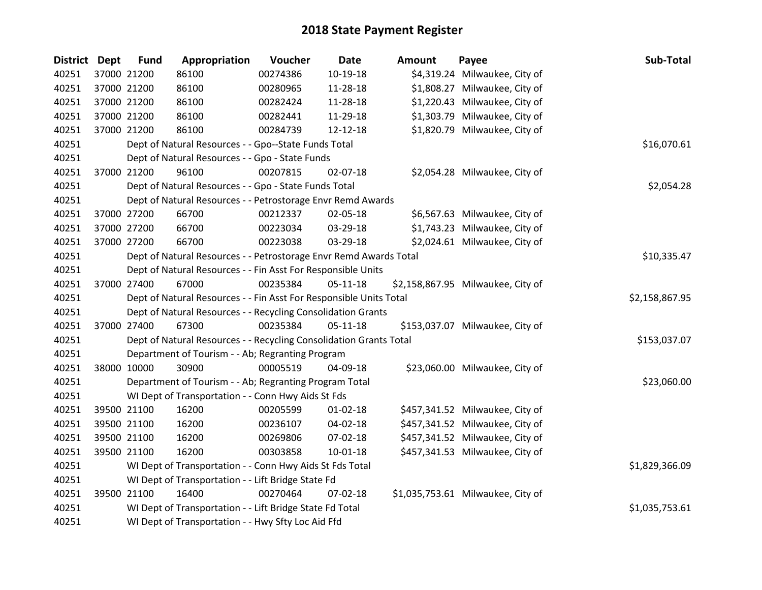# 2018 State Payment Register

| District | Dept | Fund | Appropriation | Voucher | Date | Amount | Payee | Sub-Total |
|---|---|---|---|---|---|---|---|---|
| 40251 | 37000 | 21200 | 86100 | 00274386 | 10-19-18 | $4,319.24 | Milwaukee, City of | |
| 40251 | 37000 | 21200 | 86100 | 00280965 | 11-28-18 | $1,808.27 | Milwaukee, City of | |
| 40251 | 37000 | 21200 | 86100 | 00282424 | 11-28-18 | $1,220.43 | Milwaukee, City of | |
| 40251 | 37000 | 21200 | 86100 | 00282441 | 11-29-18 | $1,303.79 | Milwaukee, City of | |
| 40251 | 37000 | 21200 | 86100 | 00284739 | 12-12-18 | $1,820.79 | Milwaukee, City of | |
| 40251 | | Dept of Natural Resources - - Gpo--State Funds Total | | | | | | $16,070.61 |
| 40251 | | Dept of Natural Resources - - Gpo - State Funds | | | | | | |
| 40251 | 37000 | 21200 | 96100 | 00207815 | 02-07-18 | $2,054.28 | Milwaukee, City of | |
| 40251 | | Dept of Natural Resources - - Gpo - State Funds Total | | | | | | $2,054.28 |
| 40251 | | Dept of Natural Resources - - Petrostorage Envr Remd Awards | | | | | | |
| 40251 | 37000 | 27200 | 66700 | 00212337 | 02-05-18 | $6,567.63 | Milwaukee, City of | |
| 40251 | 37000 | 27200 | 66700 | 00223034 | 03-29-18 | $1,743.23 | Milwaukee, City of | |
| 40251 | 37000 | 27200 | 66700 | 00223038 | 03-29-18 | $2,024.61 | Milwaukee, City of | |
| 40251 | | Dept of Natural Resources - - Petrostorage Envr Remd Awards Total | | | | | | $10,335.47 |
| 40251 | | Dept of Natural Resources - - Fin Asst For Responsible Units | | | | | | |
| 40251 | 37000 | 27400 | 67000 | 00235384 | 05-11-18 | $2,158,867.95 | Milwaukee, City of | |
| 40251 | | Dept of Natural Resources - - Fin Asst For Responsible Units Total | | | | | | $2,158,867.95 |
| 40251 | | Dept of Natural Resources - - Recycling Consolidation Grants | | | | | | |
| 40251 | 37000 | 27400 | 67300 | 00235384 | 05-11-18 | $153,037.07 | Milwaukee, City of | |
| 40251 | | Dept of Natural Resources - - Recycling Consolidation Grants Total | | | | | | $153,037.07 |
| 40251 | | Department of Tourism - - Ab; Regranting Program | | | | | | |
| 40251 | 38000 | 10000 | 30900 | 00005519 | 04-09-18 | $23,060.00 | Milwaukee, City of | |
| 40251 | | Department of Tourism - - Ab; Regranting Program Total | | | | | | $23,060.00 |
| 40251 | | WI Dept of Transportation - - Conn Hwy Aids St Fds | | | | | | |
| 40251 | 39500 | 21100 | 16200 | 00205599 | 01-02-18 | $457,341.52 | Milwaukee, City of | |
| 40251 | 39500 | 21100 | 16200 | 00236107 | 04-02-18 | $457,341.52 | Milwaukee, City of | |
| 40251 | 39500 | 21100 | 16200 | 00269806 | 07-02-18 | $457,341.52 | Milwaukee, City of | |
| 40251 | 39500 | 21100 | 16200 | 00303858 | 10-01-18 | $457,341.53 | Milwaukee, City of | |
| 40251 | | WI Dept of Transportation - - Conn Hwy Aids St Fds Total | | | | | | $1,829,366.09 |
| 40251 | | WI Dept of Transportation - - Lift Bridge State Fd | | | | | | |
| 40251 | 39500 | 21100 | 16400 | 00270464 | 07-02-18 | $1,035,753.61 | Milwaukee, City of | |
| 40251 | | WI Dept of Transportation - - Lift Bridge State Fd Total | | | | | | $1,035,753.61 |
| 40251 | | WI Dept of Transportation - - Hwy Sfty Loc Aid Ffd | | | | | | |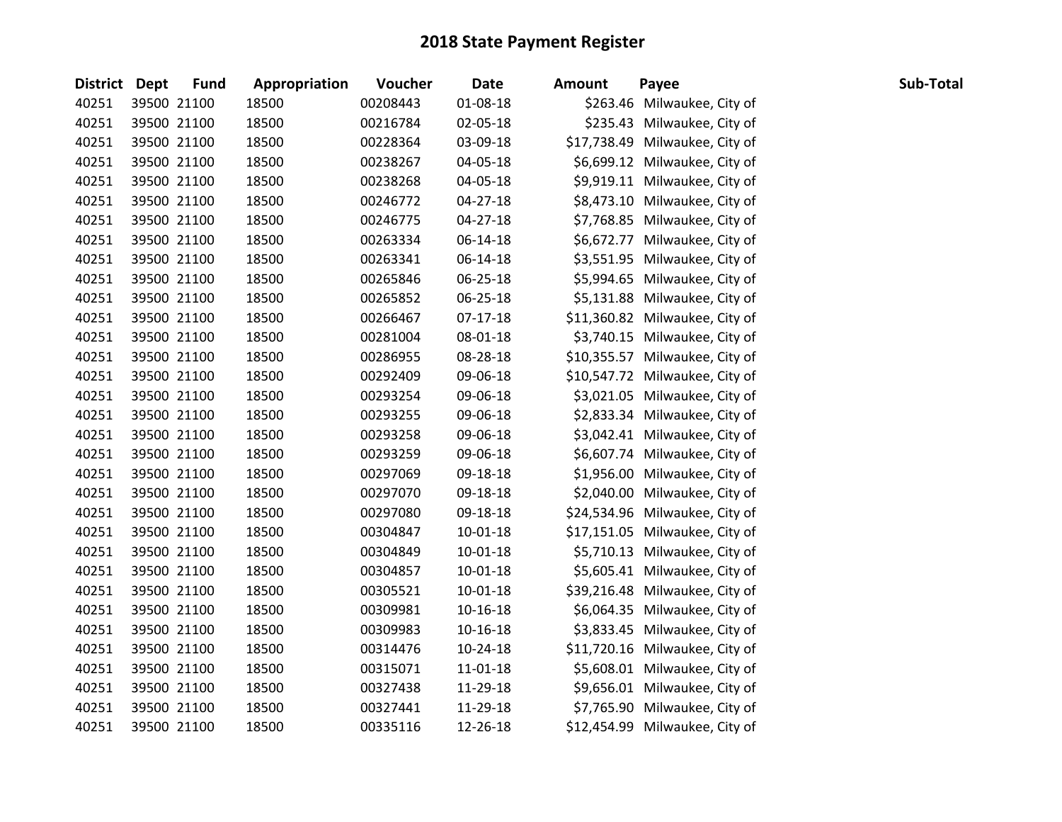# 2018 State Payment Register

| District | Dept | Fund | Appropriation | Voucher | Date | Amount | Payee | Sub-Total |
|---|---|---|---|---|---|---|---|---|
| 40251 | 39500 | 21100 | 18500 | 00208443 | 01-08-18 | $263.46 | Milwaukee, City of | |
| 40251 | 39500 | 21100 | 18500 | 00216784 | 02-05-18 | $235.43 | Milwaukee, City of | |
| 40251 | 39500 | 21100 | 18500 | 00228364 | 03-09-18 | $17,738.49 | Milwaukee, City of | |
| 40251 | 39500 | 21100 | 18500 | 00238267 | 04-05-18 | $6,699.12 | Milwaukee, City of | |
| 40251 | 39500 | 21100 | 18500 | 00238268 | 04-05-18 | $9,919.11 | Milwaukee, City of | |
| 40251 | 39500 | 21100 | 18500 | 00246772 | 04-27-18 | $8,473.10 | Milwaukee, City of | |
| 40251 | 39500 | 21100 | 18500 | 00246775 | 04-27-18 | $7,768.85 | Milwaukee, City of | |
| 40251 | 39500 | 21100 | 18500 | 00263334 | 06-14-18 | $6,672.77 | Milwaukee, City of | |
| 40251 | 39500 | 21100 | 18500 | 00263341 | 06-14-18 | $3,551.95 | Milwaukee, City of | |
| 40251 | 39500 | 21100 | 18500 | 00265846 | 06-25-18 | $5,994.65 | Milwaukee, City of | |
| 40251 | 39500 | 21100 | 18500 | 00265852 | 06-25-18 | $5,131.88 | Milwaukee, City of | |
| 40251 | 39500 | 21100 | 18500 | 00266467 | 07-17-18 | $11,360.82 | Milwaukee, City of | |
| 40251 | 39500 | 21100 | 18500 | 00281004 | 08-01-18 | $3,740.15 | Milwaukee, City of | |
| 40251 | 39500 | 21100 | 18500 | 00286955 | 08-28-18 | $10,355.57 | Milwaukee, City of | |
| 40251 | 39500 | 21100 | 18500 | 00292409 | 09-06-18 | $10,547.72 | Milwaukee, City of | |
| 40251 | 39500 | 21100 | 18500 | 00293254 | 09-06-18 | $3,021.05 | Milwaukee, City of | |
| 40251 | 39500 | 21100 | 18500 | 00293255 | 09-06-18 | $2,833.34 | Milwaukee, City of | |
| 40251 | 39500 | 21100 | 18500 | 00293258 | 09-06-18 | $3,042.41 | Milwaukee, City of | |
| 40251 | 39500 | 21100 | 18500 | 00293259 | 09-06-18 | $6,607.74 | Milwaukee, City of | |
| 40251 | 39500 | 21100 | 18500 | 00297069 | 09-18-18 | $1,956.00 | Milwaukee, City of | |
| 40251 | 39500 | 21100 | 18500 | 00297070 | 09-18-18 | $2,040.00 | Milwaukee, City of | |
| 40251 | 39500 | 21100 | 18500 | 00297080 | 09-18-18 | $24,534.96 | Milwaukee, City of | |
| 40251 | 39500 | 21100 | 18500 | 00304847 | 10-01-18 | $17,151.05 | Milwaukee, City of | |
| 40251 | 39500 | 21100 | 18500 | 00304849 | 10-01-18 | $5,710.13 | Milwaukee, City of | |
| 40251 | 39500 | 21100 | 18500 | 00304857 | 10-01-18 | $5,605.41 | Milwaukee, City of | |
| 40251 | 39500 | 21100 | 18500 | 00305521 | 10-01-18 | $39,216.48 | Milwaukee, City of | |
| 40251 | 39500 | 21100 | 18500 | 00309981 | 10-16-18 | $6,064.35 | Milwaukee, City of | |
| 40251 | 39500 | 21100 | 18500 | 00309983 | 10-16-18 | $3,833.45 | Milwaukee, City of | |
| 40251 | 39500 | 21100 | 18500 | 00314476 | 10-24-18 | $11,720.16 | Milwaukee, City of | |
| 40251 | 39500 | 21100 | 18500 | 00315071 | 11-01-18 | $5,608.01 | Milwaukee, City of | |
| 40251 | 39500 | 21100 | 18500 | 00327438 | 11-29-18 | $9,656.01 | Milwaukee, City of | |
| 40251 | 39500 | 21100 | 18500 | 00327441 | 11-29-18 | $7,765.90 | Milwaukee, City of | |
| 40251 | 39500 | 21100 | 18500 | 00335116 | 12-26-18 | $12,454.99 | Milwaukee, City of | |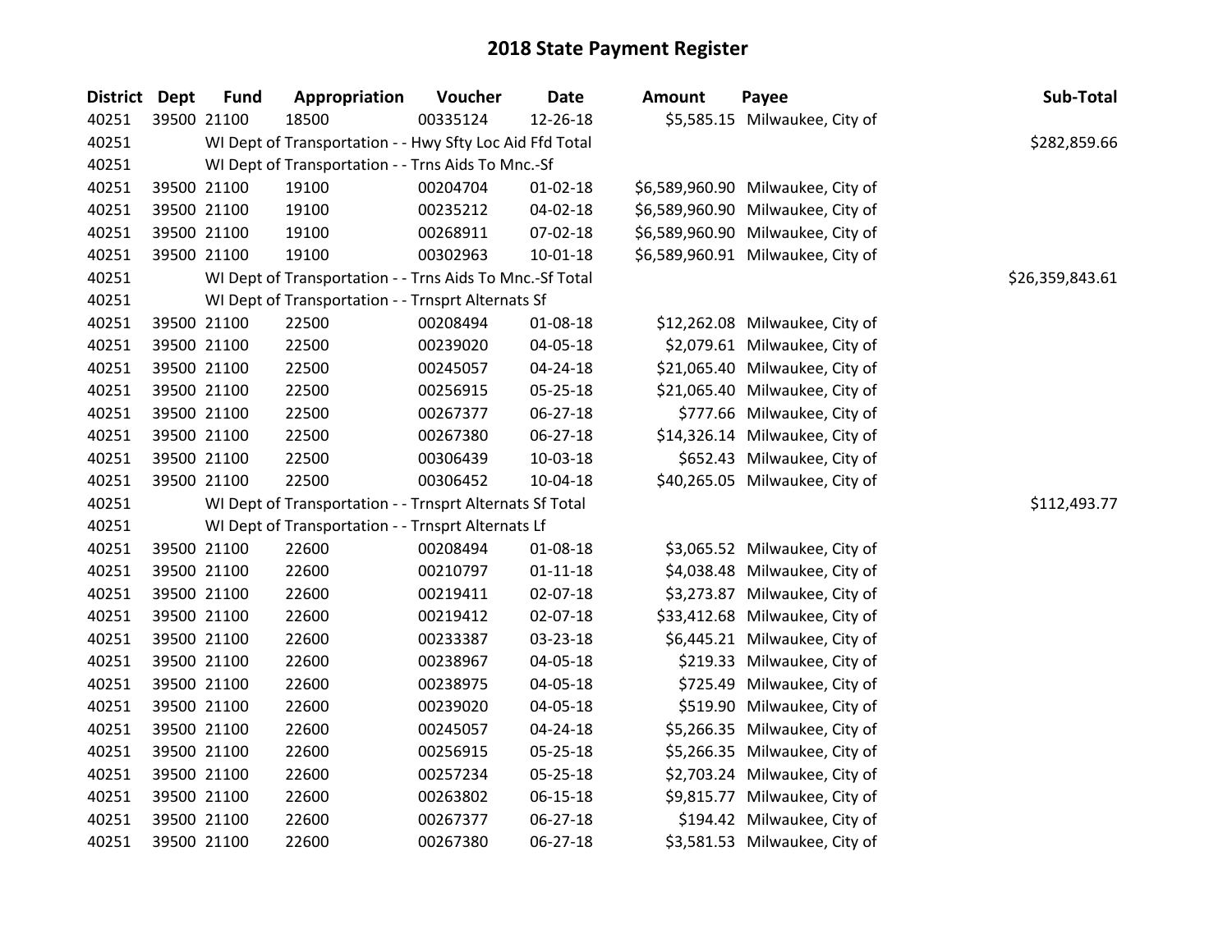# 2018 State Payment Register

| District | Dept | Fund | Appropriation | Voucher | Date | Amount | Payee | Sub-Total |
|---|---|---|---|---|---|---|---|---|
| 40251 | 39500 | 21100 | 18500 | 00335124 | 12-26-18 | $5,585.15 | Milwaukee, City of | |
| 40251 | | WI Dept of Transportation - - Hwy Sfty Loc Aid Ffd Total | | | | | | $282,859.66 |
| 40251 | | WI Dept of Transportation - - Trns Aids To Mnc.-Sf | | | | | | |
| 40251 | 39500 | 21100 | 19100 | 00204704 | 01-02-18 | $6,589,960.90 | Milwaukee, City of | |
| 40251 | 39500 | 21100 | 19100 | 00235212 | 04-02-18 | $6,589,960.90 | Milwaukee, City of | |
| 40251 | 39500 | 21100 | 19100 | 00268911 | 07-02-18 | $6,589,960.90 | Milwaukee, City of | |
| 40251 | 39500 | 21100 | 19100 | 00302963 | 10-01-18 | $6,589,960.91 | Milwaukee, City of | |
| 40251 | | WI Dept of Transportation - - Trns Aids To Mnc.-Sf Total | | | | | | $26,359,843.61 |
| 40251 | | WI Dept of Transportation - - Trnsprt Alternats Sf | | | | | | |
| 40251 | 39500 | 21100 | 22500 | 00208494 | 01-08-18 | $12,262.08 | Milwaukee, City of | |
| 40251 | 39500 | 21100 | 22500 | 00239020 | 04-05-18 | $2,079.61 | Milwaukee, City of | |
| 40251 | 39500 | 21100 | 22500 | 00245057 | 04-24-18 | $21,065.40 | Milwaukee, City of | |
| 40251 | 39500 | 21100 | 22500 | 00256915 | 05-25-18 | $21,065.40 | Milwaukee, City of | |
| 40251 | 39500 | 21100 | 22500 | 00267377 | 06-27-18 | $777.66 | Milwaukee, City of | |
| 40251 | 39500 | 21100 | 22500 | 00267380 | 06-27-18 | $14,326.14 | Milwaukee, City of | |
| 40251 | 39500 | 21100 | 22500 | 00306439 | 10-03-18 | $652.43 | Milwaukee, City of | |
| 40251 | 39500 | 21100 | 22500 | 00306452 | 10-04-18 | $40,265.05 | Milwaukee, City of | |
| 40251 | | WI Dept of Transportation - - Trnsprt Alternats Sf Total | | | | | | $112,493.77 |
| 40251 | | WI Dept of Transportation - - Trnsprt Alternats Lf | | | | | | |
| 40251 | 39500 | 21100 | 22600 | 00208494 | 01-08-18 | $3,065.52 | Milwaukee, City of | |
| 40251 | 39500 | 21100 | 22600 | 00210797 | 01-11-18 | $4,038.48 | Milwaukee, City of | |
| 40251 | 39500 | 21100 | 22600 | 00219411 | 02-07-18 | $3,273.87 | Milwaukee, City of | |
| 40251 | 39500 | 21100 | 22600 | 00219412 | 02-07-18 | $33,412.68 | Milwaukee, City of | |
| 40251 | 39500 | 21100 | 22600 | 00233387 | 03-23-18 | $6,445.21 | Milwaukee, City of | |
| 40251 | 39500 | 21100 | 22600 | 00238967 | 04-05-18 | $219.33 | Milwaukee, City of | |
| 40251 | 39500 | 21100 | 22600 | 00238975 | 04-05-18 | $725.49 | Milwaukee, City of | |
| 40251 | 39500 | 21100 | 22600 | 00239020 | 04-05-18 | $519.90 | Milwaukee, City of | |
| 40251 | 39500 | 21100 | 22600 | 00245057 | 04-24-18 | $5,266.35 | Milwaukee, City of | |
| 40251 | 39500 | 21100 | 22600 | 00256915 | 05-25-18 | $5,266.35 | Milwaukee, City of | |
| 40251 | 39500 | 21100 | 22600 | 00257234 | 05-25-18 | $2,703.24 | Milwaukee, City of | |
| 40251 | 39500 | 21100 | 22600 | 00263802 | 06-15-18 | $9,815.77 | Milwaukee, City of | |
| 40251 | 39500 | 21100 | 22600 | 00267377 | 06-27-18 | $194.42 | Milwaukee, City of | |
| 40251 | 39500 | 21100 | 22600 | 00267380 | 06-27-18 | $3,581.53 | Milwaukee, City of | |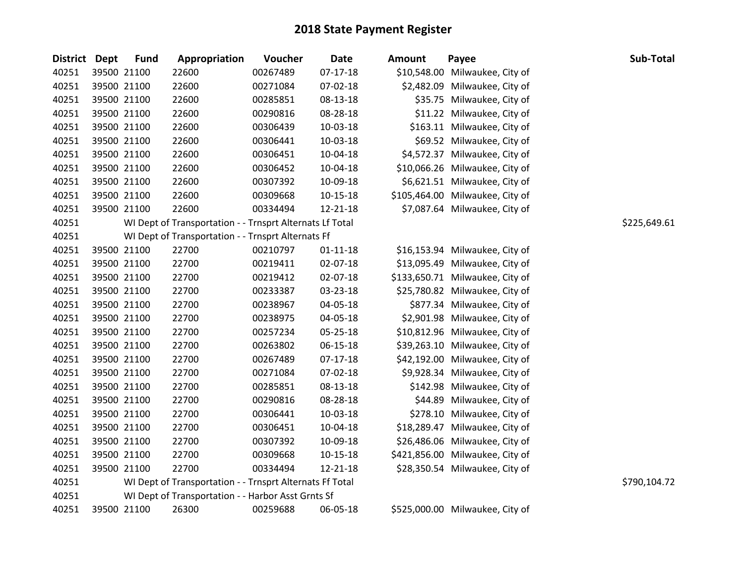# 2018 State Payment Register

| District | Dept | Fund | Appropriation | Voucher | Date | Amount | Payee | Sub-Total |
|---|---|---|---|---|---|---|---|---|
| 40251 | 39500 | 21100 | 22600 | 00267489 | 07-17-18 | $10,548.00 | Milwaukee, City of | |
| 40251 | 39500 | 21100 | 22600 | 00271084 | 07-02-18 | $2,482.09 | Milwaukee, City of | |
| 40251 | 39500 | 21100 | 22600 | 00285851 | 08-13-18 | $35.75 | Milwaukee, City of | |
| 40251 | 39500 | 21100 | 22600 | 00290816 | 08-28-18 | $11.22 | Milwaukee, City of | |
| 40251 | 39500 | 21100 | 22600 | 00306439 | 10-03-18 | $163.11 | Milwaukee, City of | |
| 40251 | 39500 | 21100 | 22600 | 00306441 | 10-03-18 | $69.52 | Milwaukee, City of | |
| 40251 | 39500 | 21100 | 22600 | 00306451 | 10-04-18 | $4,572.37 | Milwaukee, City of | |
| 40251 | 39500 | 21100 | 22600 | 00306452 | 10-04-18 | $10,066.26 | Milwaukee, City of | |
| 40251 | 39500 | 21100 | 22600 | 00307392 | 10-09-18 | $6,621.51 | Milwaukee, City of | |
| 40251 | 39500 | 21100 | 22600 | 00309668 | 10-15-18 | $105,464.00 | Milwaukee, City of | |
| 40251 | 39500 | 21100 | 22600 | 00334494 | 12-21-18 | $7,087.64 | Milwaukee, City of | |
| 40251 | | WI Dept of Transportation - - Trnsprt Alternats Lf Total | | | | | | $225,649.61 |
| 40251 | | WI Dept of Transportation - - Trnsprt Alternats Ff | | | | | | |
| 40251 | 39500 | 21100 | 22700 | 00210797 | 01-11-18 | $16,153.94 | Milwaukee, City of | |
| 40251 | 39500 | 21100 | 22700 | 00219411 | 02-07-18 | $13,095.49 | Milwaukee, City of | |
| 40251 | 39500 | 21100 | 22700 | 00219412 | 02-07-18 | $133,650.71 | Milwaukee, City of | |
| 40251 | 39500 | 21100 | 22700 | 00233387 | 03-23-18 | $25,780.82 | Milwaukee, City of | |
| 40251 | 39500 | 21100 | 22700 | 00238967 | 04-05-18 | $877.34 | Milwaukee, City of | |
| 40251 | 39500 | 21100 | 22700 | 00238975 | 04-05-18 | $2,901.98 | Milwaukee, City of | |
| 40251 | 39500 | 21100 | 22700 | 00257234 | 05-25-18 | $10,812.96 | Milwaukee, City of | |
| 40251 | 39500 | 21100 | 22700 | 00263802 | 06-15-18 | $39,263.10 | Milwaukee, City of | |
| 40251 | 39500 | 21100 | 22700 | 00267489 | 07-17-18 | $42,192.00 | Milwaukee, City of | |
| 40251 | 39500 | 21100 | 22700 | 00271084 | 07-02-18 | $9,928.34 | Milwaukee, City of | |
| 40251 | 39500 | 21100 | 22700 | 00285851 | 08-13-18 | $142.98 | Milwaukee, City of | |
| 40251 | 39500 | 21100 | 22700 | 00290816 | 08-28-18 | $44.89 | Milwaukee, City of | |
| 40251 | 39500 | 21100 | 22700 | 00306441 | 10-03-18 | $278.10 | Milwaukee, City of | |
| 40251 | 39500 | 21100 | 22700 | 00306451 | 10-04-18 | $18,289.47 | Milwaukee, City of | |
| 40251 | 39500 | 21100 | 22700 | 00307392 | 10-09-18 | $26,486.06 | Milwaukee, City of | |
| 40251 | 39500 | 21100 | 22700 | 00309668 | 10-15-18 | $421,856.00 | Milwaukee, City of | |
| 40251 | 39500 | 21100 | 22700 | 00334494 | 12-21-18 | $28,350.54 | Milwaukee, City of | |
| 40251 | | WI Dept of Transportation - - Trnsprt Alternats Ff Total | | | | | | $790,104.72 |
| 40251 | | WI Dept of Transportation - - Harbor Asst Grnts Sf | | | | | | |
| 40251 | 39500 | 21100 | 26300 | 00259688 | 06-05-18 | $525,000.00 | Milwaukee, City of | |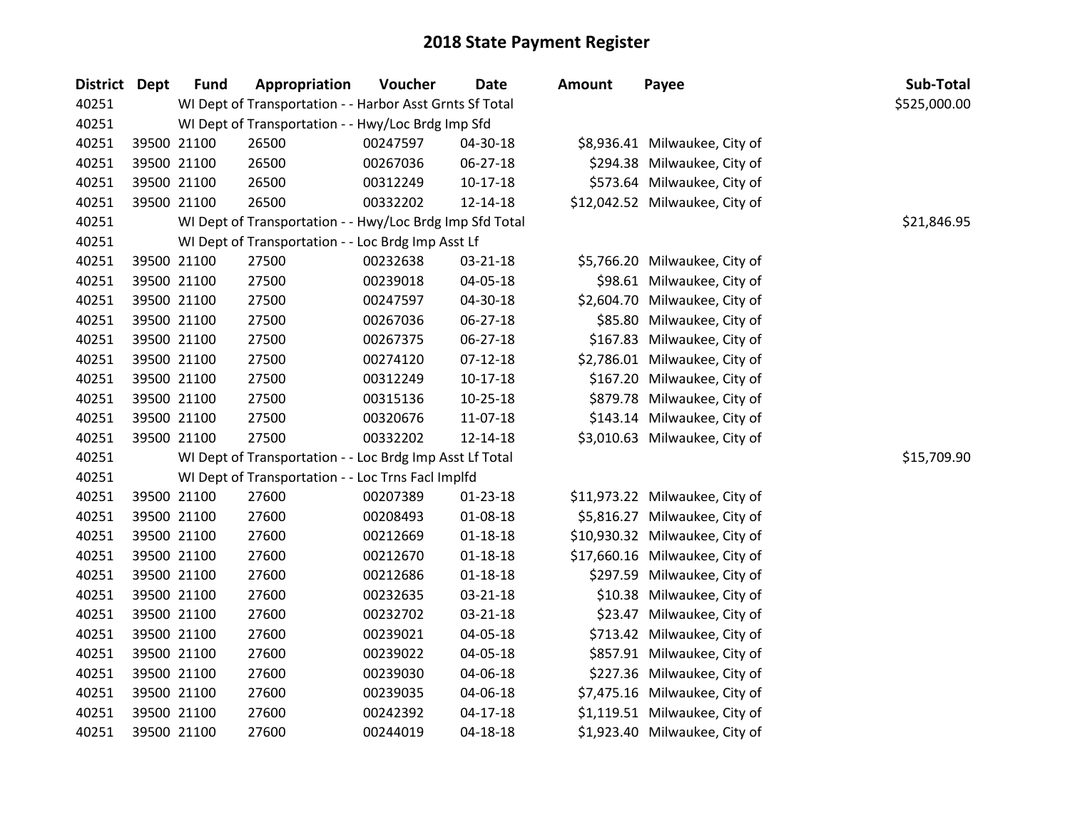# 2018 State Payment Register

| District | Dept | Fund | Appropriation | Voucher | Date | Amount | Payee | Sub-Total |
|---|---|---|---|---|---|---|---|---|
| 40251 | | WI Dept of Transportation - - Harbor Asst Grnts Sf Total | | | | | | $525,000.00 |
| 40251 | | WI Dept of Transportation - - Hwy/Loc Brdg Imp Sfd | | | | | | |
| 40251 | 39500 | 21100 | 26500 | 00247597 | 04-30-18 | $8,936.41 | Milwaukee, City of | |
| 40251 | 39500 | 21100 | 26500 | 00267036 | 06-27-18 | $294.38 | Milwaukee, City of | |
| 40251 | 39500 | 21100 | 26500 | 00312249 | 10-17-18 | $573.64 | Milwaukee, City of | |
| 40251 | 39500 | 21100 | 26500 | 00332202 | 12-14-18 | $12,042.52 | Milwaukee, City of | |
| 40251 | | WI Dept of Transportation - - Hwy/Loc Brdg Imp Sfd Total | | | | | | $21,846.95 |
| 40251 | | WI Dept of Transportation - - Loc Brdg Imp Asst Lf | | | | | | |
| 40251 | 39500 | 21100 | 27500 | 00232638 | 03-21-18 | $5,766.20 | Milwaukee, City of | |
| 40251 | 39500 | 21100 | 27500 | 00239018 | 04-05-18 | $98.61 | Milwaukee, City of | |
| 40251 | 39500 | 21100 | 27500 | 00247597 | 04-30-18 | $2,604.70 | Milwaukee, City of | |
| 40251 | 39500 | 21100 | 27500 | 00267036 | 06-27-18 | $85.80 | Milwaukee, City of | |
| 40251 | 39500 | 21100 | 27500 | 00267375 | 06-27-18 | $167.83 | Milwaukee, City of | |
| 40251 | 39500 | 21100 | 27500 | 00274120 | 07-12-18 | $2,786.01 | Milwaukee, City of | |
| 40251 | 39500 | 21100 | 27500 | 00312249 | 10-17-18 | $167.20 | Milwaukee, City of | |
| 40251 | 39500 | 21100 | 27500 | 00315136 | 10-25-18 | $879.78 | Milwaukee, City of | |
| 40251 | 39500 | 21100 | 27500 | 00320676 | 11-07-18 | $143.14 | Milwaukee, City of | |
| 40251 | 39500 | 21100 | 27500 | 00332202 | 12-14-18 | $3,010.63 | Milwaukee, City of | |
| 40251 | | WI Dept of Transportation - - Loc Brdg Imp Asst Lf Total | | | | | | $15,709.90 |
| 40251 | | WI Dept of Transportation - - Loc Trns Facl Implfd | | | | | | |
| 40251 | 39500 | 21100 | 27600 | 00207389 | 01-23-18 | $11,973.22 | Milwaukee, City of | |
| 40251 | 39500 | 21100 | 27600 | 00208493 | 01-08-18 | $5,816.27 | Milwaukee, City of | |
| 40251 | 39500 | 21100 | 27600 | 00212669 | 01-18-18 | $10,930.32 | Milwaukee, City of | |
| 40251 | 39500 | 21100 | 27600 | 00212670 | 01-18-18 | $17,660.16 | Milwaukee, City of | |
| 40251 | 39500 | 21100 | 27600 | 00212686 | 01-18-18 | $297.59 | Milwaukee, City of | |
| 40251 | 39500 | 21100 | 27600 | 00232635 | 03-21-18 | $10.38 | Milwaukee, City of | |
| 40251 | 39500 | 21100 | 27600 | 00232702 | 03-21-18 | $23.47 | Milwaukee, City of | |
| 40251 | 39500 | 21100 | 27600 | 00239021 | 04-05-18 | $713.42 | Milwaukee, City of | |
| 40251 | 39500 | 21100 | 27600 | 00239022 | 04-05-18 | $857.91 | Milwaukee, City of | |
| 40251 | 39500 | 21100 | 27600 | 00239030 | 04-06-18 | $227.36 | Milwaukee, City of | |
| 40251 | 39500 | 21100 | 27600 | 00239035 | 04-06-18 | $7,475.16 | Milwaukee, City of | |
| 40251 | 39500 | 21100 | 27600 | 00242392 | 04-17-18 | $1,119.51 | Milwaukee, City of | |
| 40251 | 39500 | 21100 | 27600 | 00244019 | 04-18-18 | $1,923.40 | Milwaukee, City of | |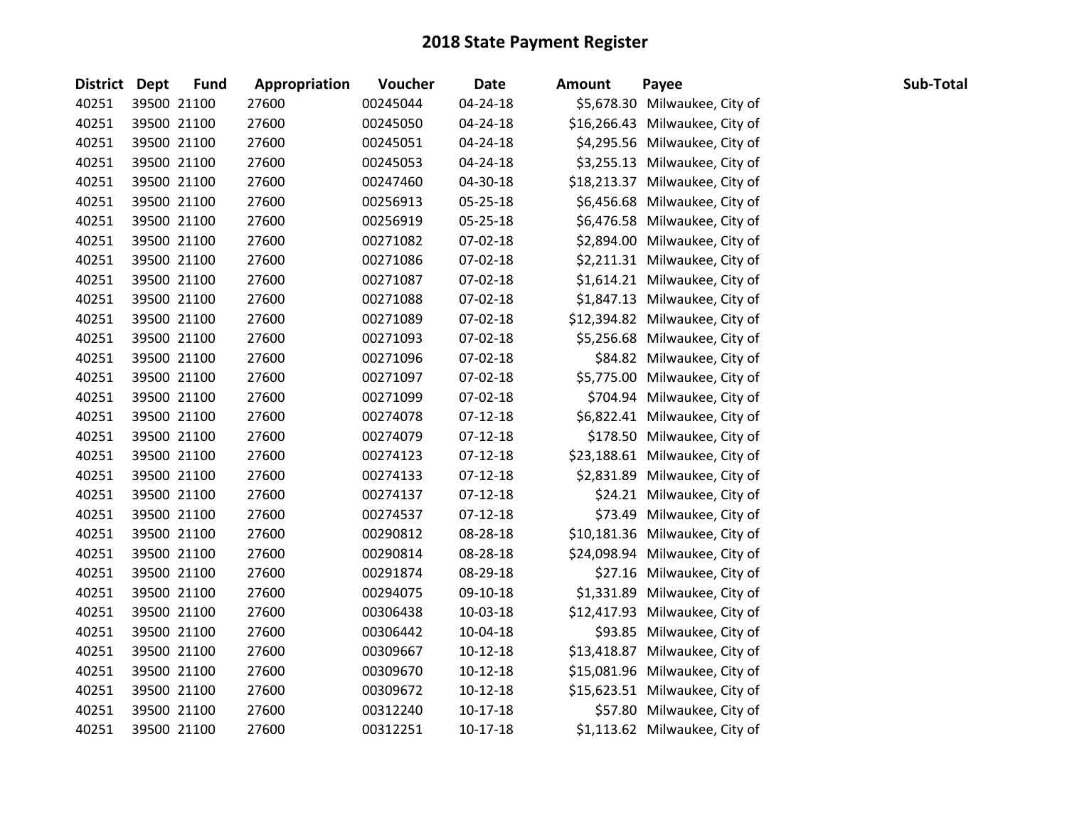# 2018 State Payment Register

| District | Dept | Fund | Appropriation | Voucher | Date | Amount | Payee | Sub-Total |
|---|---|---|---|---|---|---|---|---|
| 40251 | 39500 | 21100 | 27600 | 00245044 | 04-24-18 | $5,678.30 | Milwaukee, City of | |
| 40251 | 39500 | 21100 | 27600 | 00245050 | 04-24-18 | $16,266.43 | Milwaukee, City of | |
| 40251 | 39500 | 21100 | 27600 | 00245051 | 04-24-18 | $4,295.56 | Milwaukee, City of | |
| 40251 | 39500 | 21100 | 27600 | 00245053 | 04-24-18 | $3,255.13 | Milwaukee, City of | |
| 40251 | 39500 | 21100 | 27600 | 00247460 | 04-30-18 | $18,213.37 | Milwaukee, City of | |
| 40251 | 39500 | 21100 | 27600 | 00256913 | 05-25-18 | $6,456.68 | Milwaukee, City of | |
| 40251 | 39500 | 21100 | 27600 | 00256919 | 05-25-18 | $6,476.58 | Milwaukee, City of | |
| 40251 | 39500 | 21100 | 27600 | 00271082 | 07-02-18 | $2,894.00 | Milwaukee, City of | |
| 40251 | 39500 | 21100 | 27600 | 00271086 | 07-02-18 | $2,211.31 | Milwaukee, City of | |
| 40251 | 39500 | 21100 | 27600 | 00271087 | 07-02-18 | $1,614.21 | Milwaukee, City of | |
| 40251 | 39500 | 21100 | 27600 | 00271088 | 07-02-18 | $1,847.13 | Milwaukee, City of | |
| 40251 | 39500 | 21100 | 27600 | 00271089 | 07-02-18 | $12,394.82 | Milwaukee, City of | |
| 40251 | 39500 | 21100 | 27600 | 00271093 | 07-02-18 | $5,256.68 | Milwaukee, City of | |
| 40251 | 39500 | 21100 | 27600 | 00271096 | 07-02-18 | $84.82 | Milwaukee, City of | |
| 40251 | 39500 | 21100 | 27600 | 00271097 | 07-02-18 | $5,775.00 | Milwaukee, City of | |
| 40251 | 39500 | 21100 | 27600 | 00271099 | 07-02-18 | $704.94 | Milwaukee, City of | |
| 40251 | 39500 | 21100 | 27600 | 00274078 | 07-12-18 | $6,822.41 | Milwaukee, City of | |
| 40251 | 39500 | 21100 | 27600 | 00274079 | 07-12-18 | $178.50 | Milwaukee, City of | |
| 40251 | 39500 | 21100 | 27600 | 00274123 | 07-12-18 | $23,188.61 | Milwaukee, City of | |
| 40251 | 39500 | 21100 | 27600 | 00274133 | 07-12-18 | $2,831.89 | Milwaukee, City of | |
| 40251 | 39500 | 21100 | 27600 | 00274137 | 07-12-18 | $24.21 | Milwaukee, City of | |
| 40251 | 39500 | 21100 | 27600 | 00274537 | 07-12-18 | $73.49 | Milwaukee, City of | |
| 40251 | 39500 | 21100 | 27600 | 00290812 | 08-28-18 | $10,181.36 | Milwaukee, City of | |
| 40251 | 39500 | 21100 | 27600 | 00290814 | 08-28-18 | $24,098.94 | Milwaukee, City of | |
| 40251 | 39500 | 21100 | 27600 | 00291874 | 08-29-18 | $27.16 | Milwaukee, City of | |
| 40251 | 39500 | 21100 | 27600 | 00294075 | 09-10-18 | $1,331.89 | Milwaukee, City of | |
| 40251 | 39500 | 21100 | 27600 | 00306438 | 10-03-18 | $12,417.93 | Milwaukee, City of | |
| 40251 | 39500 | 21100 | 27600 | 00306442 | 10-04-18 | $93.85 | Milwaukee, City of | |
| 40251 | 39500 | 21100 | 27600 | 00309667 | 10-12-18 | $13,418.87 | Milwaukee, City of | |
| 40251 | 39500 | 21100 | 27600 | 00309670 | 10-12-18 | $15,081.96 | Milwaukee, City of | |
| 40251 | 39500 | 21100 | 27600 | 00309672 | 10-12-18 | $15,623.51 | Milwaukee, City of | |
| 40251 | 39500 | 21100 | 27600 | 00312240 | 10-17-18 | $57.80 | Milwaukee, City of | |
| 40251 | 39500 | 21100 | 27600 | 00312251 | 10-17-18 | $1,113.62 | Milwaukee, City of | |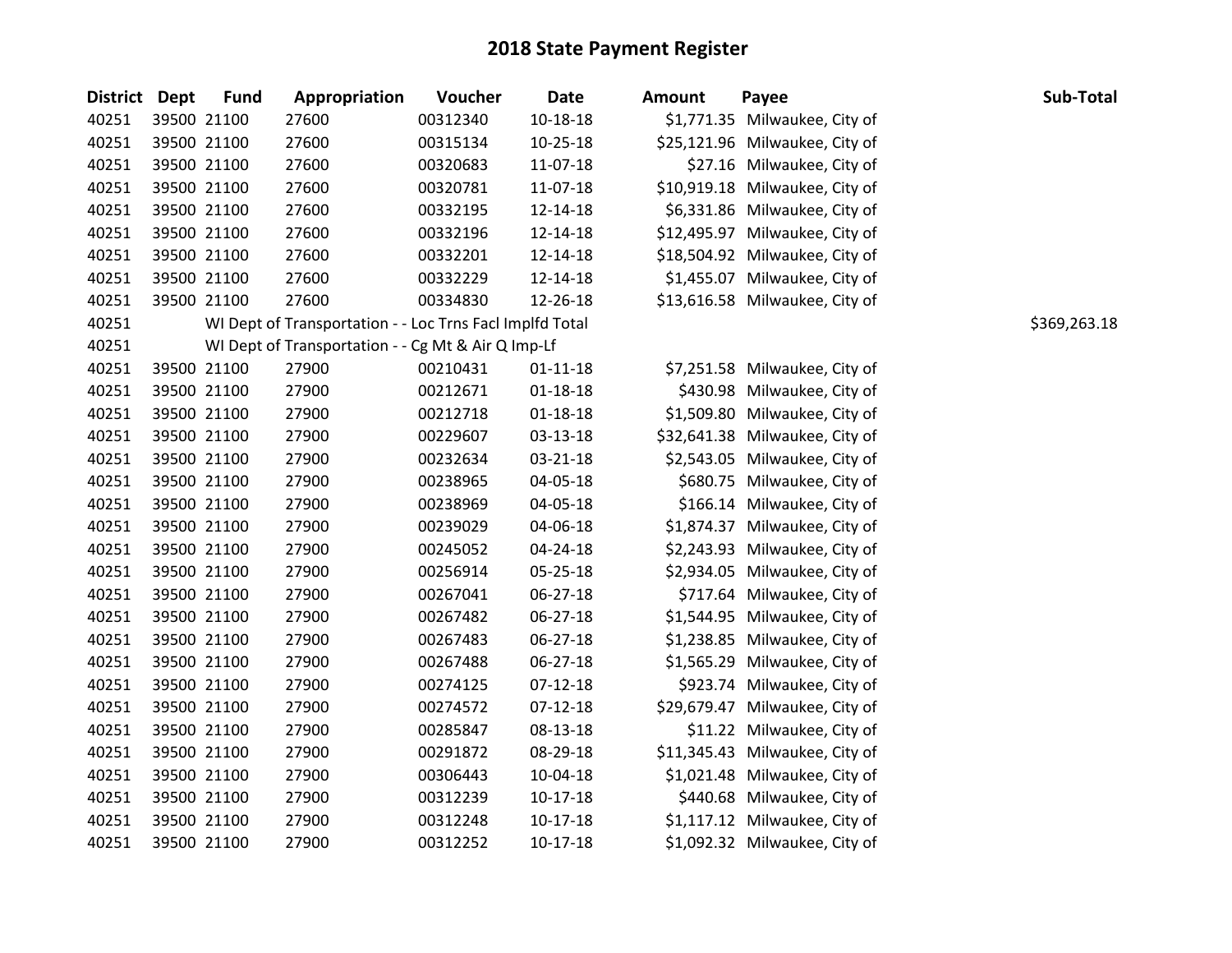# 2018 State Payment Register

| District | Dept | Fund | Appropriation | Voucher | Date | Amount | Payee | Sub-Total |
|---|---|---|---|---|---|---|---|---|
| 40251 | 39500 | 21100 | 27600 | 00312340 | 10-18-18 | $1,771.35 | Milwaukee, City of | |
| 40251 | 39500 | 21100 | 27600 | 00315134 | 10-25-18 | $25,121.96 | Milwaukee, City of | |
| 40251 | 39500 | 21100 | 27600 | 00320683 | 11-07-18 | $27.16 | Milwaukee, City of | |
| 40251 | 39500 | 21100 | 27600 | 00320781 | 11-07-18 | $10,919.18 | Milwaukee, City of | |
| 40251 | 39500 | 21100 | 27600 | 00332195 | 12-14-18 | $6,331.86 | Milwaukee, City of | |
| 40251 | 39500 | 21100 | 27600 | 00332196 | 12-14-18 | $12,495.97 | Milwaukee, City of | |
| 40251 | 39500 | 21100 | 27600 | 00332201 | 12-14-18 | $18,504.92 | Milwaukee, City of | |
| 40251 | 39500 | 21100 | 27600 | 00332229 | 12-14-18 | $1,455.07 | Milwaukee, City of | |
| 40251 | 39500 | 21100 | 27600 | 00334830 | 12-26-18 | $13,616.58 | Milwaukee, City of | |
| 40251 | | WI Dept of Transportation - - Loc Trns Facl Implfd Total | | | | | | $369,263.18 |
| 40251 | | WI Dept of Transportation - - Cg Mt & Air Q Imp-Lf | | | | | | |
| 40251 | 39500 | 21100 | 27900 | 00210431 | 01-11-18 | $7,251.58 | Milwaukee, City of | |
| 40251 | 39500 | 21100 | 27900 | 00212671 | 01-18-18 | $430.98 | Milwaukee, City of | |
| 40251 | 39500 | 21100 | 27900 | 00212718 | 01-18-18 | $1,509.80 | Milwaukee, City of | |
| 40251 | 39500 | 21100 | 27900 | 00229607 | 03-13-18 | $32,641.38 | Milwaukee, City of | |
| 40251 | 39500 | 21100 | 27900 | 00232634 | 03-21-18 | $2,543.05 | Milwaukee, City of | |
| 40251 | 39500 | 21100 | 27900 | 00238965 | 04-05-18 | $680.75 | Milwaukee, City of | |
| 40251 | 39500 | 21100 | 27900 | 00238969 | 04-05-18 | $166.14 | Milwaukee, City of | |
| 40251 | 39500 | 21100 | 27900 | 00239029 | 04-06-18 | $1,874.37 | Milwaukee, City of | |
| 40251 | 39500 | 21100 | 27900 | 00245052 | 04-24-18 | $2,243.93 | Milwaukee, City of | |
| 40251 | 39500 | 21100 | 27900 | 00256914 | 05-25-18 | $2,934.05 | Milwaukee, City of | |
| 40251 | 39500 | 21100 | 27900 | 00267041 | 06-27-18 | $717.64 | Milwaukee, City of | |
| 40251 | 39500 | 21100 | 27900 | 00267482 | 06-27-18 | $1,544.95 | Milwaukee, City of | |
| 40251 | 39500 | 21100 | 27900 | 00267483 | 06-27-18 | $1,238.85 | Milwaukee, City of | |
| 40251 | 39500 | 21100 | 27900 | 00267488 | 06-27-18 | $1,565.29 | Milwaukee, City of | |
| 40251 | 39500 | 21100 | 27900 | 00274125 | 07-12-18 | $923.74 | Milwaukee, City of | |
| 40251 | 39500 | 21100 | 27900 | 00274572 | 07-12-18 | $29,679.47 | Milwaukee, City of | |
| 40251 | 39500 | 21100 | 27900 | 00285847 | 08-13-18 | $11.22 | Milwaukee, City of | |
| 40251 | 39500 | 21100 | 27900 | 00291872 | 08-29-18 | $11,345.43 | Milwaukee, City of | |
| 40251 | 39500 | 21100 | 27900 | 00306443 | 10-04-18 | $1,021.48 | Milwaukee, City of | |
| 40251 | 39500 | 21100 | 27900 | 00312239 | 10-17-18 | $440.68 | Milwaukee, City of | |
| 40251 | 39500 | 21100 | 27900 | 00312248 | 10-17-18 | $1,117.12 | Milwaukee, City of | |
| 40251 | 39500 | 21100 | 27900 | 00312252 | 10-17-18 | $1,092.32 | Milwaukee, City of | |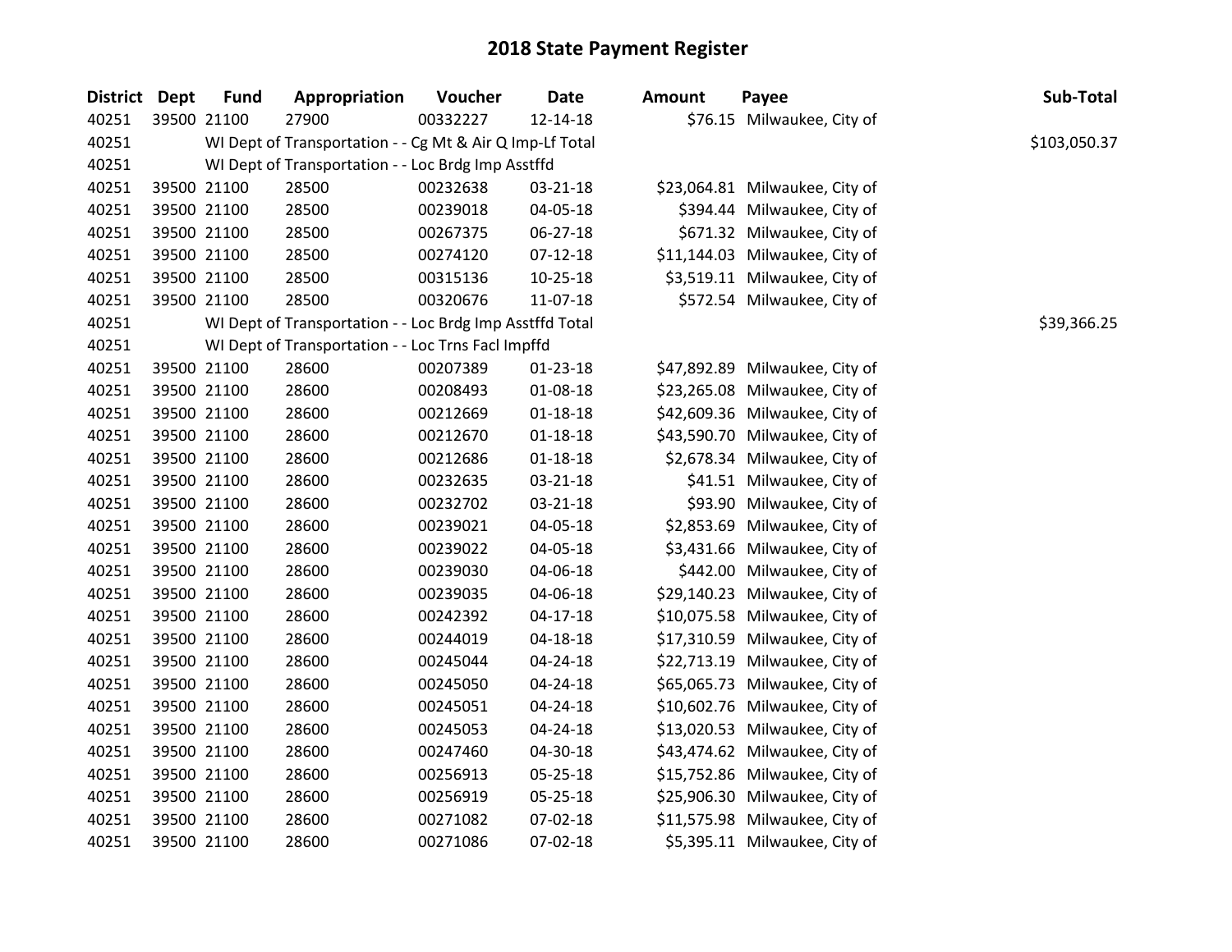# 2018 State Payment Register

| District | Dept | Fund | Appropriation | Voucher | Date | Amount | Payee | Sub-Total |
|---|---|---|---|---|---|---|---|---|
| 40251 | 39500 | 21100 | 27900 | 00332227 | 12-14-18 | $76.15 | Milwaukee, City of | |
| 40251 | | WI Dept of Transportation - - Cg Mt & Air Q Imp-Lf Total | | | | | | $103,050.37 |
| 40251 | | WI Dept of Transportation - - Loc Brdg Imp Asstffd | | | | | | |
| 40251 | 39500 | 21100 | 28500 | 00232638 | 03-21-18 | $23,064.81 | Milwaukee, City of | |
| 40251 | 39500 | 21100 | 28500 | 00239018 | 04-05-18 | $394.44 | Milwaukee, City of | |
| 40251 | 39500 | 21100 | 28500 | 00267375 | 06-27-18 | $671.32 | Milwaukee, City of | |
| 40251 | 39500 | 21100 | 28500 | 00274120 | 07-12-18 | $11,144.03 | Milwaukee, City of | |
| 40251 | 39500 | 21100 | 28500 | 00315136 | 10-25-18 | $3,519.11 | Milwaukee, City of | |
| 40251 | 39500 | 21100 | 28500 | 00320676 | 11-07-18 | $572.54 | Milwaukee, City of | |
| 40251 | | WI Dept of Transportation - - Loc Brdg Imp Asstffd Total | | | | | | $39,366.25 |
| 40251 | | WI Dept of Transportation - - Loc Trns Facl Impffd | | | | | | |
| 40251 | 39500 | 21100 | 28600 | 00207389 | 01-23-18 | $47,892.89 | Milwaukee, City of | |
| 40251 | 39500 | 21100 | 28600 | 00208493 | 01-08-18 | $23,265.08 | Milwaukee, City of | |
| 40251 | 39500 | 21100 | 28600 | 00212669 | 01-18-18 | $42,609.36 | Milwaukee, City of | |
| 40251 | 39500 | 21100 | 28600 | 00212670 | 01-18-18 | $43,590.70 | Milwaukee, City of | |
| 40251 | 39500 | 21100 | 28600 | 00212686 | 01-18-18 | $2,678.34 | Milwaukee, City of | |
| 40251 | 39500 | 21100 | 28600 | 00232635 | 03-21-18 | $41.51 | Milwaukee, City of | |
| 40251 | 39500 | 21100 | 28600 | 00232702 | 03-21-18 | $93.90 | Milwaukee, City of | |
| 40251 | 39500 | 21100 | 28600 | 00239021 | 04-05-18 | $2,853.69 | Milwaukee, City of | |
| 40251 | 39500 | 21100 | 28600 | 00239022 | 04-05-18 | $3,431.66 | Milwaukee, City of | |
| 40251 | 39500 | 21100 | 28600 | 00239030 | 04-06-18 | $442.00 | Milwaukee, City of | |
| 40251 | 39500 | 21100 | 28600 | 00239035 | 04-06-18 | $29,140.23 | Milwaukee, City of | |
| 40251 | 39500 | 21100 | 28600 | 00242392 | 04-17-18 | $10,075.58 | Milwaukee, City of | |
| 40251 | 39500 | 21100 | 28600 | 00244019 | 04-18-18 | $17,310.59 | Milwaukee, City of | |
| 40251 | 39500 | 21100 | 28600 | 00245044 | 04-24-18 | $22,713.19 | Milwaukee, City of | |
| 40251 | 39500 | 21100 | 28600 | 00245050 | 04-24-18 | $65,065.73 | Milwaukee, City of | |
| 40251 | 39500 | 21100 | 28600 | 00245051 | 04-24-18 | $10,602.76 | Milwaukee, City of | |
| 40251 | 39500 | 21100 | 28600 | 00245053 | 04-24-18 | $13,020.53 | Milwaukee, City of | |
| 40251 | 39500 | 21100 | 28600 | 00247460 | 04-30-18 | $43,474.62 | Milwaukee, City of | |
| 40251 | 39500 | 21100 | 28600 | 00256913 | 05-25-18 | $15,752.86 | Milwaukee, City of | |
| 40251 | 39500 | 21100 | 28600 | 00256919 | 05-25-18 | $25,906.30 | Milwaukee, City of | |
| 40251 | 39500 | 21100 | 28600 | 00271082 | 07-02-18 | $11,575.98 | Milwaukee, City of | |
| 40251 | 39500 | 21100 | 28600 | 00271086 | 07-02-18 | $5,395.11 | Milwaukee, City of | |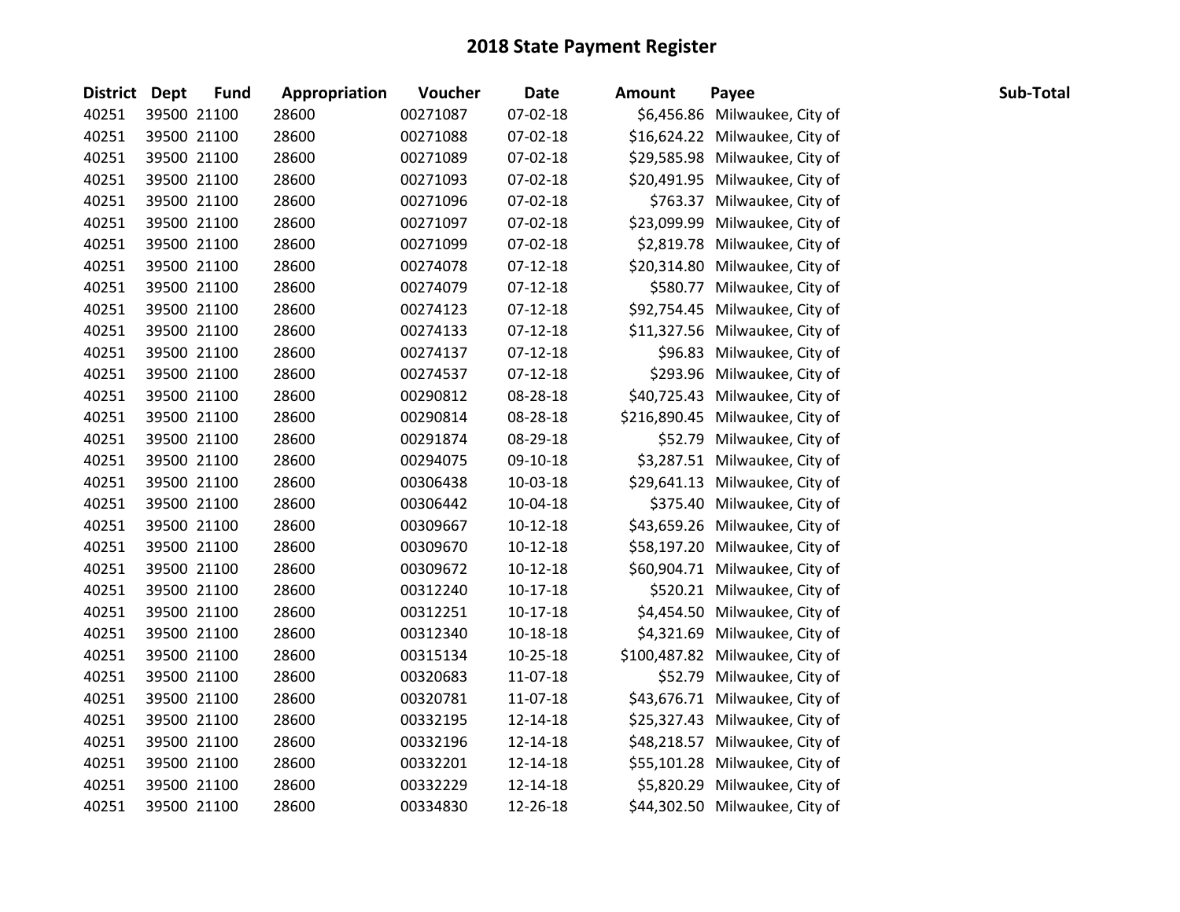# 2018 State Payment Register

| District | Dept | Fund | Appropriation | Voucher | Date | Amount | Payee | Sub-Total |
|---|---|---|---|---|---|---|---|---|
| 40251 | 39500 | 21100 | 28600 | 00271087 | 07-02-18 | $6,456.86 | Milwaukee, City of | |
| 40251 | 39500 | 21100 | 28600 | 00271088 | 07-02-18 | $16,624.22 | Milwaukee, City of | |
| 40251 | 39500 | 21100 | 28600 | 00271089 | 07-02-18 | $29,585.98 | Milwaukee, City of | |
| 40251 | 39500 | 21100 | 28600 | 00271093 | 07-02-18 | $20,491.95 | Milwaukee, City of | |
| 40251 | 39500 | 21100 | 28600 | 00271096 | 07-02-18 | $763.37 | Milwaukee, City of | |
| 40251 | 39500 | 21100 | 28600 | 00271097 | 07-02-18 | $23,099.99 | Milwaukee, City of | |
| 40251 | 39500 | 21100 | 28600 | 00271099 | 07-02-18 | $2,819.78 | Milwaukee, City of | |
| 40251 | 39500 | 21100 | 28600 | 00274078 | 07-12-18 | $20,314.80 | Milwaukee, City of | |
| 40251 | 39500 | 21100 | 28600 | 00274079 | 07-12-18 | $580.77 | Milwaukee, City of | |
| 40251 | 39500 | 21100 | 28600 | 00274123 | 07-12-18 | $92,754.45 | Milwaukee, City of | |
| 40251 | 39500 | 21100 | 28600 | 00274133 | 07-12-18 | $11,327.56 | Milwaukee, City of | |
| 40251 | 39500 | 21100 | 28600 | 00274137 | 07-12-18 | $96.83 | Milwaukee, City of | |
| 40251 | 39500 | 21100 | 28600 | 00274537 | 07-12-18 | $293.96 | Milwaukee, City of | |
| 40251 | 39500 | 21100 | 28600 | 00290812 | 08-28-18 | $40,725.43 | Milwaukee, City of | |
| 40251 | 39500 | 21100 | 28600 | 00290814 | 08-28-18 | $216,890.45 | Milwaukee, City of | |
| 40251 | 39500 | 21100 | 28600 | 00291874 | 08-29-18 | $52.79 | Milwaukee, City of | |
| 40251 | 39500 | 21100 | 28600 | 00294075 | 09-10-18 | $3,287.51 | Milwaukee, City of | |
| 40251 | 39500 | 21100 | 28600 | 00306438 | 10-03-18 | $29,641.13 | Milwaukee, City of | |
| 40251 | 39500 | 21100 | 28600 | 00306442 | 10-04-18 | $375.40 | Milwaukee, City of | |
| 40251 | 39500 | 21100 | 28600 | 00309667 | 10-12-18 | $43,659.26 | Milwaukee, City of | |
| 40251 | 39500 | 21100 | 28600 | 00309670 | 10-12-18 | $58,197.20 | Milwaukee, City of | |
| 40251 | 39500 | 21100 | 28600 | 00309672 | 10-12-18 | $60,904.71 | Milwaukee, City of | |
| 40251 | 39500 | 21100 | 28600 | 00312240 | 10-17-18 | $520.21 | Milwaukee, City of | |
| 40251 | 39500 | 21100 | 28600 | 00312251 | 10-17-18 | $4,454.50 | Milwaukee, City of | |
| 40251 | 39500 | 21100 | 28600 | 00312340 | 10-18-18 | $4,321.69 | Milwaukee, City of | |
| 40251 | 39500 | 21100 | 28600 | 00315134 | 10-25-18 | $100,487.82 | Milwaukee, City of | |
| 40251 | 39500 | 21100 | 28600 | 00320683 | 11-07-18 | $52.79 | Milwaukee, City of | |
| 40251 | 39500 | 21100 | 28600 | 00320781 | 11-07-18 | $43,676.71 | Milwaukee, City of | |
| 40251 | 39500 | 21100 | 28600 | 00332195 | 12-14-18 | $25,327.43 | Milwaukee, City of | |
| 40251 | 39500 | 21100 | 28600 | 00332196 | 12-14-18 | $48,218.57 | Milwaukee, City of | |
| 40251 | 39500 | 21100 | 28600 | 00332201 | 12-14-18 | $55,101.28 | Milwaukee, City of | |
| 40251 | 39500 | 21100 | 28600 | 00332229 | 12-14-18 | $5,820.29 | Milwaukee, City of | |
| 40251 | 39500 | 21100 | 28600 | 00334830 | 12-26-18 | $44,302.50 | Milwaukee, City of | |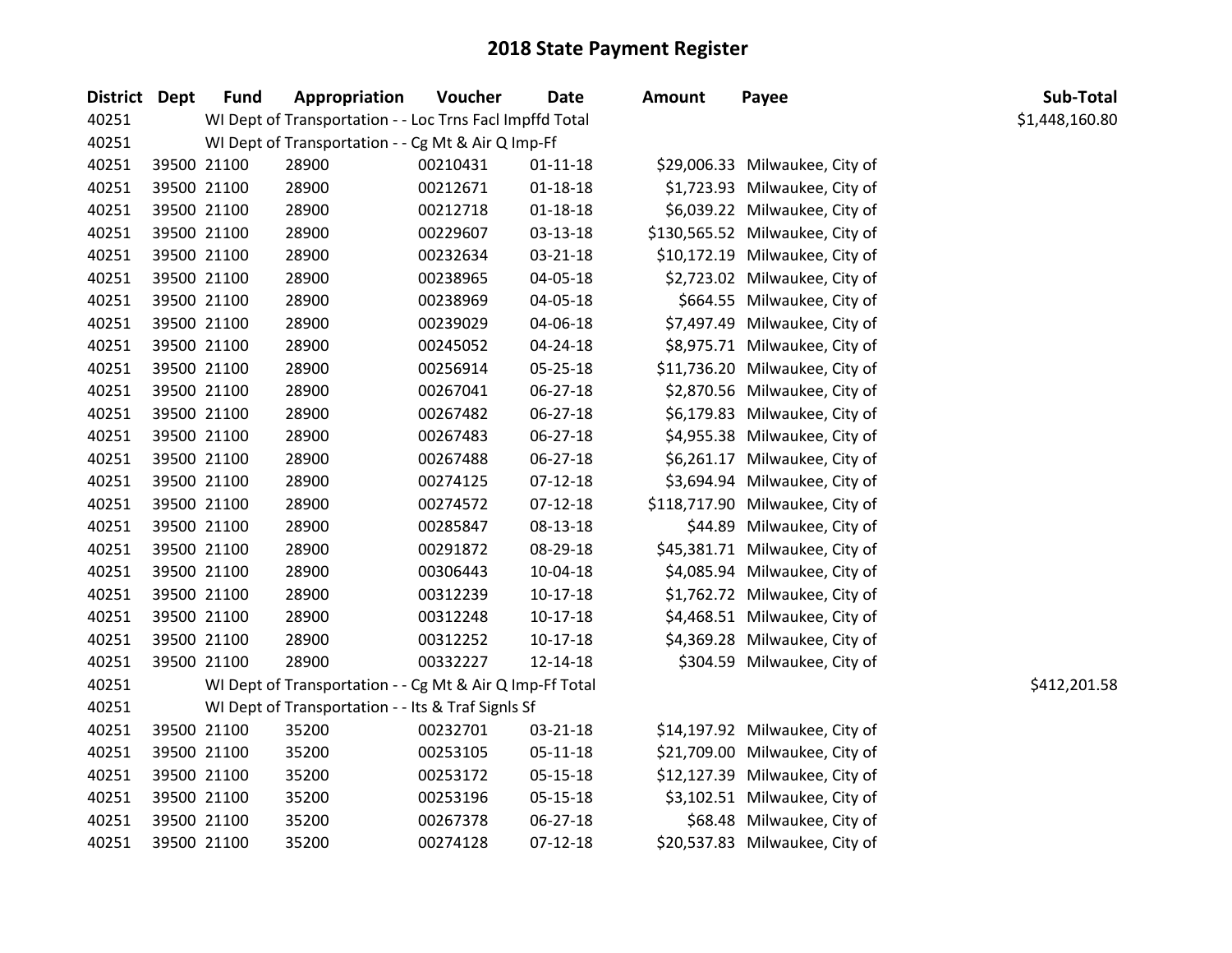# 2018 State Payment Register

| District | Dept | Fund | Appropriation | Voucher | Date | Amount | Payee | Sub-Total |
|---|---|---|---|---|---|---|---|---|
| 40251 | | WI Dept of Transportation - - Loc Trns Facl Impffd Total | | | | | | $1,448,160.80 |
| 40251 | | WI Dept of Transportation - - Cg Mt & Air Q Imp-Ff | | | | | | |
| 40251 | 39500 | 21100 | 28900 | 00210431 | 01-11-18 | $29,006.33 | Milwaukee, City of | |
| 40251 | 39500 | 21100 | 28900 | 00212671 | 01-18-18 | $1,723.93 | Milwaukee, City of | |
| 40251 | 39500 | 21100 | 28900 | 00212718 | 01-18-18 | $6,039.22 | Milwaukee, City of | |
| 40251 | 39500 | 21100 | 28900 | 00229607 | 03-13-18 | $130,565.52 | Milwaukee, City of | |
| 40251 | 39500 | 21100 | 28900 | 00232634 | 03-21-18 | $10,172.19 | Milwaukee, City of | |
| 40251 | 39500 | 21100 | 28900 | 00238965 | 04-05-18 | $2,723.02 | Milwaukee, City of | |
| 40251 | 39500 | 21100 | 28900 | 00238969 | 04-05-18 | $664.55 | Milwaukee, City of | |
| 40251 | 39500 | 21100 | 28900 | 00239029 | 04-06-18 | $7,497.49 | Milwaukee, City of | |
| 40251 | 39500 | 21100 | 28900 | 00245052 | 04-24-18 | $8,975.71 | Milwaukee, City of | |
| 40251 | 39500 | 21100 | 28900 | 00256914 | 05-25-18 | $11,736.20 | Milwaukee, City of | |
| 40251 | 39500 | 21100 | 28900 | 00267041 | 06-27-18 | $2,870.56 | Milwaukee, City of | |
| 40251 | 39500 | 21100 | 28900 | 00267482 | 06-27-18 | $6,179.83 | Milwaukee, City of | |
| 40251 | 39500 | 21100 | 28900 | 00267483 | 06-27-18 | $4,955.38 | Milwaukee, City of | |
| 40251 | 39500 | 21100 | 28900 | 00267488 | 06-27-18 | $6,261.17 | Milwaukee, City of | |
| 40251 | 39500 | 21100 | 28900 | 00274125 | 07-12-18 | $3,694.94 | Milwaukee, City of | |
| 40251 | 39500 | 21100 | 28900 | 00274572 | 07-12-18 | $118,717.90 | Milwaukee, City of | |
| 40251 | 39500 | 21100 | 28900 | 00285847 | 08-13-18 | $44.89 | Milwaukee, City of | |
| 40251 | 39500 | 21100 | 28900 | 00291872 | 08-29-18 | $45,381.71 | Milwaukee, City of | |
| 40251 | 39500 | 21100 | 28900 | 00306443 | 10-04-18 | $4,085.94 | Milwaukee, City of | |
| 40251 | 39500 | 21100 | 28900 | 00312239 | 10-17-18 | $1,762.72 | Milwaukee, City of | |
| 40251 | 39500 | 21100 | 28900 | 00312248 | 10-17-18 | $4,468.51 | Milwaukee, City of | |
| 40251 | 39500 | 21100 | 28900 | 00312252 | 10-17-18 | $4,369.28 | Milwaukee, City of | |
| 40251 | 39500 | 21100 | 28900 | 00332227 | 12-14-18 | $304.59 | Milwaukee, City of | |
| 40251 | | WI Dept of Transportation - - Cg Mt & Air Q Imp-Ff Total | | | | | | $412,201.58 |
| 40251 | | WI Dept of Transportation - - Its & Traf Signls Sf | | | | | | |
| 40251 | 39500 | 21100 | 35200 | 00232701 | 03-21-18 | $14,197.92 | Milwaukee, City of | |
| 40251 | 39500 | 21100 | 35200 | 00253105 | 05-11-18 | $21,709.00 | Milwaukee, City of | |
| 40251 | 39500 | 21100 | 35200 | 00253172 | 05-15-18 | $12,127.39 | Milwaukee, City of | |
| 40251 | 39500 | 21100 | 35200 | 00253196 | 05-15-18 | $3,102.51 | Milwaukee, City of | |
| 40251 | 39500 | 21100 | 35200 | 00267378 | 06-27-18 | $68.48 | Milwaukee, City of | |
| 40251 | 39500 | 21100 | 35200 | 00274128 | 07-12-18 | $20,537.83 | Milwaukee, City of | |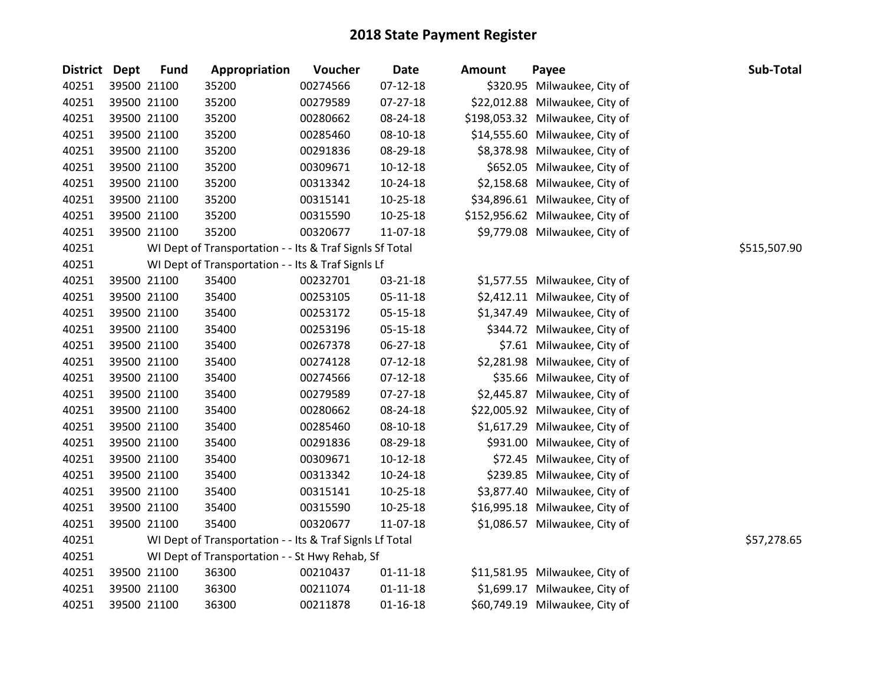# 2018 State Payment Register

| District | Dept | Fund | Appropriation | Voucher | Date | Amount | Payee | Sub-Total |
|---|---|---|---|---|---|---|---|---|
| 40251 | 39500 | 21100 | 35200 | 00274566 | 07-12-18 | $320.95 | Milwaukee, City of | |
| 40251 | 39500 | 21100 | 35200 | 00279589 | 07-27-18 | $22,012.88 | Milwaukee, City of | |
| 40251 | 39500 | 21100 | 35200 | 00280662 | 08-24-18 | $198,053.32 | Milwaukee, City of | |
| 40251 | 39500 | 21100 | 35200 | 00285460 | 08-10-18 | $14,555.60 | Milwaukee, City of | |
| 40251 | 39500 | 21100 | 35200 | 00291836 | 08-29-18 | $8,378.98 | Milwaukee, City of | |
| 40251 | 39500 | 21100 | 35200 | 00309671 | 10-12-18 | $652.05 | Milwaukee, City of | |
| 40251 | 39500 | 21100 | 35200 | 00313342 | 10-24-18 | $2,158.68 | Milwaukee, City of | |
| 40251 | 39500 | 21100 | 35200 | 00315141 | 10-25-18 | $34,896.61 | Milwaukee, City of | |
| 40251 | 39500 | 21100 | 35200 | 00315590 | 10-25-18 | $152,956.62 | Milwaukee, City of | |
| 40251 | 39500 | 21100 | 35200 | 00320677 | 11-07-18 | $9,779.08 | Milwaukee, City of | |
| 40251 | | WI Dept of Transportation - - Its & Traf Signls Sf Total | | | | | | $515,507.90 |
| 40251 | | WI Dept of Transportation - - Its & Traf Signls Lf | | | | | | |
| 40251 | 39500 | 21100 | 35400 | 00232701 | 03-21-18 | $1,577.55 | Milwaukee, City of | |
| 40251 | 39500 | 21100 | 35400 | 00253105 | 05-11-18 | $2,412.11 | Milwaukee, City of | |
| 40251 | 39500 | 21100 | 35400 | 00253172 | 05-15-18 | $1,347.49 | Milwaukee, City of | |
| 40251 | 39500 | 21100 | 35400 | 00253196 | 05-15-18 | $344.72 | Milwaukee, City of | |
| 40251 | 39500 | 21100 | 35400 | 00267378 | 06-27-18 | $7.61 | Milwaukee, City of | |
| 40251 | 39500 | 21100 | 35400 | 00274128 | 07-12-18 | $2,281.98 | Milwaukee, City of | |
| 40251 | 39500 | 21100 | 35400 | 00274566 | 07-12-18 | $35.66 | Milwaukee, City of | |
| 40251 | 39500 | 21100 | 35400 | 00279589 | 07-27-18 | $2,445.87 | Milwaukee, City of | |
| 40251 | 39500 | 21100 | 35400 | 00280662 | 08-24-18 | $22,005.92 | Milwaukee, City of | |
| 40251 | 39500 | 21100 | 35400 | 00285460 | 08-10-18 | $1,617.29 | Milwaukee, City of | |
| 40251 | 39500 | 21100 | 35400 | 00291836 | 08-29-18 | $931.00 | Milwaukee, City of | |
| 40251 | 39500 | 21100 | 35400 | 00309671 | 10-12-18 | $72.45 | Milwaukee, City of | |
| 40251 | 39500 | 21100 | 35400 | 00313342 | 10-24-18 | $239.85 | Milwaukee, City of | |
| 40251 | 39500 | 21100 | 35400 | 00315141 | 10-25-18 | $3,877.40 | Milwaukee, City of | |
| 40251 | 39500 | 21100 | 35400 | 00315590 | 10-25-18 | $16,995.18 | Milwaukee, City of | |
| 40251 | 39500 | 21100 | 35400 | 00320677 | 11-07-18 | $1,086.57 | Milwaukee, City of | |
| 40251 | | WI Dept of Transportation - - Its & Traf Signls Lf Total | | | | | | $57,278.65 |
| 40251 | | WI Dept of Transportation - - St Hwy Rehab, Sf | | | | | | |
| 40251 | 39500 | 21100 | 36300 | 00210437 | 01-11-18 | $11,581.95 | Milwaukee, City of | |
| 40251 | 39500 | 21100 | 36300 | 00211074 | 01-11-18 | $1,699.17 | Milwaukee, City of | |
| 40251 | 39500 | 21100 | 36300 | 00211878 | 01-16-18 | $60,749.19 | Milwaukee, City of | |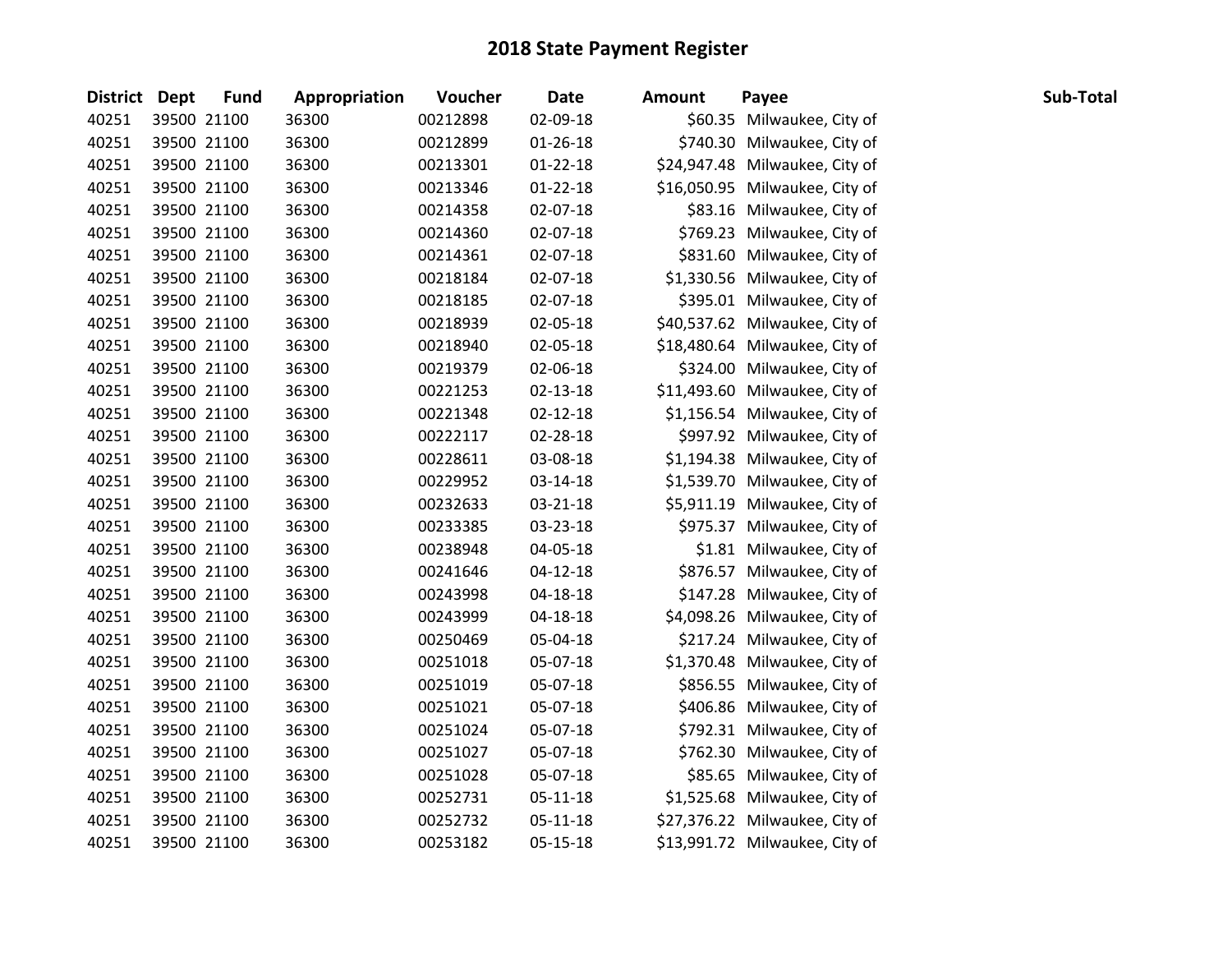# 2018 State Payment Register

| District | Dept | Fund | Appropriation | Voucher | Date | Amount | Payee | Sub-Total |
|---|---|---|---|---|---|---|---|---|
| 40251 | 39500 | 21100 | 36300 | 00212898 | 02-09-18 | $60.35 | Milwaukee, City of | |
| 40251 | 39500 | 21100 | 36300 | 00212899 | 01-26-18 | $740.30 | Milwaukee, City of | |
| 40251 | 39500 | 21100 | 36300 | 00213301 | 01-22-18 | $24,947.48 | Milwaukee, City of | |
| 40251 | 39500 | 21100 | 36300 | 00213346 | 01-22-18 | $16,050.95 | Milwaukee, City of | |
| 40251 | 39500 | 21100 | 36300 | 00214358 | 02-07-18 | $83.16 | Milwaukee, City of | |
| 40251 | 39500 | 21100 | 36300 | 00214360 | 02-07-18 | $769.23 | Milwaukee, City of | |
| 40251 | 39500 | 21100 | 36300 | 00214361 | 02-07-18 | $831.60 | Milwaukee, City of | |
| 40251 | 39500 | 21100 | 36300 | 00218184 | 02-07-18 | $1,330.56 | Milwaukee, City of | |
| 40251 | 39500 | 21100 | 36300 | 00218185 | 02-07-18 | $395.01 | Milwaukee, City of | |
| 40251 | 39500 | 21100 | 36300 | 00218939 | 02-05-18 | $40,537.62 | Milwaukee, City of | |
| 40251 | 39500 | 21100 | 36300 | 00218940 | 02-05-18 | $18,480.64 | Milwaukee, City of | |
| 40251 | 39500 | 21100 | 36300 | 00219379 | 02-06-18 | $324.00 | Milwaukee, City of | |
| 40251 | 39500 | 21100 | 36300 | 00221253 | 02-13-18 | $11,493.60 | Milwaukee, City of | |
| 40251 | 39500 | 21100 | 36300 | 00221348 | 02-12-18 | $1,156.54 | Milwaukee, City of | |
| 40251 | 39500 | 21100 | 36300 | 00222117 | 02-28-18 | $997.92 | Milwaukee, City of | |
| 40251 | 39500 | 21100 | 36300 | 00228611 | 03-08-18 | $1,194.38 | Milwaukee, City of | |
| 40251 | 39500 | 21100 | 36300 | 00229952 | 03-14-18 | $1,539.70 | Milwaukee, City of | |
| 40251 | 39500 | 21100 | 36300 | 00232633 | 03-21-18 | $5,911.19 | Milwaukee, City of | |
| 40251 | 39500 | 21100 | 36300 | 00233385 | 03-23-18 | $975.37 | Milwaukee, City of | |
| 40251 | 39500 | 21100 | 36300 | 00238948 | 04-05-18 | $1.81 | Milwaukee, City of | |
| 40251 | 39500 | 21100 | 36300 | 00241646 | 04-12-18 | $876.57 | Milwaukee, City of | |
| 40251 | 39500 | 21100 | 36300 | 00243998 | 04-18-18 | $147.28 | Milwaukee, City of | |
| 40251 | 39500 | 21100 | 36300 | 00243999 | 04-18-18 | $4,098.26 | Milwaukee, City of | |
| 40251 | 39500 | 21100 | 36300 | 00250469 | 05-04-18 | $217.24 | Milwaukee, City of | |
| 40251 | 39500 | 21100 | 36300 | 00251018 | 05-07-18 | $1,370.48 | Milwaukee, City of | |
| 40251 | 39500 | 21100 | 36300 | 00251019 | 05-07-18 | $856.55 | Milwaukee, City of | |
| 40251 | 39500 | 21100 | 36300 | 00251021 | 05-07-18 | $406.86 | Milwaukee, City of | |
| 40251 | 39500 | 21100 | 36300 | 00251024 | 05-07-18 | $792.31 | Milwaukee, City of | |
| 40251 | 39500 | 21100 | 36300 | 00251027 | 05-07-18 | $762.30 | Milwaukee, City of | |
| 40251 | 39500 | 21100 | 36300 | 00251028 | 05-07-18 | $85.65 | Milwaukee, City of | |
| 40251 | 39500 | 21100 | 36300 | 00252731 | 05-11-18 | $1,525.68 | Milwaukee, City of | |
| 40251 | 39500 | 21100 | 36300 | 00252732 | 05-11-18 | $27,376.22 | Milwaukee, City of | |
| 40251 | 39500 | 21100 | 36300 | 00253182 | 05-15-18 | $13,991.72 | Milwaukee, City of | |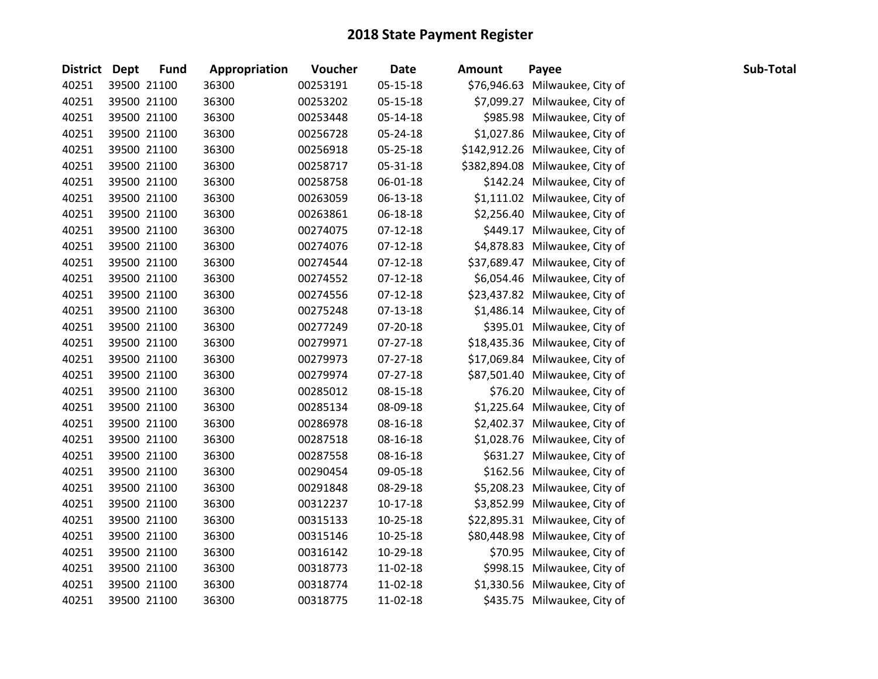# 2018 State Payment Register

| District | Dept | Fund | Appropriation | Voucher | Date | Amount | Payee | Sub-Total |
|---|---|---|---|---|---|---|---|---|
| 40251 | 39500 | 21100 | 36300 | 00253191 | 05-15-18 | $76,946.63 | Milwaukee, City of | |
| 40251 | 39500 | 21100 | 36300 | 00253202 | 05-15-18 | $7,099.27 | Milwaukee, City of | |
| 40251 | 39500 | 21100 | 36300 | 00253448 | 05-14-18 | $985.98 | Milwaukee, City of | |
| 40251 | 39500 | 21100 | 36300 | 00256728 | 05-24-18 | $1,027.86 | Milwaukee, City of | |
| 40251 | 39500 | 21100 | 36300 | 00256918 | 05-25-18 | $142,912.26 | Milwaukee, City of | |
| 40251 | 39500 | 21100 | 36300 | 00258717 | 05-31-18 | $382,894.08 | Milwaukee, City of | |
| 40251 | 39500 | 21100 | 36300 | 00258758 | 06-01-18 | $142.24 | Milwaukee, City of | |
| 40251 | 39500 | 21100 | 36300 | 00263059 | 06-13-18 | $1,111.02 | Milwaukee, City of | |
| 40251 | 39500 | 21100 | 36300 | 00263861 | 06-18-18 | $2,256.40 | Milwaukee, City of | |
| 40251 | 39500 | 21100 | 36300 | 00274075 | 07-12-18 | $449.17 | Milwaukee, City of | |
| 40251 | 39500 | 21100 | 36300 | 00274076 | 07-12-18 | $4,878.83 | Milwaukee, City of | |
| 40251 | 39500 | 21100 | 36300 | 00274544 | 07-12-18 | $37,689.47 | Milwaukee, City of | |
| 40251 | 39500 | 21100 | 36300 | 00274552 | 07-12-18 | $6,054.46 | Milwaukee, City of | |
| 40251 | 39500 | 21100 | 36300 | 00274556 | 07-12-18 | $23,437.82 | Milwaukee, City of | |
| 40251 | 39500 | 21100 | 36300 | 00275248 | 07-13-18 | $1,486.14 | Milwaukee, City of | |
| 40251 | 39500 | 21100 | 36300 | 00277249 | 07-20-18 | $395.01 | Milwaukee, City of | |
| 40251 | 39500 | 21100 | 36300 | 00279971 | 07-27-18 | $18,435.36 | Milwaukee, City of | |
| 40251 | 39500 | 21100 | 36300 | 00279973 | 07-27-18 | $17,069.84 | Milwaukee, City of | |
| 40251 | 39500 | 21100 | 36300 | 00279974 | 07-27-18 | $87,501.40 | Milwaukee, City of | |
| 40251 | 39500 | 21100 | 36300 | 00285012 | 08-15-18 | $76.20 | Milwaukee, City of | |
| 40251 | 39500 | 21100 | 36300 | 00285134 | 08-09-18 | $1,225.64 | Milwaukee, City of | |
| 40251 | 39500 | 21100 | 36300 | 00286978 | 08-16-18 | $2,402.37 | Milwaukee, City of | |
| 40251 | 39500 | 21100 | 36300 | 00287518 | 08-16-18 | $1,028.76 | Milwaukee, City of | |
| 40251 | 39500 | 21100 | 36300 | 00287558 | 08-16-18 | $631.27 | Milwaukee, City of | |
| 40251 | 39500 | 21100 | 36300 | 00290454 | 09-05-18 | $162.56 | Milwaukee, City of | |
| 40251 | 39500 | 21100 | 36300 | 00291848 | 08-29-18 | $5,208.23 | Milwaukee, City of | |
| 40251 | 39500 | 21100 | 36300 | 00312237 | 10-17-18 | $3,852.99 | Milwaukee, City of | |
| 40251 | 39500 | 21100 | 36300 | 00315133 | 10-25-18 | $22,895.31 | Milwaukee, City of | |
| 40251 | 39500 | 21100 | 36300 | 00315146 | 10-25-18 | $80,448.98 | Milwaukee, City of | |
| 40251 | 39500 | 21100 | 36300 | 00316142 | 10-29-18 | $70.95 | Milwaukee, City of | |
| 40251 | 39500 | 21100 | 36300 | 00318773 | 11-02-18 | $998.15 | Milwaukee, City of | |
| 40251 | 39500 | 21100 | 36300 | 00318774 | 11-02-18 | $1,330.56 | Milwaukee, City of | |
| 40251 | 39500 | 21100 | 36300 | 00318775 | 11-02-18 | $435.75 | Milwaukee, City of | |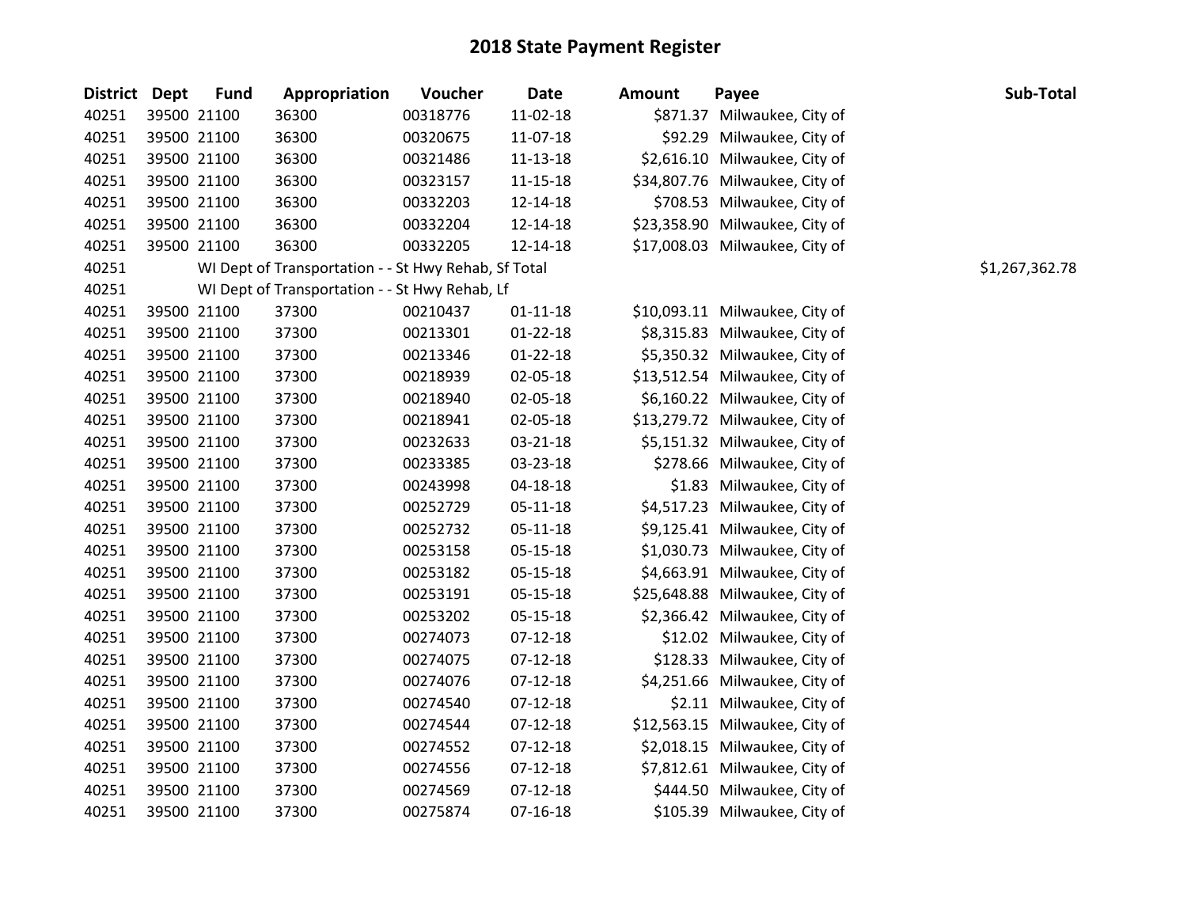# 2018 State Payment Register

| District | Dept | Fund | Appropriation | Voucher | Date | Amount | Payee | Sub-Total |
|---|---|---|---|---|---|---|---|---|
| 40251 | 39500 | 21100 | 36300 | 00318776 | 11-02-18 | $871.37 | Milwaukee, City of | |
| 40251 | 39500 | 21100 | 36300 | 00320675 | 11-07-18 | $92.29 | Milwaukee, City of | |
| 40251 | 39500 | 21100 | 36300 | 00321486 | 11-13-18 | $2,616.10 | Milwaukee, City of | |
| 40251 | 39500 | 21100 | 36300 | 00323157 | 11-15-18 | $34,807.76 | Milwaukee, City of | |
| 40251 | 39500 | 21100 | 36300 | 00332203 | 12-14-18 | $708.53 | Milwaukee, City of | |
| 40251 | 39500 | 21100 | 36300 | 00332204 | 12-14-18 | $23,358.90 | Milwaukee, City of | |
| 40251 | 39500 | 21100 | 36300 | 00332205 | 12-14-18 | $17,008.03 | Milwaukee, City of | |
| 40251 | | WI Dept of Transportation - - St Hwy Rehab, Sf Total | | | | | | $1,267,362.78 |
| 40251 | | WI Dept of Transportation - - St Hwy Rehab, Lf | | | | | | |
| 40251 | 39500 | 21100 | 37300 | 00210437 | 01-11-18 | $10,093.11 | Milwaukee, City of | |
| 40251 | 39500 | 21100 | 37300 | 00213301 | 01-22-18 | $8,315.83 | Milwaukee, City of | |
| 40251 | 39500 | 21100 | 37300 | 00213346 | 01-22-18 | $5,350.32 | Milwaukee, City of | |
| 40251 | 39500 | 21100 | 37300 | 00218939 | 02-05-18 | $13,512.54 | Milwaukee, City of | |
| 40251 | 39500 | 21100 | 37300 | 00218940 | 02-05-18 | $6,160.22 | Milwaukee, City of | |
| 40251 | 39500 | 21100 | 37300 | 00218941 | 02-05-18 | $13,279.72 | Milwaukee, City of | |
| 40251 | 39500 | 21100 | 37300 | 00232633 | 03-21-18 | $5,151.32 | Milwaukee, City of | |
| 40251 | 39500 | 21100 | 37300 | 00233385 | 03-23-18 | $278.66 | Milwaukee, City of | |
| 40251 | 39500 | 21100 | 37300 | 00243998 | 04-18-18 | $1.83 | Milwaukee, City of | |
| 40251 | 39500 | 21100 | 37300 | 00252729 | 05-11-18 | $4,517.23 | Milwaukee, City of | |
| 40251 | 39500 | 21100 | 37300 | 00252732 | 05-11-18 | $9,125.41 | Milwaukee, City of | |
| 40251 | 39500 | 21100 | 37300 | 00253158 | 05-15-18 | $1,030.73 | Milwaukee, City of | |
| 40251 | 39500 | 21100 | 37300 | 00253182 | 05-15-18 | $4,663.91 | Milwaukee, City of | |
| 40251 | 39500 | 21100 | 37300 | 00253191 | 05-15-18 | $25,648.88 | Milwaukee, City of | |
| 40251 | 39500 | 21100 | 37300 | 00253202 | 05-15-18 | $2,366.42 | Milwaukee, City of | |
| 40251 | 39500 | 21100 | 37300 | 00274073 | 07-12-18 | $12.02 | Milwaukee, City of | |
| 40251 | 39500 | 21100 | 37300 | 00274075 | 07-12-18 | $128.33 | Milwaukee, City of | |
| 40251 | 39500 | 21100 | 37300 | 00274076 | 07-12-18 | $4,251.66 | Milwaukee, City of | |
| 40251 | 39500 | 21100 | 37300 | 00274540 | 07-12-18 | $2.11 | Milwaukee, City of | |
| 40251 | 39500 | 21100 | 37300 | 00274544 | 07-12-18 | $12,563.15 | Milwaukee, City of | |
| 40251 | 39500 | 21100 | 37300 | 00274552 | 07-12-18 | $2,018.15 | Milwaukee, City of | |
| 40251 | 39500 | 21100 | 37300 | 00274556 | 07-12-18 | $7,812.61 | Milwaukee, City of | |
| 40251 | 39500 | 21100 | 37300 | 00274569 | 07-12-18 | $444.50 | Milwaukee, City of | |
| 40251 | 39500 | 21100 | 37300 | 00275874 | 07-16-18 | $105.39 | Milwaukee, City of | |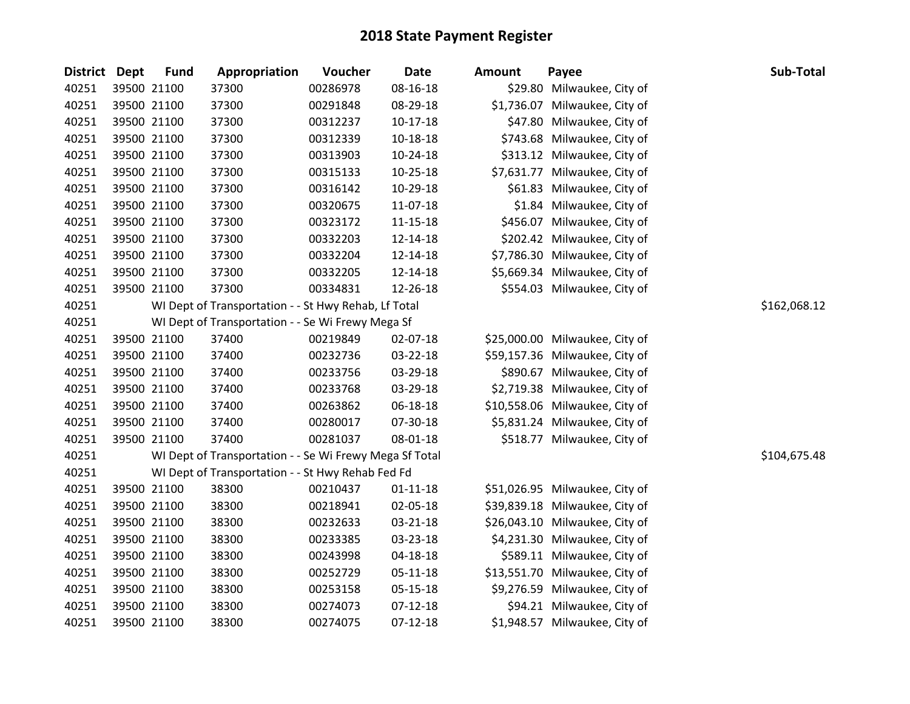# 2018 State Payment Register

| District | Dept | Fund | Appropriation | Voucher | Date | Amount | Payee | Sub-Total |
|---|---|---|---|---|---|---|---|---|
| 40251 | 39500 | 21100 | 37300 | 00286978 | 08-16-18 | $29.80 | Milwaukee, City of | |
| 40251 | 39500 | 21100 | 37300 | 00291848 | 08-29-18 | $1,736.07 | Milwaukee, City of | |
| 40251 | 39500 | 21100 | 37300 | 00312237 | 10-17-18 | $47.80 | Milwaukee, City of | |
| 40251 | 39500 | 21100 | 37300 | 00312339 | 10-18-18 | $743.68 | Milwaukee, City of | |
| 40251 | 39500 | 21100 | 37300 | 00313903 | 10-24-18 | $313.12 | Milwaukee, City of | |
| 40251 | 39500 | 21100 | 37300 | 00315133 | 10-25-18 | $7,631.77 | Milwaukee, City of | |
| 40251 | 39500 | 21100 | 37300 | 00316142 | 10-29-18 | $61.83 | Milwaukee, City of | |
| 40251 | 39500 | 21100 | 37300 | 00320675 | 11-07-18 | $1.84 | Milwaukee, City of | |
| 40251 | 39500 | 21100 | 37300 | 00323172 | 11-15-18 | $456.07 | Milwaukee, City of | |
| 40251 | 39500 | 21100 | 37300 | 00332203 | 12-14-18 | $202.42 | Milwaukee, City of | |
| 40251 | 39500 | 21100 | 37300 | 00332204 | 12-14-18 | $7,786.30 | Milwaukee, City of | |
| 40251 | 39500 | 21100 | 37300 | 00332205 | 12-14-18 | $5,669.34 | Milwaukee, City of | |
| 40251 | 39500 | 21100 | 37300 | 00334831 | 12-26-18 | $554.03 | Milwaukee, City of | |
| 40251 | | WI Dept of Transportation - - St Hwy Rehab, Lf Total | | | | | | $162,068.12 |
| 40251 | | WI Dept of Transportation - - Se Wi Frewy Mega Sf | | | | | | |
| 40251 | 39500 | 21100 | 37400 | 00219849 | 02-07-18 | $25,000.00 | Milwaukee, City of | |
| 40251 | 39500 | 21100 | 37400 | 00232736 | 03-22-18 | $59,157.36 | Milwaukee, City of | |
| 40251 | 39500 | 21100 | 37400 | 00233756 | 03-29-18 | $890.67 | Milwaukee, City of | |
| 40251 | 39500 | 21100 | 37400 | 00233768 | 03-29-18 | $2,719.38 | Milwaukee, City of | |
| 40251 | 39500 | 21100 | 37400 | 00263862 | 06-18-18 | $10,558.06 | Milwaukee, City of | |
| 40251 | 39500 | 21100 | 37400 | 00280017 | 07-30-18 | $5,831.24 | Milwaukee, City of | |
| 40251 | 39500 | 21100 | 37400 | 00281037 | 08-01-18 | $518.77 | Milwaukee, City of | |
| 40251 | | WI Dept of Transportation - - Se Wi Frewy Mega Sf Total | | | | | | $104,675.48 |
| 40251 | | WI Dept of Transportation - - St Hwy Rehab Fed Fd | | | | | | |
| 40251 | 39500 | 21100 | 38300 | 00210437 | 01-11-18 | $51,026.95 | Milwaukee, City of | |
| 40251 | 39500 | 21100 | 38300 | 00218941 | 02-05-18 | $39,839.18 | Milwaukee, City of | |
| 40251 | 39500 | 21100 | 38300 | 00232633 | 03-21-18 | $26,043.10 | Milwaukee, City of | |
| 40251 | 39500 | 21100 | 38300 | 00233385 | 03-23-18 | $4,231.30 | Milwaukee, City of | |
| 40251 | 39500 | 21100 | 38300 | 00243998 | 04-18-18 | $589.11 | Milwaukee, City of | |
| 40251 | 39500 | 21100 | 38300 | 00252729 | 05-11-18 | $13,551.70 | Milwaukee, City of | |
| 40251 | 39500 | 21100 | 38300 | 00253158 | 05-15-18 | $9,276.59 | Milwaukee, City of | |
| 40251 | 39500 | 21100 | 38300 | 00274073 | 07-12-18 | $94.21 | Milwaukee, City of | |
| 40251 | 39500 | 21100 | 38300 | 00274075 | 07-12-18 | $1,948.57 | Milwaukee, City of | |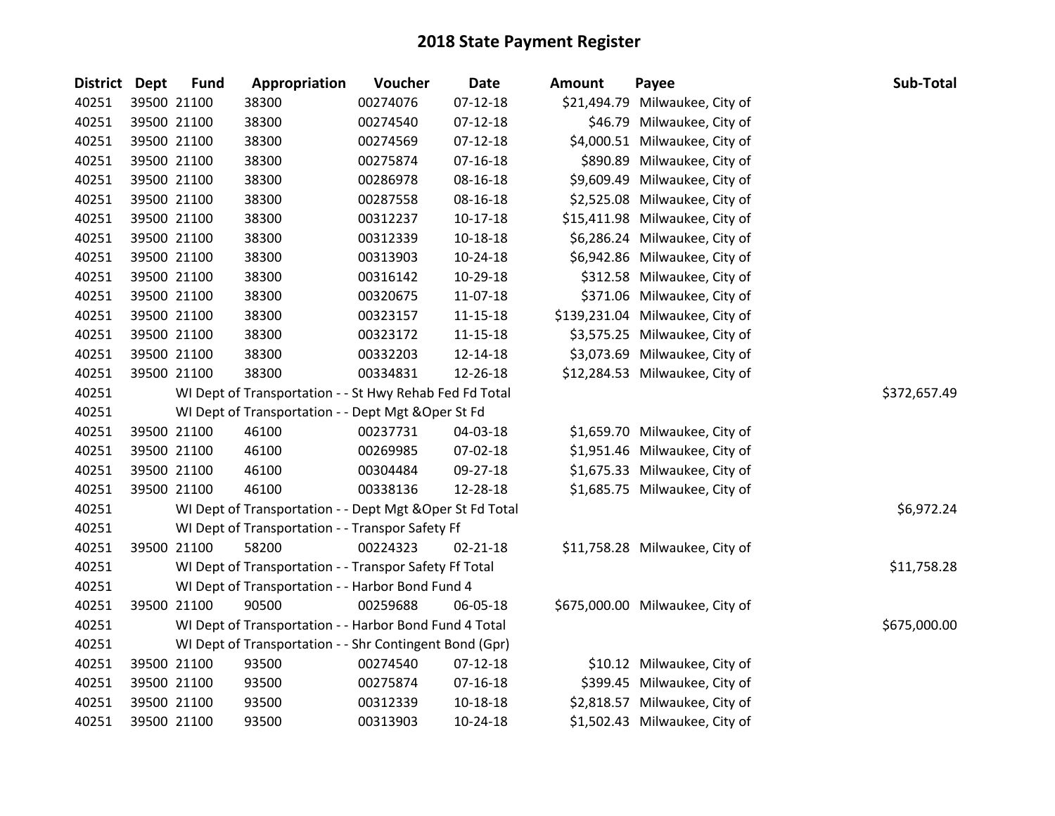# 2018 State Payment Register

| District | Dept | Fund | Appropriation | Voucher | Date | Amount | Payee | Sub-Total |
|---|---|---|---|---|---|---|---|---|
| 40251 | 39500 | 21100 | 38300 | 00274076 | 07-12-18 | $21,494.79 | Milwaukee, City of | |
| 40251 | 39500 | 21100 | 38300 | 00274540 | 07-12-18 | $46.79 | Milwaukee, City of | |
| 40251 | 39500 | 21100 | 38300 | 00274569 | 07-12-18 | $4,000.51 | Milwaukee, City of | |
| 40251 | 39500 | 21100 | 38300 | 00275874 | 07-16-18 | $890.89 | Milwaukee, City of | |
| 40251 | 39500 | 21100 | 38300 | 00286978 | 08-16-18 | $9,609.49 | Milwaukee, City of | |
| 40251 | 39500 | 21100 | 38300 | 00287558 | 08-16-18 | $2,525.08 | Milwaukee, City of | |
| 40251 | 39500 | 21100 | 38300 | 00312237 | 10-17-18 | $15,411.98 | Milwaukee, City of | |
| 40251 | 39500 | 21100 | 38300 | 00312339 | 10-18-18 | $6,286.24 | Milwaukee, City of | |
| 40251 | 39500 | 21100 | 38300 | 00313903 | 10-24-18 | $6,942.86 | Milwaukee, City of | |
| 40251 | 39500 | 21100 | 38300 | 00316142 | 10-29-18 | $312.58 | Milwaukee, City of | |
| 40251 | 39500 | 21100 | 38300 | 00320675 | 11-07-18 | $371.06 | Milwaukee, City of | |
| 40251 | 39500 | 21100 | 38300 | 00323157 | 11-15-18 | $139,231.04 | Milwaukee, City of | |
| 40251 | 39500 | 21100 | 38300 | 00323172 | 11-15-18 | $3,575.25 | Milwaukee, City of | |
| 40251 | 39500 | 21100 | 38300 | 00332203 | 12-14-18 | $3,073.69 | Milwaukee, City of | |
| 40251 | 39500 | 21100 | 38300 | 00334831 | 12-26-18 | $12,284.53 | Milwaukee, City of | |
| 40251 | | WI Dept of Transportation - - St Hwy Rehab Fed Fd Total | | | | | | $372,657.49 |
| 40251 | | WI Dept of Transportation - - Dept Mgt &Oper St Fd | | | | | | |
| 40251 | 39500 | 21100 | 46100 | 00237731 | 04-03-18 | $1,659.70 | Milwaukee, City of | |
| 40251 | 39500 | 21100 | 46100 | 00269985 | 07-02-18 | $1,951.46 | Milwaukee, City of | |
| 40251 | 39500 | 21100 | 46100 | 00304484 | 09-27-18 | $1,675.33 | Milwaukee, City of | |
| 40251 | 39500 | 21100 | 46100 | 00338136 | 12-28-18 | $1,685.75 | Milwaukee, City of | |
| 40251 | | WI Dept of Transportation - - Dept Mgt &Oper St Fd Total | | | | | | $6,972.24 |
| 40251 | | WI Dept of Transportation - - Transpor Safety Ff | | | | | | |
| 40251 | 39500 | 21100 | 58200 | 00224323 | 02-21-18 | $11,758.28 | Milwaukee, City of | |
| 40251 | | WI Dept of Transportation - - Transpor Safety Ff Total | | | | | | $11,758.28 |
| 40251 | | WI Dept of Transportation - - Harbor Bond Fund 4 | | | | | | |
| 40251 | 39500 | 21100 | 90500 | 00259688 | 06-05-18 | $675,000.00 | Milwaukee, City of | |
| 40251 | | WI Dept of Transportation - - Harbor Bond Fund 4 Total | | | | | | $675,000.00 |
| 40251 | | WI Dept of Transportation - - Shr Contingent Bond (Gpr) | | | | | | |
| 40251 | 39500 | 21100 | 93500 | 00274540 | 07-12-18 | $10.12 | Milwaukee, City of | |
| 40251 | 39500 | 21100 | 93500 | 00275874 | 07-16-18 | $399.45 | Milwaukee, City of | |
| 40251 | 39500 | 21100 | 93500 | 00312339 | 10-18-18 | $2,818.57 | Milwaukee, City of | |
| 40251 | 39500 | 21100 | 93500 | 00313903 | 10-24-18 | $1,502.43 | Milwaukee, City of | |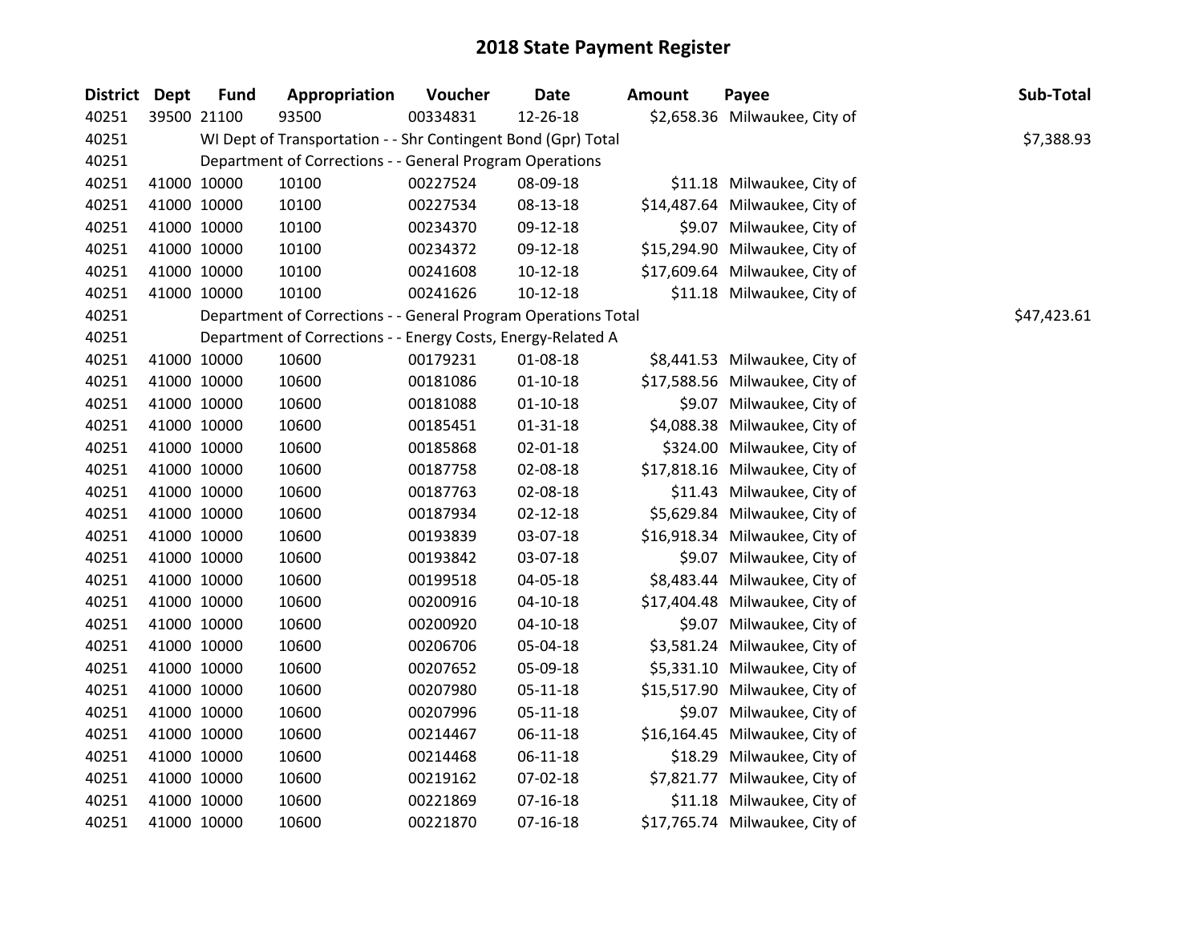# 2018 State Payment Register

| District | Dept | Fund | Appropriation | Voucher | Date | Amount | Payee | Sub-Total |
|---|---|---|---|---|---|---|---|---|
| 40251 | 39500 | 21100 | 93500 | 00334831 | 12-26-18 | $2,658.36 | Milwaukee, City of | |
| 40251 | | WI Dept of Transportation - - Shr Contingent Bond (Gpr) Total | | | | | | $7,388.93 |
| 40251 | | Department of Corrections - - General Program Operations | | | | | | |
| 40251 | 41000 | 10000 | 10100 | 00227524 | 08-09-18 | $11.18 | Milwaukee, City of | |
| 40251 | 41000 | 10000 | 10100 | 00227534 | 08-13-18 | $14,487.64 | Milwaukee, City of | |
| 40251 | 41000 | 10000 | 10100 | 00234370 | 09-12-18 | $9.07 | Milwaukee, City of | |
| 40251 | 41000 | 10000 | 10100 | 00234372 | 09-12-18 | $15,294.90 | Milwaukee, City of | |
| 40251 | 41000 | 10000 | 10100 | 00241608 | 10-12-18 | $17,609.64 | Milwaukee, City of | |
| 40251 | 41000 | 10000 | 10100 | 00241626 | 10-12-18 | $11.18 | Milwaukee, City of | |
| 40251 | | Department of Corrections - - General Program Operations Total | | | | | | $47,423.61 |
| 40251 | | Department of Corrections - - Energy Costs, Energy-Related A | | | | | | |
| 40251 | 41000 | 10000 | 10600 | 00179231 | 01-08-18 | $8,441.53 | Milwaukee, City of | |
| 40251 | 41000 | 10000 | 10600 | 00181086 | 01-10-18 | $17,588.56 | Milwaukee, City of | |
| 40251 | 41000 | 10000 | 10600 | 00181088 | 01-10-18 | $9.07 | Milwaukee, City of | |
| 40251 | 41000 | 10000 | 10600 | 00185451 | 01-31-18 | $4,088.38 | Milwaukee, City of | |
| 40251 | 41000 | 10000 | 10600 | 00185868 | 02-01-18 | $324.00 | Milwaukee, City of | |
| 40251 | 41000 | 10000 | 10600 | 00187758 | 02-08-18 | $17,818.16 | Milwaukee, City of | |
| 40251 | 41000 | 10000 | 10600 | 00187763 | 02-08-18 | $11.43 | Milwaukee, City of | |
| 40251 | 41000 | 10000 | 10600 | 00187934 | 02-12-18 | $5,629.84 | Milwaukee, City of | |
| 40251 | 41000 | 10000 | 10600 | 00193839 | 03-07-18 | $16,918.34 | Milwaukee, City of | |
| 40251 | 41000 | 10000 | 10600 | 00193842 | 03-07-18 | $9.07 | Milwaukee, City of | |
| 40251 | 41000 | 10000 | 10600 | 00199518 | 04-05-18 | $8,483.44 | Milwaukee, City of | |
| 40251 | 41000 | 10000 | 10600 | 00200916 | 04-10-18 | $17,404.48 | Milwaukee, City of | |
| 40251 | 41000 | 10000 | 10600 | 00200920 | 04-10-18 | $9.07 | Milwaukee, City of | |
| 40251 | 41000 | 10000 | 10600 | 00206706 | 05-04-18 | $3,581.24 | Milwaukee, City of | |
| 40251 | 41000 | 10000 | 10600 | 00207652 | 05-09-18 | $5,331.10 | Milwaukee, City of | |
| 40251 | 41000 | 10000 | 10600 | 00207980 | 05-11-18 | $15,517.90 | Milwaukee, City of | |
| 40251 | 41000 | 10000 | 10600 | 00207996 | 05-11-18 | $9.07 | Milwaukee, City of | |
| 40251 | 41000 | 10000 | 10600 | 00214467 | 06-11-18 | $16,164.45 | Milwaukee, City of | |
| 40251 | 41000 | 10000 | 10600 | 00214468 | 06-11-18 | $18.29 | Milwaukee, City of | |
| 40251 | 41000 | 10000 | 10600 | 00219162 | 07-02-18 | $7,821.77 | Milwaukee, City of | |
| 40251 | 41000 | 10000 | 10600 | 00221869 | 07-16-18 | $11.18 | Milwaukee, City of | |
| 40251 | 41000 | 10000 | 10600 | 00221870 | 07-16-18 | $17,765.74 | Milwaukee, City of | |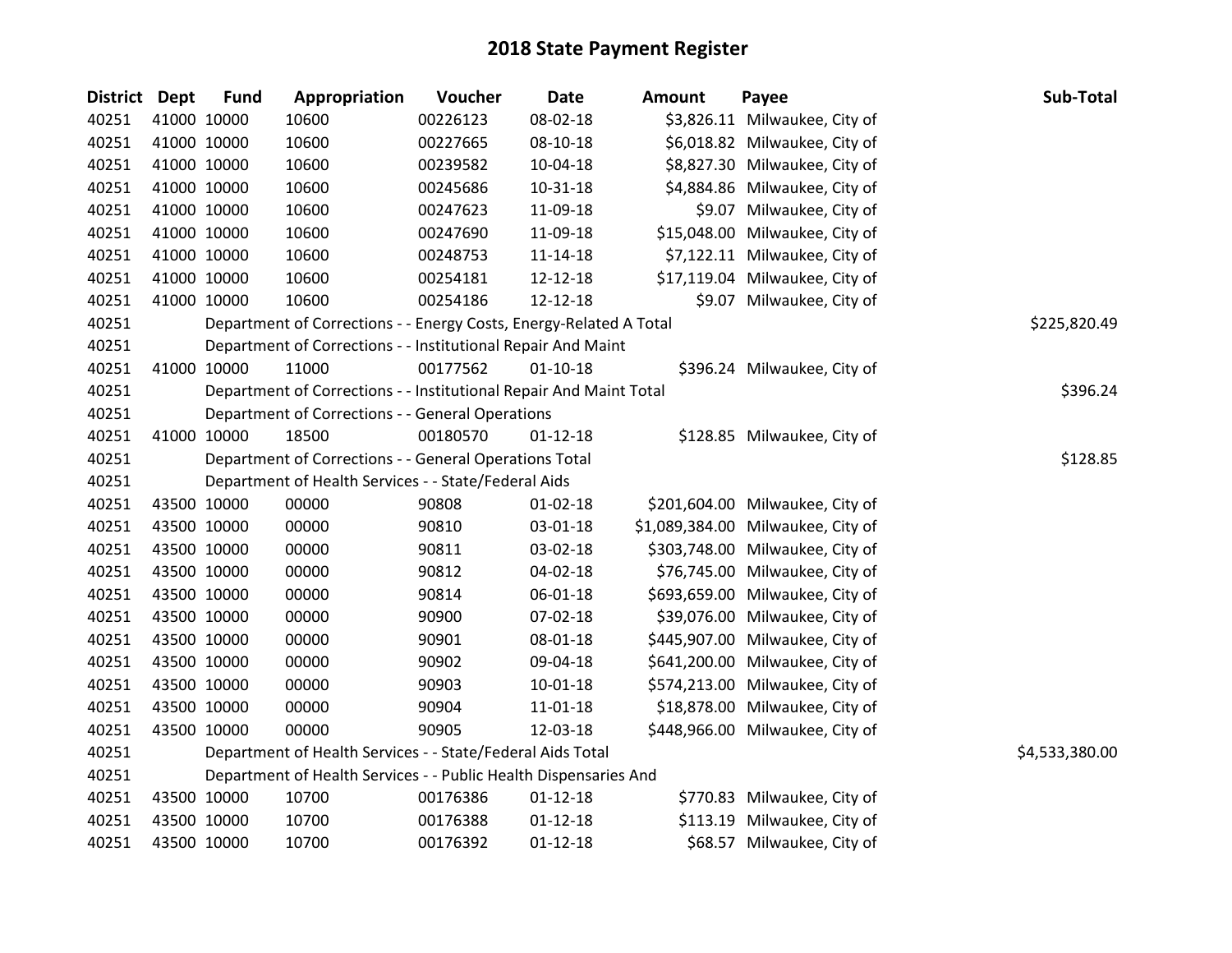# 2018 State Payment Register

| District | Dept | Fund | Appropriation | Voucher | Date | Amount | Payee | Sub-Total |
|---|---|---|---|---|---|---|---|---|
| 40251 | 41000 | 10000 | 10600 | 00226123 | 08-02-18 | $3,826.11 | Milwaukee, City of | |
| 40251 | 41000 | 10000 | 10600 | 00227665 | 08-10-18 | $6,018.82 | Milwaukee, City of | |
| 40251 | 41000 | 10000 | 10600 | 00239582 | 10-04-18 | $8,827.30 | Milwaukee, City of | |
| 40251 | 41000 | 10000 | 10600 | 00245686 | 10-31-18 | $4,884.86 | Milwaukee, City of | |
| 40251 | 41000 | 10000 | 10600 | 00247623 | 11-09-18 | $9.07 | Milwaukee, City of | |
| 40251 | 41000 | 10000 | 10600 | 00247690 | 11-09-18 | $15,048.00 | Milwaukee, City of | |
| 40251 | 41000 | 10000 | 10600 | 00248753 | 11-14-18 | $7,122.11 | Milwaukee, City of | |
| 40251 | 41000 | 10000 | 10600 | 00254181 | 12-12-18 | $17,119.04 | Milwaukee, City of | |
| 40251 | 41000 | 10000 | 10600 | 00254186 | 12-12-18 | $9.07 | Milwaukee, City of | |
| 40251 | | | Department of Corrections - - Energy Costs, Energy-Related A Total | | | | | $225,820.49 |
| 40251 | | | Department of Corrections - - Institutional Repair And Maint | | | | | |
| 40251 | 41000 | 10000 | 11000 | 00177562 | 01-10-18 | $396.24 | Milwaukee, City of | |
| 40251 | | | Department of Corrections - - Institutional Repair And Maint Total | | | | | $396.24 |
| 40251 | | | Department of Corrections - - General Operations | | | | | |
| 40251 | 41000 | 10000 | 18500 | 00180570 | 01-12-18 | $128.85 | Milwaukee, City of | |
| 40251 | | | Department of Corrections - - General Operations Total | | | | | $128.85 |
| 40251 | | | Department of Health Services - - State/Federal Aids | | | | | |
| 40251 | 43500 | 10000 | 00000 | 90808 | 01-02-18 | $201,604.00 | Milwaukee, City of | |
| 40251 | 43500 | 10000 | 00000 | 90810 | 03-01-18 | $1,089,384.00 | Milwaukee, City of | |
| 40251 | 43500 | 10000 | 00000 | 90811 | 03-02-18 | $303,748.00 | Milwaukee, City of | |
| 40251 | 43500 | 10000 | 00000 | 90812 | 04-02-18 | $76,745.00 | Milwaukee, City of | |
| 40251 | 43500 | 10000 | 00000 | 90814 | 06-01-18 | $693,659.00 | Milwaukee, City of | |
| 40251 | 43500 | 10000 | 00000 | 90900 | 07-02-18 | $39,076.00 | Milwaukee, City of | |
| 40251 | 43500 | 10000 | 00000 | 90901 | 08-01-18 | $445,907.00 | Milwaukee, City of | |
| 40251 | 43500 | 10000 | 00000 | 90902 | 09-04-18 | $641,200.00 | Milwaukee, City of | |
| 40251 | 43500 | 10000 | 00000 | 90903 | 10-01-18 | $574,213.00 | Milwaukee, City of | |
| 40251 | 43500 | 10000 | 00000 | 90904 | 11-01-18 | $18,878.00 | Milwaukee, City of | |
| 40251 | 43500 | 10000 | 00000 | 90905 | 12-03-18 | $448,966.00 | Milwaukee, City of | |
| 40251 | | | Department of Health Services - - State/Federal Aids Total | | | | | $4,533,380.00 |
| 40251 | | | Department of Health Services - - Public Health Dispensaries And | | | | | |
| 40251 | 43500 | 10000 | 10700 | 00176386 | 01-12-18 | $770.83 | Milwaukee, City of | |
| 40251 | 43500 | 10000 | 10700 | 00176388 | 01-12-18 | $113.19 | Milwaukee, City of | |
| 40251 | 43500 | 10000 | 10700 | 00176392 | 01-12-18 | $68.57 | Milwaukee, City of | |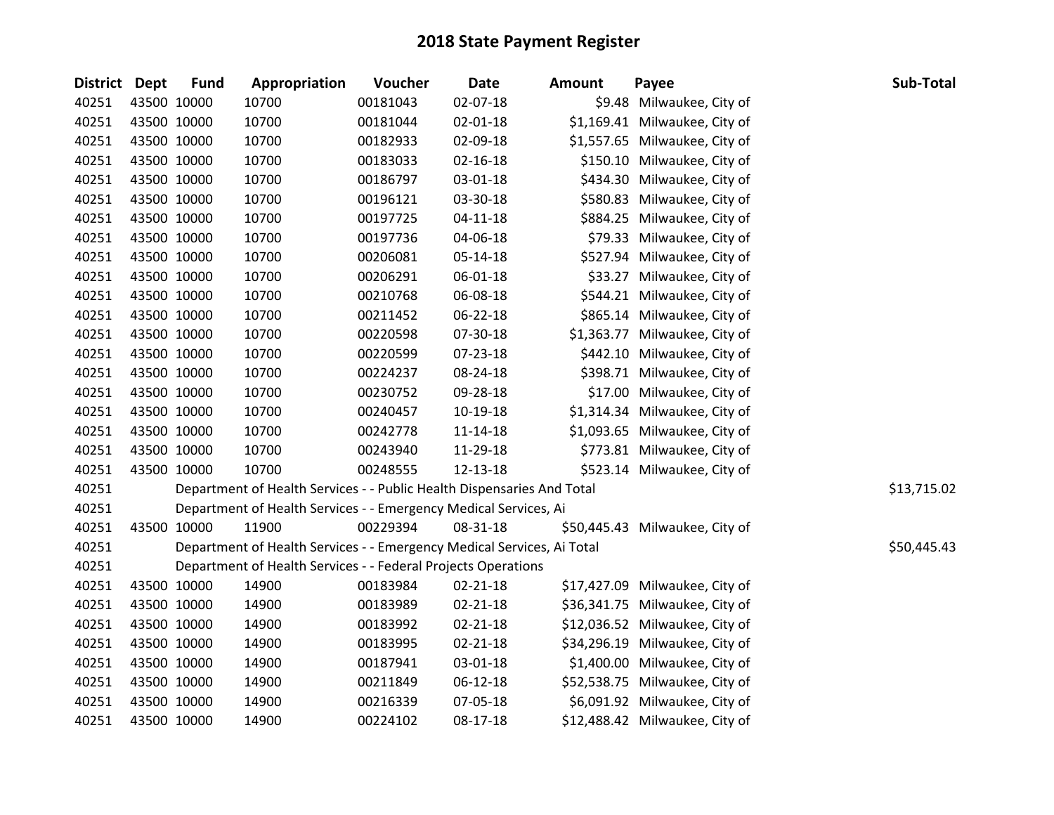# 2018 State Payment Register

| District | Dept | Fund | Appropriation | Voucher | Date | Amount | Payee | Sub-Total |
|---|---|---|---|---|---|---|---|---|
| 40251 | 43500 | 10000 | 10700 | 00181043 | 02-07-18 | $9.48 | Milwaukee, City of | |
| 40251 | 43500 | 10000 | 10700 | 00181044 | 02-01-18 | $1,169.41 | Milwaukee, City of | |
| 40251 | 43500 | 10000 | 10700 | 00182933 | 02-09-18 | $1,557.65 | Milwaukee, City of | |
| 40251 | 43500 | 10000 | 10700 | 00183033 | 02-16-18 | $150.10 | Milwaukee, City of | |
| 40251 | 43500 | 10000 | 10700 | 00186797 | 03-01-18 | $434.30 | Milwaukee, City of | |
| 40251 | 43500 | 10000 | 10700 | 00196121 | 03-30-18 | $580.83 | Milwaukee, City of | |
| 40251 | 43500 | 10000 | 10700 | 00197725 | 04-11-18 | $884.25 | Milwaukee, City of | |
| 40251 | 43500 | 10000 | 10700 | 00197736 | 04-06-18 | $79.33 | Milwaukee, City of | |
| 40251 | 43500 | 10000 | 10700 | 00206081 | 05-14-18 | $527.94 | Milwaukee, City of | |
| 40251 | 43500 | 10000 | 10700 | 00206291 | 06-01-18 | $33.27 | Milwaukee, City of | |
| 40251 | 43500 | 10000 | 10700 | 00210768 | 06-08-18 | $544.21 | Milwaukee, City of | |
| 40251 | 43500 | 10000 | 10700 | 00211452 | 06-22-18 | $865.14 | Milwaukee, City of | |
| 40251 | 43500 | 10000 | 10700 | 00220598 | 07-30-18 | $1,363.77 | Milwaukee, City of | |
| 40251 | 43500 | 10000 | 10700 | 00220599 | 07-23-18 | $442.10 | Milwaukee, City of | |
| 40251 | 43500 | 10000 | 10700 | 00224237 | 08-24-18 | $398.71 | Milwaukee, City of | |
| 40251 | 43500 | 10000 | 10700 | 00230752 | 09-28-18 | $17.00 | Milwaukee, City of | |
| 40251 | 43500 | 10000 | 10700 | 00240457 | 10-19-18 | $1,314.34 | Milwaukee, City of | |
| 40251 | 43500 | 10000 | 10700 | 00242778 | 11-14-18 | $1,093.65 | Milwaukee, City of | |
| 40251 | 43500 | 10000 | 10700 | 00243940 | 11-29-18 | $773.81 | Milwaukee, City of | |
| 40251 | 43500 | 10000 | 10700 | 00248555 | 12-13-18 | $523.14 | Milwaukee, City of | |
| 40251 | | Department of Health Services - - Public Health Dispensaries And Total | | | | | | $13,715.02 |
| 40251 | | Department of Health Services - - Emergency Medical Services, Ai | | | | | | |
| 40251 | 43500 | 10000 | 11900 | 00229394 | 08-31-18 | $50,445.43 | Milwaukee, City of | |
| 40251 | | Department of Health Services - - Emergency Medical Services, Ai Total | | | | | | $50,445.43 |
| 40251 | | Department of Health Services - - Federal Projects Operations | | | | | | |
| 40251 | 43500 | 10000 | 14900 | 00183984 | 02-21-18 | $17,427.09 | Milwaukee, City of | |
| 40251 | 43500 | 10000 | 14900 | 00183989 | 02-21-18 | $36,341.75 | Milwaukee, City of | |
| 40251 | 43500 | 10000 | 14900 | 00183992 | 02-21-18 | $12,036.52 | Milwaukee, City of | |
| 40251 | 43500 | 10000 | 14900 | 00183995 | 02-21-18 | $34,296.19 | Milwaukee, City of | |
| 40251 | 43500 | 10000 | 14900 | 00187941 | 03-01-18 | $1,400.00 | Milwaukee, City of | |
| 40251 | 43500 | 10000 | 14900 | 00211849 | 06-12-18 | $52,538.75 | Milwaukee, City of | |
| 40251 | 43500 | 10000 | 14900 | 00216339 | 07-05-18 | $6,091.92 | Milwaukee, City of | |
| 40251 | 43500 | 10000 | 14900 | 00224102 | 08-17-18 | $12,488.42 | Milwaukee, City of | |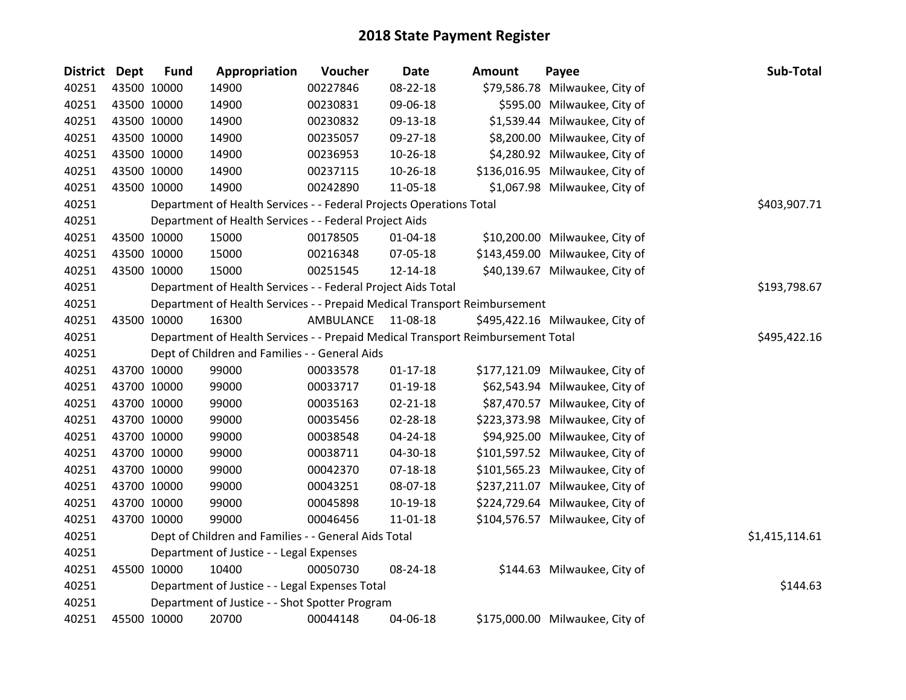# 2018 State Payment Register

| District | Dept | Fund | Appropriation | Voucher | Date | Amount | Payee | Sub-Total |
|---|---|---|---|---|---|---|---|---|
| 40251 | 43500 | 10000 | 14900 | 00227846 | 08-22-18 | $79,586.78 | Milwaukee, City of | |
| 40251 | 43500 | 10000 | 14900 | 00230831 | 09-06-18 | $595.00 | Milwaukee, City of | |
| 40251 | 43500 | 10000 | 14900 | 00230832 | 09-13-18 | $1,539.44 | Milwaukee, City of | |
| 40251 | 43500 | 10000 | 14900 | 00235057 | 09-27-18 | $8,200.00 | Milwaukee, City of | |
| 40251 | 43500 | 10000 | 14900 | 00236953 | 10-26-18 | $4,280.92 | Milwaukee, City of | |
| 40251 | 43500 | 10000 | 14900 | 00237115 | 10-26-18 | $136,016.95 | Milwaukee, City of | |
| 40251 | 43500 | 10000 | 14900 | 00242890 | 11-05-18 | $1,067.98 | Milwaukee, City of | |
| 40251 | | Department of Health Services - - Federal Projects Operations Total | | | | | | $403,907.71 |
| 40251 | | Department of Health Services - - Federal Project Aids | | | | | | |
| 40251 | 43500 | 10000 | 15000 | 00178505 | 01-04-18 | $10,200.00 | Milwaukee, City of | |
| 40251 | 43500 | 10000 | 15000 | 00216348 | 07-05-18 | $143,459.00 | Milwaukee, City of | |
| 40251 | 43500 | 10000 | 15000 | 00251545 | 12-14-18 | $40,139.67 | Milwaukee, City of | |
| 40251 | | Department of Health Services - - Federal Project Aids Total | | | | | | $193,798.67 |
| 40251 | | Department of Health Services - - Prepaid Medical Transport Reimbursement | | | | | | |
| 40251 | 43500 | 10000 | 16300 | AMBULANCE | 11-08-18 | $495,422.16 | Milwaukee, City of | |
| 40251 | | Department of Health Services - - Prepaid Medical Transport Reimbursement Total | | | | | | $495,422.16 |
| 40251 | | Dept of Children and Families - - General Aids | | | | | | |
| 40251 | 43700 | 10000 | 99000 | 00033578 | 01-17-18 | $177,121.09 | Milwaukee, City of | |
| 40251 | 43700 | 10000 | 99000 | 00033717 | 01-19-18 | $62,543.94 | Milwaukee, City of | |
| 40251 | 43700 | 10000 | 99000 | 00035163 | 02-21-18 | $87,470.57 | Milwaukee, City of | |
| 40251 | 43700 | 10000 | 99000 | 00035456 | 02-28-18 | $223,373.98 | Milwaukee, City of | |
| 40251 | 43700 | 10000 | 99000 | 00038548 | 04-24-18 | $94,925.00 | Milwaukee, City of | |
| 40251 | 43700 | 10000 | 99000 | 00038711 | 04-30-18 | $101,597.52 | Milwaukee, City of | |
| 40251 | 43700 | 10000 | 99000 | 00042370 | 07-18-18 | $101,565.23 | Milwaukee, City of | |
| 40251 | 43700 | 10000 | 99000 | 00043251 | 08-07-18 | $237,211.07 | Milwaukee, City of | |
| 40251 | 43700 | 10000 | 99000 | 00045898 | 10-19-18 | $224,729.64 | Milwaukee, City of | |
| 40251 | 43700 | 10000 | 99000 | 00046456 | 11-01-18 | $104,576.57 | Milwaukee, City of | |
| 40251 | | Dept of Children and Families - - General Aids Total | | | | | | $1,415,114.61 |
| 40251 | | Department of Justice - - Legal Expenses | | | | | | |
| 40251 | 45500 | 10000 | 10400 | 00050730 | 08-24-18 | $144.63 | Milwaukee, City of | |
| 40251 | | Department of Justice - - Legal Expenses Total | | | | | | $144.63 |
| 40251 | | Department of Justice - - Shot Spotter Program | | | | | | |
| 40251 | 45500 | 10000 | 20700 | 00044148 | 04-06-18 | $175,000.00 | Milwaukee, City of | |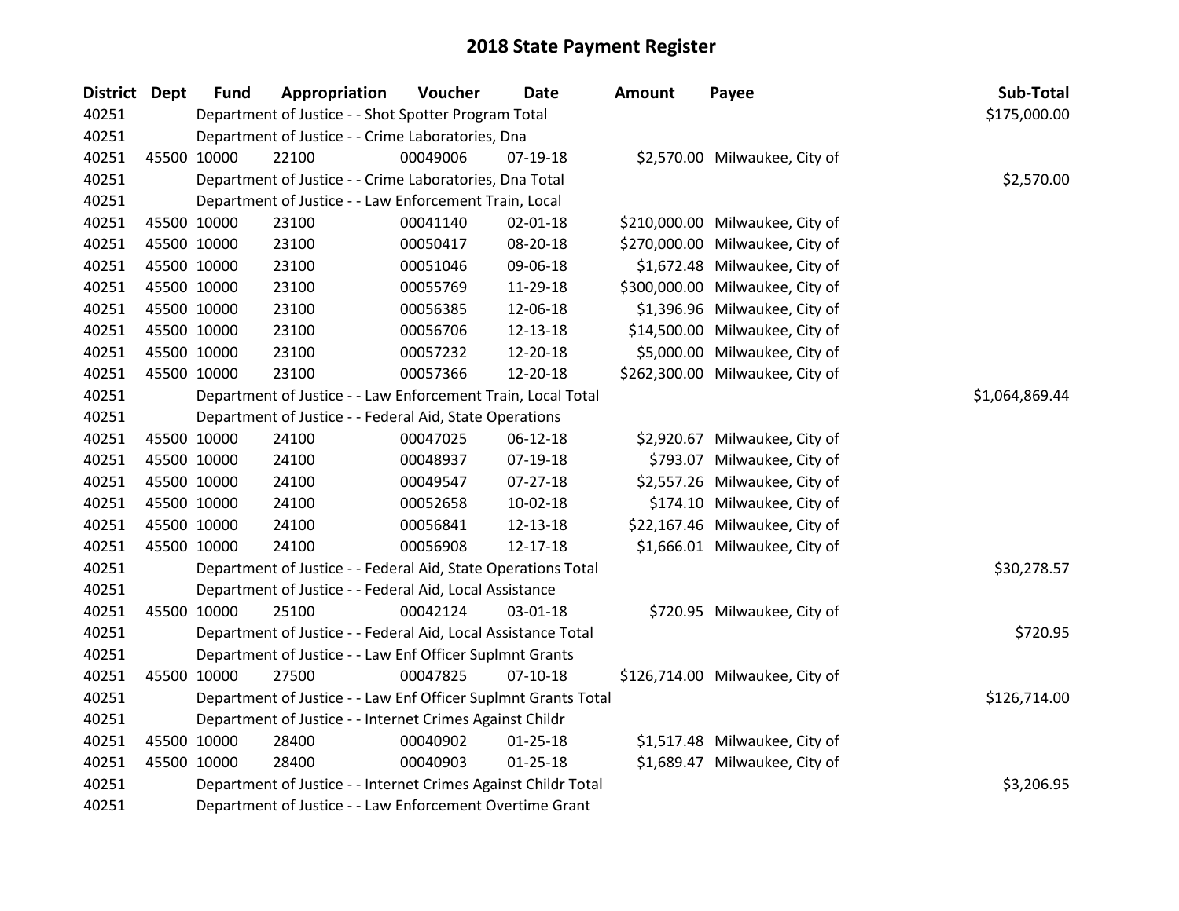# 2018 State Payment Register

| District | Dept | Fund | Appropriation | Voucher | Date | Amount | Payee | Sub-Total |
|---|---|---|---|---|---|---|---|---|
| 40251 | | | Department of Justice - - Shot Spotter Program Total | | | | | $175,000.00 |
| 40251 | | | Department of Justice - - Crime Laboratories, Dna | | | | | |
| 40251 | 45500 | 10000 | 22100 | 00049006 | 07-19-18 | $2,570.00 | Milwaukee, City of | |
| 40251 | | | Department of Justice - - Crime Laboratories, Dna Total | | | | | $2,570.00 |
| 40251 | | | Department of Justice - - Law Enforcement Train, Local | | | | | |
| 40251 | 45500 | 10000 | 23100 | 00041140 | 02-01-18 | $210,000.00 | Milwaukee, City of | |
| 40251 | 45500 | 10000 | 23100 | 00050417 | 08-20-18 | $270,000.00 | Milwaukee, City of | |
| 40251 | 45500 | 10000 | 23100 | 00051046 | 09-06-18 | $1,672.48 | Milwaukee, City of | |
| 40251 | 45500 | 10000 | 23100 | 00055769 | 11-29-18 | $300,000.00 | Milwaukee, City of | |
| 40251 | 45500 | 10000 | 23100 | 00056385 | 12-06-18 | $1,396.96 | Milwaukee, City of | |
| 40251 | 45500 | 10000 | 23100 | 00056706 | 12-13-18 | $14,500.00 | Milwaukee, City of | |
| 40251 | 45500 | 10000 | 23100 | 00057232 | 12-20-18 | $5,000.00 | Milwaukee, City of | |
| 40251 | 45500 | 10000 | 23100 | 00057366 | 12-20-18 | $262,300.00 | Milwaukee, City of | |
| 40251 | | | Department of Justice - - Law Enforcement Train, Local Total | | | | | $1,064,869.44 |
| 40251 | | | Department of Justice - - Federal Aid, State Operations | | | | | |
| 40251 | 45500 | 10000 | 24100 | 00047025 | 06-12-18 | $2,920.67 | Milwaukee, City of | |
| 40251 | 45500 | 10000 | 24100 | 00048937 | 07-19-18 | $793.07 | Milwaukee, City of | |
| 40251 | 45500 | 10000 | 24100 | 00049547 | 07-27-18 | $2,557.26 | Milwaukee, City of | |
| 40251 | 45500 | 10000 | 24100 | 00052658 | 10-02-18 | $174.10 | Milwaukee, City of | |
| 40251 | 45500 | 10000 | 24100 | 00056841 | 12-13-18 | $22,167.46 | Milwaukee, City of | |
| 40251 | 45500 | 10000 | 24100 | 00056908 | 12-17-18 | $1,666.01 | Milwaukee, City of | |
| 40251 | | | Department of Justice - - Federal Aid, State Operations Total | | | | | $30,278.57 |
| 40251 | | | Department of Justice - - Federal Aid, Local Assistance | | | | | |
| 40251 | 45500 | 10000 | 25100 | 00042124 | 03-01-18 | $720.95 | Milwaukee, City of | |
| 40251 | | | Department of Justice - - Federal Aid, Local Assistance Total | | | | | $720.95 |
| 40251 | | | Department of Justice - - Law Enf Officer Suplmnt Grants | | | | | |
| 40251 | 45500 | 10000 | 27500 | 00047825 | 07-10-18 | $126,714.00 | Milwaukee, City of | |
| 40251 | | | Department of Justice - - Law Enf Officer Suplmnt Grants Total | | | | | $126,714.00 |
| 40251 | | | Department of Justice - - Internet Crimes Against Childr | | | | | |
| 40251 | 45500 | 10000 | 28400 | 00040902 | 01-25-18 | $1,517.48 | Milwaukee, City of | |
| 40251 | 45500 | 10000 | 28400 | 00040903 | 01-25-18 | $1,689.47 | Milwaukee, City of | |
| 40251 | | | Department of Justice - - Internet Crimes Against Childr Total | | | | | $3,206.95 |
| 40251 | | | Department of Justice - - Law Enforcement Overtime Grant | | | | | |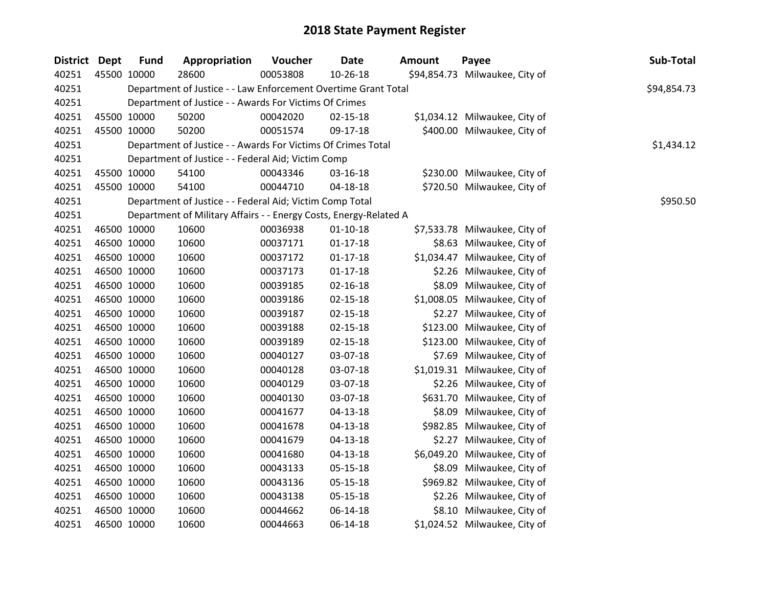# 2018 State Payment Register

| District | Dept | Fund | Appropriation | Voucher | Date | Amount | Payee | Sub-Total |
|---|---|---|---|---|---|---|---|---|
| 40251 | 45500 | 10000 | 28600 | 00053808 | 10-26-18 | $94,854.73 | Milwaukee, City of | |
| 40251 | | Department of Justice - - Law Enforcement Overtime Grant Total | | | | | | $94,854.73 |
| 40251 | | Department of Justice - - Awards For Victims Of Crimes | | | | | | |
| 40251 | 45500 | 10000 | 50200 | 00042020 | 02-15-18 | $1,034.12 | Milwaukee, City of | |
| 40251 | 45500 | 10000 | 50200 | 00051574 | 09-17-18 | $400.00 | Milwaukee, City of | |
| 40251 | | Department of Justice - - Awards For Victims Of Crimes Total | | | | | | $1,434.12 |
| 40251 | | Department of Justice - - Federal Aid; Victim Comp | | | | | | |
| 40251 | 45500 | 10000 | 54100 | 00043346 | 03-16-18 | $230.00 | Milwaukee, City of | |
| 40251 | 45500 | 10000 | 54100 | 00044710 | 04-18-18 | $720.50 | Milwaukee, City of | |
| 40251 | | Department of Justice - - Federal Aid; Victim Comp Total | | | | | | $950.50 |
| 40251 | | Department of Military Affairs - - Energy Costs, Energy-Related A | | | | | | |
| 40251 | 46500 | 10000 | 10600 | 00036938 | 01-10-18 | $7,533.78 | Milwaukee, City of | |
| 40251 | 46500 | 10000 | 10600 | 00037171 | 01-17-18 | $8.63 | Milwaukee, City of | |
| 40251 | 46500 | 10000 | 10600 | 00037172 | 01-17-18 | $1,034.47 | Milwaukee, City of | |
| 40251 | 46500 | 10000 | 10600 | 00037173 | 01-17-18 | $2.26 | Milwaukee, City of | |
| 40251 | 46500 | 10000 | 10600 | 00039185 | 02-16-18 | $8.09 | Milwaukee, City of | |
| 40251 | 46500 | 10000 | 10600 | 00039186 | 02-15-18 | $1,008.05 | Milwaukee, City of | |
| 40251 | 46500 | 10000 | 10600 | 00039187 | 02-15-18 | $2.27 | Milwaukee, City of | |
| 40251 | 46500 | 10000 | 10600 | 00039188 | 02-15-18 | $123.00 | Milwaukee, City of | |
| 40251 | 46500 | 10000 | 10600 | 00039189 | 02-15-18 | $123.00 | Milwaukee, City of | |
| 40251 | 46500 | 10000 | 10600 | 00040127 | 03-07-18 | $7.69 | Milwaukee, City of | |
| 40251 | 46500 | 10000 | 10600 | 00040128 | 03-07-18 | $1,019.31 | Milwaukee, City of | |
| 40251 | 46500 | 10000 | 10600 | 00040129 | 03-07-18 | $2.26 | Milwaukee, City of | |
| 40251 | 46500 | 10000 | 10600 | 00040130 | 03-07-18 | $631.70 | Milwaukee, City of | |
| 40251 | 46500 | 10000 | 10600 | 00041677 | 04-13-18 | $8.09 | Milwaukee, City of | |
| 40251 | 46500 | 10000 | 10600 | 00041678 | 04-13-18 | $982.85 | Milwaukee, City of | |
| 40251 | 46500 | 10000 | 10600 | 00041679 | 04-13-18 | $2.27 | Milwaukee, City of | |
| 40251 | 46500 | 10000 | 10600 | 00041680 | 04-13-18 | $6,049.20 | Milwaukee, City of | |
| 40251 | 46500 | 10000 | 10600 | 00043133 | 05-15-18 | $8.09 | Milwaukee, City of | |
| 40251 | 46500 | 10000 | 10600 | 00043136 | 05-15-18 | $969.82 | Milwaukee, City of | |
| 40251 | 46500 | 10000 | 10600 | 00043138 | 05-15-18 | $2.26 | Milwaukee, City of | |
| 40251 | 46500 | 10000 | 10600 | 00044662 | 06-14-18 | $8.10 | Milwaukee, City of | |
| 40251 | 46500 | 10000 | 10600 | 00044663 | 06-14-18 | $1,024.52 | Milwaukee, City of | |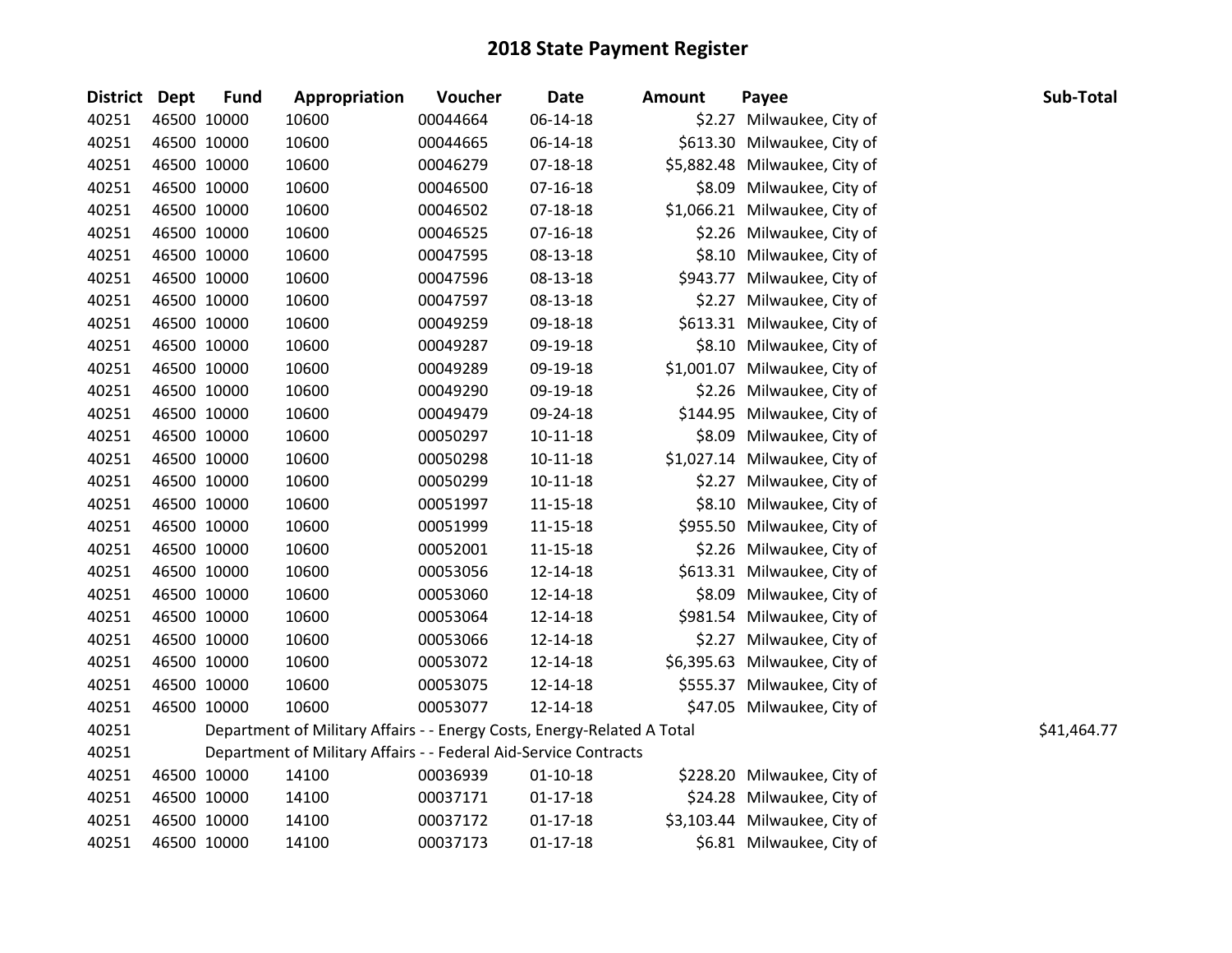# 2018 State Payment Register

| District | Dept | Fund | Appropriation | Voucher | Date | Amount | Payee | Sub-Total |
|---|---|---|---|---|---|---|---|---|
| 40251 | 46500 | 10000 | 10600 | 00044664 | 06-14-18 | $2.27 | Milwaukee, City of | |
| 40251 | 46500 | 10000 | 10600 | 00044665 | 06-14-18 | $613.30 | Milwaukee, City of | |
| 40251 | 46500 | 10000 | 10600 | 00046279 | 07-18-18 | $5,882.48 | Milwaukee, City of | |
| 40251 | 46500 | 10000 | 10600 | 00046500 | 07-16-18 | $8.09 | Milwaukee, City of | |
| 40251 | 46500 | 10000 | 10600 | 00046502 | 07-18-18 | $1,066.21 | Milwaukee, City of | |
| 40251 | 46500 | 10000 | 10600 | 00046525 | 07-16-18 | $2.26 | Milwaukee, City of | |
| 40251 | 46500 | 10000 | 10600 | 00047595 | 08-13-18 | $8.10 | Milwaukee, City of | |
| 40251 | 46500 | 10000 | 10600 | 00047596 | 08-13-18 | $943.77 | Milwaukee, City of | |
| 40251 | 46500 | 10000 | 10600 | 00047597 | 08-13-18 | $2.27 | Milwaukee, City of | |
| 40251 | 46500 | 10000 | 10600 | 00049259 | 09-18-18 | $613.31 | Milwaukee, City of | |
| 40251 | 46500 | 10000 | 10600 | 00049287 | 09-19-18 | $8.10 | Milwaukee, City of | |
| 40251 | 46500 | 10000 | 10600 | 00049289 | 09-19-18 | $1,001.07 | Milwaukee, City of | |
| 40251 | 46500 | 10000 | 10600 | 00049290 | 09-19-18 | $2.26 | Milwaukee, City of | |
| 40251 | 46500 | 10000 | 10600 | 00049479 | 09-24-18 | $144.95 | Milwaukee, City of | |
| 40251 | 46500 | 10000 | 10600 | 00050297 | 10-11-18 | $8.09 | Milwaukee, City of | |
| 40251 | 46500 | 10000 | 10600 | 00050298 | 10-11-18 | $1,027.14 | Milwaukee, City of | |
| 40251 | 46500 | 10000 | 10600 | 00050299 | 10-11-18 | $2.27 | Milwaukee, City of | |
| 40251 | 46500 | 10000 | 10600 | 00051997 | 11-15-18 | $8.10 | Milwaukee, City of | |
| 40251 | 46500 | 10000 | 10600 | 00051999 | 11-15-18 | $955.50 | Milwaukee, City of | |
| 40251 | 46500 | 10000 | 10600 | 00052001 | 11-15-18 | $2.26 | Milwaukee, City of | |
| 40251 | 46500 | 10000 | 10600 | 00053056 | 12-14-18 | $613.31 | Milwaukee, City of | |
| 40251 | 46500 | 10000 | 10600 | 00053060 | 12-14-18 | $8.09 | Milwaukee, City of | |
| 40251 | 46500 | 10000 | 10600 | 00053064 | 12-14-18 | $981.54 | Milwaukee, City of | |
| 40251 | 46500 | 10000 | 10600 | 00053066 | 12-14-18 | $2.27 | Milwaukee, City of | |
| 40251 | 46500 | 10000 | 10600 | 00053072 | 12-14-18 | $6,395.63 | Milwaukee, City of | |
| 40251 | 46500 | 10000 | 10600 | 00053075 | 12-14-18 | $555.37 | Milwaukee, City of | |
| 40251 | 46500 | 10000 | 10600 | 00053077 | 12-14-18 | $47.05 | Milwaukee, City of | |
| 40251 | | Department of Military Affairs - - Energy Costs, Energy-Related A Total | | | | | | $41,464.77 |
| 40251 | | Department of Military Affairs - - Federal Aid-Service Contracts | | | | | | |
| 40251 | 46500 | 10000 | 14100 | 00036939 | 01-10-18 | $228.20 | Milwaukee, City of | |
| 40251 | 46500 | 10000 | 14100 | 00037171 | 01-17-18 | $24.28 | Milwaukee, City of | |
| 40251 | 46500 | 10000 | 14100 | 00037172 | 01-17-18 | $3,103.44 | Milwaukee, City of | |
| 40251 | 46500 | 10000 | 14100 | 00037173 | 01-17-18 | $6.81 | Milwaukee, City of | |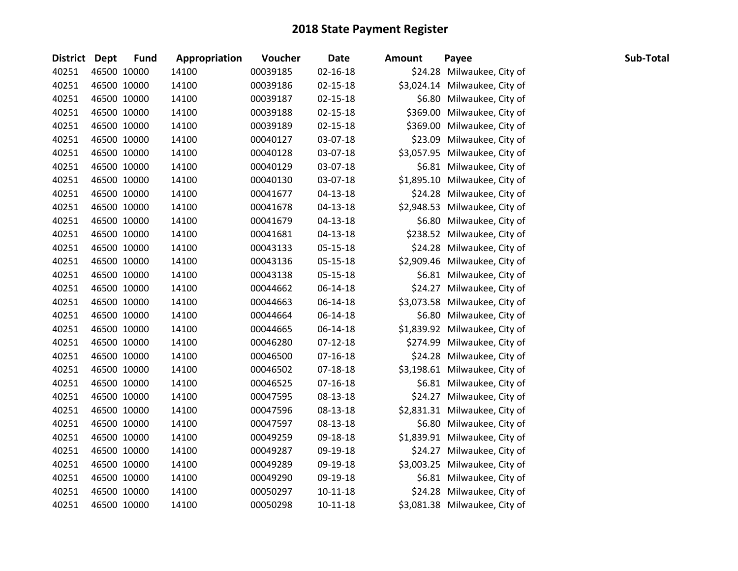# 2018 State Payment Register

| District | Dept | Fund | Appropriation | Voucher | Date | Amount | Payee | Sub-Total |
|---|---|---|---|---|---|---|---|---|
| 40251 | 46500 | 10000 | 14100 | 00039185 | 02-16-18 | $24.28 | Milwaukee, City of | |
| 40251 | 46500 | 10000 | 14100 | 00039186 | 02-15-18 | $3,024.14 | Milwaukee, City of | |
| 40251 | 46500 | 10000 | 14100 | 00039187 | 02-15-18 | $6.80 | Milwaukee, City of | |
| 40251 | 46500 | 10000 | 14100 | 00039188 | 02-15-18 | $369.00 | Milwaukee, City of | |
| 40251 | 46500 | 10000 | 14100 | 00039189 | 02-15-18 | $369.00 | Milwaukee, City of | |
| 40251 | 46500 | 10000 | 14100 | 00040127 | 03-07-18 | $23.09 | Milwaukee, City of | |
| 40251 | 46500 | 10000 | 14100 | 00040128 | 03-07-18 | $3,057.95 | Milwaukee, City of | |
| 40251 | 46500 | 10000 | 14100 | 00040129 | 03-07-18 | $6.81 | Milwaukee, City of | |
| 40251 | 46500 | 10000 | 14100 | 00040130 | 03-07-18 | $1,895.10 | Milwaukee, City of | |
| 40251 | 46500 | 10000 | 14100 | 00041677 | 04-13-18 | $24.28 | Milwaukee, City of | |
| 40251 | 46500 | 10000 | 14100 | 00041678 | 04-13-18 | $2,948.53 | Milwaukee, City of | |
| 40251 | 46500 | 10000 | 14100 | 00041679 | 04-13-18 | $6.80 | Milwaukee, City of | |
| 40251 | 46500 | 10000 | 14100 | 00041681 | 04-13-18 | $238.52 | Milwaukee, City of | |
| 40251 | 46500 | 10000 | 14100 | 00043133 | 05-15-18 | $24.28 | Milwaukee, City of | |
| 40251 | 46500 | 10000 | 14100 | 00043136 | 05-15-18 | $2,909.46 | Milwaukee, City of | |
| 40251 | 46500 | 10000 | 14100 | 00043138 | 05-15-18 | $6.81 | Milwaukee, City of | |
| 40251 | 46500 | 10000 | 14100 | 00044662 | 06-14-18 | $24.27 | Milwaukee, City of | |
| 40251 | 46500 | 10000 | 14100 | 00044663 | 06-14-18 | $3,073.58 | Milwaukee, City of | |
| 40251 | 46500 | 10000 | 14100 | 00044664 | 06-14-18 | $6.80 | Milwaukee, City of | |
| 40251 | 46500 | 10000 | 14100 | 00044665 | 06-14-18 | $1,839.92 | Milwaukee, City of | |
| 40251 | 46500 | 10000 | 14100 | 00046280 | 07-12-18 | $274.99 | Milwaukee, City of | |
| 40251 | 46500 | 10000 | 14100 | 00046500 | 07-16-18 | $24.28 | Milwaukee, City of | |
| 40251 | 46500 | 10000 | 14100 | 00046502 | 07-18-18 | $3,198.61 | Milwaukee, City of | |
| 40251 | 46500 | 10000 | 14100 | 00046525 | 07-16-18 | $6.81 | Milwaukee, City of | |
| 40251 | 46500 | 10000 | 14100 | 00047595 | 08-13-18 | $24.27 | Milwaukee, City of | |
| 40251 | 46500 | 10000 | 14100 | 00047596 | 08-13-18 | $2,831.31 | Milwaukee, City of | |
| 40251 | 46500 | 10000 | 14100 | 00047597 | 08-13-18 | $6.80 | Milwaukee, City of | |
| 40251 | 46500 | 10000 | 14100 | 00049259 | 09-18-18 | $1,839.91 | Milwaukee, City of | |
| 40251 | 46500 | 10000 | 14100 | 00049287 | 09-19-18 | $24.27 | Milwaukee, City of | |
| 40251 | 46500 | 10000 | 14100 | 00049289 | 09-19-18 | $3,003.25 | Milwaukee, City of | |
| 40251 | 46500 | 10000 | 14100 | 00049290 | 09-19-18 | $6.81 | Milwaukee, City of | |
| 40251 | 46500 | 10000 | 14100 | 00050297 | 10-11-18 | $24.28 | Milwaukee, City of | |
| 40251 | 46500 | 10000 | 14100 | 00050298 | 10-11-18 | $3,081.38 | Milwaukee, City of | |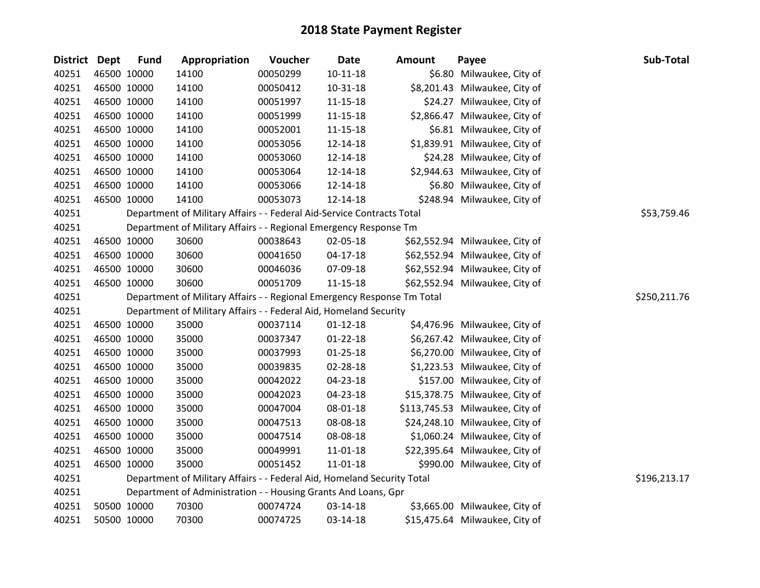# 2018 State Payment Register

| District | Dept | Fund | Appropriation | Voucher | Date | Amount | Payee | Sub-Total |
|---|---|---|---|---|---|---|---|---|
| 40251 | 46500 | 10000 | 14100 | 00050299 | 10-11-18 | $6.80 | Milwaukee, City of | |
| 40251 | 46500 | 10000 | 14100 | 00050412 | 10-31-18 | $8,201.43 | Milwaukee, City of | |
| 40251 | 46500 | 10000 | 14100 | 00051997 | 11-15-18 | $24.27 | Milwaukee, City of | |
| 40251 | 46500 | 10000 | 14100 | 00051999 | 11-15-18 | $2,866.47 | Milwaukee, City of | |
| 40251 | 46500 | 10000 | 14100 | 00052001 | 11-15-18 | $6.81 | Milwaukee, City of | |
| 40251 | 46500 | 10000 | 14100 | 00053056 | 12-14-18 | $1,839.91 | Milwaukee, City of | |
| 40251 | 46500 | 10000 | 14100 | 00053060 | 12-14-18 | $24.28 | Milwaukee, City of | |
| 40251 | 46500 | 10000 | 14100 | 00053064 | 12-14-18 | $2,944.63 | Milwaukee, City of | |
| 40251 | 46500 | 10000 | 14100 | 00053066 | 12-14-18 | $6.80 | Milwaukee, City of | |
| 40251 | 46500 | 10000 | 14100 | 00053073 | 12-14-18 | $248.94 | Milwaukee, City of | |
| 40251 | | Department of Military Affairs - - Federal Aid-Service Contracts Total | | | | | | $53,759.46 |
| 40251 | | Department of Military Affairs - - Regional Emergency Response Tm | | | | | | |
| 40251 | 46500 | 10000 | 30600 | 00038643 | 02-05-18 | $62,552.94 | Milwaukee, City of | |
| 40251 | 46500 | 10000 | 30600 | 00041650 | 04-17-18 | $62,552.94 | Milwaukee, City of | |
| 40251 | 46500 | 10000 | 30600 | 00046036 | 07-09-18 | $62,552.94 | Milwaukee, City of | |
| 40251 | 46500 | 10000 | 30600 | 00051709 | 11-15-18 | $62,552.94 | Milwaukee, City of | |
| 40251 | | Department of Military Affairs - - Regional Emergency Response Tm Total | | | | | | $250,211.76 |
| 40251 | | Department of Military Affairs - - Federal Aid, Homeland Security | | | | | | |
| 40251 | 46500 | 10000 | 35000 | 00037114 | 01-12-18 | $4,476.96 | Milwaukee, City of | |
| 40251 | 46500 | 10000 | 35000 | 00037347 | 01-22-18 | $6,267.42 | Milwaukee, City of | |
| 40251 | 46500 | 10000 | 35000 | 00037993 | 01-25-18 | $6,270.00 | Milwaukee, City of | |
| 40251 | 46500 | 10000 | 35000 | 00039835 | 02-28-18 | $1,223.53 | Milwaukee, City of | |
| 40251 | 46500 | 10000 | 35000 | 00042022 | 04-23-18 | $157.00 | Milwaukee, City of | |
| 40251 | 46500 | 10000 | 35000 | 00042023 | 04-23-18 | $15,378.75 | Milwaukee, City of | |
| 40251 | 46500 | 10000 | 35000 | 00047004 | 08-01-18 | $113,745.53 | Milwaukee, City of | |
| 40251 | 46500 | 10000 | 35000 | 00047513 | 08-08-18 | $24,248.10 | Milwaukee, City of | |
| 40251 | 46500 | 10000 | 35000 | 00047514 | 08-08-18 | $1,060.24 | Milwaukee, City of | |
| 40251 | 46500 | 10000 | 35000 | 00049991 | 11-01-18 | $22,395.64 | Milwaukee, City of | |
| 40251 | 46500 | 10000 | 35000 | 00051452 | 11-01-18 | $990.00 | Milwaukee, City of | |
| 40251 | | Department of Military Affairs - - Federal Aid, Homeland Security Total | | | | | | $196,213.17 |
| 40251 | | Department of Administration - - Housing Grants And Loans, Gpr | | | | | | |
| 40251 | 50500 | 10000 | 70300 | 00074724 | 03-14-18 | $3,665.00 | Milwaukee, City of | |
| 40251 | 50500 | 10000 | 70300 | 00074725 | 03-14-18 | $15,475.64 | Milwaukee, City of | |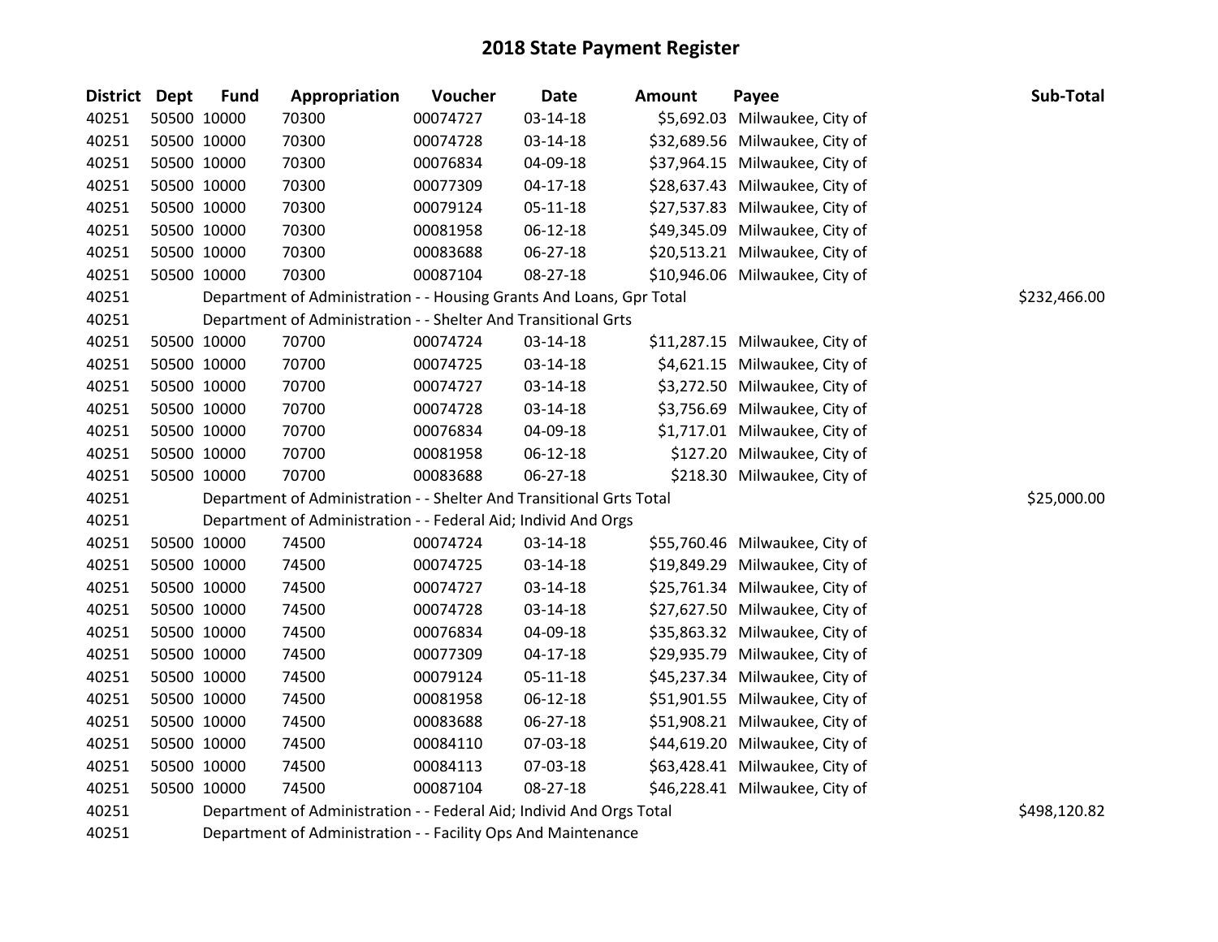# 2018 State Payment Register

| District | Dept | Fund | Appropriation | Voucher | Date | Amount | Payee | Sub-Total |
|---|---|---|---|---|---|---|---|---|
| 40251 | 50500 | 10000 | 70300 | 00074727 | 03-14-18 | $5,692.03 | Milwaukee, City of | |
| 40251 | 50500 | 10000 | 70300 | 00074728 | 03-14-18 | $32,689.56 | Milwaukee, City of | |
| 40251 | 50500 | 10000 | 70300 | 00076834 | 04-09-18 | $37,964.15 | Milwaukee, City of | |
| 40251 | 50500 | 10000 | 70300 | 00077309 | 04-17-18 | $28,637.43 | Milwaukee, City of | |
| 40251 | 50500 | 10000 | 70300 | 00079124 | 05-11-18 | $27,537.83 | Milwaukee, City of | |
| 40251 | 50500 | 10000 | 70300 | 00081958 | 06-12-18 | $49,345.09 | Milwaukee, City of | |
| 40251 | 50500 | 10000 | 70300 | 00083688 | 06-27-18 | $20,513.21 | Milwaukee, City of | |
| 40251 | 50500 | 10000 | 70300 | 00087104 | 08-27-18 | $10,946.06 | Milwaukee, City of | |
| 40251 | | Department of Administration - - Housing Grants And Loans, Gpr Total | | | | | | $232,466.00 |
| 40251 | | Department of Administration - - Shelter And Transitional Grts | | | | | | |
| 40251 | 50500 | 10000 | 70700 | 00074724 | 03-14-18 | $11,287.15 | Milwaukee, City of | |
| 40251 | 50500 | 10000 | 70700 | 00074725 | 03-14-18 | $4,621.15 | Milwaukee, City of | |
| 40251 | 50500 | 10000 | 70700 | 00074727 | 03-14-18 | $3,272.50 | Milwaukee, City of | |
| 40251 | 50500 | 10000 | 70700 | 00074728 | 03-14-18 | $3,756.69 | Milwaukee, City of | |
| 40251 | 50500 | 10000 | 70700 | 00076834 | 04-09-18 | $1,717.01 | Milwaukee, City of | |
| 40251 | 50500 | 10000 | 70700 | 00081958 | 06-12-18 | $127.20 | Milwaukee, City of | |
| 40251 | 50500 | 10000 | 70700 | 00083688 | 06-27-18 | $218.30 | Milwaukee, City of | |
| 40251 | | Department of Administration - - Shelter And Transitional Grts Total | | | | | | $25,000.00 |
| 40251 | | Department of Administration - - Federal Aid; Individ And Orgs | | | | | | |
| 40251 | 50500 | 10000 | 74500 | 00074724 | 03-14-18 | $55,760.46 | Milwaukee, City of | |
| 40251 | 50500 | 10000 | 74500 | 00074725 | 03-14-18 | $19,849.29 | Milwaukee, City of | |
| 40251 | 50500 | 10000 | 74500 | 00074727 | 03-14-18 | $25,761.34 | Milwaukee, City of | |
| 40251 | 50500 | 10000 | 74500 | 00074728 | 03-14-18 | $27,627.50 | Milwaukee, City of | |
| 40251 | 50500 | 10000 | 74500 | 00076834 | 04-09-18 | $35,863.32 | Milwaukee, City of | |
| 40251 | 50500 | 10000 | 74500 | 00077309 | 04-17-18 | $29,935.79 | Milwaukee, City of | |
| 40251 | 50500 | 10000 | 74500 | 00079124 | 05-11-18 | $45,237.34 | Milwaukee, City of | |
| 40251 | 50500 | 10000 | 74500 | 00081958 | 06-12-18 | $51,901.55 | Milwaukee, City of | |
| 40251 | 50500 | 10000 | 74500 | 00083688 | 06-27-18 | $51,908.21 | Milwaukee, City of | |
| 40251 | 50500 | 10000 | 74500 | 00084110 | 07-03-18 | $44,619.20 | Milwaukee, City of | |
| 40251 | 50500 | 10000 | 74500 | 00084113 | 07-03-18 | $63,428.41 | Milwaukee, City of | |
| 40251 | 50500 | 10000 | 74500 | 00087104 | 08-27-18 | $46,228.41 | Milwaukee, City of | |
| 40251 | | Department of Administration - - Federal Aid; Individ And Orgs Total | | | | | | $498,120.82 |
| 40251 | | Department of Administration - - Facility Ops And Maintenance | | | | | | |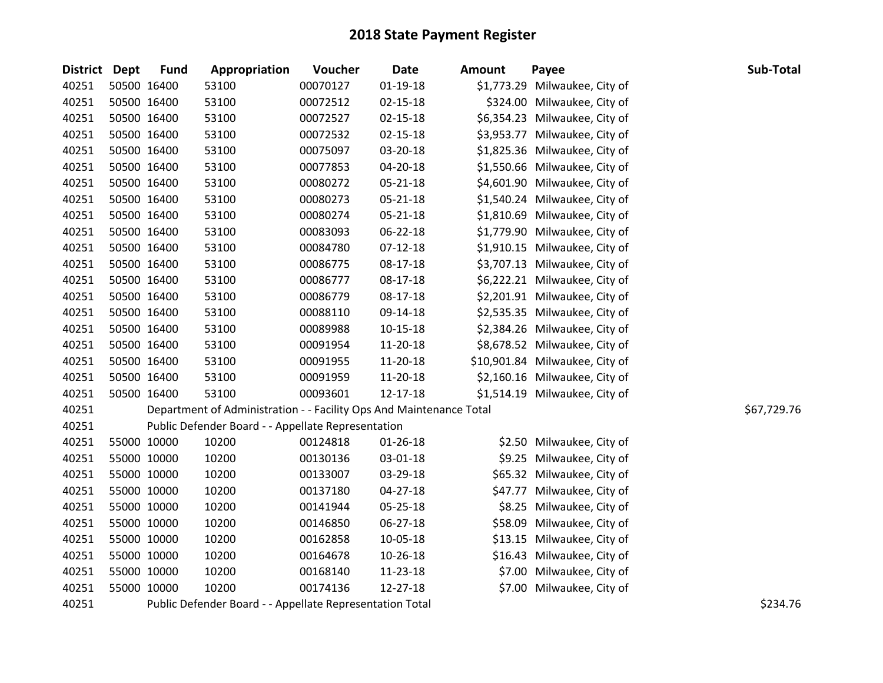# 2018 State Payment Register

| District | Dept | Fund | Appropriation | Voucher | Date | Amount | Payee | Sub-Total |
|---|---|---|---|---|---|---|---|---|
| 40251 | 50500 | 16400 | 53100 | 00070127 | 01-19-18 | $1,773.29 | Milwaukee, City of | |
| 40251 | 50500 | 16400 | 53100 | 00072512 | 02-15-18 | $324.00 | Milwaukee, City of | |
| 40251 | 50500 | 16400 | 53100 | 00072527 | 02-15-18 | $6,354.23 | Milwaukee, City of | |
| 40251 | 50500 | 16400 | 53100 | 00072532 | 02-15-18 | $3,953.77 | Milwaukee, City of | |
| 40251 | 50500 | 16400 | 53100 | 00075097 | 03-20-18 | $1,825.36 | Milwaukee, City of | |
| 40251 | 50500 | 16400 | 53100 | 00077853 | 04-20-18 | $1,550.66 | Milwaukee, City of | |
| 40251 | 50500 | 16400 | 53100 | 00080272 | 05-21-18 | $4,601.90 | Milwaukee, City of | |
| 40251 | 50500 | 16400 | 53100 | 00080273 | 05-21-18 | $1,540.24 | Milwaukee, City of | |
| 40251 | 50500 | 16400 | 53100 | 00080274 | 05-21-18 | $1,810.69 | Milwaukee, City of | |
| 40251 | 50500 | 16400 | 53100 | 00083093 | 06-22-18 | $1,779.90 | Milwaukee, City of | |
| 40251 | 50500 | 16400 | 53100 | 00084780 | 07-12-18 | $1,910.15 | Milwaukee, City of | |
| 40251 | 50500 | 16400 | 53100 | 00086775 | 08-17-18 | $3,707.13 | Milwaukee, City of | |
| 40251 | 50500 | 16400 | 53100 | 00086777 | 08-17-18 | $6,222.21 | Milwaukee, City of | |
| 40251 | 50500 | 16400 | 53100 | 00086779 | 08-17-18 | $2,201.91 | Milwaukee, City of | |
| 40251 | 50500 | 16400 | 53100 | 00088110 | 09-14-18 | $2,535.35 | Milwaukee, City of | |
| 40251 | 50500 | 16400 | 53100 | 00089988 | 10-15-18 | $2,384.26 | Milwaukee, City of | |
| 40251 | 50500 | 16400 | 53100 | 00091954 | 11-20-18 | $8,678.52 | Milwaukee, City of | |
| 40251 | 50500 | 16400 | 53100 | 00091955 | 11-20-18 | $10,901.84 | Milwaukee, City of | |
| 40251 | 50500 | 16400 | 53100 | 00091959 | 11-20-18 | $2,160.16 | Milwaukee, City of | |
| 40251 | 50500 | 16400 | 53100 | 00093601 | 12-17-18 | $1,514.19 | Milwaukee, City of | |
| 40251 | | Department of Administration - - Facility Ops And Maintenance Total | | | | | | $67,729.76 |
| 40251 | | Public Defender Board - - Appellate Representation | | | | | | |
| 40251 | 55000 | 10000 | 10200 | 00124818 | 01-26-18 | $2.50 | Milwaukee, City of | |
| 40251 | 55000 | 10000 | 10200 | 00130136 | 03-01-18 | $9.25 | Milwaukee, City of | |
| 40251 | 55000 | 10000 | 10200 | 00133007 | 03-29-18 | $65.32 | Milwaukee, City of | |
| 40251 | 55000 | 10000 | 10200 | 00137180 | 04-27-18 | $47.77 | Milwaukee, City of | |
| 40251 | 55000 | 10000 | 10200 | 00141944 | 05-25-18 | $8.25 | Milwaukee, City of | |
| 40251 | 55000 | 10000 | 10200 | 00146850 | 06-27-18 | $58.09 | Milwaukee, City of | |
| 40251 | 55000 | 10000 | 10200 | 00162858 | 10-05-18 | $13.15 | Milwaukee, City of | |
| 40251 | 55000 | 10000 | 10200 | 00164678 | 10-26-18 | $16.43 | Milwaukee, City of | |
| 40251 | 55000 | 10000 | 10200 | 00168140 | 11-23-18 | $7.00 | Milwaukee, City of | |
| 40251 | 55000 | 10000 | 10200 | 00174136 | 12-27-18 | $7.00 | Milwaukee, City of | |
| 40251 | | Public Defender Board - - Appellate Representation Total | | | | | | $234.76 |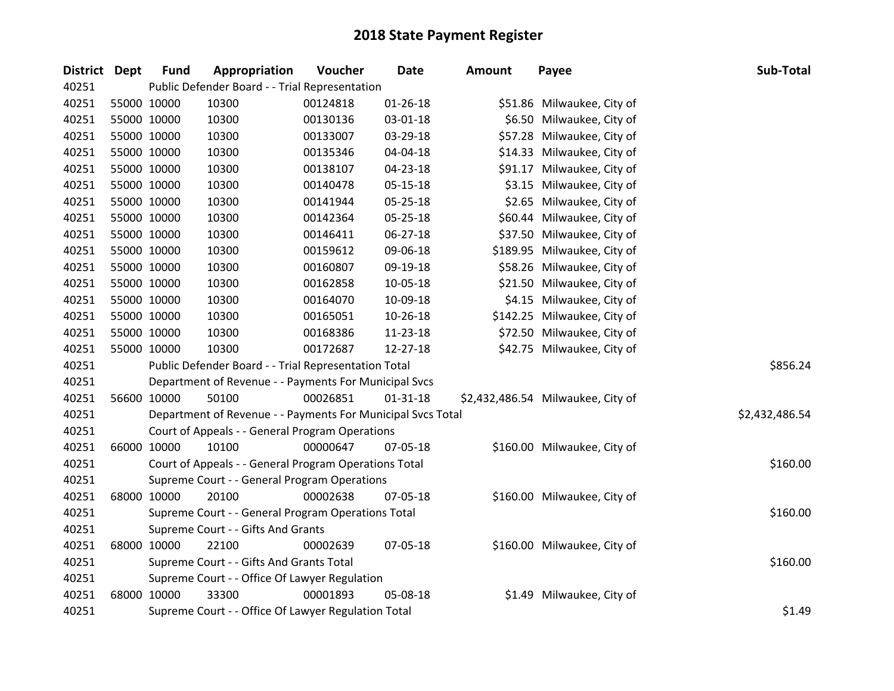# 2018 State Payment Register

| District | Dept | Fund | Appropriation | Voucher | Date | Amount | Payee | Sub-Total |
|---|---|---|---|---|---|---|---|---|
| 40251 | Public Defender Board - - Trial Representation | | | | | | | |
| 40251 | 55000 | 10000 | 10300 | 00124818 | 01-26-18 | $51.86 | Milwaukee, City of | |
| 40251 | 55000 | 10000 | 10300 | 00130136 | 03-01-18 | $6.50 | Milwaukee, City of | |
| 40251 | 55000 | 10000 | 10300 | 00133007 | 03-29-18 | $57.28 | Milwaukee, City of | |
| 40251 | 55000 | 10000 | 10300 | 00135346 | 04-04-18 | $14.33 | Milwaukee, City of | |
| 40251 | 55000 | 10000 | 10300 | 00138107 | 04-23-18 | $91.17 | Milwaukee, City of | |
| 40251 | 55000 | 10000 | 10300 | 00140478 | 05-15-18 | $3.15 | Milwaukee, City of | |
| 40251 | 55000 | 10000 | 10300 | 00141944 | 05-25-18 | $2.65 | Milwaukee, City of | |
| 40251 | 55000 | 10000 | 10300 | 00142364 | 05-25-18 | $60.44 | Milwaukee, City of | |
| 40251 | 55000 | 10000 | 10300 | 00146411 | 06-27-18 | $37.50 | Milwaukee, City of | |
| 40251 | 55000 | 10000 | 10300 | 00159612 | 09-06-18 | $189.95 | Milwaukee, City of | |
| 40251 | 55000 | 10000 | 10300 | 00160807 | 09-19-18 | $58.26 | Milwaukee, City of | |
| 40251 | 55000 | 10000 | 10300 | 00162858 | 10-05-18 | $21.50 | Milwaukee, City of | |
| 40251 | 55000 | 10000 | 10300 | 00164070 | 10-09-18 | $4.15 | Milwaukee, City of | |
| 40251 | 55000 | 10000 | 10300 | 00165051 | 10-26-18 | $142.25 | Milwaukee, City of | |
| 40251 | 55000 | 10000 | 10300 | 00168386 | 11-23-18 | $72.50 | Milwaukee, City of | |
| 40251 | 55000 | 10000 | 10300 | 00172687 | 12-27-18 | $42.75 | Milwaukee, City of | |
| 40251 | Public Defender Board - - Trial Representation Total | | | | | | | $856.24 |
| 40251 | Department of Revenue - - Payments For Municipal Svcs | | | | | | | |
| 40251 | 56600 | 10000 | 50100 | 00026851 | 01-31-18 | $2,432,486.54 | Milwaukee, City of | |
| 40251 | Department of Revenue - - Payments For Municipal Svcs Total | | | | | | | $2,432,486.54 |
| 40251 | Court of Appeals - - General Program Operations | | | | | | | |
| 40251 | 66000 | 10000 | 10100 | 00000647 | 07-05-18 | $160.00 | Milwaukee, City of | |
| 40251 | Court of Appeals - - General Program Operations Total | | | | | | | $160.00 |
| 40251 | Supreme Court - - General Program Operations | | | | | | | |
| 40251 | 68000 | 10000 | 20100 | 00002638 | 07-05-18 | $160.00 | Milwaukee, City of | |
| 40251 | Supreme Court - - General Program Operations Total | | | | | | | $160.00 |
| 40251 | Supreme Court - - Gifts And Grants | | | | | | | |
| 40251 | 68000 | 10000 | 22100 | 00002639 | 07-05-18 | $160.00 | Milwaukee, City of | |
| 40251 | Supreme Court - - Gifts And Grants Total | | | | | | | $160.00 |
| 40251 | Supreme Court - - Office Of Lawyer Regulation | | | | | | | |
| 40251 | 68000 | 10000 | 33300 | 00001893 | 05-08-18 | $1.49 | Milwaukee, City of | |
| 40251 | Supreme Court - - Office Of Lawyer Regulation Total | | | | | | | $1.49 |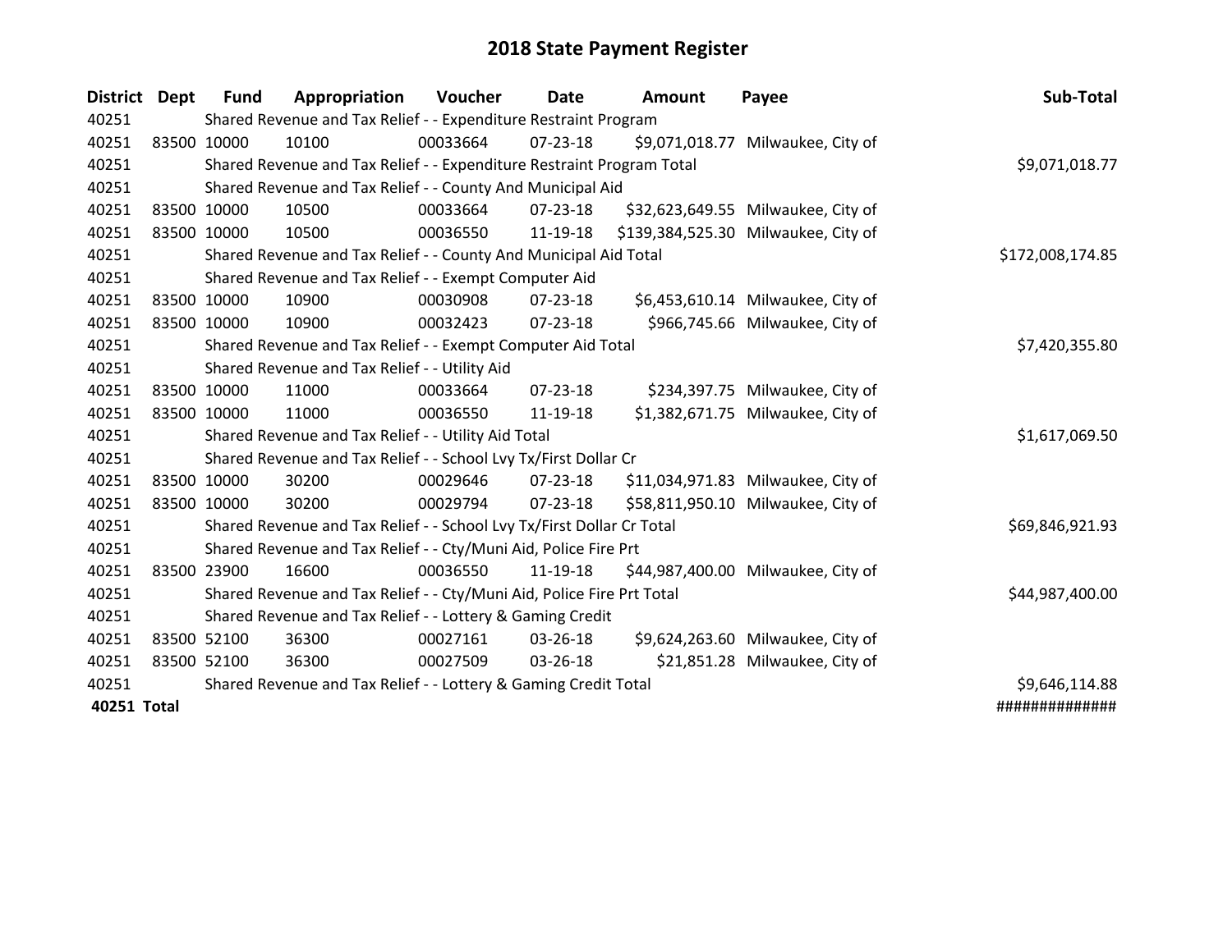# 2018 State Payment Register

| District | Dept | Fund | Appropriation | Voucher | Date | Amount | Payee | Sub-Total |
|---|---|---|---|---|---|---|---|---|
| 40251 | | Shared Revenue and Tax Relief - - Expenditure Restraint Program | | | | | | |
| 40251 | 83500 | 10000 | 10100 | 00033664 | 07-23-18 | $9,071,018.77 | Milwaukee, City of | |
| 40251 | | Shared Revenue and Tax Relief - - Expenditure Restraint Program Total | | | | | | $9,071,018.77 |
| 40251 | | Shared Revenue and Tax Relief - - County And Municipal Aid | | | | | | |
| 40251 | 83500 | 10000 | 10500 | 00033664 | 07-23-18 | $32,623,649.55 | Milwaukee, City of | |
| 40251 | 83500 | 10000 | 10500 | 00036550 | 11-19-18 | $139,384,525.30 | Milwaukee, City of | |
| 40251 | | Shared Revenue and Tax Relief - - County And Municipal Aid Total | | | | | | $172,008,174.85 |
| 40251 | | Shared Revenue and Tax Relief - - Exempt Computer Aid | | | | | | |
| 40251 | 83500 | 10000 | 10900 | 00030908 | 07-23-18 | $6,453,610.14 | Milwaukee, City of | |
| 40251 | 83500 | 10000 | 10900 | 00032423 | 07-23-18 | $966,745.66 | Milwaukee, City of | |
| 40251 | | Shared Revenue and Tax Relief - - Exempt Computer Aid Total | | | | | | $7,420,355.80 |
| 40251 | | Shared Revenue and Tax Relief - - Utility Aid | | | | | | |
| 40251 | 83500 | 10000 | 11000 | 00033664 | 07-23-18 | $234,397.75 | Milwaukee, City of | |
| 40251 | 83500 | 10000 | 11000 | 00036550 | 11-19-18 | $1,382,671.75 | Milwaukee, City of | |
| 40251 | | Shared Revenue and Tax Relief - - Utility Aid Total | | | | | | $1,617,069.50 |
| 40251 | | Shared Revenue and Tax Relief - - School Lvy Tx/First Dollar Cr | | | | | | |
| 40251 | 83500 | 10000 | 30200 | 00029646 | 07-23-18 | $11,034,971.83 | Milwaukee, City of | |
| 40251 | 83500 | 10000 | 30200 | 00029794 | 07-23-18 | $58,811,950.10 | Milwaukee, City of | |
| 40251 | | Shared Revenue and Tax Relief - - School Lvy Tx/First Dollar Cr Total | | | | | | $69,846,921.93 |
| 40251 | | Shared Revenue and Tax Relief - - Cty/Muni Aid, Police Fire Prt | | | | | | |
| 40251 | 83500 | 23900 | 16600 | 00036550 | 11-19-18 | $44,987,400.00 | Milwaukee, City of | |
| 40251 | | Shared Revenue and Tax Relief - - Cty/Muni Aid, Police Fire Prt Total | | | | | | $44,987,400.00 |
| 40251 | | Shared Revenue and Tax Relief - - Lottery & Gaming Credit | | | | | | |
| 40251 | 83500 | 52100 | 36300 | 00027161 | 03-26-18 | $9,624,263.60 | Milwaukee, City of | |
| 40251 | 83500 | 52100 | 36300 | 00027509 | 03-26-18 | $21,851.28 | Milwaukee, City of | |
| 40251 | | Shared Revenue and Tax Relief - - Lottery & Gaming Credit Total | | | | | | $9,646,114.88 |
| **40251 Total** | | | | | | | | ############## |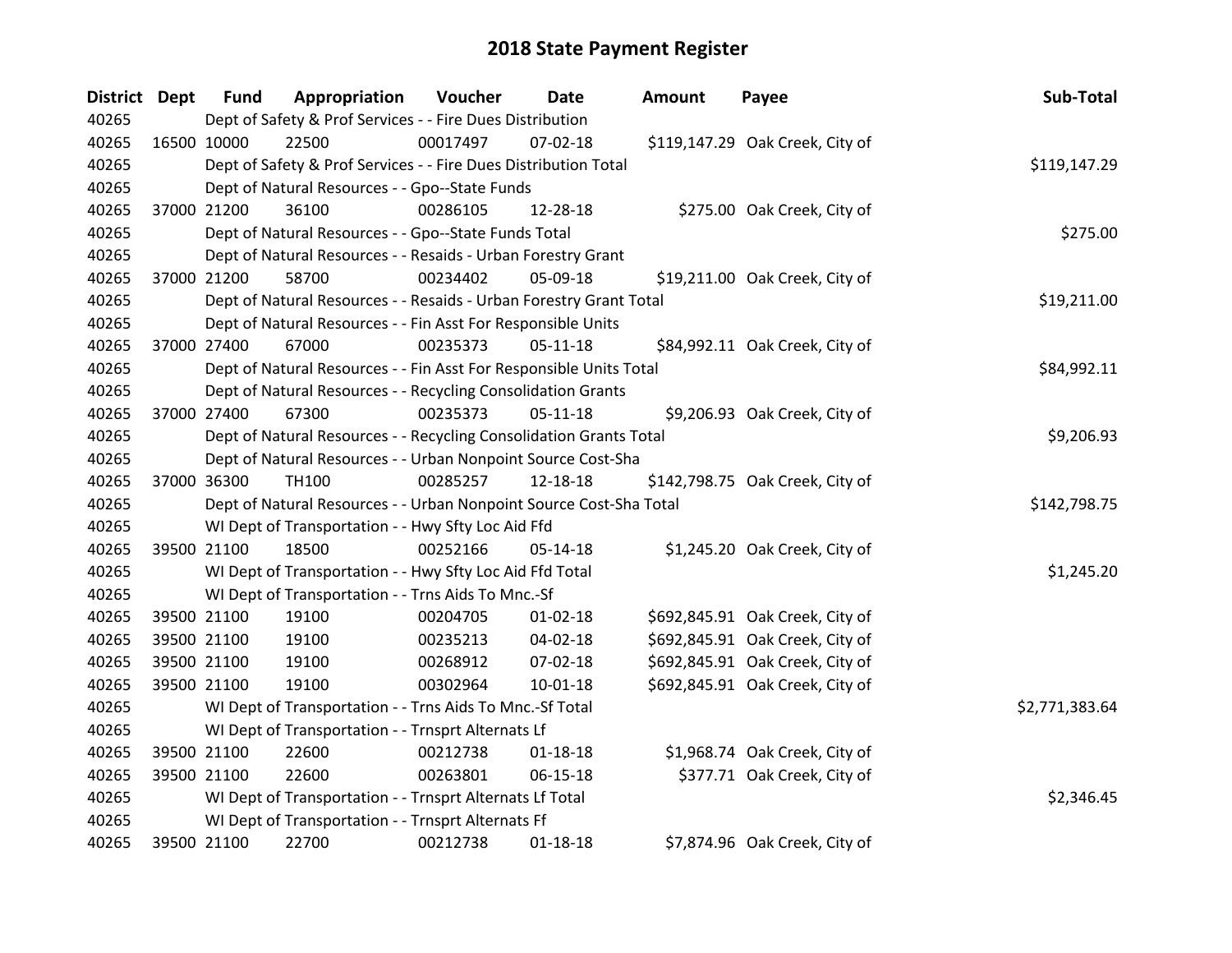# 2018 State Payment Register

| District | Dept | Fund | Appropriation | Voucher | Date | Amount | Payee | Sub-Total |
|---|---|---|---|---|---|---|---|---|
| 40265 | Dept of Safety & Prof Services - - Fire Dues Distribution | | | | | | | |
| 40265 | 16500 | 10000 | 22500 | 00017497 | 07-02-18 | $119,147.29 | Oak Creek, City of | |
| 40265 | Dept of Safety & Prof Services - - Fire Dues Distribution Total | | | | | | | $119,147.29 |
| 40265 | Dept of Natural Resources - - Gpo--State Funds | | | | | | | |
| 40265 | 37000 | 21200 | 36100 | 00286105 | 12-28-18 | $275.00 | Oak Creek, City of | |
| 40265 | Dept of Natural Resources - - Gpo--State Funds Total | | | | | | | $275.00 |
| 40265 | Dept of Natural Resources - - Resaids - Urban Forestry Grant | | | | | | | |
| 40265 | 37000 | 21200 | 58700 | 00234402 | 05-09-18 | $19,211.00 | Oak Creek, City of | |
| 40265 | Dept of Natural Resources - - Resaids - Urban Forestry Grant Total | | | | | | | $19,211.00 |
| 40265 | Dept of Natural Resources - - Fin Asst For Responsible Units | | | | | | | |
| 40265 | 37000 | 27400 | 67000 | 00235373 | 05-11-18 | $84,992.11 | Oak Creek, City of | |
| 40265 | Dept of Natural Resources - - Fin Asst For Responsible Units Total | | | | | | | $84,992.11 |
| 40265 | Dept of Natural Resources - - Recycling Consolidation Grants | | | | | | | |
| 40265 | 37000 | 27400 | 67300 | 00235373 | 05-11-18 | $9,206.93 | Oak Creek, City of | |
| 40265 | Dept of Natural Resources - - Recycling Consolidation Grants Total | | | | | | | $9,206.93 |
| 40265 | Dept of Natural Resources - - Urban Nonpoint Source Cost-Sha | | | | | | | |
| 40265 | 37000 | 36300 | TH100 | 00285257 | 12-18-18 | $142,798.75 | Oak Creek, City of | |
| 40265 | Dept of Natural Resources - - Urban Nonpoint Source Cost-Sha Total | | | | | | | $142,798.75 |
| 40265 | WI Dept of Transportation - - Hwy Sfty Loc Aid Ffd | | | | | | | |
| 40265 | 39500 | 21100 | 18500 | 00252166 | 05-14-18 | $1,245.20 | Oak Creek, City of | |
| 40265 | WI Dept of Transportation - - Hwy Sfty Loc Aid Ffd Total | | | | | | | $1,245.20 |
| 40265 | WI Dept of Transportation - - Trns Aids To Mnc.-Sf | | | | | | | |
| 40265 | 39500 | 21100 | 19100 | 00204705 | 01-02-18 | $692,845.91 | Oak Creek, City of | |
| 40265 | 39500 | 21100 | 19100 | 00235213 | 04-02-18 | $692,845.91 | Oak Creek, City of | |
| 40265 | 39500 | 21100 | 19100 | 00268912 | 07-02-18 | $692,845.91 | Oak Creek, City of | |
| 40265 | 39500 | 21100 | 19100 | 00302964 | 10-01-18 | $692,845.91 | Oak Creek, City of | |
| 40265 | WI Dept of Transportation - - Trns Aids To Mnc.-Sf Total | | | | | | | $2,771,383.64 |
| 40265 | WI Dept of Transportation - - Trnsprt Alternats Lf | | | | | | | |
| 40265 | 39500 | 21100 | 22600 | 00212738 | 01-18-18 | $1,968.74 | Oak Creek, City of | |
| 40265 | 39500 | 21100 | 22600 | 00263801 | 06-15-18 | $377.71 | Oak Creek, City of | |
| 40265 | WI Dept of Transportation - - Trnsprt Alternats Lf Total | | | | | | | $2,346.45 |
| 40265 | WI Dept of Transportation - - Trnsprt Alternats Ff | | | | | | | |
| 40265 | 39500 | 21100 | 22700 | 00212738 | 01-18-18 | $7,874.96 | Oak Creek, City of | |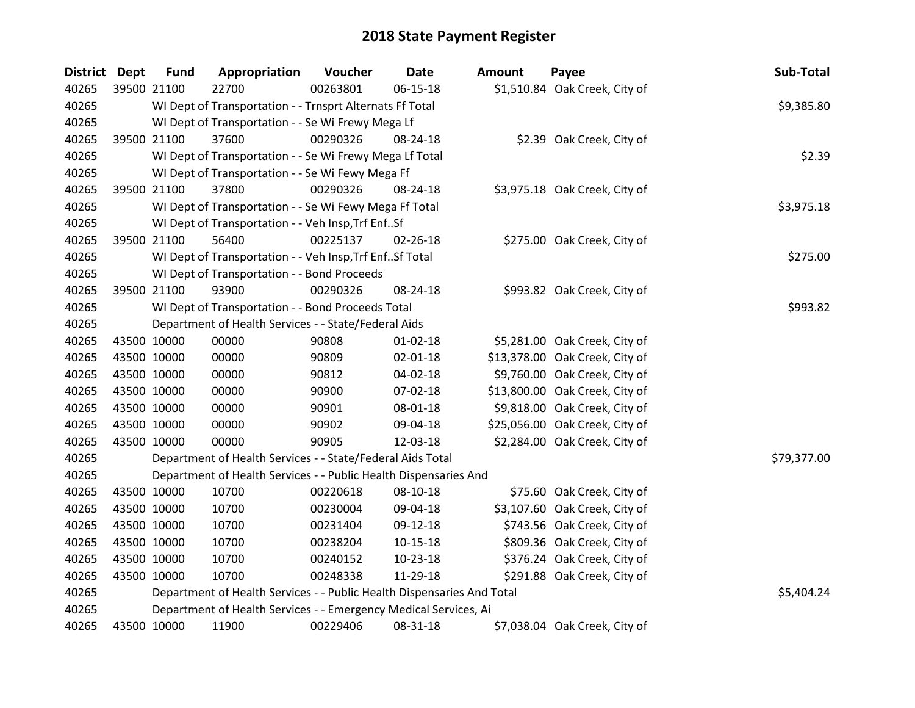# 2018 State Payment Register

| District | Dept | Fund | Appropriation | Voucher | Date | Amount | Payee | Sub-Total |
|---|---|---|---|---|---|---|---|---|
| 40265 | 39500 | 21100 | 22700 | 00263801 | 06-15-18 | $1,510.84 | Oak Creek, City of | |
| 40265 | WI Dept of Transportation - - Trnsprt Alternats Ff Total | | | | | | | $9,385.80 |
| 40265 | WI Dept of Transportation - - Se Wi Frewy Mega Lf | | | | | | | |
| 40265 | 39500 | 21100 | 37600 | 00290326 | 08-24-18 | $2.39 | Oak Creek, City of | |
| 40265 | WI Dept of Transportation - - Se Wi Frewy Mega Lf Total | | | | | | | $2.39 |
| 40265 | WI Dept of Transportation - - Se Wi Fewy Mega Ff | | | | | | | |
| 40265 | 39500 | 21100 | 37800 | 00290326 | 08-24-18 | $3,975.18 | Oak Creek, City of | |
| 40265 | WI Dept of Transportation - - Se Wi Fewy Mega Ff Total | | | | | | | $3,975.18 |
| 40265 | WI Dept of Transportation - - Veh Insp,Trf Enf..Sf | | | | | | | |
| 40265 | 39500 | 21100 | 56400 | 00225137 | 02-26-18 | $275.00 | Oak Creek, City of | |
| 40265 | WI Dept of Transportation - - Veh Insp,Trf Enf..Sf Total | | | | | | | $275.00 |
| 40265 | WI Dept of Transportation - - Bond Proceeds | | | | | | | |
| 40265 | 39500 | 21100 | 93900 | 00290326 | 08-24-18 | $993.82 | Oak Creek, City of | |
| 40265 | WI Dept of Transportation - - Bond Proceeds Total | | | | | | | $993.82 |
| 40265 | Department of Health Services - - State/Federal Aids | | | | | | | |
| 40265 | 43500 | 10000 | 00000 | 90808 | 01-02-18 | $5,281.00 | Oak Creek, City of | |
| 40265 | 43500 | 10000 | 00000 | 90809 | 02-01-18 | $13,378.00 | Oak Creek, City of | |
| 40265 | 43500 | 10000 | 00000 | 90812 | 04-02-18 | $9,760.00 | Oak Creek, City of | |
| 40265 | 43500 | 10000 | 00000 | 90900 | 07-02-18 | $13,800.00 | Oak Creek, City of | |
| 40265 | 43500 | 10000 | 00000 | 90901 | 08-01-18 | $9,818.00 | Oak Creek, City of | |
| 40265 | 43500 | 10000 | 00000 | 90902 | 09-04-18 | $25,056.00 | Oak Creek, City of | |
| 40265 | 43500 | 10000 | 00000 | 90905 | 12-03-18 | $2,284.00 | Oak Creek, City of | |
| 40265 | Department of Health Services - - State/Federal Aids Total | | | | | | | $79,377.00 |
| 40265 | Department of Health Services - - Public Health Dispensaries And | | | | | | | |
| 40265 | 43500 | 10000 | 10700 | 00220618 | 08-10-18 | $75.60 | Oak Creek, City of | |
| 40265 | 43500 | 10000 | 10700 | 00230004 | 09-04-18 | $3,107.60 | Oak Creek, City of | |
| 40265 | 43500 | 10000 | 10700 | 00231404 | 09-12-18 | $743.56 | Oak Creek, City of | |
| 40265 | 43500 | 10000 | 10700 | 00238204 | 10-15-18 | $809.36 | Oak Creek, City of | |
| 40265 | 43500 | 10000 | 10700 | 00240152 | 10-23-18 | $376.24 | Oak Creek, City of | |
| 40265 | 43500 | 10000 | 10700 | 00248338 | 11-29-18 | $291.88 | Oak Creek, City of | |
| 40265 | Department of Health Services - - Public Health Dispensaries And Total | | | | | | | $5,404.24 |
| 40265 | Department of Health Services - - Emergency Medical Services, Ai | | | | | | | |
| 40265 | 43500 | 10000 | 11900 | 00229406 | 08-31-18 | $7,038.04 | Oak Creek, City of | |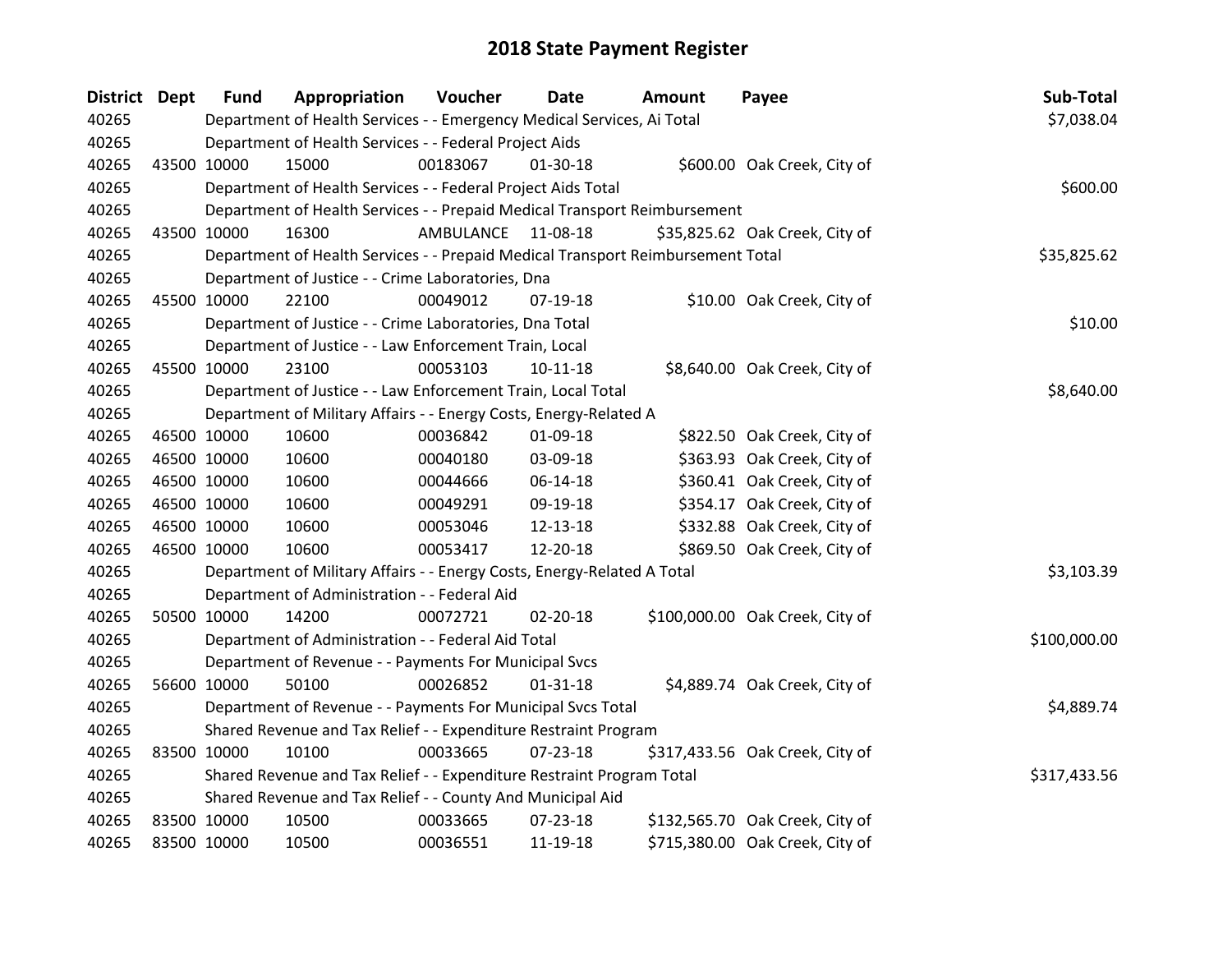# 2018 State Payment Register

| District | Dept | Fund | Appropriation | Voucher | Date | Amount | Payee | Sub-Total |
|---|---|---|---|---|---|---|---|---|
| 40265 | | Department of Health Services - - Emergency Medical Services, Ai Total | | | | | | $7,038.04 |
| 40265 | | Department of Health Services - - Federal Project Aids | | | | | | |
| 40265 | 43500 | 10000 | 15000 | 00183067 | 01-30-18 | $600.00 | Oak Creek, City of | |
| 40265 | | Department of Health Services - - Federal Project Aids Total | | | | | | $600.00 |
| 40265 | | Department of Health Services - - Prepaid Medical Transport Reimbursement | | | | | | |
| 40265 | 43500 | 10000 | 16300 | AMBULANCE | 11-08-18 | $35,825.62 | Oak Creek, City of | |
| 40265 | | Department of Health Services - - Prepaid Medical Transport Reimbursement Total | | | | | | $35,825.62 |
| 40265 | | Department of Justice - - Crime Laboratories, Dna | | | | | | |
| 40265 | 45500 | 10000 | 22100 | 00049012 | 07-19-18 | $10.00 | Oak Creek, City of | |
| 40265 | | Department of Justice - - Crime Laboratories, Dna Total | | | | | | $10.00 |
| 40265 | | Department of Justice - - Law Enforcement Train, Local | | | | | | |
| 40265 | 45500 | 10000 | 23100 | 00053103 | 10-11-18 | $8,640.00 | Oak Creek, City of | |
| 40265 | | Department of Justice - - Law Enforcement Train, Local Total | | | | | | $8,640.00 |
| 40265 | | Department of Military Affairs - - Energy Costs, Energy-Related A | | | | | | |
| 40265 | 46500 | 10000 | 10600 | 00036842 | 01-09-18 | $822.50 | Oak Creek, City of | |
| 40265 | 46500 | 10000 | 10600 | 00040180 | 03-09-18 | $363.93 | Oak Creek, City of | |
| 40265 | 46500 | 10000 | 10600 | 00044666 | 06-14-18 | $360.41 | Oak Creek, City of | |
| 40265 | 46500 | 10000 | 10600 | 00049291 | 09-19-18 | $354.17 | Oak Creek, City of | |
| 40265 | 46500 | 10000 | 10600 | 00053046 | 12-13-18 | $332.88 | Oak Creek, City of | |
| 40265 | 46500 | 10000 | 10600 | 00053417 | 12-20-18 | $869.50 | Oak Creek, City of | |
| 40265 | | Department of Military Affairs - - Energy Costs, Energy-Related A Total | | | | | | $3,103.39 |
| 40265 | | Department of Administration - - Federal Aid | | | | | | |
| 40265 | 50500 | 10000 | 14200 | 00072721 | 02-20-18 | $100,000.00 | Oak Creek, City of | |
| 40265 | | Department of Administration - - Federal Aid Total | | | | | | $100,000.00 |
| 40265 | | Department of Revenue - - Payments For Municipal Svcs | | | | | | |
| 40265 | 56600 | 10000 | 50100 | 00026852 | 01-31-18 | $4,889.74 | Oak Creek, City of | |
| 40265 | | Department of Revenue - - Payments For Municipal Svcs Total | | | | | | $4,889.74 |
| 40265 | | Shared Revenue and Tax Relief - - Expenditure Restraint Program | | | | | | |
| 40265 | 83500 | 10000 | 10100 | 00033665 | 07-23-18 | $317,433.56 | Oak Creek, City of | |
| 40265 | | Shared Revenue and Tax Relief - - Expenditure Restraint Program Total | | | | | | $317,433.56 |
| 40265 | | Shared Revenue and Tax Relief - - County And Municipal Aid | | | | | | |
| 40265 | 83500 | 10000 | 10500 | 00033665 | 07-23-18 | $132,565.70 | Oak Creek, City of | |
| 40265 | 83500 | 10000 | 10500 | 00036551 | 11-19-18 | $715,380.00 | Oak Creek, City of | |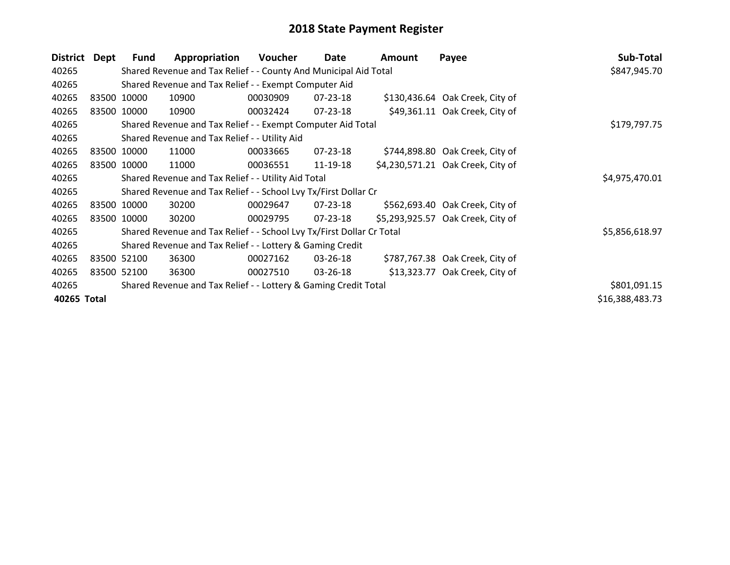# 2018 State Payment Register

| District | Dept | Fund | Appropriation | Voucher | Date | Amount | Payee | Sub-Total |
|---|---|---|---|---|---|---|---|---|
| 40265 | | Shared Revenue and Tax Relief - - County And Municipal Aid Total | | | | | | $847,945.70 |
| 40265 | | Shared Revenue and Tax Relief - - Exempt Computer Aid | | | | | | |
| 40265 | 83500 | 10000 | 10900 | 00030909 | 07-23-18 | $130,436.64 | Oak Creek, City of | |
| 40265 | 83500 | 10000 | 10900 | 00032424 | 07-23-18 | $49,361.11 | Oak Creek, City of | |
| 40265 | | Shared Revenue and Tax Relief - - Exempt Computer Aid Total | | | | | | $179,797.75 |
| 40265 | | Shared Revenue and Tax Relief - - Utility Aid | | | | | | |
| 40265 | 83500 | 10000 | 11000 | 00033665 | 07-23-18 | $744,898.80 | Oak Creek, City of | |
| 40265 | 83500 | 10000 | 11000 | 00036551 | 11-19-18 | $4,230,571.21 | Oak Creek, City of | |
| 40265 | | Shared Revenue and Tax Relief - - Utility Aid Total | | | | | | $4,975,470.01 |
| 40265 | | Shared Revenue and Tax Relief - - School Lvy Tx/First Dollar Cr | | | | | | |
| 40265 | 83500 | 10000 | 30200 | 00029647 | 07-23-18 | $562,693.40 | Oak Creek, City of | |
| 40265 | 83500 | 10000 | 30200 | 00029795 | 07-23-18 | $5,293,925.57 | Oak Creek, City of | |
| 40265 | | Shared Revenue and Tax Relief - - School Lvy Tx/First Dollar Cr Total | | | | | | $5,856,618.97 |
| 40265 | | Shared Revenue and Tax Relief - - Lottery & Gaming Credit | | | | | | |
| 40265 | 83500 | 52100 | 36300 | 00027162 | 03-26-18 | $787,767.38 | Oak Creek, City of | |
| 40265 | 83500 | 52100 | 36300 | 00027510 | 03-26-18 | $13,323.77 | Oak Creek, City of | |
| 40265 | | Shared Revenue and Tax Relief - - Lottery & Gaming Credit Total | | | | | | $801,091.15 |
| **40265 Total** | | | | | | | | $16,388,483.73 |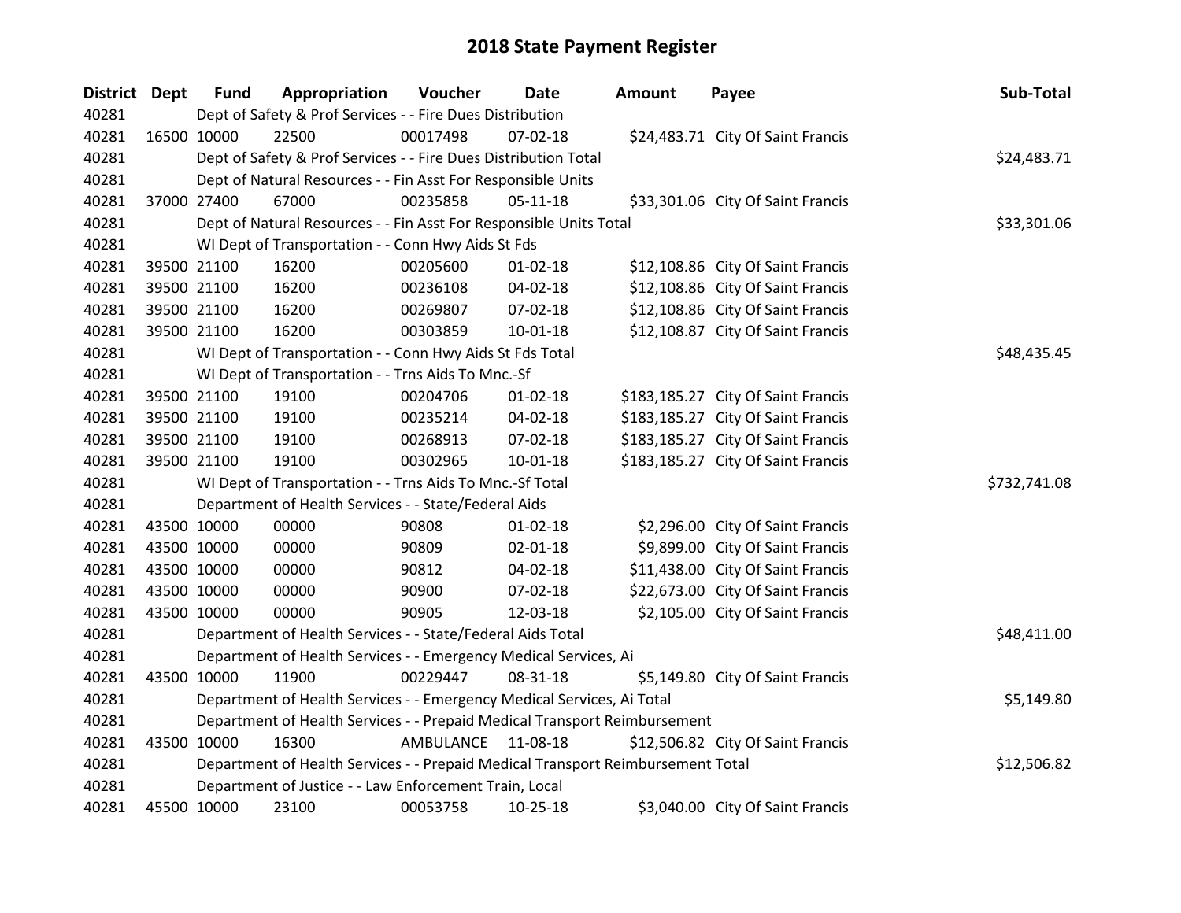# 2018 State Payment Register

| District | Dept | Fund | Appropriation | Voucher | Date | Amount | Payee | Sub-Total |
|---|---|---|---|---|---|---|---|---|
| 40281 | | Dept of Safety & Prof Services - - Fire Dues Distribution | | | | | | |
| 40281 | 16500 | 10000 | 22500 | 00017498 | 07-02-18 | $24,483.71 | City Of Saint Francis | |
| 40281 | | Dept of Safety & Prof Services - - Fire Dues Distribution Total | | | | | | $24,483.71 |
| 40281 | | Dept of Natural Resources - - Fin Asst For Responsible Units | | | | | | |
| 40281 | 37000 | 27400 | 67000 | 00235858 | 05-11-18 | $33,301.06 | City Of Saint Francis | |
| 40281 | | Dept of Natural Resources - - Fin Asst For Responsible Units Total | | | | | | $33,301.06 |
| 40281 | | WI Dept of Transportation - - Conn Hwy Aids St Fds | | | | | | |
| 40281 | 39500 | 21100 | 16200 | 00205600 | 01-02-18 | $12,108.86 | City Of Saint Francis | |
| 40281 | 39500 | 21100 | 16200 | 00236108 | 04-02-18 | $12,108.86 | City Of Saint Francis | |
| 40281 | 39500 | 21100 | 16200 | 00269807 | 07-02-18 | $12,108.86 | City Of Saint Francis | |
| 40281 | 39500 | 21100 | 16200 | 00303859 | 10-01-18 | $12,108.87 | City Of Saint Francis | |
| 40281 | | WI Dept of Transportation - - Conn Hwy Aids St Fds Total | | | | | | $48,435.45 |
| 40281 | | WI Dept of Transportation - - Trns Aids To Mnc.-Sf | | | | | | |
| 40281 | 39500 | 21100 | 19100 | 00204706 | 01-02-18 | $183,185.27 | City Of Saint Francis | |
| 40281 | 39500 | 21100 | 19100 | 00235214 | 04-02-18 | $183,185.27 | City Of Saint Francis | |
| 40281 | 39500 | 21100 | 19100 | 00268913 | 07-02-18 | $183,185.27 | City Of Saint Francis | |
| 40281 | 39500 | 21100 | 19100 | 00302965 | 10-01-18 | $183,185.27 | City Of Saint Francis | |
| 40281 | | WI Dept of Transportation - - Trns Aids To Mnc.-Sf Total | | | | | | $732,741.08 |
| 40281 | | Department of Health Services - - State/Federal Aids | | | | | | |
| 40281 | 43500 | 10000 | 00000 | 90808 | 01-02-18 | $2,296.00 | City Of Saint Francis | |
| 40281 | 43500 | 10000 | 00000 | 90809 | 02-01-18 | $9,899.00 | City Of Saint Francis | |
| 40281 | 43500 | 10000 | 00000 | 90812 | 04-02-18 | $11,438.00 | City Of Saint Francis | |
| 40281 | 43500 | 10000 | 00000 | 90900 | 07-02-18 | $22,673.00 | City Of Saint Francis | |
| 40281 | 43500 | 10000 | 00000 | 90905 | 12-03-18 | $2,105.00 | City Of Saint Francis | |
| 40281 | | Department of Health Services - - State/Federal Aids Total | | | | | | $48,411.00 |
| 40281 | | Department of Health Services - - Emergency Medical Services, Ai | | | | | | |
| 40281 | 43500 | 10000 | 11900 | 00229447 | 08-31-18 | $5,149.80 | City Of Saint Francis | |
| 40281 | | Department of Health Services - - Emergency Medical Services, Ai Total | | | | | | $5,149.80 |
| 40281 | | Department of Health Services - - Prepaid Medical Transport Reimbursement | | | | | | |
| 40281 | 43500 | 10000 | 16300 | AMBULANCE | 11-08-18 | $12,506.82 | City Of Saint Francis | |
| 40281 | | Department of Health Services - - Prepaid Medical Transport Reimbursement Total | | | | | | $12,506.82 |
| 40281 | | Department of Justice - - Law Enforcement Train, Local | | | | | | |
| 40281 | 45500 | 10000 | 23100 | 00053758 | 10-25-18 | $3,040.00 | City Of Saint Francis | |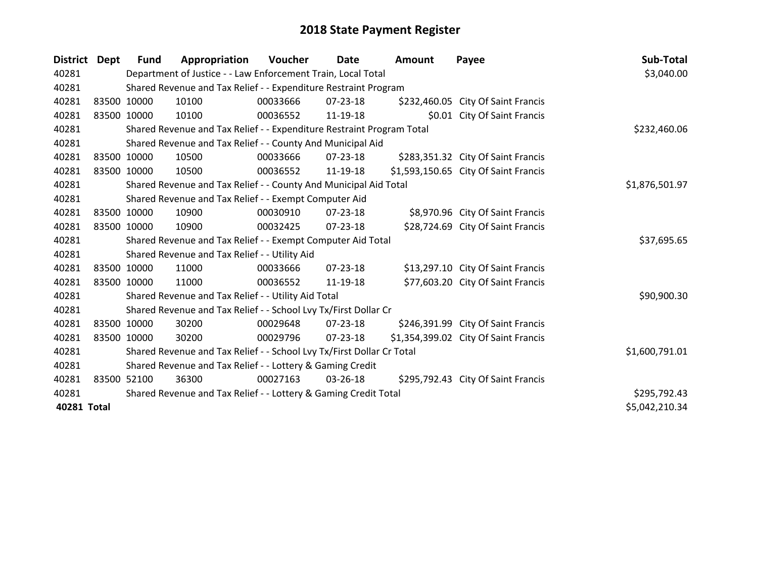# 2018 State Payment Register

| District | Dept | Fund | Appropriation | Voucher | Date | Amount | Payee | Sub-Total |
|---|---|---|---|---|---|---|---|---|
| 40281 | | Department of Justice - - Law Enforcement Train, Local Total | | | | | | $3,040.00 |
| 40281 | | Shared Revenue and Tax Relief - - Expenditure Restraint Program | | | | | | |
| 40281 | 83500 | 10000 | 10100 | 00033666 | 07-23-18 | $232,460.05 | City Of Saint Francis | |
| 40281 | 83500 | 10000 | 10100 | 00036552 | 11-19-18 | $0.01 | City Of Saint Francis | |
| 40281 | | Shared Revenue and Tax Relief - - Expenditure Restraint Program Total | | | | | | $232,460.06 |
| 40281 | | Shared Revenue and Tax Relief - - County And Municipal Aid | | | | | | |
| 40281 | 83500 | 10000 | 10500 | 00033666 | 07-23-18 | $283,351.32 | City Of Saint Francis | |
| 40281 | 83500 | 10000 | 10500 | 00036552 | 11-19-18 | $1,593,150.65 | City Of Saint Francis | |
| 40281 | | Shared Revenue and Tax Relief - - County And Municipal Aid Total | | | | | | $1,876,501.97 |
| 40281 | | Shared Revenue and Tax Relief - - Exempt Computer Aid | | | | | | |
| 40281 | 83500 | 10000 | 10900 | 00030910 | 07-23-18 | $8,970.96 | City Of Saint Francis | |
| 40281 | 83500 | 10000 | 10900 | 00032425 | 07-23-18 | $28,724.69 | City Of Saint Francis | |
| 40281 | | Shared Revenue and Tax Relief - - Exempt Computer Aid Total | | | | | | $37,695.65 |
| 40281 | | Shared Revenue and Tax Relief - - Utility Aid | | | | | | |
| 40281 | 83500 | 10000 | 11000 | 00033666 | 07-23-18 | $13,297.10 | City Of Saint Francis | |
| 40281 | 83500 | 10000 | 11000 | 00036552 | 11-19-18 | $77,603.20 | City Of Saint Francis | |
| 40281 | | Shared Revenue and Tax Relief - - Utility Aid Total | | | | | | $90,900.30 |
| 40281 | | Shared Revenue and Tax Relief - - School Lvy Tx/First Dollar Cr | | | | | | |
| 40281 | 83500 | 10000 | 30200 | 00029648 | 07-23-18 | $246,391.99 | City Of Saint Francis | |
| 40281 | 83500 | 10000 | 30200 | 00029796 | 07-23-18 | $1,354,399.02 | City Of Saint Francis | |
| 40281 | | Shared Revenue and Tax Relief - - School Lvy Tx/First Dollar Cr Total | | | | | | $1,600,791.01 |
| 40281 | | Shared Revenue and Tax Relief - - Lottery & Gaming Credit | | | | | | |
| 40281 | 83500 | 52100 | 36300 | 00027163 | 03-26-18 | $295,792.43 | City Of Saint Francis | |
| 40281 | | Shared Revenue and Tax Relief - - Lottery & Gaming Credit Total | | | | | | $295,792.43 |
| **40281** | **Total** | | | | | | | $5,042,210.34 |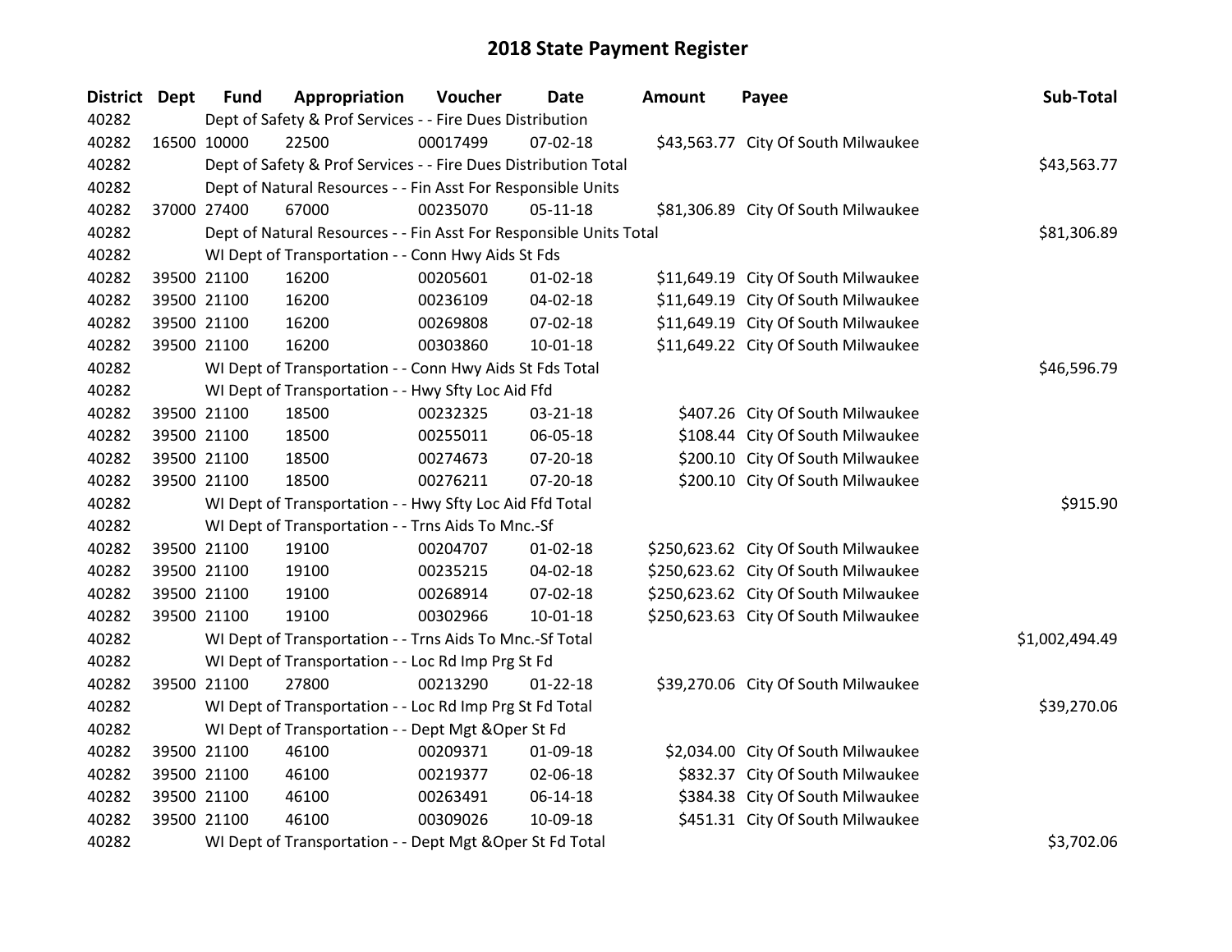# 2018 State Payment Register

| District | Dept | Fund | Appropriation | Voucher | Date | Amount | Payee | Sub-Total |
|---|---|---|---|---|---|---|---|---|
| 40282 | | Dept of Safety & Prof Services - - Fire Dues Distribution | | | | | | |
| 40282 | 16500 | 10000 | 22500 | 00017499 | 07-02-18 | $43,563.77 | City Of South Milwaukee | |
| 40282 | | Dept of Safety & Prof Services - - Fire Dues Distribution Total | | | | | | $43,563.77 |
| 40282 | | Dept of Natural Resources - - Fin Asst For Responsible Units | | | | | | |
| 40282 | 37000 | 27400 | 67000 | 00235070 | 05-11-18 | $81,306.89 | City Of South Milwaukee | |
| 40282 | | Dept of Natural Resources - - Fin Asst For Responsible Units Total | | | | | | $81,306.89 |
| 40282 | | WI Dept of Transportation - - Conn Hwy Aids St Fds | | | | | | |
| 40282 | 39500 | 21100 | 16200 | 00205601 | 01-02-18 | $11,649.19 | City Of South Milwaukee | |
| 40282 | 39500 | 21100 | 16200 | 00236109 | 04-02-18 | $11,649.19 | City Of South Milwaukee | |
| 40282 | 39500 | 21100 | 16200 | 00269808 | 07-02-18 | $11,649.19 | City Of South Milwaukee | |
| 40282 | 39500 | 21100 | 16200 | 00303860 | 10-01-18 | $11,649.22 | City Of South Milwaukee | |
| 40282 | | WI Dept of Transportation - - Conn Hwy Aids St Fds Total | | | | | | $46,596.79 |
| 40282 | | WI Dept of Transportation - - Hwy Sfty Loc Aid Ffd | | | | | | |
| 40282 | 39500 | 21100 | 18500 | 00232325 | 03-21-18 | $407.26 | City Of South Milwaukee | |
| 40282 | 39500 | 21100 | 18500 | 00255011 | 06-05-18 | $108.44 | City Of South Milwaukee | |
| 40282 | 39500 | 21100 | 18500 | 00274673 | 07-20-18 | $200.10 | City Of South Milwaukee | |
| 40282 | 39500 | 21100 | 18500 | 00276211 | 07-20-18 | $200.10 | City Of South Milwaukee | |
| 40282 | | WI Dept of Transportation - - Hwy Sfty Loc Aid Ffd Total | | | | | | $915.90 |
| 40282 | | WI Dept of Transportation - - Trns Aids To Mnc.-Sf | | | | | | |
| 40282 | 39500 | 21100 | 19100 | 00204707 | 01-02-18 | $250,623.62 | City Of South Milwaukee | |
| 40282 | 39500 | 21100 | 19100 | 00235215 | 04-02-18 | $250,623.62 | City Of South Milwaukee | |
| 40282 | 39500 | 21100 | 19100 | 00268914 | 07-02-18 | $250,623.62 | City Of South Milwaukee | |
| 40282 | 39500 | 21100 | 19100 | 00302966 | 10-01-18 | $250,623.63 | City Of South Milwaukee | |
| 40282 | | WI Dept of Transportation - - Trns Aids To Mnc.-Sf Total | | | | | | $1,002,494.49 |
| 40282 | | WI Dept of Transportation - - Loc Rd Imp Prg St Fd | | | | | | |
| 40282 | 39500 | 21100 | 27800 | 00213290 | 01-22-18 | $39,270.06 | City Of South Milwaukee | |
| 40282 | | WI Dept of Transportation - - Loc Rd Imp Prg St Fd Total | | | | | | $39,270.06 |
| 40282 | | WI Dept of Transportation - - Dept Mgt &Oper St Fd | | | | | | |
| 40282 | 39500 | 21100 | 46100 | 00209371 | 01-09-18 | $2,034.00 | City Of South Milwaukee | |
| 40282 | 39500 | 21100 | 46100 | 00219377 | 02-06-18 | $832.37 | City Of South Milwaukee | |
| 40282 | 39500 | 21100 | 46100 | 00263491 | 06-14-18 | $384.38 | City Of South Milwaukee | |
| 40282 | 39500 | 21100 | 46100 | 00309026 | 10-09-18 | $451.31 | City Of South Milwaukee | |
| 40282 | | WI Dept of Transportation - - Dept Mgt &Oper St Fd Total | | | | | | $3,702.06 |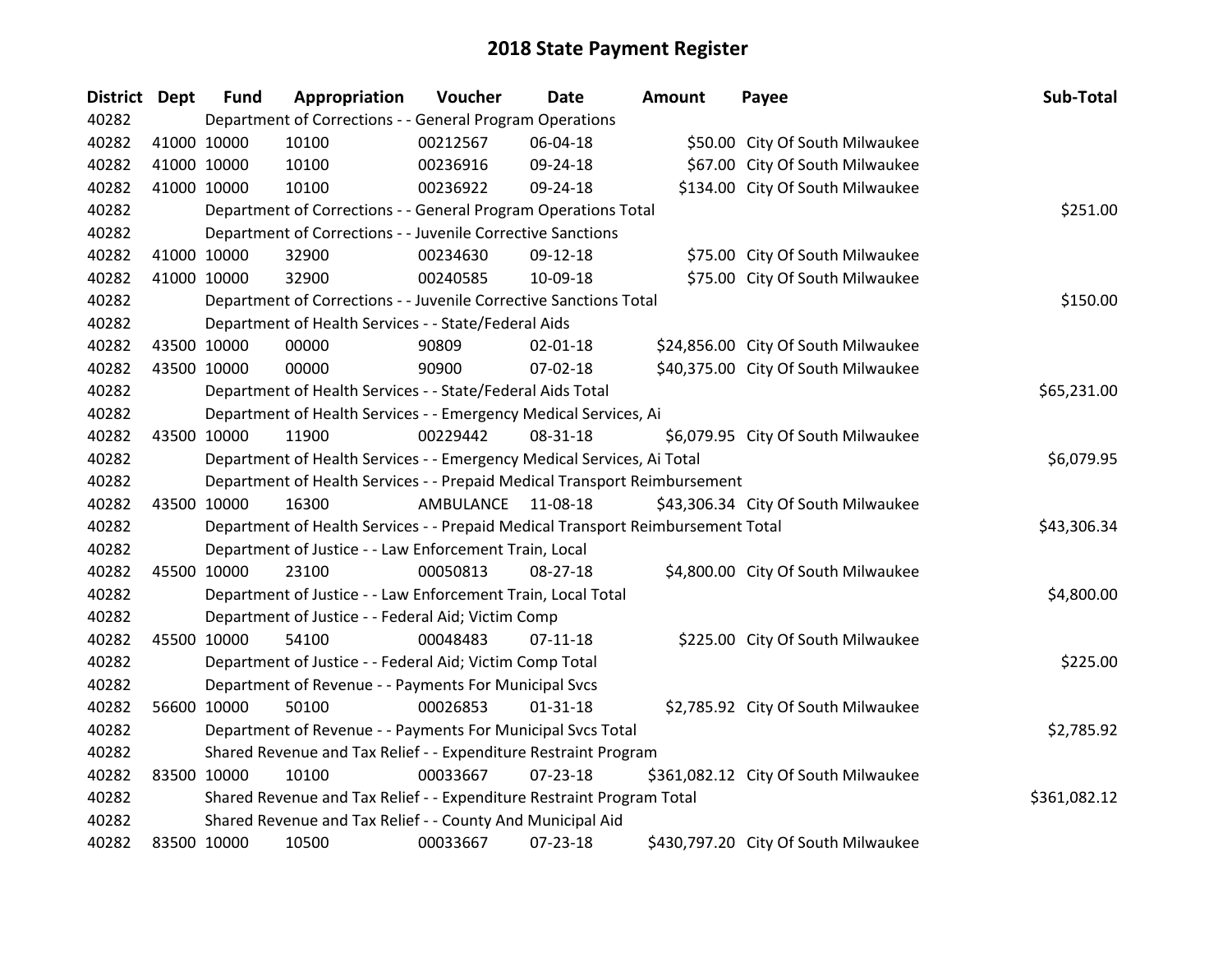# 2018 State Payment Register

| District | Dept | Fund | Appropriation | Voucher | Date | Amount | Payee | Sub-Total |
|---|---|---|---|---|---|---|---|---|
| 40282 | | | Department of Corrections - - General Program Operations | | | | | |
| 40282 | 41000 | 10000 | 10100 | 00212567 | 06-04-18 | $50.00 | City Of South Milwaukee | |
| 40282 | 41000 | 10000 | 10100 | 00236916 | 09-24-18 | $67.00 | City Of South Milwaukee | |
| 40282 | 41000 | 10000 | 10100 | 00236922 | 09-24-18 | $134.00 | City Of South Milwaukee | |
| 40282 | | | Department of Corrections - - General Program Operations Total | | | | | $251.00 |
| 40282 | | | Department of Corrections - - Juvenile Corrective Sanctions | | | | | |
| 40282 | 41000 | 10000 | 32900 | 00234630 | 09-12-18 | $75.00 | City Of South Milwaukee | |
| 40282 | 41000 | 10000 | 32900 | 00240585 | 10-09-18 | $75.00 | City Of South Milwaukee | |
| 40282 | | | Department of Corrections - - Juvenile Corrective Sanctions Total | | | | | $150.00 |
| 40282 | | | Department of Health Services - - State/Federal Aids | | | | | |
| 40282 | 43500 | 10000 | 00000 | 90809 | 02-01-18 | $24,856.00 | City Of South Milwaukee | |
| 40282 | 43500 | 10000 | 00000 | 90900 | 07-02-18 | $40,375.00 | City Of South Milwaukee | |
| 40282 | | | Department of Health Services - - State/Federal Aids Total | | | | | $65,231.00 |
| 40282 | | | Department of Health Services - - Emergency Medical Services, Ai | | | | | |
| 40282 | 43500 | 10000 | 11900 | 00229442 | 08-31-18 | $6,079.95 | City Of South Milwaukee | |
| 40282 | | | Department of Health Services - - Emergency Medical Services, Ai Total | | | | | $6,079.95 |
| 40282 | | | Department of Health Services - - Prepaid Medical Transport Reimbursement | | | | | |
| 40282 | 43500 | 10000 | 16300 | AMBULANCE | 11-08-18 | $43,306.34 | City Of South Milwaukee | |
| 40282 | | | Department of Health Services - - Prepaid Medical Transport Reimbursement Total | | | | | $43,306.34 |
| 40282 | | | Department of Justice - - Law Enforcement Train, Local | | | | | |
| 40282 | 45500 | 10000 | 23100 | 00050813 | 08-27-18 | $4,800.00 | City Of South Milwaukee | |
| 40282 | | | Department of Justice - - Law Enforcement Train, Local Total | | | | | $4,800.00 |
| 40282 | | | Department of Justice - - Federal Aid; Victim Comp | | | | | |
| 40282 | 45500 | 10000 | 54100 | 00048483 | 07-11-18 | $225.00 | City Of South Milwaukee | |
| 40282 | | | Department of Justice - - Federal Aid; Victim Comp Total | | | | | $225.00 |
| 40282 | | | Department of Revenue - - Payments For Municipal Svcs | | | | | |
| 40282 | 56600 | 10000 | 50100 | 00026853 | 01-31-18 | $2,785.92 | City Of South Milwaukee | |
| 40282 | | | Department of Revenue - - Payments For Municipal Svcs Total | | | | | $2,785.92 |
| 40282 | | | Shared Revenue and Tax Relief - - Expenditure Restraint Program | | | | | |
| 40282 | 83500 | 10000 | 10100 | 00033667 | 07-23-18 | $361,082.12 | City Of South Milwaukee | |
| 40282 | | | Shared Revenue and Tax Relief - - Expenditure Restraint Program Total | | | | | $361,082.12 |
| 40282 | | | Shared Revenue and Tax Relief - - County And Municipal Aid | | | | | |
| 40282 | 83500 | 10000 | 10500 | 00033667 | 07-23-18 | $430,797.20 | City Of South Milwaukee | |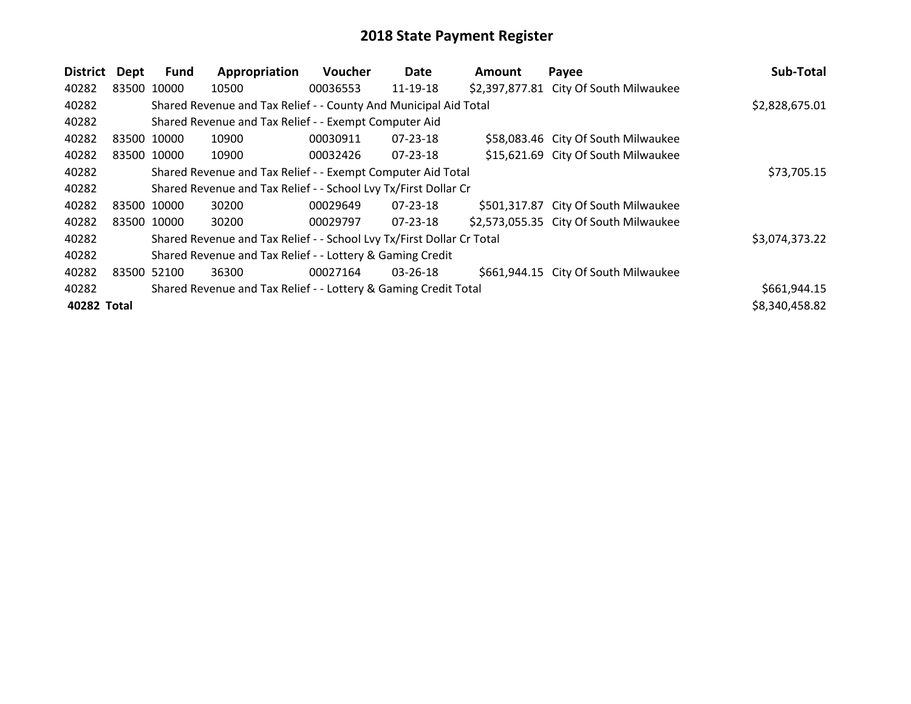# 2018 State Payment Register

| District | Dept | Fund | Appropriation | Voucher | Date | Amount | Payee | Sub-Total |
|---|---|---|---|---|---|---|---|---|
| 40282 | 83500 | 10000 | 10500 | 00036553 | 11-19-18 | $2,397,877.81 | City Of South Milwaukee | |
| 40282 | | Shared Revenue and Tax Relief - - County And Municipal Aid Total | | | | | | $2,828,675.01 |
| 40282 | | Shared Revenue and Tax Relief - - Exempt Computer Aid | | | | | | |
| 40282 | 83500 | 10000 | 10900 | 00030911 | 07-23-18 | $58,083.46 | City Of South Milwaukee | |
| 40282 | 83500 | 10000 | 10900 | 00032426 | 07-23-18 | $15,621.69 | City Of South Milwaukee | |
| 40282 | | Shared Revenue and Tax Relief - - Exempt Computer Aid Total | | | | | | $73,705.15 |
| 40282 | | Shared Revenue and Tax Relief - - School Lvy Tx/First Dollar Cr | | | | | | |
| 40282 | 83500 | 10000 | 30200 | 00029649 | 07-23-18 | $501,317.87 | City Of South Milwaukee | |
| 40282 | 83500 | 10000 | 30200 | 00029797 | 07-23-18 | $2,573,055.35 | City Of South Milwaukee | |
| 40282 | | Shared Revenue and Tax Relief - - School Lvy Tx/First Dollar Cr Total | | | | | | $3,074,373.22 |
| 40282 | | Shared Revenue and Tax Relief - - Lottery & Gaming Credit | | | | | | |
| 40282 | 83500 | 52100 | 36300 | 00027164 | 03-26-18 | $661,944.15 | City Of South Milwaukee | |
| 40282 | | Shared Revenue and Tax Relief - - Lottery & Gaming Credit Total | | | | | | $661,944.15 |
| **40282 Total** | | | | | | | | $8,340,458.82 |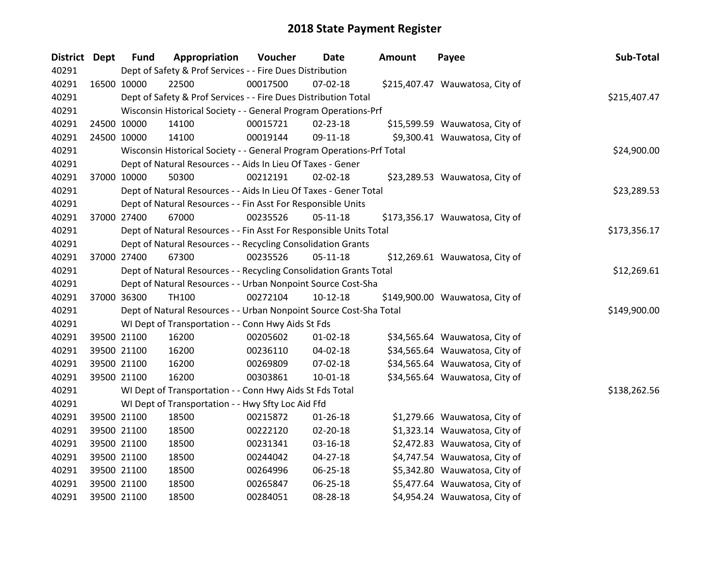# 2018 State Payment Register

| District | Dept | Fund | Appropriation | Voucher | Date | Amount | Payee | Sub-Total |
|---|---|---|---|---|---|---|---|---|
| 40291 | | Dept of Safety & Prof Services - - Fire Dues Distribution | | | | | | |
| 40291 | 16500 | 10000 | 22500 | 00017500 | 07-02-18 | $215,407.47 | Wauwatosa, City of | |
| 40291 | | Dept of Safety & Prof Services - - Fire Dues Distribution Total | | | | | | $215,407.47 |
| 40291 | | Wisconsin Historical Society - - General Program Operations-Prf | | | | | | |
| 40291 | 24500 | 10000 | 14100 | 00015721 | 02-23-18 | $15,599.59 | Wauwatosa, City of | |
| 40291 | 24500 | 10000 | 14100 | 00019144 | 09-11-18 | $9,300.41 | Wauwatosa, City of | |
| 40291 | | Wisconsin Historical Society - - General Program Operations-Prf Total | | | | | | $24,900.00 |
| 40291 | | Dept of Natural Resources - - Aids In Lieu Of Taxes - Gener | | | | | | |
| 40291 | 37000 | 10000 | 50300 | 00212191 | 02-02-18 | $23,289.53 | Wauwatosa, City of | |
| 40291 | | Dept of Natural Resources - - Aids In Lieu Of Taxes - Gener Total | | | | | | $23,289.53 |
| 40291 | | Dept of Natural Resources - - Fin Asst For Responsible Units | | | | | | |
| 40291 | 37000 | 27400 | 67000 | 00235526 | 05-11-18 | $173,356.17 | Wauwatosa, City of | |
| 40291 | | Dept of Natural Resources - - Fin Asst For Responsible Units Total | | | | | | $173,356.17 |
| 40291 | | Dept of Natural Resources - - Recycling Consolidation Grants | | | | | | |
| 40291 | 37000 | 27400 | 67300 | 00235526 | 05-11-18 | $12,269.61 | Wauwatosa, City of | |
| 40291 | | Dept of Natural Resources - - Recycling Consolidation Grants Total | | | | | | $12,269.61 |
| 40291 | | Dept of Natural Resources - - Urban Nonpoint Source Cost-Sha | | | | | | |
| 40291 | 37000 | 36300 | TH100 | 00272104 | 10-12-18 | $149,900.00 | Wauwatosa, City of | |
| 40291 | | Dept of Natural Resources - - Urban Nonpoint Source Cost-Sha Total | | | | | | $149,900.00 |
| 40291 | | WI Dept of Transportation - - Conn Hwy Aids St Fds | | | | | | |
| 40291 | 39500 | 21100 | 16200 | 00205602 | 01-02-18 | $34,565.64 | Wauwatosa, City of | |
| 40291 | 39500 | 21100 | 16200 | 00236110 | 04-02-18 | $34,565.64 | Wauwatosa, City of | |
| 40291 | 39500 | 21100 | 16200 | 00269809 | 07-02-18 | $34,565.64 | Wauwatosa, City of | |
| 40291 | 39500 | 21100 | 16200 | 00303861 | 10-01-18 | $34,565.64 | Wauwatosa, City of | |
| 40291 | | WI Dept of Transportation - - Conn Hwy Aids St Fds Total | | | | | | $138,262.56 |
| 40291 | | WI Dept of Transportation - - Hwy Sfty Loc Aid Ffd | | | | | | |
| 40291 | 39500 | 21100 | 18500 | 00215872 | 01-26-18 | $1,279.66 | Wauwatosa, City of | |
| 40291 | 39500 | 21100 | 18500 | 00222120 | 02-20-18 | $1,323.14 | Wauwatosa, City of | |
| 40291 | 39500 | 21100 | 18500 | 00231341 | 03-16-18 | $2,472.83 | Wauwatosa, City of | |
| 40291 | 39500 | 21100 | 18500 | 00244042 | 04-27-18 | $4,747.54 | Wauwatosa, City of | |
| 40291 | 39500 | 21100 | 18500 | 00264996 | 06-25-18 | $5,342.80 | Wauwatosa, City of | |
| 40291 | 39500 | 21100 | 18500 | 00265847 | 06-25-18 | $5,477.64 | Wauwatosa, City of | |
| 40291 | 39500 | 21100 | 18500 | 00284051 | 08-28-18 | $4,954.24 | Wauwatosa, City of | |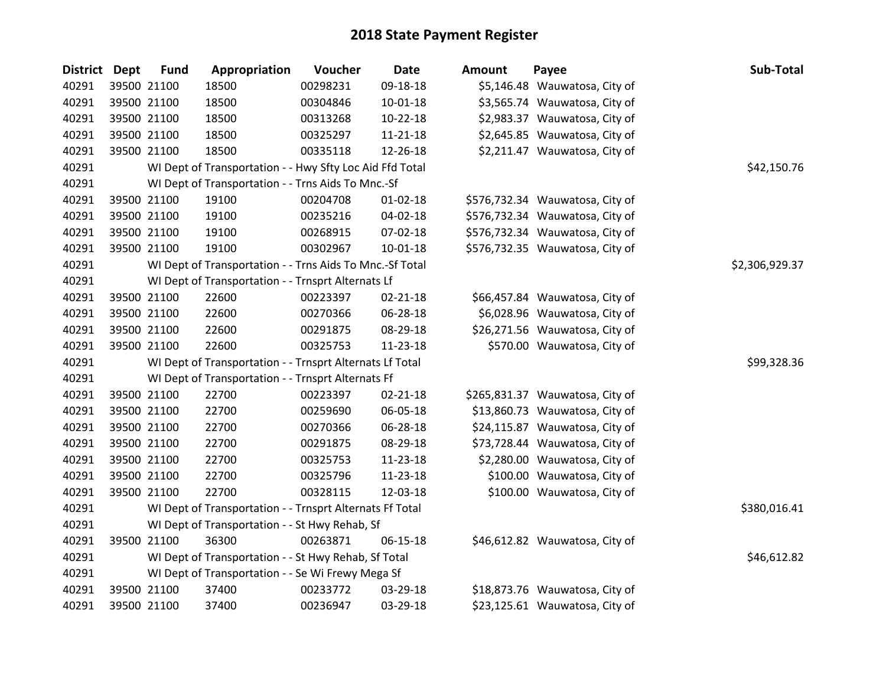# 2018 State Payment Register

| District | Dept | Fund | Appropriation | Voucher | Date | Amount | Payee | Sub-Total |
|---|---|---|---|---|---|---|---|---|
| 40291 | 39500 | 21100 | 18500 | 00298231 | 09-18-18 | $5,146.48 | Wauwatosa, City of | |
| 40291 | 39500 | 21100 | 18500 | 00304846 | 10-01-18 | $3,565.74 | Wauwatosa, City of | |
| 40291 | 39500 | 21100 | 18500 | 00313268 | 10-22-18 | $2,983.37 | Wauwatosa, City of | |
| 40291 | 39500 | 21100 | 18500 | 00325297 | 11-21-18 | $2,645.85 | Wauwatosa, City of | |
| 40291 | 39500 | 21100 | 18500 | 00335118 | 12-26-18 | $2,211.47 | Wauwatosa, City of | |
| 40291 | | WI Dept of Transportation - - Hwy Sfty Loc Aid Ffd Total | | | | | | $42,150.76 |
| 40291 | | WI Dept of Transportation - - Trns Aids To Mnc.-Sf | | | | | | |
| 40291 | 39500 | 21100 | 19100 | 00204708 | 01-02-18 | $576,732.34 | Wauwatosa, City of | |
| 40291 | 39500 | 21100 | 19100 | 00235216 | 04-02-18 | $576,732.34 | Wauwatosa, City of | |
| 40291 | 39500 | 21100 | 19100 | 00268915 | 07-02-18 | $576,732.34 | Wauwatosa, City of | |
| 40291 | 39500 | 21100 | 19100 | 00302967 | 10-01-18 | $576,732.35 | Wauwatosa, City of | |
| 40291 | | WI Dept of Transportation - - Trns Aids To Mnc.-Sf Total | | | | | | $2,306,929.37 |
| 40291 | | WI Dept of Transportation - - Trnsprt Alternats Lf | | | | | | |
| 40291 | 39500 | 21100 | 22600 | 00223397 | 02-21-18 | $66,457.84 | Wauwatosa, City of | |
| 40291 | 39500 | 21100 | 22600 | 00270366 | 06-28-18 | $6,028.96 | Wauwatosa, City of | |
| 40291 | 39500 | 21100 | 22600 | 00291875 | 08-29-18 | $26,271.56 | Wauwatosa, City of | |
| 40291 | 39500 | 21100 | 22600 | 00325753 | 11-23-18 | $570.00 | Wauwatosa, City of | |
| 40291 | | WI Dept of Transportation - - Trnsprt Alternats Lf Total | | | | | | $99,328.36 |
| 40291 | | WI Dept of Transportation - - Trnsprt Alternats Ff | | | | | | |
| 40291 | 39500 | 21100 | 22700 | 00223397 | 02-21-18 | $265,831.37 | Wauwatosa, City of | |
| 40291 | 39500 | 21100 | 22700 | 00259690 | 06-05-18 | $13,860.73 | Wauwatosa, City of | |
| 40291 | 39500 | 21100 | 22700 | 00270366 | 06-28-18 | $24,115.87 | Wauwatosa, City of | |
| 40291 | 39500 | 21100 | 22700 | 00291875 | 08-29-18 | $73,728.44 | Wauwatosa, City of | |
| 40291 | 39500 | 21100 | 22700 | 00325753 | 11-23-18 | $2,280.00 | Wauwatosa, City of | |
| 40291 | 39500 | 21100 | 22700 | 00325796 | 11-23-18 | $100.00 | Wauwatosa, City of | |
| 40291 | 39500 | 21100 | 22700 | 00328115 | 12-03-18 | $100.00 | Wauwatosa, City of | |
| 40291 | | WI Dept of Transportation - - Trnsprt Alternats Ff Total | | | | | | $380,016.41 |
| 40291 | | WI Dept of Transportation - - St Hwy Rehab, Sf | | | | | | |
| 40291 | 39500 | 21100 | 36300 | 00263871 | 06-15-18 | $46,612.82 | Wauwatosa, City of | |
| 40291 | | WI Dept of Transportation - - St Hwy Rehab, Sf Total | | | | | | $46,612.82 |
| 40291 | | WI Dept of Transportation - - Se Wi Frewy Mega Sf | | | | | | |
| 40291 | 39500 | 21100 | 37400 | 00233772 | 03-29-18 | $18,873.76 | Wauwatosa, City of | |
| 40291 | 39500 | 21100 | 37400 | 00236947 | 03-29-18 | $23,125.61 | Wauwatosa, City of | |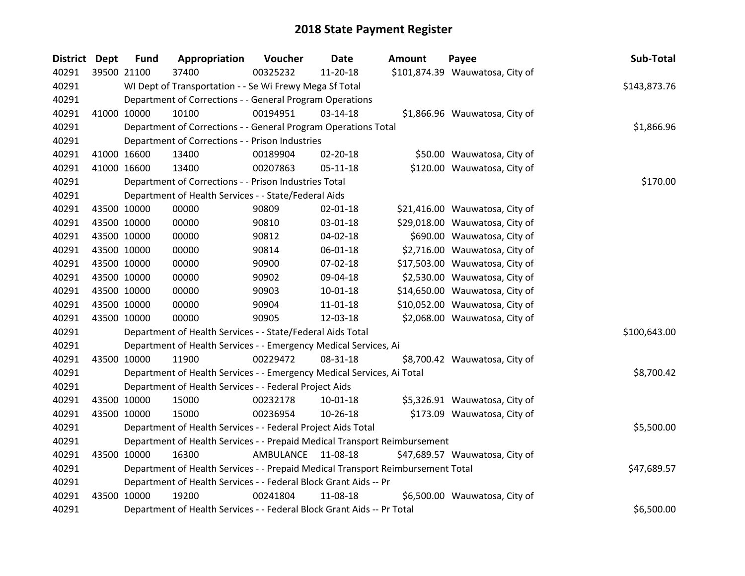# 2018 State Payment Register

| District | Dept | Fund | Appropriation | Voucher | Date | Amount | Payee | Sub-Total |
|---|---|---|---|---|---|---|---|---|
| 40291 | 39500 | 21100 | 37400 | 00325232 | 11-20-18 | $101,874.39 | Wauwatosa, City of | |
| 40291 | | WI Dept of Transportation - - Se Wi Frewy Mega Sf Total | | | | | | $143,873.76 |
| 40291 | | Department of Corrections - - General Program Operations | | | | | | |
| 40291 | 41000 | 10000 | 10100 | 00194951 | 03-14-18 | $1,866.96 | Wauwatosa, City of | |
| 40291 | | Department of Corrections - - General Program Operations Total | | | | | | $1,866.96 |
| 40291 | | Department of Corrections - - Prison Industries | | | | | | |
| 40291 | 41000 | 16600 | 13400 | 00189904 | 02-20-18 | $50.00 | Wauwatosa, City of | |
| 40291 | 41000 | 16600 | 13400 | 00207863 | 05-11-18 | $120.00 | Wauwatosa, City of | |
| 40291 | | Department of Corrections - - Prison Industries Total | | | | | | $170.00 |
| 40291 | | Department of Health Services - - State/Federal Aids | | | | | | |
| 40291 | 43500 | 10000 | 00000 | 90809 | 02-01-18 | $21,416.00 | Wauwatosa, City of | |
| 40291 | 43500 | 10000 | 00000 | 90810 | 03-01-18 | $29,018.00 | Wauwatosa, City of | |
| 40291 | 43500 | 10000 | 00000 | 90812 | 04-02-18 | $690.00 | Wauwatosa, City of | |
| 40291 | 43500 | 10000 | 00000 | 90814 | 06-01-18 | $2,716.00 | Wauwatosa, City of | |
| 40291 | 43500 | 10000 | 00000 | 90900 | 07-02-18 | $17,503.00 | Wauwatosa, City of | |
| 40291 | 43500 | 10000 | 00000 | 90902 | 09-04-18 | $2,530.00 | Wauwatosa, City of | |
| 40291 | 43500 | 10000 | 00000 | 90903 | 10-01-18 | $14,650.00 | Wauwatosa, City of | |
| 40291 | 43500 | 10000 | 00000 | 90904 | 11-01-18 | $10,052.00 | Wauwatosa, City of | |
| 40291 | 43500 | 10000 | 00000 | 90905 | 12-03-18 | $2,068.00 | Wauwatosa, City of | |
| 40291 | | Department of Health Services - - State/Federal Aids Total | | | | | | $100,643.00 |
| 40291 | | Department of Health Services - - Emergency Medical Services, Ai | | | | | | |
| 40291 | 43500 | 10000 | 11900 | 00229472 | 08-31-18 | $8,700.42 | Wauwatosa, City of | |
| 40291 | | Department of Health Services - - Emergency Medical Services, Ai Total | | | | | | $8,700.42 |
| 40291 | | Department of Health Services - - Federal Project Aids | | | | | | |
| 40291 | 43500 | 10000 | 15000 | 00232178 | 10-01-18 | $5,326.91 | Wauwatosa, City of | |
| 40291 | 43500 | 10000 | 15000 | 00236954 | 10-26-18 | $173.09 | Wauwatosa, City of | |
| 40291 | | Department of Health Services - - Federal Project Aids Total | | | | | | $5,500.00 |
| 40291 | | Department of Health Services - - Prepaid Medical Transport Reimbursement | | | | | | |
| 40291 | 43500 | 10000 | 16300 | AMBULANCE | 11-08-18 | $47,689.57 | Wauwatosa, City of | |
| 40291 | | Department of Health Services - - Prepaid Medical Transport Reimbursement Total | | | | | | $47,689.57 |
| 40291 | | Department of Health Services - - Federal Block Grant Aids -- Pr | | | | | | |
| 40291 | 43500 | 10000 | 19200 | 00241804 | 11-08-18 | $6,500.00 | Wauwatosa, City of | |
| 40291 | | Department of Health Services - - Federal Block Grant Aids -- Pr Total | | | | | | $6,500.00 |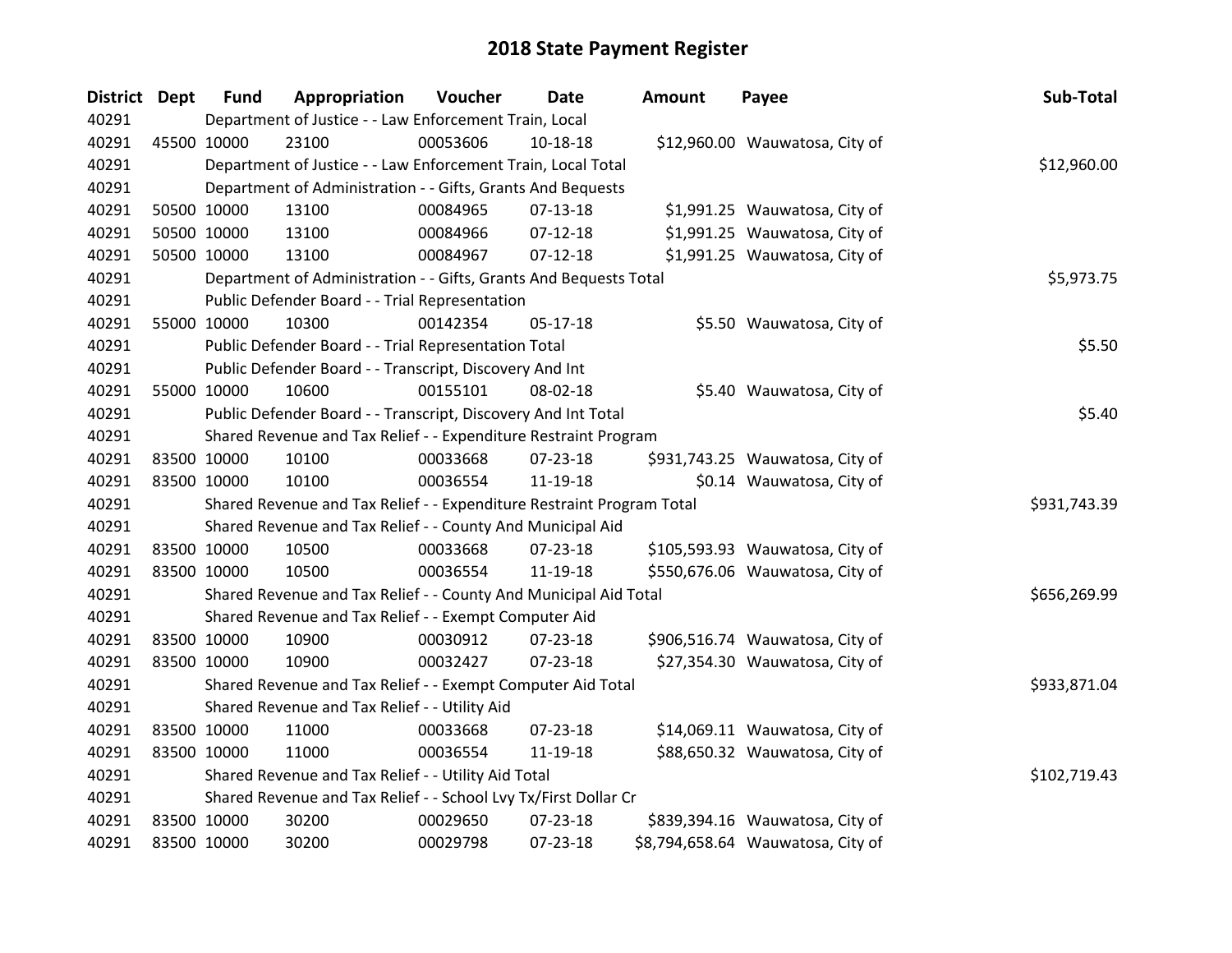# 2018 State Payment Register

| District | Dept | Fund | Appropriation | Voucher | Date | Amount | Payee | Sub-Total |
|---|---|---|---|---|---|---|---|---|
| 40291 | | Department of Justice - - Law Enforcement Train, Local | | | | | | |
| 40291 | 45500 | 10000 | 23100 | 00053606 | 10-18-18 | $12,960.00 | Wauwatosa, City of | |
| 40291 | | Department of Justice - - Law Enforcement Train, Local Total | | | | | | $12,960.00 |
| 40291 | | Department of Administration - - Gifts, Grants And Bequests | | | | | | |
| 40291 | 50500 | 10000 | 13100 | 00084965 | 07-13-18 | $1,991.25 | Wauwatosa, City of | |
| 40291 | 50500 | 10000 | 13100 | 00084966 | 07-12-18 | $1,991.25 | Wauwatosa, City of | |
| 40291 | 50500 | 10000 | 13100 | 00084967 | 07-12-18 | $1,991.25 | Wauwatosa, City of | |
| 40291 | | Department of Administration - - Gifts, Grants And Bequests Total | | | | | | $5,973.75 |
| 40291 | | Public Defender Board - - Trial Representation | | | | | | |
| 40291 | 55000 | 10000 | 10300 | 00142354 | 05-17-18 | $5.50 | Wauwatosa, City of | |
| 40291 | | Public Defender Board - - Trial Representation Total | | | | | | $5.50 |
| 40291 | | Public Defender Board - - Transcript, Discovery And Int | | | | | | |
| 40291 | 55000 | 10000 | 10600 | 00155101 | 08-02-18 | $5.40 | Wauwatosa, City of | |
| 40291 | | Public Defender Board - - Transcript, Discovery And Int Total | | | | | | $5.40 |
| 40291 | | Shared Revenue and Tax Relief - - Expenditure Restraint Program | | | | | | |
| 40291 | 83500 | 10000 | 10100 | 00033668 | 07-23-18 | $931,743.25 | Wauwatosa, City of | |
| 40291 | 83500 | 10000 | 10100 | 00036554 | 11-19-18 | $0.14 | Wauwatosa, City of | |
| 40291 | | Shared Revenue and Tax Relief - - Expenditure Restraint Program Total | | | | | | $931,743.39 |
| 40291 | | Shared Revenue and Tax Relief - - County And Municipal Aid | | | | | | |
| 40291 | 83500 | 10000 | 10500 | 00033668 | 07-23-18 | $105,593.93 | Wauwatosa, City of | |
| 40291 | 83500 | 10000 | 10500 | 00036554 | 11-19-18 | $550,676.06 | Wauwatosa, City of | |
| 40291 | | Shared Revenue and Tax Relief - - County And Municipal Aid Total | | | | | | $656,269.99 |
| 40291 | | Shared Revenue and Tax Relief - - Exempt Computer Aid | | | | | | |
| 40291 | 83500 | 10000 | 10900 | 00030912 | 07-23-18 | $906,516.74 | Wauwatosa, City of | |
| 40291 | 83500 | 10000 | 10900 | 00032427 | 07-23-18 | $27,354.30 | Wauwatosa, City of | |
| 40291 | | Shared Revenue and Tax Relief - - Exempt Computer Aid Total | | | | | | $933,871.04 |
| 40291 | | Shared Revenue and Tax Relief - - Utility Aid | | | | | | |
| 40291 | 83500 | 10000 | 11000 | 00033668 | 07-23-18 | $14,069.11 | Wauwatosa, City of | |
| 40291 | 83500 | 10000 | 11000 | 00036554 | 11-19-18 | $88,650.32 | Wauwatosa, City of | |
| 40291 | | Shared Revenue and Tax Relief - - Utility Aid Total | | | | | | $102,719.43 |
| 40291 | | Shared Revenue and Tax Relief - - School Lvy Tx/First Dollar Cr | | | | | | |
| 40291 | 83500 | 10000 | 30200 | 00029650 | 07-23-18 | $839,394.16 | Wauwatosa, City of | |
| 40291 | 83500 | 10000 | 30200 | 00029798 | 07-23-18 | $8,794,658.64 | Wauwatosa, City of | |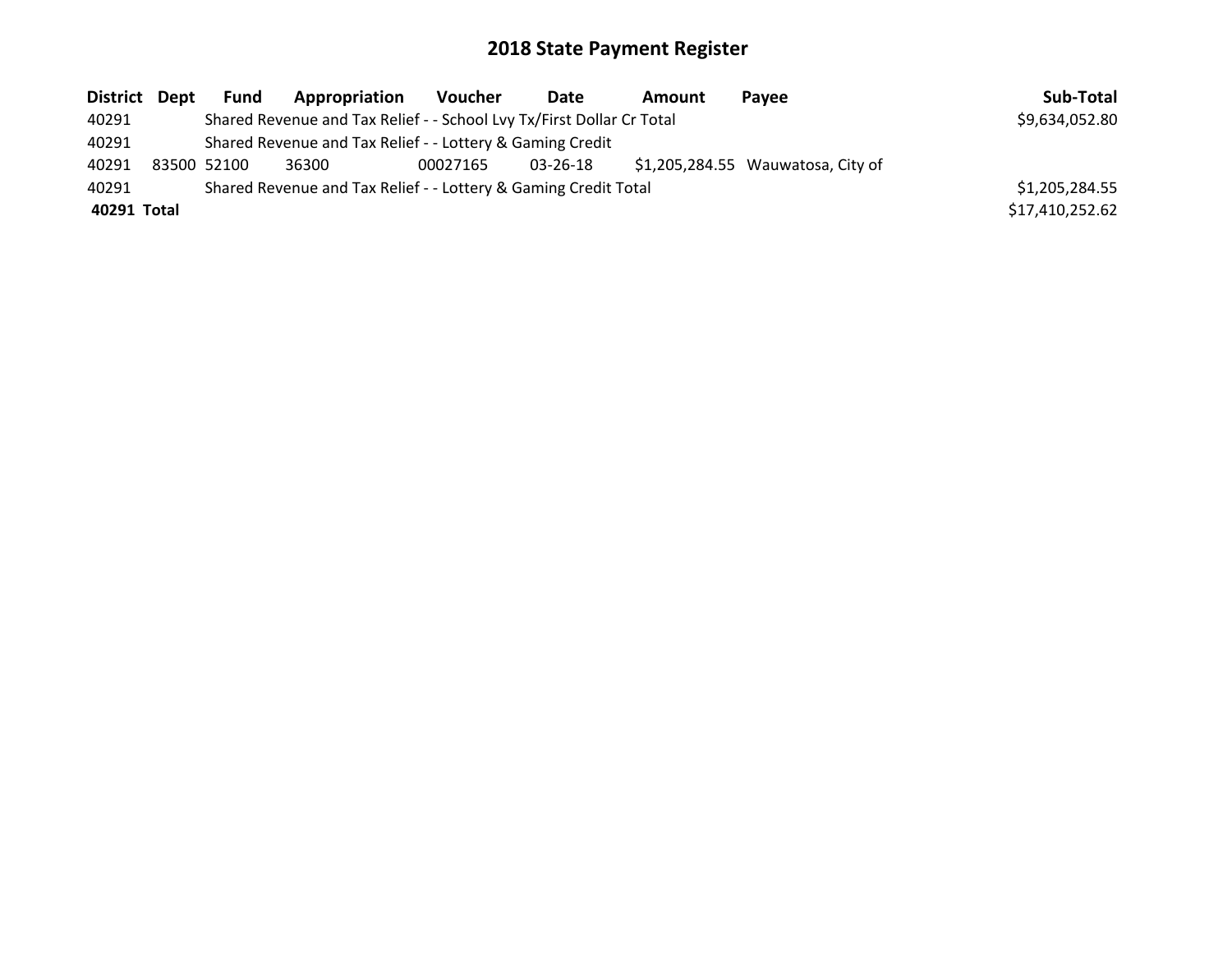# 2018 State Payment Register

| District | Dept | Fund | Appropriation | Voucher | Date | Amount | Payee | Sub-Total |
|---|---|---|---|---|---|---|---|---|
| 40291 | | Shared Revenue and Tax Relief - - School Lvy Tx/First Dollar Cr Total | | | | | | $9,634,052.80 |
| 40291 | | Shared Revenue and Tax Relief - - Lottery & Gaming Credit | | | | | | |
| 40291 | 83500 | 52100 | 36300 | 00027165 | 03-26-18 | $1,205,284.55 | Wauwatosa, City of | |
| 40291 | | Shared Revenue and Tax Relief - - Lottery & Gaming Credit Total | | | | | | $1,205,284.55 |
| **40291 Total** | | | | | | | | $17,410,252.62 |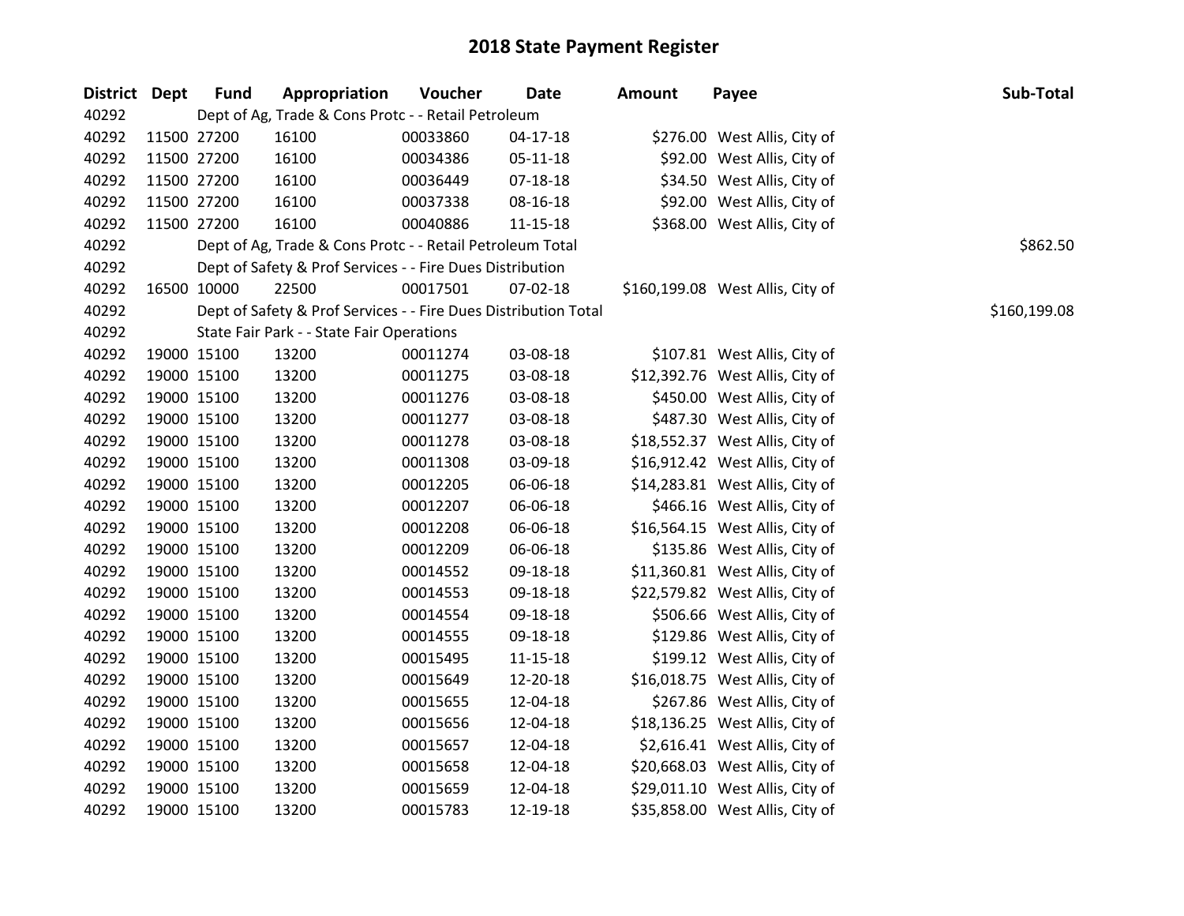# 2018 State Payment Register

| District | Dept | Fund | Appropriation | Voucher | Date | Amount | Payee | Sub-Total |
|---|---|---|---|---|---|---|---|---|
| 40292 | | Dept of Ag, Trade & Cons Protc - - Retail Petroleum | | | | | | |
| 40292 | 11500 | 27200 | 16100 | 00033860 | 04-17-18 | $276.00 | West Allis, City of | |
| 40292 | 11500 | 27200 | 16100 | 00034386 | 05-11-18 | $92.00 | West Allis, City of | |
| 40292 | 11500 | 27200 | 16100 | 00036449 | 07-18-18 | $34.50 | West Allis, City of | |
| 40292 | 11500 | 27200 | 16100 | 00037338 | 08-16-18 | $92.00 | West Allis, City of | |
| 40292 | 11500 | 27200 | 16100 | 00040886 | 11-15-18 | $368.00 | West Allis, City of | |
| 40292 | | Dept of Ag, Trade & Cons Protc - - Retail Petroleum Total | | | | | | $862.50 |
| 40292 | | Dept of Safety & Prof Services - - Fire Dues Distribution | | | | | | |
| 40292 | 16500 | 10000 | 22500 | 00017501 | 07-02-18 | $160,199.08 | West Allis, City of | |
| 40292 | | Dept of Safety & Prof Services - - Fire Dues Distribution Total | | | | | | $160,199.08 |
| 40292 | | State Fair Park - - State Fair Operations | | | | | | |
| 40292 | 19000 | 15100 | 13200 | 00011274 | 03-08-18 | $107.81 | West Allis, City of | |
| 40292 | 19000 | 15100 | 13200 | 00011275 | 03-08-18 | $12,392.76 | West Allis, City of | |
| 40292 | 19000 | 15100 | 13200 | 00011276 | 03-08-18 | $450.00 | West Allis, City of | |
| 40292 | 19000 | 15100 | 13200 | 00011277 | 03-08-18 | $487.30 | West Allis, City of | |
| 40292 | 19000 | 15100 | 13200 | 00011278 | 03-08-18 | $18,552.37 | West Allis, City of | |
| 40292 | 19000 | 15100 | 13200 | 00011308 | 03-09-18 | $16,912.42 | West Allis, City of | |
| 40292 | 19000 | 15100 | 13200 | 00012205 | 06-06-18 | $14,283.81 | West Allis, City of | |
| 40292 | 19000 | 15100 | 13200 | 00012207 | 06-06-18 | $466.16 | West Allis, City of | |
| 40292 | 19000 | 15100 | 13200 | 00012208 | 06-06-18 | $16,564.15 | West Allis, City of | |
| 40292 | 19000 | 15100 | 13200 | 00012209 | 06-06-18 | $135.86 | West Allis, City of | |
| 40292 | 19000 | 15100 | 13200 | 00014552 | 09-18-18 | $11,360.81 | West Allis, City of | |
| 40292 | 19000 | 15100 | 13200 | 00014553 | 09-18-18 | $22,579.82 | West Allis, City of | |
| 40292 | 19000 | 15100 | 13200 | 00014554 | 09-18-18 | $506.66 | West Allis, City of | |
| 40292 | 19000 | 15100 | 13200 | 00014555 | 09-18-18 | $129.86 | West Allis, City of | |
| 40292 | 19000 | 15100 | 13200 | 00015495 | 11-15-18 | $199.12 | West Allis, City of | |
| 40292 | 19000 | 15100 | 13200 | 00015649 | 12-20-18 | $16,018.75 | West Allis, City of | |
| 40292 | 19000 | 15100 | 13200 | 00015655 | 12-04-18 | $267.86 | West Allis, City of | |
| 40292 | 19000 | 15100 | 13200 | 00015656 | 12-04-18 | $18,136.25 | West Allis, City of | |
| 40292 | 19000 | 15100 | 13200 | 00015657 | 12-04-18 | $2,616.41 | West Allis, City of | |
| 40292 | 19000 | 15100 | 13200 | 00015658 | 12-04-18 | $20,668.03 | West Allis, City of | |
| 40292 | 19000 | 15100 | 13200 | 00015659 | 12-04-18 | $29,011.10 | West Allis, City of | |
| 40292 | 19000 | 15100 | 13200 | 00015783 | 12-19-18 | $35,858.00 | West Allis, City of | |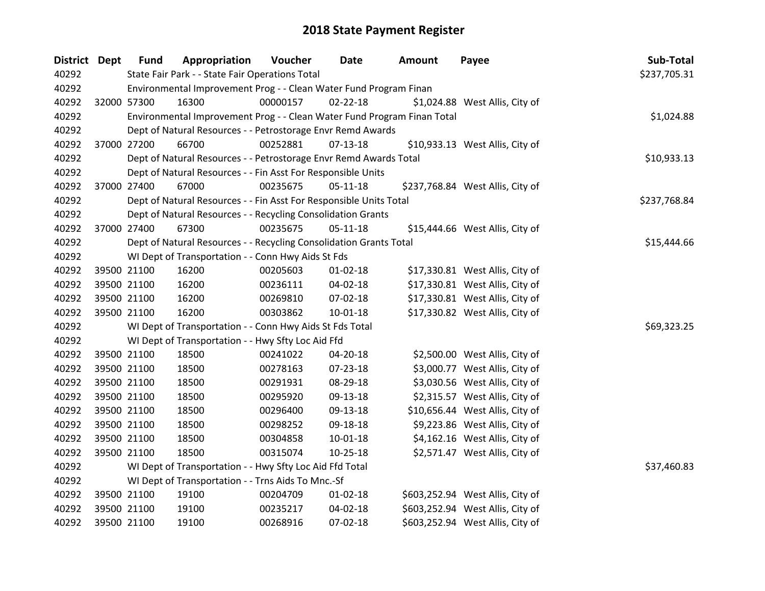# 2018 State Payment Register

| District | Dept | Fund | Appropriation | Voucher | Date | Amount | Payee | Sub-Total |
|---|---|---|---|---|---|---|---|---|
| 40292 | | State Fair Park - - State Fair Operations Total | | | | | | $237,705.31 |
| 40292 | | Environmental Improvement Prog - - Clean Water Fund Program Finan | | | | | | |
| 40292 | 32000 | 57300 | 16300 | 00000157 | 02-22-18 | $1,024.88 | West Allis, City of | |
| 40292 | | Environmental Improvement Prog - - Clean Water Fund Program Finan Total | | | | | | $1,024.88 |
| 40292 | | Dept of Natural Resources - - Petrostorage Envr Remd Awards | | | | | | |
| 40292 | 37000 | 27200 | 66700 | 00252881 | 07-13-18 | $10,933.13 | West Allis, City of | |
| 40292 | | Dept of Natural Resources - - Petrostorage Envr Remd Awards Total | | | | | | $10,933.13 |
| 40292 | | Dept of Natural Resources - - Fin Asst For Responsible Units | | | | | | |
| 40292 | 37000 | 27400 | 67000 | 00235675 | 05-11-18 | $237,768.84 | West Allis, City of | |
| 40292 | | Dept of Natural Resources - - Fin Asst For Responsible Units Total | | | | | | $237,768.84 |
| 40292 | | Dept of Natural Resources - - Recycling Consolidation Grants | | | | | | |
| 40292 | 37000 | 27400 | 67300 | 00235675 | 05-11-18 | $15,444.66 | West Allis, City of | |
| 40292 | | Dept of Natural Resources - - Recycling Consolidation Grants Total | | | | | | $15,444.66 |
| 40292 | | WI Dept of Transportation - - Conn Hwy Aids St Fds | | | | | | |
| 40292 | 39500 | 21100 | 16200 | 00205603 | 01-02-18 | $17,330.81 | West Allis, City of | |
| 40292 | 39500 | 21100 | 16200 | 00236111 | 04-02-18 | $17,330.81 | West Allis, City of | |
| 40292 | 39500 | 21100 | 16200 | 00269810 | 07-02-18 | $17,330.81 | West Allis, City of | |
| 40292 | 39500 | 21100 | 16200 | 00303862 | 10-01-18 | $17,330.82 | West Allis, City of | |
| 40292 | | WI Dept of Transportation - - Conn Hwy Aids St Fds Total | | | | | | $69,323.25 |
| 40292 | | WI Dept of Transportation - - Hwy Sfty Loc Aid Ffd | | | | | | |
| 40292 | 39500 | 21100 | 18500 | 00241022 | 04-20-18 | $2,500.00 | West Allis, City of | |
| 40292 | 39500 | 21100 | 18500 | 00278163 | 07-23-18 | $3,000.77 | West Allis, City of | |
| 40292 | 39500 | 21100 | 18500 | 00291931 | 08-29-18 | $3,030.56 | West Allis, City of | |
| 40292 | 39500 | 21100 | 18500 | 00295920 | 09-13-18 | $2,315.57 | West Allis, City of | |
| 40292 | 39500 | 21100 | 18500 | 00296400 | 09-13-18 | $10,656.44 | West Allis, City of | |
| 40292 | 39500 | 21100 | 18500 | 00298252 | 09-18-18 | $9,223.86 | West Allis, City of | |
| 40292 | 39500 | 21100 | 18500 | 00304858 | 10-01-18 | $4,162.16 | West Allis, City of | |
| 40292 | 39500 | 21100 | 18500 | 00315074 | 10-25-18 | $2,571.47 | West Allis, City of | |
| 40292 | | WI Dept of Transportation - - Hwy Sfty Loc Aid Ffd Total | | | | | | $37,460.83 |
| 40292 | | WI Dept of Transportation - - Trns Aids To Mnc.-Sf | | | | | | |
| 40292 | 39500 | 21100 | 19100 | 00204709 | 01-02-18 | $603,252.94 | West Allis, City of | |
| 40292 | 39500 | 21100 | 19100 | 00235217 | 04-02-18 | $603,252.94 | West Allis, City of | |
| 40292 | 39500 | 21100 | 19100 | 00268916 | 07-02-18 | $603,252.94 | West Allis, City of | |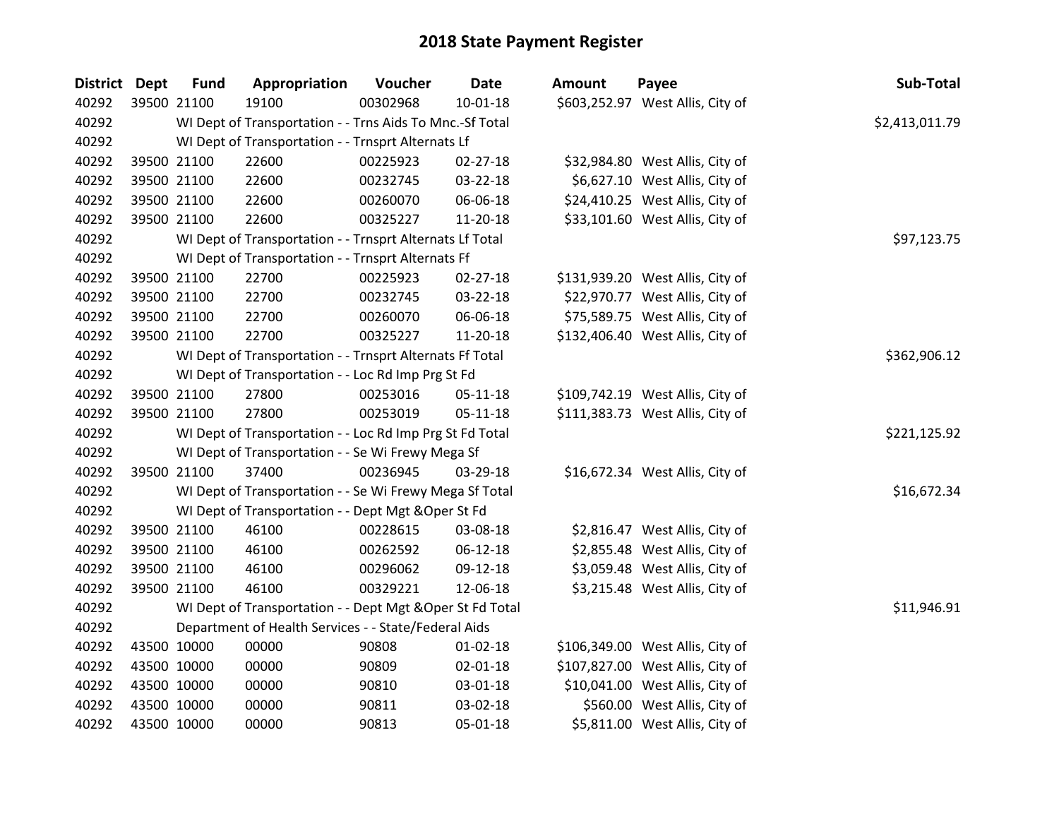# 2018 State Payment Register

| District | Dept | Fund | Appropriation | Voucher | Date | Amount | Payee | Sub-Total |
|---|---|---|---|---|---|---|---|---|
| 40292 | 39500 | 21100 | 19100 | 00302968 | 10-01-18 | $603,252.97 | West Allis, City of | |
| 40292 | | WI Dept of Transportation - - Trns Aids To Mnc.-Sf Total | | | | | | $2,413,011.79 |
| 40292 | | WI Dept of Transportation - - Trnsprt Alternats Lf | | | | | | |
| 40292 | 39500 | 21100 | 22600 | 00225923 | 02-27-18 | $32,984.80 | West Allis, City of | |
| 40292 | 39500 | 21100 | 22600 | 00232745 | 03-22-18 | $6,627.10 | West Allis, City of | |
| 40292 | 39500 | 21100 | 22600 | 00260070 | 06-06-18 | $24,410.25 | West Allis, City of | |
| 40292 | 39500 | 21100 | 22600 | 00325227 | 11-20-18 | $33,101.60 | West Allis, City of | |
| 40292 | | WI Dept of Transportation - - Trnsprt Alternats Lf Total | | | | | | $97,123.75 |
| 40292 | | WI Dept of Transportation - - Trnsprt Alternats Ff | | | | | | |
| 40292 | 39500 | 21100 | 22700 | 00225923 | 02-27-18 | $131,939.20 | West Allis, City of | |
| 40292 | 39500 | 21100 | 22700 | 00232745 | 03-22-18 | $22,970.77 | West Allis, City of | |
| 40292 | 39500 | 21100 | 22700 | 00260070 | 06-06-18 | $75,589.75 | West Allis, City of | |
| 40292 | 39500 | 21100 | 22700 | 00325227 | 11-20-18 | $132,406.40 | West Allis, City of | |
| 40292 | | WI Dept of Transportation - - Trnsprt Alternats Ff Total | | | | | | $362,906.12 |
| 40292 | | WI Dept of Transportation - - Loc Rd Imp Prg St Fd | | | | | | |
| 40292 | 39500 | 21100 | 27800 | 00253016 | 05-11-18 | $109,742.19 | West Allis, City of | |
| 40292 | 39500 | 21100 | 27800 | 00253019 | 05-11-18 | $111,383.73 | West Allis, City of | |
| 40292 | | WI Dept of Transportation - - Loc Rd Imp Prg St Fd Total | | | | | | $221,125.92 |
| 40292 | | WI Dept of Transportation - - Se Wi Frewy Mega Sf | | | | | | |
| 40292 | 39500 | 21100 | 37400 | 00236945 | 03-29-18 | $16,672.34 | West Allis, City of | |
| 40292 | | WI Dept of Transportation - - Se Wi Frewy Mega Sf Total | | | | | | $16,672.34 |
| 40292 | | WI Dept of Transportation - - Dept Mgt &Oper St Fd | | | | | | |
| 40292 | 39500 | 21100 | 46100 | 00228615 | 03-08-18 | $2,816.47 | West Allis, City of | |
| 40292 | 39500 | 21100 | 46100 | 00262592 | 06-12-18 | $2,855.48 | West Allis, City of | |
| 40292 | 39500 | 21100 | 46100 | 00296062 | 09-12-18 | $3,059.48 | West Allis, City of | |
| 40292 | 39500 | 21100 | 46100 | 00329221 | 12-06-18 | $3,215.48 | West Allis, City of | |
| 40292 | | WI Dept of Transportation - - Dept Mgt &Oper St Fd Total | | | | | | $11,946.91 |
| 40292 | | Department of Health Services - - State/Federal Aids | | | | | | |
| 40292 | 43500 | 10000 | 00000 | 90808 | 01-02-18 | $106,349.00 | West Allis, City of | |
| 40292 | 43500 | 10000 | 00000 | 90809 | 02-01-18 | $107,827.00 | West Allis, City of | |
| 40292 | 43500 | 10000 | 00000 | 90810 | 03-01-18 | $10,041.00 | West Allis, City of | |
| 40292 | 43500 | 10000 | 00000 | 90811 | 03-02-18 | $560.00 | West Allis, City of | |
| 40292 | 43500 | 10000 | 00000 | 90813 | 05-01-18 | $5,811.00 | West Allis, City of | |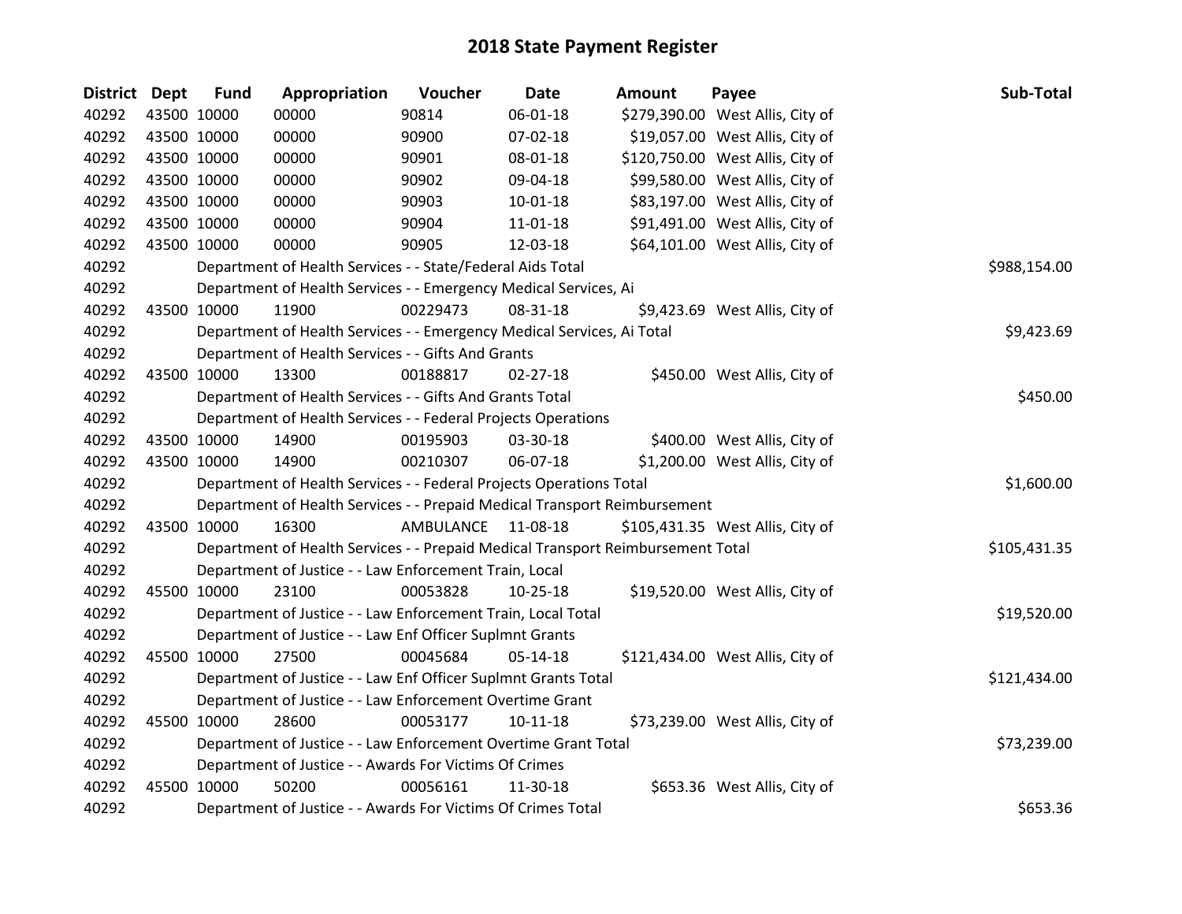# 2018 State Payment Register

| District | Dept | Fund | Appropriation | Voucher | Date | Amount | Payee | Sub-Total |
|---|---|---|---|---|---|---|---|---|
| 40292 | 43500 | 10000 | 00000 | 90814 | 06-01-18 | $279,390.00 | West Allis, City of | |
| 40292 | 43500 | 10000 | 00000 | 90900 | 07-02-18 | $19,057.00 | West Allis, City of | |
| 40292 | 43500 | 10000 | 00000 | 90901 | 08-01-18 | $120,750.00 | West Allis, City of | |
| 40292 | 43500 | 10000 | 00000 | 90902 | 09-04-18 | $99,580.00 | West Allis, City of | |
| 40292 | 43500 | 10000 | 00000 | 90903 | 10-01-18 | $83,197.00 | West Allis, City of | |
| 40292 | 43500 | 10000 | 00000 | 90904 | 11-01-18 | $91,491.00 | West Allis, City of | |
| 40292 | 43500 | 10000 | 00000 | 90905 | 12-03-18 | $64,101.00 | West Allis, City of | |
| 40292 | | | Department of Health Services - - State/Federal Aids Total | | | | | $988,154.00 |
| 40292 | | | Department of Health Services - - Emergency Medical Services, Ai | | | | | |
| 40292 | 43500 | 10000 | 11900 | 00229473 | 08-31-18 | $9,423.69 | West Allis, City of | |
| 40292 | | | Department of Health Services - - Emergency Medical Services, Ai Total | | | | | $9,423.69 |
| 40292 | | | Department of Health Services - - Gifts And Grants | | | | | |
| 40292 | 43500 | 10000 | 13300 | 00188817 | 02-27-18 | $450.00 | West Allis, City of | |
| 40292 | | | Department of Health Services - - Gifts And Grants Total | | | | | $450.00 |
| 40292 | | | Department of Health Services - - Federal Projects Operations | | | | | |
| 40292 | 43500 | 10000 | 14900 | 00195903 | 03-30-18 | $400.00 | West Allis, City of | |
| 40292 | 43500 | 10000 | 14900 | 00210307 | 06-07-18 | $1,200.00 | West Allis, City of | |
| 40292 | | | Department of Health Services - - Federal Projects Operations Total | | | | | $1,600.00 |
| 40292 | | | Department of Health Services - - Prepaid Medical Transport Reimbursement | | | | | |
| 40292 | 43500 | 10000 | 16300 | AMBULANCE | 11-08-18 | $105,431.35 | West Allis, City of | |
| 40292 | | | Department of Health Services - - Prepaid Medical Transport Reimbursement Total | | | | | $105,431.35 |
| 40292 | | | Department of Justice - - Law Enforcement Train, Local | | | | | |
| 40292 | 45500 | 10000 | 23100 | 00053828 | 10-25-18 | $19,520.00 | West Allis, City of | |
| 40292 | | | Department of Justice - - Law Enforcement Train, Local Total | | | | | $19,520.00 |
| 40292 | | | Department of Justice - - Law Enf Officer Suplmnt Grants | | | | | |
| 40292 | 45500 | 10000 | 27500 | 00045684 | 05-14-18 | $121,434.00 | West Allis, City of | |
| 40292 | | | Department of Justice - - Law Enf Officer Suplmnt Grants Total | | | | | $121,434.00 |
| 40292 | | | Department of Justice - - Law Enforcement Overtime Grant | | | | | |
| 40292 | 45500 | 10000 | 28600 | 00053177 | 10-11-18 | $73,239.00 | West Allis, City of | |
| 40292 | | | Department of Justice - - Law Enforcement Overtime Grant Total | | | | | $73,239.00 |
| 40292 | | | Department of Justice - - Awards For Victims Of Crimes | | | | | |
| 40292 | 45500 | 10000 | 50200 | 00056161 | 11-30-18 | $653.36 | West Allis, City of | |
| 40292 | | | Department of Justice - - Awards For Victims Of Crimes Total | | | | | $653.36 |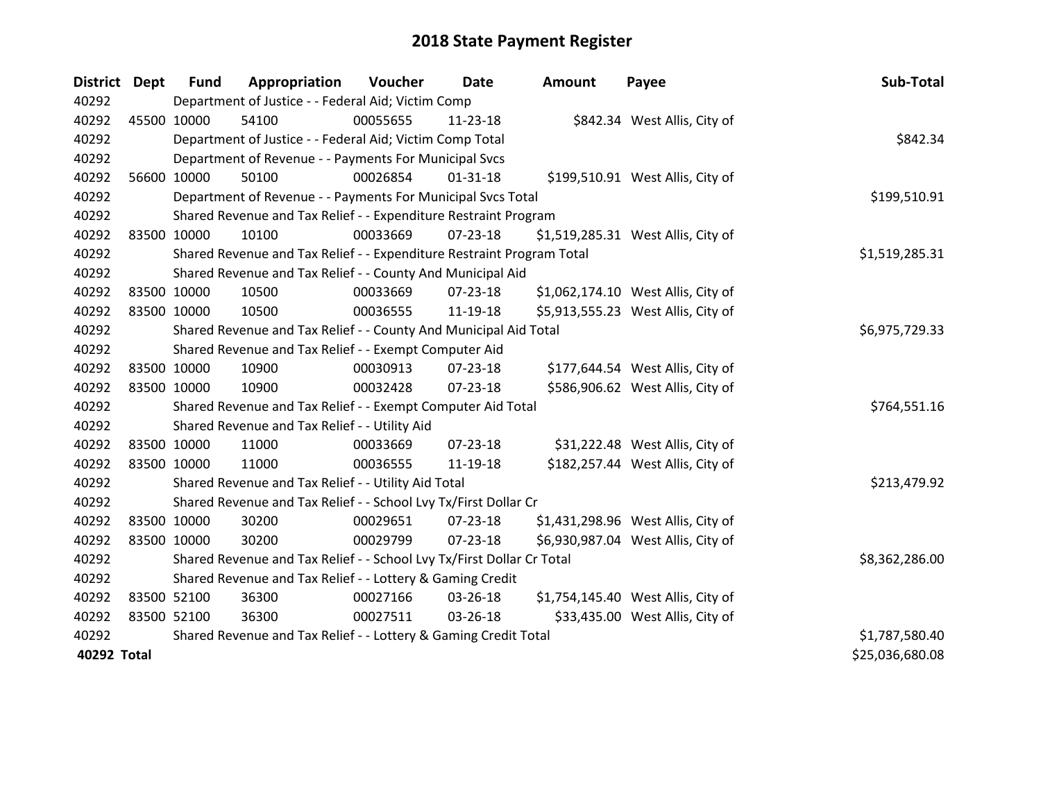# 2018 State Payment Register

| District | Dept | Fund | Appropriation | Voucher | Date | Amount | Payee | Sub-Total |
|---|---|---|---|---|---|---|---|---|
| 40292 | | Department of Justice - - Federal Aid; Victim Comp | | | | | | |
| 40292 | 45500 | 10000 | 54100 | 00055655 | 11-23-18 | $842.34 | West Allis, City of | |
| 40292 | | Department of Justice - - Federal Aid; Victim Comp Total | | | | | | $842.34 |
| 40292 | | Department of Revenue - - Payments For Municipal Svcs | | | | | | |
| 40292 | 56600 | 10000 | 50100 | 00026854 | 01-31-18 | $199,510.91 | West Allis, City of | |
| 40292 | | Department of Revenue - - Payments For Municipal Svcs Total | | | | | | $199,510.91 |
| 40292 | | Shared Revenue and Tax Relief - - Expenditure Restraint Program | | | | | | |
| 40292 | 83500 | 10000 | 10100 | 00033669 | 07-23-18 | $1,519,285.31 | West Allis, City of | |
| 40292 | | Shared Revenue and Tax Relief - - Expenditure Restraint Program Total | | | | | | $1,519,285.31 |
| 40292 | | Shared Revenue and Tax Relief - - County And Municipal Aid | | | | | | |
| 40292 | 83500 | 10000 | 10500 | 00033669 | 07-23-18 | $1,062,174.10 | West Allis, City of | |
| 40292 | 83500 | 10000 | 10500 | 00036555 | 11-19-18 | $5,913,555.23 | West Allis, City of | |
| 40292 | | Shared Revenue and Tax Relief - - County And Municipal Aid Total | | | | | | $6,975,729.33 |
| 40292 | | Shared Revenue and Tax Relief - - Exempt Computer Aid | | | | | | |
| 40292 | 83500 | 10000 | 10900 | 00030913 | 07-23-18 | $177,644.54 | West Allis, City of | |
| 40292 | 83500 | 10000 | 10900 | 00032428 | 07-23-18 | $586,906.62 | West Allis, City of | |
| 40292 | | Shared Revenue and Tax Relief - - Exempt Computer Aid Total | | | | | | $764,551.16 |
| 40292 | | Shared Revenue and Tax Relief - - Utility Aid | | | | | | |
| 40292 | 83500 | 10000 | 11000 | 00033669 | 07-23-18 | $31,222.48 | West Allis, City of | |
| 40292 | 83500 | 10000 | 11000 | 00036555 | 11-19-18 | $182,257.44 | West Allis, City of | |
| 40292 | | Shared Revenue and Tax Relief - - Utility Aid Total | | | | | | $213,479.92 |
| 40292 | | Shared Revenue and Tax Relief - - School Lvy Tx/First Dollar Cr | | | | | | |
| 40292 | 83500 | 10000 | 30200 | 00029651 | 07-23-18 | $1,431,298.96 | West Allis, City of | |
| 40292 | 83500 | 10000 | 30200 | 00029799 | 07-23-18 | $6,930,987.04 | West Allis, City of | |
| 40292 | | Shared Revenue and Tax Relief - - School Lvy Tx/First Dollar Cr Total | | | | | | $8,362,286.00 |
| 40292 | | Shared Revenue and Tax Relief - - Lottery & Gaming Credit | | | | | | |
| 40292 | 83500 | 52100 | 36300 | 00027166 | 03-26-18 | $1,754,145.40 | West Allis, City of | |
| 40292 | 83500 | 52100 | 36300 | 00027511 | 03-26-18 | $33,435.00 | West Allis, City of | |
| 40292 | | Shared Revenue and Tax Relief - - Lottery & Gaming Credit Total | | | | | | $1,787,580.40 |
| **40292 Total** | | | | | | | | $25,036,680.08 |